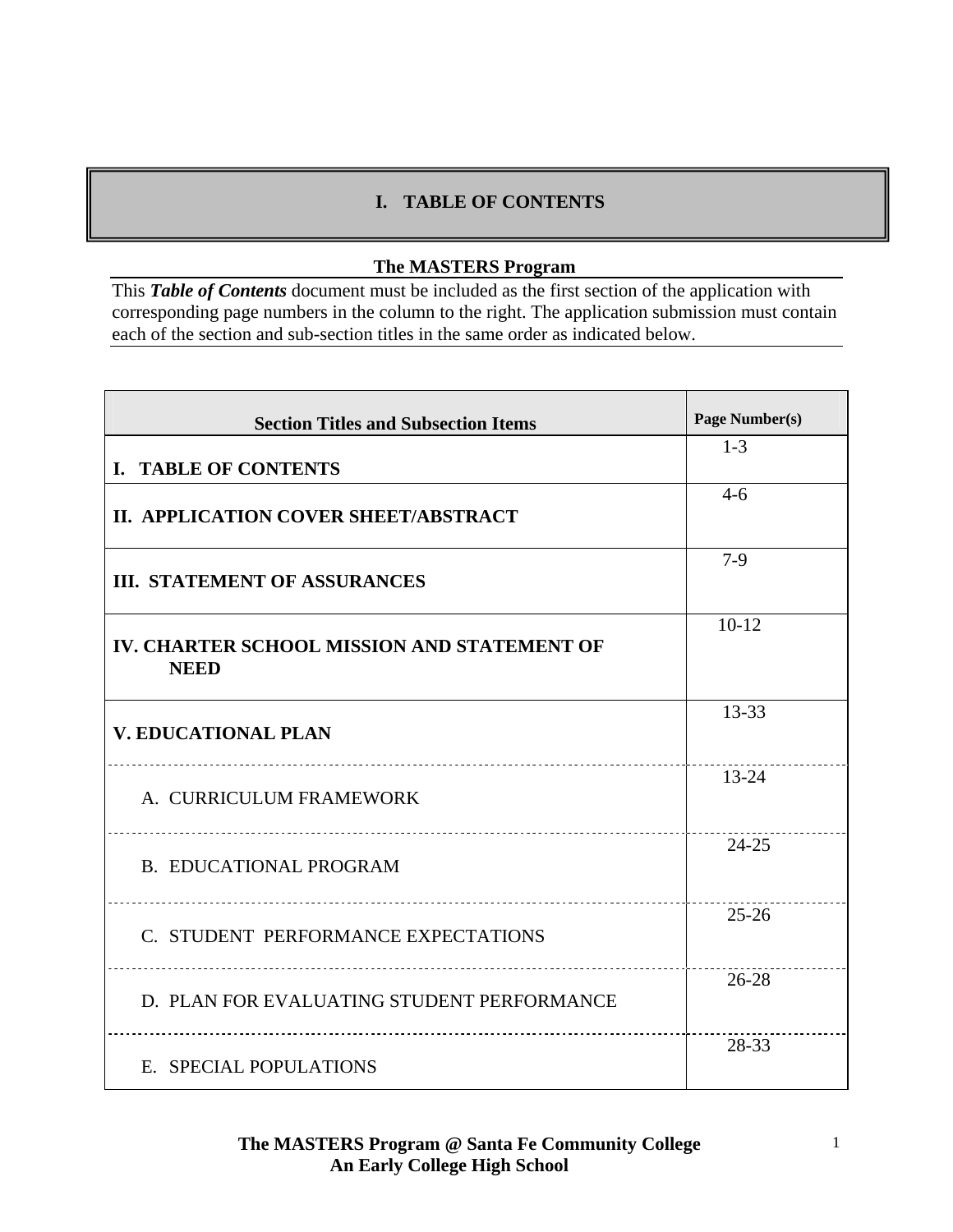# I. TABLE OF CONTENTS

**The MASTERS Program**

This ***Table of Contents*** document must be included as the first section of the application with corresponding page numbers in the column to the right. The application submission must contain each of the section and sub-section titles in the same order as indicated below.

| Section Titles and Subsection Items | Page Number(s) |
|---|---|
| **I. TABLE OF CONTENTS** | 1-3 |
| **II. APPLICATION COVER SHEET/ABSTRACT** | 4-6 |
| **III. STATEMENT OF ASSURANCES** | 7-9 |
| **IV. CHARTER SCHOOL MISSION AND STATEMENT OF NEED** | 10-12 |
| **V. EDUCATIONAL PLAN** | 13-33 |
| A. CURRICULUM FRAMEWORK | 13-24 |
| B. EDUCATIONAL PROGRAM | 24-25 |
| C. STUDENT PERFORMANCE EXPECTATIONS | 25-26 |
| D. PLAN FOR EVALUATING STUDENT PERFORMANCE | 26-28 |
| E. SPECIAL POPULATIONS | 28-33 |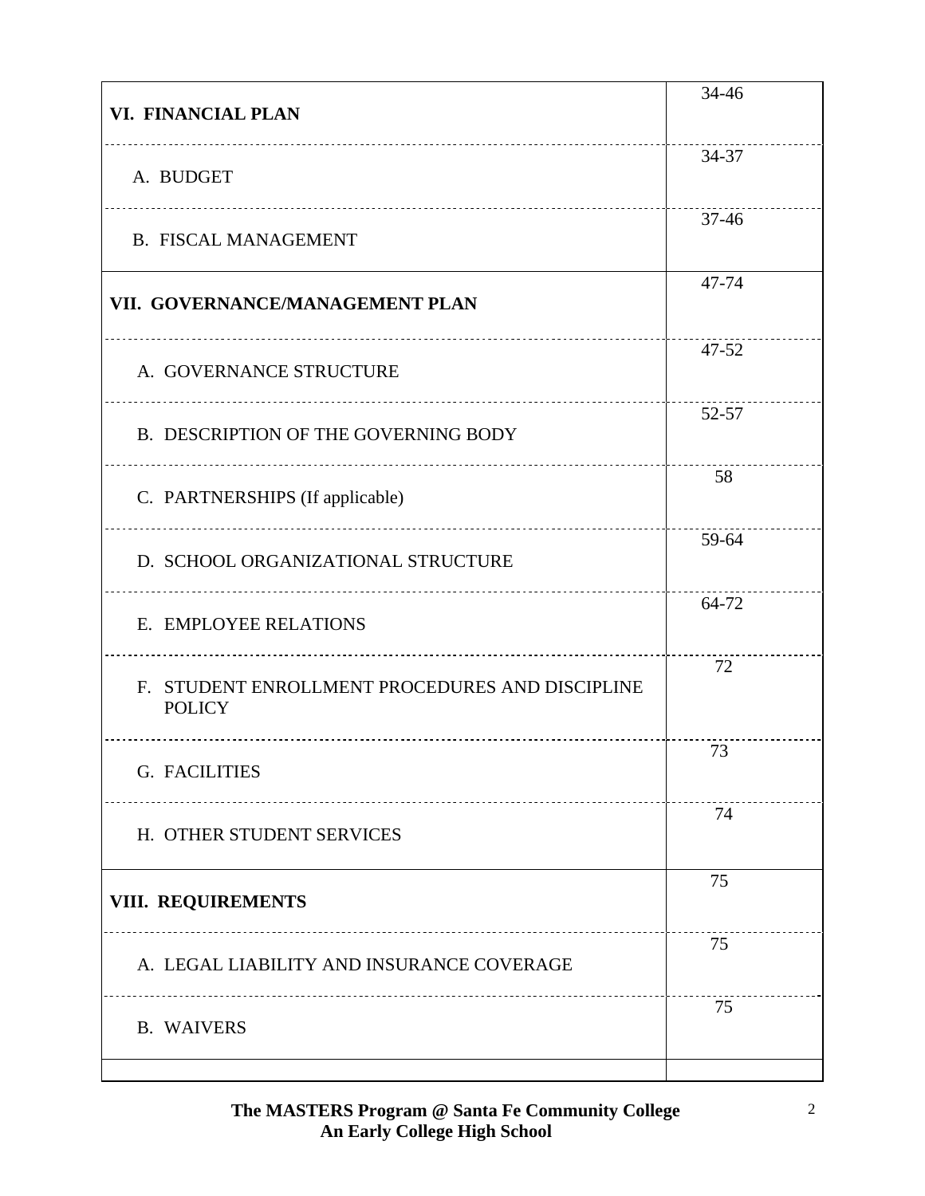| | |
|---|---|
| **VI. FINANCIAL PLAN** | 34-46 |
| A. BUDGET | 34-37 |
| B. FISCAL MANAGEMENT | 37-46 |
| **VII. GOVERNANCE/MANAGEMENT PLAN** | 47-74 |
| A. GOVERNANCE STRUCTURE | 47-52 |
| B. DESCRIPTION OF THE GOVERNING BODY | 52-57 |
| C. PARTNERSHIPS (If applicable) | 58 |
| D. SCHOOL ORGANIZATIONAL STRUCTURE | 59-64 |
| E. EMPLOYEE RELATIONS | 64-72 |
| F. STUDENT ENROLLMENT PROCEDURES AND DISCIPLINE POLICY | 72 |
| G. FACILITIES | 73 |
| H. OTHER STUDENT SERVICES | 74 |
| **VIII. REQUIREMENTS** | 75 |
| A. LEGAL LIABILITY AND INSURANCE COVERAGE | 75 |
| B. WAIVERS | 75 |
| | |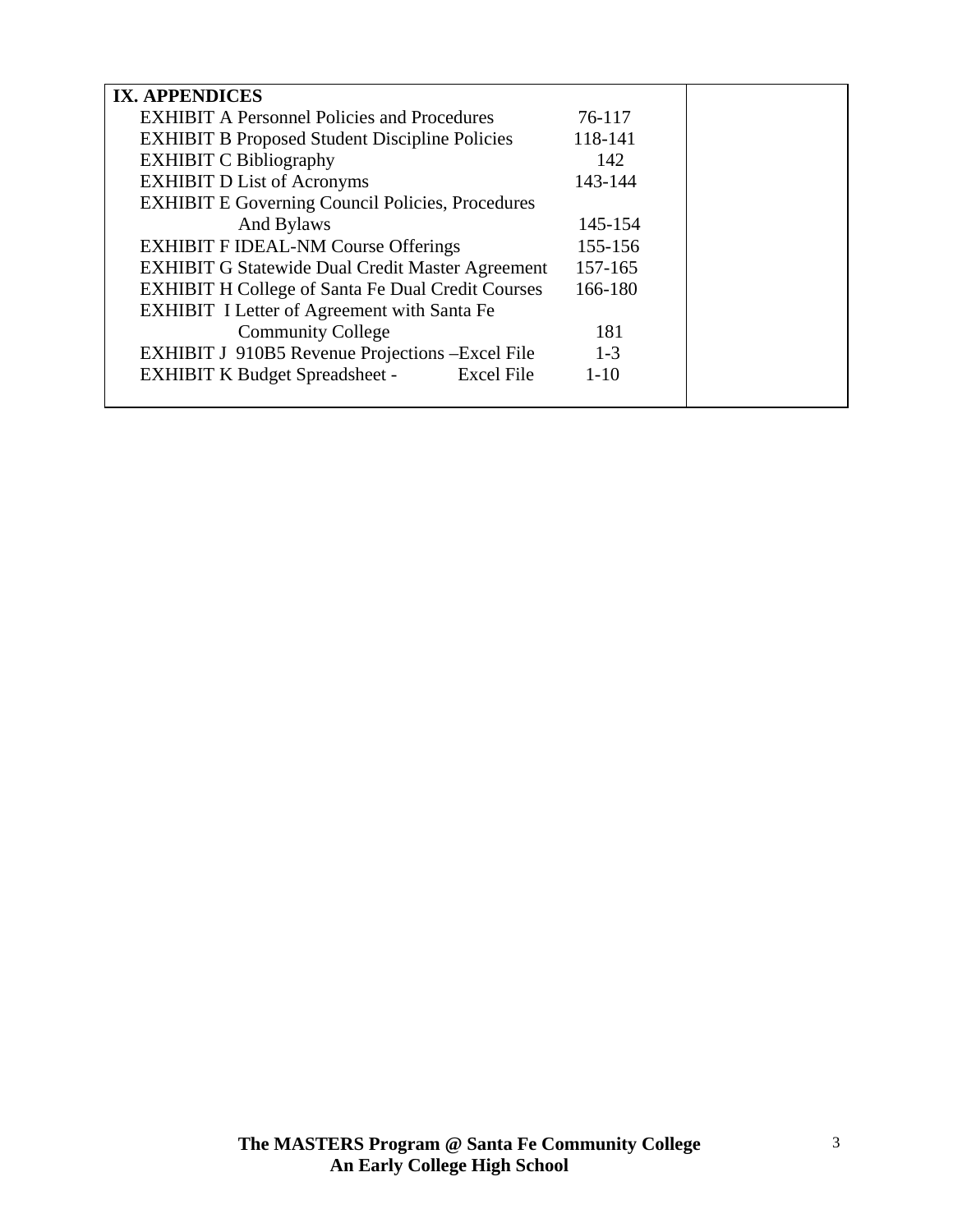| **IX. APPENDICES** | | |
| --- | --- | --- |
| EXHIBIT A Personnel Policies and Procedures | 76-117 | |
| EXHIBIT B Proposed Student Discipline Policies | 118-141 | |
| EXHIBIT C Bibliography | 142 | |
| EXHIBIT D List of Acronyms | 143-144 | |
| EXHIBIT E Governing Council Policies, Procedures And Bylaws | 145-154 | |
| EXHIBIT F IDEAL-NM Course Offerings | 155-156 | |
| EXHIBIT G Statewide Dual Credit Master Agreement | 157-165 | |
| EXHIBIT H College of Santa Fe Dual Credit Courses | 166-180 | |
| EXHIBIT I Letter of Agreement with Santa Fe Community College | 181 | |
| EXHIBIT J 910B5 Revenue Projections –Excel File | 1-3 | |
| EXHIBIT K Budget Spreadsheet - Excel File | 1-10 | |

**The MASTERS Program @ Santa Fe Community College**
**An Early College High School**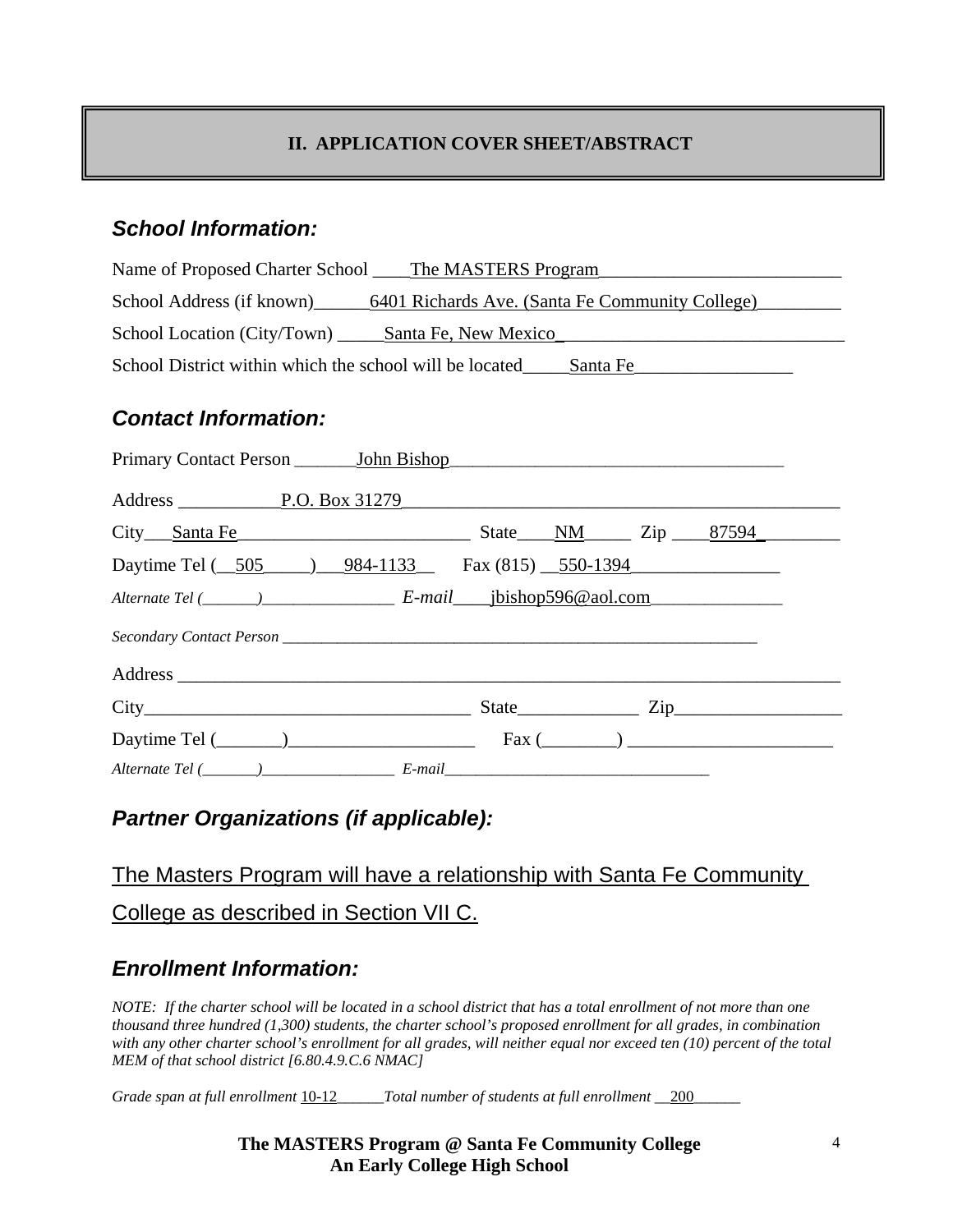## II. APPLICATION COVER SHEET/ABSTRACT

### *School Information:*

Name of Proposed Charter School ____The MASTERS Program__________________________

School Address (if known)______6401 Richards Ave. (Santa Fe Community College)_________

School Location (City/Town) _____Santa Fe, New Mexico_______________________________

School District within which the school will be located_____Santa Fe_________________

### *Contact Information:*

Primary Contact Person _______John Bishop_____________________________________

Address ___________P.O. Box 31279_________________________________________________

City___Santa Fe__________________________ State____NM_____ Zip ____87594_________

Daytime Tel (__505_____)___984-1133__ Fax (815) __550-1394________________

*Alternate Tel (_______)_______________ E-mail*____jbishop596@aol.com_______________

*Secondary Contact Person* _____________________________________________________________

Address ___________________________________________________________________________

City___________________________________ State_____________ Zip__________________

Daytime Tel (_______)____________________ Fax (________) ______________________

*Alternate Tel (_______)_________________ E-mail*__________________________________

### *Partner Organizations (if applicable):*

The Masters Program will have a relationship with Santa Fe Community College as described in Section VII C.

### *Enrollment Information:*

*NOTE: If the charter school will be located in a school district that has a total enrollment of not more than one thousand three hundred (1,300) students, the charter school's proposed enrollment for all grades, in combination with any other charter school's enrollment for all grades, will neither equal nor exceed ten (10) percent of the total MEM of that school district [6.80.4.9.C.6 NMAC]*

*Grade span at full enrollment* 10-12______*Total number of students at full enrollment* __200______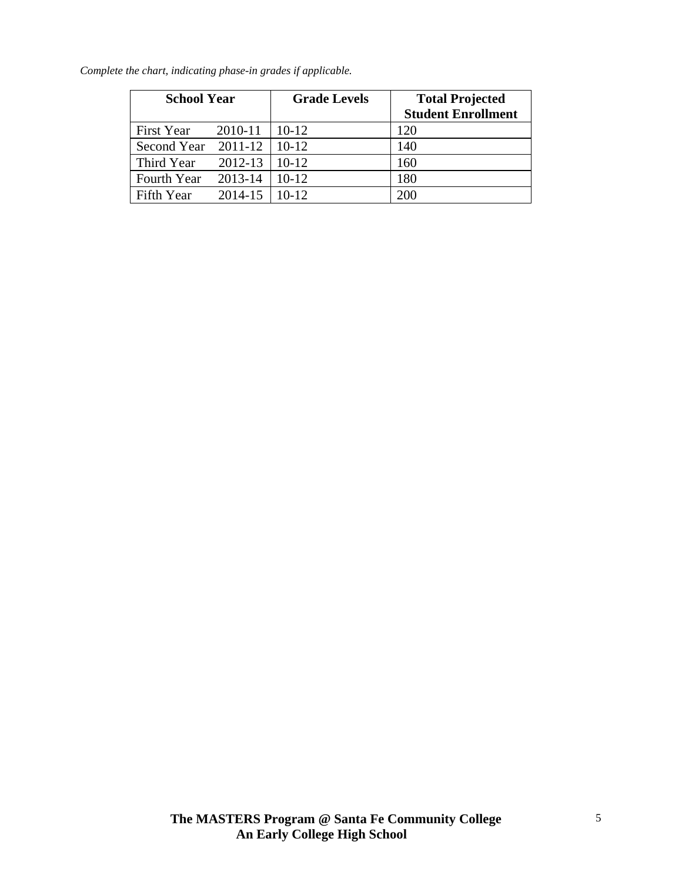*Complete the chart, indicating phase-in grades if applicable.*

| School Year | | Grade Levels | Total Projected Student Enrollment |
|---|---|---|---|
| First Year | 2010-11 | 10-12 | 120 |
| Second Year | 2011-12 | 10-12 | 140 |
| Third Year | 2012-13 | 10-12 | 160 |
| Fourth Year | 2013-14 | 10-12 | 180 |
| Fifth Year | 2014-15 | 10-12 | 200 |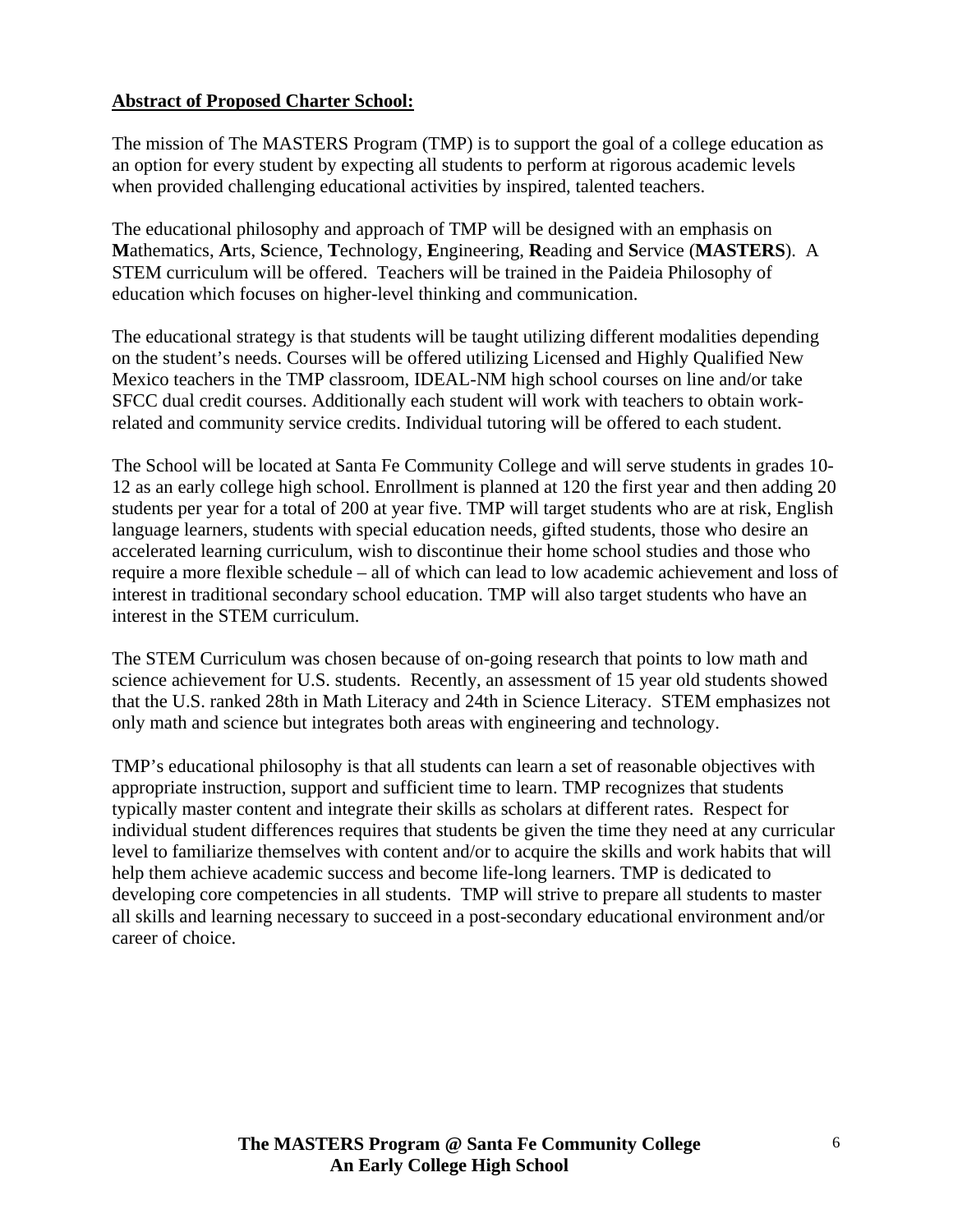**Abstract of Proposed Charter School:**

The mission of The MASTERS Program (TMP) is to support the goal of a college education as an option for every student by expecting all students to perform at rigorous academic levels when provided challenging educational activities by inspired, talented teachers.

The educational philosophy and approach of TMP will be designed with an emphasis on **M**athematics, **A**rts, **S**cience, **T**echnology, **E**ngineering, **R**eading and **S**ervice (**MASTERS**). A STEM curriculum will be offered. Teachers will be trained in the Paideia Philosophy of education which focuses on higher-level thinking and communication.

The educational strategy is that students will be taught utilizing different modalities depending on the student's needs. Courses will be offered utilizing Licensed and Highly Qualified New Mexico teachers in the TMP classroom, IDEAL-NM high school courses on line and/or take SFCC dual credit courses. Additionally each student will work with teachers to obtain work-related and community service credits. Individual tutoring will be offered to each student.

The School will be located at Santa Fe Community College and will serve students in grades 10-12 as an early college high school. Enrollment is planned at 120 the first year and then adding 20 students per year for a total of 200 at year five. TMP will target students who are at risk, English language learners, students with special education needs, gifted students, those who desire an accelerated learning curriculum, wish to discontinue their home school studies and those who require a more flexible schedule – all of which can lead to low academic achievement and loss of interest in traditional secondary school education. TMP will also target students who have an interest in the STEM curriculum.

The STEM Curriculum was chosen because of on-going research that points to low math and science achievement for U.S. students. Recently, an assessment of 15 year old students showed that the U.S. ranked 28th in Math Literacy and 24th in Science Literacy. STEM emphasizes not only math and science but integrates both areas with engineering and technology.

TMP's educational philosophy is that all students can learn a set of reasonable objectives with appropriate instruction, support and sufficient time to learn. TMP recognizes that students typically master content and integrate their skills as scholars at different rates. Respect for individual student differences requires that students be given the time they need at any curricular level to familiarize themselves with content and/or to acquire the skills and work habits that will help them achieve academic success and become life-long learners. TMP is dedicated to developing core competencies in all students. TMP will strive to prepare all students to master all skills and learning necessary to succeed in a post-secondary educational environment and/or career of choice.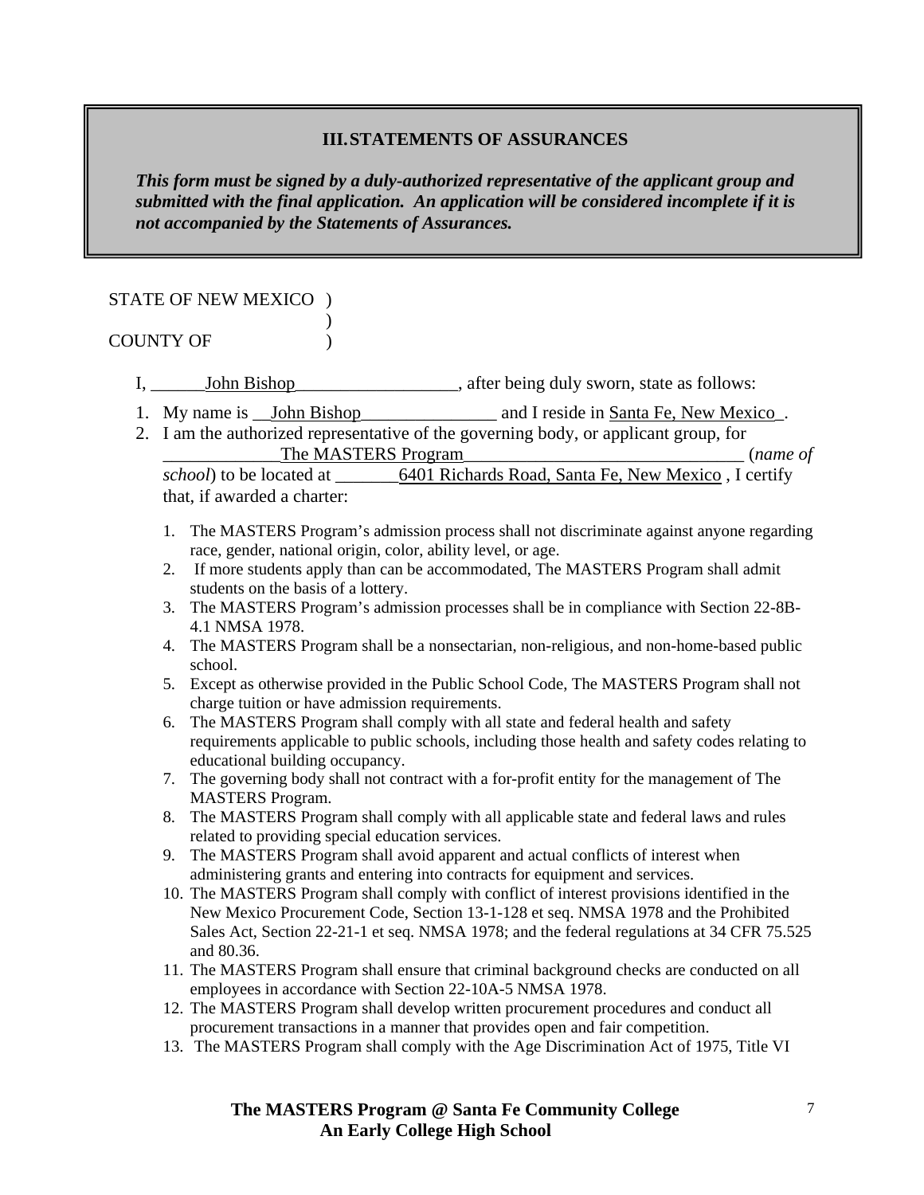### III. STATEMENTS OF ASSURANCES

***This form must be signed by a duly-authorized representative of the applicant group and submitted with the final application. An application will be considered incomplete if it is not accompanied by the Statements of Assurances.***

STATE OF NEW MEXICO )
)
COUNTY OF )

I, ______John Bishop__________________, after being duly sworn, state as follows:

1. My name is __John Bishop_______________ and I reside in Santa Fe, New Mexico_.
2. I am the authorized representative of the governing body, or applicant group, for ____________The MASTERS Program_______________________________ (*name of school*) to be located at _______6401 Richards Road, Santa Fe, New Mexico , I certify that, if awarded a charter:

   1. The MASTERS Program's admission process shall not discriminate against anyone regarding race, gender, national origin, color, ability level, or age.
   2. If more students apply than can be accommodated, The MASTERS Program shall admit students on the basis of a lottery.
   3. The MASTERS Program's admission processes shall be in compliance with Section 22-8B-4.1 NMSA 1978.
   4. The MASTERS Program shall be a nonsectarian, non-religious, and non-home-based public school.
   5. Except as otherwise provided in the Public School Code, The MASTERS Program shall not charge tuition or have admission requirements.
   6. The MASTERS Program shall comply with all state and federal health and safety requirements applicable to public schools, including those health and safety codes relating to educational building occupancy.
   7. The governing body shall not contract with a for-profit entity for the management of The MASTERS Program.
   8. The MASTERS Program shall comply with all applicable state and federal laws and rules related to providing special education services.
   9. The MASTERS Program shall avoid apparent and actual conflicts of interest when administering grants and entering into contracts for equipment and services.
   10. The MASTERS Program shall comply with conflict of interest provisions identified in the New Mexico Procurement Code, Section 13-1-128 et seq. NMSA 1978 and the Prohibited Sales Act, Section 22-21-1 et seq. NMSA 1978; and the federal regulations at 34 CFR 75.525 and 80.36.
   11. The MASTERS Program shall ensure that criminal background checks are conducted on all employees in accordance with Section 22-10A-5 NMSA 1978.
   12. The MASTERS Program shall develop written procurement procedures and conduct all procurement transactions in a manner that provides open and fair competition.
   13. The MASTERS Program shall comply with the Age Discrimination Act of 1975, Title VI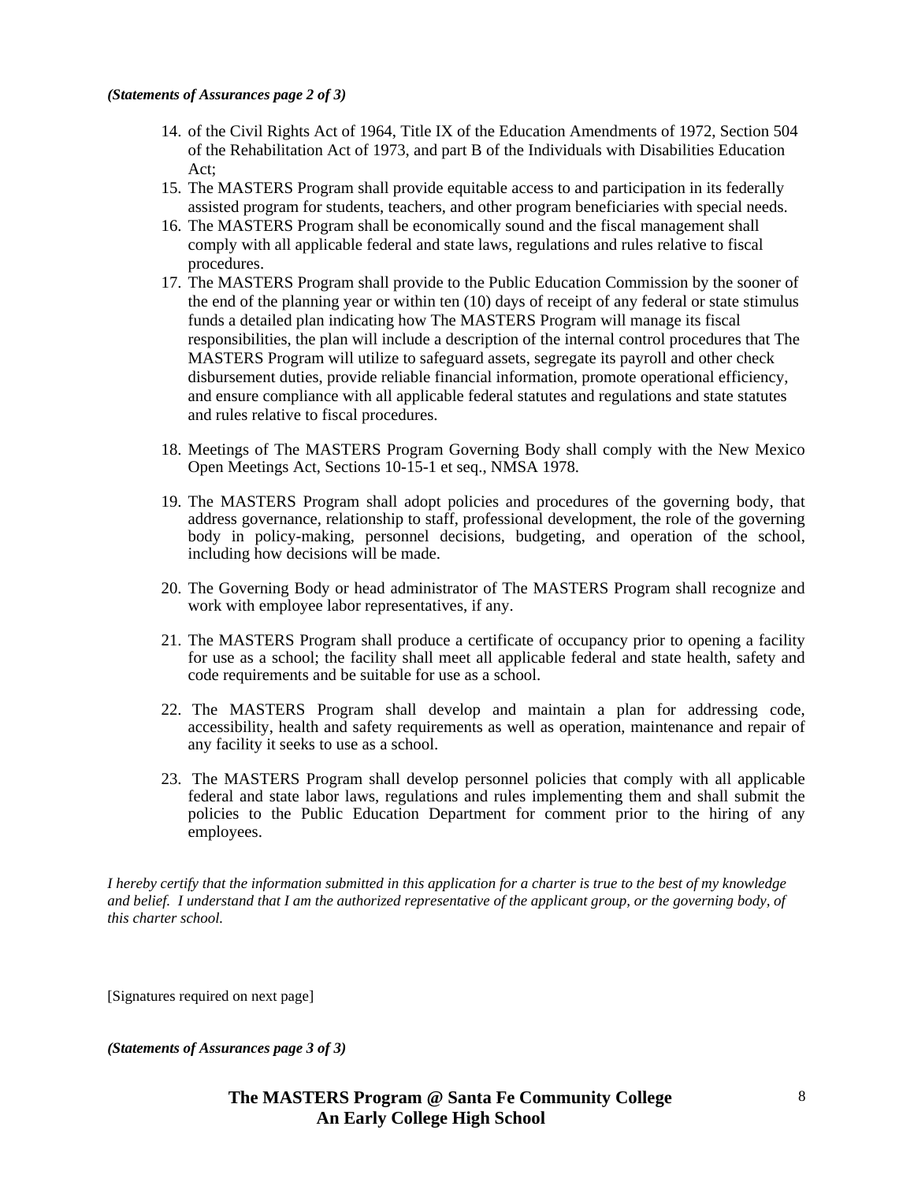*(Statements of Assurances page 2 of 3)*

14. of the Civil Rights Act of 1964, Title IX of the Education Amendments of 1972, Section 504 of the Rehabilitation Act of 1973, and part B of the Individuals with Disabilities Education Act;
15. The MASTERS Program shall provide equitable access to and participation in its federally assisted program for students, teachers, and other program beneficiaries with special needs.
16. The MASTERS Program shall be economically sound and the fiscal management shall comply with all applicable federal and state laws, regulations and rules relative to fiscal procedures.
17. The MASTERS Program shall provide to the Public Education Commission by the sooner of the end of the planning year or within ten (10) days of receipt of any federal or state stimulus funds a detailed plan indicating how The MASTERS Program will manage its fiscal responsibilities, the plan will include a description of the internal control procedures that The MASTERS Program will utilize to safeguard assets, segregate its payroll and other check disbursement duties, provide reliable financial information, promote operational efficiency, and ensure compliance with all applicable federal statutes and regulations and state statutes and rules relative to fiscal procedures.

18. Meetings of The MASTERS Program Governing Body shall comply with the New Mexico Open Meetings Act, Sections 10-15-1 et seq., NMSA 1978.

19. The MASTERS Program shall adopt policies and procedures of the governing body, that address governance, relationship to staff, professional development, the role of the governing body in policy-making, personnel decisions, budgeting, and operation of the school, including how decisions will be made.

20. The Governing Body or head administrator of The MASTERS Program shall recognize and work with employee labor representatives, if any.

21. The MASTERS Program shall produce a certificate of occupancy prior to opening a facility for use as a school; the facility shall meet all applicable federal and state health, safety and code requirements and be suitable for use as a school.

22. The MASTERS Program shall develop and maintain a plan for addressing code, accessibility, health and safety requirements as well as operation, maintenance and repair of any facility it seeks to use as a school.

23. The MASTERS Program shall develop personnel policies that comply with all applicable federal and state labor laws, regulations and rules implementing them and shall submit the policies to the Public Education Department for comment prior to the hiring of any employees.

*I hereby certify that the information submitted in this application for a charter is true to the best of my knowledge and belief. I understand that I am the authorized representative of the applicant group, or the governing body, of this charter school.*

[Signatures required on next page]

*(Statements of Assurances page 3 of 3)*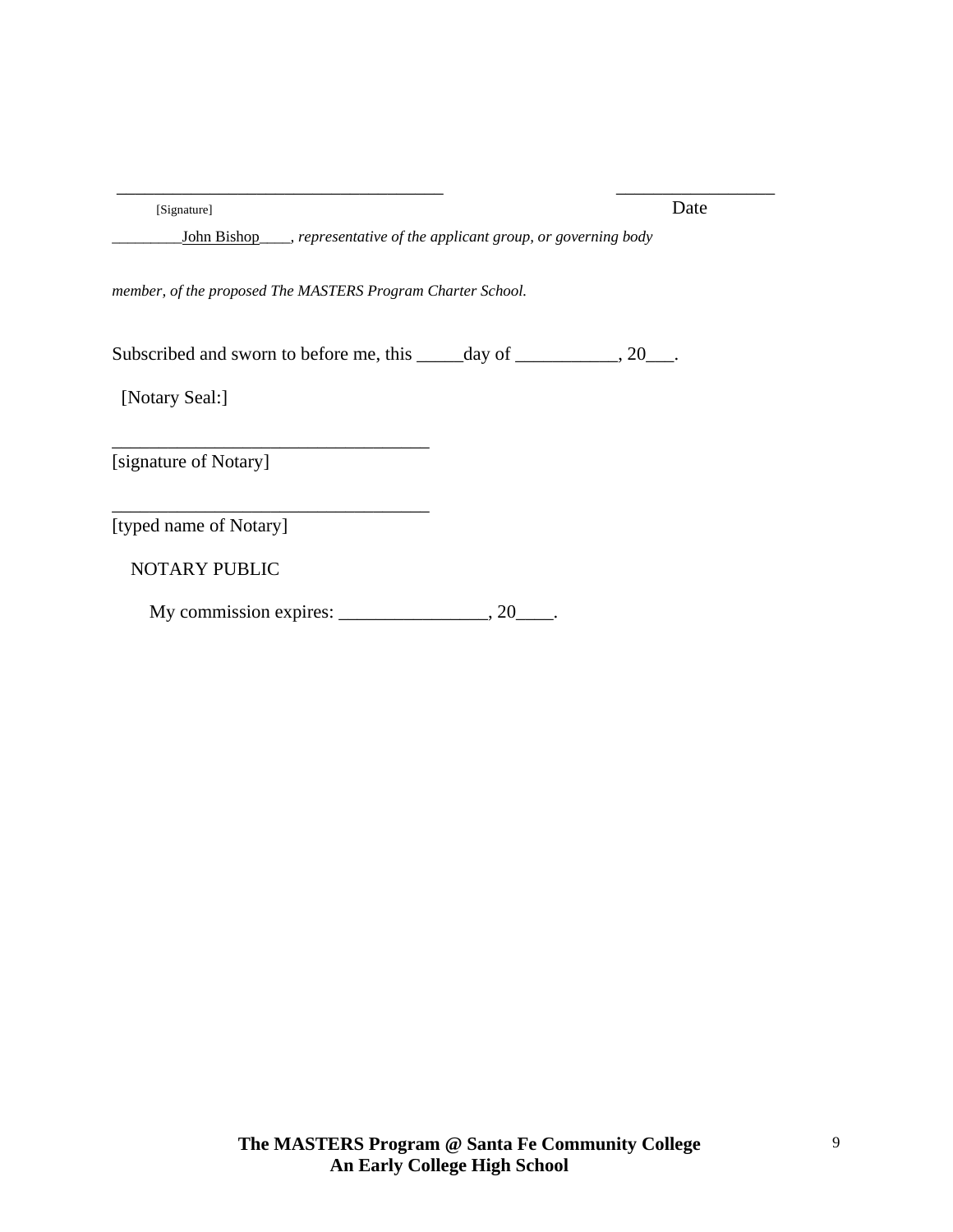___________________________________ _________________

[Signature] Date

_________John Bishop____, *representative of the applicant group, or governing body*

*member, of the proposed The MASTERS Program Charter School.*

Subscribed and sworn to before me, this _____day of ___________, 20___.

[Notary Seal:]

___________________________________

[signature of Notary]

___________________________________

[typed name of Notary]

NOTARY PUBLIC

My commission expires: ________________, 20____.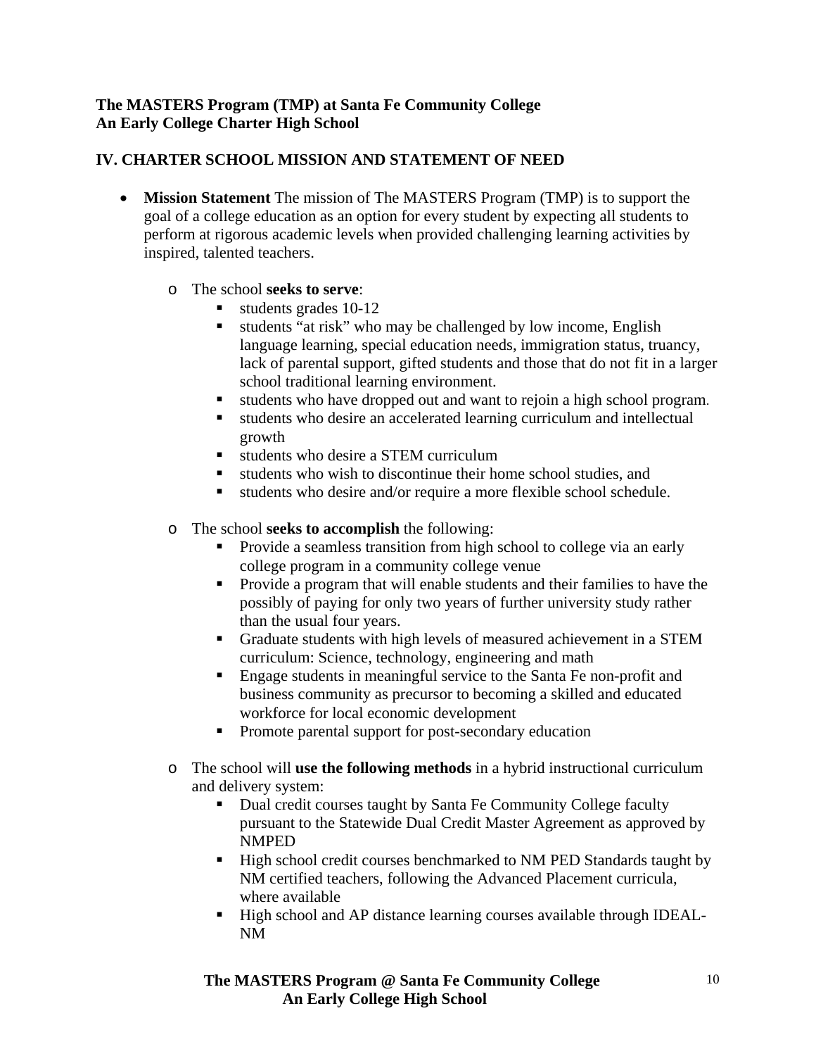**The MASTERS Program (TMP) at Santa Fe Community College**
**An Early College Charter High School**

## IV. CHARTER SCHOOL MISSION AND STATEMENT OF NEED

- **Mission Statement** The mission of The MASTERS Program (TMP) is to support the goal of a college education as an option for every student by expecting all students to perform at rigorous academic levels when provided challenging learning activities by inspired, talented teachers.

  - The school **seeks to serve**:
    - students grades 10-12
    - students "at risk" who may be challenged by low income, English language learning, special education needs, immigration status, truancy, lack of parental support, gifted students and those that do not fit in a larger school traditional learning environment.
    - students who have dropped out and want to rejoin a high school program.
    - students who desire an accelerated learning curriculum and intellectual growth
    - students who desire a STEM curriculum
    - students who wish to discontinue their home school studies, and
    - students who desire and/or require a more flexible school schedule.

  - The school **seeks to accomplish** the following:
    - Provide a seamless transition from high school to college via an early college program in a community college venue
    - Provide a program that will enable students and their families to have the possibly of paying for only two years of further university study rather than the usual four years.
    - Graduate students with high levels of measured achievement in a STEM curriculum: Science, technology, engineering and math
    - Engage students in meaningful service to the Santa Fe non-profit and business community as precursor to becoming a skilled and educated workforce for local economic development
    - Promote parental support for post-secondary education

  - The school will **use the following methods** in a hybrid instructional curriculum and delivery system:
    - Dual credit courses taught by Santa Fe Community College faculty pursuant to the Statewide Dual Credit Master Agreement as approved by NMPED
    - High school credit courses benchmarked to NM PED Standards taught by NM certified teachers, following the Advanced Placement curricula, where available
    - High school and AP distance learning courses available through IDEAL-NM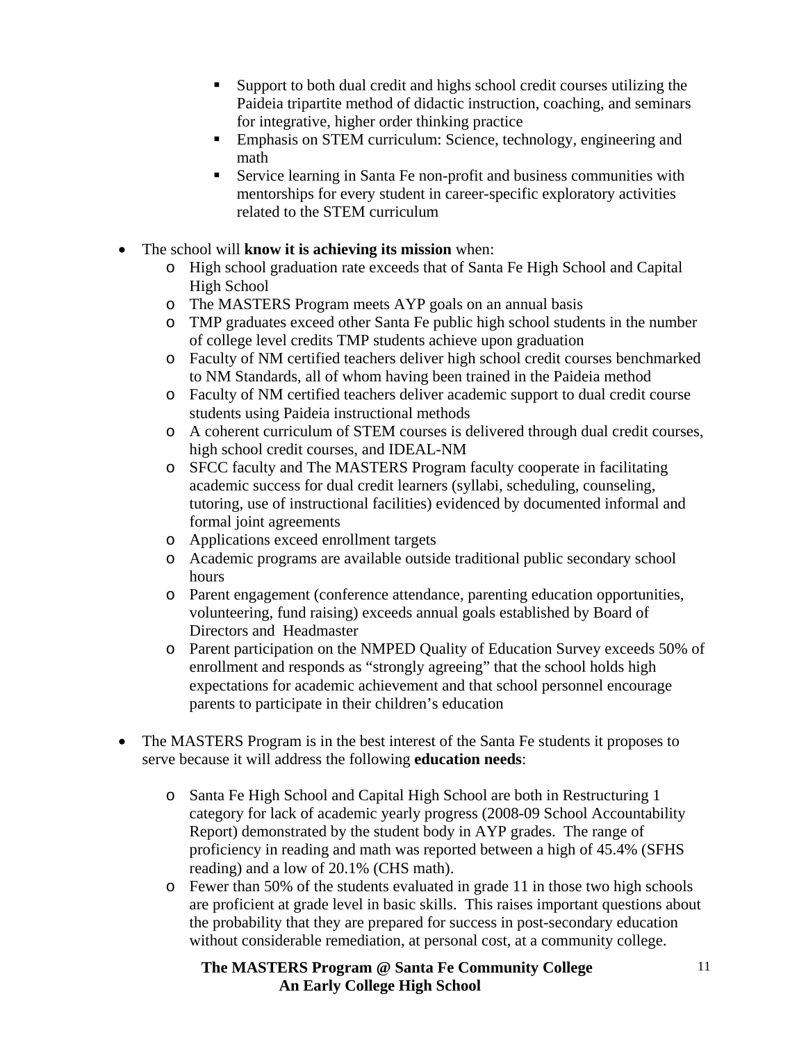- Support to both dual credit and highs school credit courses utilizing the Paideia tripartite method of didactic instruction, coaching, and seminars for integrative, higher order thinking practice
- Emphasis on STEM curriculum: Science, technology, engineering and math
- Service learning in Santa Fe non-profit and business communities with mentorships for every student in career-specific exploratory activities related to the STEM curriculum

- The school will **know it is achieving its mission** when:
  - High school graduation rate exceeds that of Santa Fe High School and Capital High School
  - The MASTERS Program meets AYP goals on an annual basis
  - TMP graduates exceed other Santa Fe public high school students in the number of college level credits TMP students achieve upon graduation
  - Faculty of NM certified teachers deliver high school credit courses benchmarked to NM Standards, all of whom having been trained in the Paideia method
  - Faculty of NM certified teachers deliver academic support to dual credit course students using Paideia instructional methods
  - A coherent curriculum of STEM courses is delivered through dual credit courses, high school credit courses, and IDEAL-NM
  - SFCC faculty and The MASTERS Program faculty cooperate in facilitating academic success for dual credit learners (syllabi, scheduling, counseling, tutoring, use of instructional facilities) evidenced by documented informal and formal joint agreements
  - Applications exceed enrollment targets
  - Academic programs are available outside traditional public secondary school hours
  - Parent engagement (conference attendance, parenting education opportunities, volunteering, fund raising) exceeds annual goals established by Board of Directors and Headmaster
  - Parent participation on the NMPED Quality of Education Survey exceeds 50% of enrollment and responds as "strongly agreeing" that the school holds high expectations for academic achievement and that school personnel encourage parents to participate in their children's education

- The MASTERS Program is in the best interest of the Santa Fe students it proposes to serve because it will address the following **education needs**:
  - Santa Fe High School and Capital High School are both in Restructuring 1 category for lack of academic yearly progress (2008-09 School Accountability Report) demonstrated by the student body in AYP grades. The range of proficiency in reading and math was reported between a high of 45.4% (SFHS reading) and a low of 20.1% (CHS math).
  - Fewer than 50% of the students evaluated in grade 11 in those two high schools are proficient at grade level in basic skills. This raises important questions about the probability that they are prepared for success in post-secondary education without considerable remediation, at personal cost, at a community college.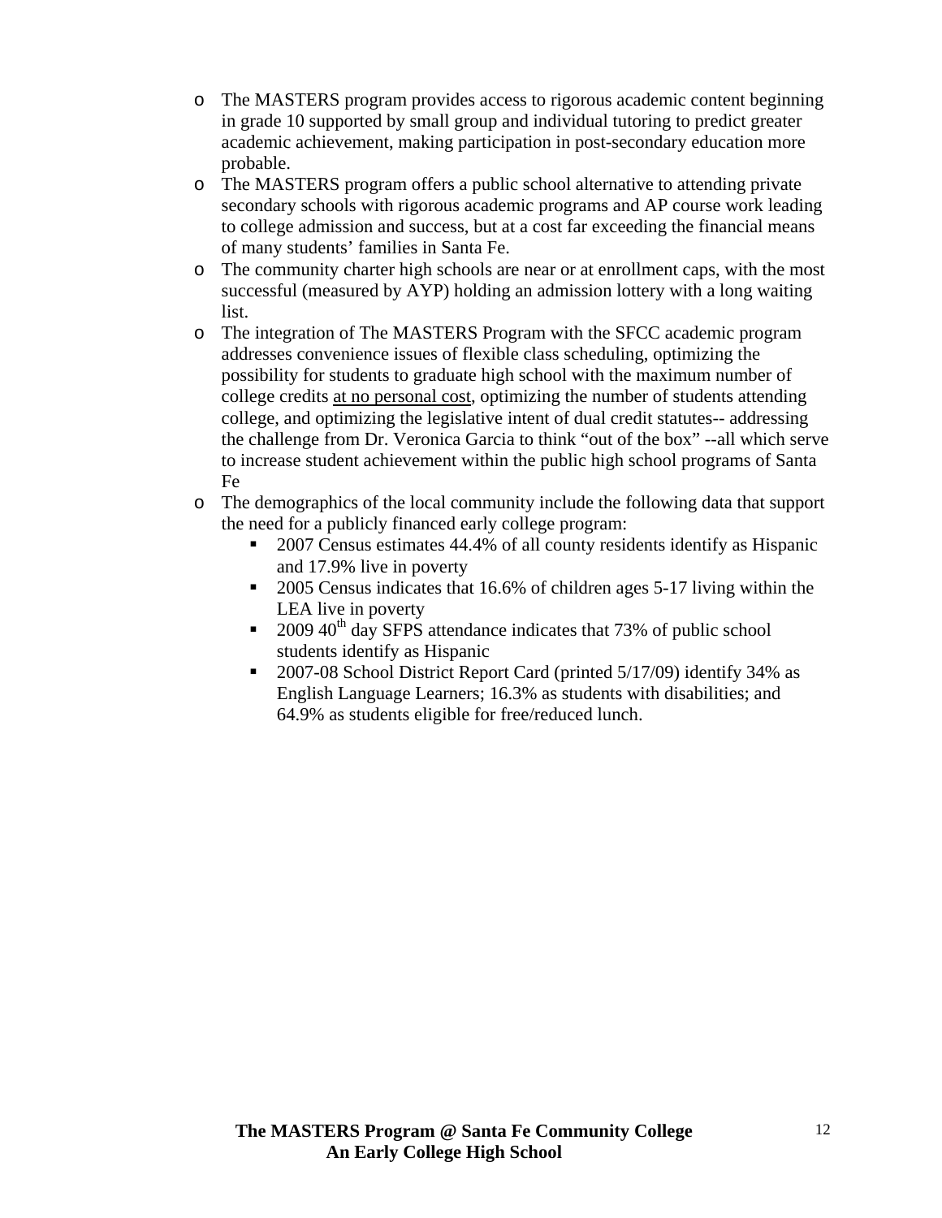- The MASTERS program provides access to rigorous academic content beginning in grade 10 supported by small group and individual tutoring to predict greater academic achievement, making participation in post-secondary education more probable.
- The MASTERS program offers a public school alternative to attending private secondary schools with rigorous academic programs and AP course work leading to college admission and success, but at a cost far exceeding the financial means of many students' families in Santa Fe.
- The community charter high schools are near or at enrollment caps, with the most successful (measured by AYP) holding an admission lottery with a long waiting list.
- The integration of The MASTERS Program with the SFCC academic program addresses convenience issues of flexible class scheduling, optimizing the possibility for students to graduate high school with the maximum number of college credits <u>at no personal cost</u>, optimizing the number of students attending college, and optimizing the legislative intent of dual credit statutes-- addressing the challenge from Dr. Veronica Garcia to think "out of the box" --all which serve to increase student achievement within the public high school programs of Santa Fe
- The demographics of the local community include the following data that support the need for a publicly financed early college program:
  - 2007 Census estimates 44.4% of all county residents identify as Hispanic and 17.9% live in poverty
  - 2005 Census indicates that 16.6% of children ages 5-17 living within the LEA live in poverty
  - 2009 40th day SFPS attendance indicates that 73% of public school students identify as Hispanic
  - 2007-08 School District Report Card (printed 5/17/09) identify 34% as English Language Learners; 16.3% as students with disabilities; and 64.9% as students eligible for free/reduced lunch.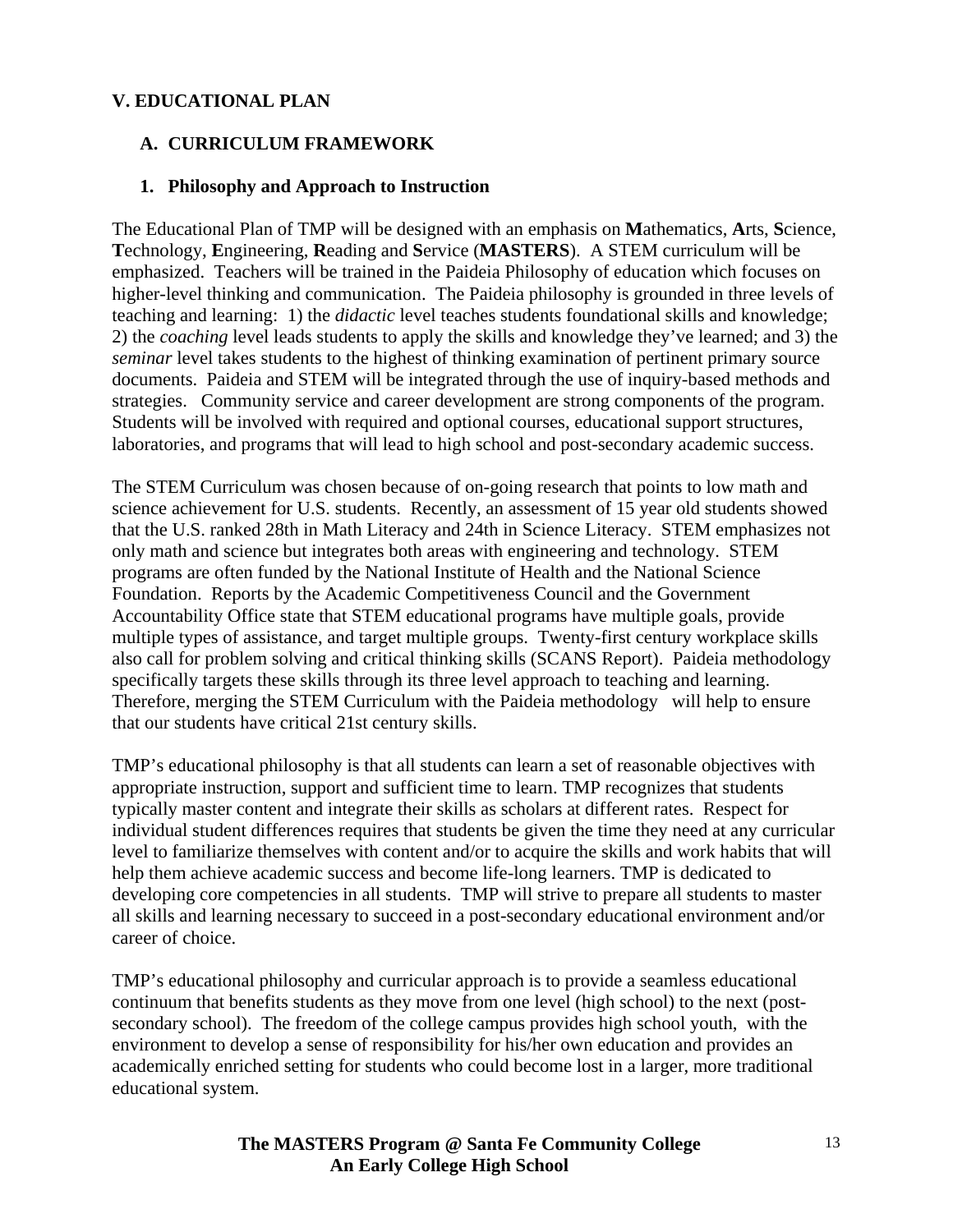## V. EDUCATIONAL PLAN

### A. CURRICULUM FRAMEWORK

#### 1. Philosophy and Approach to Instruction

The Educational Plan of TMP will be designed with an emphasis on **M**athematics, **A**rts, **S**cience, **T**echnology, **E**ngineering, **R**eading and **S**ervice (**MASTERS**). A STEM curriculum will be emphasized. Teachers will be trained in the Paideia Philosophy of education which focuses on higher-level thinking and communication. The Paideia philosophy is grounded in three levels of teaching and learning: 1) the *didactic* level teaches students foundational skills and knowledge; 2) the *coaching* level leads students to apply the skills and knowledge they've learned; and 3) the *seminar* level takes students to the highest of thinking examination of pertinent primary source documents. Paideia and STEM will be integrated through the use of inquiry-based methods and strategies. Community service and career development are strong components of the program. Students will be involved with required and optional courses, educational support structures, laboratories, and programs that will lead to high school and post-secondary academic success.

The STEM Curriculum was chosen because of on-going research that points to low math and science achievement for U.S. students. Recently, an assessment of 15 year old students showed that the U.S. ranked 28th in Math Literacy and 24th in Science Literacy. STEM emphasizes not only math and science but integrates both areas with engineering and technology. STEM programs are often funded by the National Institute of Health and the National Science Foundation. Reports by the Academic Competitiveness Council and the Government Accountability Office state that STEM educational programs have multiple goals, provide multiple types of assistance, and target multiple groups. Twenty-first century workplace skills also call for problem solving and critical thinking skills (SCANS Report). Paideia methodology specifically targets these skills through its three level approach to teaching and learning. Therefore, merging the STEM Curriculum with the Paideia methodology will help to ensure that our students have critical 21st century skills.

TMP's educational philosophy is that all students can learn a set of reasonable objectives with appropriate instruction, support and sufficient time to learn. TMP recognizes that students typically master content and integrate their skills as scholars at different rates. Respect for individual student differences requires that students be given the time they need at any curricular level to familiarize themselves with content and/or to acquire the skills and work habits that will help them achieve academic success and become life-long learners. TMP is dedicated to developing core competencies in all students. TMP will strive to prepare all students to master all skills and learning necessary to succeed in a post-secondary educational environment and/or career of choice.

TMP's educational philosophy and curricular approach is to provide a seamless educational continuum that benefits students as they move from one level (high school) to the next (post-secondary school). The freedom of the college campus provides high school youth, with the environment to develop a sense of responsibility for his/her own education and provides an academically enriched setting for students who could become lost in a larger, more traditional educational system.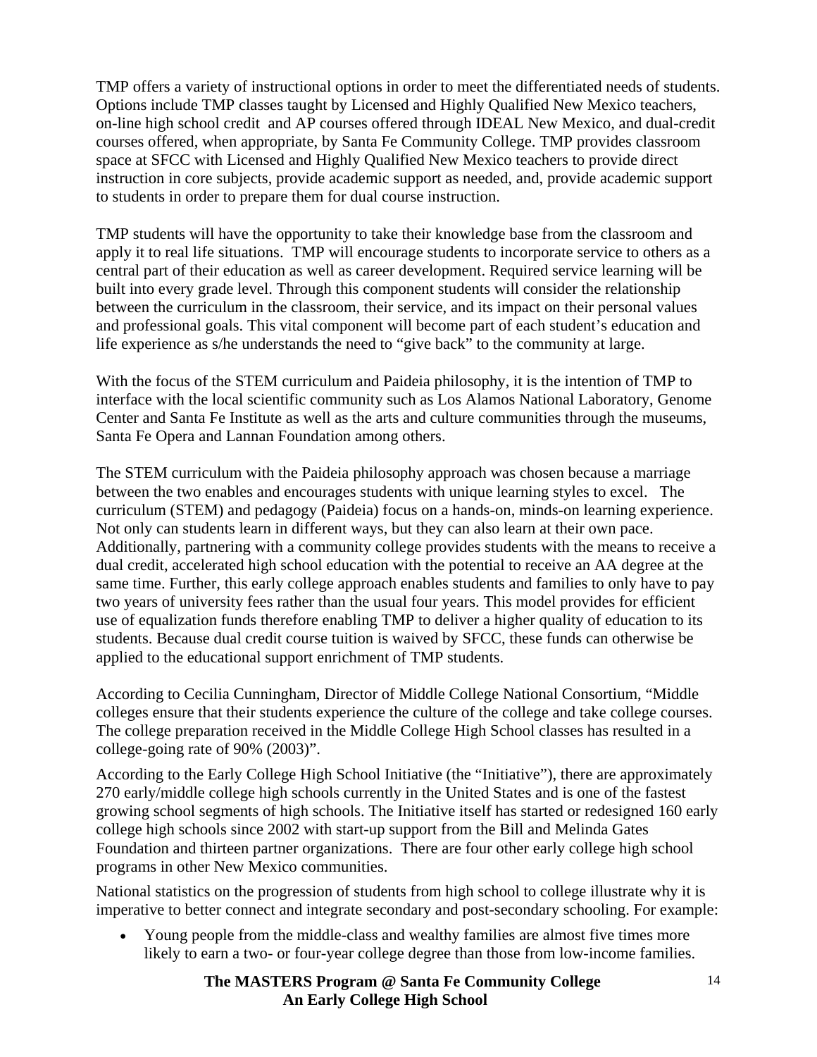TMP offers a variety of instructional options in order to meet the differentiated needs of students. Options include TMP classes taught by Licensed and Highly Qualified New Mexico teachers, on-line high school credit and AP courses offered through IDEAL New Mexico, and dual-credit courses offered, when appropriate, by Santa Fe Community College. TMP provides classroom space at SFCC with Licensed and Highly Qualified New Mexico teachers to provide direct instruction in core subjects, provide academic support as needed, and, provide academic support to students in order to prepare them for dual course instruction.

TMP students will have the opportunity to take their knowledge base from the classroom and apply it to real life situations. TMP will encourage students to incorporate service to others as a central part of their education as well as career development. Required service learning will be built into every grade level. Through this component students will consider the relationship between the curriculum in the classroom, their service, and its impact on their personal values and professional goals. This vital component will become part of each student's education and life experience as s/he understands the need to "give back" to the community at large.

With the focus of the STEM curriculum and Paideia philosophy, it is the intention of TMP to interface with the local scientific community such as Los Alamos National Laboratory, Genome Center and Santa Fe Institute as well as the arts and culture communities through the museums, Santa Fe Opera and Lannan Foundation among others.

The STEM curriculum with the Paideia philosophy approach was chosen because a marriage between the two enables and encourages students with unique learning styles to excel. The curriculum (STEM) and pedagogy (Paideia) focus on a hands-on, minds-on learning experience. Not only can students learn in different ways, but they can also learn at their own pace. Additionally, partnering with a community college provides students with the means to receive a dual credit, accelerated high school education with the potential to receive an AA degree at the same time. Further, this early college approach enables students and families to only have to pay two years of university fees rather than the usual four years. This model provides for efficient use of equalization funds therefore enabling TMP to deliver a higher quality of education to its students. Because dual credit course tuition is waived by SFCC, these funds can otherwise be applied to the educational support enrichment of TMP students.

According to Cecilia Cunningham, Director of Middle College National Consortium, "Middle colleges ensure that their students experience the culture of the college and take college courses. The college preparation received in the Middle College High School classes has resulted in a college-going rate of 90% (2003)".

According to the Early College High School Initiative (the "Initiative"), there are approximately 270 early/middle college high schools currently in the United States and is one of the fastest growing school segments of high schools. The Initiative itself has started or redesigned 160 early college high schools since 2002 with start-up support from the Bill and Melinda Gates Foundation and thirteen partner organizations. There are four other early college high school programs in other New Mexico communities.

National statistics on the progression of students from high school to college illustrate why it is imperative to better connect and integrate secondary and post-secondary schooling. For example:

- Young people from the middle-class and wealthy families are almost five times more likely to earn a two- or four-year college degree than those from low-income families.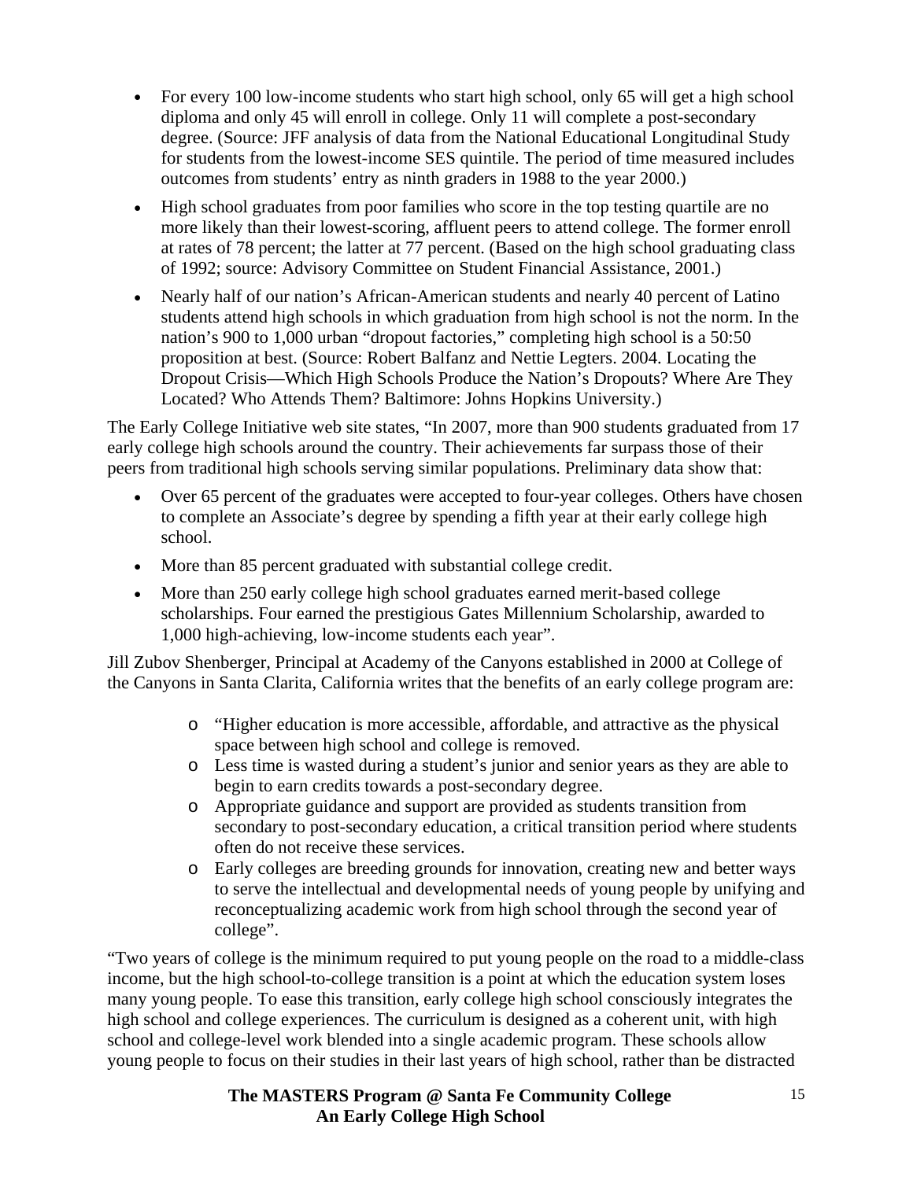- For every 100 low-income students who start high school, only 65 will get a high school diploma and only 45 will enroll in college. Only 11 will complete a post-secondary degree. (Source: JFF analysis of data from the National Educational Longitudinal Study for students from the lowest-income SES quintile. The period of time measured includes outcomes from students' entry as ninth graders in 1988 to the year 2000.)
- High school graduates from poor families who score in the top testing quartile are no more likely than their lowest-scoring, affluent peers to attend college. The former enroll at rates of 78 percent; the latter at 77 percent. (Based on the high school graduating class of 1992; source: Advisory Committee on Student Financial Assistance, 2001.)
- Nearly half of our nation's African-American students and nearly 40 percent of Latino students attend high schools in which graduation from high school is not the norm. In the nation's 900 to 1,000 urban "dropout factories," completing high school is a 50:50 proposition at best. (Source: Robert Balfanz and Nettie Legters. 2004. Locating the Dropout Crisis—Which High Schools Produce the Nation's Dropouts? Where Are They Located? Who Attends Them? Baltimore: Johns Hopkins University.)

The Early College Initiative web site states, "In 2007, more than 900 students graduated from 17 early college high schools around the country. Their achievements far surpass those of their peers from traditional high schools serving similar populations. Preliminary data show that:

- Over 65 percent of the graduates were accepted to four-year colleges. Others have chosen to complete an Associate's degree by spending a fifth year at their early college high school.
- More than 85 percent graduated with substantial college credit.
- More than 250 early college high school graduates earned merit-based college scholarships. Four earned the prestigious Gates Millennium Scholarship, awarded to 1,000 high-achieving, low-income students each year".

Jill Zubov Shenberger, Principal at Academy of the Canyons established in 2000 at College of the Canyons in Santa Clarita, California writes that the benefits of an early college program are:

- "Higher education is more accessible, affordable, and attractive as the physical space between high school and college is removed.
- Less time is wasted during a student's junior and senior years as they are able to begin to earn credits towards a post-secondary degree.
- Appropriate guidance and support are provided as students transition from secondary to post-secondary education, a critical transition period where students often do not receive these services.
- Early colleges are breeding grounds for innovation, creating new and better ways to serve the intellectual and developmental needs of young people by unifying and reconceptualizing academic work from high school through the second year of college".

"Two years of college is the minimum required to put young people on the road to a middle-class income, but the high school-to-college transition is a point at which the education system loses many young people. To ease this transition, early college high school consciously integrates the high school and college experiences. The curriculum is designed as a coherent unit, with high school and college-level work blended into a single academic program. These schools allow young people to focus on their studies in their last years of high school, rather than be distracted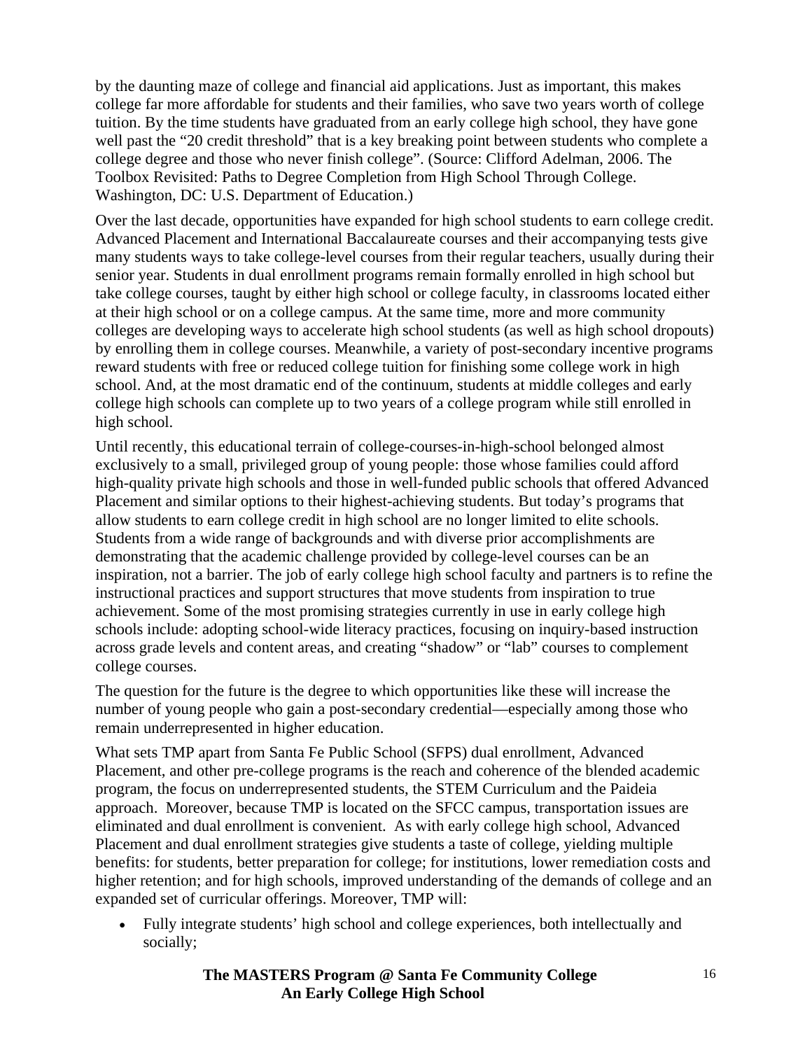by the daunting maze of college and financial aid applications. Just as important, this makes college far more affordable for students and their families, who save two years worth of college tuition. By the time students have graduated from an early college high school, they have gone well past the "20 credit threshold" that is a key breaking point between students who complete a college degree and those who never finish college". (Source: Clifford Adelman, 2006. The Toolbox Revisited: Paths to Degree Completion from High School Through College. Washington, DC: U.S. Department of Education.)

Over the last decade, opportunities have expanded for high school students to earn college credit. Advanced Placement and International Baccalaureate courses and their accompanying tests give many students ways to take college-level courses from their regular teachers, usually during their senior year. Students in dual enrollment programs remain formally enrolled in high school but take college courses, taught by either high school or college faculty, in classrooms located either at their high school or on a college campus. At the same time, more and more community colleges are developing ways to accelerate high school students (as well as high school dropouts) by enrolling them in college courses. Meanwhile, a variety of post-secondary incentive programs reward students with free or reduced college tuition for finishing some college work in high school. And, at the most dramatic end of the continuum, students at middle colleges and early college high schools can complete up to two years of a college program while still enrolled in high school.

Until recently, this educational terrain of college-courses-in-high-school belonged almost exclusively to a small, privileged group of young people: those whose families could afford high-quality private high schools and those in well-funded public schools that offered Advanced Placement and similar options to their highest-achieving students. But today's programs that allow students to earn college credit in high school are no longer limited to elite schools. Students from a wide range of backgrounds and with diverse prior accomplishments are demonstrating that the academic challenge provided by college-level courses can be an inspiration, not a barrier. The job of early college high school faculty and partners is to refine the instructional practices and support structures that move students from inspiration to true achievement. Some of the most promising strategies currently in use in early college high schools include: adopting school-wide literacy practices, focusing on inquiry-based instruction across grade levels and content areas, and creating "shadow" or "lab" courses to complement college courses.

The question for the future is the degree to which opportunities like these will increase the number of young people who gain a post-secondary credential—especially among those who remain underrepresented in higher education.

What sets TMP apart from Santa Fe Public School (SFPS) dual enrollment, Advanced Placement, and other pre-college programs is the reach and coherence of the blended academic program, the focus on underrepresented students, the STEM Curriculum and the Paideia approach. Moreover, because TMP is located on the SFCC campus, transportation issues are eliminated and dual enrollment is convenient. As with early college high school, Advanced Placement and dual enrollment strategies give students a taste of college, yielding multiple benefits: for students, better preparation for college; for institutions, lower remediation costs and higher retention; and for high schools, improved understanding of the demands of college and an expanded set of curricular offerings. Moreover, TMP will:

- Fully integrate students' high school and college experiences, both intellectually and socially;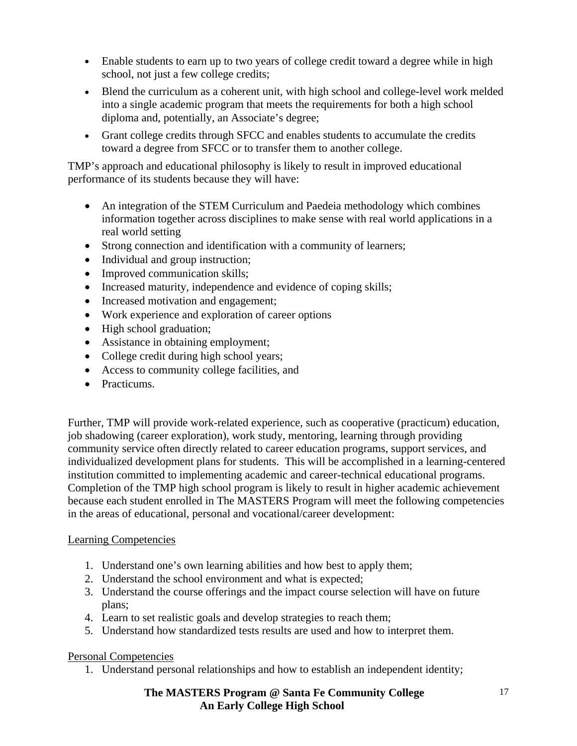- Enable students to earn up to two years of college credit toward a degree while in high school, not just a few college credits;
- Blend the curriculum as a coherent unit, with high school and college-level work melded into a single academic program that meets the requirements for both a high school diploma and, potentially, an Associate's degree;
- Grant college credits through SFCC and enables students to accumulate the credits toward a degree from SFCC or to transfer them to another college.

TMP's approach and educational philosophy is likely to result in improved educational performance of its students because they will have:

- An integration of the STEM Curriculum and Paedeia methodology which combines information together across disciplines to make sense with real world applications in a real world setting
- Strong connection and identification with a community of learners;
- Individual and group instruction;
- Improved communication skills;
- Increased maturity, independence and evidence of coping skills;
- Increased motivation and engagement;
- Work experience and exploration of career options
- High school graduation;
- Assistance in obtaining employment;
- College credit during high school years;
- Access to community college facilities, and
- Practicums.

Further, TMP will provide work-related experience, such as cooperative (practicum) education, job shadowing (career exploration), work study, mentoring, learning through providing community service often directly related to career education programs, support services, and individualized development plans for students. This will be accomplished in a learning-centered institution committed to implementing academic and career-technical educational programs. Completion of the TMP high school program is likely to result in higher academic achievement because each student enrolled in The MASTERS Program will meet the following competencies in the areas of educational, personal and vocational/career development:

Learning Competencies

1. Understand one's own learning abilities and how best to apply them;
2. Understand the school environment and what is expected;
3. Understand the course offerings and the impact course selection will have on future plans;
4. Learn to set realistic goals and develop strategies to reach them;
5. Understand how standardized tests results are used and how to interpret them.

Personal Competencies

1. Understand personal relationships and how to establish an independent identity;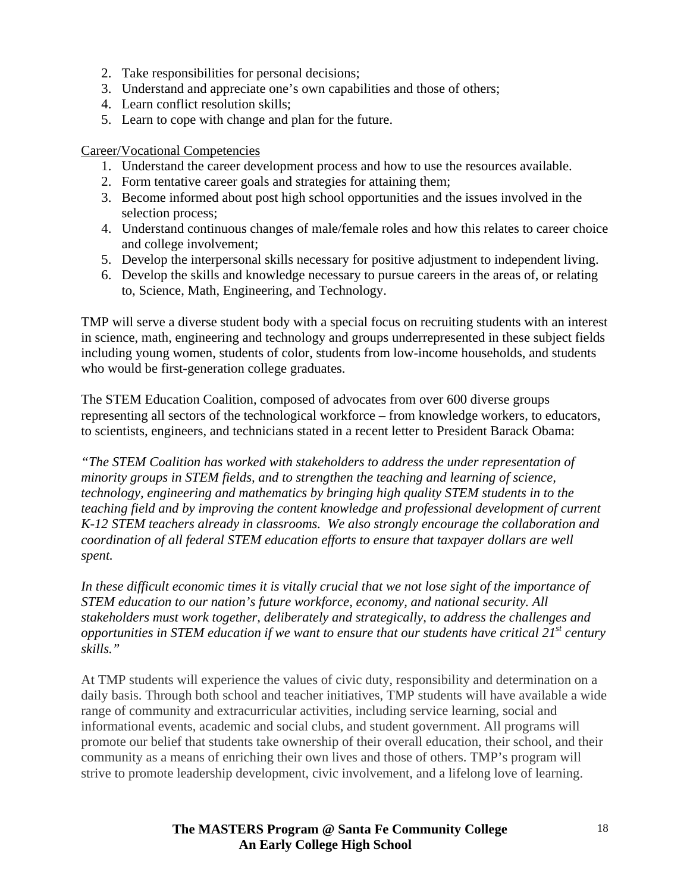2. Take responsibilities for personal decisions;
3. Understand and appreciate one's own capabilities and those of others;
4. Learn conflict resolution skills;
5. Learn to cope with change and plan for the future.

Career/Vocational Competencies

1. Understand the career development process and how to use the resources available.
2. Form tentative career goals and strategies for attaining them;
3. Become informed about post high school opportunities and the issues involved in the selection process;
4. Understand continuous changes of male/female roles and how this relates to career choice and college involvement;
5. Develop the interpersonal skills necessary for positive adjustment to independent living.
6. Develop the skills and knowledge necessary to pursue careers in the areas of, or relating to, Science, Math, Engineering, and Technology.

TMP will serve a diverse student body with a special focus on recruiting students with an interest in science, math, engineering and technology and groups underrepresented in these subject fields including young women, students of color, students from low-income households, and students who would be first-generation college graduates.

The STEM Education Coalition, composed of advocates from over 600 diverse groups representing all sectors of the technological workforce – from knowledge workers, to educators, to scientists, engineers, and technicians stated in a recent letter to President Barack Obama:

*"The STEM Coalition has worked with stakeholders to address the under representation of minority groups in STEM fields, and to strengthen the teaching and learning of science, technology, engineering and mathematics by bringing high quality STEM students in to the teaching field and by improving the content knowledge and professional development of current K-12 STEM teachers already in classrooms. We also strongly encourage the collaboration and coordination of all federal STEM education efforts to ensure that taxpayer dollars are well spent.*

*In these difficult economic times it is vitally crucial that we not lose sight of the importance of STEM education to our nation's future workforce, economy, and national security. All stakeholders must work together, deliberately and strategically, to address the challenges and opportunities in STEM education if we want to ensure that our students have critical 21st century skills."*

At TMP students will experience the values of civic duty, responsibility and determination on a daily basis. Through both school and teacher initiatives, TMP students will have available a wide range of community and extracurricular activities, including service learning, social and informational events, academic and social clubs, and student government. All programs will promote our belief that students take ownership of their overall education, their school, and their community as a means of enriching their own lives and those of others. TMP's program will strive to promote leadership development, civic involvement, and a lifelong love of learning.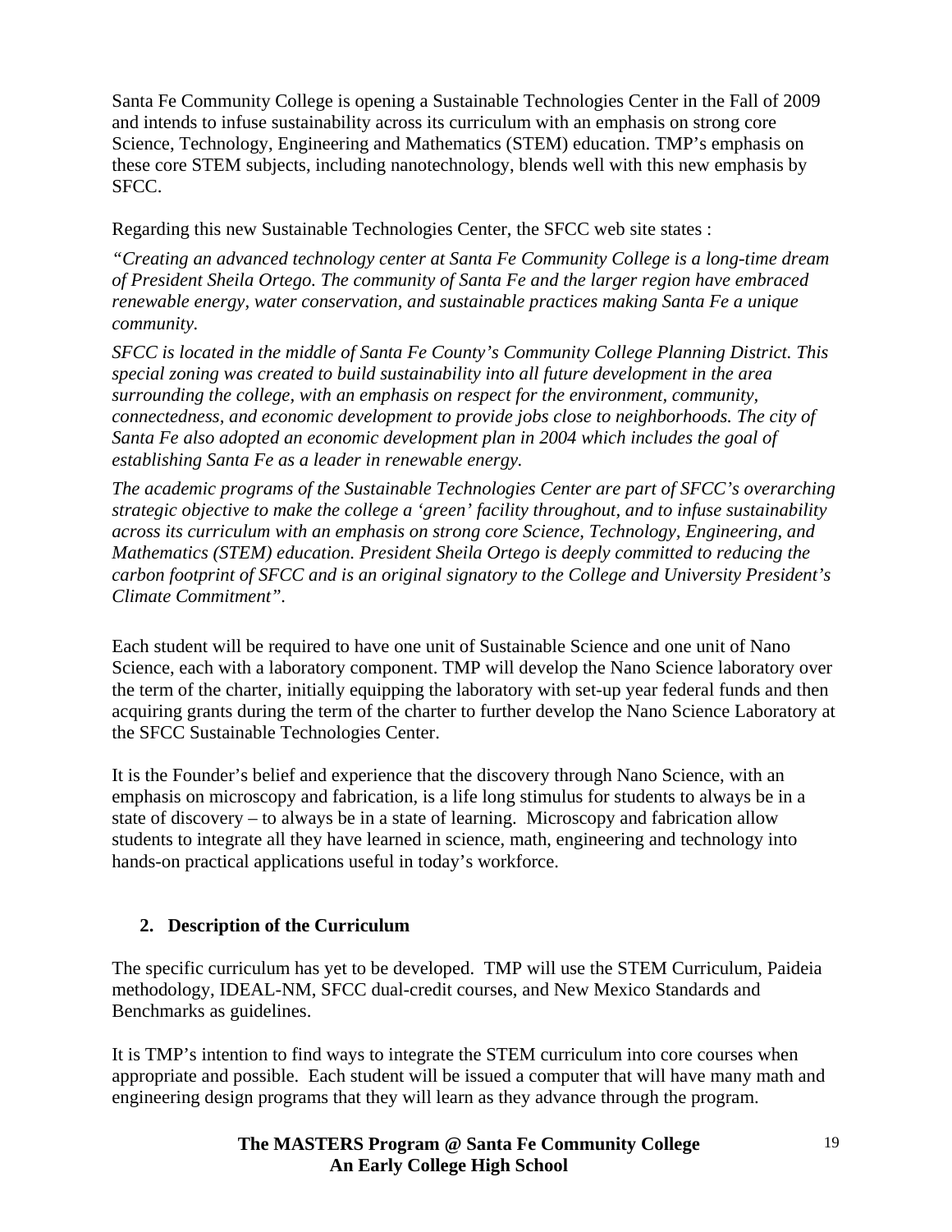Santa Fe Community College is opening a Sustainable Technologies Center in the Fall of 2009 and intends to infuse sustainability across its curriculum with an emphasis on strong core Science, Technology, Engineering and Mathematics (STEM) education. TMP's emphasis on these core STEM subjects, including nanotechnology, blends well with this new emphasis by SFCC.

Regarding this new Sustainable Technologies Center, the SFCC web site states :

*"Creating an advanced technology center at Santa Fe Community College is a long-time dream of President Sheila Ortego. The community of Santa Fe and the larger region have embraced renewable energy, water conservation, and sustainable practices making Santa Fe a unique community.*

*SFCC is located in the middle of Santa Fe County's Community College Planning District. This special zoning was created to build sustainability into all future development in the area surrounding the college, with an emphasis on respect for the environment, community, connectedness, and economic development to provide jobs close to neighborhoods. The city of Santa Fe also adopted an economic development plan in 2004 which includes the goal of establishing Santa Fe as a leader in renewable energy.*

*The academic programs of the Sustainable Technologies Center are part of SFCC's overarching strategic objective to make the college a 'green' facility throughout, and to infuse sustainability across its curriculum with an emphasis on strong core Science, Technology, Engineering, and Mathematics (STEM) education. President Sheila Ortego is deeply committed to reducing the carbon footprint of SFCC and is an original signatory to the College and University President's Climate Commitment".*

Each student will be required to have one unit of Sustainable Science and one unit of Nano Science, each with a laboratory component. TMP will develop the Nano Science laboratory over the term of the charter, initially equipping the laboratory with set-up year federal funds and then acquiring grants during the term of the charter to further develop the Nano Science Laboratory at the SFCC Sustainable Technologies Center.

It is the Founder's belief and experience that the discovery through Nano Science, with an emphasis on microscopy and fabrication, is a life long stimulus for students to always be in a state of discovery – to always be in a state of learning. Microscopy and fabrication allow students to integrate all they have learned in science, math, engineering and technology into hands-on practical applications useful in today's workforce.

## 2. Description of the Curriculum

The specific curriculum has yet to be developed. TMP will use the STEM Curriculum, Paideia methodology, IDEAL-NM, SFCC dual-credit courses, and New Mexico Standards and Benchmarks as guidelines.

It is TMP's intention to find ways to integrate the STEM curriculum into core courses when appropriate and possible. Each student will be issued a computer that will have many math and engineering design programs that they will learn as they advance through the program.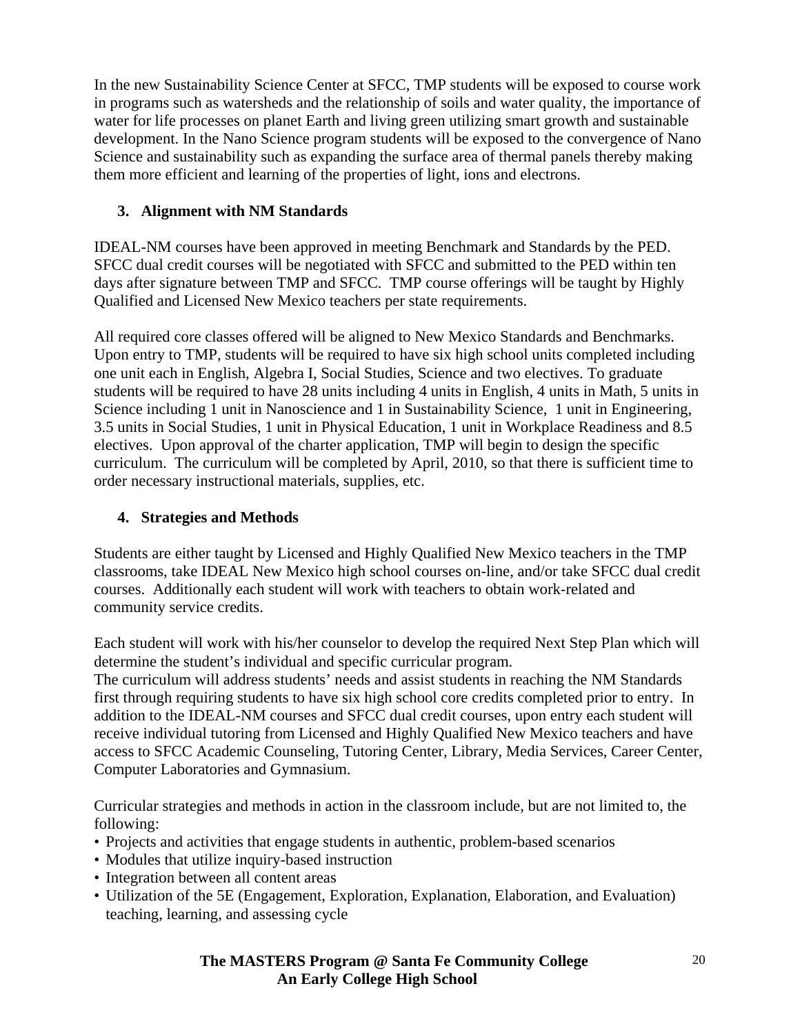In the new Sustainability Science Center at SFCC, TMP students will be exposed to course work in programs such as watersheds and the relationship of soils and water quality, the importance of water for life processes on planet Earth and living green utilizing smart growth and sustainable development. In the Nano Science program students will be exposed to the convergence of Nano Science and sustainability such as expanding the surface area of thermal panels thereby making them more efficient and learning of the properties of light, ions and electrons.

### 3. Alignment with NM Standards

IDEAL-NM courses have been approved in meeting Benchmark and Standards by the PED. SFCC dual credit courses will be negotiated with SFCC and submitted to the PED within ten days after signature between TMP and SFCC. TMP course offerings will be taught by Highly Qualified and Licensed New Mexico teachers per state requirements.

All required core classes offered will be aligned to New Mexico Standards and Benchmarks. Upon entry to TMP, students will be required to have six high school units completed including one unit each in English, Algebra I, Social Studies, Science and two electives. To graduate students will be required to have 28 units including 4 units in English, 4 units in Math, 5 units in Science including 1 unit in Nanoscience and 1 in Sustainability Science, 1 unit in Engineering, 3.5 units in Social Studies, 1 unit in Physical Education, 1 unit in Workplace Readiness and 8.5 electives. Upon approval of the charter application, TMP will begin to design the specific curriculum. The curriculum will be completed by April, 2010, so that there is sufficient time to order necessary instructional materials, supplies, etc.

### 4. Strategies and Methods

Students are either taught by Licensed and Highly Qualified New Mexico teachers in the TMP classrooms, take IDEAL New Mexico high school courses on-line, and/or take SFCC dual credit courses. Additionally each student will work with teachers to obtain work-related and community service credits.

Each student will work with his/her counselor to develop the required Next Step Plan which will determine the student's individual and specific curricular program.
The curriculum will address students' needs and assist students in reaching the NM Standards first through requiring students to have six high school core credits completed prior to entry. In addition to the IDEAL-NM courses and SFCC dual credit courses, upon entry each student will receive individual tutoring from Licensed and Highly Qualified New Mexico teachers and have access to SFCC Academic Counseling, Tutoring Center, Library, Media Services, Career Center, Computer Laboratories and Gymnasium.

Curricular strategies and methods in action in the classroom include, but are not limited to, the following:

- Projects and activities that engage students in authentic, problem-based scenarios
- Modules that utilize inquiry-based instruction
- Integration between all content areas
- Utilization of the 5E (Engagement, Exploration, Explanation, Elaboration, and Evaluation) teaching, learning, and assessing cycle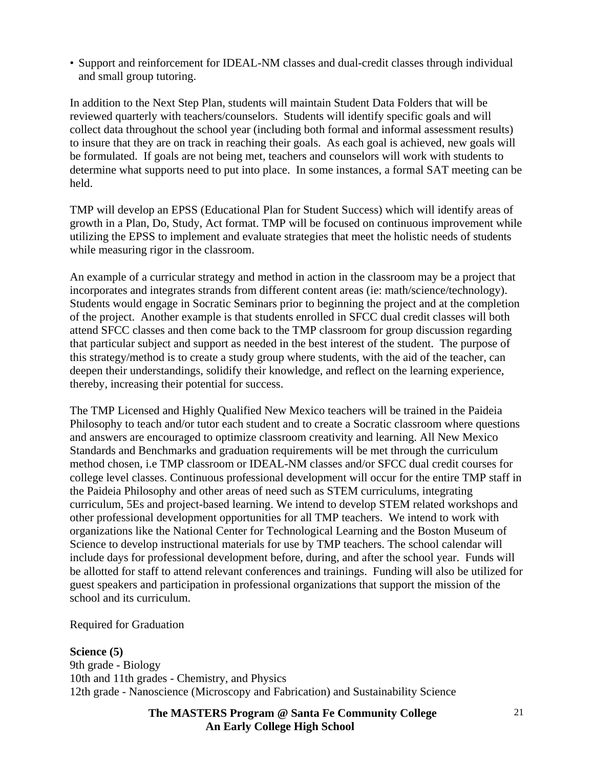- Support and reinforcement for IDEAL-NM classes and dual-credit classes through individual and small group tutoring.

In addition to the Next Step Plan, students will maintain Student Data Folders that will be reviewed quarterly with teachers/counselors. Students will identify specific goals and will collect data throughout the school year (including both formal and informal assessment results) to insure that they are on track in reaching their goals. As each goal is achieved, new goals will be formulated. If goals are not being met, teachers and counselors will work with students to determine what supports need to put into place. In some instances, a formal SAT meeting can be held.

TMP will develop an EPSS (Educational Plan for Student Success) which will identify areas of growth in a Plan, Do, Study, Act format. TMP will be focused on continuous improvement while utilizing the EPSS to implement and evaluate strategies that meet the holistic needs of students while measuring rigor in the classroom.

An example of a curricular strategy and method in action in the classroom may be a project that incorporates and integrates strands from different content areas (ie: math/science/technology). Students would engage in Socratic Seminars prior to beginning the project and at the completion of the project. Another example is that students enrolled in SFCC dual credit classes will both attend SFCC classes and then come back to the TMP classroom for group discussion regarding that particular subject and support as needed in the best interest of the student. The purpose of this strategy/method is to create a study group where students, with the aid of the teacher, can deepen their understandings, solidify their knowledge, and reflect on the learning experience, thereby, increasing their potential for success.

The TMP Licensed and Highly Qualified New Mexico teachers will be trained in the Paideia Philosophy to teach and/or tutor each student and to create a Socratic classroom where questions and answers are encouraged to optimize classroom creativity and learning. All New Mexico Standards and Benchmarks and graduation requirements will be met through the curriculum method chosen, i.e TMP classroom or IDEAL-NM classes and/or SFCC dual credit courses for college level classes. Continuous professional development will occur for the entire TMP staff in the Paideia Philosophy and other areas of need such as STEM curriculums, integrating curriculum, 5Es and project-based learning. We intend to develop STEM related workshops and other professional development opportunities for all TMP teachers. We intend to work with organizations like the National Center for Technological Learning and the Boston Museum of Science to develop instructional materials for use by TMP teachers. The school calendar will include days for professional development before, during, and after the school year. Funds will be allotted for staff to attend relevant conferences and trainings. Funding will also be utilized for guest speakers and participation in professional organizations that support the mission of the school and its curriculum.

Required for Graduation

**Science (5)**
9th grade - Biology
10th and 11th grades - Chemistry, and Physics
12th grade - Nanoscience (Microscopy and Fabrication) and Sustainability Science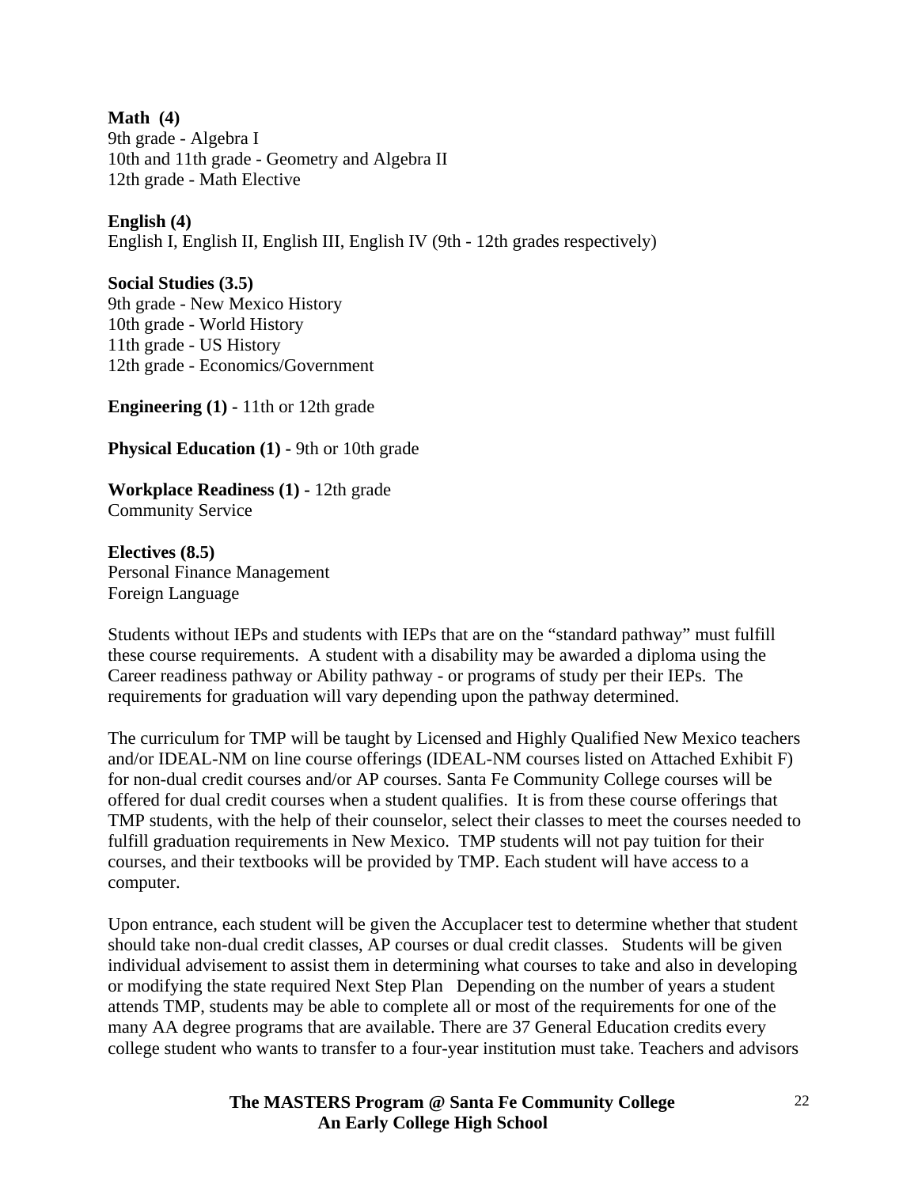**Math (4)**
9th grade - Algebra I
10th and 11th grade - Geometry and Algebra II
12th grade - Math Elective

**English (4)**
English I, English II, English III, English IV (9th - 12th grades respectively)

**Social Studies (3.5)**
9th grade - New Mexico History
10th grade - World History
11th grade - US History
12th grade - Economics/Government

**Engineering (1) -** 11th or 12th grade

**Physical Education (1) -** 9th or 10th grade

**Workplace Readiness (1) -** 12th grade
Community Service

**Electives (8.5)**
Personal Finance Management
Foreign Language

Students without IEPs and students with IEPs that are on the "standard pathway" must fulfill these course requirements. A student with a disability may be awarded a diploma using the Career readiness pathway or Ability pathway - or programs of study per their IEPs. The requirements for graduation will vary depending upon the pathway determined.

The curriculum for TMP will be taught by Licensed and Highly Qualified New Mexico teachers and/or IDEAL-NM on line course offerings (IDEAL-NM courses listed on Attached Exhibit F) for non-dual credit courses and/or AP courses. Santa Fe Community College courses will be offered for dual credit courses when a student qualifies. It is from these course offerings that TMP students, with the help of their counselor, select their classes to meet the courses needed to fulfill graduation requirements in New Mexico. TMP students will not pay tuition for their courses, and their textbooks will be provided by TMP. Each student will have access to a computer.

Upon entrance, each student will be given the Accuplacer test to determine whether that student should take non-dual credit classes, AP courses or dual credit classes. Students will be given individual advisement to assist them in determining what courses to take and also in developing or modifying the state required Next Step Plan Depending on the number of years a student attends TMP, students may be able to complete all or most of the requirements for one of the many AA degree programs that are available. There are 37 General Education credits every college student who wants to transfer to a four-year institution must take. Teachers and advisors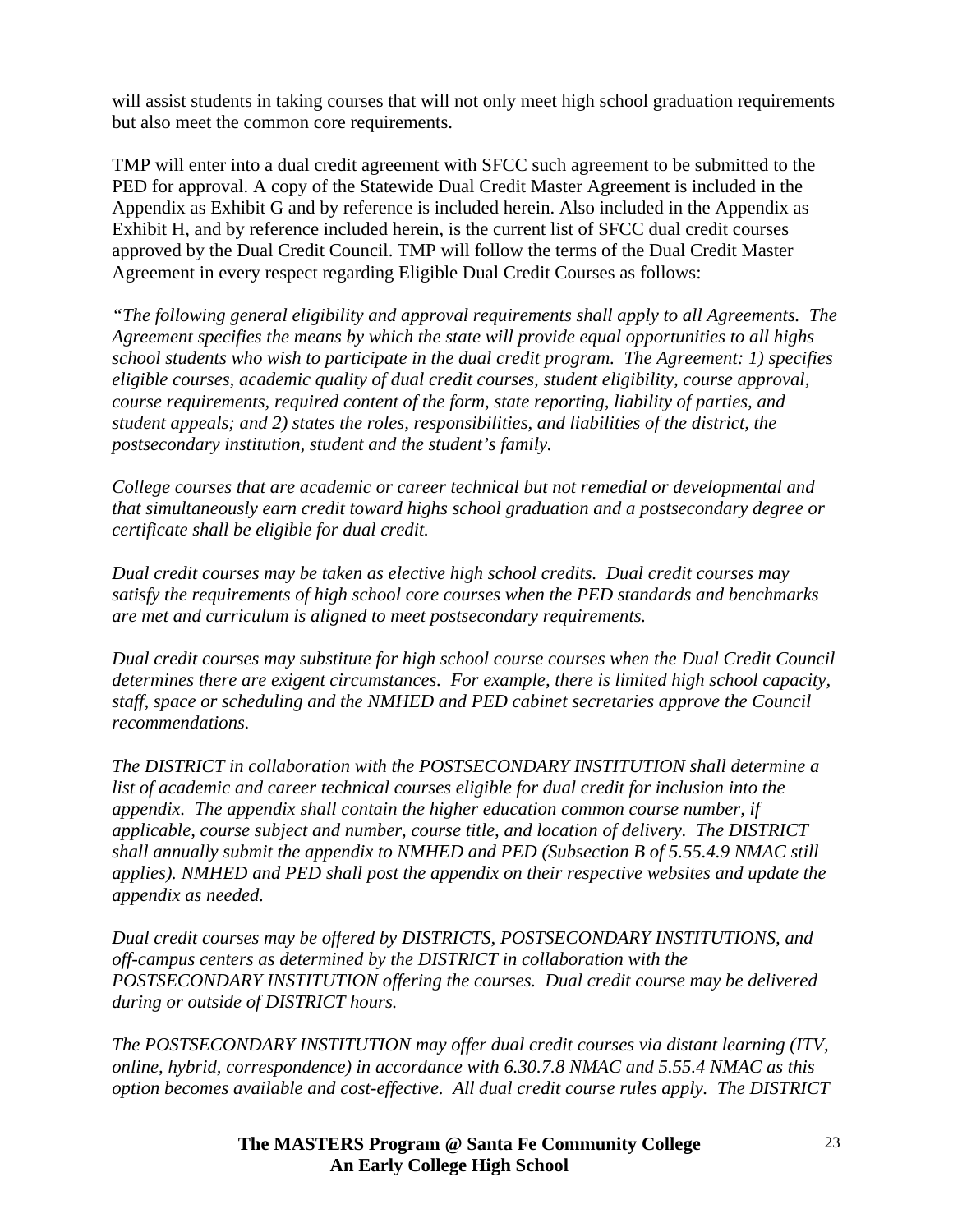will assist students in taking courses that will not only meet high school graduation requirements but also meet the common core requirements.

TMP will enter into a dual credit agreement with SFCC such agreement to be submitted to the PED for approval. A copy of the Statewide Dual Credit Master Agreement is included in the Appendix as Exhibit G and by reference is included herein. Also included in the Appendix as Exhibit H, and by reference included herein, is the current list of SFCC dual credit courses approved by the Dual Credit Council. TMP will follow the terms of the Dual Credit Master Agreement in every respect regarding Eligible Dual Credit Courses as follows:

*"The following general eligibility and approval requirements shall apply to all Agreements. The Agreement specifies the means by which the state will provide equal opportunities to all highs school students who wish to participate in the dual credit program. The Agreement: 1) specifies eligible courses, academic quality of dual credit courses, student eligibility, course approval, course requirements, required content of the form, state reporting, liability of parties, and student appeals; and 2) states the roles, responsibilities, and liabilities of the district, the postsecondary institution, student and the student's family.*

*College courses that are academic or career technical but not remedial or developmental and that simultaneously earn credit toward highs school graduation and a postsecondary degree or certificate shall be eligible for dual credit.*

*Dual credit courses may be taken as elective high school credits. Dual credit courses may satisfy the requirements of high school core courses when the PED standards and benchmarks are met and curriculum is aligned to meet postsecondary requirements.*

*Dual credit courses may substitute for high school course courses when the Dual Credit Council determines there are exigent circumstances. For example, there is limited high school capacity, staff, space or scheduling and the NMHED and PED cabinet secretaries approve the Council recommendations.*

*The DISTRICT in collaboration with the POSTSECONDARY INSTITUTION shall determine a list of academic and career technical courses eligible for dual credit for inclusion into the appendix. The appendix shall contain the higher education common course number, if applicable, course subject and number, course title, and location of delivery. The DISTRICT shall annually submit the appendix to NMHED and PED (Subsection B of 5.55.4.9 NMAC still applies). NMHED and PED shall post the appendix on their respective websites and update the appendix as needed.*

*Dual credit courses may be offered by DISTRICTS, POSTSECONDARY INSTITUTIONS, and off-campus centers as determined by the DISTRICT in collaboration with the POSTSECONDARY INSTITUTION offering the courses. Dual credit course may be delivered during or outside of DISTRICT hours.*

*The POSTSECONDARY INSTITUTION may offer dual credit courses via distant learning (ITV, online, hybrid, correspondence) in accordance with 6.30.7.8 NMAC and 5.55.4 NMAC as this option becomes available and cost-effective. All dual credit course rules apply. The DISTRICT*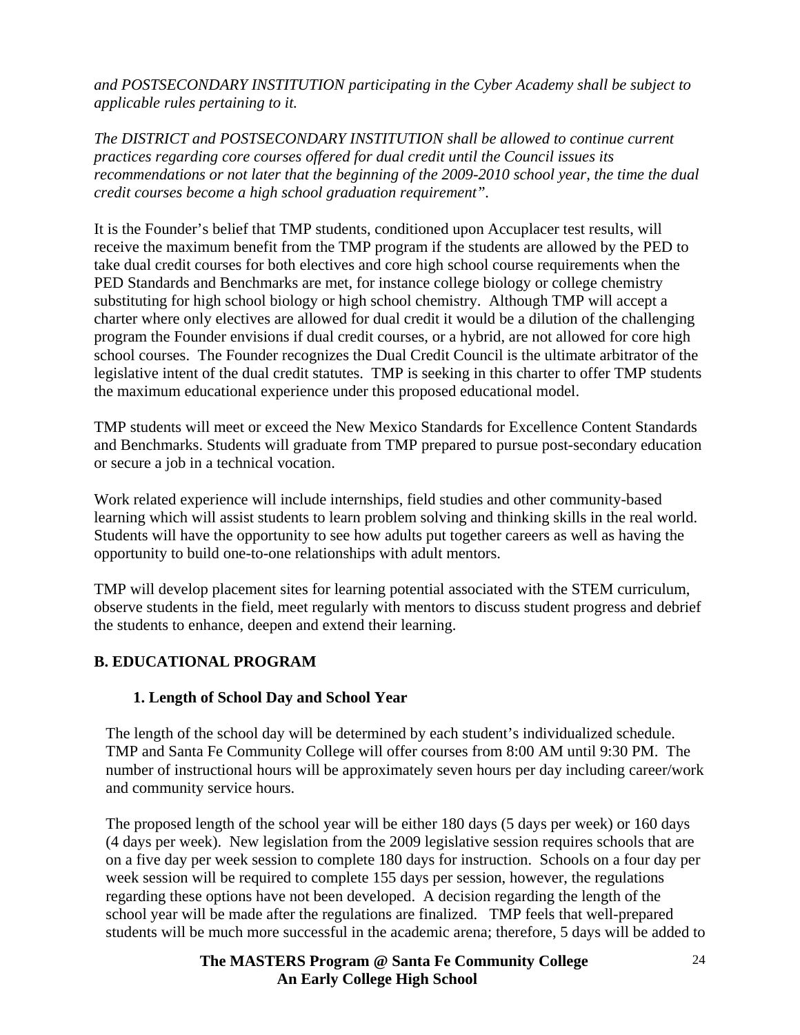*and POSTSECONDARY INSTITUTION participating in the Cyber Academy shall be subject to applicable rules pertaining to it.*

*The DISTRICT and POSTSECONDARY INSTITUTION shall be allowed to continue current practices regarding core courses offered for dual credit until the Council issues its recommendations or not later that the beginning of the 2009-2010 school year, the time the dual credit courses become a high school graduation requirement".*

It is the Founder's belief that TMP students, conditioned upon Accuplacer test results, will receive the maximum benefit from the TMP program if the students are allowed by the PED to take dual credit courses for both electives and core high school course requirements when the PED Standards and Benchmarks are met, for instance college biology or college chemistry substituting for high school biology or high school chemistry. Although TMP will accept a charter where only electives are allowed for dual credit it would be a dilution of the challenging program the Founder envisions if dual credit courses, or a hybrid, are not allowed for core high school courses. The Founder recognizes the Dual Credit Council is the ultimate arbitrator of the legislative intent of the dual credit statutes. TMP is seeking in this charter to offer TMP students the maximum educational experience under this proposed educational model.

TMP students will meet or exceed the New Mexico Standards for Excellence Content Standards and Benchmarks. Students will graduate from TMP prepared to pursue post-secondary education or secure a job in a technical vocation.

Work related experience will include internships, field studies and other community-based learning which will assist students to learn problem solving and thinking skills in the real world. Students will have the opportunity to see how adults put together careers as well as having the opportunity to build one-to-one relationships with adult mentors.

TMP will develop placement sites for learning potential associated with the STEM curriculum, observe students in the field, meet regularly with mentors to discuss student progress and debrief the students to enhance, deepen and extend their learning.

## B. EDUCATIONAL PROGRAM

### 1. Length of School Day and School Year

The length of the school day will be determined by each student's individualized schedule. TMP and Santa Fe Community College will offer courses from 8:00 AM until 9:30 PM. The number of instructional hours will be approximately seven hours per day including career/work and community service hours.

The proposed length of the school year will be either 180 days (5 days per week) or 160 days (4 days per week). New legislation from the 2009 legislative session requires schools that are on a five day per week session to complete 180 days for instruction. Schools on a four day per week session will be required to complete 155 days per session, however, the regulations regarding these options have not been developed. A decision regarding the length of the school year will be made after the regulations are finalized. TMP feels that well-prepared students will be much more successful in the academic arena; therefore, 5 days will be added to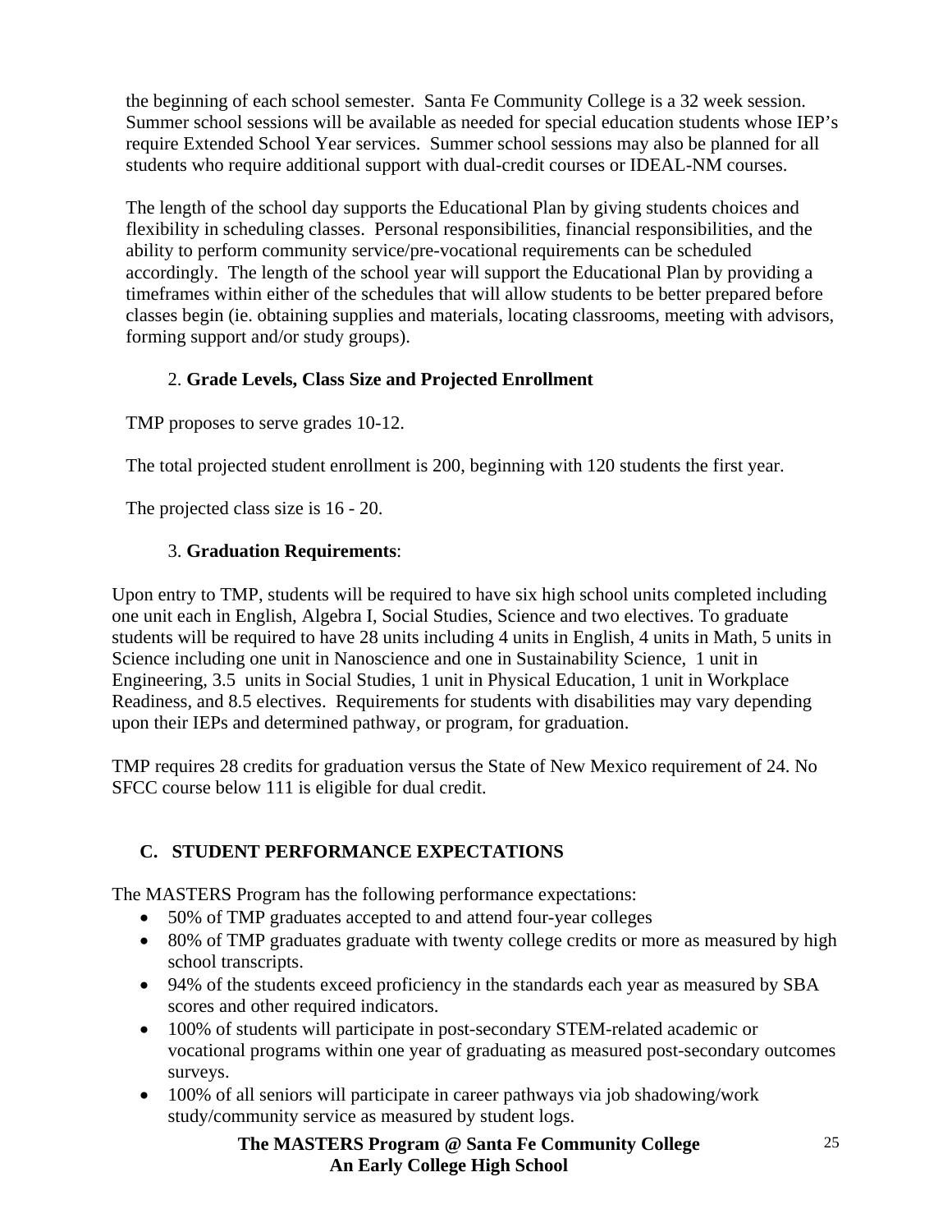the beginning of each school semester. Santa Fe Community College is a 32 week session. Summer school sessions will be available as needed for special education students whose IEP's require Extended School Year services. Summer school sessions may also be planned for all students who require additional support with dual-credit courses or IDEAL-NM courses.

The length of the school day supports the Educational Plan by giving students choices and flexibility in scheduling classes. Personal responsibilities, financial responsibilities, and the ability to perform community service/pre-vocational requirements can be scheduled accordingly. The length of the school year will support the Educational Plan by providing a timeframes within either of the schedules that will allow students to be better prepared before classes begin (ie. obtaining supplies and materials, locating classrooms, meeting with advisors, forming support and/or study groups).

2. **Grade Levels, Class Size and Projected Enrollment**

TMP proposes to serve grades 10-12.

The total projected student enrollment is 200, beginning with 120 students the first year.

The projected class size is 16 - 20.

3. **Graduation Requirements**:

Upon entry to TMP, students will be required to have six high school units completed including one unit each in English, Algebra I, Social Studies, Science and two electives. To graduate students will be required to have 28 units including 4 units in English, 4 units in Math, 5 units in Science including one unit in Nanoscience and one in Sustainability Science, 1 unit in Engineering, 3.5 units in Social Studies, 1 unit in Physical Education, 1 unit in Workplace Readiness, and 8.5 electives. Requirements for students with disabilities may vary depending upon their IEPs and determined pathway, or program, for graduation.

TMP requires 28 credits for graduation versus the State of New Mexico requirement of 24. No SFCC course below 111 is eligible for dual credit.

## C. STUDENT PERFORMANCE EXPECTATIONS

The MASTERS Program has the following performance expectations:

- 50% of TMP graduates accepted to and attend four-year colleges
- 80% of TMP graduates graduate with twenty college credits or more as measured by high school transcripts.
- 94% of the students exceed proficiency in the standards each year as measured by SBA scores and other required indicators.
- 100% of students will participate in post-secondary STEM-related academic or vocational programs within one year of graduating as measured post-secondary outcomes surveys.
- 100% of all seniors will participate in career pathways via job shadowing/work study/community service as measured by student logs.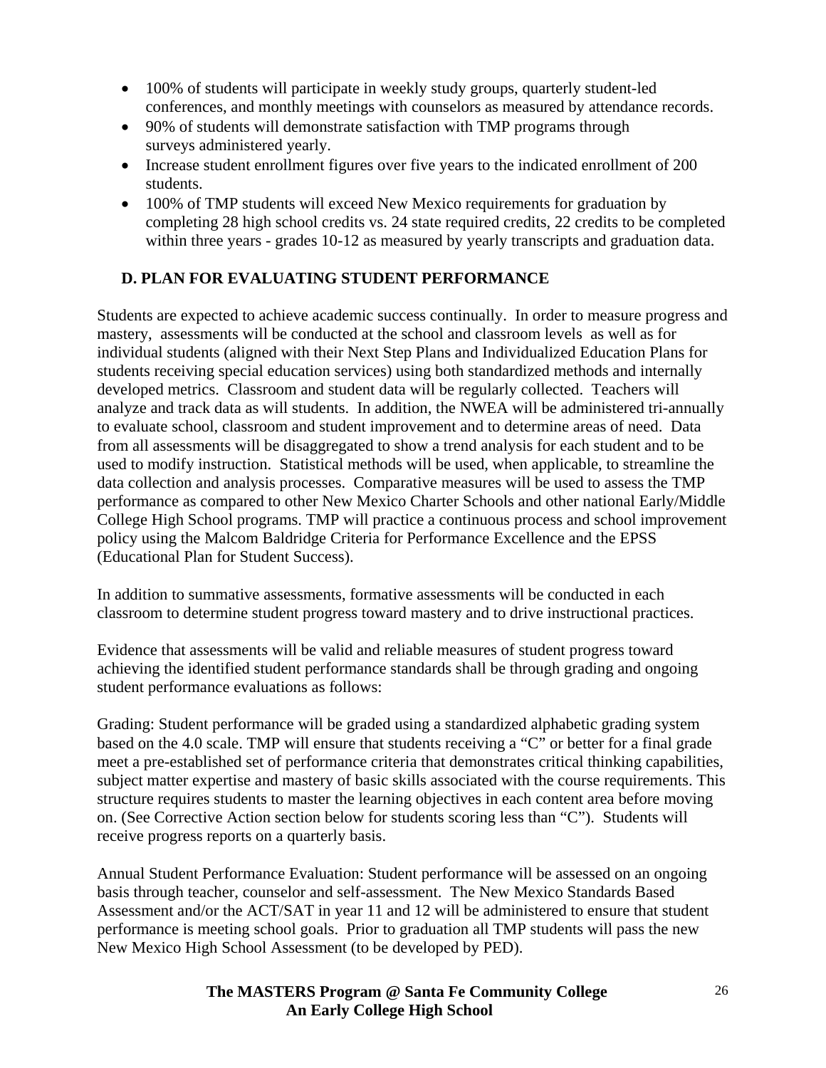- 100% of students will participate in weekly study groups, quarterly student-led conferences, and monthly meetings with counselors as measured by attendance records.
- 90% of students will demonstrate satisfaction with TMP programs through surveys administered yearly.
- Increase student enrollment figures over five years to the indicated enrollment of 200 students.
- 100% of TMP students will exceed New Mexico requirements for graduation by completing 28 high school credits vs. 24 state required credits, 22 credits to be completed within three years - grades 10-12 as measured by yearly transcripts and graduation data.

## D. PLAN FOR EVALUATING STUDENT PERFORMANCE

Students are expected to achieve academic success continually. In order to measure progress and mastery, assessments will be conducted at the school and classroom levels as well as for individual students (aligned with their Next Step Plans and Individualized Education Plans for students receiving special education services) using both standardized methods and internally developed metrics. Classroom and student data will be regularly collected. Teachers will analyze and track data as will students. In addition, the NWEA will be administered tri-annually to evaluate school, classroom and student improvement and to determine areas of need. Data from all assessments will be disaggregated to show a trend analysis for each student and to be used to modify instruction. Statistical methods will be used, when applicable, to streamline the data collection and analysis processes. Comparative measures will be used to assess the TMP performance as compared to other New Mexico Charter Schools and other national Early/Middle College High School programs. TMP will practice a continuous process and school improvement policy using the Malcom Baldridge Criteria for Performance Excellence and the EPSS (Educational Plan for Student Success).

In addition to summative assessments, formative assessments will be conducted in each classroom to determine student progress toward mastery and to drive instructional practices.

Evidence that assessments will be valid and reliable measures of student progress toward achieving the identified student performance standards shall be through grading and ongoing student performance evaluations as follows:

Grading: Student performance will be graded using a standardized alphabetic grading system based on the 4.0 scale. TMP will ensure that students receiving a "C" or better for a final grade meet a pre-established set of performance criteria that demonstrates critical thinking capabilities, subject matter expertise and mastery of basic skills associated with the course requirements. This structure requires students to master the learning objectives in each content area before moving on. (See Corrective Action section below for students scoring less than "C"). Students will receive progress reports on a quarterly basis.

Annual Student Performance Evaluation: Student performance will be assessed on an ongoing basis through teacher, counselor and self-assessment. The New Mexico Standards Based Assessment and/or the ACT/SAT in year 11 and 12 will be administered to ensure that student performance is meeting school goals. Prior to graduation all TMP students will pass the new New Mexico High School Assessment (to be developed by PED).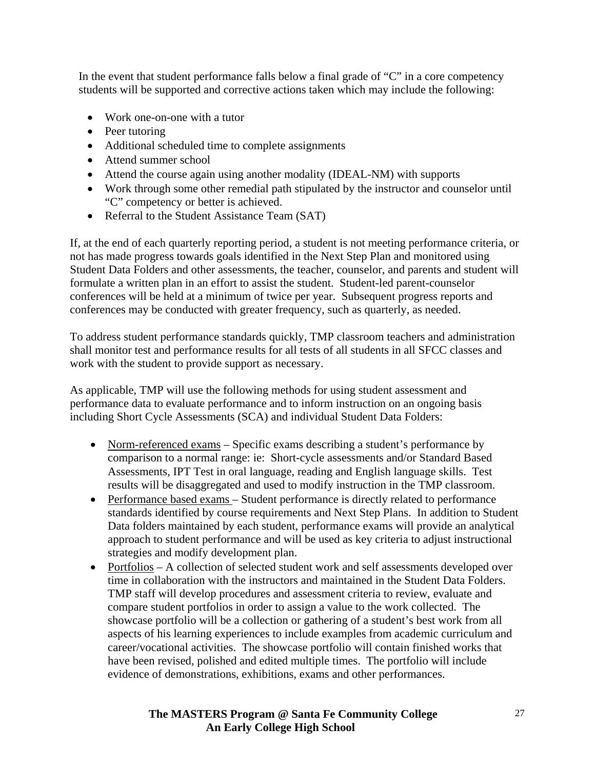In the event that student performance falls below a final grade of "C" in a core competency students will be supported and corrective actions taken which may include the following:

- Work one-on-one with a tutor
- Peer tutoring
- Additional scheduled time to complete assignments
- Attend summer school
- Attend the course again using another modality (IDEAL-NM) with supports
- Work through some other remedial path stipulated by the instructor and counselor until "C" competency or better is achieved.
- Referral to the Student Assistance Team (SAT)

If, at the end of each quarterly reporting period, a student is not meeting performance criteria, or not has made progress towards goals identified in the Next Step Plan and monitored using Student Data Folders and other assessments, the teacher, counselor, and parents and student will formulate a written plan in an effort to assist the student. Student-led parent-counselor conferences will be held at a minimum of twice per year. Subsequent progress reports and conferences may be conducted with greater frequency, such as quarterly, as needed.

To address student performance standards quickly, TMP classroom teachers and administration shall monitor test and performance results for all tests of all students in all SFCC classes and work with the student to provide support as necessary.

As applicable, TMP will use the following methods for using student assessment and performance data to evaluate performance and to inform instruction on an ongoing basis including Short Cycle Assessments (SCA) and individual Student Data Folders:

- <u>Norm-referenced exams</u> – Specific exams describing a student's performance by comparison to a normal range: ie: Short-cycle assessments and/or Standard Based Assessments, IPT Test in oral language, reading and English language skills. Test results will be disaggregated and used to modify instruction in the TMP classroom.
- <u>Performance based exams</u> – Student performance is directly related to performance standards identified by course requirements and Next Step Plans. In addition to Student Data folders maintained by each student, performance exams will provide an analytical approach to student performance and will be used as key criteria to adjust instructional strategies and modify development plan.
- <u>Portfolios</u> – A collection of selected student work and self assessments developed over time in collaboration with the instructors and maintained in the Student Data Folders. TMP staff will develop procedures and assessment criteria to review, evaluate and compare student portfolios in order to assign a value to the work collected. The showcase portfolio will be a collection or gathering of a student's best work from all aspects of his learning experiences to include examples from academic curriculum and career/vocational activities. The showcase portfolio will contain finished works that have been revised, polished and edited multiple times. The portfolio will include evidence of demonstrations, exhibitions, exams and other performances.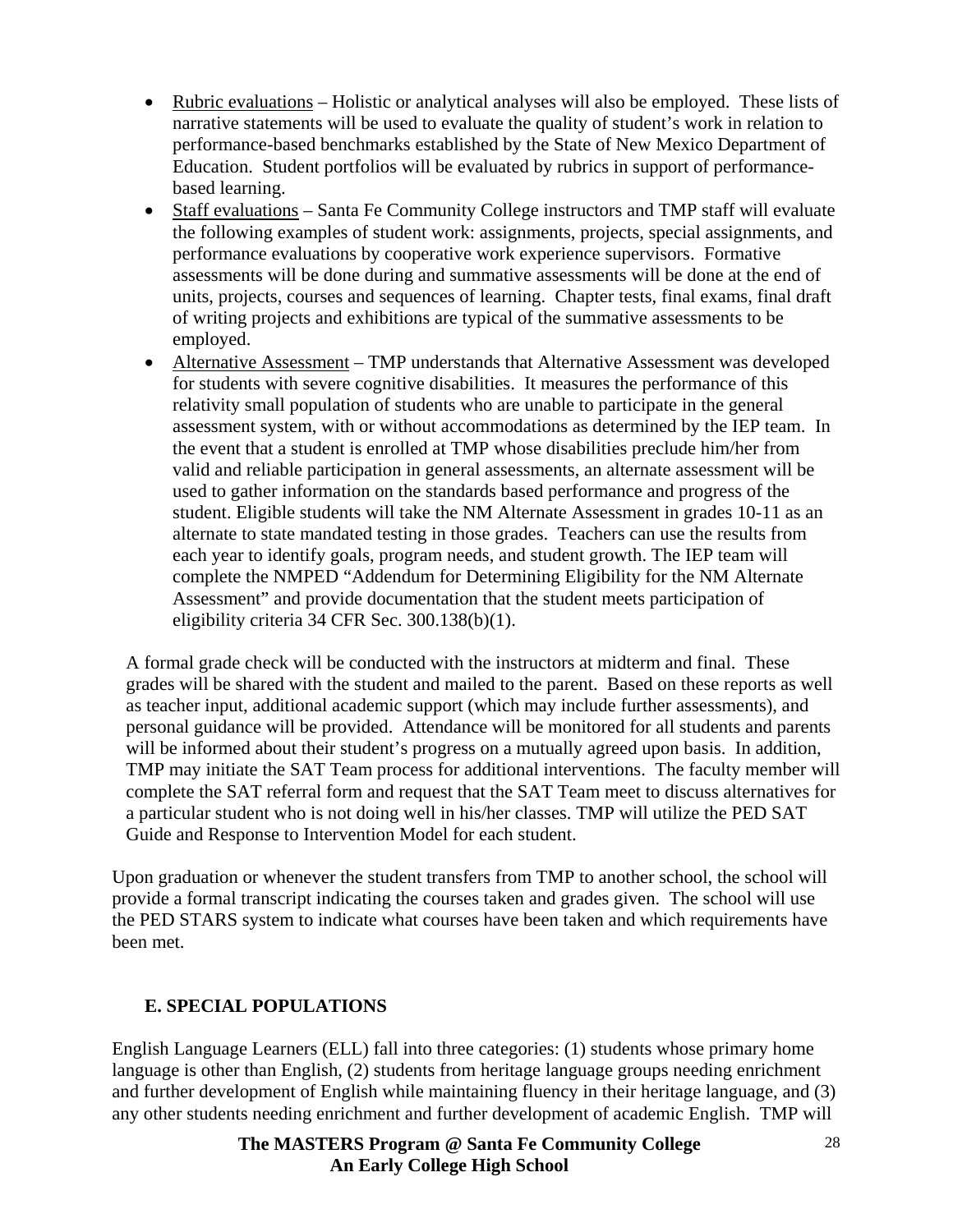- <u>Rubric evaluations</u> – Holistic or analytical analyses will also be employed. These lists of narrative statements will be used to evaluate the quality of student's work in relation to performance-based benchmarks established by the State of New Mexico Department of Education. Student portfolios will be evaluated by rubrics in support of performance-based learning.
- <u>Staff evaluations</u> – Santa Fe Community College instructors and TMP staff will evaluate the following examples of student work: assignments, projects, special assignments, and performance evaluations by cooperative work experience supervisors. Formative assessments will be done during and summative assessments will be done at the end of units, projects, courses and sequences of learning. Chapter tests, final exams, final draft of writing projects and exhibitions are typical of the summative assessments to be employed.
- <u>Alternative Assessment</u> – TMP understands that Alternative Assessment was developed for students with severe cognitive disabilities. It measures the performance of this relativity small population of students who are unable to participate in the general assessment system, with or without accommodations as determined by the IEP team. In the event that a student is enrolled at TMP whose disabilities preclude him/her from valid and reliable participation in general assessments, an alternate assessment will be used to gather information on the standards based performance and progress of the student. Eligible students will take the NM Alternate Assessment in grades 10-11 as an alternate to state mandated testing in those grades. Teachers can use the results from each year to identify goals, program needs, and student growth. The IEP team will complete the NMPED "Addendum for Determining Eligibility for the NM Alternate Assessment" and provide documentation that the student meets participation of eligibility criteria 34 CFR Sec. 300.138(b)(1).

A formal grade check will be conducted with the instructors at midterm and final. These grades will be shared with the student and mailed to the parent. Based on these reports as well as teacher input, additional academic support (which may include further assessments), and personal guidance will be provided. Attendance will be monitored for all students and parents will be informed about their student's progress on a mutually agreed upon basis. In addition, TMP may initiate the SAT Team process for additional interventions. The faculty member will complete the SAT referral form and request that the SAT Team meet to discuss alternatives for a particular student who is not doing well in his/her classes. TMP will utilize the PED SAT Guide and Response to Intervention Model for each student.

Upon graduation or whenever the student transfers from TMP to another school, the school will provide a formal transcript indicating the courses taken and grades given. The school will use the PED STARS system to indicate what courses have been taken and which requirements have been met.

## E. SPECIAL POPULATIONS

English Language Learners (ELL) fall into three categories: (1) students whose primary home language is other than English, (2) students from heritage language groups needing enrichment and further development of English while maintaining fluency in their heritage language, and (3) any other students needing enrichment and further development of academic English. TMP will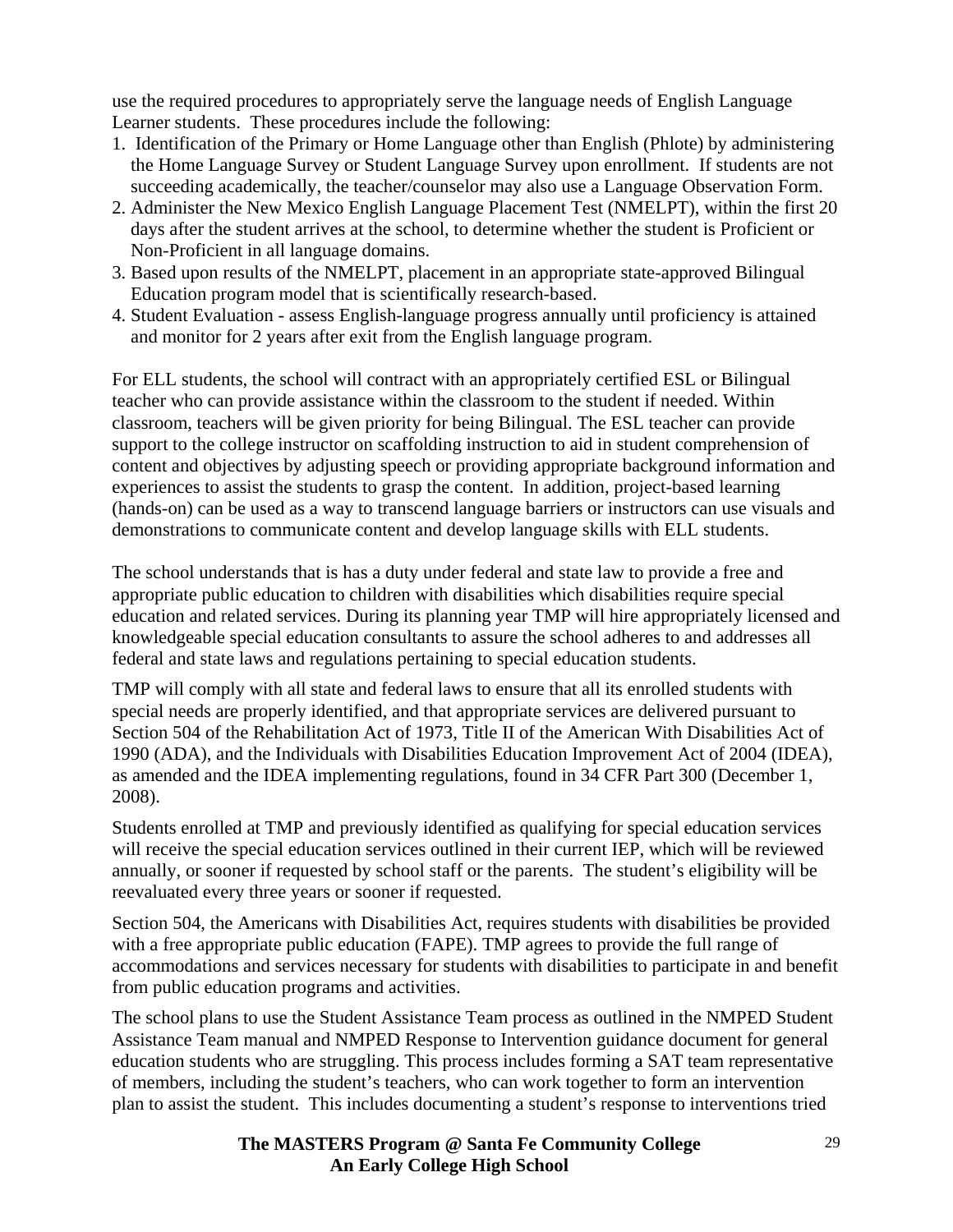use the required procedures to appropriately serve the language needs of English Language Learner students. These procedures include the following:

1. Identification of the Primary or Home Language other than English (Phlote) by administering the Home Language Survey or Student Language Survey upon enrollment. If students are not succeeding academically, the teacher/counselor may also use a Language Observation Form.
2. Administer the New Mexico English Language Placement Test (NMELPT), within the first 20 days after the student arrives at the school, to determine whether the student is Proficient or Non-Proficient in all language domains.
3. Based upon results of the NMELPT, placement in an appropriate state-approved Bilingual Education program model that is scientifically research-based.
4. Student Evaluation - assess English-language progress annually until proficiency is attained and monitor for 2 years after exit from the English language program.

For ELL students, the school will contract with an appropriately certified ESL or Bilingual teacher who can provide assistance within the classroom to the student if needed. Within classroom, teachers will be given priority for being Bilingual. The ESL teacher can provide support to the college instructor on scaffolding instruction to aid in student comprehension of content and objectives by adjusting speech or providing appropriate background information and experiences to assist the students to grasp the content. In addition, project-based learning (hands-on) can be used as a way to transcend language barriers or instructors can use visuals and demonstrations to communicate content and develop language skills with ELL students.

The school understands that is has a duty under federal and state law to provide a free and appropriate public education to children with disabilities which disabilities require special education and related services. During its planning year TMP will hire appropriately licensed and knowledgeable special education consultants to assure the school adheres to and addresses all federal and state laws and regulations pertaining to special education students.

TMP will comply with all state and federal laws to ensure that all its enrolled students with special needs are properly identified, and that appropriate services are delivered pursuant to Section 504 of the Rehabilitation Act of 1973, Title II of the American With Disabilities Act of 1990 (ADA), and the Individuals with Disabilities Education Improvement Act of 2004 (IDEA), as amended and the IDEA implementing regulations, found in 34 CFR Part 300 (December 1, 2008).

Students enrolled at TMP and previously identified as qualifying for special education services will receive the special education services outlined in their current IEP, which will be reviewed annually, or sooner if requested by school staff or the parents. The student's eligibility will be reevaluated every three years or sooner if requested.

Section 504, the Americans with Disabilities Act, requires students with disabilities be provided with a free appropriate public education (FAPE). TMP agrees to provide the full range of accommodations and services necessary for students with disabilities to participate in and benefit from public education programs and activities.

The school plans to use the Student Assistance Team process as outlined in the NMPED Student Assistance Team manual and NMPED Response to Intervention guidance document for general education students who are struggling. This process includes forming a SAT team representative of members, including the student's teachers, who can work together to form an intervention plan to assist the student. This includes documenting a student's response to interventions tried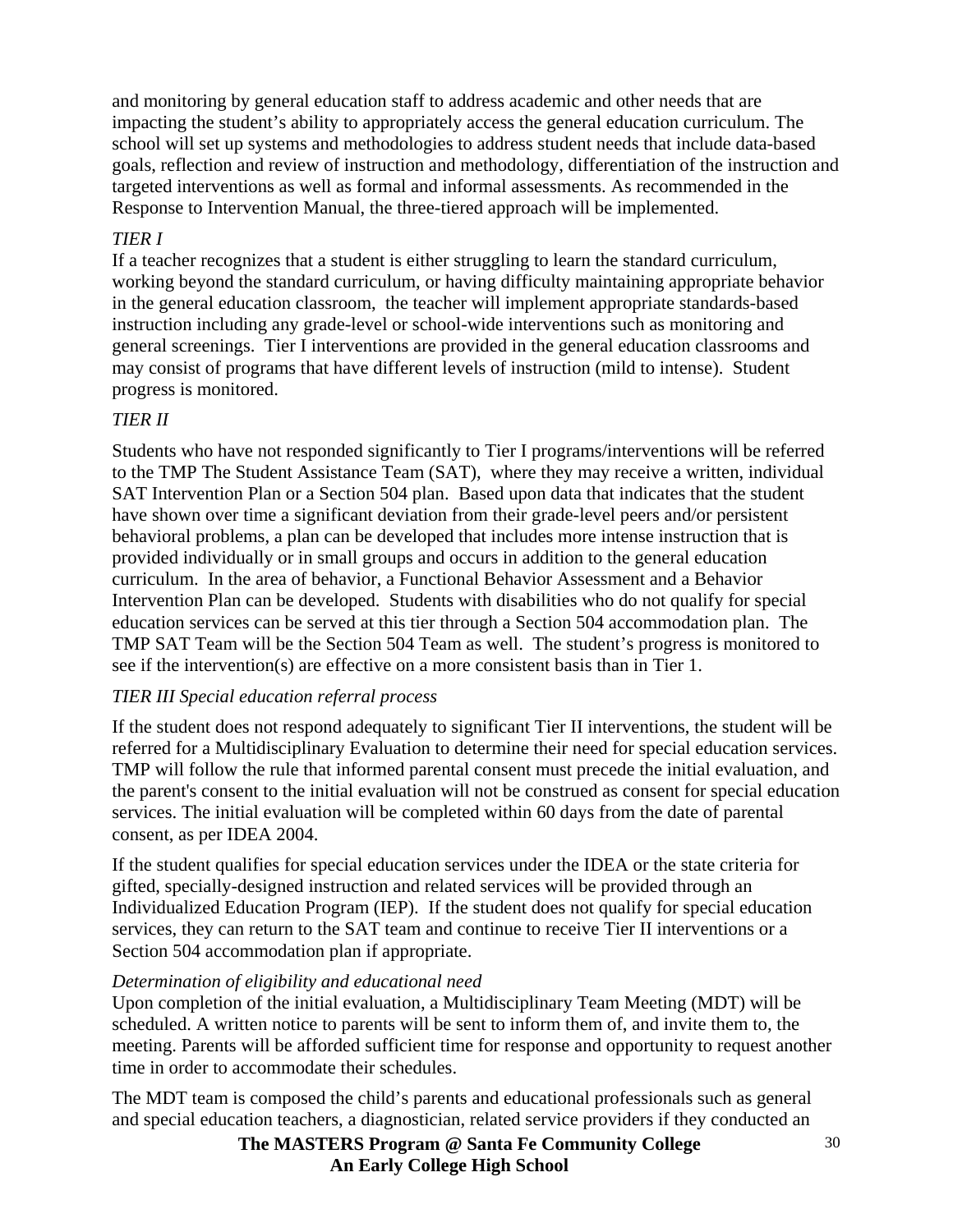and monitoring by general education staff to address academic and other needs that are impacting the student's ability to appropriately access the general education curriculum. The school will set up systems and methodologies to address student needs that include data-based goals, reflection and review of instruction and methodology, differentiation of the instruction and targeted interventions as well as formal and informal assessments. As recommended in the Response to Intervention Manual, the three-tiered approach will be implemented.

*TIER I*

If a teacher recognizes that a student is either struggling to learn the standard curriculum, working beyond the standard curriculum, or having difficulty maintaining appropriate behavior in the general education classroom, the teacher will implement appropriate standards-based instruction including any grade-level or school-wide interventions such as monitoring and general screenings. Tier I interventions are provided in the general education classrooms and may consist of programs that have different levels of instruction (mild to intense). Student progress is monitored.

*TIER II*

Students who have not responded significantly to Tier I programs/interventions will be referred to the TMP The Student Assistance Team (SAT), where they may receive a written, individual SAT Intervention Plan or a Section 504 plan. Based upon data that indicates that the student have shown over time a significant deviation from their grade-level peers and/or persistent behavioral problems, a plan can be developed that includes more intense instruction that is provided individually or in small groups and occurs in addition to the general education curriculum. In the area of behavior, a Functional Behavior Assessment and a Behavior Intervention Plan can be developed. Students with disabilities who do not qualify for special education services can be served at this tier through a Section 504 accommodation plan. The TMP SAT Team will be the Section 504 Team as well. The student's progress is monitored to see if the intervention(s) are effective on a more consistent basis than in Tier 1.

*TIER III Special education referral process*

If the student does not respond adequately to significant Tier II interventions, the student will be referred for a Multidisciplinary Evaluation to determine their need for special education services. TMP will follow the rule that informed parental consent must precede the initial evaluation, and the parent's consent to the initial evaluation will not be construed as consent for special education services. The initial evaluation will be completed within 60 days from the date of parental consent, as per IDEA 2004.

If the student qualifies for special education services under the IDEA or the state criteria for gifted, specially-designed instruction and related services will be provided through an Individualized Education Program (IEP). If the student does not qualify for special education services, they can return to the SAT team and continue to receive Tier II interventions or a Section 504 accommodation plan if appropriate.

*Determination of eligibility and educational need*

Upon completion of the initial evaluation, a Multidisciplinary Team Meeting (MDT) will be scheduled. A written notice to parents will be sent to inform them of, and invite them to, the meeting. Parents will be afforded sufficient time for response and opportunity to request another time in order to accommodate their schedules.

The MDT team is composed the child's parents and educational professionals such as general and special education teachers, a diagnostician, related service providers if they conducted an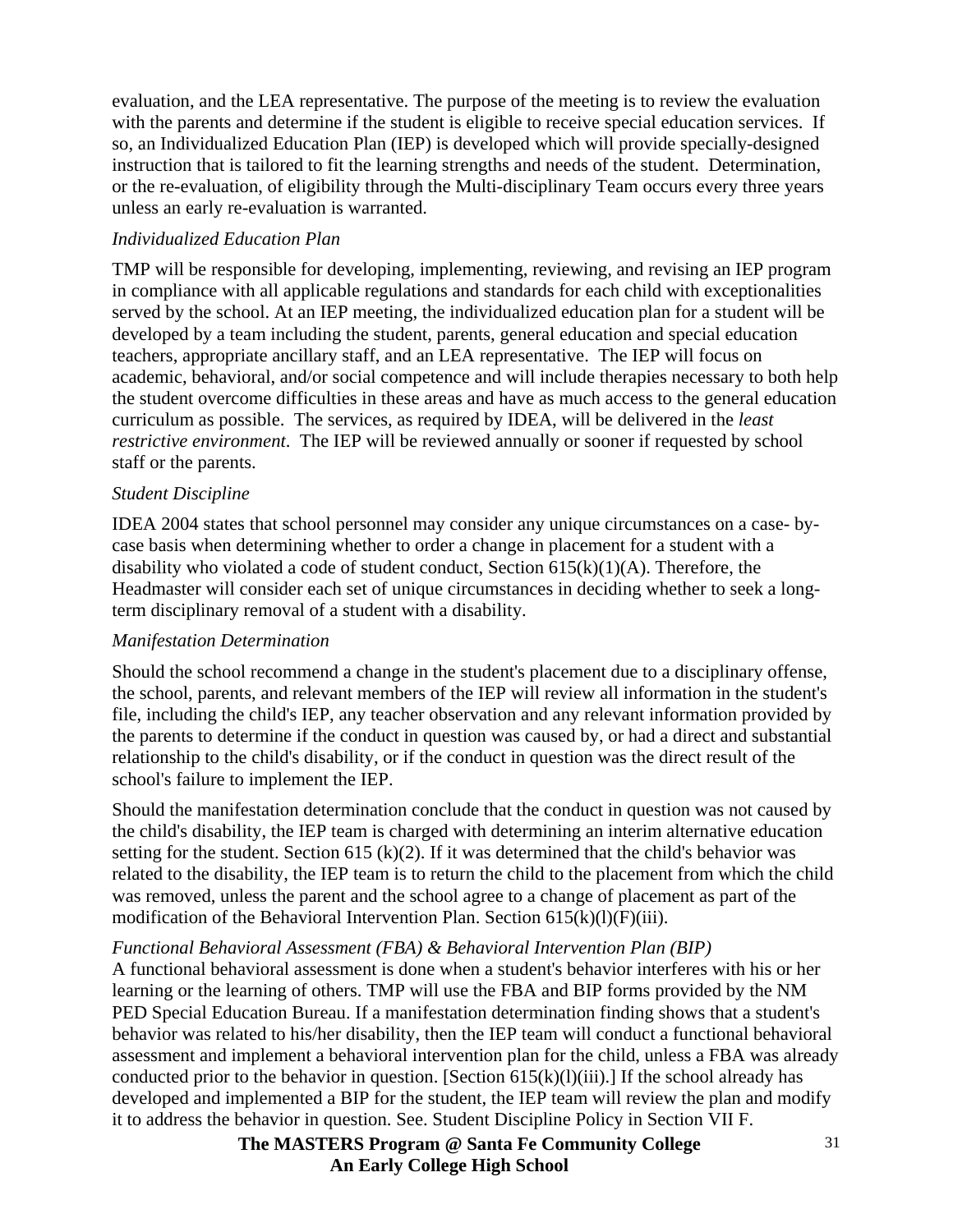evaluation, and the LEA representative. The purpose of the meeting is to review the evaluation with the parents and determine if the student is eligible to receive special education services. If so, an Individualized Education Plan (IEP) is developed which will provide specially-designed instruction that is tailored to fit the learning strengths and needs of the student. Determination, or the re-evaluation, of eligibility through the Multi-disciplinary Team occurs every three years unless an early re-evaluation is warranted.

*Individualized Education Plan*

TMP will be responsible for developing, implementing, reviewing, and revising an IEP program in compliance with all applicable regulations and standards for each child with exceptionalities served by the school. At an IEP meeting, the individualized education plan for a student will be developed by a team including the student, parents, general education and special education teachers, appropriate ancillary staff, and an LEA representative. The IEP will focus on academic, behavioral, and/or social competence and will include therapies necessary to both help the student overcome difficulties in these areas and have as much access to the general education curriculum as possible. The services, as required by IDEA, will be delivered in the *least restrictive environment*. The IEP will be reviewed annually or sooner if requested by school staff or the parents.

*Student Discipline*

IDEA 2004 states that school personnel may consider any unique circumstances on a case- by-case basis when determining whether to order a change in placement for a student with a disability who violated a code of student conduct, Section 615(k)(1)(A). Therefore, the Headmaster will consider each set of unique circumstances in deciding whether to seek a long-term disciplinary removal of a student with a disability.

*Manifestation Determination*

Should the school recommend a change in the student's placement due to a disciplinary offense, the school, parents, and relevant members of the IEP will review all information in the student's file, including the child's IEP, any teacher observation and any relevant information provided by the parents to determine if the conduct in question was caused by, or had a direct and substantial relationship to the child's disability, or if the conduct in question was the direct result of the school's failure to implement the IEP.

Should the manifestation determination conclude that the conduct in question was not caused by the child's disability, the IEP team is charged with determining an interim alternative education setting for the student. Section 615 (k)(2). If it was determined that the child's behavior was related to the disability, the IEP team is to return the child to the placement from which the child was removed, unless the parent and the school agree to a change of placement as part of the modification of the Behavioral Intervention Plan. Section 615(k)(l)(F)(iii).

*Functional Behavioral Assessment (FBA) & Behavioral Intervention Plan (BIP)*
A functional behavioral assessment is done when a student's behavior interferes with his or her learning or the learning of others. TMP will use the FBA and BIP forms provided by the NM PED Special Education Bureau. If a manifestation determination finding shows that a student's behavior was related to his/her disability, then the IEP team will conduct a functional behavioral assessment and implement a behavioral intervention plan for the child, unless a FBA was already conducted prior to the behavior in question. [Section 615(k)(l)(iii).] If the school already has developed and implemented a BIP for the student, the IEP team will review the plan and modify it to address the behavior in question. See. Student Discipline Policy in Section VII F.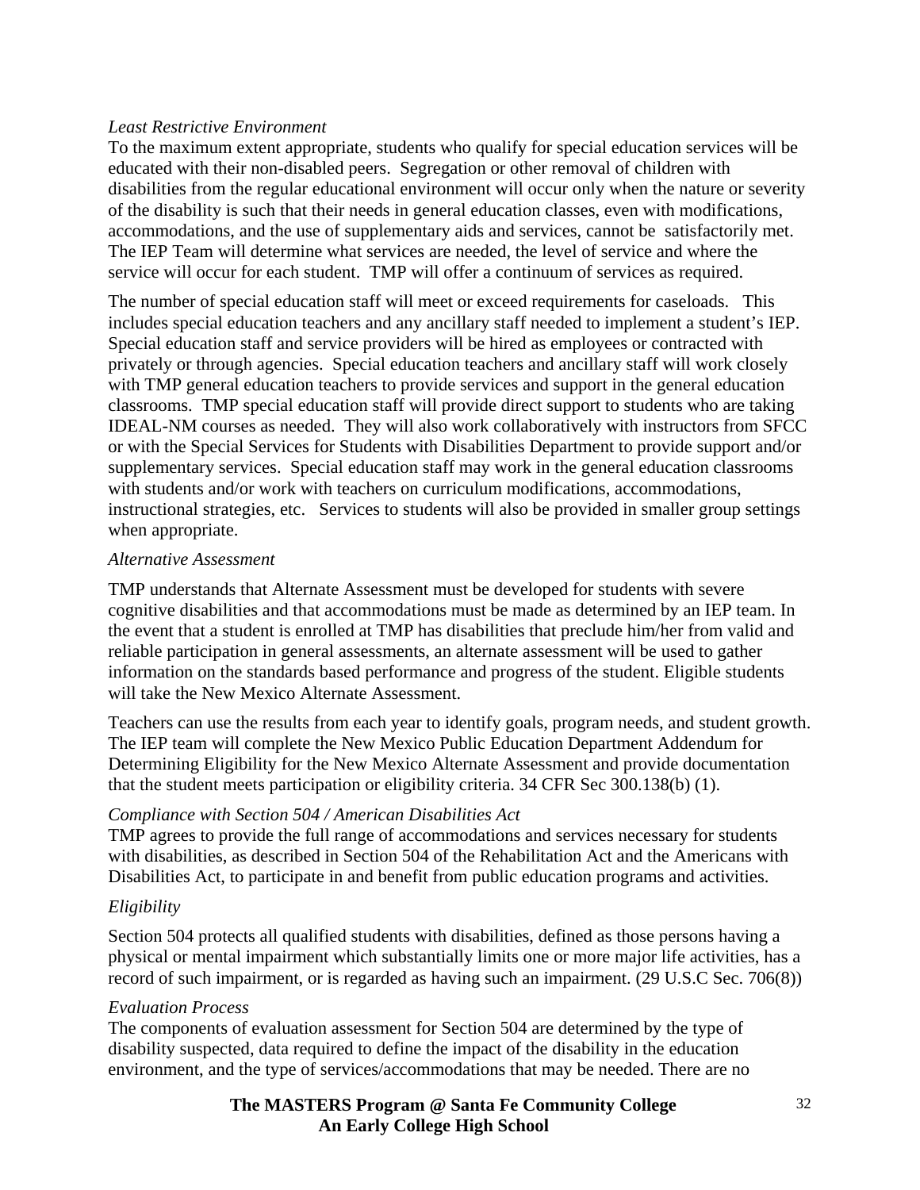*Least Restrictive Environment*

To the maximum extent appropriate, students who qualify for special education services will be educated with their non-disabled peers. Segregation or other removal of children with disabilities from the regular educational environment will occur only when the nature or severity of the disability is such that their needs in general education classes, even with modifications, accommodations, and the use of supplementary aids and services, cannot be satisfactorily met. The IEP Team will determine what services are needed, the level of service and where the service will occur for each student. TMP will offer a continuum of services as required.

The number of special education staff will meet or exceed requirements for caseloads. This includes special education teachers and any ancillary staff needed to implement a student's IEP. Special education staff and service providers will be hired as employees or contracted with privately or through agencies. Special education teachers and ancillary staff will work closely with TMP general education teachers to provide services and support in the general education classrooms. TMP special education staff will provide direct support to students who are taking IDEAL-NM courses as needed. They will also work collaboratively with instructors from SFCC or with the Special Services for Students with Disabilities Department to provide support and/or supplementary services. Special education staff may work in the general education classrooms with students and/or work with teachers on curriculum modifications, accommodations, instructional strategies, etc. Services to students will also be provided in smaller group settings when appropriate.

*Alternative Assessment*

TMP understands that Alternate Assessment must be developed for students with severe cognitive disabilities and that accommodations must be made as determined by an IEP team. In the event that a student is enrolled at TMP has disabilities that preclude him/her from valid and reliable participation in general assessments, an alternate assessment will be used to gather information on the standards based performance and progress of the student. Eligible students will take the New Mexico Alternate Assessment.

Teachers can use the results from each year to identify goals, program needs, and student growth. The IEP team will complete the New Mexico Public Education Department Addendum for Determining Eligibility for the New Mexico Alternate Assessment and provide documentation that the student meets participation or eligibility criteria. 34 CFR Sec 300.138(b) (1).

*Compliance with Section 504 / American Disabilities Act*

TMP agrees to provide the full range of accommodations and services necessary for students with disabilities, as described in Section 504 of the Rehabilitation Act and the Americans with Disabilities Act, to participate in and benefit from public education programs and activities.

*Eligibility*

Section 504 protects all qualified students with disabilities, defined as those persons having a physical or mental impairment which substantially limits one or more major life activities, has a record of such impairment, or is regarded as having such an impairment. (29 U.S.C Sec. 706(8))

*Evaluation Process*

The components of evaluation assessment for Section 504 are determined by the type of disability suspected, data required to define the impact of the disability in the education environment, and the type of services/accommodations that may be needed. There are no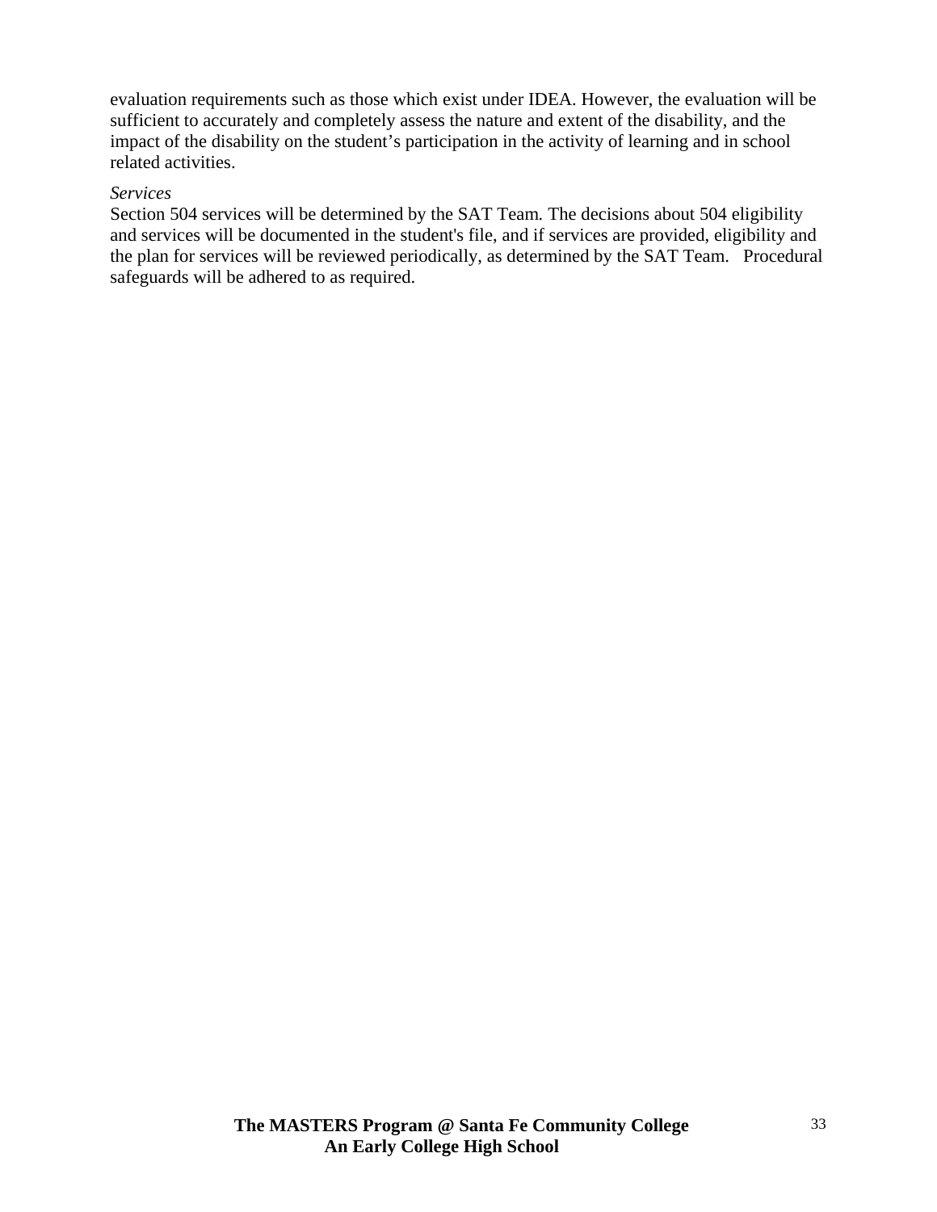evaluation requirements such as those which exist under IDEA. However, the evaluation will be sufficient to accurately and completely assess the nature and extent of the disability, and the impact of the disability on the student's participation in the activity of learning and in school related activities.

*Services*

Section 504 services will be determined by the SAT Team. The decisions about 504 eligibility and services will be documented in the student's file, and if services are provided, eligibility and the plan for services will be reviewed periodically, as determined by the SAT Team. Procedural safeguards will be adhered to as required.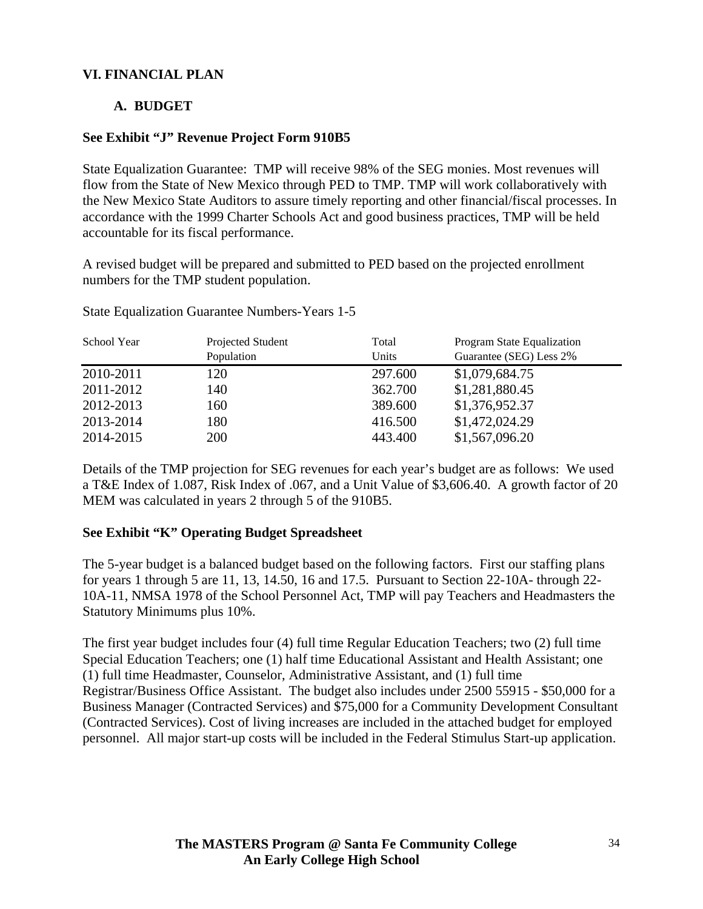## VI. FINANCIAL PLAN

### A. BUDGET

**See Exhibit "J" Revenue Project Form 910B5**

State Equalization Guarantee: TMP will receive 98% of the SEG monies. Most revenues will flow from the State of New Mexico through PED to TMP. TMP will work collaboratively with the New Mexico State Auditors to assure timely reporting and other financial/fiscal processes. In accordance with the 1999 Charter Schools Act and good business practices, TMP will be held accountable for its fiscal performance.

A revised budget will be prepared and submitted to PED based on the projected enrollment numbers for the TMP student population.

State Equalization Guarantee Numbers-Years 1-5

| School Year | Projected Student Population | Total Units | Program State Equalization Guarantee (SEG) Less 2% |
|---|---|---|---|
| 2010-2011 | 120 | 297.600 | $1,079,684.75 |
| 2011-2012 | 140 | 362.700 | $1,281,880.45 |
| 2012-2013 | 160 | 389.600 | $1,376,952.37 |
| 2013-2014 | 180 | 416.500 | $1,472,024.29 |
| 2014-2015 | 200 | 443.400 | $1,567,096.20 |

Details of the TMP projection for SEG revenues for each year's budget are as follows: We used a T&E Index of 1.087, Risk Index of .067, and a Unit Value of $3,606.40. A growth factor of 20 MEM was calculated in years 2 through 5 of the 910B5.

**See Exhibit "K" Operating Budget Spreadsheet**

The 5-year budget is a balanced budget based on the following factors. First our staffing plans for years 1 through 5 are 11, 13, 14.50, 16 and 17.5. Pursuant to Section 22-10A- through 22-10A-11, NMSA 1978 of the School Personnel Act, TMP will pay Teachers and Headmasters the Statutory Minimums plus 10%.

The first year budget includes four (4) full time Regular Education Teachers; two (2) full time Special Education Teachers; one (1) half time Educational Assistant and Health Assistant; one (1) full time Headmaster, Counselor, Administrative Assistant, and (1) full time Registrar/Business Office Assistant. The budget also includes under 2500 55915 - $50,000 for a Business Manager (Contracted Services) and $75,000 for a Community Development Consultant (Contracted Services). Cost of living increases are included in the attached budget for employed personnel. All major start-up costs will be included in the Federal Stimulus Start-up application.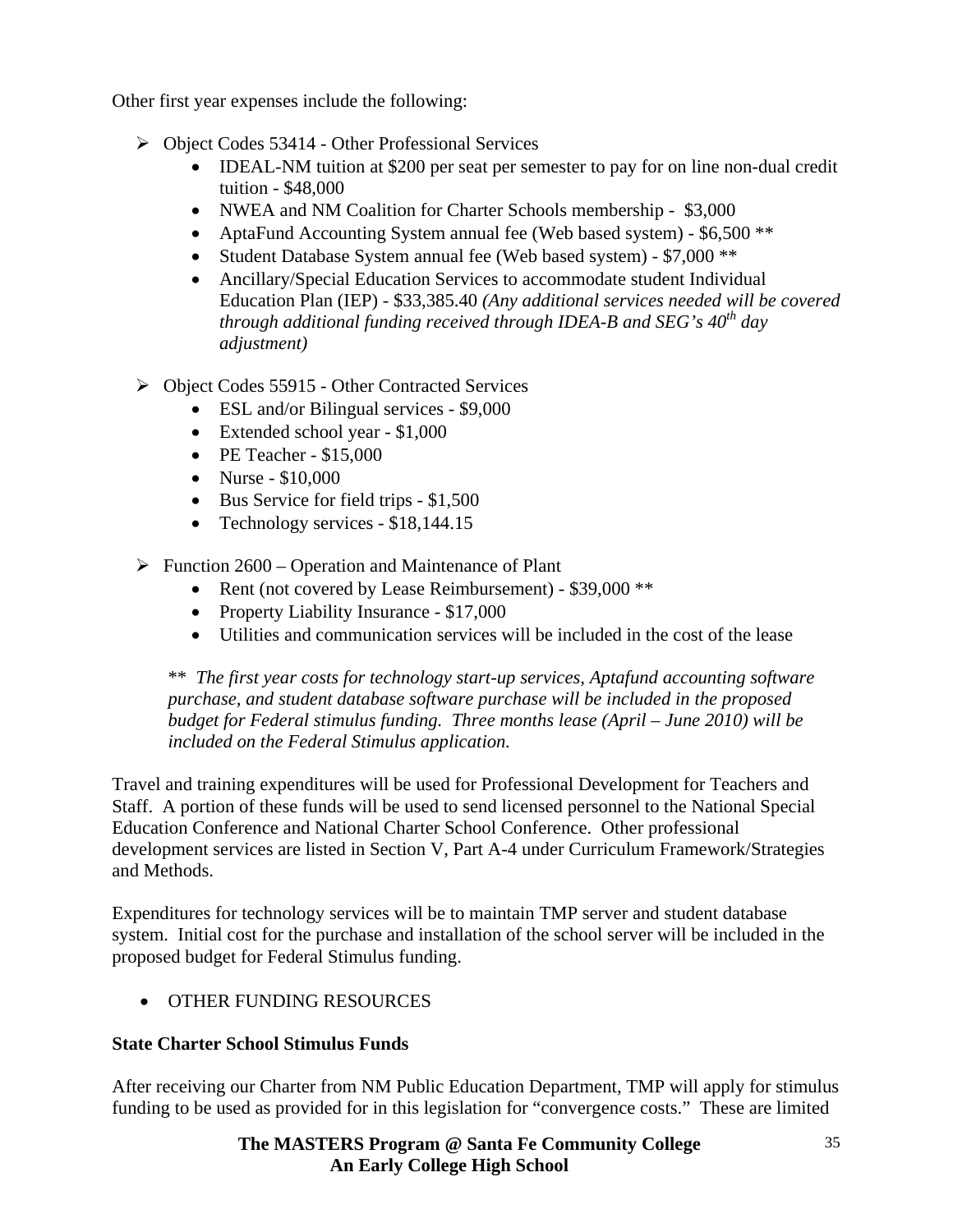Other first year expenses include the following:

- Object Codes 53414 - Other Professional Services
  - IDEAL-NM tuition at $200 per seat per semester to pay for on line non-dual credit tuition - $48,000
  - NWEA and NM Coalition for Charter Schools membership - $3,000
  - AptaFund Accounting System annual fee (Web based system) - $6,500 **
  - Student Database System annual fee (Web based system) - $7,000 **
  - Ancillary/Special Education Services to accommodate student Individual Education Plan (IEP) - $33,385.40 *(Any additional services needed will be covered through additional funding received through IDEA-B and SEG's 40th day adjustment)*
- Object Codes 55915 - Other Contracted Services
  - ESL and/or Bilingual services - $9,000
  - Extended school year - $1,000
  - PE Teacher - $15,000
  - Nurse - $10,000
  - Bus Service for field trips - $1,500
  - Technology services - $18,144.15
- Function 2600 – Operation and Maintenance of Plant
  - Rent (not covered by Lease Reimbursement) - $39,000 **
  - Property Liability Insurance - $17,000
  - Utilities and communication services will be included in the cost of the lease

  *** The first year costs for technology start-up services, Aptafund accounting software purchase, and student database software purchase will be included in the proposed budget for Federal stimulus funding. Three months lease (April – June 2010) will be included on the Federal Stimulus application.*

Travel and training expenditures will be used for Professional Development for Teachers and Staff. A portion of these funds will be used to send licensed personnel to the National Special Education Conference and National Charter School Conference. Other professional development services are listed in Section V, Part A-4 under Curriculum Framework/Strategies and Methods.

Expenditures for technology services will be to maintain TMP server and student database system. Initial cost for the purchase and installation of the school server will be included in the proposed budget for Federal Stimulus funding.

- OTHER FUNDING RESOURCES

**State Charter School Stimulus Funds**

After receiving our Charter from NM Public Education Department, TMP will apply for stimulus funding to be used as provided for in this legislation for "convergence costs." These are limited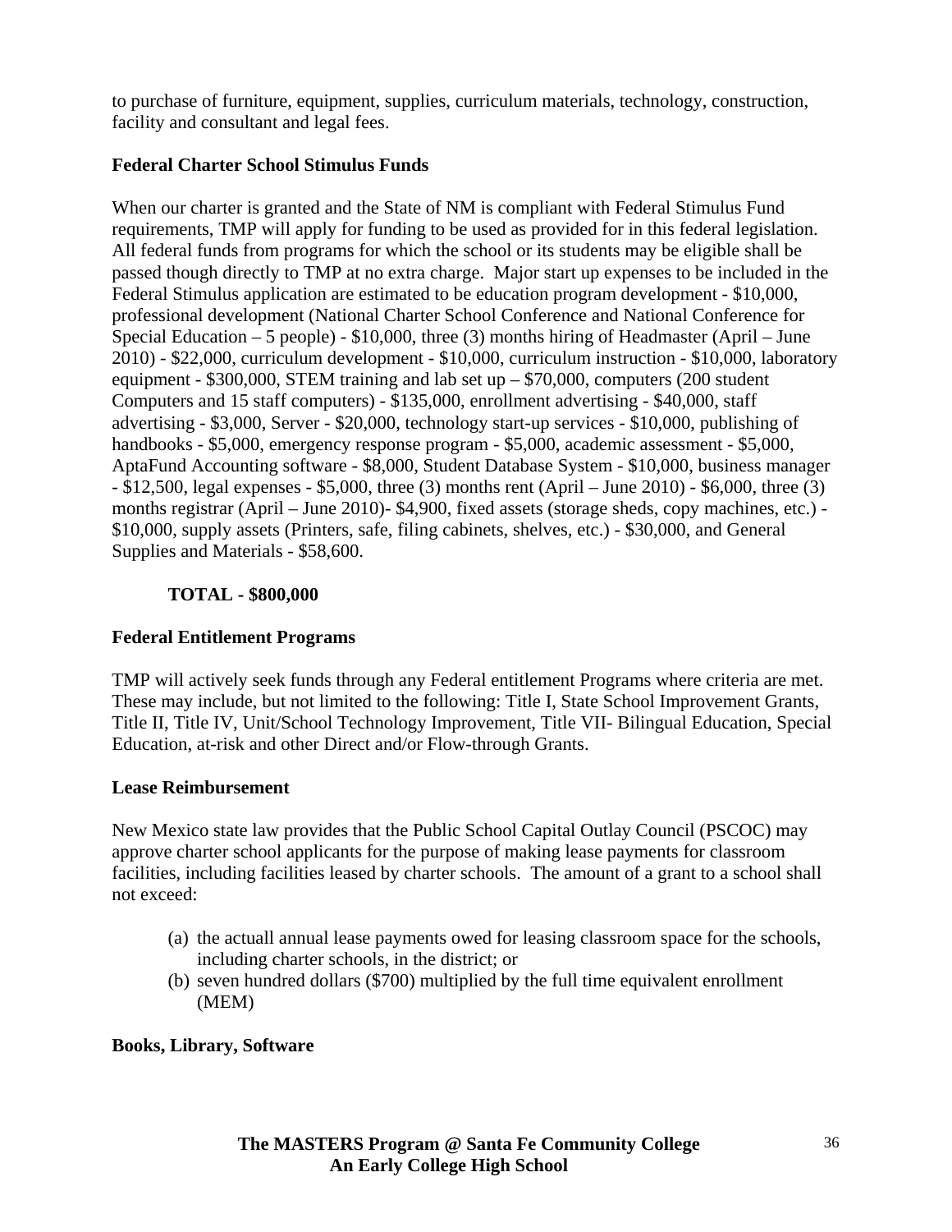to purchase of furniture, equipment, supplies, curriculum materials, technology, construction, facility and consultant and legal fees.

**Federal Charter School Stimulus Funds**

When our charter is granted and the State of NM is compliant with Federal Stimulus Fund requirements, TMP will apply for funding to be used as provided for in this federal legislation. All federal funds from programs for which the school or its students may be eligible shall be passed though directly to TMP at no extra charge. Major start up expenses to be included in the Federal Stimulus application are estimated to be education program development - $10,000, professional development (National Charter School Conference and National Conference for Special Education – 5 people) - $10,000, three (3) months hiring of Headmaster (April – June 2010) - $22,000, curriculum development - $10,000, curriculum instruction - $10,000, laboratory equipment - $300,000, STEM training and lab set up – $70,000, computers (200 student Computers and 15 staff computers) - $135,000, enrollment advertising - $40,000, staff advertising - $3,000, Server - $20,000, technology start-up services - $10,000, publishing of handbooks - $5,000, emergency response program - $5,000, academic assessment - $5,000, AptaFund Accounting software - $8,000, Student Database System - $10,000, business manager - $12,500, legal expenses - $5,000, three (3) months rent (April – June 2010) - $6,000, three (3) months registrar (April – June 2010)- $4,900, fixed assets (storage sheds, copy machines, etc.) - $10,000, supply assets (Printers, safe, filing cabinets, shelves, etc.) - $30,000, and General Supplies and Materials - $58,600.

**TOTAL - $800,000**

**Federal Entitlement Programs**

TMP will actively seek funds through any Federal entitlement Programs where criteria are met. These may include, but not limited to the following: Title I, State School Improvement Grants, Title II, Title IV, Unit/School Technology Improvement, Title VII- Bilingual Education, Special Education, at-risk and other Direct and/or Flow-through Grants.

**Lease Reimbursement**

New Mexico state law provides that the Public School Capital Outlay Council (PSCOC) may approve charter school applicants for the purpose of making lease payments for classroom facilities, including facilities leased by charter schools. The amount of a grant to a school shall not exceed:

(a) the actuall annual lease payments owed for leasing classroom space for the schools, including charter schools, in the district; or
(b) seven hundred dollars ($700) multiplied by the full time equivalent enrollment (MEM)

**Books, Library, Software**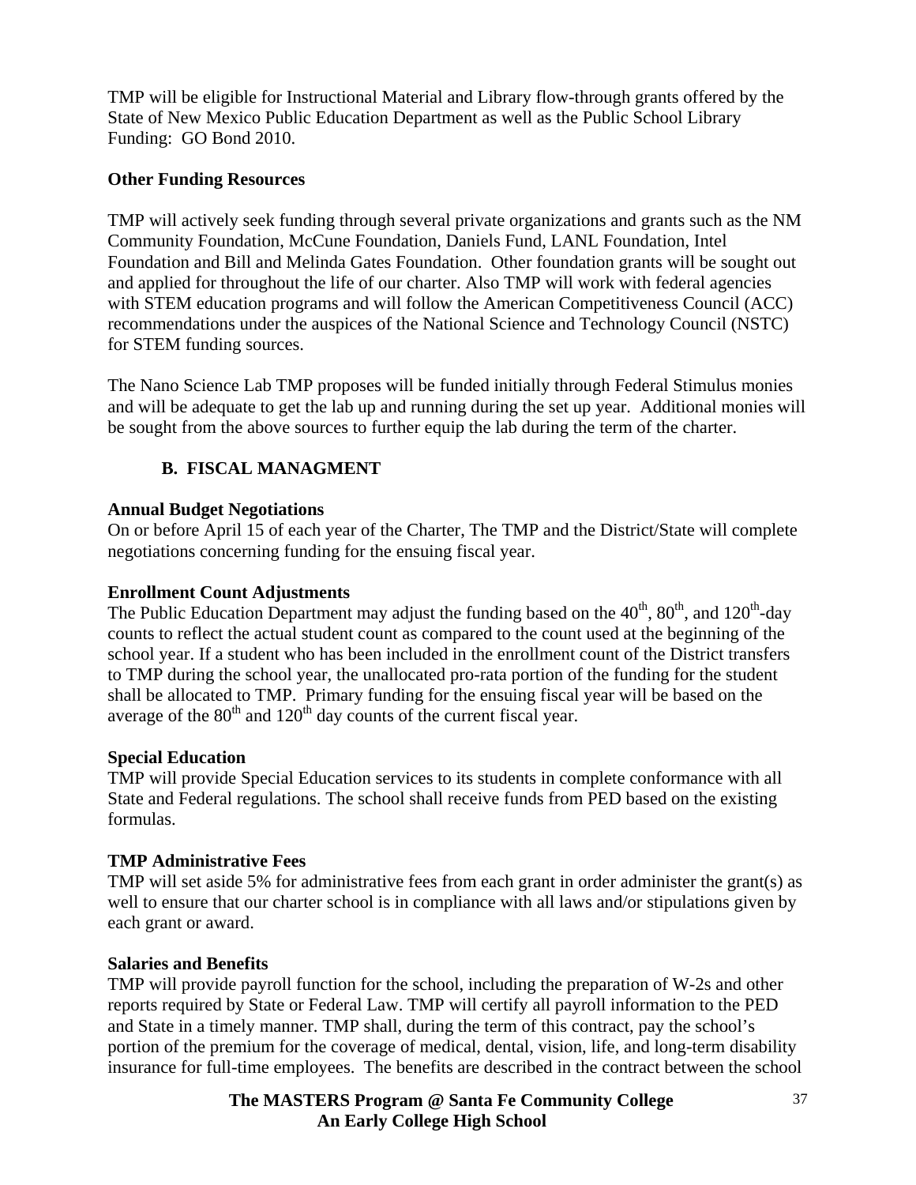TMP will be eligible for Instructional Material and Library flow-through grants offered by the State of New Mexico Public Education Department as well as the Public School Library Funding: GO Bond 2010.

**Other Funding Resources**

TMP will actively seek funding through several private organizations and grants such as the NM Community Foundation, McCune Foundation, Daniels Fund, LANL Foundation, Intel Foundation and Bill and Melinda Gates Foundation. Other foundation grants will be sought out and applied for throughout the life of our charter. Also TMP will work with federal agencies with STEM education programs and will follow the American Competitiveness Council (ACC) recommendations under the auspices of the National Science and Technology Council (NSTC) for STEM funding sources.

The Nano Science Lab TMP proposes will be funded initially through Federal Stimulus monies and will be adequate to get the lab up and running during the set up year. Additional monies will be sought from the above sources to further equip the lab during the term of the charter.

## B. FISCAL MANAGMENT

**Annual Budget Negotiations**

On or before April 15 of each year of the Charter, The TMP and the District/State will complete negotiations concerning funding for the ensuing fiscal year.

**Enrollment Count Adjustments**

The Public Education Department may adjust the funding based on the 40th, 80th, and 120th-day counts to reflect the actual student count as compared to the count used at the beginning of the school year. If a student who has been included in the enrollment count of the District transfers to TMP during the school year, the unallocated pro-rata portion of the funding for the student shall be allocated to TMP. Primary funding for the ensuing fiscal year will be based on the average of the 80th and 120th day counts of the current fiscal year.

**Special Education**

TMP will provide Special Education services to its students in complete conformance with all State and Federal regulations. The school shall receive funds from PED based on the existing formulas.

**TMP Administrative Fees**

TMP will set aside 5% for administrative fees from each grant in order administer the grant(s) as well to ensure that our charter school is in compliance with all laws and/or stipulations given by each grant or award.

**Salaries and Benefits**

TMP will provide payroll function for the school, including the preparation of W-2s and other reports required by State or Federal Law. TMP will certify all payroll information to the PED and State in a timely manner. TMP shall, during the term of this contract, pay the school's portion of the premium for the coverage of medical, dental, vision, life, and long-term disability insurance for full-time employees. The benefits are described in the contract between the school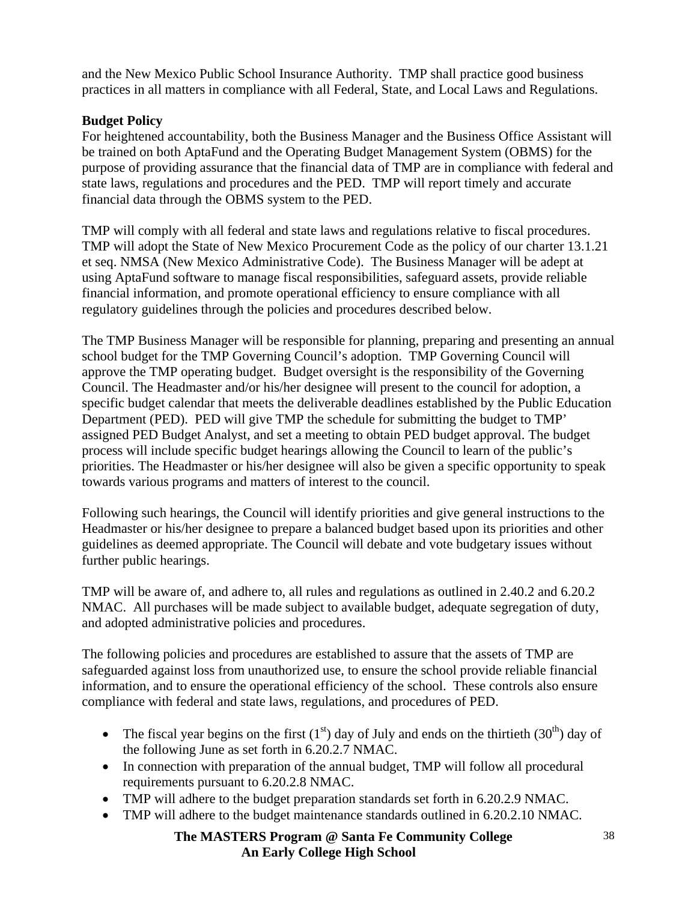and the New Mexico Public School Insurance Authority. TMP shall practice good business practices in all matters in compliance with all Federal, State, and Local Laws and Regulations.

**Budget Policy**

For heightened accountability, both the Business Manager and the Business Office Assistant will be trained on both AptaFund and the Operating Budget Management System (OBMS) for the purpose of providing assurance that the financial data of TMP are in compliance with federal and state laws, regulations and procedures and the PED. TMP will report timely and accurate financial data through the OBMS system to the PED.

TMP will comply with all federal and state laws and regulations relative to fiscal procedures. TMP will adopt the State of New Mexico Procurement Code as the policy of our charter 13.1.21 et seq. NMSA (New Mexico Administrative Code). The Business Manager will be adept at using AptaFund software to manage fiscal responsibilities, safeguard assets, provide reliable financial information, and promote operational efficiency to ensure compliance with all regulatory guidelines through the policies and procedures described below.

The TMP Business Manager will be responsible for planning, preparing and presenting an annual school budget for the TMP Governing Council's adoption. TMP Governing Council will approve the TMP operating budget. Budget oversight is the responsibility of the Governing Council. The Headmaster and/or his/her designee will present to the council for adoption, a specific budget calendar that meets the deliverable deadlines established by the Public Education Department (PED). PED will give TMP the schedule for submitting the budget to TMP' assigned PED Budget Analyst, and set a meeting to obtain PED budget approval. The budget process will include specific budget hearings allowing the Council to learn of the public's priorities. The Headmaster or his/her designee will also be given a specific opportunity to speak towards various programs and matters of interest to the council.

Following such hearings, the Council will identify priorities and give general instructions to the Headmaster or his/her designee to prepare a balanced budget based upon its priorities and other guidelines as deemed appropriate. The Council will debate and vote budgetary issues without further public hearings.

TMP will be aware of, and adhere to, all rules and regulations as outlined in 2.40.2 and 6.20.2 NMAC. All purchases will be made subject to available budget, adequate segregation of duty, and adopted administrative policies and procedures.

The following policies and procedures are established to assure that the assets of TMP are safeguarded against loss from unauthorized use, to ensure the school provide reliable financial information, and to ensure the operational efficiency of the school. These controls also ensure compliance with federal and state laws, regulations, and procedures of PED.

- The fiscal year begins on the first (1st) day of July and ends on the thirtieth (30th) day of the following June as set forth in 6.20.2.7 NMAC.
- In connection with preparation of the annual budget, TMP will follow all procedural requirements pursuant to 6.20.2.8 NMAC.
- TMP will adhere to the budget preparation standards set forth in 6.20.2.9 NMAC.
- TMP will adhere to the budget maintenance standards outlined in 6.20.2.10 NMAC.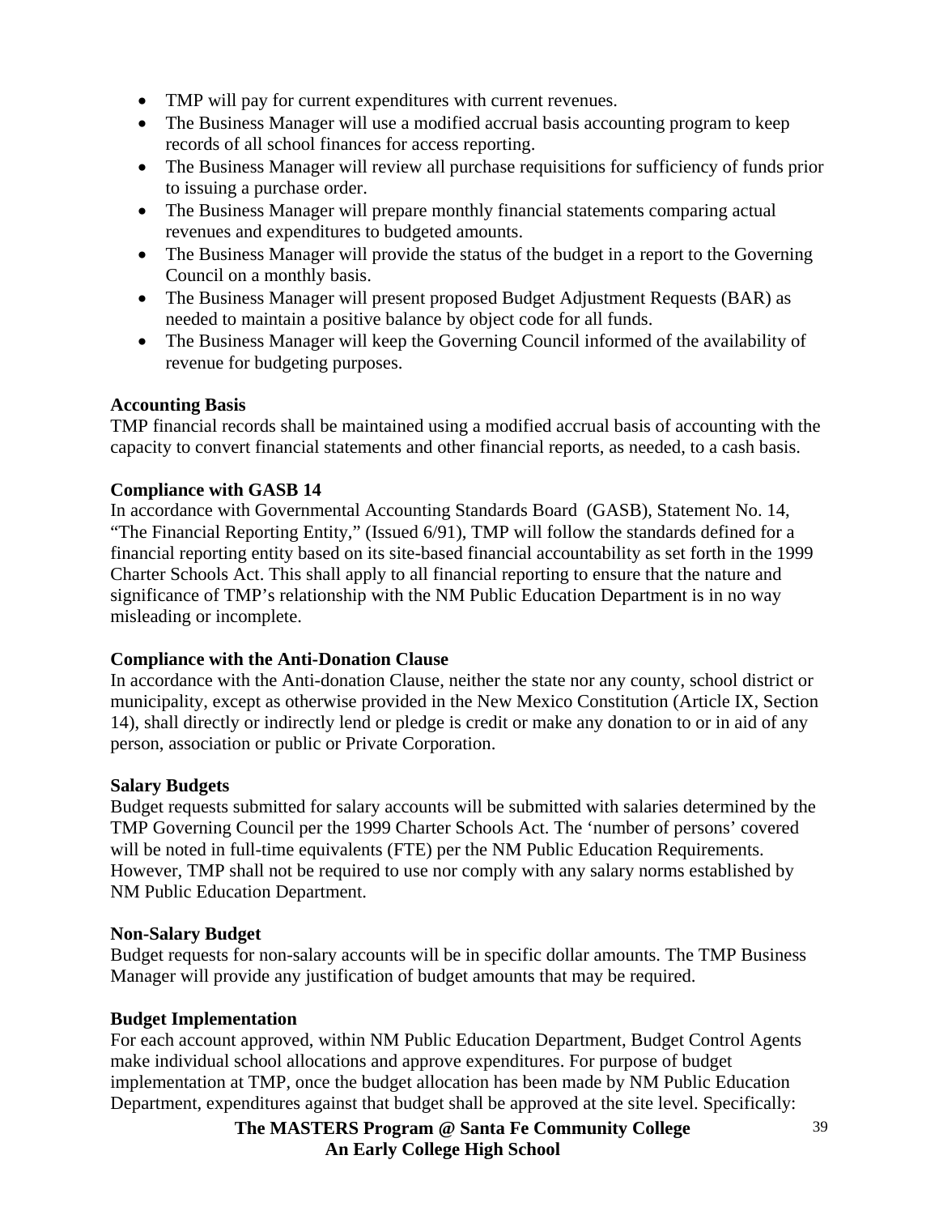- TMP will pay for current expenditures with current revenues.
- The Business Manager will use a modified accrual basis accounting program to keep records of all school finances for access reporting.
- The Business Manager will review all purchase requisitions for sufficiency of funds prior to issuing a purchase order.
- The Business Manager will prepare monthly financial statements comparing actual revenues and expenditures to budgeted amounts.
- The Business Manager will provide the status of the budget in a report to the Governing Council on a monthly basis.
- The Business Manager will present proposed Budget Adjustment Requests (BAR) as needed to maintain a positive balance by object code for all funds.
- The Business Manager will keep the Governing Council informed of the availability of revenue for budgeting purposes.

**Accounting Basis**
TMP financial records shall be maintained using a modified accrual basis of accounting with the capacity to convert financial statements and other financial reports, as needed, to a cash basis.

**Compliance with GASB 14**
In accordance with Governmental Accounting Standards Board (GASB), Statement No. 14, "The Financial Reporting Entity," (Issued 6/91), TMP will follow the standards defined for a financial reporting entity based on its site-based financial accountability as set forth in the 1999 Charter Schools Act. This shall apply to all financial reporting to ensure that the nature and significance of TMP's relationship with the NM Public Education Department is in no way misleading or incomplete.

**Compliance with the Anti-Donation Clause**
In accordance with the Anti-donation Clause, neither the state nor any county, school district or municipality, except as otherwise provided in the New Mexico Constitution (Article IX, Section 14), shall directly or indirectly lend or pledge is credit or make any donation to or in aid of any person, association or public or Private Corporation.

**Salary Budgets**
Budget requests submitted for salary accounts will be submitted with salaries determined by the TMP Governing Council per the 1999 Charter Schools Act. The 'number of persons' covered will be noted in full-time equivalents (FTE) per the NM Public Education Requirements. However, TMP shall not be required to use nor comply with any salary norms established by NM Public Education Department.

**Non-Salary Budget**
Budget requests for non-salary accounts will be in specific dollar amounts. The TMP Business Manager will provide any justification of budget amounts that may be required.

**Budget Implementation**
For each account approved, within NM Public Education Department, Budget Control Agents make individual school allocations and approve expenditures. For purpose of budget implementation at TMP, once the budget allocation has been made by NM Public Education Department, expenditures against that budget shall be approved at the site level. Specifically: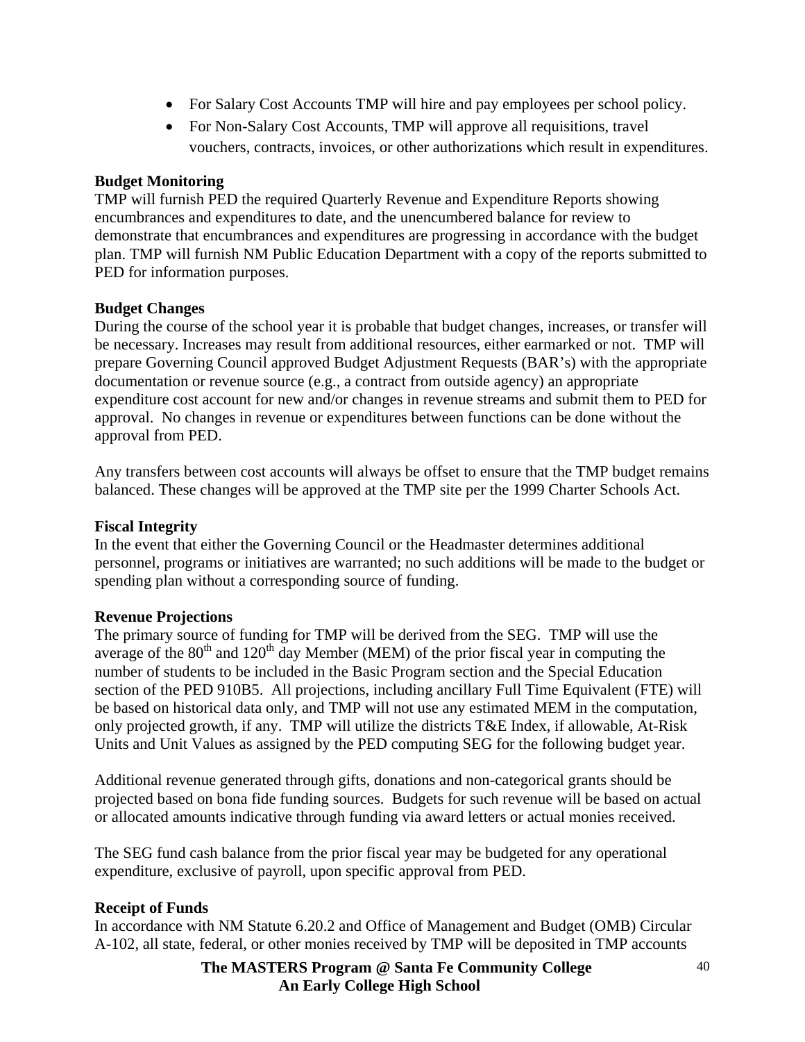- For Salary Cost Accounts TMP will hire and pay employees per school policy.
- For Non-Salary Cost Accounts, TMP will approve all requisitions, travel vouchers, contracts, invoices, or other authorizations which result in expenditures.

**Budget Monitoring**
TMP will furnish PED the required Quarterly Revenue and Expenditure Reports showing encumbrances and expenditures to date, and the unencumbered balance for review to demonstrate that encumbrances and expenditures are progressing in accordance with the budget plan. TMP will furnish NM Public Education Department with a copy of the reports submitted to PED for information purposes.

**Budget Changes**
During the course of the school year it is probable that budget changes, increases, or transfer will be necessary. Increases may result from additional resources, either earmarked or not. TMP will prepare Governing Council approved Budget Adjustment Requests (BAR's) with the appropriate documentation or revenue source (e.g., a contract from outside agency) an appropriate expenditure cost account for new and/or changes in revenue streams and submit them to PED for approval. No changes in revenue or expenditures between functions can be done without the approval from PED.

Any transfers between cost accounts will always be offset to ensure that the TMP budget remains balanced. These changes will be approved at the TMP site per the 1999 Charter Schools Act.

**Fiscal Integrity**
In the event that either the Governing Council or the Headmaster determines additional personnel, programs or initiatives are warranted; no such additions will be made to the budget or spending plan without a corresponding source of funding.

**Revenue Projections**
The primary source of funding for TMP will be derived from the SEG. TMP will use the average of the 80th and 120th day Member (MEM) of the prior fiscal year in computing the number of students to be included in the Basic Program section and the Special Education section of the PED 910B5. All projections, including ancillary Full Time Equivalent (FTE) will be based on historical data only, and TMP will not use any estimated MEM in the computation, only projected growth, if any. TMP will utilize the districts T&E Index, if allowable, At-Risk Units and Unit Values as assigned by the PED computing SEG for the following budget year.

Additional revenue generated through gifts, donations and non-categorical grants should be projected based on bona fide funding sources. Budgets for such revenue will be based on actual or allocated amounts indicative through funding via award letters or actual monies received.

The SEG fund cash balance from the prior fiscal year may be budgeted for any operational expenditure, exclusive of payroll, upon specific approval from PED.

**Receipt of Funds**
In accordance with NM Statute 6.20.2 and Office of Management and Budget (OMB) Circular A-102, all state, federal, or other monies received by TMP will be deposited in TMP accounts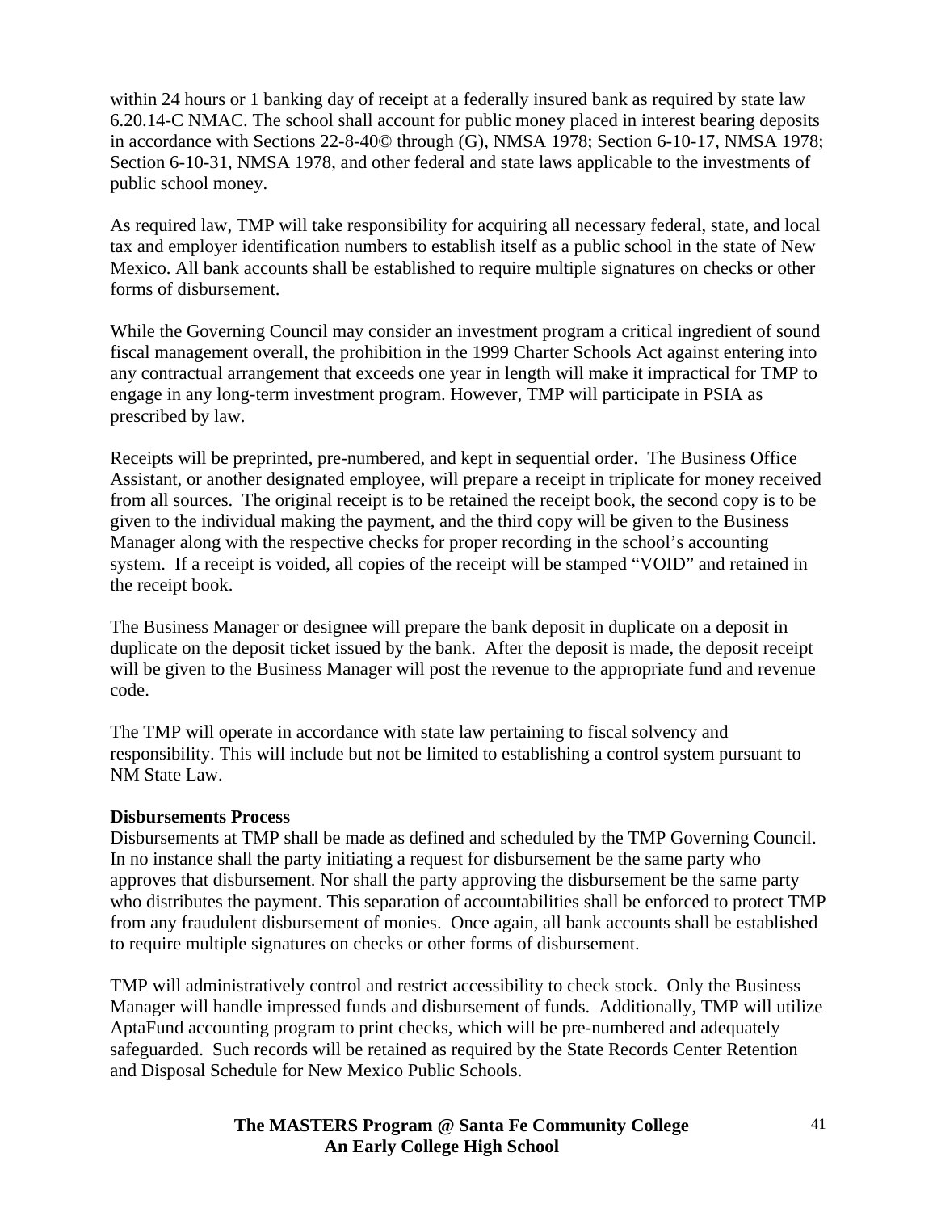within 24 hours or 1 banking day of receipt at a federally insured bank as required by state law 6.20.14-C NMAC. The school shall account for public money placed in interest bearing deposits in accordance with Sections 22-8-40© through (G), NMSA 1978; Section 6-10-17, NMSA 1978; Section 6-10-31, NMSA 1978, and other federal and state laws applicable to the investments of public school money.

As required law, TMP will take responsibility for acquiring all necessary federal, state, and local tax and employer identification numbers to establish itself as a public school in the state of New Mexico. All bank accounts shall be established to require multiple signatures on checks or other forms of disbursement.

While the Governing Council may consider an investment program a critical ingredient of sound fiscal management overall, the prohibition in the 1999 Charter Schools Act against entering into any contractual arrangement that exceeds one year in length will make it impractical for TMP to engage in any long-term investment program. However, TMP will participate in PSIA as prescribed by law.

Receipts will be preprinted, pre-numbered, and kept in sequential order. The Business Office Assistant, or another designated employee, will prepare a receipt in triplicate for money received from all sources. The original receipt is to be retained the receipt book, the second copy is to be given to the individual making the payment, and the third copy will be given to the Business Manager along with the respective checks for proper recording in the school's accounting system. If a receipt is voided, all copies of the receipt will be stamped "VOID" and retained in the receipt book.

The Business Manager or designee will prepare the bank deposit in duplicate on a deposit in duplicate on the deposit ticket issued by the bank. After the deposit is made, the deposit receipt will be given to the Business Manager will post the revenue to the appropriate fund and revenue code.

The TMP will operate in accordance with state law pertaining to fiscal solvency and responsibility. This will include but not be limited to establishing a control system pursuant to NM State Law.

**Disbursements Process**

Disbursements at TMP shall be made as defined and scheduled by the TMP Governing Council. In no instance shall the party initiating a request for disbursement be the same party who approves that disbursement. Nor shall the party approving the disbursement be the same party who distributes the payment. This separation of accountabilities shall be enforced to protect TMP from any fraudulent disbursement of monies. Once again, all bank accounts shall be established to require multiple signatures on checks or other forms of disbursement.

TMP will administratively control and restrict accessibility to check stock. Only the Business Manager will handle impressed funds and disbursement of funds. Additionally, TMP will utilize AptaFund accounting program to print checks, which will be pre-numbered and adequately safeguarded. Such records will be retained as required by the State Records Center Retention and Disposal Schedule for New Mexico Public Schools.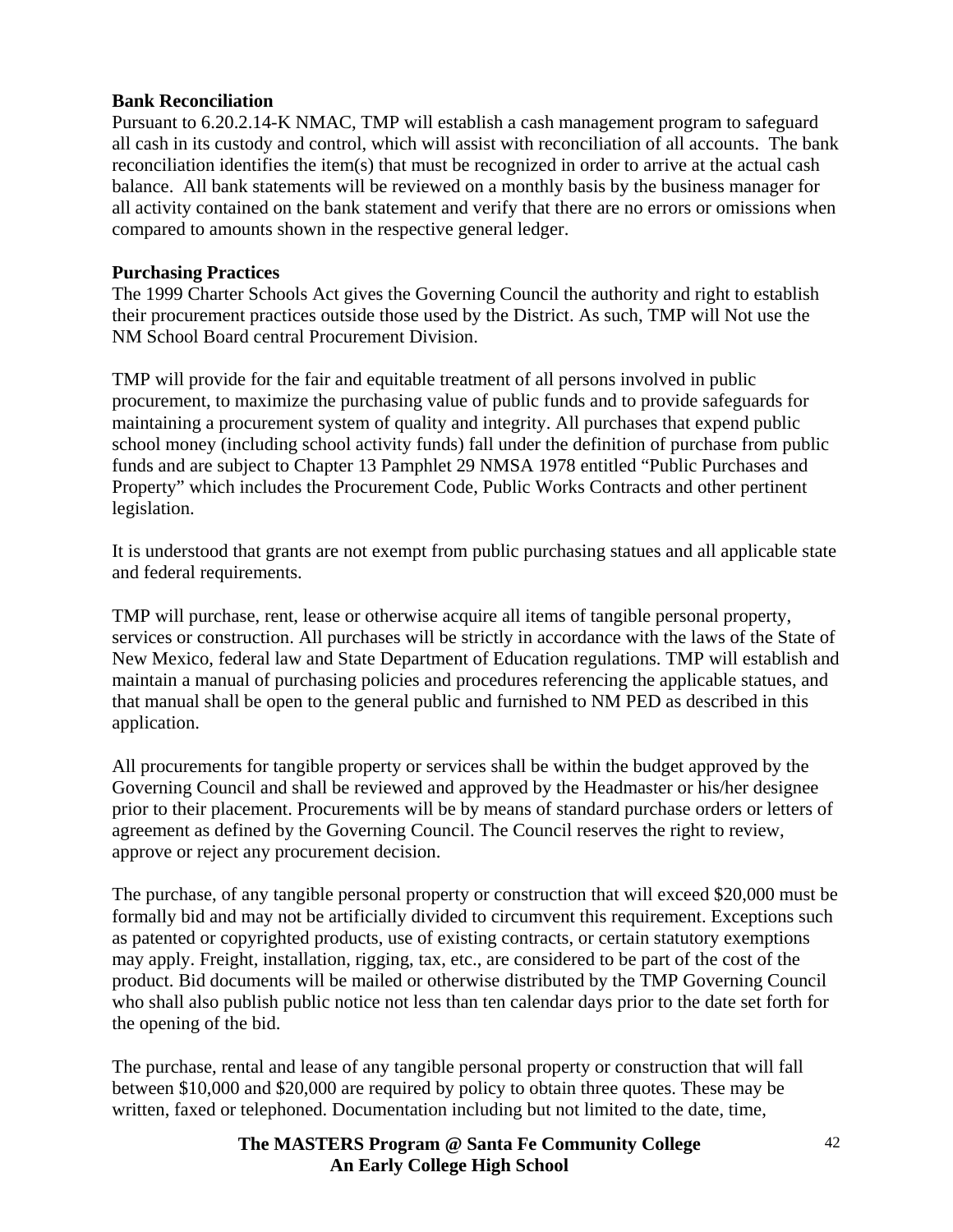**Bank Reconciliation**

Pursuant to 6.20.2.14-K NMAC, TMP will establish a cash management program to safeguard all cash in its custody and control, which will assist with reconciliation of all accounts. The bank reconciliation identifies the item(s) that must be recognized in order to arrive at the actual cash balance. All bank statements will be reviewed on a monthly basis by the business manager for all activity contained on the bank statement and verify that there are no errors or omissions when compared to amounts shown in the respective general ledger.

**Purchasing Practices**

The 1999 Charter Schools Act gives the Governing Council the authority and right to establish their procurement practices outside those used by the District. As such, TMP will Not use the NM School Board central Procurement Division.

TMP will provide for the fair and equitable treatment of all persons involved in public procurement, to maximize the purchasing value of public funds and to provide safeguards for maintaining a procurement system of quality and integrity. All purchases that expend public school money (including school activity funds) fall under the definition of purchase from public funds and are subject to Chapter 13 Pamphlet 29 NMSA 1978 entitled "Public Purchases and Property" which includes the Procurement Code, Public Works Contracts and other pertinent legislation.

It is understood that grants are not exempt from public purchasing statues and all applicable state and federal requirements.

TMP will purchase, rent, lease or otherwise acquire all items of tangible personal property, services or construction. All purchases will be strictly in accordance with the laws of the State of New Mexico, federal law and State Department of Education regulations. TMP will establish and maintain a manual of purchasing policies and procedures referencing the applicable statues, and that manual shall be open to the general public and furnished to NM PED as described in this application.

All procurements for tangible property or services shall be within the budget approved by the Governing Council and shall be reviewed and approved by the Headmaster or his/her designee prior to their placement. Procurements will be by means of standard purchase orders or letters of agreement as defined by the Governing Council. The Council reserves the right to review, approve or reject any procurement decision.

The purchase, of any tangible personal property or construction that will exceed $20,000 must be formally bid and may not be artificially divided to circumvent this requirement. Exceptions such as patented or copyrighted products, use of existing contracts, or certain statutory exemptions may apply. Freight, installation, rigging, tax, etc., are considered to be part of the cost of the product. Bid documents will be mailed or otherwise distributed by the TMP Governing Council who shall also publish public notice not less than ten calendar days prior to the date set forth for the opening of the bid.

The purchase, rental and lease of any tangible personal property or construction that will fall between $10,000 and $20,000 are required by policy to obtain three quotes. These may be written, faxed or telephoned. Documentation including but not limited to the date, time,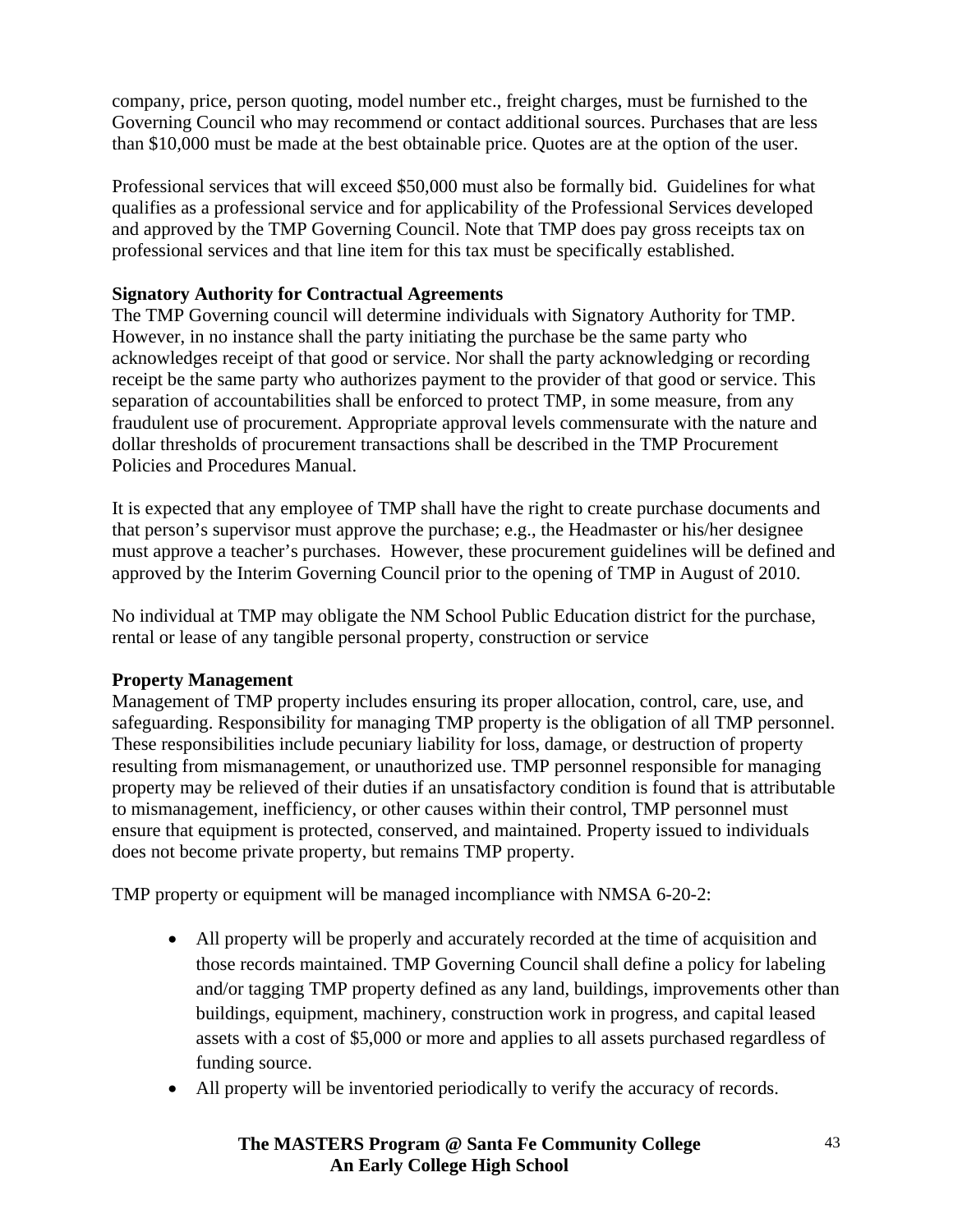company, price, person quoting, model number etc., freight charges, must be furnished to the Governing Council who may recommend or contact additional sources. Purchases that are less than $10,000 must be made at the best obtainable price. Quotes are at the option of the user.

Professional services that will exceed $50,000 must also be formally bid. Guidelines for what qualifies as a professional service and for applicability of the Professional Services developed and approved by the TMP Governing Council. Note that TMP does pay gross receipts tax on professional services and that line item for this tax must be specifically established.

**Signatory Authority for Contractual Agreements**
The TMP Governing council will determine individuals with Signatory Authority for TMP. However, in no instance shall the party initiating the purchase be the same party who acknowledges receipt of that good or service. Nor shall the party acknowledging or recording receipt be the same party who authorizes payment to the provider of that good or service. This separation of accountabilities shall be enforced to protect TMP, in some measure, from any fraudulent use of procurement. Appropriate approval levels commensurate with the nature and dollar thresholds of procurement transactions shall be described in the TMP Procurement Policies and Procedures Manual.

It is expected that any employee of TMP shall have the right to create purchase documents and that person's supervisor must approve the purchase; e.g., the Headmaster or his/her designee must approve a teacher's purchases. However, these procurement guidelines will be defined and approved by the Interim Governing Council prior to the opening of TMP in August of 2010.

No individual at TMP may obligate the NM School Public Education district for the purchase, rental or lease of any tangible personal property, construction or service

**Property Management**
Management of TMP property includes ensuring its proper allocation, control, care, use, and safeguarding. Responsibility for managing TMP property is the obligation of all TMP personnel. These responsibilities include pecuniary liability for loss, damage, or destruction of property resulting from mismanagement, or unauthorized use. TMP personnel responsible for managing property may be relieved of their duties if an unsatisfactory condition is found that is attributable to mismanagement, inefficiency, or other causes within their control, TMP personnel must ensure that equipment is protected, conserved, and maintained. Property issued to individuals does not become private property, but remains TMP property.

TMP property or equipment will be managed incompliance with NMSA 6-20-2:

- All property will be properly and accurately recorded at the time of acquisition and those records maintained. TMP Governing Council shall define a policy for labeling and/or tagging TMP property defined as any land, buildings, improvements other than buildings, equipment, machinery, construction work in progress, and capital leased assets with a cost of $5,000 or more and applies to all assets purchased regardless of funding source.
- All property will be inventoried periodically to verify the accuracy of records.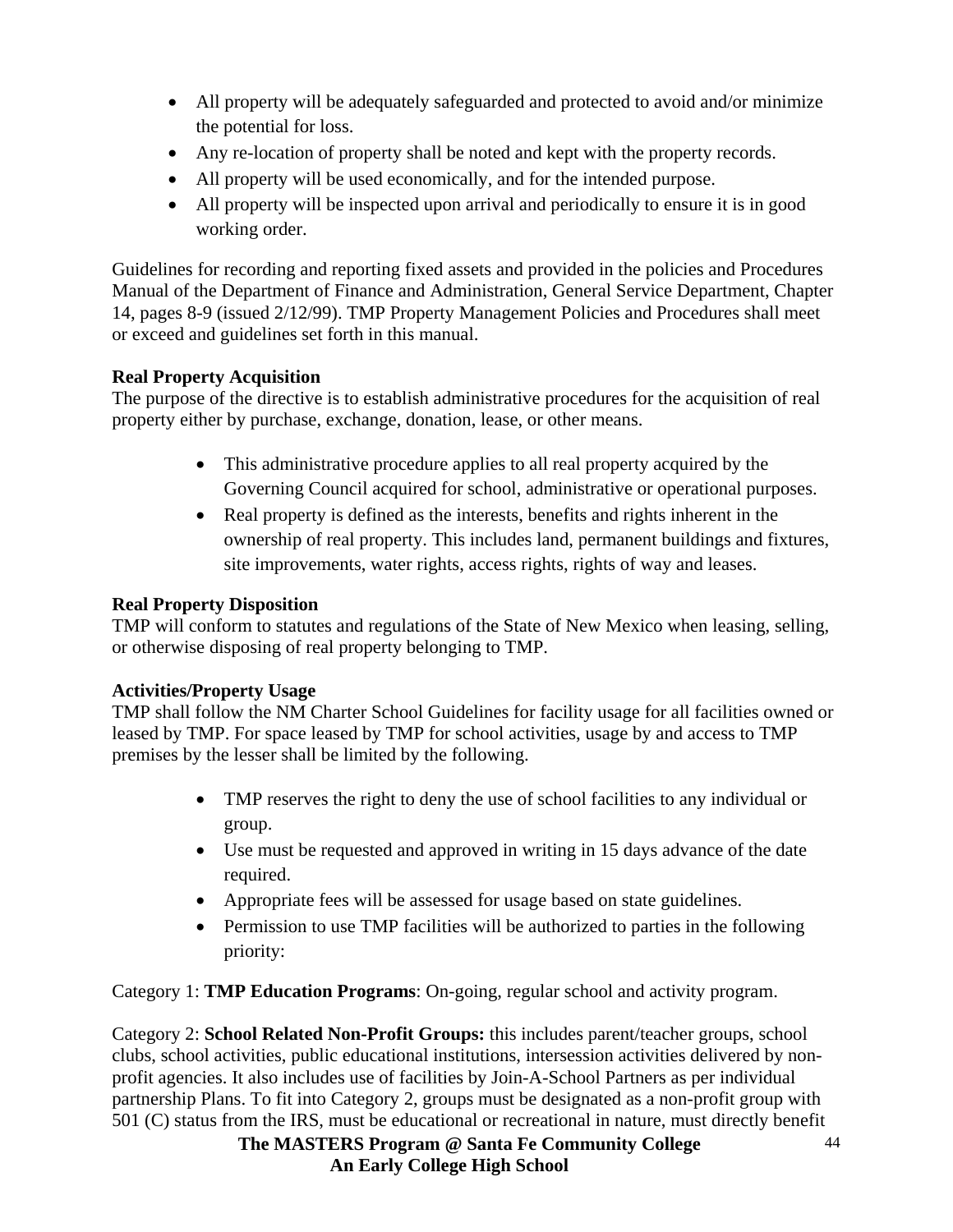- All property will be adequately safeguarded and protected to avoid and/or minimize the potential for loss.
- Any re-location of property shall be noted and kept with the property records.
- All property will be used economically, and for the intended purpose.
- All property will be inspected upon arrival and periodically to ensure it is in good working order.

Guidelines for recording and reporting fixed assets and provided in the policies and Procedures Manual of the Department of Finance and Administration, General Service Department, Chapter 14, pages 8-9 (issued 2/12/99). TMP Property Management Policies and Procedures shall meet or exceed and guidelines set forth in this manual.

**Real Property Acquisition**
The purpose of the directive is to establish administrative procedures for the acquisition of real property either by purchase, exchange, donation, lease, or other means.

- This administrative procedure applies to all real property acquired by the Governing Council acquired for school, administrative or operational purposes.
- Real property is defined as the interests, benefits and rights inherent in the ownership of real property. This includes land, permanent buildings and fixtures, site improvements, water rights, access rights, rights of way and leases.

**Real Property Disposition**
TMP will conform to statutes and regulations of the State of New Mexico when leasing, selling, or otherwise disposing of real property belonging to TMP.

**Activities/Property Usage**
TMP shall follow the NM Charter School Guidelines for facility usage for all facilities owned or leased by TMP. For space leased by TMP for school activities, usage by and access to TMP premises by the lesser shall be limited by the following.

- TMP reserves the right to deny the use of school facilities to any individual or group.
- Use must be requested and approved in writing in 15 days advance of the date required.
- Appropriate fees will be assessed for usage based on state guidelines.
- Permission to use TMP facilities will be authorized to parties in the following priority:

Category 1: **TMP Education Programs**: On-going, regular school and activity program.

Category 2: **School Related Non-Profit Groups:** this includes parent/teacher groups, school clubs, school activities, public educational institutions, intersession activities delivered by non-profit agencies. It also includes use of facilities by Join-A-School Partners as per individual partnership Plans. To fit into Category 2, groups must be designated as a non-profit group with 501 (C) status from the IRS, must be educational or recreational in nature, must directly benefit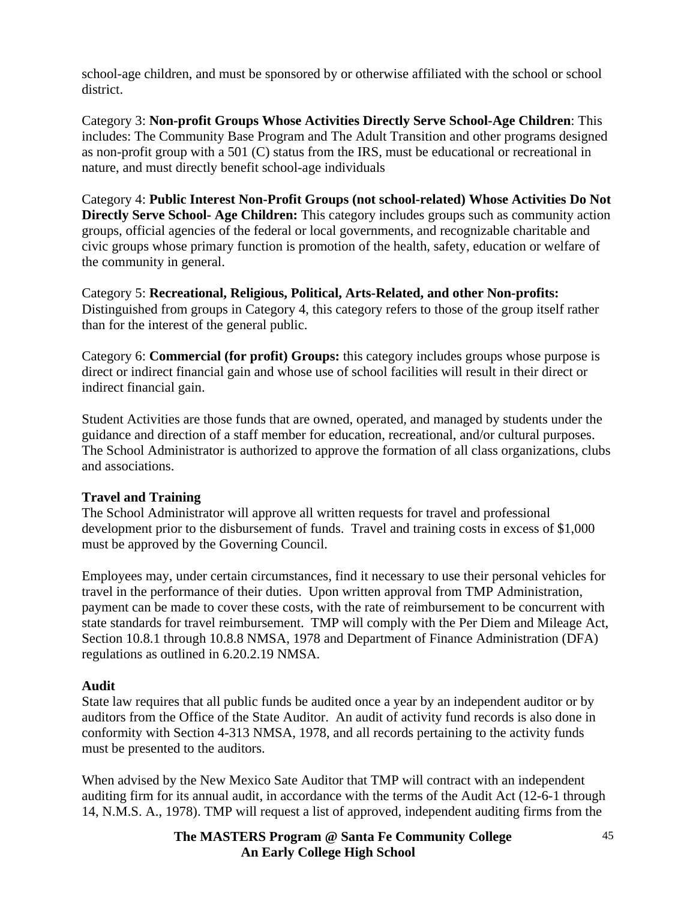school-age children, and must be sponsored by or otherwise affiliated with the school or school district.

Category 3: **Non-profit Groups Whose Activities Directly Serve School-Age Children**: This includes: The Community Base Program and The Adult Transition and other programs designed as non-profit group with a 501 (C) status from the IRS, must be educational or recreational in nature, and must directly benefit school-age individuals

Category 4: **Public Interest Non-Profit Groups (not school-related) Whose Activities Do Not Directly Serve School- Age Children:** This category includes groups such as community action groups, official agencies of the federal or local governments, and recognizable charitable and civic groups whose primary function is promotion of the health, safety, education or welfare of the community in general.

Category 5: **Recreational, Religious, Political, Arts-Related, and other Non-profits:** Distinguished from groups in Category 4, this category refers to those of the group itself rather than for the interest of the general public.

Category 6: **Commercial (for profit) Groups:** this category includes groups whose purpose is direct or indirect financial gain and whose use of school facilities will result in their direct or indirect financial gain.

Student Activities are those funds that are owned, operated, and managed by students under the guidance and direction of a staff member for education, recreational, and/or cultural purposes. The School Administrator is authorized to approve the formation of all class organizations, clubs and associations.

**Travel and Training**

The School Administrator will approve all written requests for travel and professional development prior to the disbursement of funds. Travel and training costs in excess of $1,000 must be approved by the Governing Council.

Employees may, under certain circumstances, find it necessary to use their personal vehicles for travel in the performance of their duties. Upon written approval from TMP Administration, payment can be made to cover these costs, with the rate of reimbursement to be concurrent with state standards for travel reimbursement. TMP will comply with the Per Diem and Mileage Act, Section 10.8.1 through 10.8.8 NMSA, 1978 and Department of Finance Administration (DFA) regulations as outlined in 6.20.2.19 NMSA.

**Audit**

State law requires that all public funds be audited once a year by an independent auditor or by auditors from the Office of the State Auditor. An audit of activity fund records is also done in conformity with Section 4-313 NMSA, 1978, and all records pertaining to the activity funds must be presented to the auditors.

When advised by the New Mexico Sate Auditor that TMP will contract with an independent auditing firm for its annual audit, in accordance with the terms of the Audit Act (12-6-1 through 14, N.M.S. A., 1978). TMP will request a list of approved, independent auditing firms from the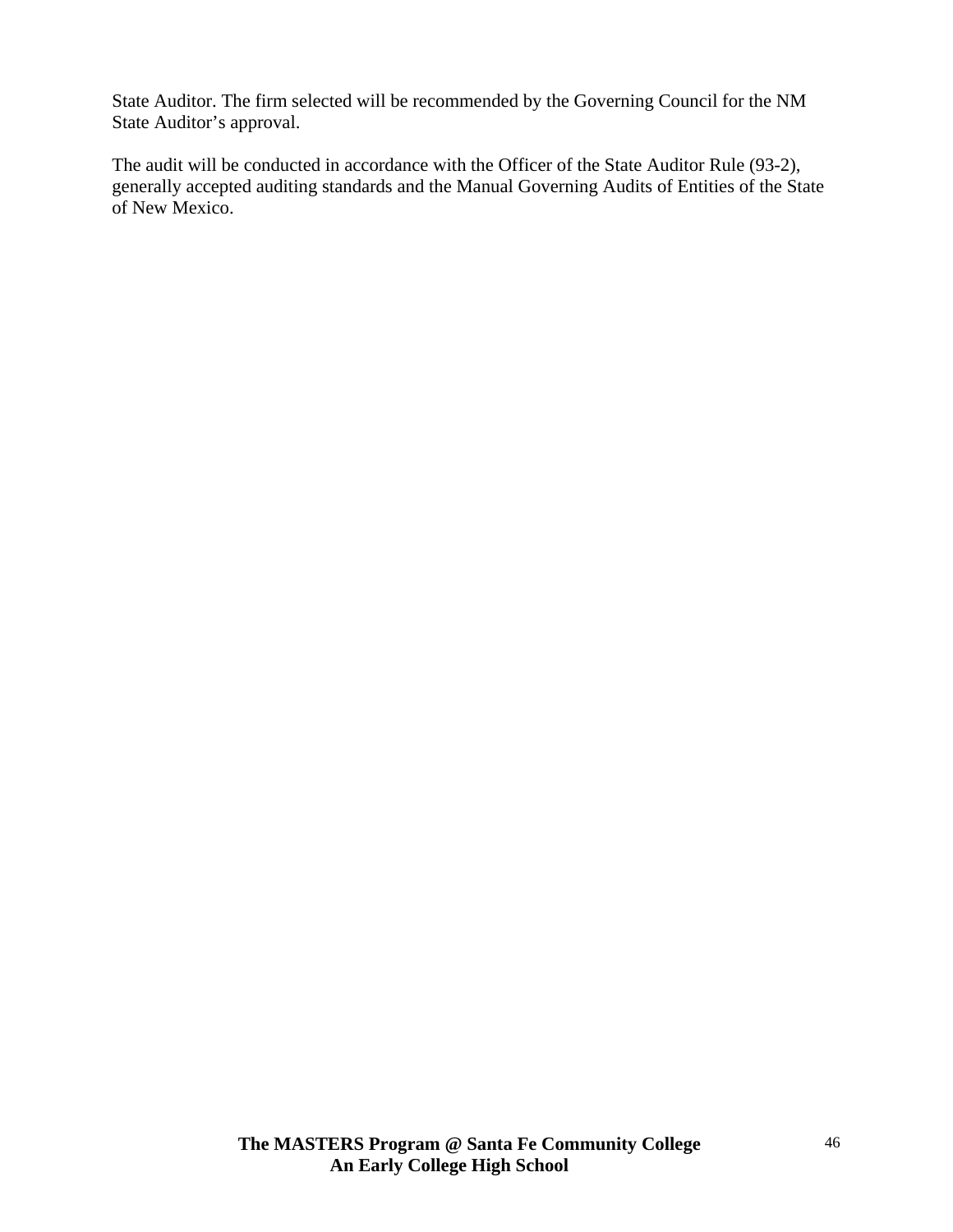State Auditor. The firm selected will be recommended by the Governing Council for the NM State Auditor's approval.

The audit will be conducted in accordance with the Officer of the State Auditor Rule (93-2), generally accepted auditing standards and the Manual Governing Audits of Entities of the State of New Mexico.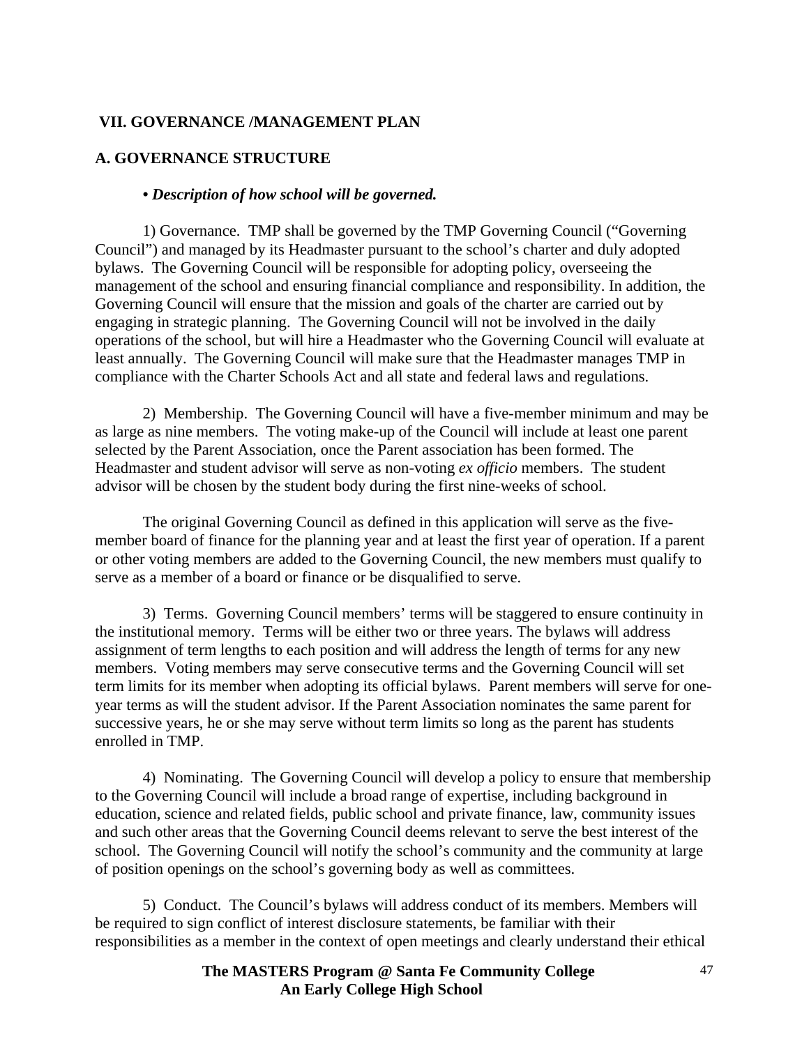## VII. GOVERNANCE /MANAGEMENT PLAN

### A. GOVERNANCE STRUCTURE

***• Description of how school will be governed.***

1) Governance. TMP shall be governed by the TMP Governing Council ("Governing Council") and managed by its Headmaster pursuant to the school's charter and duly adopted bylaws. The Governing Council will be responsible for adopting policy, overseeing the management of the school and ensuring financial compliance and responsibility. In addition, the Governing Council will ensure that the mission and goals of the charter are carried out by engaging in strategic planning. The Governing Council will not be involved in the daily operations of the school, but will hire a Headmaster who the Governing Council will evaluate at least annually. The Governing Council will make sure that the Headmaster manages TMP in compliance with the Charter Schools Act and all state and federal laws and regulations.

2) Membership. The Governing Council will have a five-member minimum and may be as large as nine members. The voting make-up of the Council will include at least one parent selected by the Parent Association, once the Parent association has been formed. The Headmaster and student advisor will serve as non-voting *ex officio* members. The student advisor will be chosen by the student body during the first nine-weeks of school.

The original Governing Council as defined in this application will serve as the five-member board of finance for the planning year and at least the first year of operation. If a parent or other voting members are added to the Governing Council, the new members must qualify to serve as a member of a board or finance or be disqualified to serve.

3) Terms. Governing Council members' terms will be staggered to ensure continuity in the institutional memory. Terms will be either two or three years. The bylaws will address assignment of term lengths to each position and will address the length of terms for any new members. Voting members may serve consecutive terms and the Governing Council will set term limits for its member when adopting its official bylaws. Parent members will serve for one-year terms as will the student advisor. If the Parent Association nominates the same parent for successive years, he or she may serve without term limits so long as the parent has students enrolled in TMP.

4) Nominating. The Governing Council will develop a policy to ensure that membership to the Governing Council will include a broad range of expertise, including background in education, science and related fields, public school and private finance, law, community issues and such other areas that the Governing Council deems relevant to serve the best interest of the school. The Governing Council will notify the school's community and the community at large of position openings on the school's governing body as well as committees.

5) Conduct. The Council's bylaws will address conduct of its members. Members will be required to sign conflict of interest disclosure statements, be familiar with their responsibilities as a member in the context of open meetings and clearly understand their ethical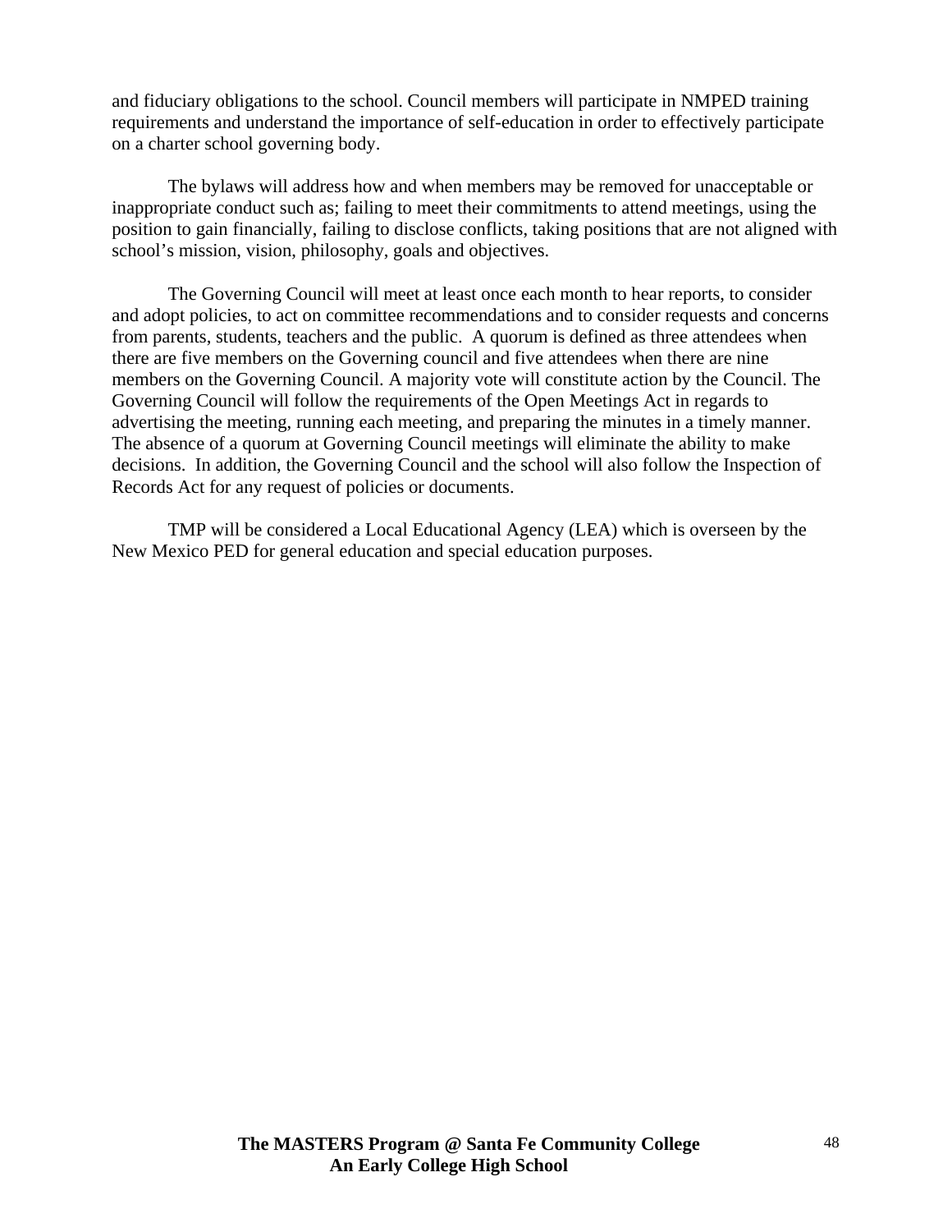and fiduciary obligations to the school. Council members will participate in NMPED training requirements and understand the importance of self-education in order to effectively participate on a charter school governing body.

The bylaws will address how and when members may be removed for unacceptable or inappropriate conduct such as; failing to meet their commitments to attend meetings, using the position to gain financially, failing to disclose conflicts, taking positions that are not aligned with school's mission, vision, philosophy, goals and objectives.

The Governing Council will meet at least once each month to hear reports, to consider and adopt policies, to act on committee recommendations and to consider requests and concerns from parents, students, teachers and the public. A quorum is defined as three attendees when there are five members on the Governing council and five attendees when there are nine members on the Governing Council. A majority vote will constitute action by the Council. The Governing Council will follow the requirements of the Open Meetings Act in regards to advertising the meeting, running each meeting, and preparing the minutes in a timely manner. The absence of a quorum at Governing Council meetings will eliminate the ability to make decisions. In addition, the Governing Council and the school will also follow the Inspection of Records Act for any request of policies or documents.

TMP will be considered a Local Educational Agency (LEA) which is overseen by the New Mexico PED for general education and special education purposes.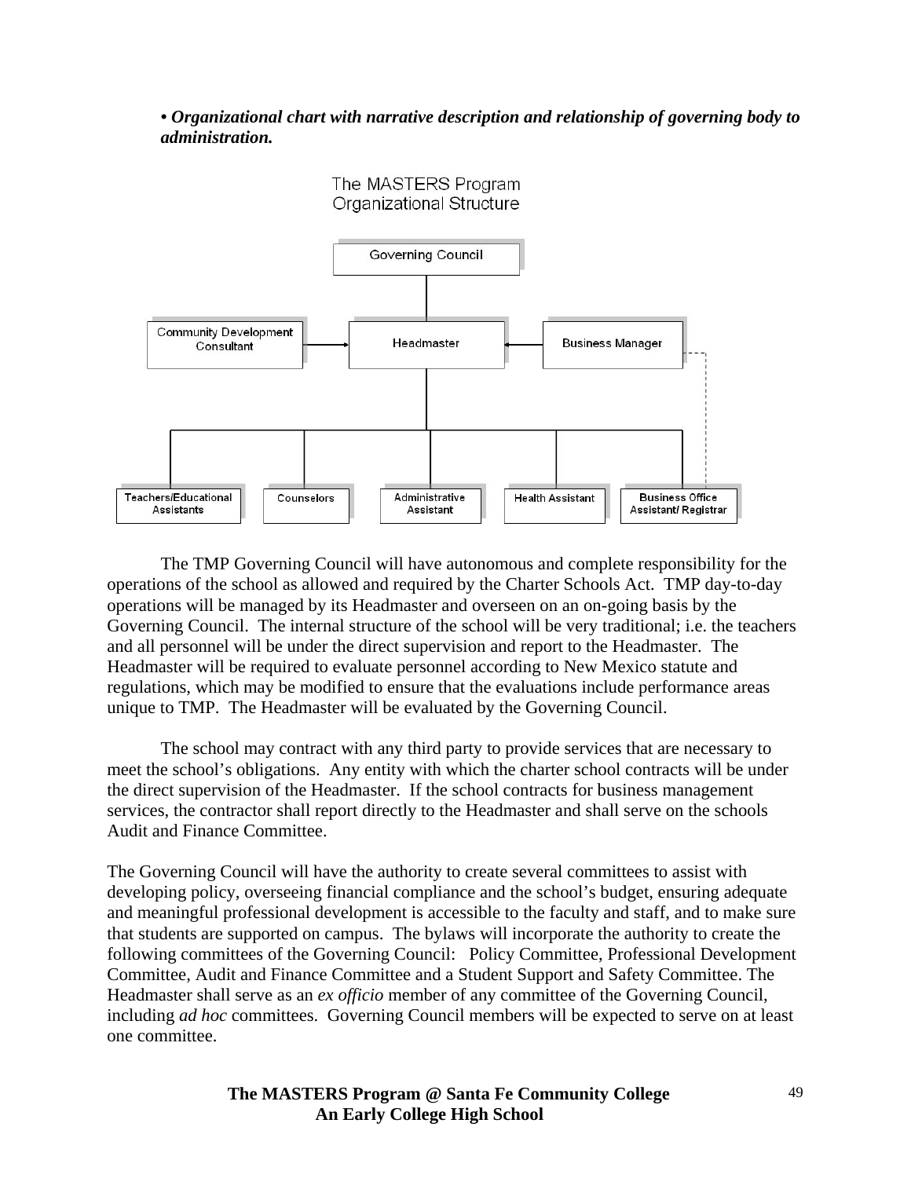***• Organizational chart with narrative description and relationship of governing body to administration.***

The MASTERS Program
Organizational Structure

Governing Council

Community Development Consultant

Headmaster

Business Manager

Teachers/Educational Assistants

Counselors

Administrative Assistant

Health Assistant

Business Office Assistant/ Registrar

The TMP Governing Council will have autonomous and complete responsibility for the operations of the school as allowed and required by the Charter Schools Act. TMP day-to-day operations will be managed by its Headmaster and overseen on an on-going basis by the Governing Council. The internal structure of the school will be very traditional; i.e. the teachers and all personnel will be under the direct supervision and report to the Headmaster. The Headmaster will be required to evaluate personnel according to New Mexico statute and regulations, which may be modified to ensure that the evaluations include performance areas unique to TMP. The Headmaster will be evaluated by the Governing Council.

The school may contract with any third party to provide services that are necessary to meet the school's obligations. Any entity with which the charter school contracts will be under the direct supervision of the Headmaster. If the school contracts for business management services, the contractor shall report directly to the Headmaster and shall serve on the schools Audit and Finance Committee.

The Governing Council will have the authority to create several committees to assist with developing policy, overseeing financial compliance and the school's budget, ensuring adequate and meaningful professional development is accessible to the faculty and staff, and to make sure that students are supported on campus. The bylaws will incorporate the authority to create the following committees of the Governing Council: Policy Committee, Professional Development Committee, Audit and Finance Committee and a Student Support and Safety Committee. The Headmaster shall serve as an *ex officio* member of any committee of the Governing Council, including *ad hoc* committees. Governing Council members will be expected to serve on at least one committee.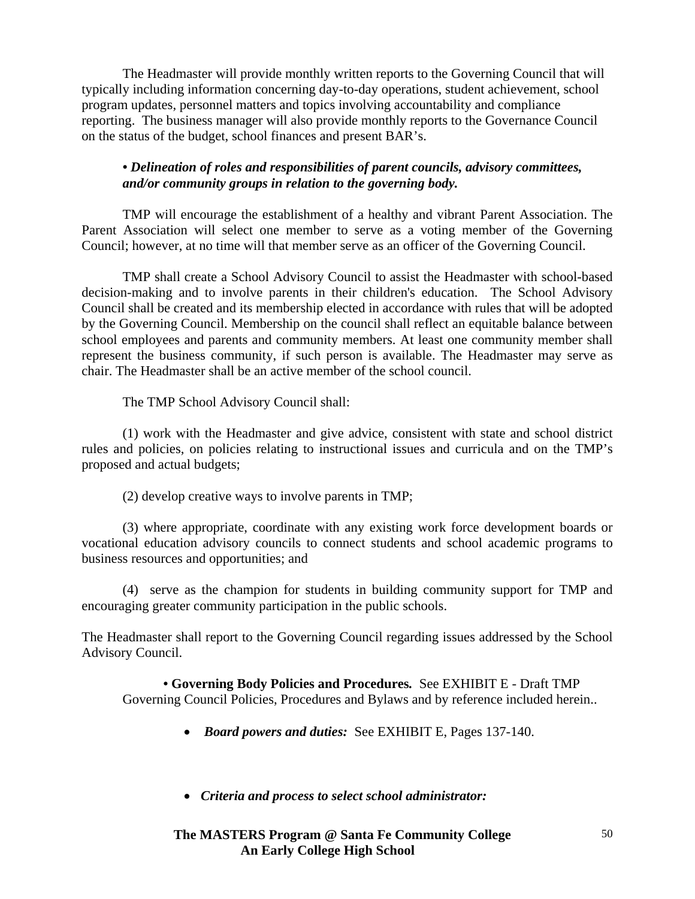The Headmaster will provide monthly written reports to the Governing Council that will typically including information concerning day-to-day operations, student achievement, school program updates, personnel matters and topics involving accountability and compliance reporting. The business manager will also provide monthly reports to the Governance Council on the status of the budget, school finances and present BAR's.

***• Delineation of roles and responsibilities of parent councils, advisory committees, and/or community groups in relation to the governing body.***

TMP will encourage the establishment of a healthy and vibrant Parent Association. The Parent Association will select one member to serve as a voting member of the Governing Council; however, at no time will that member serve as an officer of the Governing Council.

TMP shall create a School Advisory Council to assist the Headmaster with school-based decision-making and to involve parents in their children's education. The School Advisory Council shall be created and its membership elected in accordance with rules that will be adopted by the Governing Council. Membership on the council shall reflect an equitable balance between school employees and parents and community members. At least one community member shall represent the business community, if such person is available. The Headmaster may serve as chair. The Headmaster shall be an active member of the school council.

The TMP School Advisory Council shall:

(1) work with the Headmaster and give advice, consistent with state and school district rules and policies, on policies relating to instructional issues and curricula and on the TMP's proposed and actual budgets;

(2) develop creative ways to involve parents in TMP;

(3) where appropriate, coordinate with any existing work force development boards or vocational education advisory councils to connect students and school academic programs to business resources and opportunities; and

(4) serve as the champion for students in building community support for TMP and encouraging greater community participation in the public schools.

The Headmaster shall report to the Governing Council regarding issues addressed by the School Advisory Council.

**• Governing Body Policies and Procedures.** See EXHIBIT E - Draft TMP Governing Council Policies, Procedures and Bylaws and by reference included herein..

- ***Board powers and duties:*** See EXHIBIT E, Pages 137-140.

- ***Criteria and process to select school administrator:***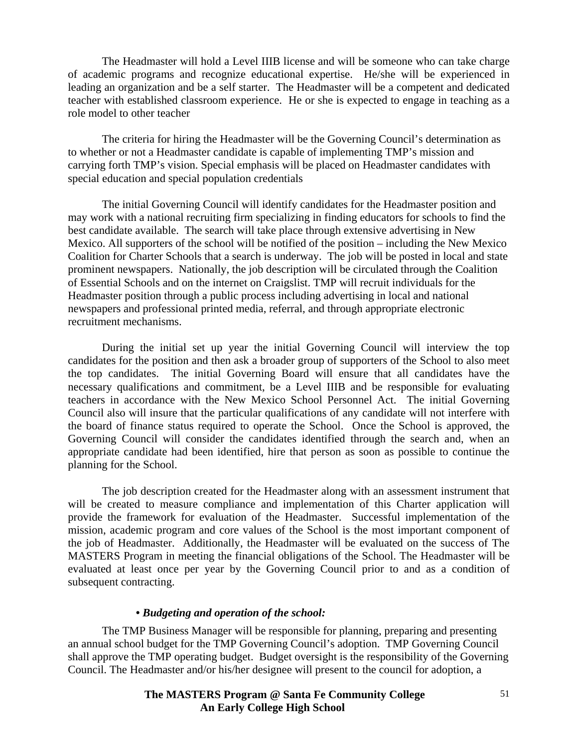The Headmaster will hold a Level IIIB license and will be someone who can take charge of academic programs and recognize educational expertise. He/she will be experienced in leading an organization and be a self starter. The Headmaster will be a competent and dedicated teacher with established classroom experience. He or she is expected to engage in teaching as a role model to other teacher

The criteria for hiring the Headmaster will be the Governing Council's determination as to whether or not a Headmaster candidate is capable of implementing TMP's mission and carrying forth TMP's vision. Special emphasis will be placed on Headmaster candidates with special education and special population credentials

The initial Governing Council will identify candidates for the Headmaster position and may work with a national recruiting firm specializing in finding educators for schools to find the best candidate available. The search will take place through extensive advertising in New Mexico. All supporters of the school will be notified of the position – including the New Mexico Coalition for Charter Schools that a search is underway. The job will be posted in local and state prominent newspapers. Nationally, the job description will be circulated through the Coalition of Essential Schools and on the internet on Craigslist. TMP will recruit individuals for the Headmaster position through a public process including advertising in local and national newspapers and professional printed media, referral, and through appropriate electronic recruitment mechanisms.

During the initial set up year the initial Governing Council will interview the top candidates for the position and then ask a broader group of supporters of the School to also meet the top candidates. The initial Governing Board will ensure that all candidates have the necessary qualifications and commitment, be a Level IIIB and be responsible for evaluating teachers in accordance with the New Mexico School Personnel Act. The initial Governing Council also will insure that the particular qualifications of any candidate will not interfere with the board of finance status required to operate the School. Once the School is approved, the Governing Council will consider the candidates identified through the search and, when an appropriate candidate had been identified, hire that person as soon as possible to continue the planning for the School.

The job description created for the Headmaster along with an assessment instrument that will be created to measure compliance and implementation of this Charter application will provide the framework for evaluation of the Headmaster. Successful implementation of the mission, academic program and core values of the School is the most important component of the job of Headmaster. Additionally, the Headmaster will be evaluated on the success of The MASTERS Program in meeting the financial obligations of the School. The Headmaster will be evaluated at least once per year by the Governing Council prior to and as a condition of subsequent contracting.

***• Budgeting and operation of the school:***

The TMP Business Manager will be responsible for planning, preparing and presenting an annual school budget for the TMP Governing Council's adoption. TMP Governing Council shall approve the TMP operating budget. Budget oversight is the responsibility of the Governing Council. The Headmaster and/or his/her designee will present to the council for adoption, a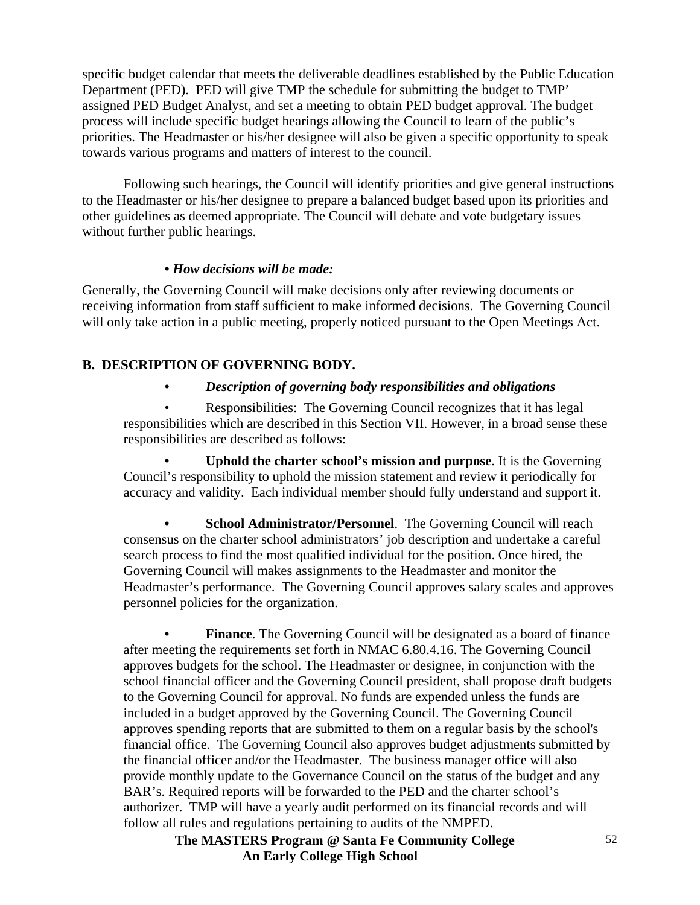specific budget calendar that meets the deliverable deadlines established by the Public Education Department (PED). PED will give TMP the schedule for submitting the budget to TMP' assigned PED Budget Analyst, and set a meeting to obtain PED budget approval. The budget process will include specific budget hearings allowing the Council to learn of the public's priorities. The Headmaster or his/her designee will also be given a specific opportunity to speak towards various programs and matters of interest to the council.

Following such hearings, the Council will identify priorities and give general instructions to the Headmaster or his/her designee to prepare a balanced budget based upon its priorities and other guidelines as deemed appropriate. The Council will debate and vote budgetary issues without further public hearings.

- ***How decisions will be made:***

Generally, the Governing Council will make decisions only after reviewing documents or receiving information from staff sufficient to make informed decisions. The Governing Council will only take action in a public meeting, properly noticed pursuant to the Open Meetings Act.

## B. DESCRIPTION OF GOVERNING BODY.

- ***Description of governing body responsibilities and obligations***

- Responsibilities: The Governing Council recognizes that it has legal responsibilities which are described in this Section VII. However, in a broad sense these responsibilities are described as follows:

- **Uphold the charter school's mission and purpose**. It is the Governing Council's responsibility to uphold the mission statement and review it periodically for accuracy and validity. Each individual member should fully understand and support it.

- **School Administrator/Personnel**. The Governing Council will reach consensus on the charter school administrators' job description and undertake a careful search process to find the most qualified individual for the position. Once hired, the Governing Council will makes assignments to the Headmaster and monitor the Headmaster's performance. The Governing Council approves salary scales and approves personnel policies for the organization.

- **Finance**. The Governing Council will be designated as a board of finance after meeting the requirements set forth in NMAC 6.80.4.16. The Governing Council approves budgets for the school. The Headmaster or designee, in conjunction with the school financial officer and the Governing Council president, shall propose draft budgets to the Governing Council for approval. No funds are expended unless the funds are included in a budget approved by the Governing Council. The Governing Council approves spending reports that are submitted to them on a regular basis by the school's financial office. The Governing Council also approves budget adjustments submitted by the financial officer and/or the Headmaster. The business manager office will also provide monthly update to the Governance Council on the status of the budget and any BAR's. Required reports will be forwarded to the PED and the charter school's authorizer. TMP will have a yearly audit performed on its financial records and will follow all rules and regulations pertaining to audits of the NMPED.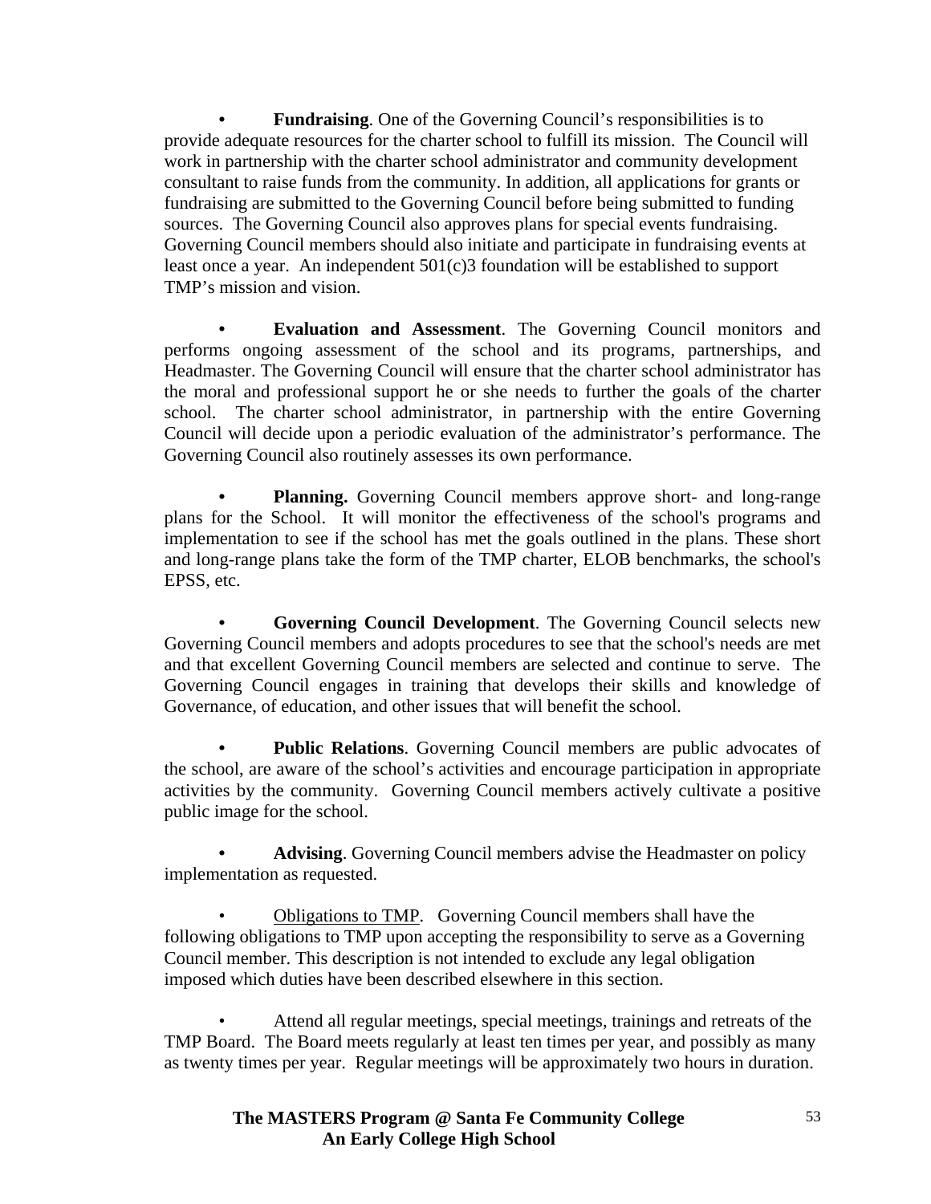- **Fundraising**. One of the Governing Council's responsibilities is to provide adequate resources for the charter school to fulfill its mission. The Council will work in partnership with the charter school administrator and community development consultant to raise funds from the community. In addition, all applications for grants or fundraising are submitted to the Governing Council before being submitted to funding sources. The Governing Council also approves plans for special events fundraising. Governing Council members should also initiate and participate in fundraising events at least once a year. An independent 501(c)3 foundation will be established to support TMP's mission and vision.

- **Evaluation and Assessment**. The Governing Council monitors and performs ongoing assessment of the school and its programs, partnerships, and Headmaster. The Governing Council will ensure that the charter school administrator has the moral and professional support he or she needs to further the goals of the charter school. The charter school administrator, in partnership with the entire Governing Council will decide upon a periodic evaluation of the administrator's performance. The Governing Council also routinely assesses its own performance.

- **Planning.** Governing Council members approve short- and long-range plans for the School. It will monitor the effectiveness of the school's programs and implementation to see if the school has met the goals outlined in the plans. These short and long-range plans take the form of the TMP charter, ELOB benchmarks, the school's EPSS, etc.

- **Governing Council Development**. The Governing Council selects new Governing Council members and adopts procedures to see that the school's needs are met and that excellent Governing Council members are selected and continue to serve. The Governing Council engages in training that develops their skills and knowledge of Governance, of education, and other issues that will benefit the school.

- **Public Relations**. Governing Council members are public advocates of the school, are aware of the school's activities and encourage participation in appropriate activities by the community. Governing Council members actively cultivate a positive public image for the school.

- **Advising**. Governing Council members advise the Headmaster on policy implementation as requested.

- <u>Obligations to TMP</u>. Governing Council members shall have the following obligations to TMP upon accepting the responsibility to serve as a Governing Council member. This description is not intended to exclude any legal obligation imposed which duties have been described elsewhere in this section.

- Attend all regular meetings, special meetings, trainings and retreats of the TMP Board. The Board meets regularly at least ten times per year, and possibly as many as twenty times per year. Regular meetings will be approximately two hours in duration.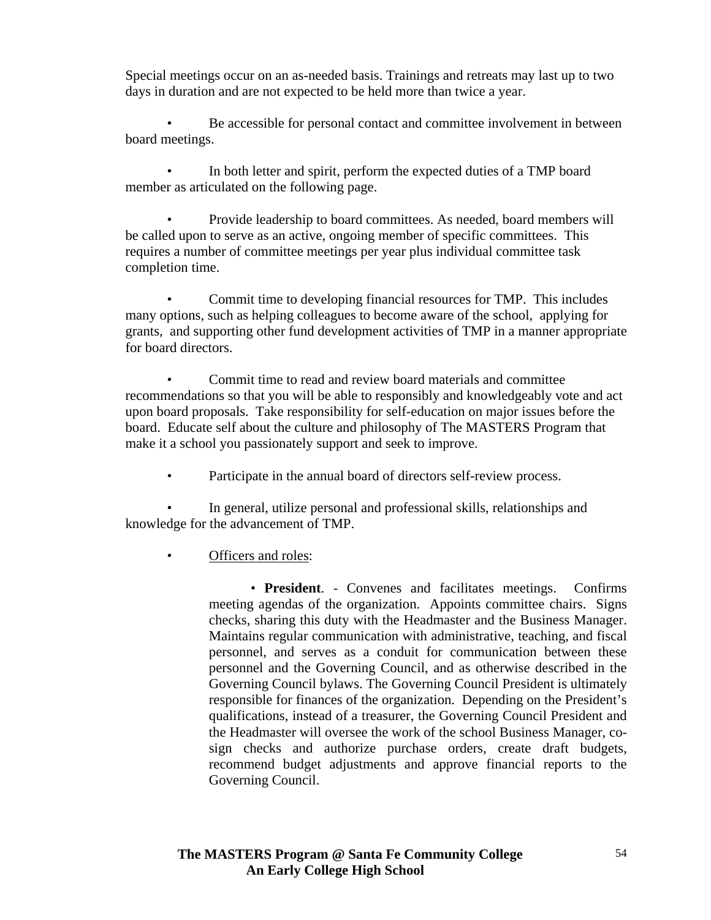Special meetings occur on an as-needed basis. Trainings and retreats may last up to two days in duration and are not expected to be held more than twice a year.

- Be accessible for personal contact and committee involvement in between board meetings.

- In both letter and spirit, perform the expected duties of a TMP board member as articulated on the following page.

- Provide leadership to board committees. As needed, board members will be called upon to serve as an active, ongoing member of specific committees. This requires a number of committee meetings per year plus individual committee task completion time.

- Commit time to developing financial resources for TMP. This includes many options, such as helping colleagues to become aware of the school, applying for grants, and supporting other fund development activities of TMP in a manner appropriate for board directors.

- Commit time to read and review board materials and committee recommendations so that you will be able to responsibly and knowledgeably vote and act upon board proposals. Take responsibility for self-education on major issues before the board. Educate self about the culture and philosophy of The MASTERS Program that make it a school you passionately support and seek to improve.

- Participate in the annual board of directors self-review process.

- In general, utilize personal and professional skills, relationships and knowledge for the advancement of TMP.

- <u>Officers and roles</u>:

    - **President**. - Convenes and facilitates meetings. Confirms meeting agendas of the organization. Appoints committee chairs. Signs checks, sharing this duty with the Headmaster and the Business Manager. Maintains regular communication with administrative, teaching, and fiscal personnel, and serves as a conduit for communication between these personnel and the Governing Council, and as otherwise described in the Governing Council bylaws. The Governing Council President is ultimately responsible for finances of the organization. Depending on the President's qualifications, instead of a treasurer, the Governing Council President and the Headmaster will oversee the work of the school Business Manager, co-sign checks and authorize purchase orders, create draft budgets, recommend budget adjustments and approve financial reports to the Governing Council.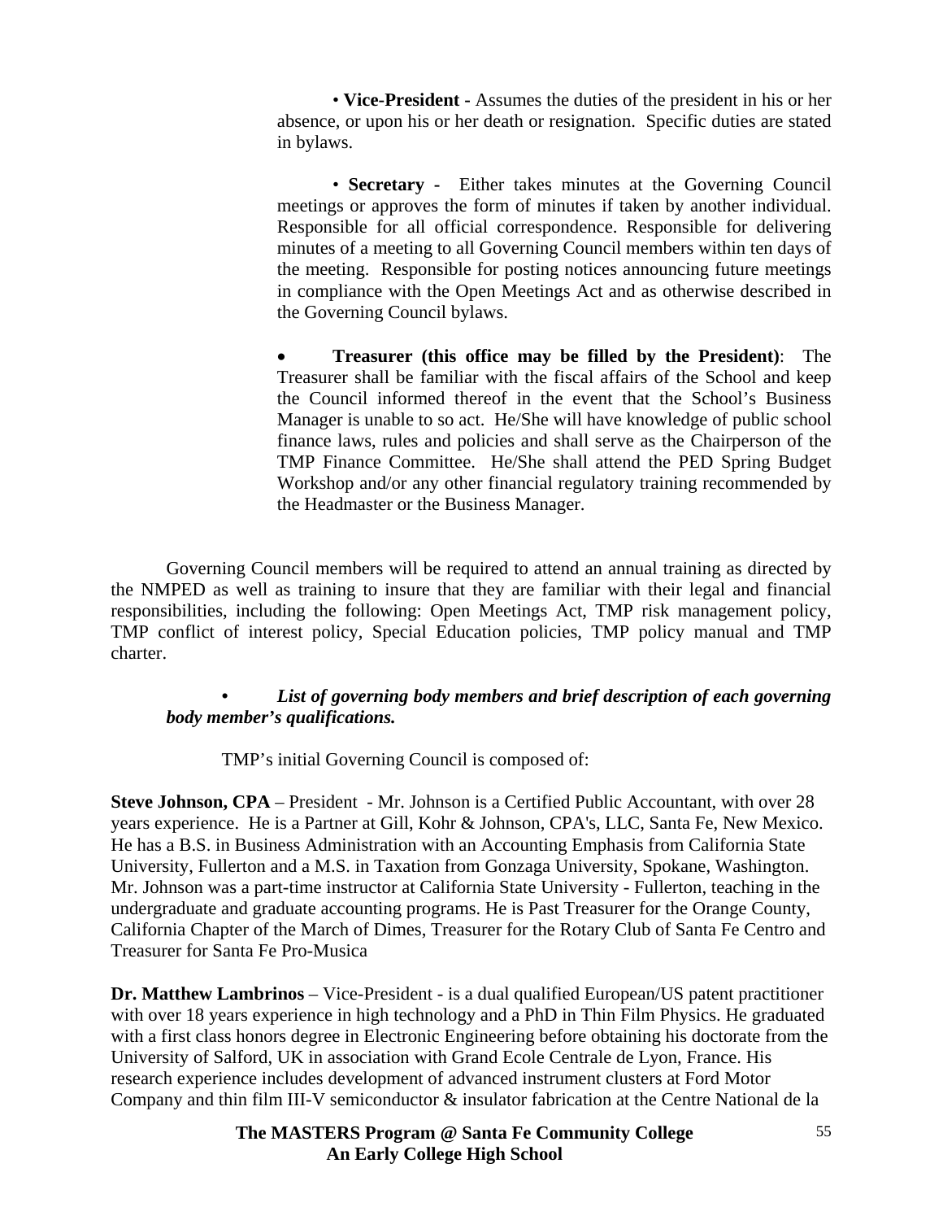- **Vice-President -** Assumes the duties of the president in his or her absence, or upon his or her death or resignation. Specific duties are stated in bylaws.

- **Secretary -** Either takes minutes at the Governing Council meetings or approves the form of minutes if taken by another individual. Responsible for all official correspondence. Responsible for delivering minutes of a meeting to all Governing Council members within ten days of the meeting. Responsible for posting notices announcing future meetings in compliance with the Open Meetings Act and as otherwise described in the Governing Council bylaws.

- **Treasurer (this office may be filled by the President)**: The Treasurer shall be familiar with the fiscal affairs of the School and keep the Council informed thereof in the event that the School's Business Manager is unable to so act. He/She will have knowledge of public school finance laws, rules and policies and shall serve as the Chairperson of the TMP Finance Committee. He/She shall attend the PED Spring Budget Workshop and/or any other financial regulatory training recommended by the Headmaster or the Business Manager.

Governing Council members will be required to attend an annual training as directed by the NMPED as well as training to insure that they are familiar with their legal and financial responsibilities, including the following: Open Meetings Act, TMP risk management policy, TMP conflict of interest policy, Special Education policies, TMP policy manual and TMP charter.

- ***List of governing body members and brief description of each governing body member's qualifications.***

TMP's initial Governing Council is composed of:

**Steve Johnson, CPA** – President - Mr. Johnson is a Certified Public Accountant, with over 28 years experience. He is a Partner at Gill, Kohr & Johnson, CPA's, LLC, Santa Fe, New Mexico. He has a B.S. in Business Administration with an Accounting Emphasis from California State University, Fullerton and a M.S. in Taxation from Gonzaga University, Spokane, Washington. Mr. Johnson was a part-time instructor at California State University - Fullerton, teaching in the undergraduate and graduate accounting programs. He is Past Treasurer for the Orange County, California Chapter of the March of Dimes, Treasurer for the Rotary Club of Santa Fe Centro and Treasurer for Santa Fe Pro-Musica

**Dr. Matthew Lambrinos** – Vice-President - is a dual qualified European/US patent practitioner with over 18 years experience in high technology and a PhD in Thin Film Physics. He graduated with a first class honors degree in Electronic Engineering before obtaining his doctorate from the University of Salford, UK in association with Grand Ecole Centrale de Lyon, France. His research experience includes development of advanced instrument clusters at Ford Motor Company and thin film III-V semiconductor & insulator fabrication at the Centre National de la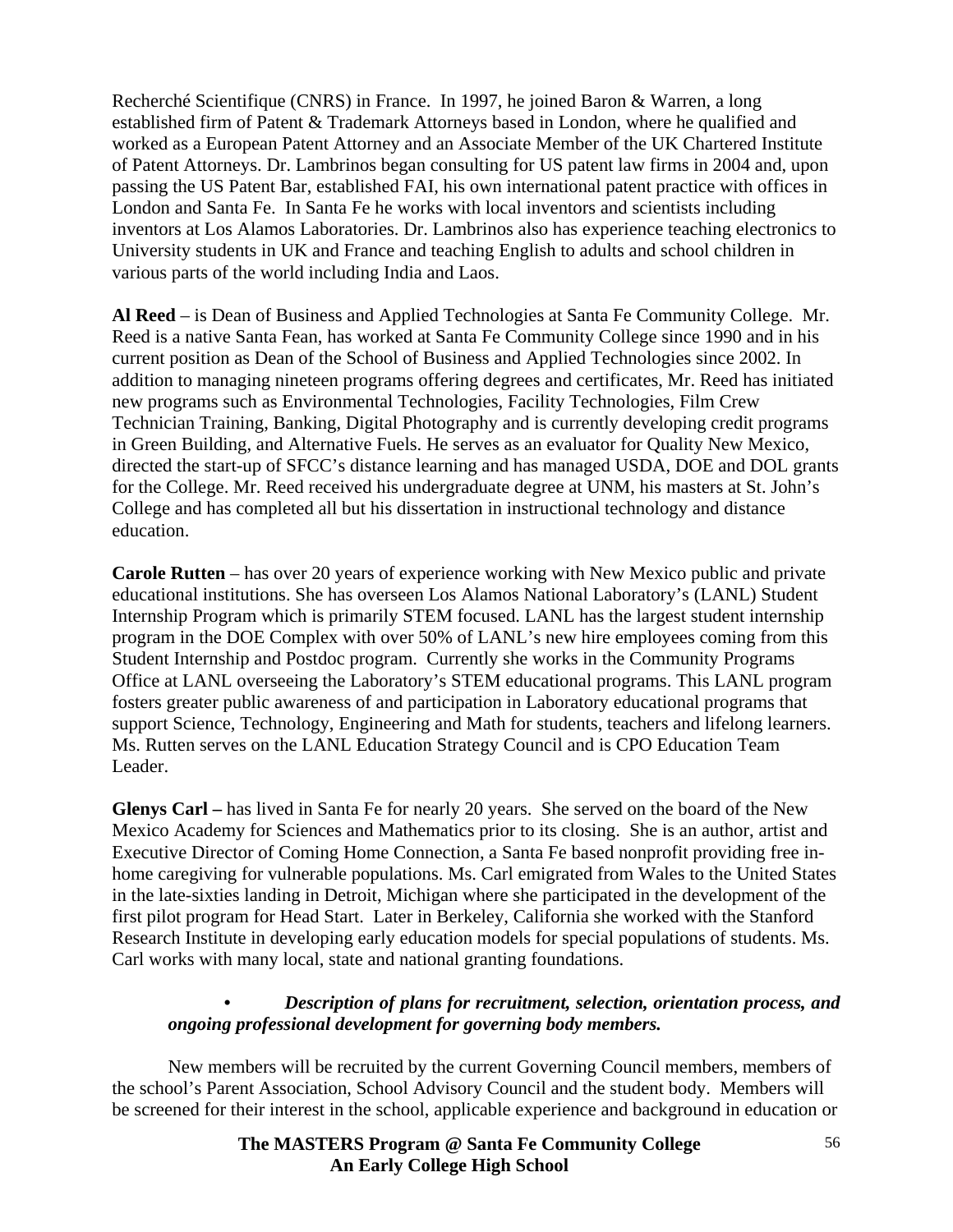Recherché Scientifique (CNRS) in France. In 1997, he joined Baron & Warren, a long established firm of Patent & Trademark Attorneys based in London, where he qualified and worked as a European Patent Attorney and an Associate Member of the UK Chartered Institute of Patent Attorneys. Dr. Lambrinos began consulting for US patent law firms in 2004 and, upon passing the US Patent Bar, established FAI, his own international patent practice with offices in London and Santa Fe. In Santa Fe he works with local inventors and scientists including inventors at Los Alamos Laboratories. Dr. Lambrinos also has experience teaching electronics to University students in UK and France and teaching English to adults and school children in various parts of the world including India and Laos.

**Al Reed** – is Dean of Business and Applied Technologies at Santa Fe Community College. Mr. Reed is a native Santa Fean, has worked at Santa Fe Community College since 1990 and in his current position as Dean of the School of Business and Applied Technologies since 2002. In addition to managing nineteen programs offering degrees and certificates, Mr. Reed has initiated new programs such as Environmental Technologies, Facility Technologies, Film Crew Technician Training, Banking, Digital Photography and is currently developing credit programs in Green Building, and Alternative Fuels. He serves as an evaluator for Quality New Mexico, directed the start-up of SFCC's distance learning and has managed USDA, DOE and DOL grants for the College. Mr. Reed received his undergraduate degree at UNM, his masters at St. John's College and has completed all but his dissertation in instructional technology and distance education.

**Carole Rutten** – has over 20 years of experience working with New Mexico public and private educational institutions. She has overseen Los Alamos National Laboratory's (LANL) Student Internship Program which is primarily STEM focused. LANL has the largest student internship program in the DOE Complex with over 50% of LANL's new hire employees coming from this Student Internship and Postdoc program. Currently she works in the Community Programs Office at LANL overseeing the Laboratory's STEM educational programs. This LANL program fosters greater public awareness of and participation in Laboratory educational programs that support Science, Technology, Engineering and Math for students, teachers and lifelong learners. Ms. Rutten serves on the LANL Education Strategy Council and is CPO Education Team Leader.

**Glenys Carl –** has lived in Santa Fe for nearly 20 years. She served on the board of the New Mexico Academy for Sciences and Mathematics prior to its closing. She is an author, artist and Executive Director of Coming Home Connection, a Santa Fe based nonprofit providing free in-home caregiving for vulnerable populations. Ms. Carl emigrated from Wales to the United States in the late-sixties landing in Detroit, Michigan where she participated in the development of the first pilot program for Head Start. Later in Berkeley, California she worked with the Stanford Research Institute in developing early education models for special populations of students. Ms. Carl works with many local, state and national granting foundations.

- ***Description of plans for recruitment, selection, orientation process, and ongoing professional development for governing body members.***

New members will be recruited by the current Governing Council members, members of the school's Parent Association, School Advisory Council and the student body. Members will be screened for their interest in the school, applicable experience and background in education or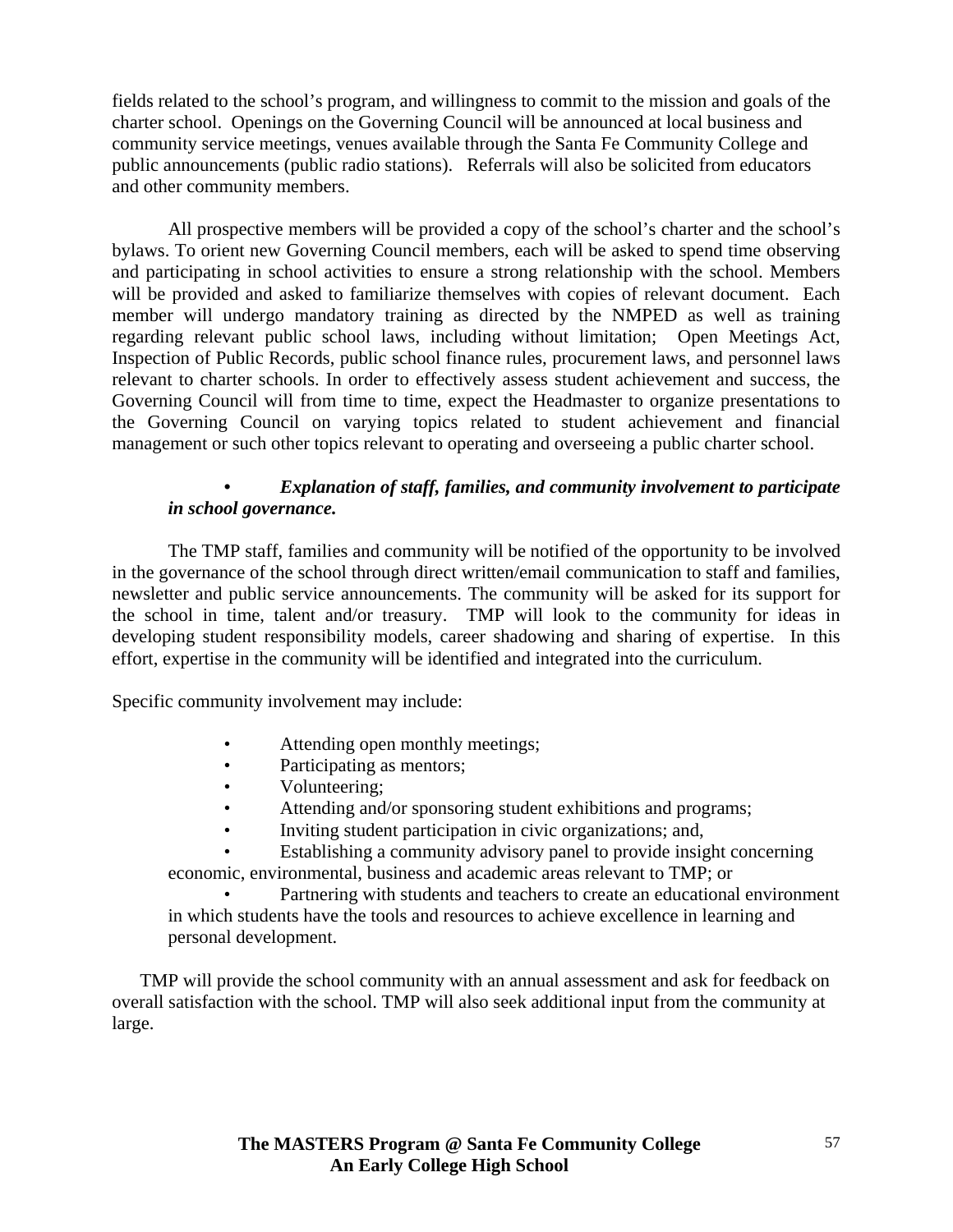fields related to the school's program, and willingness to commit to the mission and goals of the charter school. Openings on the Governing Council will be announced at local business and community service meetings, venues available through the Santa Fe Community College and public announcements (public radio stations). Referrals will also be solicited from educators and other community members.

All prospective members will be provided a copy of the school's charter and the school's bylaws. To orient new Governing Council members, each will be asked to spend time observing and participating in school activities to ensure a strong relationship with the school. Members will be provided and asked to familiarize themselves with copies of relevant document. Each member will undergo mandatory training as directed by the NMPED as well as training regarding relevant public school laws, including without limitation; Open Meetings Act, Inspection of Public Records, public school finance rules, procurement laws, and personnel laws relevant to charter schools. In order to effectively assess student achievement and success, the Governing Council will from time to time, expect the Headmaster to organize presentations to the Governing Council on varying topics related to student achievement and financial management or such other topics relevant to operating and overseeing a public charter school.

- ***Explanation of staff, families, and community involvement to participate in school governance.***

The TMP staff, families and community will be notified of the opportunity to be involved in the governance of the school through direct written/email communication to staff and families, newsletter and public service announcements. The community will be asked for its support for the school in time, talent and/or treasury. TMP will look to the community for ideas in developing student responsibility models, career shadowing and sharing of expertise. In this effort, expertise in the community will be identified and integrated into the curriculum.

Specific community involvement may include:

- Attending open monthly meetings;
- Participating as mentors;
- Volunteering;
- Attending and/or sponsoring student exhibitions and programs;
- Inviting student participation in civic organizations; and,
- Establishing a community advisory panel to provide insight concerning economic, environmental, business and academic areas relevant to TMP; or
- Partnering with students and teachers to create an educational environment in which students have the tools and resources to achieve excellence in learning and personal development.

TMP will provide the school community with an annual assessment and ask for feedback on overall satisfaction with the school. TMP will also seek additional input from the community at large.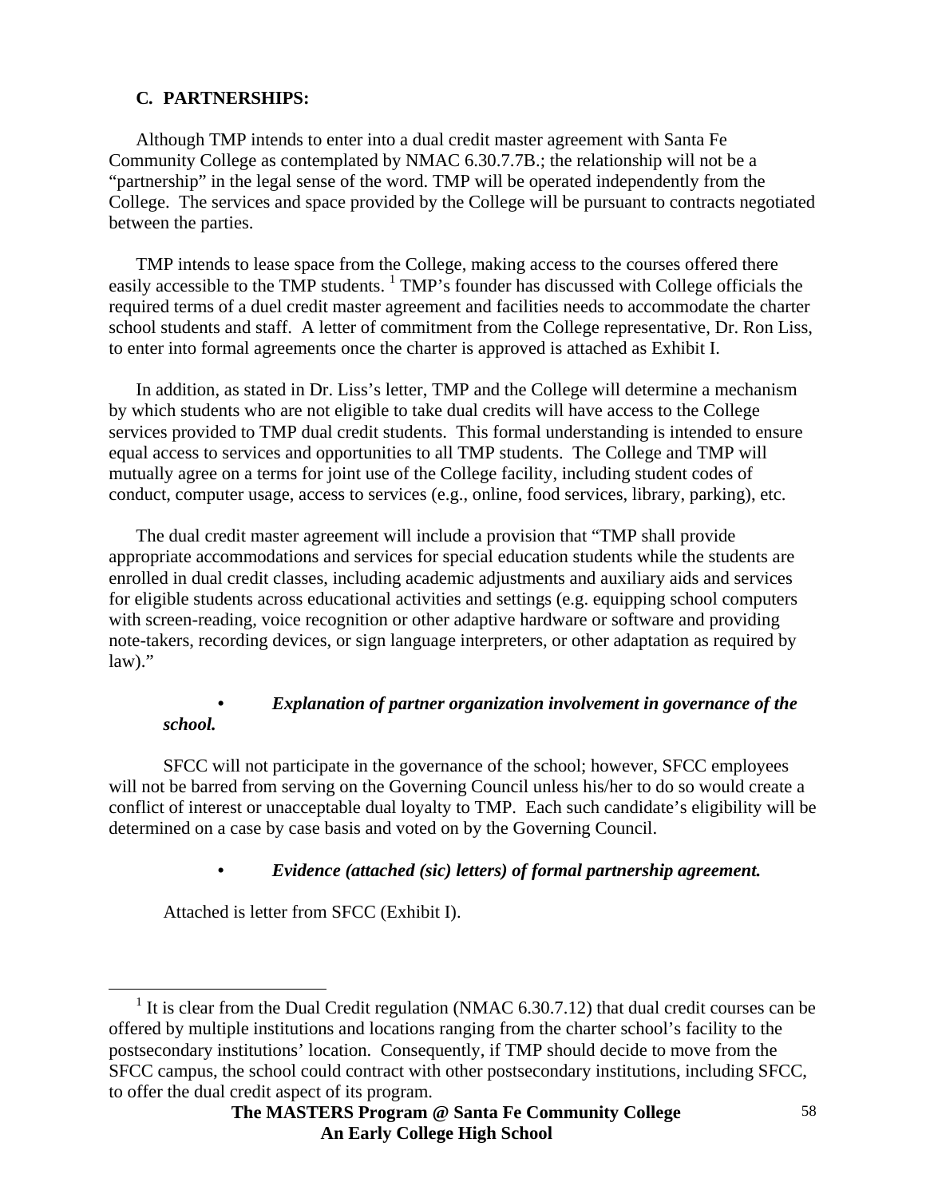### C. PARTNERSHIPS:

Although TMP intends to enter into a dual credit master agreement with Santa Fe Community College as contemplated by NMAC 6.30.7.7B.; the relationship will not be a "partnership" in the legal sense of the word. TMP will be operated independently from the College. The services and space provided by the College will be pursuant to contracts negotiated between the parties.

TMP intends to lease space from the College, making access to the courses offered there easily accessible to the TMP students. [1] TMP's founder has discussed with College officials the required terms of a duel credit master agreement and facilities needs to accommodate the charter school students and staff. A letter of commitment from the College representative, Dr. Ron Liss, to enter into formal agreements once the charter is approved is attached as Exhibit I.

In addition, as stated in Dr. Liss's letter, TMP and the College will determine a mechanism by which students who are not eligible to take dual credits will have access to the College services provided to TMP dual credit students. This formal understanding is intended to ensure equal access to services and opportunities to all TMP students. The College and TMP will mutually agree on a terms for joint use of the College facility, including student codes of conduct, computer usage, access to services (e.g., online, food services, library, parking), etc.

The dual credit master agreement will include a provision that "TMP shall provide appropriate accommodations and services for special education students while the students are enrolled in dual credit classes, including academic adjustments and auxiliary aids and services for eligible students across educational activities and settings (e.g. equipping school computers with screen-reading, voice recognition or other adaptive hardware or software and providing note-takers, recording devices, or sign language interpreters, or other adaptation as required by law)."

- ***Explanation of partner organization involvement in governance of the school.***

SFCC will not participate in the governance of the school; however, SFCC employees will not be barred from serving on the Governing Council unless his/her to do so would create a conflict of interest or unacceptable dual loyalty to TMP. Each such candidate's eligibility will be determined on a case by case basis and voted on by the Governing Council.

- ***Evidence (attached (sic) letters) of formal partnership agreement.***

Attached is letter from SFCC (Exhibit I).

---

[1] It is clear from the Dual Credit regulation (NMAC 6.30.7.12) that dual credit courses can be offered by multiple institutions and locations ranging from the charter school's facility to the postsecondary institutions' location. Consequently, if TMP should decide to move from the SFCC campus, the school could contract with other postsecondary institutions, including SFCC, to offer the dual credit aspect of its program.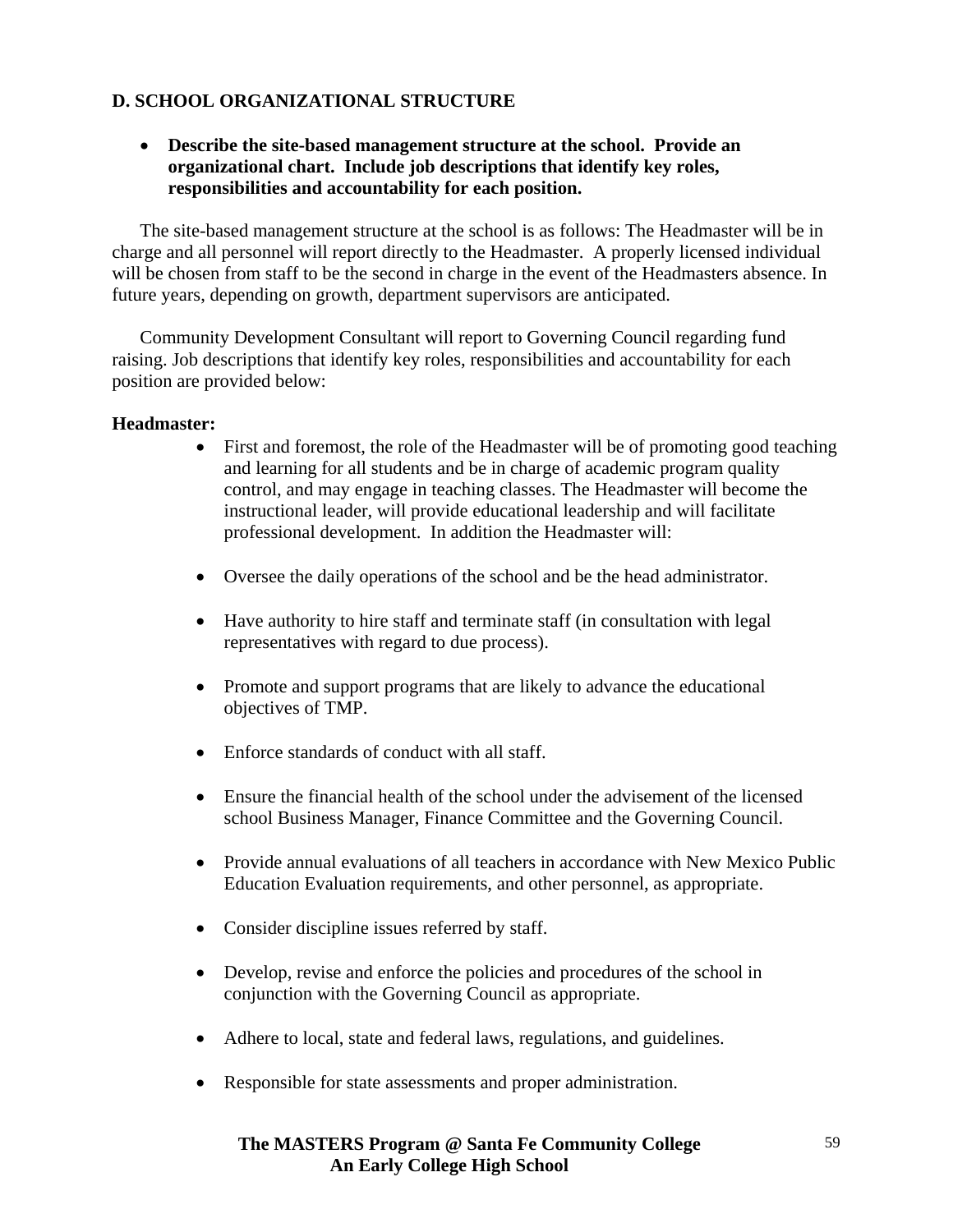## D. SCHOOL ORGANIZATIONAL STRUCTURE

- **Describe the site-based management structure at the school. Provide an organizational chart. Include job descriptions that identify key roles, responsibilities and accountability for each position.**

The site-based management structure at the school is as follows: The Headmaster will be in charge and all personnel will report directly to the Headmaster. A properly licensed individual will be chosen from staff to be the second in charge in the event of the Headmasters absence. In future years, depending on growth, department supervisors are anticipated.

Community Development Consultant will report to Governing Council regarding fund raising. Job descriptions that identify key roles, responsibilities and accountability for each position are provided below:

**Headmaster:**

- First and foremost, the role of the Headmaster will be of promoting good teaching and learning for all students and be in charge of academic program quality control, and may engage in teaching classes. The Headmaster will become the instructional leader, will provide educational leadership and will facilitate professional development. In addition the Headmaster will:

- Oversee the daily operations of the school and be the head administrator.

- Have authority to hire staff and terminate staff (in consultation with legal representatives with regard to due process).

- Promote and support programs that are likely to advance the educational objectives of TMP.

- Enforce standards of conduct with all staff.

- Ensure the financial health of the school under the advisement of the licensed school Business Manager, Finance Committee and the Governing Council.

- Provide annual evaluations of all teachers in accordance with New Mexico Public Education Evaluation requirements, and other personnel, as appropriate.

- Consider discipline issues referred by staff.

- Develop, revise and enforce the policies and procedures of the school in conjunction with the Governing Council as appropriate.

- Adhere to local, state and federal laws, regulations, and guidelines.

- Responsible for state assessments and proper administration.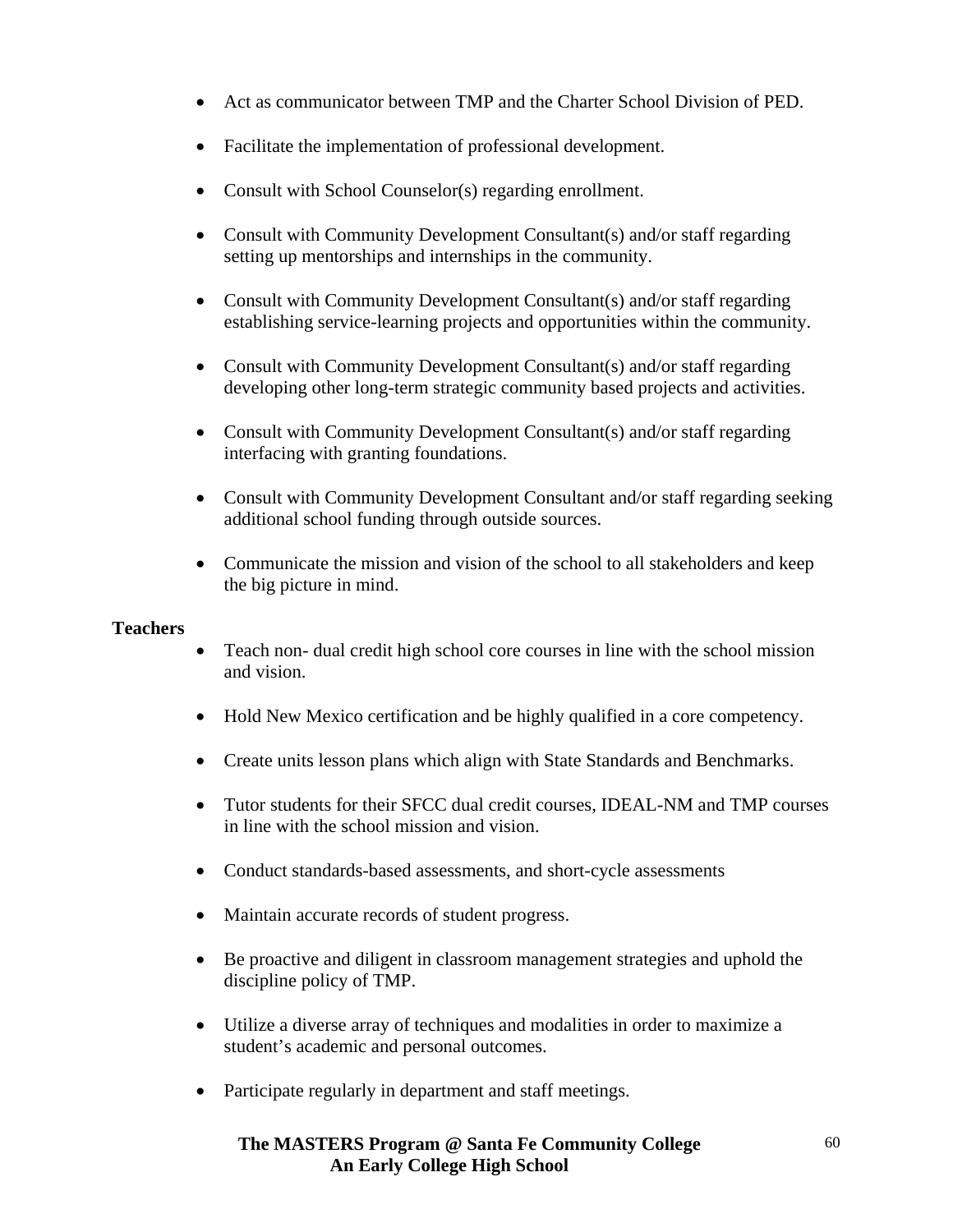- Act as communicator between TMP and the Charter School Division of PED.
- Facilitate the implementation of professional development.
- Consult with School Counselor(s) regarding enrollment.
- Consult with Community Development Consultant(s) and/or staff regarding setting up mentorships and internships in the community.
- Consult with Community Development Consultant(s) and/or staff regarding establishing service-learning projects and opportunities within the community.
- Consult with Community Development Consultant(s) and/or staff regarding developing other long-term strategic community based projects and activities.
- Consult with Community Development Consultant(s) and/or staff regarding interfacing with granting foundations.
- Consult with Community Development Consultant and/or staff regarding seeking additional school funding through outside sources.
- Communicate the mission and vision of the school to all stakeholders and keep the big picture in mind.

**Teachers**

- Teach non- dual credit high school core courses in line with the school mission and vision.
- Hold New Mexico certification and be highly qualified in a core competency.
- Create units lesson plans which align with State Standards and Benchmarks.
- Tutor students for their SFCC dual credit courses, IDEAL-NM and TMP courses in line with the school mission and vision.
- Conduct standards-based assessments, and short-cycle assessments
- Maintain accurate records of student progress.
- Be proactive and diligent in classroom management strategies and uphold the discipline policy of TMP.
- Utilize a diverse array of techniques and modalities in order to maximize a student's academic and personal outcomes.
- Participate regularly in department and staff meetings.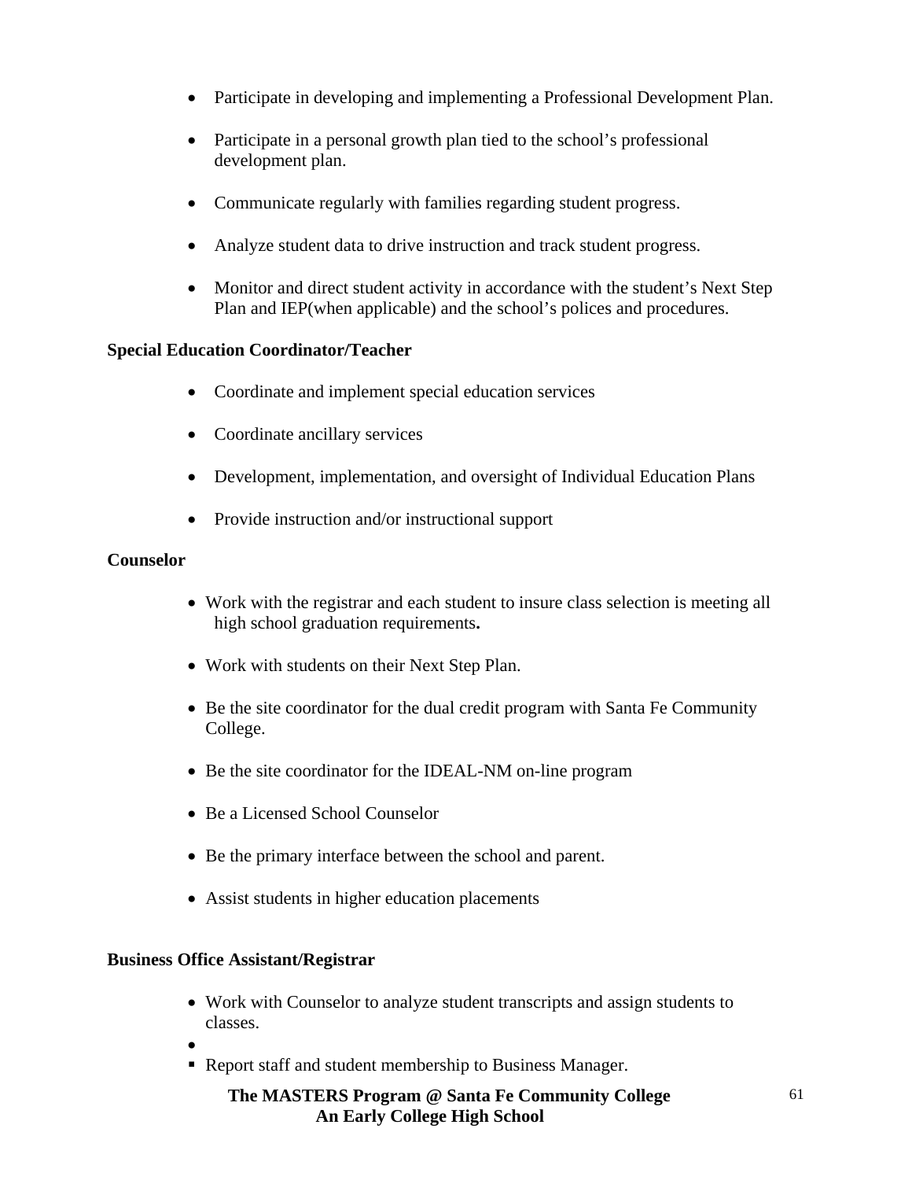- Participate in developing and implementing a Professional Development Plan.
- Participate in a personal growth plan tied to the school's professional development plan.
- Communicate regularly with families regarding student progress.
- Analyze student data to drive instruction and track student progress.
- Monitor and direct student activity in accordance with the student's Next Step Plan and IEP(when applicable) and the school's polices and procedures.

**Special Education Coordinator/Teacher**

- Coordinate and implement special education services
- Coordinate ancillary services
- Development, implementation, and oversight of Individual Education Plans
- Provide instruction and/or instructional support

**Counselor**

- Work with the registrar and each student to insure class selection is meeting all high school graduation requirements**.**
- Work with students on their Next Step Plan.
- Be the site coordinator for the dual credit program with Santa Fe Community College.
- Be the site coordinator for the IDEAL-NM on-line program
- Be a Licensed School Counselor
- Be the primary interface between the school and parent.
- Assist students in higher education placements

**Business Office Assistant/Registrar**

- Work with Counselor to analyze student transcripts and assign students to classes.
- 
- Report staff and student membership to Business Manager.

**The MASTERS Program @ Santa Fe Community College**
**An Early College High School**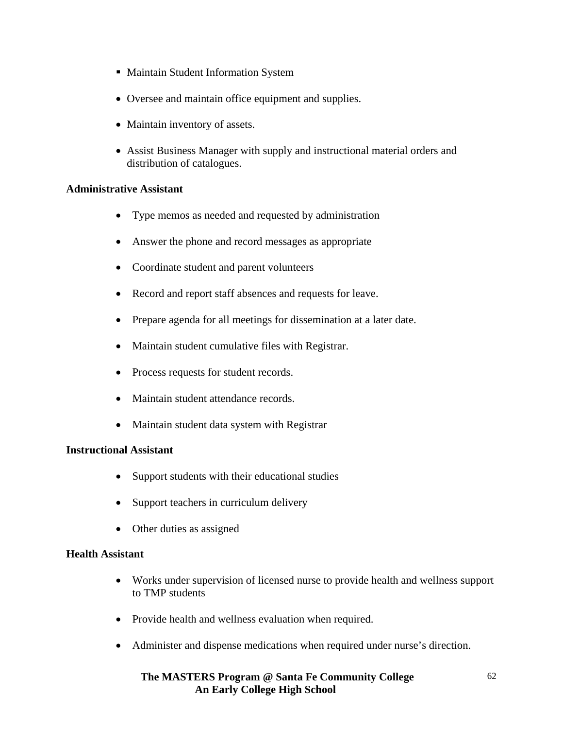- Maintain Student Information System
- Oversee and maintain office equipment and supplies.
- Maintain inventory of assets.
- Assist Business Manager with supply and instructional material orders and distribution of catalogues.

**Administrative Assistant**

- Type memos as needed and requested by administration
- Answer the phone and record messages as appropriate
- Coordinate student and parent volunteers
- Record and report staff absences and requests for leave.
- Prepare agenda for all meetings for dissemination at a later date.
- Maintain student cumulative files with Registrar.
- Process requests for student records.
- Maintain student attendance records.
- Maintain student data system with Registrar

**Instructional Assistant**

- Support students with their educational studies
- Support teachers in curriculum delivery
- Other duties as assigned

**Health Assistant**

- Works under supervision of licensed nurse to provide health and wellness support to TMP students
- Provide health and wellness evaluation when required.
- Administer and dispense medications when required under nurse's direction.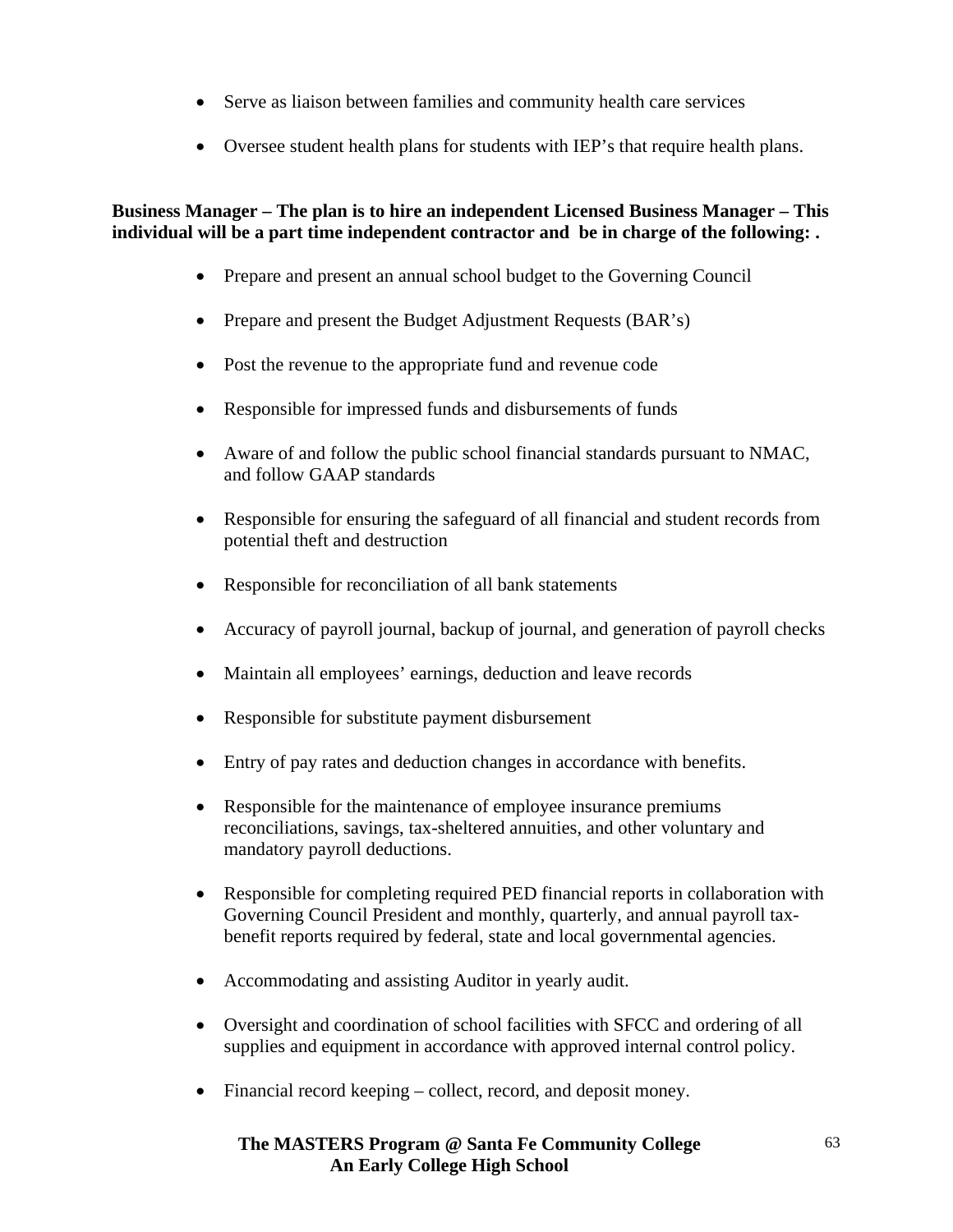- Serve as liaison between families and community health care services
- Oversee student health plans for students with IEP's that require health plans.

**Business Manager – The plan is to hire an independent Licensed Business Manager – This individual will be a part time independent contractor and be in charge of the following: .**

- Prepare and present an annual school budget to the Governing Council
- Prepare and present the Budget Adjustment Requests (BAR's)
- Post the revenue to the appropriate fund and revenue code
- Responsible for impressed funds and disbursements of funds
- Aware of and follow the public school financial standards pursuant to NMAC, and follow GAAP standards
- Responsible for ensuring the safeguard of all financial and student records from potential theft and destruction
- Responsible for reconciliation of all bank statements
- Accuracy of payroll journal, backup of journal, and generation of payroll checks
- Maintain all employees' earnings, deduction and leave records
- Responsible for substitute payment disbursement
- Entry of pay rates and deduction changes in accordance with benefits.
- Responsible for the maintenance of employee insurance premiums reconciliations, savings, tax-sheltered annuities, and other voluntary and mandatory payroll deductions.
- Responsible for completing required PED financial reports in collaboration with Governing Council President and monthly, quarterly, and annual payroll tax-benefit reports required by federal, state and local governmental agencies.
- Accommodating and assisting Auditor in yearly audit.
- Oversight and coordination of school facilities with SFCC and ordering of all supplies and equipment in accordance with approved internal control policy.
- Financial record keeping – collect, record, and deposit money.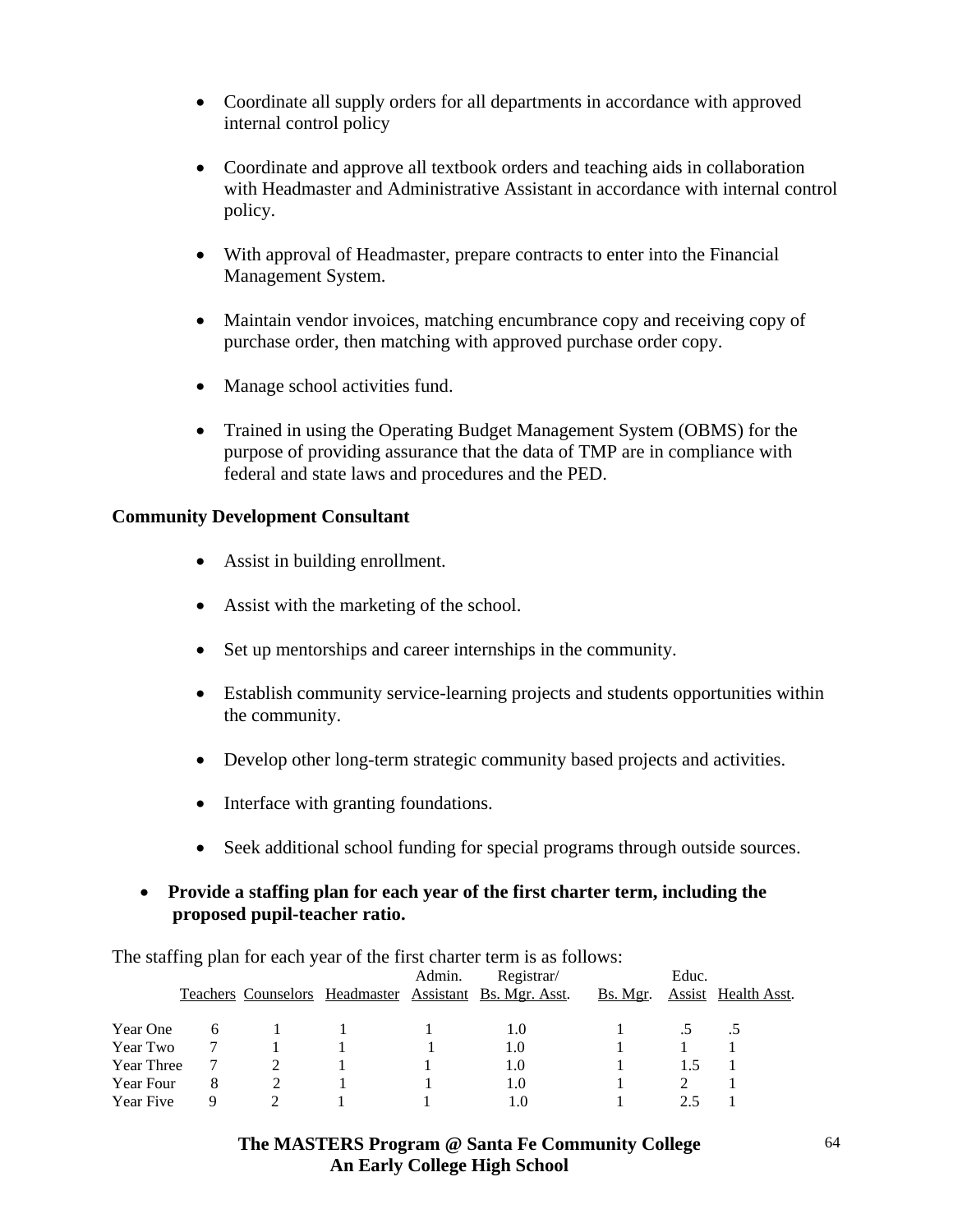- Coordinate all supply orders for all departments in accordance with approved internal control policy

- Coordinate and approve all textbook orders and teaching aids in collaboration with Headmaster and Administrative Assistant in accordance with internal control policy.

- With approval of Headmaster, prepare contracts to enter into the Financial Management System.

- Maintain vendor invoices, matching encumbrance copy and receiving copy of purchase order, then matching with approved purchase order copy.

- Manage school activities fund.

- Trained in using the Operating Budget Management System (OBMS) for the purpose of providing assurance that the data of TMP are in compliance with federal and state laws and procedures and the PED.

**Community Development Consultant**

- Assist in building enrollment.

- Assist with the marketing of the school.

- Set up mentorships and career internships in the community.

- Establish community service-learning projects and students opportunities within the community.

- Develop other long-term strategic community based projects and activities.

- Interface with granting foundations.

- Seek additional school funding for special programs through outside sources.

- **Provide a staffing plan for each year of the first charter term, including the proposed pupil-teacher ratio.**

The staffing plan for each year of the first charter term is as follows:

| | Teachers | Counselors | Headmaster | Admin. Assistant | Registrar/ Bs. Mgr. Asst. | Bs. Mgr. | Educ. Assist | Health Asst. |
|---|---|---|---|---|---|---|---|---|
| Year One | 6 | 1 | 1 | 1 | 1.0 | 1 | .5 | .5 |
| Year Two | 7 | 1 | 1 | 1 | 1.0 | 1 | 1 | 1 |
| Year Three | 7 | 2 | 1 | 1 | 1.0 | 1 | 1.5 | 1 |
| Year Four | 8 | 2 | 1 | 1 | 1.0 | 1 | 2 | 1 |
| Year Five | 9 | 2 | 1 | 1 | 1.0 | 1 | 2.5 | 1 |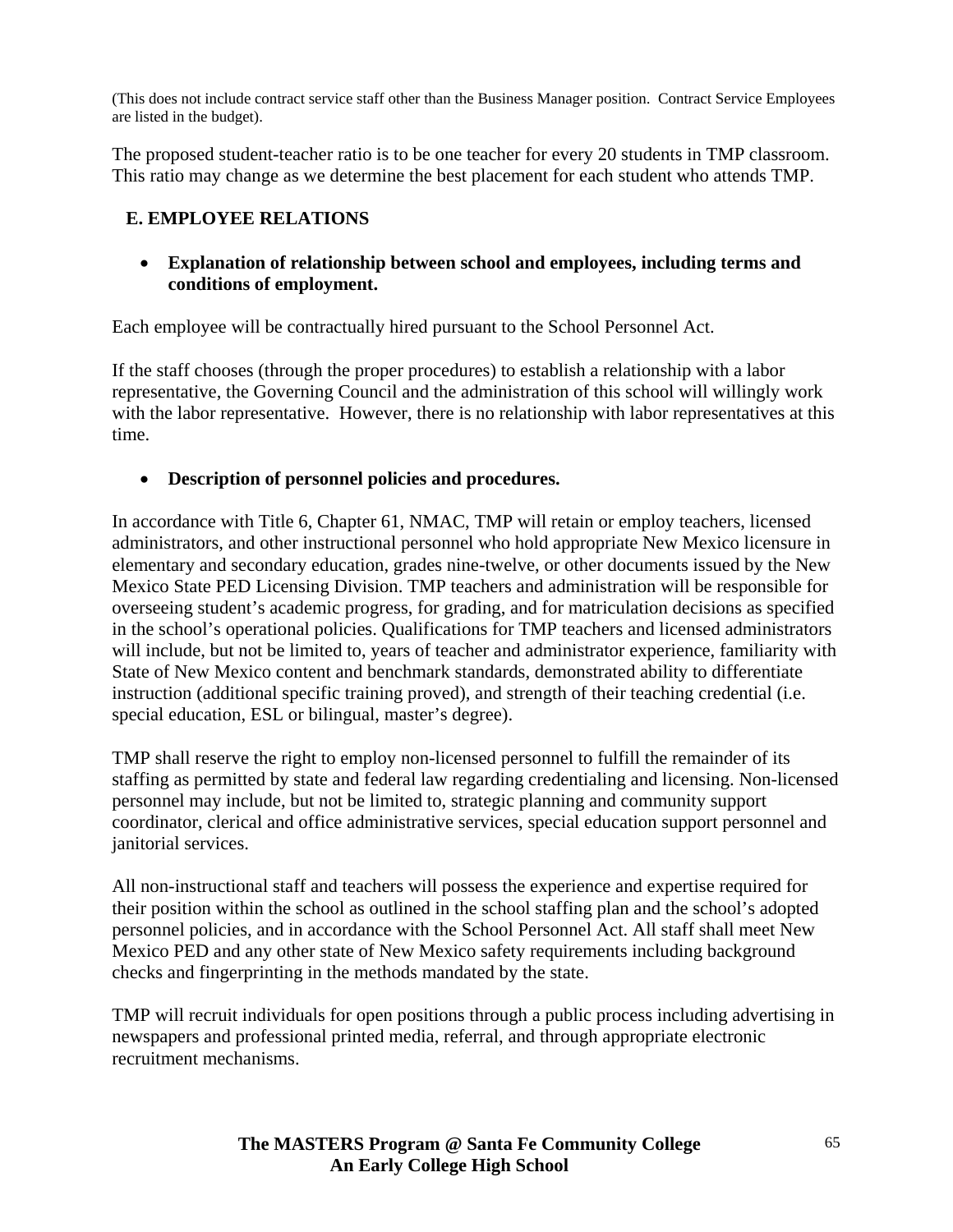(This does not include contract service staff other than the Business Manager position. Contract Service Employees are listed in the budget).

The proposed student-teacher ratio is to be one teacher for every 20 students in TMP classroom. This ratio may change as we determine the best placement for each student who attends TMP.

## E. EMPLOYEE RELATIONS

- **Explanation of relationship between school and employees, including terms and conditions of employment.**

Each employee will be contractually hired pursuant to the School Personnel Act.

If the staff chooses (through the proper procedures) to establish a relationship with a labor representative, the Governing Council and the administration of this school will willingly work with the labor representative. However, there is no relationship with labor representatives at this time.

- **Description of personnel policies and procedures.**

In accordance with Title 6, Chapter 61, NMAC, TMP will retain or employ teachers, licensed administrators, and other instructional personnel who hold appropriate New Mexico licensure in elementary and secondary education, grades nine-twelve, or other documents issued by the New Mexico State PED Licensing Division. TMP teachers and administration will be responsible for overseeing student's academic progress, for grading, and for matriculation decisions as specified in the school's operational policies. Qualifications for TMP teachers and licensed administrators will include, but not be limited to, years of teacher and administrator experience, familiarity with State of New Mexico content and benchmark standards, demonstrated ability to differentiate instruction (additional specific training proved), and strength of their teaching credential (i.e. special education, ESL or bilingual, master's degree).

TMP shall reserve the right to employ non-licensed personnel to fulfill the remainder of its staffing as permitted by state and federal law regarding credentialing and licensing. Non-licensed personnel may include, but not be limited to, strategic planning and community support coordinator, clerical and office administrative services, special education support personnel and janitorial services.

All non-instructional staff and teachers will possess the experience and expertise required for their position within the school as outlined in the school staffing plan and the school's adopted personnel policies, and in accordance with the School Personnel Act. All staff shall meet New Mexico PED and any other state of New Mexico safety requirements including background checks and fingerprinting in the methods mandated by the state.

TMP will recruit individuals for open positions through a public process including advertising in newspapers and professional printed media, referral, and through appropriate electronic recruitment mechanisms.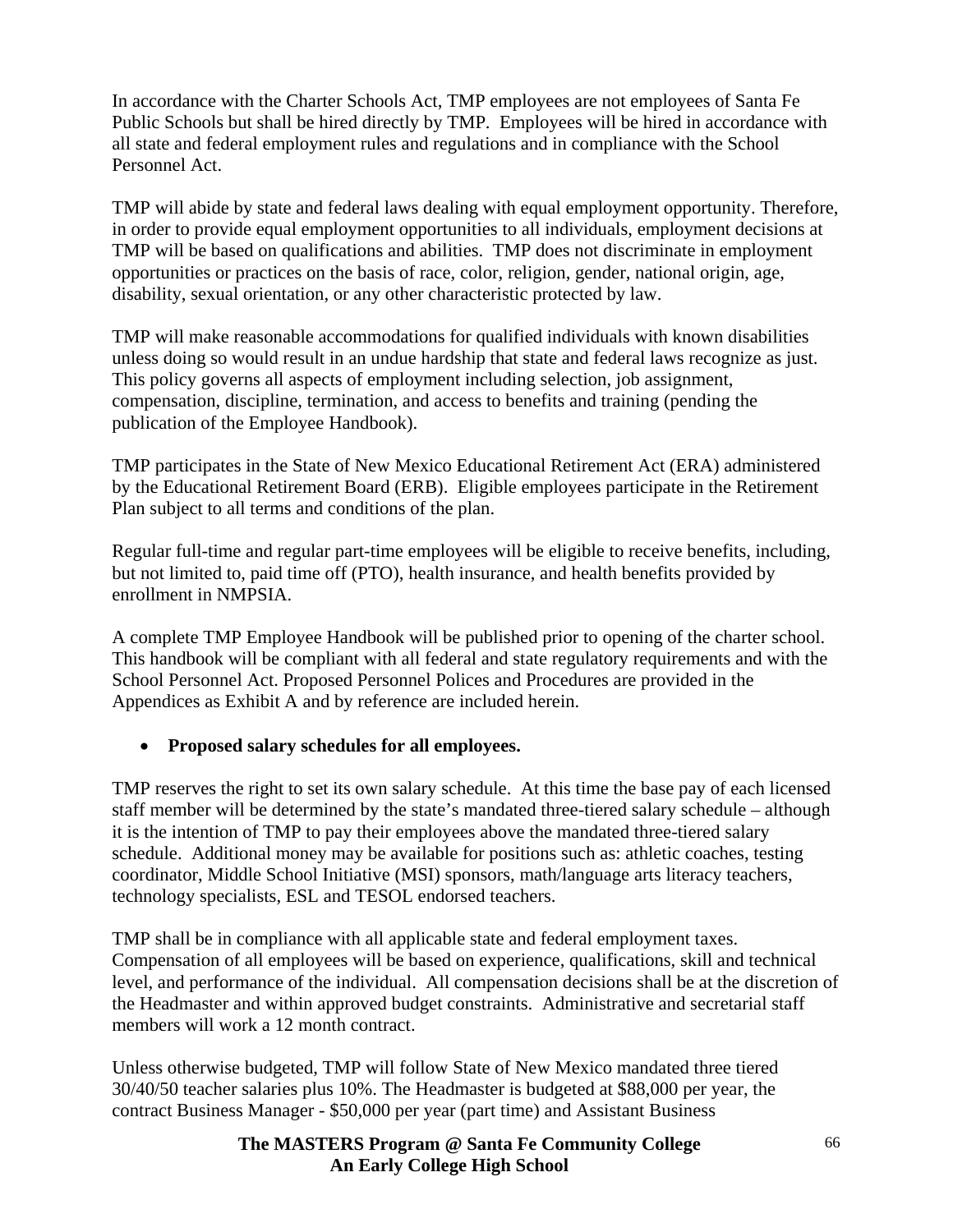In accordance with the Charter Schools Act, TMP employees are not employees of Santa Fe Public Schools but shall be hired directly by TMP. Employees will be hired in accordance with all state and federal employment rules and regulations and in compliance with the School Personnel Act.

TMP will abide by state and federal laws dealing with equal employment opportunity. Therefore, in order to provide equal employment opportunities to all individuals, employment decisions at TMP will be based on qualifications and abilities. TMP does not discriminate in employment opportunities or practices on the basis of race, color, religion, gender, national origin, age, disability, sexual orientation, or any other characteristic protected by law.

TMP will make reasonable accommodations for qualified individuals with known disabilities unless doing so would result in an undue hardship that state and federal laws recognize as just. This policy governs all aspects of employment including selection, job assignment, compensation, discipline, termination, and access to benefits and training (pending the publication of the Employee Handbook).

TMP participates in the State of New Mexico Educational Retirement Act (ERA) administered by the Educational Retirement Board (ERB). Eligible employees participate in the Retirement Plan subject to all terms and conditions of the plan.

Regular full-time and regular part-time employees will be eligible to receive benefits, including, but not limited to, paid time off (PTO), health insurance, and health benefits provided by enrollment in NMPSIA.

A complete TMP Employee Handbook will be published prior to opening of the charter school. This handbook will be compliant with all federal and state regulatory requirements and with the School Personnel Act. Proposed Personnel Polices and Procedures are provided in the Appendices as Exhibit A and by reference are included herein.

- **Proposed salary schedules for all employees.**

TMP reserves the right to set its own salary schedule. At this time the base pay of each licensed staff member will be determined by the state's mandated three-tiered salary schedule – although it is the intention of TMP to pay their employees above the mandated three-tiered salary schedule. Additional money may be available for positions such as: athletic coaches, testing coordinator, Middle School Initiative (MSI) sponsors, math/language arts literacy teachers, technology specialists, ESL and TESOL endorsed teachers.

TMP shall be in compliance with all applicable state and federal employment taxes. Compensation of all employees will be based on experience, qualifications, skill and technical level, and performance of the individual. All compensation decisions shall be at the discretion of the Headmaster and within approved budget constraints. Administrative and secretarial staff members will work a 12 month contract.

Unless otherwise budgeted, TMP will follow State of New Mexico mandated three tiered 30/40/50 teacher salaries plus 10%. The Headmaster is budgeted at $88,000 per year, the contract Business Manager - $50,000 per year (part time) and Assistant Business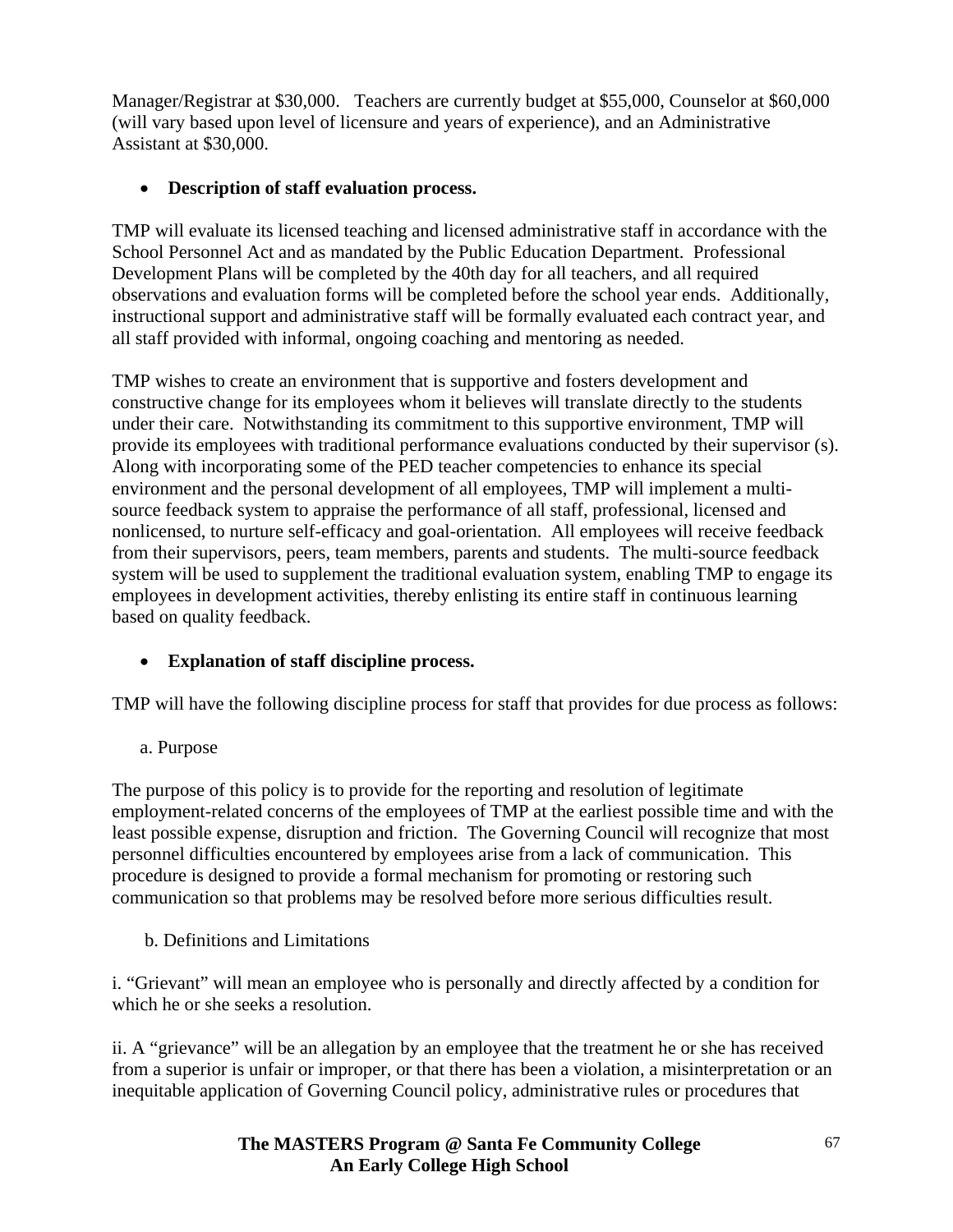Manager/Registrar at $30,000. Teachers are currently budget at $55,000, Counselor at $60,000 (will vary based upon level of licensure and years of experience), and an Administrative Assistant at $30,000.

- **Description of staff evaluation process.**

TMP will evaluate its licensed teaching and licensed administrative staff in accordance with the School Personnel Act and as mandated by the Public Education Department. Professional Development Plans will be completed by the 40th day for all teachers, and all required observations and evaluation forms will be completed before the school year ends. Additionally, instructional support and administrative staff will be formally evaluated each contract year, and all staff provided with informal, ongoing coaching and mentoring as needed.

TMP wishes to create an environment that is supportive and fosters development and constructive change for its employees whom it believes will translate directly to the students under their care. Notwithstanding its commitment to this supportive environment, TMP will provide its employees with traditional performance evaluations conducted by their supervisor (s). Along with incorporating some of the PED teacher competencies to enhance its special environment and the personal development of all employees, TMP will implement a multi-source feedback system to appraise the performance of all staff, professional, licensed and nonlicensed, to nurture self-efficacy and goal-orientation. All employees will receive feedback from their supervisors, peers, team members, parents and students. The multi-source feedback system will be used to supplement the traditional evaluation system, enabling TMP to engage its employees in development activities, thereby enlisting its entire staff in continuous learning based on quality feedback.

- **Explanation of staff discipline process.**

TMP will have the following discipline process for staff that provides for due process as follows:

a. Purpose

The purpose of this policy is to provide for the reporting and resolution of legitimate employment-related concerns of the employees of TMP at the earliest possible time and with the least possible expense, disruption and friction. The Governing Council will recognize that most personnel difficulties encountered by employees arise from a lack of communication. This procedure is designed to provide a formal mechanism for promoting or restoring such communication so that problems may be resolved before more serious difficulties result.

b. Definitions and Limitations

i. “Grievant” will mean an employee who is personally and directly affected by a condition for which he or she seeks a resolution.

ii. A “grievance” will be an allegation by an employee that the treatment he or she has received from a superior is unfair or improper, or that there has been a violation, a misinterpretation or an inequitable application of Governing Council policy, administrative rules or procedures that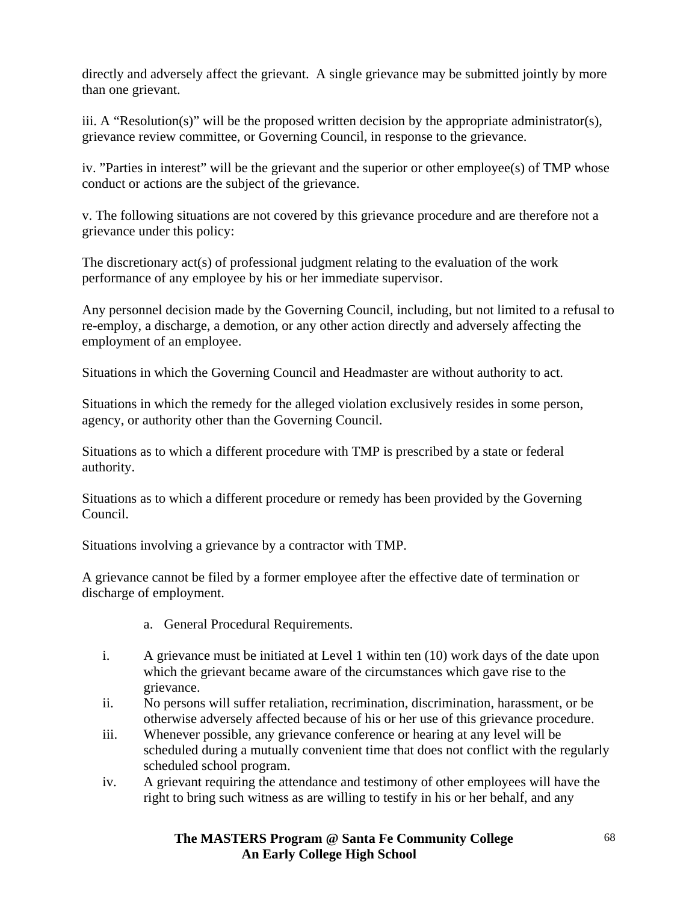directly and adversely affect the grievant. A single grievance may be submitted jointly by more than one grievant.

iii. A "Resolution(s)" will be the proposed written decision by the appropriate administrator(s), grievance review committee, or Governing Council, in response to the grievance.

iv. "Parties in interest" will be the grievant and the superior or other employee(s) of TMP whose conduct or actions are the subject of the grievance.

v. The following situations are not covered by this grievance procedure and are therefore not a grievance under this policy:

The discretionary act(s) of professional judgment relating to the evaluation of the work performance of any employee by his or her immediate supervisor.

Any personnel decision made by the Governing Council, including, but not limited to a refusal to re-employ, a discharge, a demotion, or any other action directly and adversely affecting the employment of an employee.

Situations in which the Governing Council and Headmaster are without authority to act.

Situations in which the remedy for the alleged violation exclusively resides in some person, agency, or authority other than the Governing Council.

Situations as to which a different procedure with TMP is prescribed by a state or federal authority.

Situations as to which a different procedure or remedy has been provided by the Governing Council.

Situations involving a grievance by a contractor with TMP.

A grievance cannot be filed by a former employee after the effective date of termination or discharge of employment.

a. General Procedural Requirements.

i. A grievance must be initiated at Level 1 within ten (10) work days of the date upon which the grievant became aware of the circumstances which gave rise to the grievance.
ii. No persons will suffer retaliation, recrimination, discrimination, harassment, or be otherwise adversely affected because of his or her use of this grievance procedure.
iii. Whenever possible, any grievance conference or hearing at any level will be scheduled during a mutually convenient time that does not conflict with the regularly scheduled school program.
iv. A grievant requiring the attendance and testimony of other employees will have the right to bring such witness as are willing to testify in his or her behalf, and any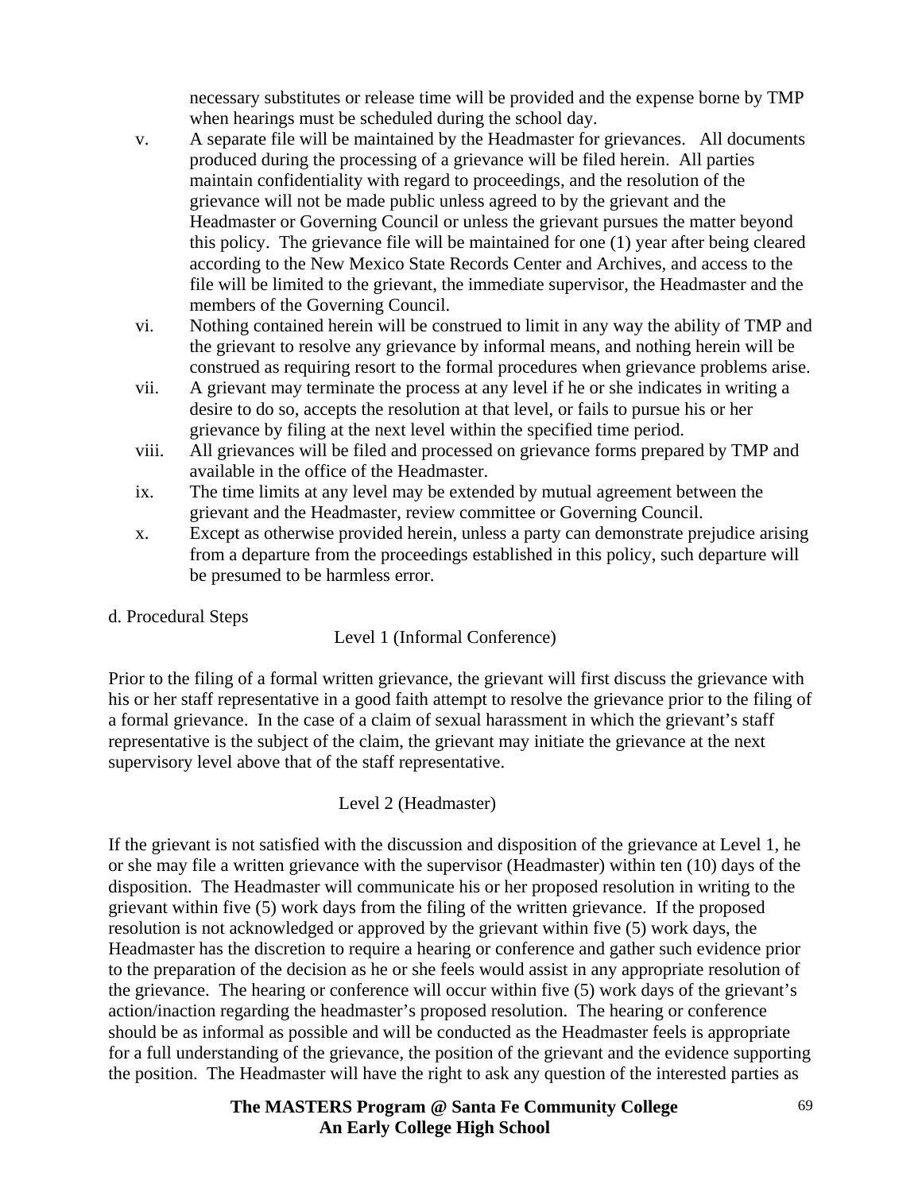necessary substitutes or release time will be provided and the expense borne by TMP when hearings must be scheduled during the school day.

v. A separate file will be maintained by the Headmaster for grievances. All documents produced during the processing of a grievance will be filed herein. All parties maintain confidentiality with regard to proceedings, and the resolution of the grievance will not be made public unless agreed to by the grievant and the Headmaster or Governing Council or unless the grievant pursues the matter beyond this policy. The grievance file will be maintained for one (1) year after being cleared according to the New Mexico State Records Center and Archives, and access to the file will be limited to the grievant, the immediate supervisor, the Headmaster and the members of the Governing Council.

vi. Nothing contained herein will be construed to limit in any way the ability of TMP and the grievant to resolve any grievance by informal means, and nothing herein will be construed as requiring resort to the formal procedures when grievance problems arise.

vii. A grievant may terminate the process at any level if he or she indicates in writing a desire to do so, accepts the resolution at that level, or fails to pursue his or her grievance by filing at the next level within the specified time period.

viii. All grievances will be filed and processed on grievance forms prepared by TMP and available in the office of the Headmaster.

ix. The time limits at any level may be extended by mutual agreement between the grievant and the Headmaster, review committee or Governing Council.

x. Except as otherwise provided herein, unless a party can demonstrate prejudice arising from a departure from the proceedings established in this policy, such departure will be presumed to be harmless error.

d. Procedural Steps

Level 1 (Informal Conference)

Prior to the filing of a formal written grievance, the grievant will first discuss the grievance with his or her staff representative in a good faith attempt to resolve the grievance prior to the filing of a formal grievance. In the case of a claim of sexual harassment in which the grievant's staff representative is the subject of the claim, the grievant may initiate the grievance at the next supervisory level above that of the staff representative.

Level 2 (Headmaster)

If the grievant is not satisfied with the discussion and disposition of the grievance at Level 1, he or she may file a written grievance with the supervisor (Headmaster) within ten (10) days of the disposition. The Headmaster will communicate his or her proposed resolution in writing to the grievant within five (5) work days from the filing of the written grievance. If the proposed resolution is not acknowledged or approved by the grievant within five (5) work days, the Headmaster has the discretion to require a hearing or conference and gather such evidence prior to the preparation of the decision as he or she feels would assist in any appropriate resolution of the grievance. The hearing or conference will occur within five (5) work days of the grievant's action/inaction regarding the headmaster's proposed resolution. The hearing or conference should be as informal as possible and will be conducted as the Headmaster feels is appropriate for a full understanding of the grievance, the position of the grievant and the evidence supporting the position. The Headmaster will have the right to ask any question of the interested parties as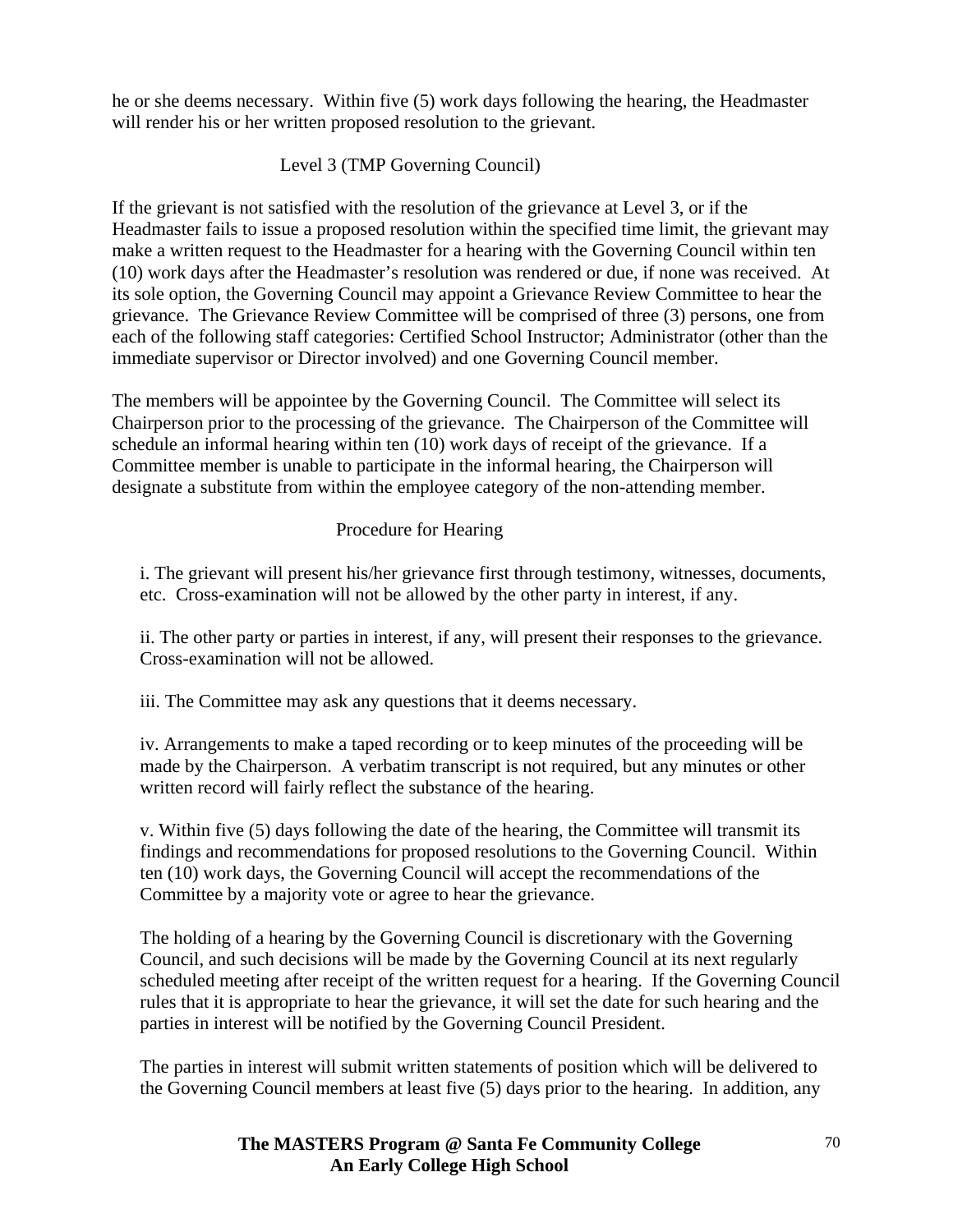he or she deems necessary. Within five (5) work days following the hearing, the Headmaster will render his or her written proposed resolution to the grievant.

Level 3 (TMP Governing Council)

If the grievant is not satisfied with the resolution of the grievance at Level 3, or if the Headmaster fails to issue a proposed resolution within the specified time limit, the grievant may make a written request to the Headmaster for a hearing with the Governing Council within ten (10) work days after the Headmaster's resolution was rendered or due, if none was received. At its sole option, the Governing Council may appoint a Grievance Review Committee to hear the grievance. The Grievance Review Committee will be comprised of three (3) persons, one from each of the following staff categories: Certified School Instructor; Administrator (other than the immediate supervisor or Director involved) and one Governing Council member.

The members will be appointee by the Governing Council. The Committee will select its Chairperson prior to the processing of the grievance. The Chairperson of the Committee will schedule an informal hearing within ten (10) work days of receipt of the grievance. If a Committee member is unable to participate in the informal hearing, the Chairperson will designate a substitute from within the employee category of the non-attending member.

Procedure for Hearing

i. The grievant will present his/her grievance first through testimony, witnesses, documents, etc. Cross-examination will not be allowed by the other party in interest, if any.

ii. The other party or parties in interest, if any, will present their responses to the grievance. Cross-examination will not be allowed.

iii. The Committee may ask any questions that it deems necessary.

iv. Arrangements to make a taped recording or to keep minutes of the proceeding will be made by the Chairperson. A verbatim transcript is not required, but any minutes or other written record will fairly reflect the substance of the hearing.

v. Within five (5) days following the date of the hearing, the Committee will transmit its findings and recommendations for proposed resolutions to the Governing Council. Within ten (10) work days, the Governing Council will accept the recommendations of the Committee by a majority vote or agree to hear the grievance.

The holding of a hearing by the Governing Council is discretionary with the Governing Council, and such decisions will be made by the Governing Council at its next regularly scheduled meeting after receipt of the written request for a hearing. If the Governing Council rules that it is appropriate to hear the grievance, it will set the date for such hearing and the parties in interest will be notified by the Governing Council President.

The parties in interest will submit written statements of position which will be delivered to the Governing Council members at least five (5) days prior to the hearing. In addition, any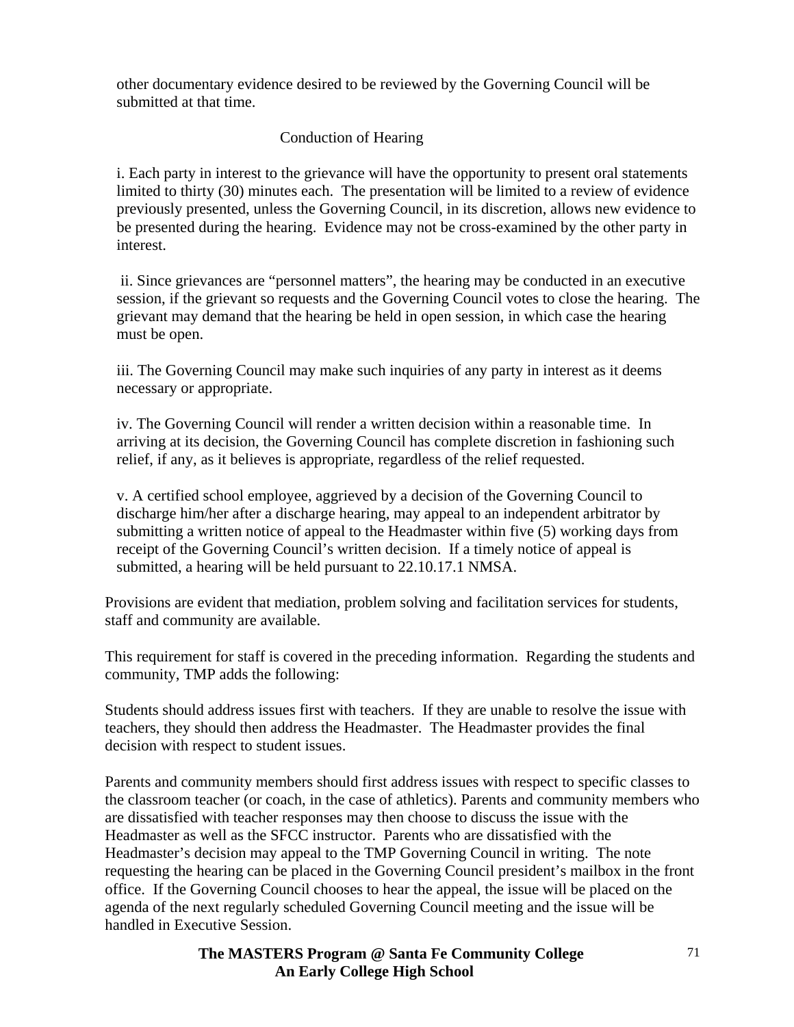other documentary evidence desired to be reviewed by the Governing Council will be submitted at that time.

Conduction of Hearing

i. Each party in interest to the grievance will have the opportunity to present oral statements limited to thirty (30) minutes each. The presentation will be limited to a review of evidence previously presented, unless the Governing Council, in its discretion, allows new evidence to be presented during the hearing. Evidence may not be cross-examined by the other party in interest.

ii. Since grievances are "personnel matters", the hearing may be conducted in an executive session, if the grievant so requests and the Governing Council votes to close the hearing. The grievant may demand that the hearing be held in open session, in which case the hearing must be open.

iii. The Governing Council may make such inquiries of any party in interest as it deems necessary or appropriate.

iv. The Governing Council will render a written decision within a reasonable time. In arriving at its decision, the Governing Council has complete discretion in fashioning such relief, if any, as it believes is appropriate, regardless of the relief requested.

v. A certified school employee, aggrieved by a decision of the Governing Council to discharge him/her after a discharge hearing, may appeal to an independent arbitrator by submitting a written notice of appeal to the Headmaster within five (5) working days from receipt of the Governing Council's written decision. If a timely notice of appeal is submitted, a hearing will be held pursuant to 22.10.17.1 NMSA.

Provisions are evident that mediation, problem solving and facilitation services for students, staff and community are available.

This requirement for staff is covered in the preceding information. Regarding the students and community, TMP adds the following:

Students should address issues first with teachers. If they are unable to resolve the issue with teachers, they should then address the Headmaster. The Headmaster provides the final decision with respect to student issues.

Parents and community members should first address issues with respect to specific classes to the classroom teacher (or coach, in the case of athletics). Parents and community members who are dissatisfied with teacher responses may then choose to discuss the issue with the Headmaster as well as the SFCC instructor. Parents who are dissatisfied with the Headmaster's decision may appeal to the TMP Governing Council in writing. The note requesting the hearing can be placed in the Governing Council president's mailbox in the front office. If the Governing Council chooses to hear the appeal, the issue will be placed on the agenda of the next regularly scheduled Governing Council meeting and the issue will be handled in Executive Session.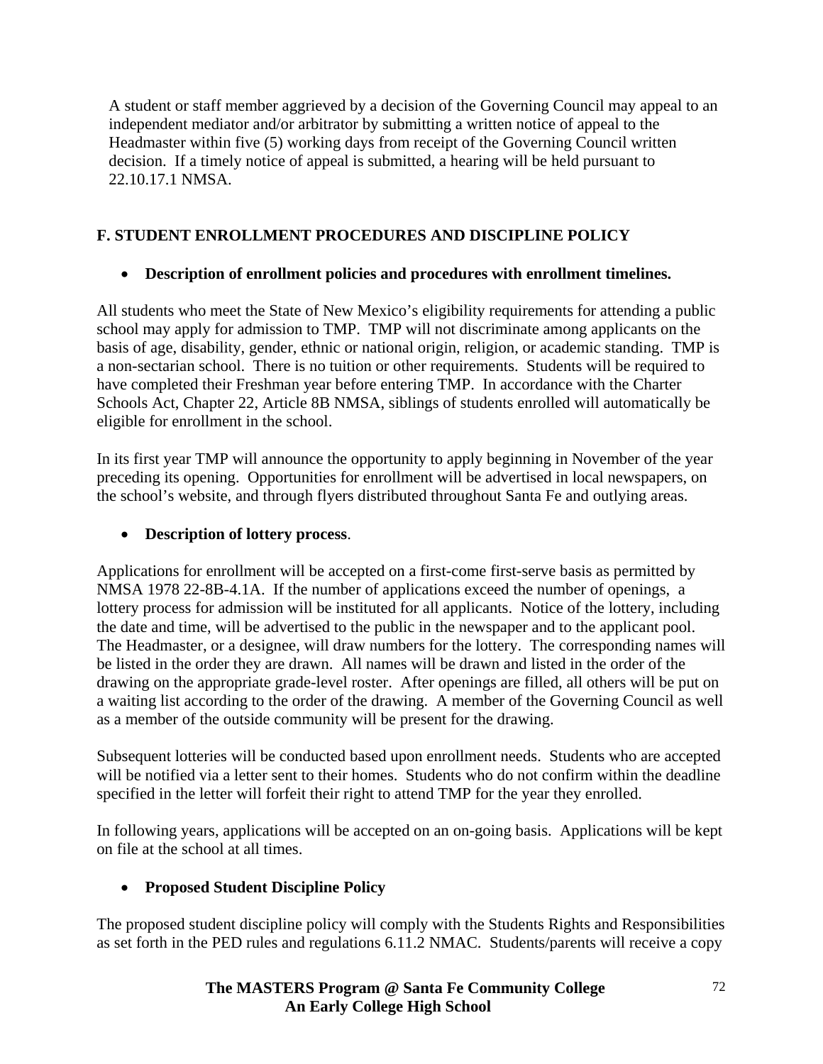A student or staff member aggrieved by a decision of the Governing Council may appeal to an independent mediator and/or arbitrator by submitting a written notice of appeal to the Headmaster within five (5) working days from receipt of the Governing Council written decision. If a timely notice of appeal is submitted, a hearing will be held pursuant to 22.10.17.1 NMSA.

## F. STUDENT ENROLLMENT PROCEDURES AND DISCIPLINE POLICY

- **Description of enrollment policies and procedures with enrollment timelines.**

All students who meet the State of New Mexico's eligibility requirements for attending a public school may apply for admission to TMP. TMP will not discriminate among applicants on the basis of age, disability, gender, ethnic or national origin, religion, or academic standing. TMP is a non-sectarian school. There is no tuition or other requirements. Students will be required to have completed their Freshman year before entering TMP. In accordance with the Charter Schools Act, Chapter 22, Article 8B NMSA, siblings of students enrolled will automatically be eligible for enrollment in the school.

In its first year TMP will announce the opportunity to apply beginning in November of the year preceding its opening. Opportunities for enrollment will be advertised in local newspapers, on the school's website, and through flyers distributed throughout Santa Fe and outlying areas.

- **Description of lottery process**.

Applications for enrollment will be accepted on a first-come first-serve basis as permitted by NMSA 1978 22-8B-4.1A. If the number of applications exceed the number of openings, a lottery process for admission will be instituted for all applicants. Notice of the lottery, including the date and time, will be advertised to the public in the newspaper and to the applicant pool. The Headmaster, or a designee, will draw numbers for the lottery. The corresponding names will be listed in the order they are drawn. All names will be drawn and listed in the order of the drawing on the appropriate grade-level roster. After openings are filled, all others will be put on a waiting list according to the order of the drawing. A member of the Governing Council as well as a member of the outside community will be present for the drawing.

Subsequent lotteries will be conducted based upon enrollment needs. Students who are accepted will be notified via a letter sent to their homes. Students who do not confirm within the deadline specified in the letter will forfeit their right to attend TMP for the year they enrolled.

In following years, applications will be accepted on an on-going basis. Applications will be kept on file at the school at all times.

- **Proposed Student Discipline Policy**

The proposed student discipline policy will comply with the Students Rights and Responsibilities as set forth in the PED rules and regulations 6.11.2 NMAC. Students/parents will receive a copy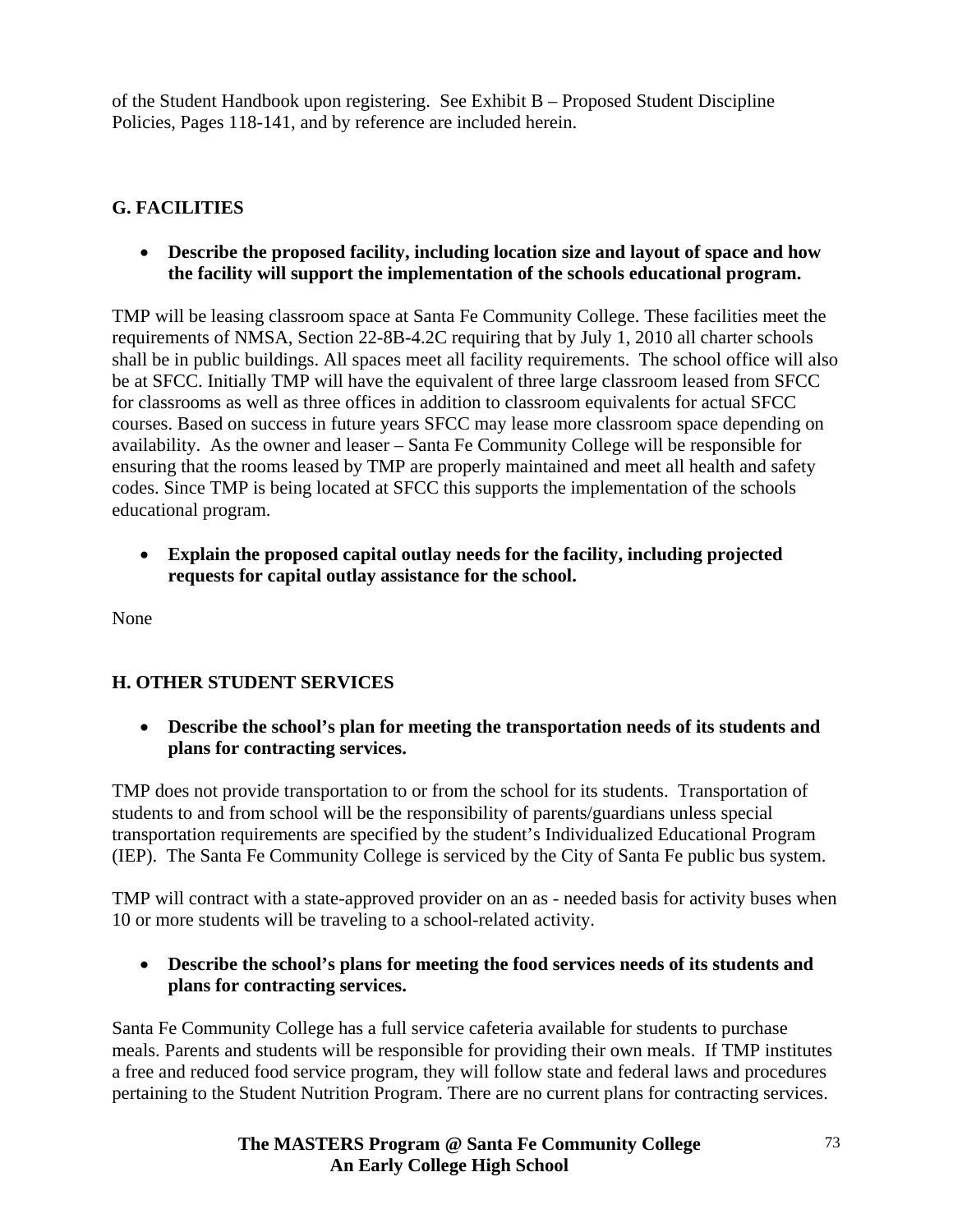of the Student Handbook upon registering. See Exhibit B – Proposed Student Discipline Policies, Pages 118-141, and by reference are included herein.

## G. FACILITIES

- **Describe the proposed facility, including location size and layout of space and how the facility will support the implementation of the schools educational program.**

TMP will be leasing classroom space at Santa Fe Community College. These facilities meet the requirements of NMSA, Section 22-8B-4.2C requiring that by July 1, 2010 all charter schools shall be in public buildings. All spaces meet all facility requirements. The school office will also be at SFCC. Initially TMP will have the equivalent of three large classroom leased from SFCC for classrooms as well as three offices in addition to classroom equivalents for actual SFCC courses. Based on success in future years SFCC may lease more classroom space depending on availability. As the owner and leaser – Santa Fe Community College will be responsible for ensuring that the rooms leased by TMP are properly maintained and meet all health and safety codes. Since TMP is being located at SFCC this supports the implementation of the schools educational program.

- **Explain the proposed capital outlay needs for the facility, including projected requests for capital outlay assistance for the school.**

None

## H. OTHER STUDENT SERVICES

- **Describe the school's plan for meeting the transportation needs of its students and plans for contracting services.**

TMP does not provide transportation to or from the school for its students. Transportation of students to and from school will be the responsibility of parents/guardians unless special transportation requirements are specified by the student's Individualized Educational Program (IEP). The Santa Fe Community College is serviced by the City of Santa Fe public bus system.

TMP will contract with a state-approved provider on an as - needed basis for activity buses when 10 or more students will be traveling to a school-related activity.

- **Describe the school's plans for meeting the food services needs of its students and plans for contracting services.**

Santa Fe Community College has a full service cafeteria available for students to purchase meals. Parents and students will be responsible for providing their own meals. If TMP institutes a free and reduced food service program, they will follow state and federal laws and procedures pertaining to the Student Nutrition Program. There are no current plans for contracting services.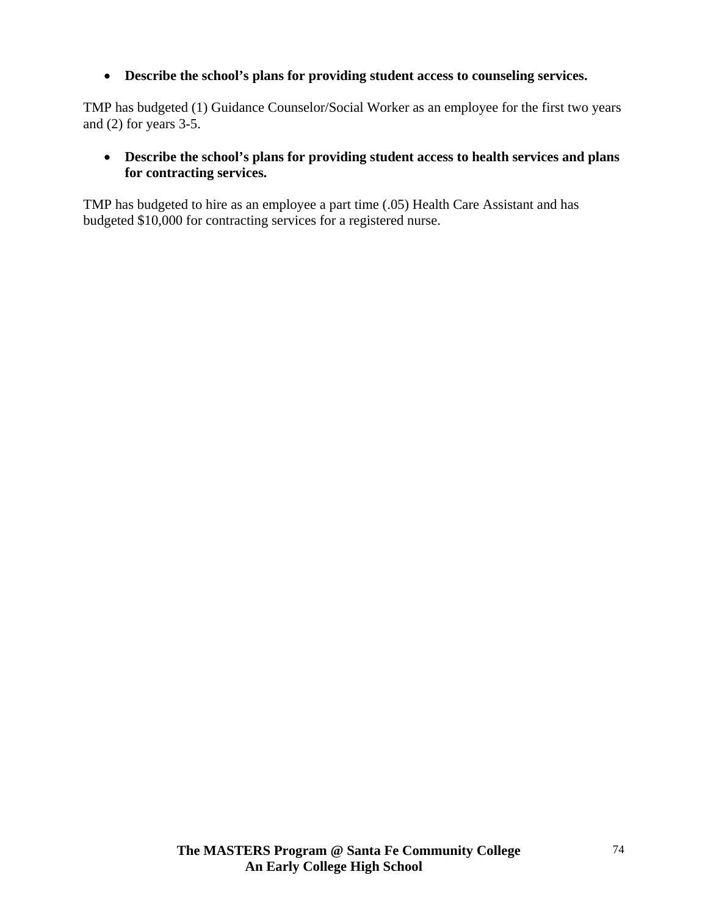- **Describe the school's plans for providing student access to counseling services.**

TMP has budgeted (1) Guidance Counselor/Social Worker as an employee for the first two years and (2) for years 3-5.

- **Describe the school's plans for providing student access to health services and plans for contracting services.**

TMP has budgeted to hire as an employee a part time (.05) Health Care Assistant and has budgeted $10,000 for contracting services for a registered nurse.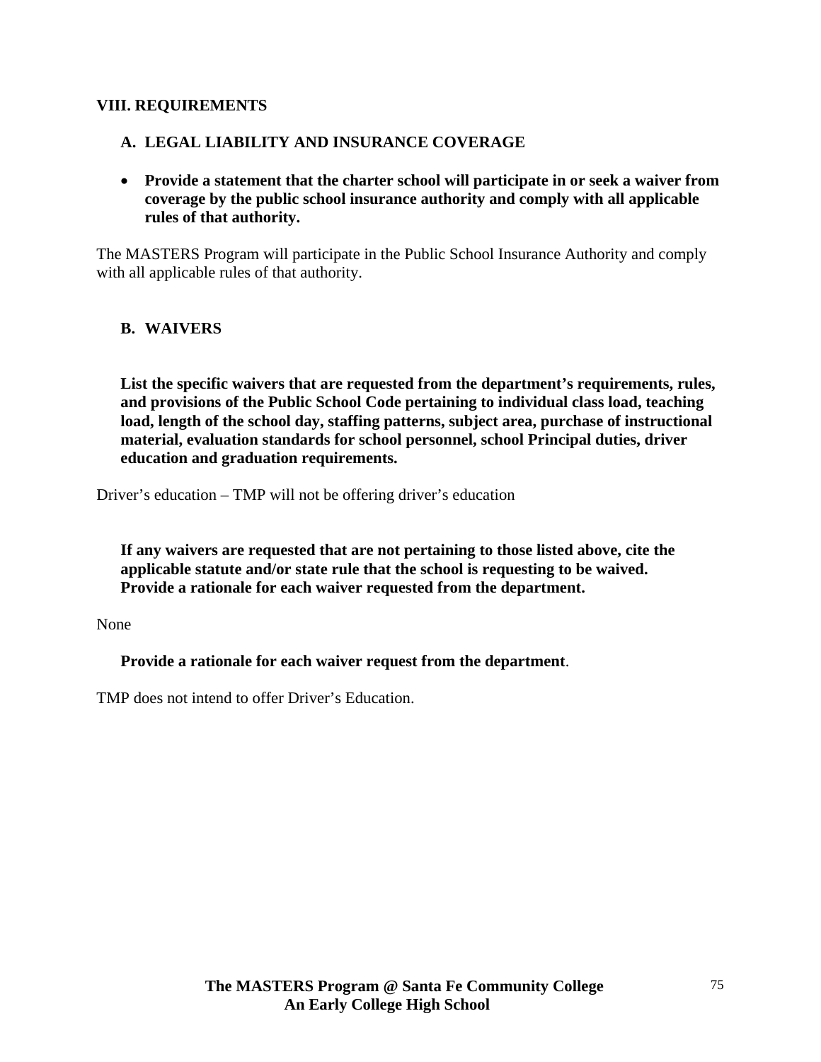## VIII. REQUIREMENTS

### A. LEGAL LIABILITY AND INSURANCE COVERAGE

- **Provide a statement that the charter school will participate in or seek a waiver from coverage by the public school insurance authority and comply with all applicable rules of that authority.**

The MASTERS Program will participate in the Public School Insurance Authority and comply with all applicable rules of that authority.

### B. WAIVERS

**List the specific waivers that are requested from the department's requirements, rules, and provisions of the Public School Code pertaining to individual class load, teaching load, length of the school day, staffing patterns, subject area, purchase of instructional material, evaluation standards for school personnel, school Principal duties, driver education and graduation requirements.**

Driver's education – TMP will not be offering driver's education

**If any waivers are requested that are not pertaining to those listed above, cite the applicable statute and/or state rule that the school is requesting to be waived. Provide a rationale for each waiver requested from the department.**

None

**Provide a rationale for each waiver request from the department**.

TMP does not intend to offer Driver's Education.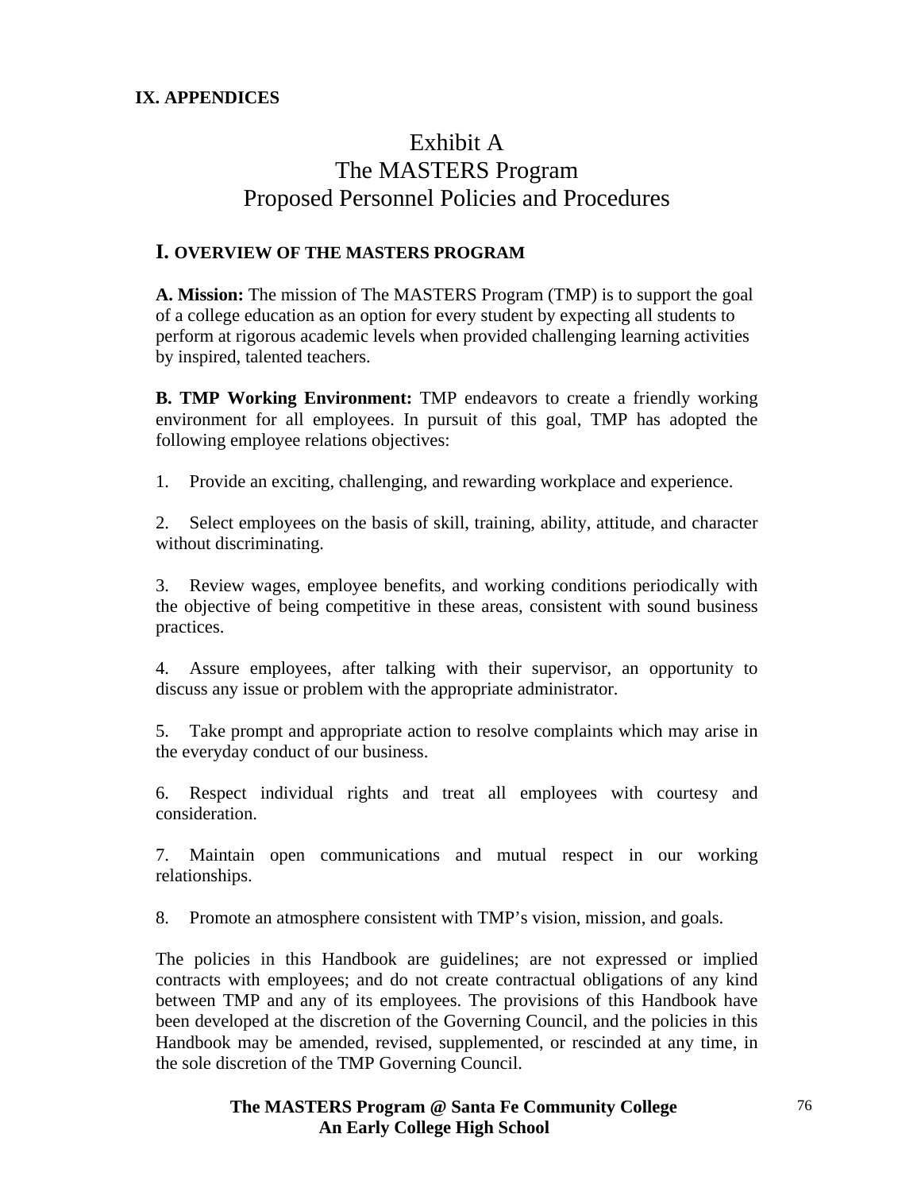## IX. APPENDICES

# Exhibit A
# The MASTERS Program
# Proposed Personnel Policies and Procedures

### I. OVERVIEW OF THE MASTERS PROGRAM

**A. Mission:** The mission of The MASTERS Program (TMP) is to support the goal of a college education as an option for every student by expecting all students to perform at rigorous academic levels when provided challenging learning activities by inspired, talented teachers.

**B. TMP Working Environment:** TMP endeavors to create a friendly working environment for all employees. In pursuit of this goal, TMP has adopted the following employee relations objectives:

1. Provide an exciting, challenging, and rewarding workplace and experience.

2. Select employees on the basis of skill, training, ability, attitude, and character without discriminating.

3. Review wages, employee benefits, and working conditions periodically with the objective of being competitive in these areas, consistent with sound business practices.

4. Assure employees, after talking with their supervisor, an opportunity to discuss any issue or problem with the appropriate administrator.

5. Take prompt and appropriate action to resolve complaints which may arise in the everyday conduct of our business.

6. Respect individual rights and treat all employees with courtesy and consideration.

7. Maintain open communications and mutual respect in our working relationships.

8. Promote an atmosphere consistent with TMP's vision, mission, and goals.

The policies in this Handbook are guidelines; are not expressed or implied contracts with employees; and do not create contractual obligations of any kind between TMP and any of its employees. The provisions of this Handbook have been developed at the discretion of the Governing Council, and the policies in this Handbook may be amended, revised, supplemented, or rescinded at any time, in the sole discretion of the TMP Governing Council.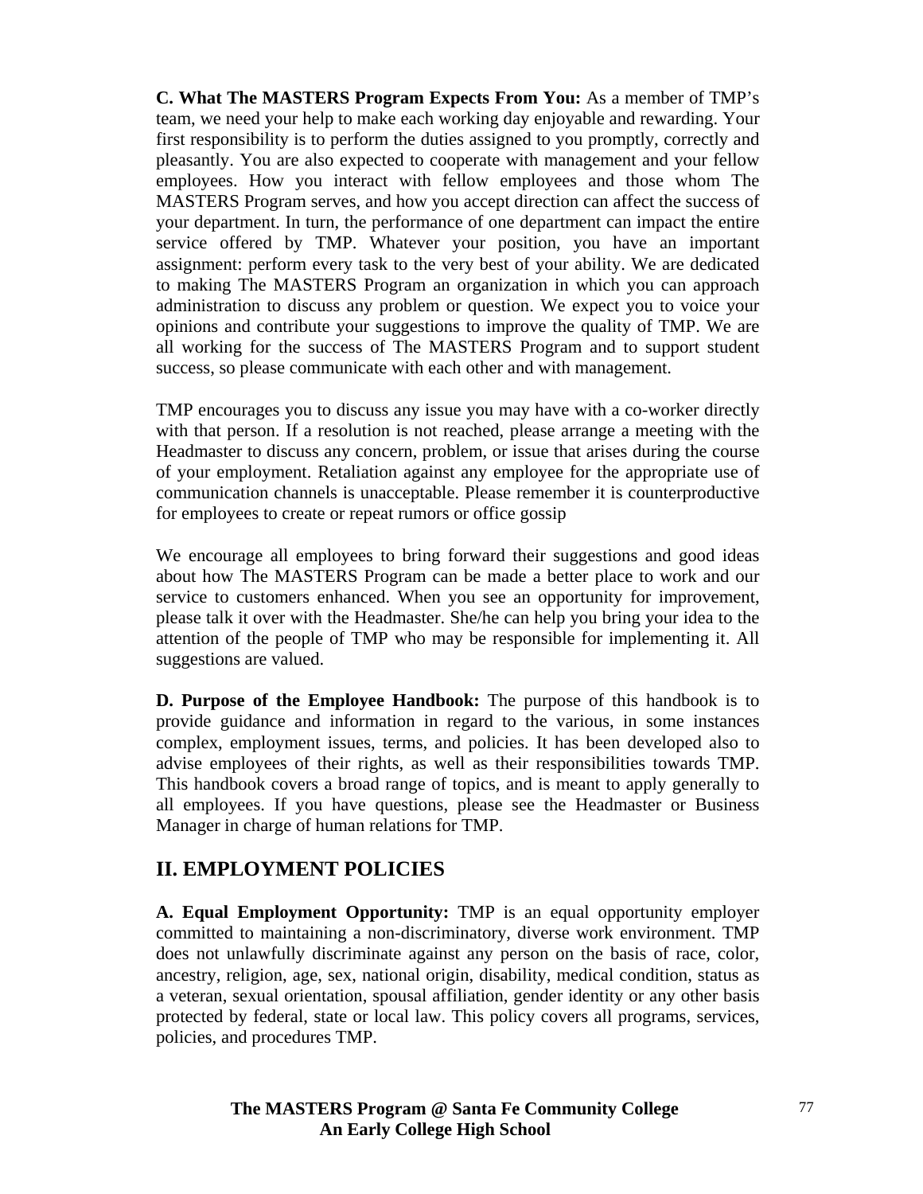**C. What The MASTERS Program Expects From You:** As a member of TMP's team, we need your help to make each working day enjoyable and rewarding. Your first responsibility is to perform the duties assigned to you promptly, correctly and pleasantly. You are also expected to cooperate with management and your fellow employees. How you interact with fellow employees and those whom The MASTERS Program serves, and how you accept direction can affect the success of your department. In turn, the performance of one department can impact the entire service offered by TMP. Whatever your position, you have an important assignment: perform every task to the very best of your ability. We are dedicated to making The MASTERS Program an organization in which you can approach administration to discuss any problem or question. We expect you to voice your opinions and contribute your suggestions to improve the quality of TMP. We are all working for the success of The MASTERS Program and to support student success, so please communicate with each other and with management.

TMP encourages you to discuss any issue you may have with a co-worker directly with that person. If a resolution is not reached, please arrange a meeting with the Headmaster to discuss any concern, problem, or issue that arises during the course of your employment. Retaliation against any employee for the appropriate use of communication channels is unacceptable. Please remember it is counterproductive for employees to create or repeat rumors or office gossip

We encourage all employees to bring forward their suggestions and good ideas about how The MASTERS Program can be made a better place to work and our service to customers enhanced. When you see an opportunity for improvement, please talk it over with the Headmaster. She/he can help you bring your idea to the attention of the people of TMP who may be responsible for implementing it. All suggestions are valued.

**D. Purpose of the Employee Handbook:** The purpose of this handbook is to provide guidance and information in regard to the various, in some instances complex, employment issues, terms, and policies. It has been developed also to advise employees of their rights, as well as their responsibilities towards TMP. This handbook covers a broad range of topics, and is meant to apply generally to all employees. If you have questions, please see the Headmaster or Business Manager in charge of human relations for TMP.

## II. EMPLOYMENT POLICIES

**A. Equal Employment Opportunity:** TMP is an equal opportunity employer committed to maintaining a non-discriminatory, diverse work environment. TMP does not unlawfully discriminate against any person on the basis of race, color, ancestry, religion, age, sex, national origin, disability, medical condition, status as a veteran, sexual orientation, spousal affiliation, gender identity or any other basis protected by federal, state or local law. This policy covers all programs, services, policies, and procedures TMP.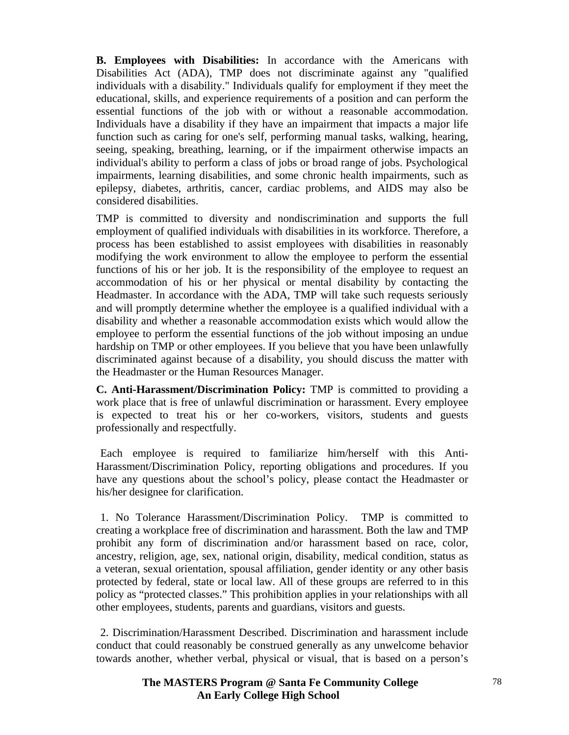**B. Employees with Disabilities:** In accordance with the Americans with Disabilities Act (ADA), TMP does not discriminate against any "qualified individuals with a disability." Individuals qualify for employment if they meet the educational, skills, and experience requirements of a position and can perform the essential functions of the job with or without a reasonable accommodation. Individuals have a disability if they have an impairment that impacts a major life function such as caring for one's self, performing manual tasks, walking, hearing, seeing, speaking, breathing, learning, or if the impairment otherwise impacts an individual's ability to perform a class of jobs or broad range of jobs. Psychological impairments, learning disabilities, and some chronic health impairments, such as epilepsy, diabetes, arthritis, cancer, cardiac problems, and AIDS may also be considered disabilities.

TMP is committed to diversity and nondiscrimination and supports the full employment of qualified individuals with disabilities in its workforce. Therefore, a process has been established to assist employees with disabilities in reasonably modifying the work environment to allow the employee to perform the essential functions of his or her job. It is the responsibility of the employee to request an accommodation of his or her physical or mental disability by contacting the Headmaster. In accordance with the ADA, TMP will take such requests seriously and will promptly determine whether the employee is a qualified individual with a disability and whether a reasonable accommodation exists which would allow the employee to perform the essential functions of the job without imposing an undue hardship on TMP or other employees. If you believe that you have been unlawfully discriminated against because of a disability, you should discuss the matter with the Headmaster or the Human Resources Manager.

**C. Anti-Harassment/Discrimination Policy:** TMP is committed to providing a work place that is free of unlawful discrimination or harassment. Every employee is expected to treat his or her co-workers, visitors, students and guests professionally and respectfully.

Each employee is required to familiarize him/herself with this Anti-Harassment/Discrimination Policy, reporting obligations and procedures. If you have any questions about the school's policy, please contact the Headmaster or his/her designee for clarification.

1. No Tolerance Harassment/Discrimination Policy. TMP is committed to creating a workplace free of discrimination and harassment. Both the law and TMP prohibit any form of discrimination and/or harassment based on race, color, ancestry, religion, age, sex, national origin, disability, medical condition, status as a veteran, sexual orientation, spousal affiliation, gender identity or any other basis protected by federal, state or local law. All of these groups are referred to in this policy as "protected classes." This prohibition applies in your relationships with all other employees, students, parents and guardians, visitors and guests.

2. Discrimination/Harassment Described. Discrimination and harassment include conduct that could reasonably be construed generally as any unwelcome behavior towards another, whether verbal, physical or visual, that is based on a person's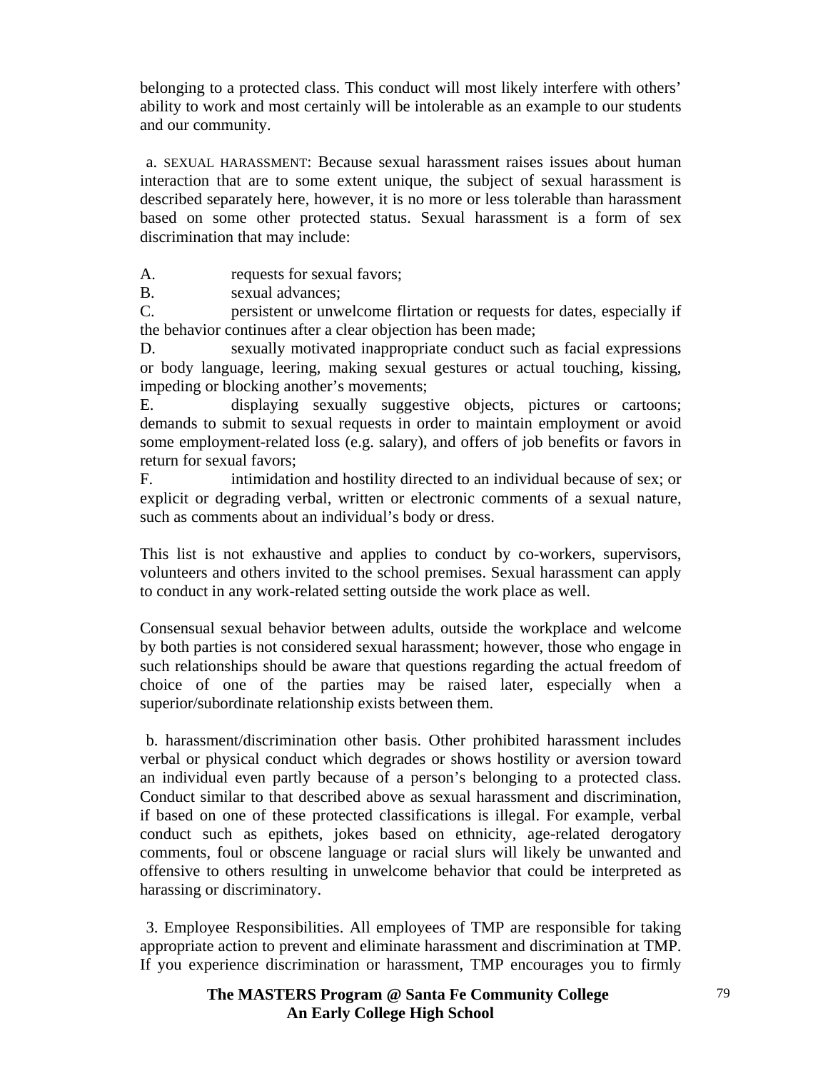belonging to a protected class. This conduct will most likely interfere with others' ability to work and most certainly will be intolerable as an example to our students and our community.

a. SEXUAL HARASSMENT: Because sexual harassment raises issues about human interaction that are to some extent unique, the subject of sexual harassment is described separately here, however, it is no more or less tolerable than harassment based on some other protected status. Sexual harassment is a form of sex discrimination that may include:

A. requests for sexual favors;
B. sexual advances;
C. persistent or unwelcome flirtation or requests for dates, especially if the behavior continues after a clear objection has been made;
D. sexually motivated inappropriate conduct such as facial expressions or body language, leering, making sexual gestures or actual touching, kissing, impeding or blocking another's movements;
E. displaying sexually suggestive objects, pictures or cartoons; demands to submit to sexual requests in order to maintain employment or avoid some employment-related loss (e.g. salary), and offers of job benefits or favors in return for sexual favors;
F. intimidation and hostility directed to an individual because of sex; or explicit or degrading verbal, written or electronic comments of a sexual nature, such as comments about an individual's body or dress.

This list is not exhaustive and applies to conduct by co-workers, supervisors, volunteers and others invited to the school premises. Sexual harassment can apply to conduct in any work-related setting outside the work place as well.

Consensual sexual behavior between adults, outside the workplace and welcome by both parties is not considered sexual harassment; however, those who engage in such relationships should be aware that questions regarding the actual freedom of choice of one of the parties may be raised later, especially when a superior/subordinate relationship exists between them.

b. harassment/discrimination other basis. Other prohibited harassment includes verbal or physical conduct which degrades or shows hostility or aversion toward an individual even partly because of a person's belonging to a protected class. Conduct similar to that described above as sexual harassment and discrimination, if based on one of these protected classifications is illegal. For example, verbal conduct such as epithets, jokes based on ethnicity, age-related derogatory comments, foul or obscene language or racial slurs will likely be unwanted and offensive to others resulting in unwelcome behavior that could be interpreted as harassing or discriminatory.

3. Employee Responsibilities. All employees of TMP are responsible for taking appropriate action to prevent and eliminate harassment and discrimination at TMP. If you experience discrimination or harassment, TMP encourages you to firmly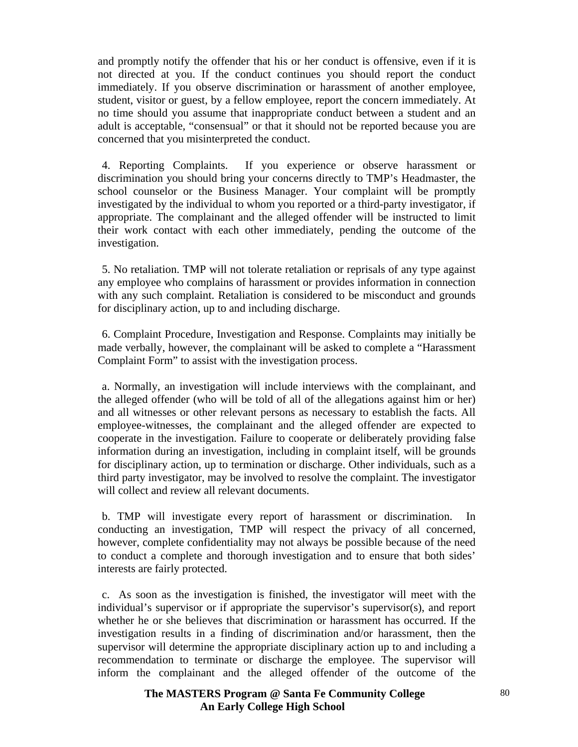and promptly notify the offender that his or her conduct is offensive, even if it is not directed at you. If the conduct continues you should report the conduct immediately. If you observe discrimination or harassment of another employee, student, visitor or guest, by a fellow employee, report the concern immediately. At no time should you assume that inappropriate conduct between a student and an adult is acceptable, "consensual" or that it should not be reported because you are concerned that you misinterpreted the conduct.

4. Reporting Complaints. If you experience or observe harassment or discrimination you should bring your concerns directly to TMP's Headmaster, the school counselor or the Business Manager. Your complaint will be promptly investigated by the individual to whom you reported or a third-party investigator, if appropriate. The complainant and the alleged offender will be instructed to limit their work contact with each other immediately, pending the outcome of the investigation.

5. No retaliation. TMP will not tolerate retaliation or reprisals of any type against any employee who complains of harassment or provides information in connection with any such complaint. Retaliation is considered to be misconduct and grounds for disciplinary action, up to and including discharge.

6. Complaint Procedure, Investigation and Response. Complaints may initially be made verbally, however, the complainant will be asked to complete a "Harassment Complaint Form" to assist with the investigation process.

a. Normally, an investigation will include interviews with the complainant, and the alleged offender (who will be told of all of the allegations against him or her) and all witnesses or other relevant persons as necessary to establish the facts. All employee-witnesses, the complainant and the alleged offender are expected to cooperate in the investigation. Failure to cooperate or deliberately providing false information during an investigation, including in complaint itself, will be grounds for disciplinary action, up to termination or discharge. Other individuals, such as a third party investigator, may be involved to resolve the complaint. The investigator will collect and review all relevant documents.

b. TMP will investigate every report of harassment or discrimination. In conducting an investigation, TMP will respect the privacy of all concerned, however, complete confidentiality may not always be possible because of the need to conduct a complete and thorough investigation and to ensure that both sides' interests are fairly protected.

c. As soon as the investigation is finished, the investigator will meet with the individual's supervisor or if appropriate the supervisor's supervisor(s), and report whether he or she believes that discrimination or harassment has occurred. If the investigation results in a finding of discrimination and/or harassment, then the supervisor will determine the appropriate disciplinary action up to and including a recommendation to terminate or discharge the employee. The supervisor will inform the complainant and the alleged offender of the outcome of the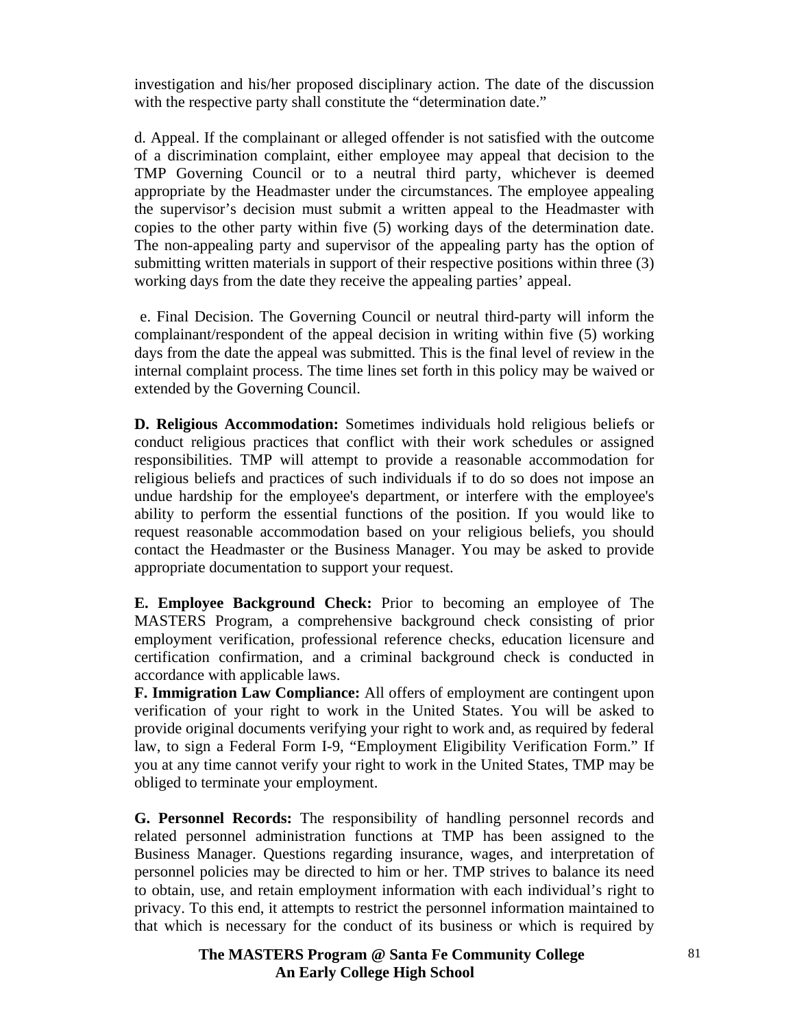investigation and his/her proposed disciplinary action. The date of the discussion with the respective party shall constitute the "determination date."

d. Appeal. If the complainant or alleged offender is not satisfied with the outcome of a discrimination complaint, either employee may appeal that decision to the TMP Governing Council or to a neutral third party, whichever is deemed appropriate by the Headmaster under the circumstances. The employee appealing the supervisor's decision must submit a written appeal to the Headmaster with copies to the other party within five (5) working days of the determination date. The non-appealing party and supervisor of the appealing party has the option of submitting written materials in support of their respective positions within three (3) working days from the date they receive the appealing parties' appeal.

e. Final Decision. The Governing Council or neutral third-party will inform the complainant/respondent of the appeal decision in writing within five (5) working days from the date the appeal was submitted. This is the final level of review in the internal complaint process. The time lines set forth in this policy may be waived or extended by the Governing Council.

**D. Religious Accommodation:** Sometimes individuals hold religious beliefs or conduct religious practices that conflict with their work schedules or assigned responsibilities. TMP will attempt to provide a reasonable accommodation for religious beliefs and practices of such individuals if to do so does not impose an undue hardship for the employee's department, or interfere with the employee's ability to perform the essential functions of the position. If you would like to request reasonable accommodation based on your religious beliefs, you should contact the Headmaster or the Business Manager. You may be asked to provide appropriate documentation to support your request.

**E. Employee Background Check:** Prior to becoming an employee of The MASTERS Program, a comprehensive background check consisting of prior employment verification, professional reference checks, education licensure and certification confirmation, and a criminal background check is conducted in accordance with applicable laws.

**F. Immigration Law Compliance:** All offers of employment are contingent upon verification of your right to work in the United States. You will be asked to provide original documents verifying your right to work and, as required by federal law, to sign a Federal Form I-9, "Employment Eligibility Verification Form." If you at any time cannot verify your right to work in the United States, TMP may be obliged to terminate your employment.

**G. Personnel Records:** The responsibility of handling personnel records and related personnel administration functions at TMP has been assigned to the Business Manager. Questions regarding insurance, wages, and interpretation of personnel policies may be directed to him or her. TMP strives to balance its need to obtain, use, and retain employment information with each individual's right to privacy. To this end, it attempts to restrict the personnel information maintained to that which is necessary for the conduct of its business or which is required by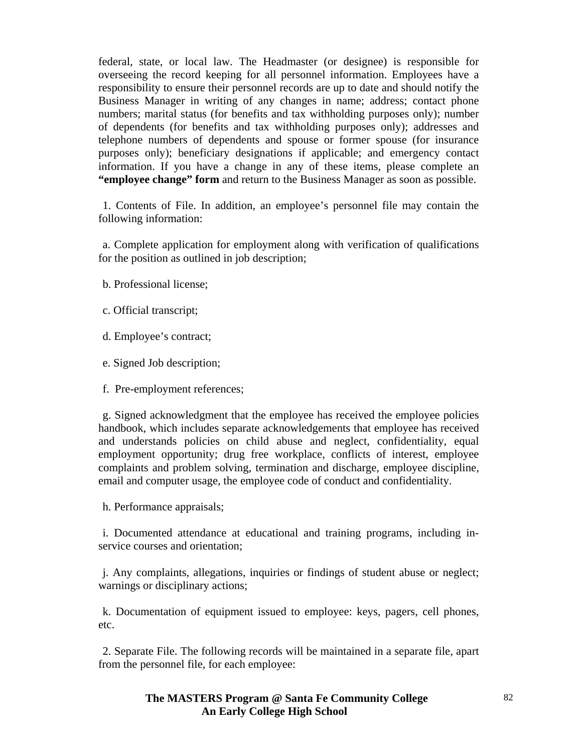federal, state, or local law. The Headmaster (or designee) is responsible for overseeing the record keeping for all personnel information. Employees have a responsibility to ensure their personnel records are up to date and should notify the Business Manager in writing of any changes in name; address; contact phone numbers; marital status (for benefits and tax withholding purposes only); number of dependents (for benefits and tax withholding purposes only); addresses and telephone numbers of dependents and spouse or former spouse (for insurance purposes only); beneficiary designations if applicable; and emergency contact information. If you have a change in any of these items, please complete an **"employee change" form** and return to the Business Manager as soon as possible.

1. Contents of File. In addition, an employee's personnel file may contain the following information:

a. Complete application for employment along with verification of qualifications for the position as outlined in job description;

b. Professional license;

c. Official transcript;

d. Employee's contract;

e. Signed Job description;

f. Pre-employment references;

g. Signed acknowledgment that the employee has received the employee policies handbook, which includes separate acknowledgements that employee has received and understands policies on child abuse and neglect, confidentiality, equal employment opportunity; drug free workplace, conflicts of interest, employee complaints and problem solving, termination and discharge, employee discipline, email and computer usage, the employee code of conduct and confidentiality.

h. Performance appraisals;

i. Documented attendance at educational and training programs, including in-service courses and orientation;

j. Any complaints, allegations, inquiries or findings of student abuse or neglect; warnings or disciplinary actions;

k. Documentation of equipment issued to employee: keys, pagers, cell phones, etc.

2. Separate File. The following records will be maintained in a separate file, apart from the personnel file, for each employee: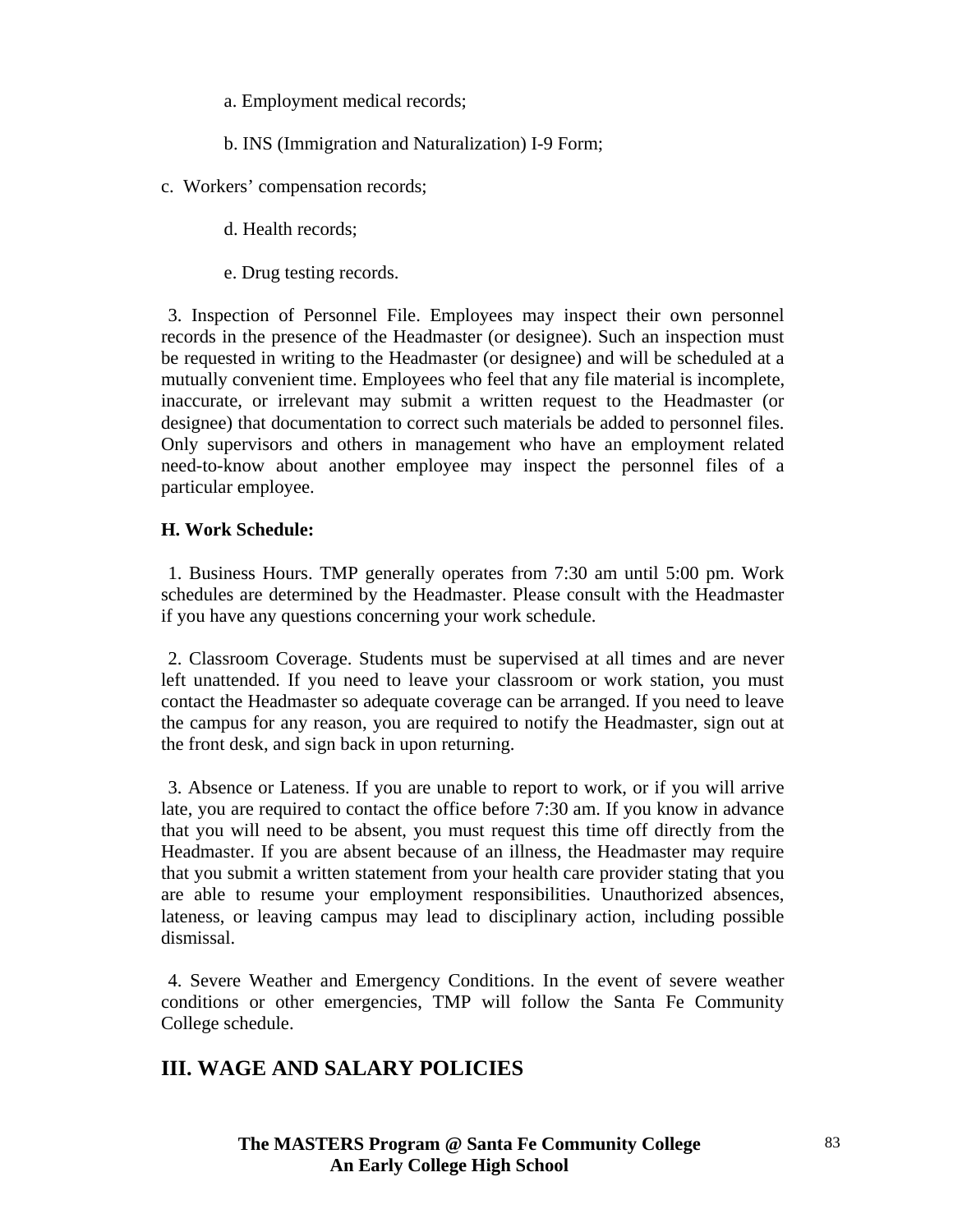a. Employment medical records;

b. INS (Immigration and Naturalization) I-9 Form;

c. Workers' compensation records;

d. Health records;

e. Drug testing records.

3. Inspection of Personnel File. Employees may inspect their own personnel records in the presence of the Headmaster (or designee). Such an inspection must be requested in writing to the Headmaster (or designee) and will be scheduled at a mutually convenient time. Employees who feel that any file material is incomplete, inaccurate, or irrelevant may submit a written request to the Headmaster (or designee) that documentation to correct such materials be added to personnel files. Only supervisors and others in management who have an employment related need-to-know about another employee may inspect the personnel files of a particular employee.

**H. Work Schedule:**

1. Business Hours. TMP generally operates from 7:30 am until 5:00 pm. Work schedules are determined by the Headmaster. Please consult with the Headmaster if you have any questions concerning your work schedule.

2. Classroom Coverage. Students must be supervised at all times and are never left unattended. If you need to leave your classroom or work station, you must contact the Headmaster so adequate coverage can be arranged. If you need to leave the campus for any reason, you are required to notify the Headmaster, sign out at the front desk, and sign back in upon returning.

3. Absence or Lateness. If you are unable to report to work, or if you will arrive late, you are required to contact the office before 7:30 am. If you know in advance that you will need to be absent, you must request this time off directly from the Headmaster. If you are absent because of an illness, the Headmaster may require that you submit a written statement from your health care provider stating that you are able to resume your employment responsibilities. Unauthorized absences, lateness, or leaving campus may lead to disciplinary action, including possible dismissal.

4. Severe Weather and Emergency Conditions. In the event of severe weather conditions or other emergencies, TMP will follow the Santa Fe Community College schedule.

## III. WAGE AND SALARY POLICIES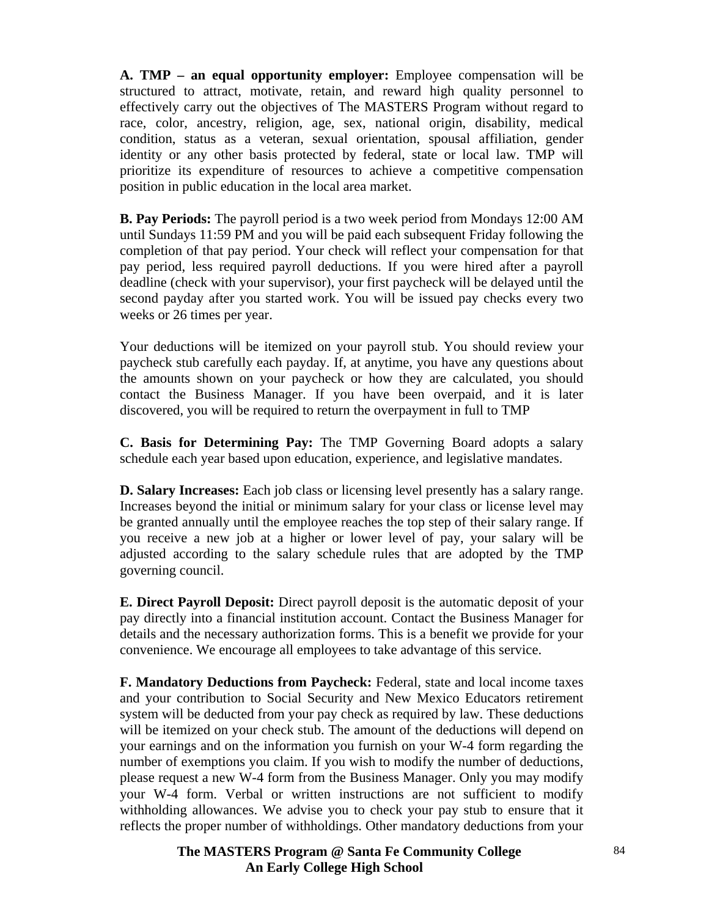**A. TMP – an equal opportunity employer:** Employee compensation will be structured to attract, motivate, retain, and reward high quality personnel to effectively carry out the objectives of The MASTERS Program without regard to race, color, ancestry, religion, age, sex, national origin, disability, medical condition, status as a veteran, sexual orientation, spousal affiliation, gender identity or any other basis protected by federal, state or local law. TMP will prioritize its expenditure of resources to achieve a competitive compensation position in public education in the local area market.

**B. Pay Periods:** The payroll period is a two week period from Mondays 12:00 AM until Sundays 11:59 PM and you will be paid each subsequent Friday following the completion of that pay period. Your check will reflect your compensation for that pay period, less required payroll deductions. If you were hired after a payroll deadline (check with your supervisor), your first paycheck will be delayed until the second payday after you started work. You will be issued pay checks every two weeks or 26 times per year.

Your deductions will be itemized on your payroll stub. You should review your paycheck stub carefully each payday. If, at anytime, you have any questions about the amounts shown on your paycheck or how they are calculated, you should contact the Business Manager. If you have been overpaid, and it is later discovered, you will be required to return the overpayment in full to TMP

**C. Basis for Determining Pay:** The TMP Governing Board adopts a salary schedule each year based upon education, experience, and legislative mandates.

**D. Salary Increases:** Each job class or licensing level presently has a salary range. Increases beyond the initial or minimum salary for your class or license level may be granted annually until the employee reaches the top step of their salary range. If you receive a new job at a higher or lower level of pay, your salary will be adjusted according to the salary schedule rules that are adopted by the TMP governing council.

**E. Direct Payroll Deposit:** Direct payroll deposit is the automatic deposit of your pay directly into a financial institution account. Contact the Business Manager for details and the necessary authorization forms. This is a benefit we provide for your convenience. We encourage all employees to take advantage of this service.

**F. Mandatory Deductions from Paycheck:** Federal, state and local income taxes and your contribution to Social Security and New Mexico Educators retirement system will be deducted from your pay check as required by law. These deductions will be itemized on your check stub. The amount of the deductions will depend on your earnings and on the information you furnish on your W-4 form regarding the number of exemptions you claim. If you wish to modify the number of deductions, please request a new W-4 form from the Business Manager. Only you may modify your W-4 form. Verbal or written instructions are not sufficient to modify withholding allowances. We advise you to check your pay stub to ensure that it reflects the proper number of withholdings. Other mandatory deductions from your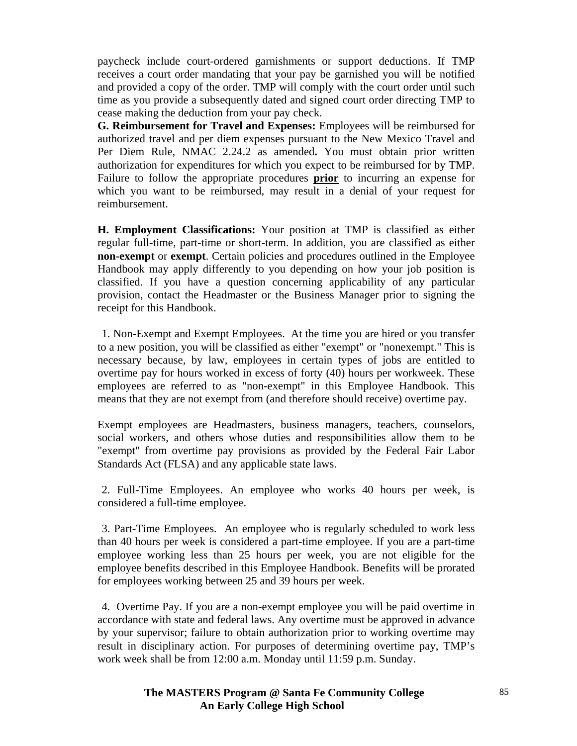paycheck include court-ordered garnishments or support deductions. If TMP receives a court order mandating that your pay be garnished you will be notified and provided a copy of the order. TMP will comply with the court order until such time as you provide a subsequently dated and signed court order directing TMP to cease making the deduction from your pay check.

**G. Reimbursement for Travel and Expenses:** Employees will be reimbursed for authorized travel and per diem expenses pursuant to the New Mexico Travel and Per Diem Rule, NMAC 2.24.2 as amended**.** You must obtain prior written authorization for expenditures for which you expect to be reimbursed for by TMP. Failure to follow the appropriate procedures **prior** to incurring an expense for which you want to be reimbursed, may result in a denial of your request for reimbursement.

**H. Employment Classifications:** Your position at TMP is classified as either regular full-time, part-time or short-term. In addition, you are classified as either **non-exempt** or **exempt**. Certain policies and procedures outlined in the Employee Handbook may apply differently to you depending on how your job position is classified. If you have a question concerning applicability of any particular provision, contact the Headmaster or the Business Manager prior to signing the receipt for this Handbook.

1. Non-Exempt and Exempt Employees. At the time you are hired or you transfer to a new position, you will be classified as either "exempt" or "nonexempt." This is necessary because, by law, employees in certain types of jobs are entitled to overtime pay for hours worked in excess of forty (40) hours per workweek. These employees are referred to as "non-exempt" in this Employee Handbook. This means that they are not exempt from (and therefore should receive) overtime pay.

Exempt employees are Headmasters, business managers, teachers, counselors, social workers, and others whose duties and responsibilities allow them to be "exempt" from overtime pay provisions as provided by the Federal Fair Labor Standards Act (FLSA) and any applicable state laws.

2. Full-Time Employees. An employee who works 40 hours per week, is considered a full-time employee.

3. Part-Time Employees. An employee who is regularly scheduled to work less than 40 hours per week is considered a part-time employee. If you are a part-time employee working less than 25 hours per week, you are not eligible for the employee benefits described in this Employee Handbook. Benefits will be prorated for employees working between 25 and 39 hours per week.

4. Overtime Pay. If you are a non-exempt employee you will be paid overtime in accordance with state and federal laws. Any overtime must be approved in advance by your supervisor; failure to obtain authorization prior to working overtime may result in disciplinary action. For purposes of determining overtime pay, TMP's work week shall be from 12:00 a.m. Monday until 11:59 p.m. Sunday.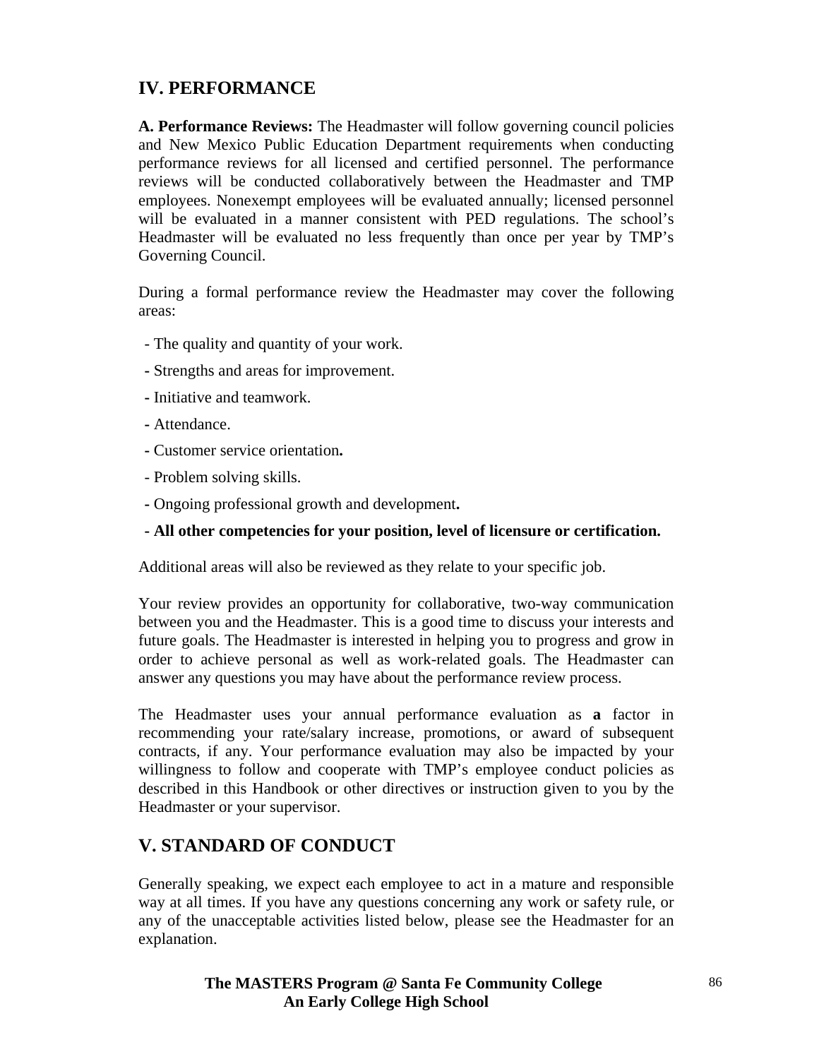## IV. PERFORMANCE

**A. Performance Reviews:** The Headmaster will follow governing council policies and New Mexico Public Education Department requirements when conducting performance reviews for all licensed and certified personnel. The performance reviews will be conducted collaboratively between the Headmaster and TMP employees. Nonexempt employees will be evaluated annually; licensed personnel will be evaluated in a manner consistent with PED regulations. The school's Headmaster will be evaluated no less frequently than once per year by TMP's Governing Council.

During a formal performance review the Headmaster may cover the following areas:

- The quality and quantity of your work.
- Strengths and areas for improvement.
- Initiative and teamwork.
- Attendance.
- Customer service orientation.
- Problem solving skills.
- Ongoing professional growth and development.
- **All other competencies for your position, level of licensure or certification.**

Additional areas will also be reviewed as they relate to your specific job.

Your review provides an opportunity for collaborative, two-way communication between you and the Headmaster. This is a good time to discuss your interests and future goals. The Headmaster is interested in helping you to progress and grow in order to achieve personal as well as work-related goals. The Headmaster can answer any questions you may have about the performance review process.

The Headmaster uses your annual performance evaluation as **a** factor in recommending your rate/salary increase, promotions, or award of subsequent contracts, if any. Your performance evaluation may also be impacted by your willingness to follow and cooperate with TMP's employee conduct policies as described in this Handbook or other directives or instruction given to you by the Headmaster or your supervisor.

## V. STANDARD OF CONDUCT

Generally speaking, we expect each employee to act in a mature and responsible way at all times. If you have any questions concerning any work or safety rule, or any of the unacceptable activities listed below, please see the Headmaster for an explanation.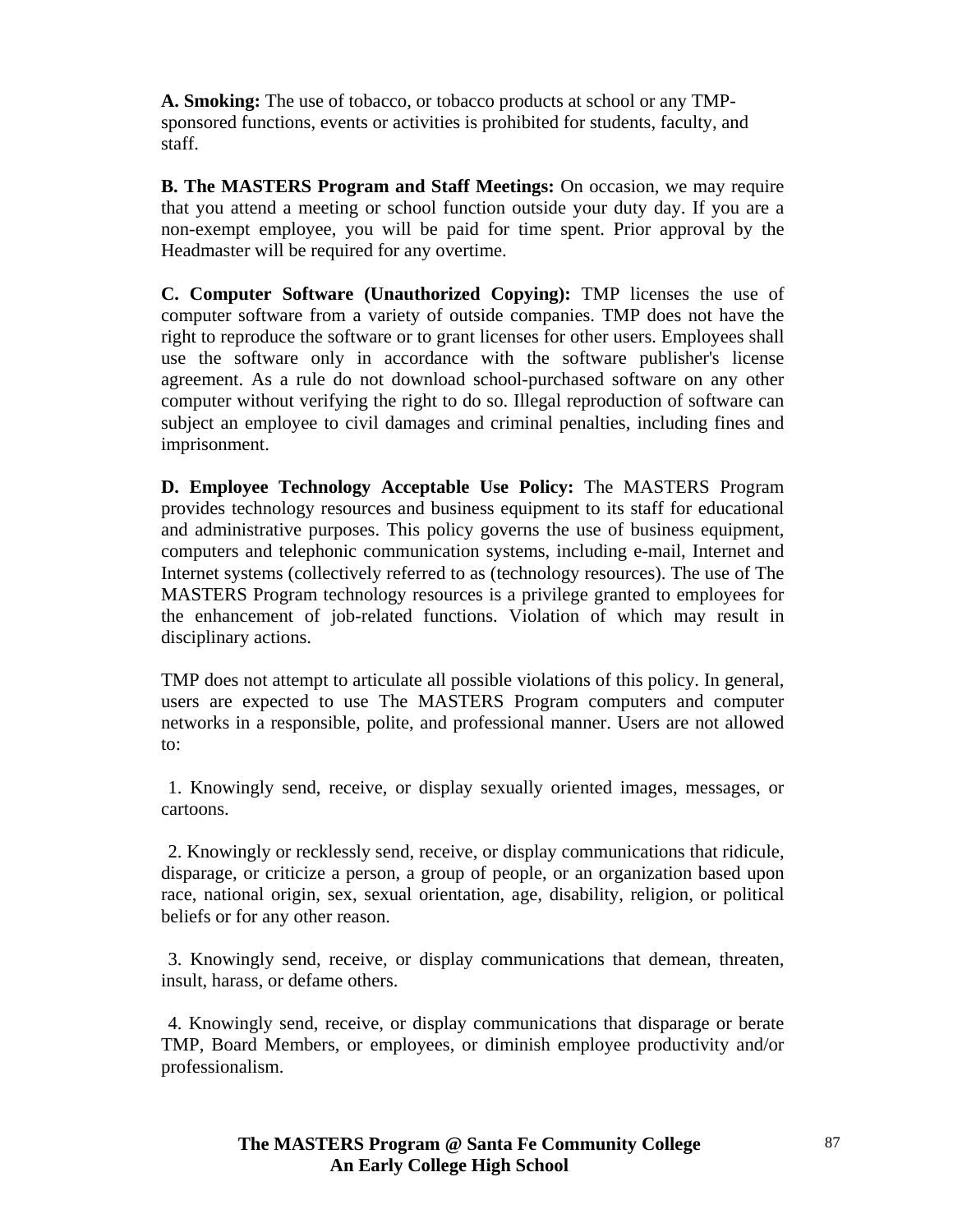**A. Smoking:** The use of tobacco, or tobacco products at school or any TMP-sponsored functions, events or activities is prohibited for students, faculty, and staff.

**B. The MASTERS Program and Staff Meetings:** On occasion, we may require that you attend a meeting or school function outside your duty day. If you are a non-exempt employee, you will be paid for time spent. Prior approval by the Headmaster will be required for any overtime.

**C. Computer Software (Unauthorized Copying):** TMP licenses the use of computer software from a variety of outside companies. TMP does not have the right to reproduce the software or to grant licenses for other users. Employees shall use the software only in accordance with the software publisher's license agreement. As a rule do not download school-purchased software on any other computer without verifying the right to do so. Illegal reproduction of software can subject an employee to civil damages and criminal penalties, including fines and imprisonment.

**D. Employee Technology Acceptable Use Policy:** The MASTERS Program provides technology resources and business equipment to its staff for educational and administrative purposes. This policy governs the use of business equipment, computers and telephonic communication systems, including e-mail, Internet and Internet systems (collectively referred to as (technology resources). The use of The MASTERS Program technology resources is a privilege granted to employees for the enhancement of job-related functions. Violation of which may result in disciplinary actions.

TMP does not attempt to articulate all possible violations of this policy. In general, users are expected to use The MASTERS Program computers and computer networks in a responsible, polite, and professional manner. Users are not allowed to:

1. Knowingly send, receive, or display sexually oriented images, messages, or cartoons.

2. Knowingly or recklessly send, receive, or display communications that ridicule, disparage, or criticize a person, a group of people, or an organization based upon race, national origin, sex, sexual orientation, age, disability, religion, or political beliefs or for any other reason.

3. Knowingly send, receive, or display communications that demean, threaten, insult, harass, or defame others.

4. Knowingly send, receive, or display communications that disparage or berate TMP, Board Members, or employees, or diminish employee productivity and/or professionalism.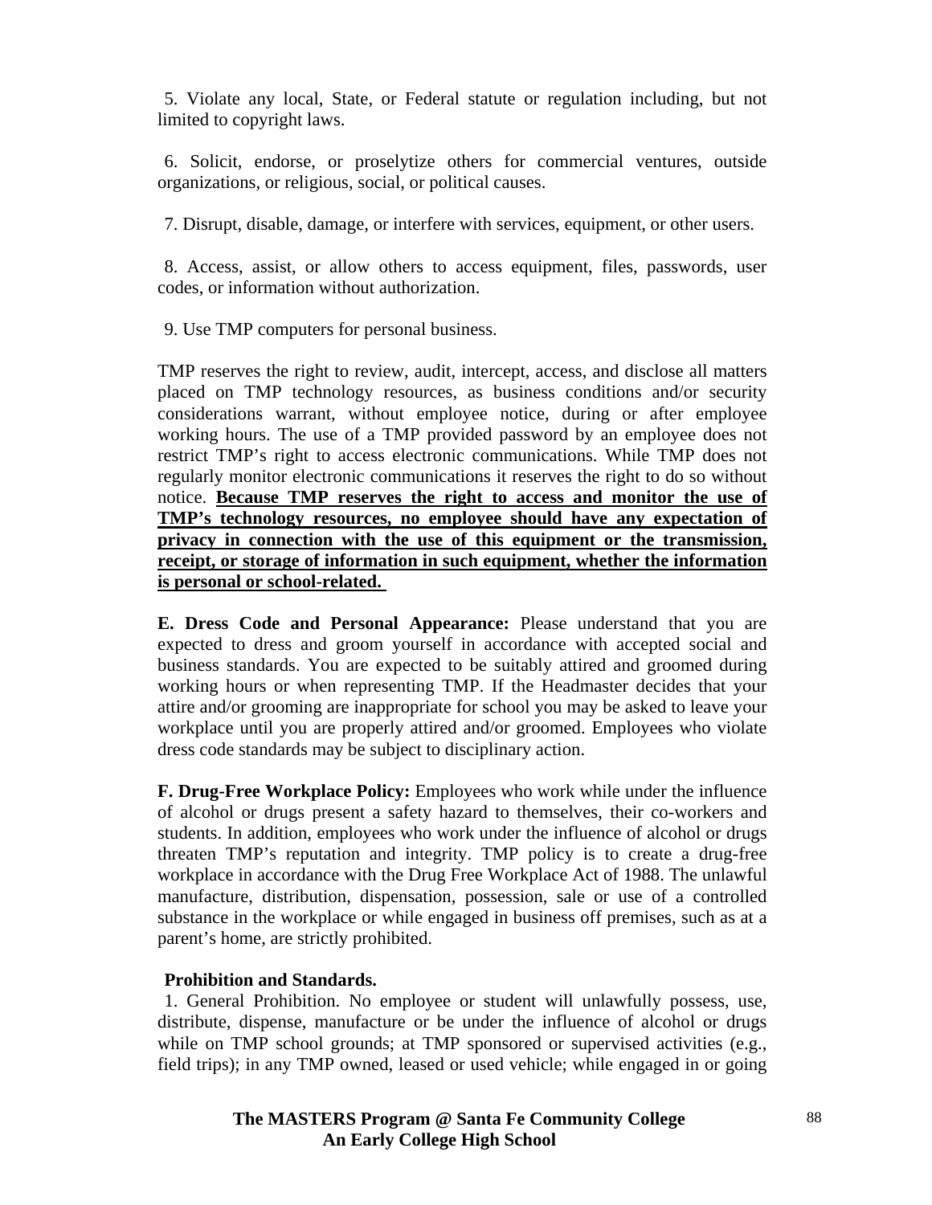5. Violate any local, State, or Federal statute or regulation including, but not limited to copyright laws.

6. Solicit, endorse, or proselytize others for commercial ventures, outside organizations, or religious, social, or political causes.

7. Disrupt, disable, damage, or interfere with services, equipment, or other users.

8. Access, assist, or allow others to access equipment, files, passwords, user codes, or information without authorization.

9. Use TMP computers for personal business.

TMP reserves the right to review, audit, intercept, access, and disclose all matters placed on TMP technology resources, as business conditions and/or security considerations warrant, without employee notice, during or after employee working hours. The use of a TMP provided password by an employee does not restrict TMP's right to access electronic communications. While TMP does not regularly monitor electronic communications it reserves the right to do so without notice. **<u>Because TMP reserves the right to access and monitor the use of TMP's technology resources, no employee should have any expectation of privacy in connection with the use of this equipment or the transmission, receipt, or storage of information in such equipment, whether the information is personal or school-related.</u>**

**E. Dress Code and Personal Appearance:** Please understand that you are expected to dress and groom yourself in accordance with accepted social and business standards. You are expected to be suitably attired and groomed during working hours or when representing TMP. If the Headmaster decides that your attire and/or grooming are inappropriate for school you may be asked to leave your workplace until you are properly attired and/or groomed. Employees who violate dress code standards may be subject to disciplinary action.

**F. Drug-Free Workplace Policy:** Employees who work while under the influence of alcohol or drugs present a safety hazard to themselves, their co-workers and students. In addition, employees who work under the influence of alcohol or drugs threaten TMP's reputation and integrity. TMP policy is to create a drug-free workplace in accordance with the Drug Free Workplace Act of 1988. The unlawful manufacture, distribution, dispensation, possession, sale or use of a controlled substance in the workplace or while engaged in business off premises, such as at a parent's home, are strictly prohibited.

**Prohibition and Standards.**

1. General Prohibition. No employee or student will unlawfully possess, use, distribute, dispense, manufacture or be under the influence of alcohol or drugs while on TMP school grounds; at TMP sponsored or supervised activities (e.g., field trips); in any TMP owned, leased or used vehicle; while engaged in or going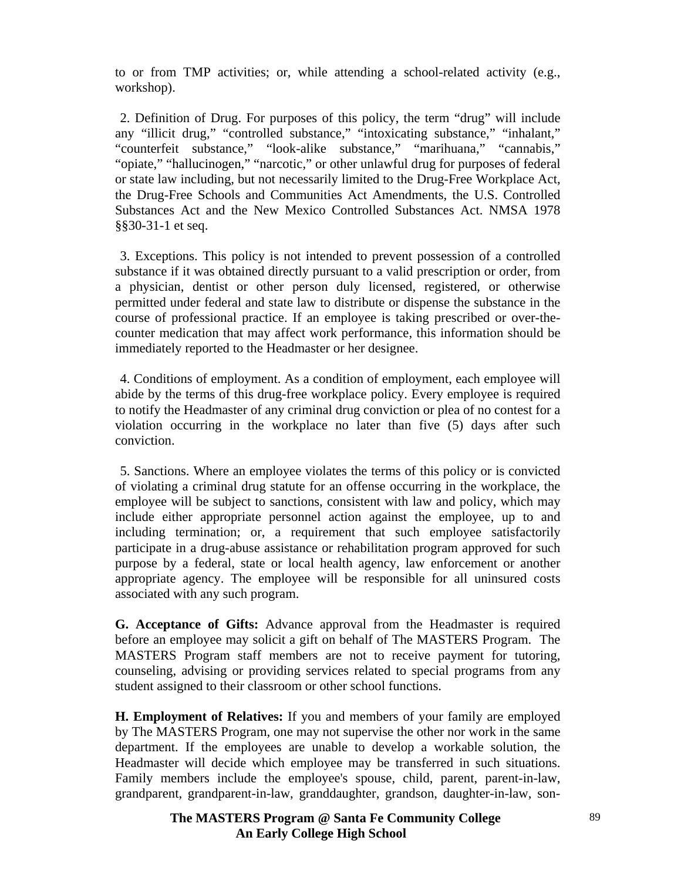to or from TMP activities; or, while attending a school-related activity (e.g., workshop).

2. Definition of Drug. For purposes of this policy, the term “drug” will include any “illicit drug,” “controlled substance,” “intoxicating substance,” “inhalant,” “counterfeit substance,” “look-alike substance,” “marihuana,” “cannabis,” “opiate,” “hallucinogen,” “narcotic,” or other unlawful drug for purposes of federal or state law including, but not necessarily limited to the Drug-Free Workplace Act, the Drug-Free Schools and Communities Act Amendments, the U.S. Controlled Substances Act and the New Mexico Controlled Substances Act. NMSA 1978 §§30-31-1 et seq.

3. Exceptions. This policy is not intended to prevent possession of a controlled substance if it was obtained directly pursuant to a valid prescription or order, from a physician, dentist or other person duly licensed, registered, or otherwise permitted under federal and state law to distribute or dispense the substance in the course of professional practice. If an employee is taking prescribed or over-the-counter medication that may affect work performance, this information should be immediately reported to the Headmaster or her designee.

4. Conditions of employment. As a condition of employment, each employee will abide by the terms of this drug-free workplace policy. Every employee is required to notify the Headmaster of any criminal drug conviction or plea of no contest for a violation occurring in the workplace no later than five (5) days after such conviction.

5. Sanctions. Where an employee violates the terms of this policy or is convicted of violating a criminal drug statute for an offense occurring in the workplace, the employee will be subject to sanctions, consistent with law and policy, which may include either appropriate personnel action against the employee, up to and including termination; or, a requirement that such employee satisfactorily participate in a drug-abuse assistance or rehabilitation program approved for such purpose by a federal, state or local health agency, law enforcement or another appropriate agency. The employee will be responsible for all uninsured costs associated with any such program.

**G. Acceptance of Gifts:** Advance approval from the Headmaster is required before an employee may solicit a gift on behalf of The MASTERS Program. The MASTERS Program staff members are not to receive payment for tutoring, counseling, advising or providing services related to special programs from any student assigned to their classroom or other school functions.

**H. Employment of Relatives:** If you and members of your family are employed by The MASTERS Program, one may not supervise the other nor work in the same department. If the employees are unable to develop a workable solution, the Headmaster will decide which employee may be transferred in such situations. Family members include the employee's spouse, child, parent, parent-in-law, grandparent, grandparent-in-law, granddaughter, grandson, daughter-in-law, son-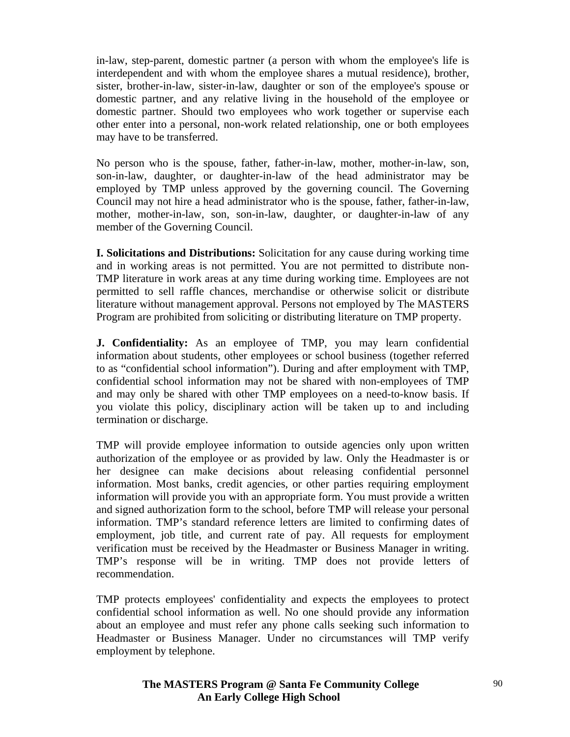in-law, step-parent, domestic partner (a person with whom the employee's life is interdependent and with whom the employee shares a mutual residence), brother, sister, brother-in-law, sister-in-law, daughter or son of the employee's spouse or domestic partner, and any relative living in the household of the employee or domestic partner. Should two employees who work together or supervise each other enter into a personal, non-work related relationship, one or both employees may have to be transferred.

No person who is the spouse, father, father-in-law, mother, mother-in-law, son, son-in-law, daughter, or daughter-in-law of the head administrator may be employed by TMP unless approved by the governing council. The Governing Council may not hire a head administrator who is the spouse, father, father-in-law, mother, mother-in-law, son, son-in-law, daughter, or daughter-in-law of any member of the Governing Council.

**I. Solicitations and Distributions:** Solicitation for any cause during working time and in working areas is not permitted. You are not permitted to distribute non-TMP literature in work areas at any time during working time. Employees are not permitted to sell raffle chances, merchandise or otherwise solicit or distribute literature without management approval. Persons not employed by The MASTERS Program are prohibited from soliciting or distributing literature on TMP property.

**J. Confidentiality:** As an employee of TMP, you may learn confidential information about students, other employees or school business (together referred to as "confidential school information"). During and after employment with TMP, confidential school information may not be shared with non-employees of TMP and may only be shared with other TMP employees on a need-to-know basis. If you violate this policy, disciplinary action will be taken up to and including termination or discharge.

TMP will provide employee information to outside agencies only upon written authorization of the employee or as provided by law. Only the Headmaster is or her designee can make decisions about releasing confidential personnel information. Most banks, credit agencies, or other parties requiring employment information will provide you with an appropriate form. You must provide a written and signed authorization form to the school, before TMP will release your personal information. TMP's standard reference letters are limited to confirming dates of employment, job title, and current rate of pay. All requests for employment verification must be received by the Headmaster or Business Manager in writing. TMP's response will be in writing. TMP does not provide letters of recommendation.

TMP protects employees' confidentiality and expects the employees to protect confidential school information as well. No one should provide any information about an employee and must refer any phone calls seeking such information to Headmaster or Business Manager. Under no circumstances will TMP verify employment by telephone.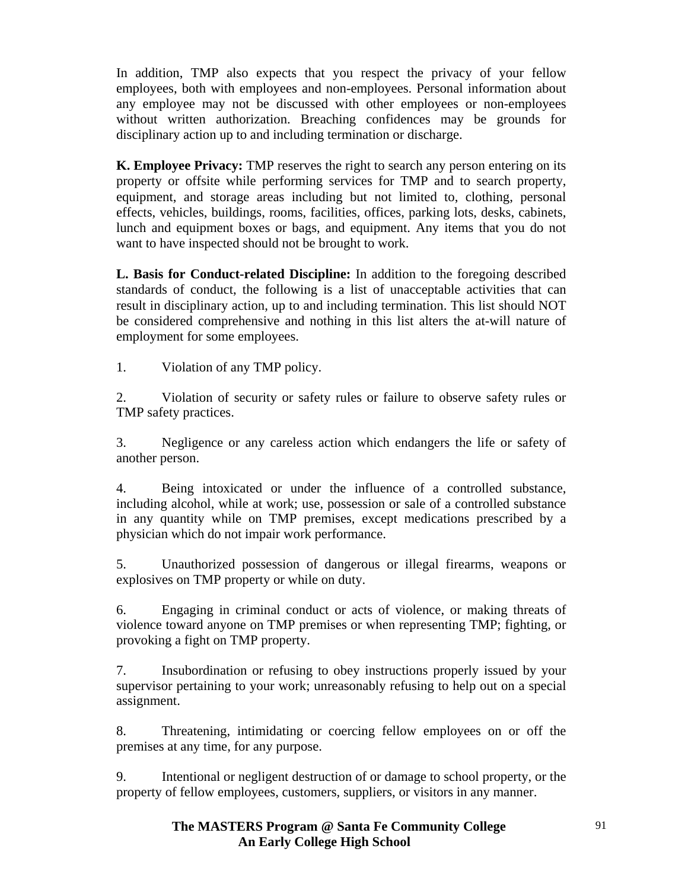In addition, TMP also expects that you respect the privacy of your fellow employees, both with employees and non-employees. Personal information about any employee may not be discussed with other employees or non-employees without written authorization. Breaching confidences may be grounds for disciplinary action up to and including termination or discharge.

**K. Employee Privacy:** TMP reserves the right to search any person entering on its property or offsite while performing services for TMP and to search property, equipment, and storage areas including but not limited to, clothing, personal effects, vehicles, buildings, rooms, facilities, offices, parking lots, desks, cabinets, lunch and equipment boxes or bags, and equipment. Any items that you do not want to have inspected should not be brought to work.

**L. Basis for Conduct-related Discipline:** In addition to the foregoing described standards of conduct, the following is a list of unacceptable activities that can result in disciplinary action, up to and including termination. This list should NOT be considered comprehensive and nothing in this list alters the at-will nature of employment for some employees.

1. Violation of any TMP policy.

2. Violation of security or safety rules or failure to observe safety rules or TMP safety practices.

3. Negligence or any careless action which endangers the life or safety of another person.

4. Being intoxicated or under the influence of a controlled substance, including alcohol, while at work; use, possession or sale of a controlled substance in any quantity while on TMP premises, except medications prescribed by a physician which do not impair work performance.

5. Unauthorized possession of dangerous or illegal firearms, weapons or explosives on TMP property or while on duty.

6. Engaging in criminal conduct or acts of violence, or making threats of violence toward anyone on TMP premises or when representing TMP; fighting, or provoking a fight on TMP property.

7. Insubordination or refusing to obey instructions properly issued by your supervisor pertaining to your work; unreasonably refusing to help out on a special assignment.

8. Threatening, intimidating or coercing fellow employees on or off the premises at any time, for any purpose.

9. Intentional or negligent destruction of or damage to school property, or the property of fellow employees, customers, suppliers, or visitors in any manner.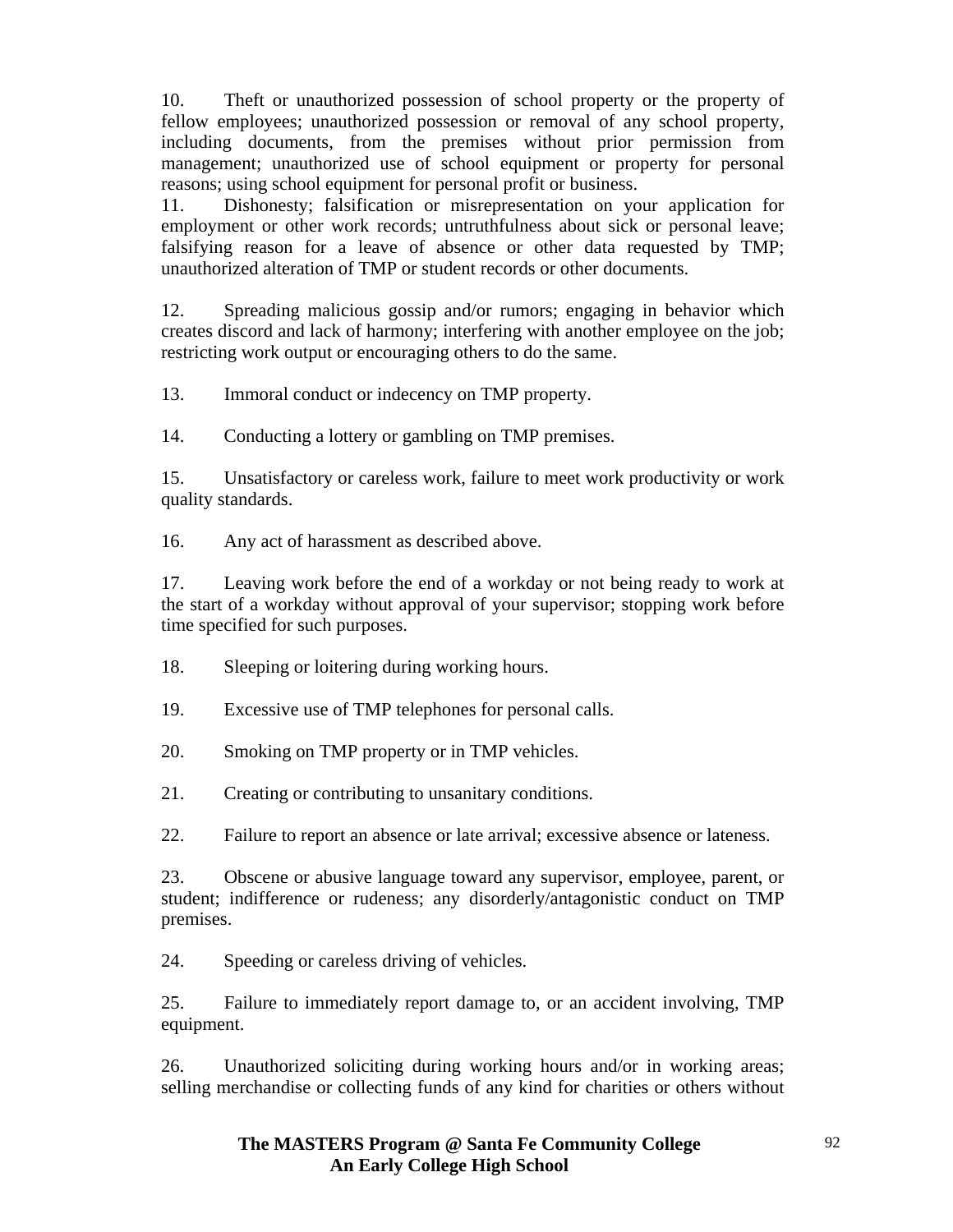10. Theft or unauthorized possession of school property or the property of fellow employees; unauthorized possession or removal of any school property, including documents, from the premises without prior permission from management; unauthorized use of school equipment or property for personal reasons; using school equipment for personal profit or business.

11. Dishonesty; falsification or misrepresentation on your application for employment or other work records; untruthfulness about sick or personal leave; falsifying reason for a leave of absence or other data requested by TMP; unauthorized alteration of TMP or student records or other documents.

12. Spreading malicious gossip and/or rumors; engaging in behavior which creates discord and lack of harmony; interfering with another employee on the job; restricting work output or encouraging others to do the same.

13. Immoral conduct or indecency on TMP property.

14. Conducting a lottery or gambling on TMP premises.

15. Unsatisfactory or careless work, failure to meet work productivity or work quality standards.

16. Any act of harassment as described above.

17. Leaving work before the end of a workday or not being ready to work at the start of a workday without approval of your supervisor; stopping work before time specified for such purposes.

18. Sleeping or loitering during working hours.

19. Excessive use of TMP telephones for personal calls.

20. Smoking on TMP property or in TMP vehicles.

21. Creating or contributing to unsanitary conditions.

22. Failure to report an absence or late arrival; excessive absence or lateness.

23. Obscene or abusive language toward any supervisor, employee, parent, or student; indifference or rudeness; any disorderly/antagonistic conduct on TMP premises.

24. Speeding or careless driving of vehicles.

25. Failure to immediately report damage to, or an accident involving, TMP equipment.

26. Unauthorized soliciting during working hours and/or in working areas; selling merchandise or collecting funds of any kind for charities or others without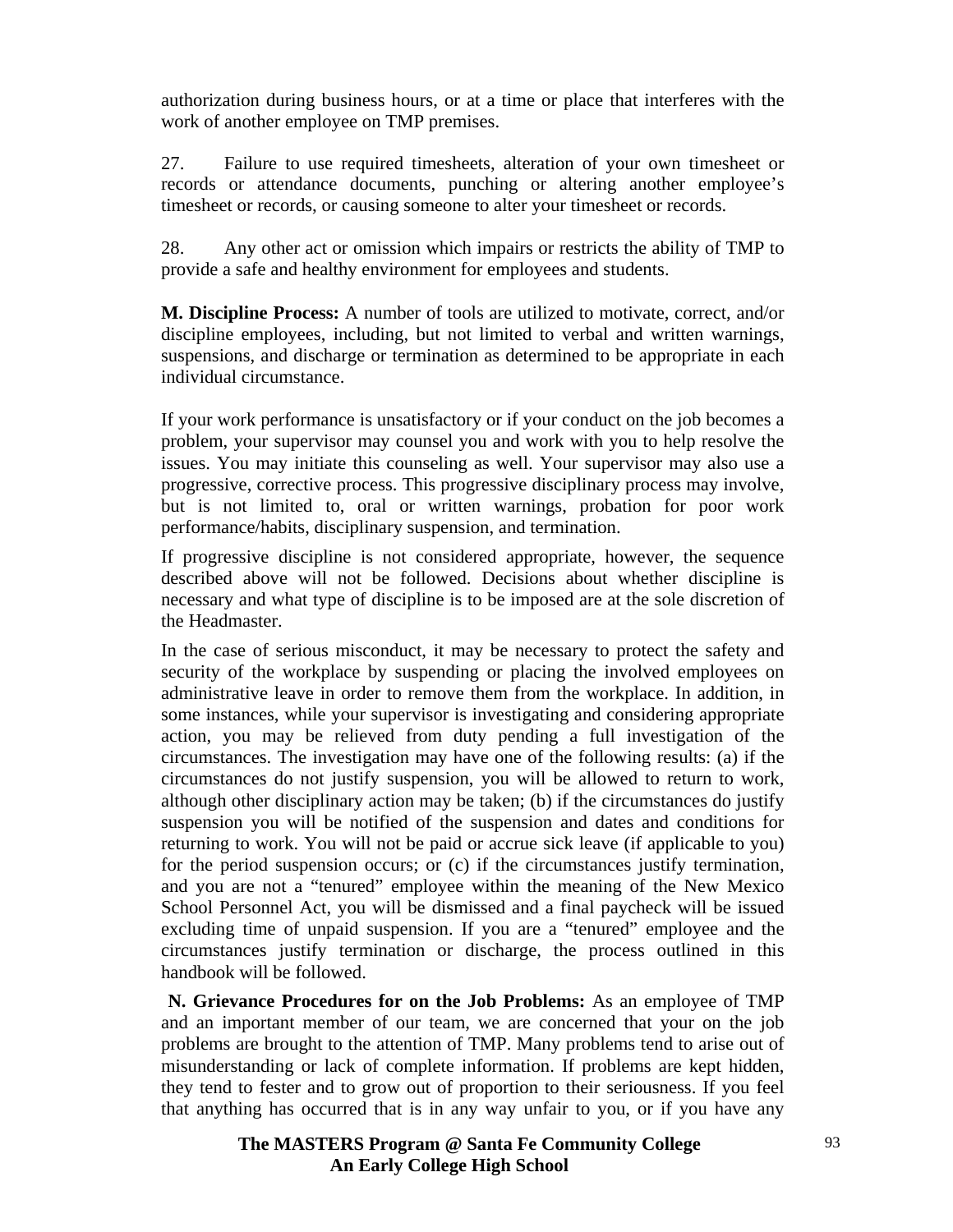authorization during business hours, or at a time or place that interferes with the work of another employee on TMP premises.

27. Failure to use required timesheets, alteration of your own timesheet or records or attendance documents, punching or altering another employee's timesheet or records, or causing someone to alter your timesheet or records.

28. Any other act or omission which impairs or restricts the ability of TMP to provide a safe and healthy environment for employees and students.

**M. Discipline Process:** A number of tools are utilized to motivate, correct, and/or discipline employees, including, but not limited to verbal and written warnings, suspensions, and discharge or termination as determined to be appropriate in each individual circumstance.

If your work performance is unsatisfactory or if your conduct on the job becomes a problem, your supervisor may counsel you and work with you to help resolve the issues. You may initiate this counseling as well. Your supervisor may also use a progressive, corrective process. This progressive disciplinary process may involve, but is not limited to, oral or written warnings, probation for poor work performance/habits, disciplinary suspension, and termination.

If progressive discipline is not considered appropriate, however, the sequence described above will not be followed. Decisions about whether discipline is necessary and what type of discipline is to be imposed are at the sole discretion of the Headmaster.

In the case of serious misconduct, it may be necessary to protect the safety and security of the workplace by suspending or placing the involved employees on administrative leave in order to remove them from the workplace. In addition, in some instances, while your supervisor is investigating and considering appropriate action, you may be relieved from duty pending a full investigation of the circumstances. The investigation may have one of the following results: (a) if the circumstances do not justify suspension, you will be allowed to return to work, although other disciplinary action may be taken; (b) if the circumstances do justify suspension you will be notified of the suspension and dates and conditions for returning to work. You will not be paid or accrue sick leave (if applicable to you) for the period suspension occurs; or (c) if the circumstances justify termination, and you are not a "tenured" employee within the meaning of the New Mexico School Personnel Act, you will be dismissed and a final paycheck will be issued excluding time of unpaid suspension. If you are a "tenured" employee and the circumstances justify termination or discharge, the process outlined in this handbook will be followed.

**N. Grievance Procedures for on the Job Problems:** As an employee of TMP and an important member of our team, we are concerned that your on the job problems are brought to the attention of TMP. Many problems tend to arise out of misunderstanding or lack of complete information. If problems are kept hidden, they tend to fester and to grow out of proportion to their seriousness. If you feel that anything has occurred that is in any way unfair to you, or if you have any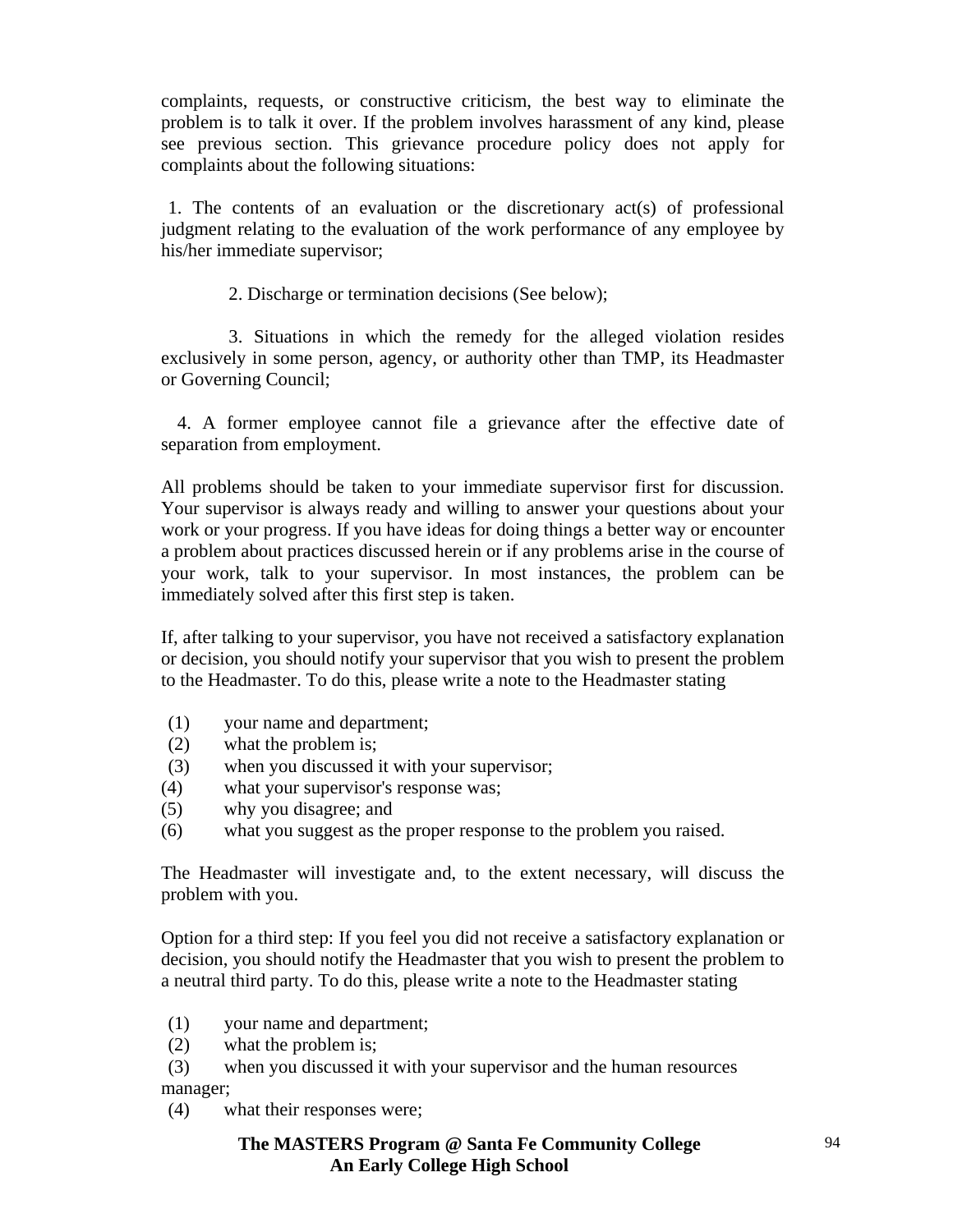complaints, requests, or constructive criticism, the best way to eliminate the problem is to talk it over. If the problem involves harassment of any kind, please see previous section. This grievance procedure policy does not apply for complaints about the following situations:

1. The contents of an evaluation or the discretionary act(s) of professional judgment relating to the evaluation of the work performance of any employee by his/her immediate supervisor;

2. Discharge or termination decisions (See below);

3. Situations in which the remedy for the alleged violation resides exclusively in some person, agency, or authority other than TMP, its Headmaster or Governing Council;

4. A former employee cannot file a grievance after the effective date of separation from employment.

All problems should be taken to your immediate supervisor first for discussion. Your supervisor is always ready and willing to answer your questions about your work or your progress. If you have ideas for doing things a better way or encounter a problem about practices discussed herein or if any problems arise in the course of your work, talk to your supervisor. In most instances, the problem can be immediately solved after this first step is taken.

If, after talking to your supervisor, you have not received a satisfactory explanation or decision, you should notify your supervisor that you wish to present the problem to the Headmaster. To do this, please write a note to the Headmaster stating

(1) your name and department;
(2) what the problem is;
(3) when you discussed it with your supervisor;
(4) what your supervisor's response was;
(5) why you disagree; and
(6) what you suggest as the proper response to the problem you raised.

The Headmaster will investigate and, to the extent necessary, will discuss the problem with you.

Option for a third step: If you feel you did not receive a satisfactory explanation or decision, you should notify the Headmaster that you wish to present the problem to a neutral third party. To do this, please write a note to the Headmaster stating

(1) your name and department;
(2) what the problem is;
(3) when you discussed it with your supervisor and the human resources manager;
(4) what their responses were;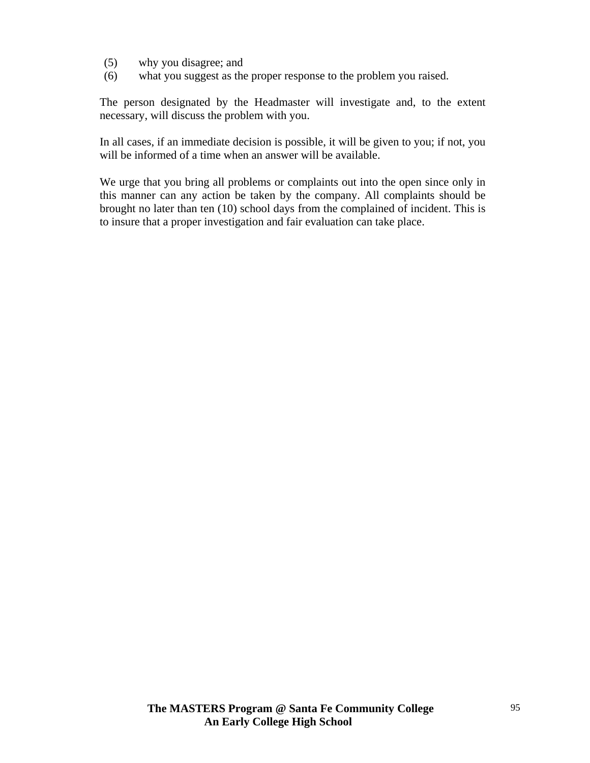(5) why you disagree; and
(6) what you suggest as the proper response to the problem you raised.

The person designated by the Headmaster will investigate and, to the extent necessary, will discuss the problem with you.

In all cases, if an immediate decision is possible, it will be given to you; if not, you will be informed of a time when an answer will be available.

We urge that you bring all problems or complaints out into the open since only in this manner can any action be taken by the company. All complaints should be brought no later than ten (10) school days from the complained of incident. This is to insure that a proper investigation and fair evaluation can take place.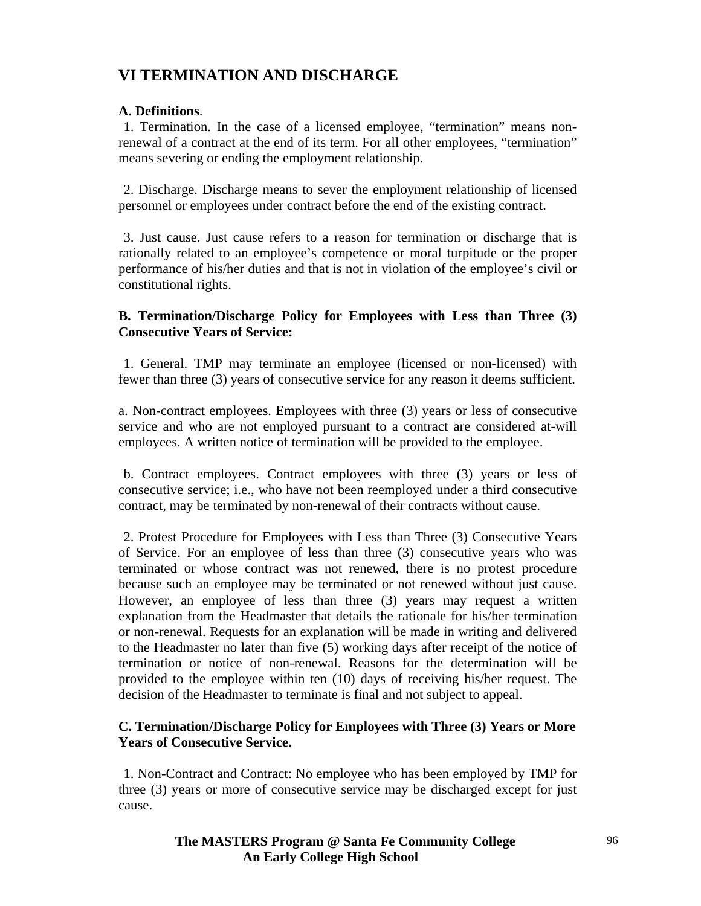## VI TERMINATION AND DISCHARGE

**A. Definitions**.

1. Termination. In the case of a licensed employee, "termination" means non-renewal of a contract at the end of its term. For all other employees, "termination" means severing or ending the employment relationship.

2. Discharge. Discharge means to sever the employment relationship of licensed personnel or employees under contract before the end of the existing contract.

3. Just cause. Just cause refers to a reason for termination or discharge that is rationally related to an employee's competence or moral turpitude or the proper performance of his/her duties and that is not in violation of the employee's civil or constitutional rights.

**B. Termination/Discharge Policy for Employees with Less than Three (3) Consecutive Years of Service:**

1. General. TMP may terminate an employee (licensed or non-licensed) with fewer than three (3) years of consecutive service for any reason it deems sufficient.

a. Non-contract employees. Employees with three (3) years or less of consecutive service and who are not employed pursuant to a contract are considered at-will employees. A written notice of termination will be provided to the employee.

b. Contract employees. Contract employees with three (3) years or less of consecutive service; i.e., who have not been reemployed under a third consecutive contract, may be terminated by non-renewal of their contracts without cause.

2. Protest Procedure for Employees with Less than Three (3) Consecutive Years of Service. For an employee of less than three (3) consecutive years who was terminated or whose contract was not renewed, there is no protest procedure because such an employee may be terminated or not renewed without just cause. However, an employee of less than three (3) years may request a written explanation from the Headmaster that details the rationale for his/her termination or non-renewal. Requests for an explanation will be made in writing and delivered to the Headmaster no later than five (5) working days after receipt of the notice of termination or notice of non-renewal. Reasons for the determination will be provided to the employee within ten (10) days of receiving his/her request. The decision of the Headmaster to terminate is final and not subject to appeal.

**C. Termination/Discharge Policy for Employees with Three (3) Years or More Years of Consecutive Service.**

1. Non-Contract and Contract: No employee who has been employed by TMP for three (3) years or more of consecutive service may be discharged except for just cause.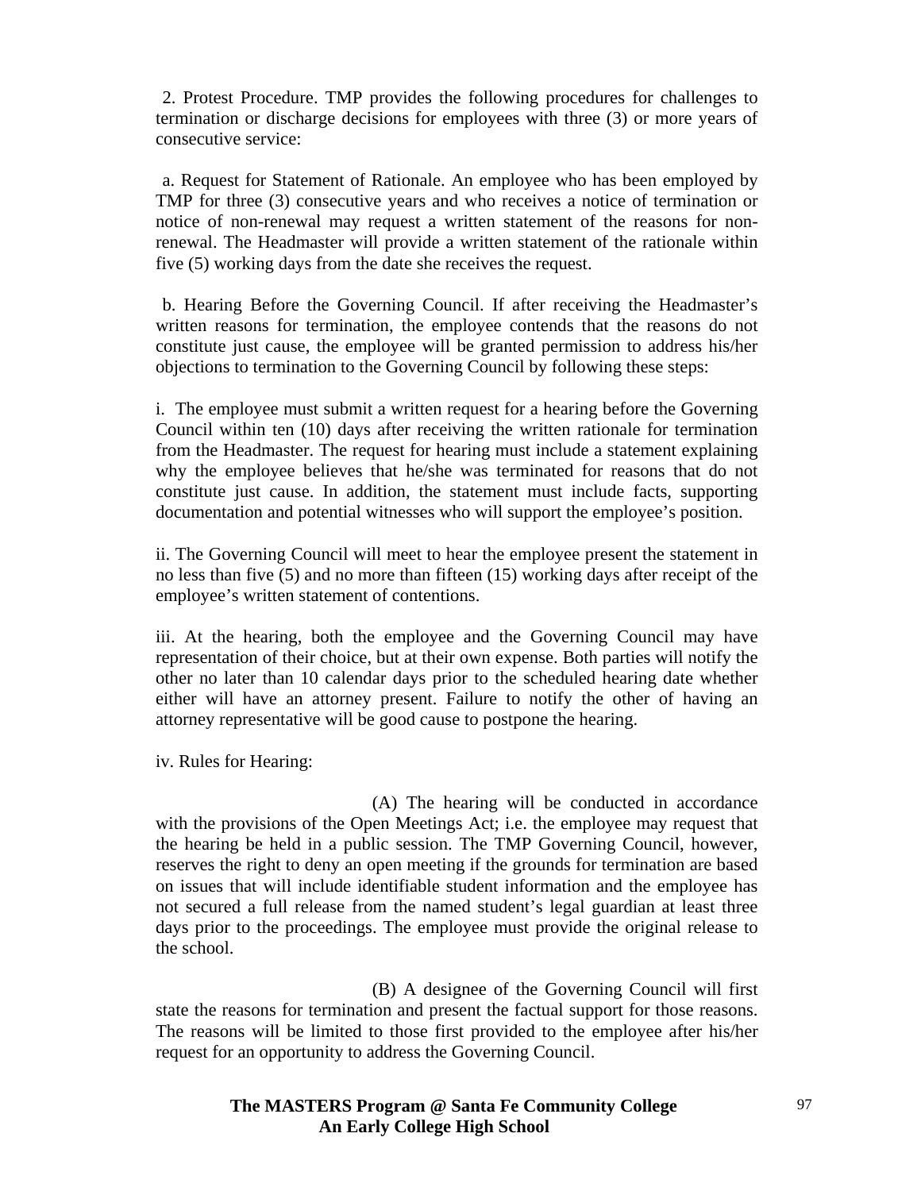2. Protest Procedure. TMP provides the following procedures for challenges to termination or discharge decisions for employees with three (3) or more years of consecutive service:

a. Request for Statement of Rationale. An employee who has been employed by TMP for three (3) consecutive years and who receives a notice of termination or notice of non-renewal may request a written statement of the reasons for non-renewal. The Headmaster will provide a written statement of the rationale within five (5) working days from the date she receives the request.

b. Hearing Before the Governing Council. If after receiving the Headmaster's written reasons for termination, the employee contends that the reasons do not constitute just cause, the employee will be granted permission to address his/her objections to termination to the Governing Council by following these steps:

i. The employee must submit a written request for a hearing before the Governing Council within ten (10) days after receiving the written rationale for termination from the Headmaster. The request for hearing must include a statement explaining why the employee believes that he/she was terminated for reasons that do not constitute just cause. In addition, the statement must include facts, supporting documentation and potential witnesses who will support the employee's position.

ii. The Governing Council will meet to hear the employee present the statement in no less than five (5) and no more than fifteen (15) working days after receipt of the employee's written statement of contentions.

iii. At the hearing, both the employee and the Governing Council may have representation of their choice, but at their own expense. Both parties will notify the other no later than 10 calendar days prior to the scheduled hearing date whether either will have an attorney present. Failure to notify the other of having an attorney representative will be good cause to postpone the hearing.

iv. Rules for Hearing:

(A) The hearing will be conducted in accordance with the provisions of the Open Meetings Act; i.e. the employee may request that the hearing be held in a public session. The TMP Governing Council, however, reserves the right to deny an open meeting if the grounds for termination are based on issues that will include identifiable student information and the employee has not secured a full release from the named student's legal guardian at least three days prior to the proceedings. The employee must provide the original release to the school.

(B) A designee of the Governing Council will first state the reasons for termination and present the factual support for those reasons. The reasons will be limited to those first provided to the employee after his/her request for an opportunity to address the Governing Council.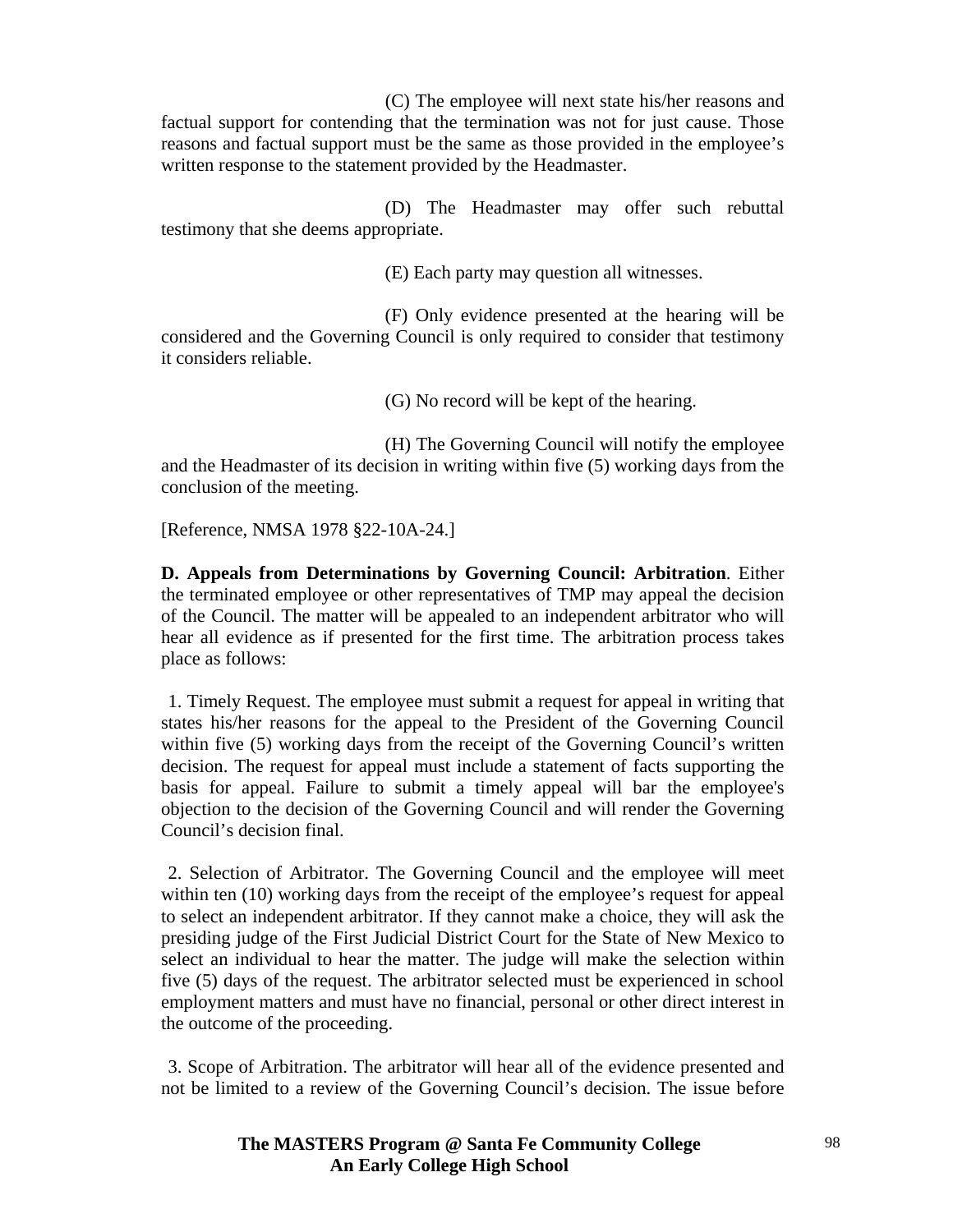(C) The employee will next state his/her reasons and factual support for contending that the termination was not for just cause. Those reasons and factual support must be the same as those provided in the employee's written response to the statement provided by the Headmaster.

(D) The Headmaster may offer such rebuttal testimony that she deems appropriate.

(E) Each party may question all witnesses.

(F) Only evidence presented at the hearing will be considered and the Governing Council is only required to consider that testimony it considers reliable.

(G) No record will be kept of the hearing.

(H) The Governing Council will notify the employee and the Headmaster of its decision in writing within five (5) working days from the conclusion of the meeting.

[Reference, NMSA 1978 §22-10A-24.]

**D. Appeals from Determinations by Governing Council: Arbitration**. Either the terminated employee or other representatives of TMP may appeal the decision of the Council. The matter will be appealed to an independent arbitrator who will hear all evidence as if presented for the first time. The arbitration process takes place as follows:

1. Timely Request. The employee must submit a request for appeal in writing that states his/her reasons for the appeal to the President of the Governing Council within five (5) working days from the receipt of the Governing Council's written decision. The request for appeal must include a statement of facts supporting the basis for appeal. Failure to submit a timely appeal will bar the employee's objection to the decision of the Governing Council and will render the Governing Council's decision final.

2. Selection of Arbitrator. The Governing Council and the employee will meet within ten (10) working days from the receipt of the employee's request for appeal to select an independent arbitrator. If they cannot make a choice, they will ask the presiding judge of the First Judicial District Court for the State of New Mexico to select an individual to hear the matter. The judge will make the selection within five (5) days of the request. The arbitrator selected must be experienced in school employment matters and must have no financial, personal or other direct interest in the outcome of the proceeding.

3. Scope of Arbitration. The arbitrator will hear all of the evidence presented and not be limited to a review of the Governing Council's decision. The issue before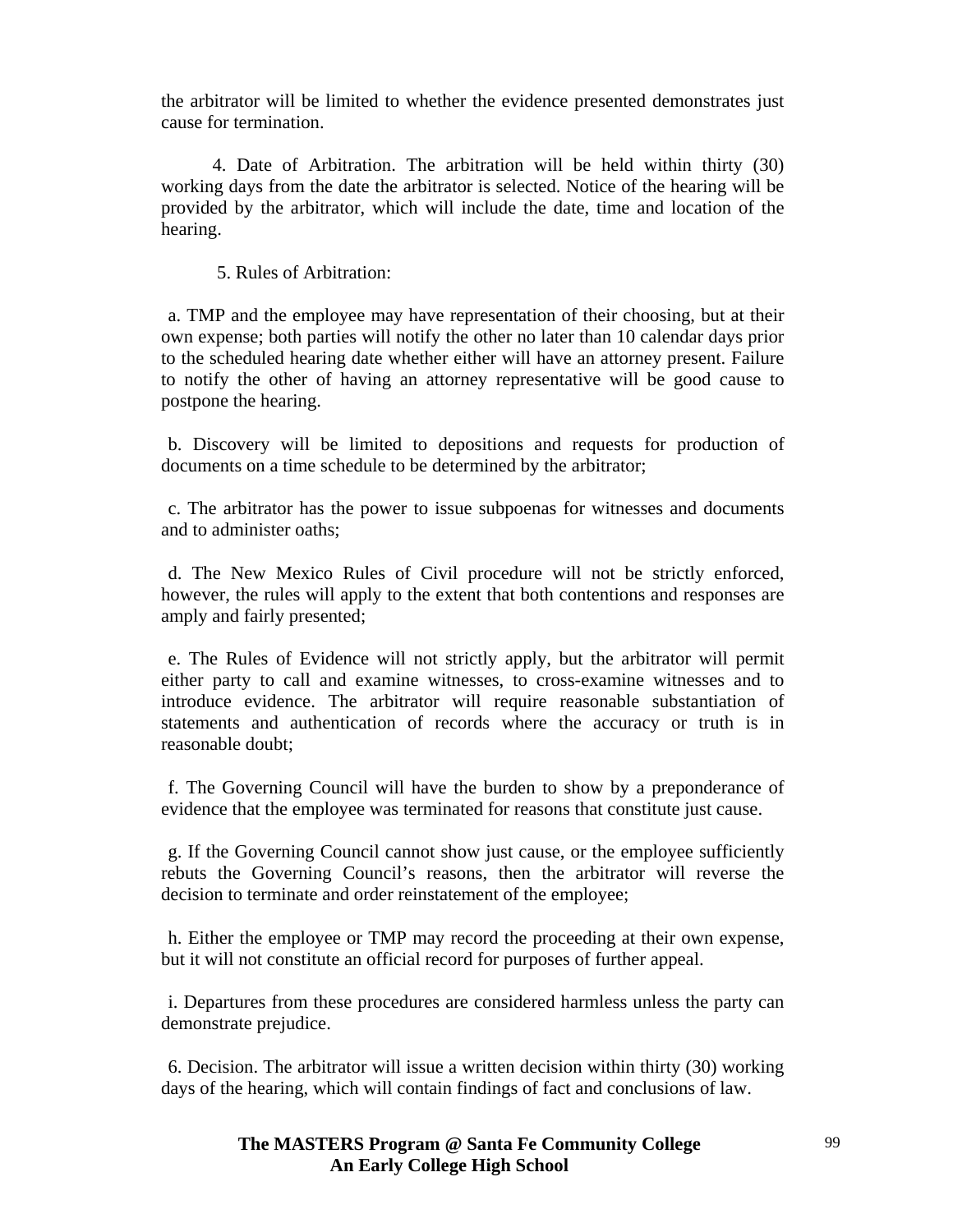the arbitrator will be limited to whether the evidence presented demonstrates just cause for termination.

4. Date of Arbitration. The arbitration will be held within thirty (30) working days from the date the arbitrator is selected. Notice of the hearing will be provided by the arbitrator, which will include the date, time and location of the hearing.

5. Rules of Arbitration:

a. TMP and the employee may have representation of their choosing, but at their own expense; both parties will notify the other no later than 10 calendar days prior to the scheduled hearing date whether either will have an attorney present. Failure to notify the other of having an attorney representative will be good cause to postpone the hearing.

b. Discovery will be limited to depositions and requests for production of documents on a time schedule to be determined by the arbitrator;

c. The arbitrator has the power to issue subpoenas for witnesses and documents and to administer oaths;

d. The New Mexico Rules of Civil procedure will not be strictly enforced, however, the rules will apply to the extent that both contentions and responses are amply and fairly presented;

e. The Rules of Evidence will not strictly apply, but the arbitrator will permit either party to call and examine witnesses, to cross-examine witnesses and to introduce evidence. The arbitrator will require reasonable substantiation of statements and authentication of records where the accuracy or truth is in reasonable doubt;

f. The Governing Council will have the burden to show by a preponderance of evidence that the employee was terminated for reasons that constitute just cause.

g. If the Governing Council cannot show just cause, or the employee sufficiently rebuts the Governing Council's reasons, then the arbitrator will reverse the decision to terminate and order reinstatement of the employee;

h. Either the employee or TMP may record the proceeding at their own expense, but it will not constitute an official record for purposes of further appeal.

i. Departures from these procedures are considered harmless unless the party can demonstrate prejudice.

6. Decision. The arbitrator will issue a written decision within thirty (30) working days of the hearing, which will contain findings of fact and conclusions of law.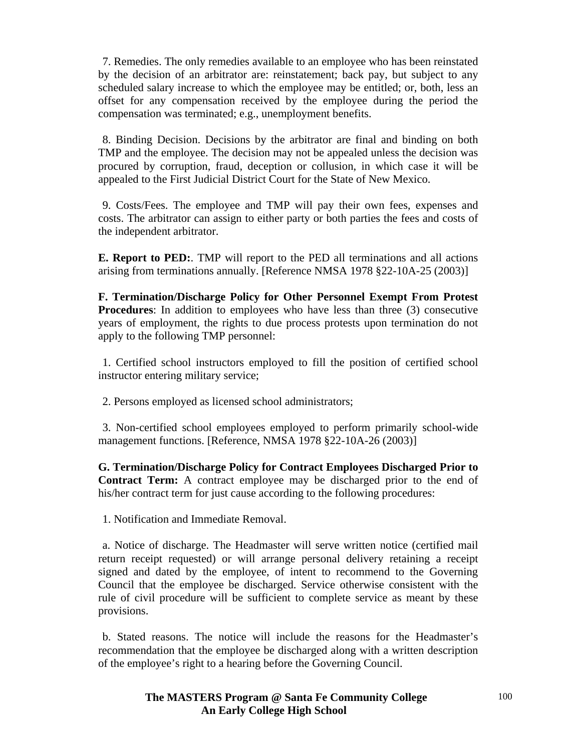7. Remedies. The only remedies available to an employee who has been reinstated by the decision of an arbitrator are: reinstatement; back pay, but subject to any scheduled salary increase to which the employee may be entitled; or, both, less an offset for any compensation received by the employee during the period the compensation was terminated; e.g., unemployment benefits.

8. Binding Decision. Decisions by the arbitrator are final and binding on both TMP and the employee. The decision may not be appealed unless the decision was procured by corruption, fraud, deception or collusion, in which case it will be appealed to the First Judicial District Court for the State of New Mexico.

9. Costs/Fees. The employee and TMP will pay their own fees, expenses and costs. The arbitrator can assign to either party or both parties the fees and costs of the independent arbitrator.

**E. Report to PED:**. TMP will report to the PED all terminations and all actions arising from terminations annually. [Reference NMSA 1978 §22-10A-25 (2003)]

**F. Termination/Discharge Policy for Other Personnel Exempt From Protest Procedures**: In addition to employees who have less than three (3) consecutive years of employment, the rights to due process protests upon termination do not apply to the following TMP personnel:

1. Certified school instructors employed to fill the position of certified school instructor entering military service;

2. Persons employed as licensed school administrators;

3. Non-certified school employees employed to perform primarily school-wide management functions. [Reference, NMSA 1978 §22-10A-26 (2003)]

**G. Termination/Discharge Policy for Contract Employees Discharged Prior to Contract Term:** A contract employee may be discharged prior to the end of his/her contract term for just cause according to the following procedures:

1. Notification and Immediate Removal.

a. Notice of discharge. The Headmaster will serve written notice (certified mail return receipt requested) or will arrange personal delivery retaining a receipt signed and dated by the employee, of intent to recommend to the Governing Council that the employee be discharged. Service otherwise consistent with the rule of civil procedure will be sufficient to complete service as meant by these provisions.

b. Stated reasons. The notice will include the reasons for the Headmaster's recommendation that the employee be discharged along with a written description of the employee's right to a hearing before the Governing Council.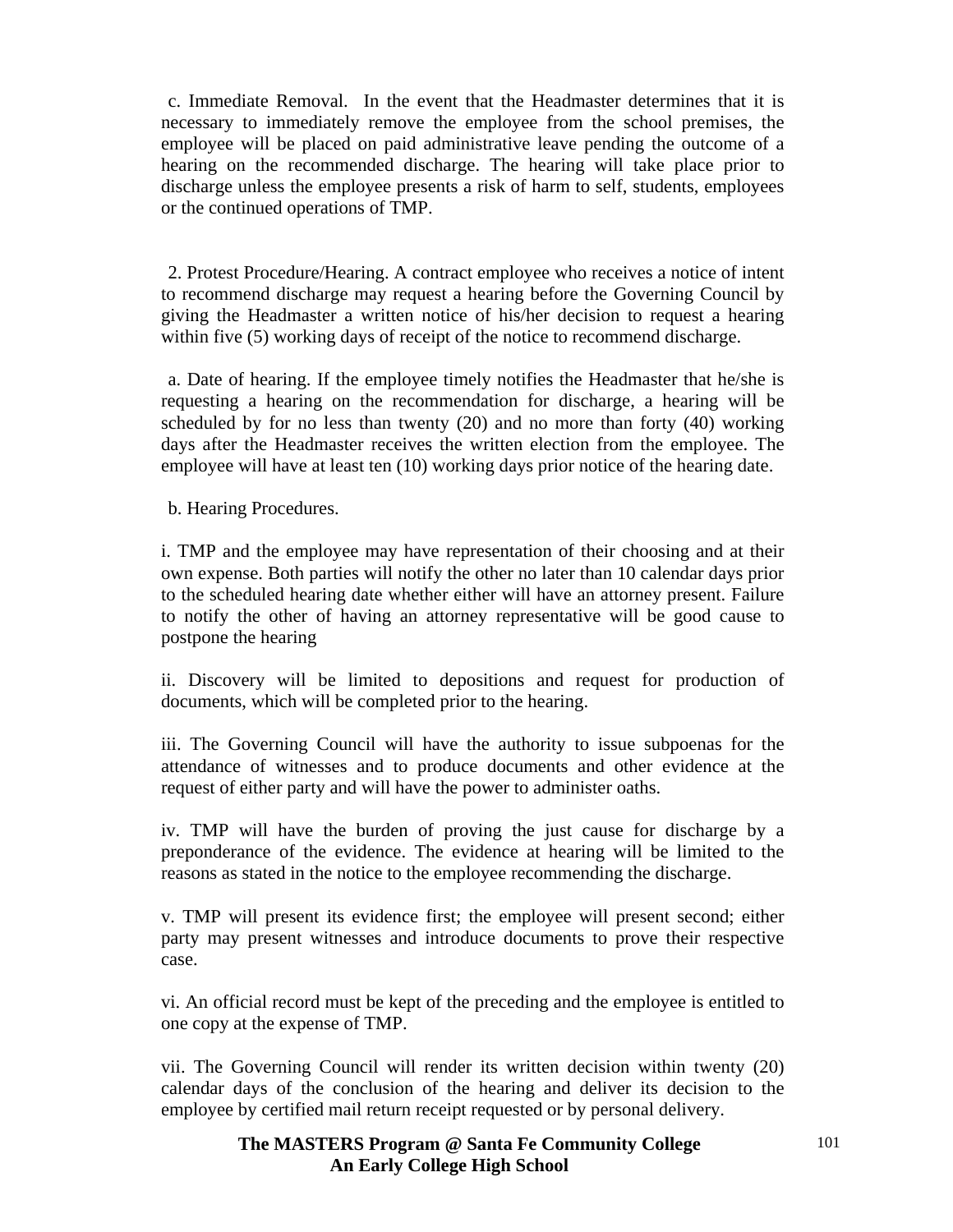c. Immediate Removal. In the event that the Headmaster determines that it is necessary to immediately remove the employee from the school premises, the employee will be placed on paid administrative leave pending the outcome of a hearing on the recommended discharge. The hearing will take place prior to discharge unless the employee presents a risk of harm to self, students, employees or the continued operations of TMP.

2. Protest Procedure/Hearing. A contract employee who receives a notice of intent to recommend discharge may request a hearing before the Governing Council by giving the Headmaster a written notice of his/her decision to request a hearing within five (5) working days of receipt of the notice to recommend discharge.

a. Date of hearing. If the employee timely notifies the Headmaster that he/she is requesting a hearing on the recommendation for discharge, a hearing will be scheduled by for no less than twenty (20) and no more than forty (40) working days after the Headmaster receives the written election from the employee. The employee will have at least ten (10) working days prior notice of the hearing date.

b. Hearing Procedures.

i. TMP and the employee may have representation of their choosing and at their own expense. Both parties will notify the other no later than 10 calendar days prior to the scheduled hearing date whether either will have an attorney present. Failure to notify the other of having an attorney representative will be good cause to postpone the hearing

ii. Discovery will be limited to depositions and request for production of documents, which will be completed prior to the hearing.

iii. The Governing Council will have the authority to issue subpoenas for the attendance of witnesses and to produce documents and other evidence at the request of either party and will have the power to administer oaths.

iv. TMP will have the burden of proving the just cause for discharge by a preponderance of the evidence. The evidence at hearing will be limited to the reasons as stated in the notice to the employee recommending the discharge.

v. TMP will present its evidence first; the employee will present second; either party may present witnesses and introduce documents to prove their respective case.

vi. An official record must be kept of the preceding and the employee is entitled to one copy at the expense of TMP.

vii. The Governing Council will render its written decision within twenty (20) calendar days of the conclusion of the hearing and deliver its decision to the employee by certified mail return receipt requested or by personal delivery.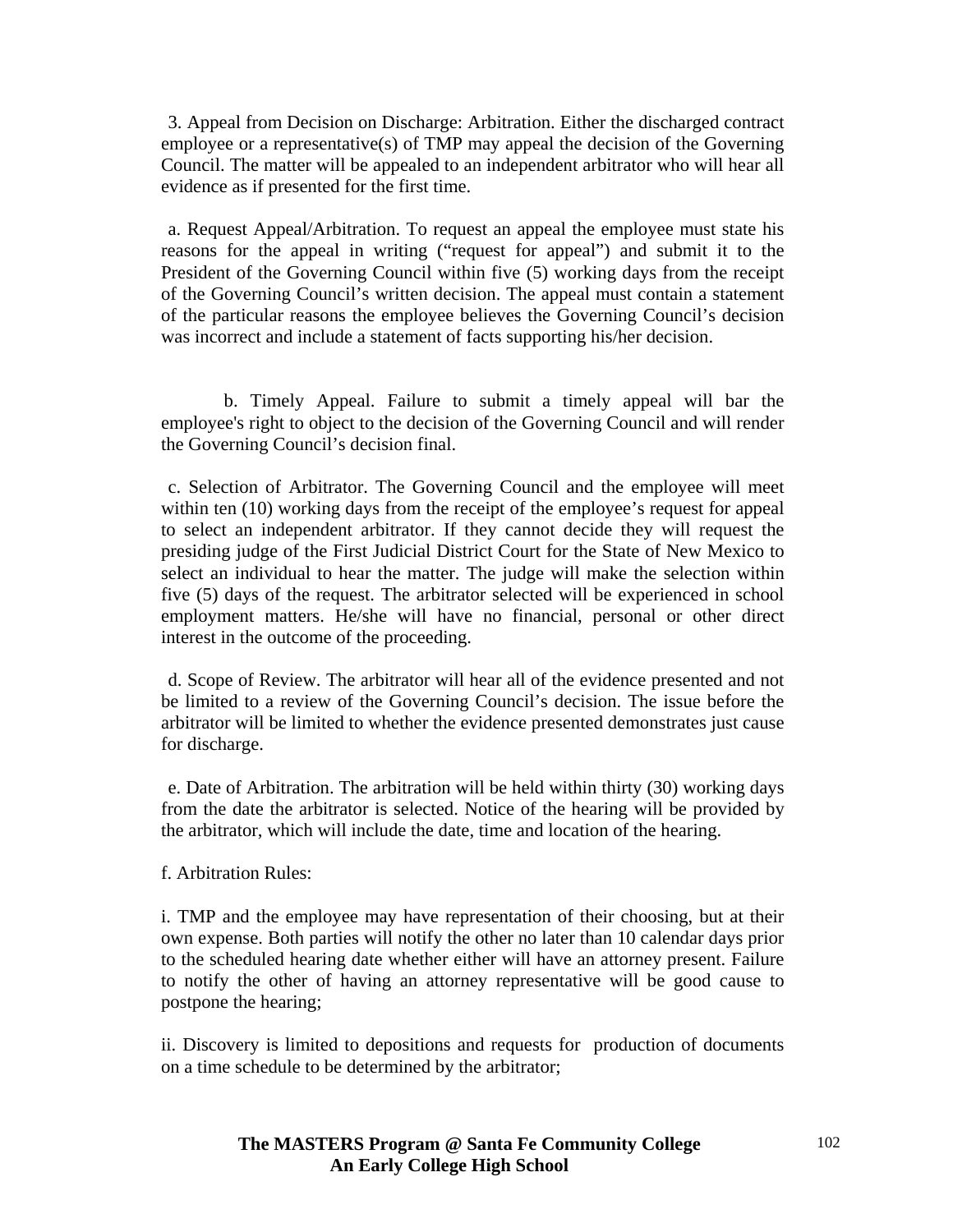3. Appeal from Decision on Discharge: Arbitration. Either the discharged contract employee or a representative(s) of TMP may appeal the decision of the Governing Council. The matter will be appealed to an independent arbitrator who will hear all evidence as if presented for the first time.

a. Request Appeal/Arbitration. To request an appeal the employee must state his reasons for the appeal in writing ("request for appeal") and submit it to the President of the Governing Council within five (5) working days from the receipt of the Governing Council's written decision. The appeal must contain a statement of the particular reasons the employee believes the Governing Council's decision was incorrect and include a statement of facts supporting his/her decision.

b. Timely Appeal. Failure to submit a timely appeal will bar the employee's right to object to the decision of the Governing Council and will render the Governing Council's decision final.

c. Selection of Arbitrator. The Governing Council and the employee will meet within ten (10) working days from the receipt of the employee's request for appeal to select an independent arbitrator. If they cannot decide they will request the presiding judge of the First Judicial District Court for the State of New Mexico to select an individual to hear the matter. The judge will make the selection within five (5) days of the request. The arbitrator selected will be experienced in school employment matters. He/she will have no financial, personal or other direct interest in the outcome of the proceeding.

d. Scope of Review. The arbitrator will hear all of the evidence presented and not be limited to a review of the Governing Council's decision. The issue before the arbitrator will be limited to whether the evidence presented demonstrates just cause for discharge.

e. Date of Arbitration. The arbitration will be held within thirty (30) working days from the date the arbitrator is selected. Notice of the hearing will be provided by the arbitrator, which will include the date, time and location of the hearing.

f. Arbitration Rules:

i. TMP and the employee may have representation of their choosing, but at their own expense. Both parties will notify the other no later than 10 calendar days prior to the scheduled hearing date whether either will have an attorney present. Failure to notify the other of having an attorney representative will be good cause to postpone the hearing;

ii. Discovery is limited to depositions and requests for production of documents on a time schedule to be determined by the arbitrator;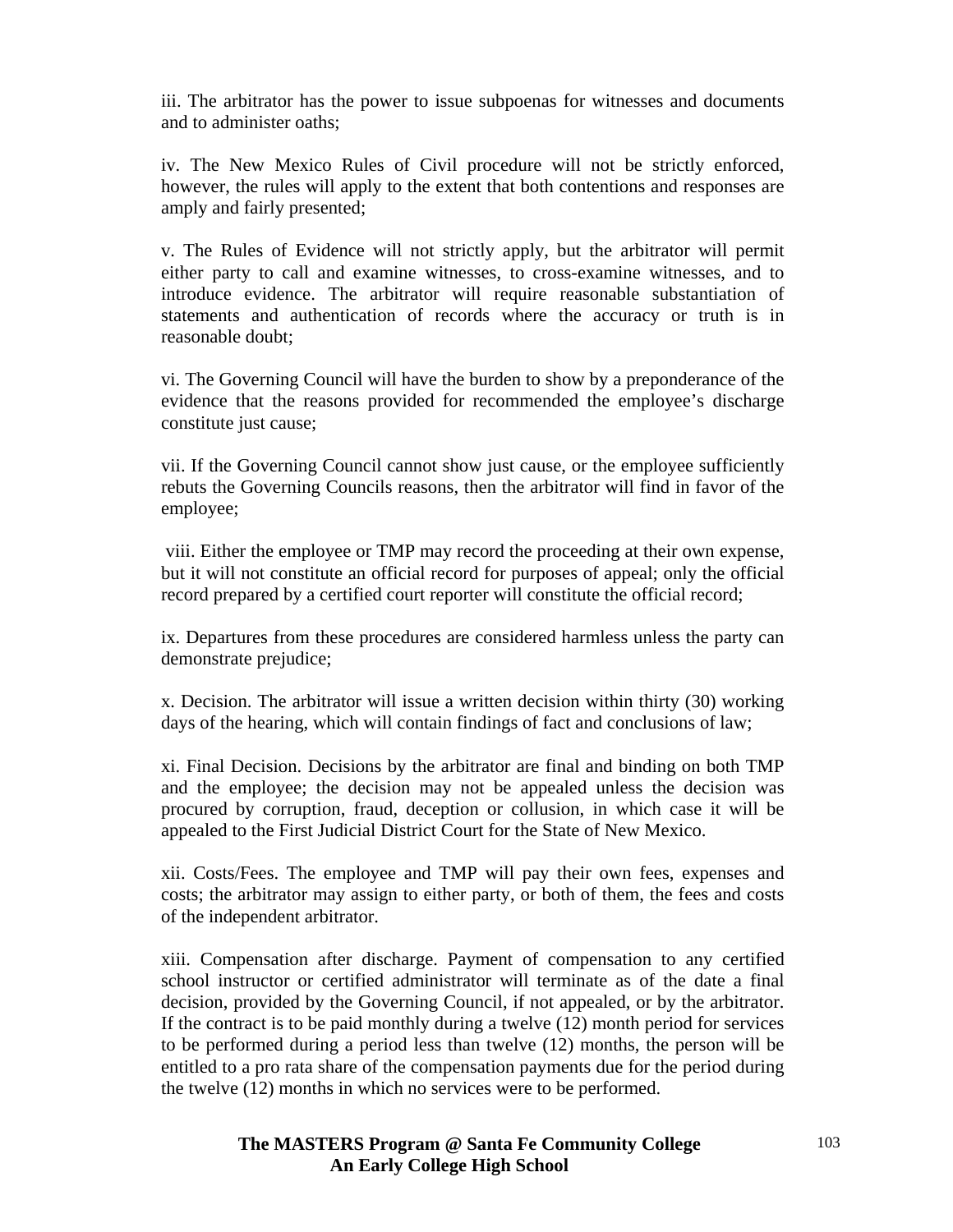iii. The arbitrator has the power to issue subpoenas for witnesses and documents and to administer oaths;

iv. The New Mexico Rules of Civil procedure will not be strictly enforced, however, the rules will apply to the extent that both contentions and responses are amply and fairly presented;

v. The Rules of Evidence will not strictly apply, but the arbitrator will permit either party to call and examine witnesses, to cross-examine witnesses, and to introduce evidence. The arbitrator will require reasonable substantiation of statements and authentication of records where the accuracy or truth is in reasonable doubt;

vi. The Governing Council will have the burden to show by a preponderance of the evidence that the reasons provided for recommended the employee's discharge constitute just cause;

vii. If the Governing Council cannot show just cause, or the employee sufficiently rebuts the Governing Councils reasons, then the arbitrator will find in favor of the employee;

viii. Either the employee or TMP may record the proceeding at their own expense, but it will not constitute an official record for purposes of appeal; only the official record prepared by a certified court reporter will constitute the official record;

ix. Departures from these procedures are considered harmless unless the party can demonstrate prejudice;

x. Decision. The arbitrator will issue a written decision within thirty (30) working days of the hearing, which will contain findings of fact and conclusions of law;

xi. Final Decision. Decisions by the arbitrator are final and binding on both TMP and the employee; the decision may not be appealed unless the decision was procured by corruption, fraud, deception or collusion, in which case it will be appealed to the First Judicial District Court for the State of New Mexico.

xii. Costs/Fees. The employee and TMP will pay their own fees, expenses and costs; the arbitrator may assign to either party, or both of them, the fees and costs of the independent arbitrator.

xiii. Compensation after discharge. Payment of compensation to any certified school instructor or certified administrator will terminate as of the date a final decision, provided by the Governing Council, if not appealed, or by the arbitrator. If the contract is to be paid monthly during a twelve (12) month period for services to be performed during a period less than twelve (12) months, the person will be entitled to a pro rata share of the compensation payments due for the period during the twelve (12) months in which no services were to be performed.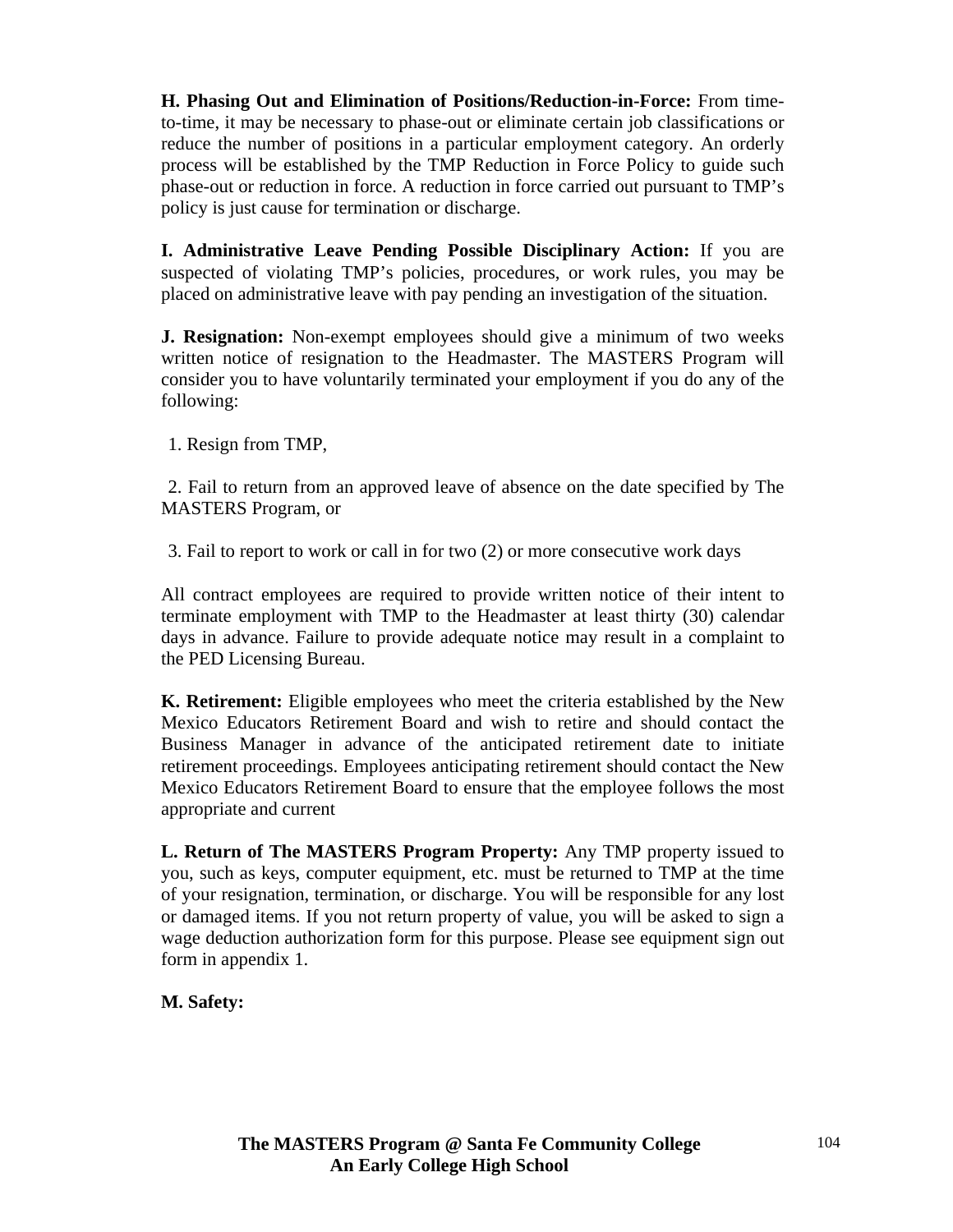**H. Phasing Out and Elimination of Positions/Reduction-in-Force:** From time-to-time, it may be necessary to phase-out or eliminate certain job classifications or reduce the number of positions in a particular employment category. An orderly process will be established by the TMP Reduction in Force Policy to guide such phase-out or reduction in force. A reduction in force carried out pursuant to TMP's policy is just cause for termination or discharge.

**I. Administrative Leave Pending Possible Disciplinary Action:** If you are suspected of violating TMP's policies, procedures, or work rules, you may be placed on administrative leave with pay pending an investigation of the situation.

**J. Resignation:** Non-exempt employees should give a minimum of two weeks written notice of resignation to the Headmaster. The MASTERS Program will consider you to have voluntarily terminated your employment if you do any of the following:

1. Resign from TMP,

2. Fail to return from an approved leave of absence on the date specified by The MASTERS Program, or

3. Fail to report to work or call in for two (2) or more consecutive work days

All contract employees are required to provide written notice of their intent to terminate employment with TMP to the Headmaster at least thirty (30) calendar days in advance. Failure to provide adequate notice may result in a complaint to the PED Licensing Bureau.

**K. Retirement:** Eligible employees who meet the criteria established by the New Mexico Educators Retirement Board and wish to retire and should contact the Business Manager in advance of the anticipated retirement date to initiate retirement proceedings. Employees anticipating retirement should contact the New Mexico Educators Retirement Board to ensure that the employee follows the most appropriate and current

**L. Return of The MASTERS Program Property:** Any TMP property issued to you, such as keys, computer equipment, etc. must be returned to TMP at the time of your resignation, termination, or discharge. You will be responsible for any lost or damaged items. If you not return property of value, you will be asked to sign a wage deduction authorization form for this purpose. Please see equipment sign out form in appendix 1.

**M. Safety:**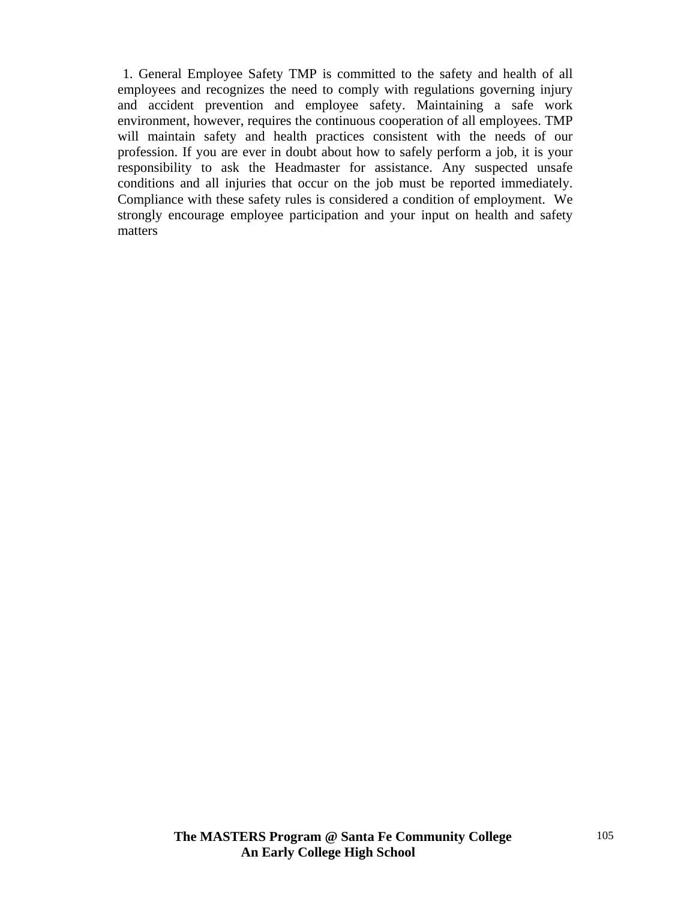1. General Employee Safety TMP is committed to the safety and health of all employees and recognizes the need to comply with regulations governing injury and accident prevention and employee safety. Maintaining a safe work environment, however, requires the continuous cooperation of all employees. TMP will maintain safety and health practices consistent with the needs of our profession. If you are ever in doubt about how to safely perform a job, it is your responsibility to ask the Headmaster for assistance. Any suspected unsafe conditions and all injuries that occur on the job must be reported immediately. Compliance with these safety rules is considered a condition of employment. We strongly encourage employee participation and your input on health and safety matters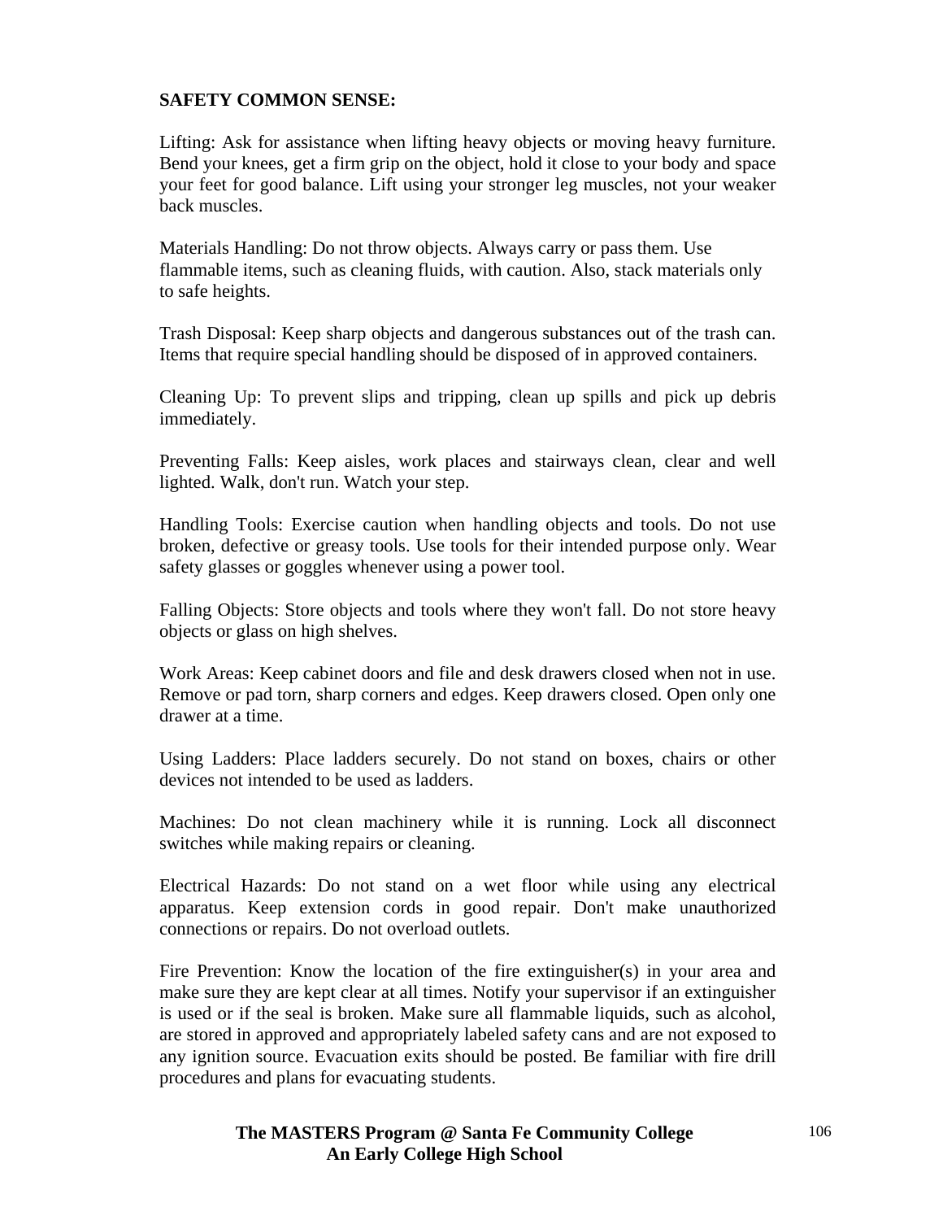**SAFETY COMMON SENSE:**

Lifting: Ask for assistance when lifting heavy objects or moving heavy furniture. Bend your knees, get a firm grip on the object, hold it close to your body and space your feet for good balance. Lift using your stronger leg muscles, not your weaker back muscles.

Materials Handling: Do not throw objects. Always carry or pass them. Use flammable items, such as cleaning fluids, with caution. Also, stack materials only to safe heights.

Trash Disposal: Keep sharp objects and dangerous substances out of the trash can. Items that require special handling should be disposed of in approved containers.

Cleaning Up: To prevent slips and tripping, clean up spills and pick up debris immediately.

Preventing Falls: Keep aisles, work places and stairways clean, clear and well lighted. Walk, don't run. Watch your step.

Handling Tools: Exercise caution when handling objects and tools. Do not use broken, defective or greasy tools. Use tools for their intended purpose only. Wear safety glasses or goggles whenever using a power tool.

Falling Objects: Store objects and tools where they won't fall. Do not store heavy objects or glass on high shelves.

Work Areas: Keep cabinet doors and file and desk drawers closed when not in use. Remove or pad torn, sharp corners and edges. Keep drawers closed. Open only one drawer at a time.

Using Ladders: Place ladders securely. Do not stand on boxes, chairs or other devices not intended to be used as ladders.

Machines: Do not clean machinery while it is running. Lock all disconnect switches while making repairs or cleaning.

Electrical Hazards: Do not stand on a wet floor while using any electrical apparatus. Keep extension cords in good repair. Don't make unauthorized connections or repairs. Do not overload outlets.

Fire Prevention: Know the location of the fire extinguisher(s) in your area and make sure they are kept clear at all times. Notify your supervisor if an extinguisher is used or if the seal is broken. Make sure all flammable liquids, such as alcohol, are stored in approved and appropriately labeled safety cans and are not exposed to any ignition source. Evacuation exits should be posted. Be familiar with fire drill procedures and plans for evacuating students.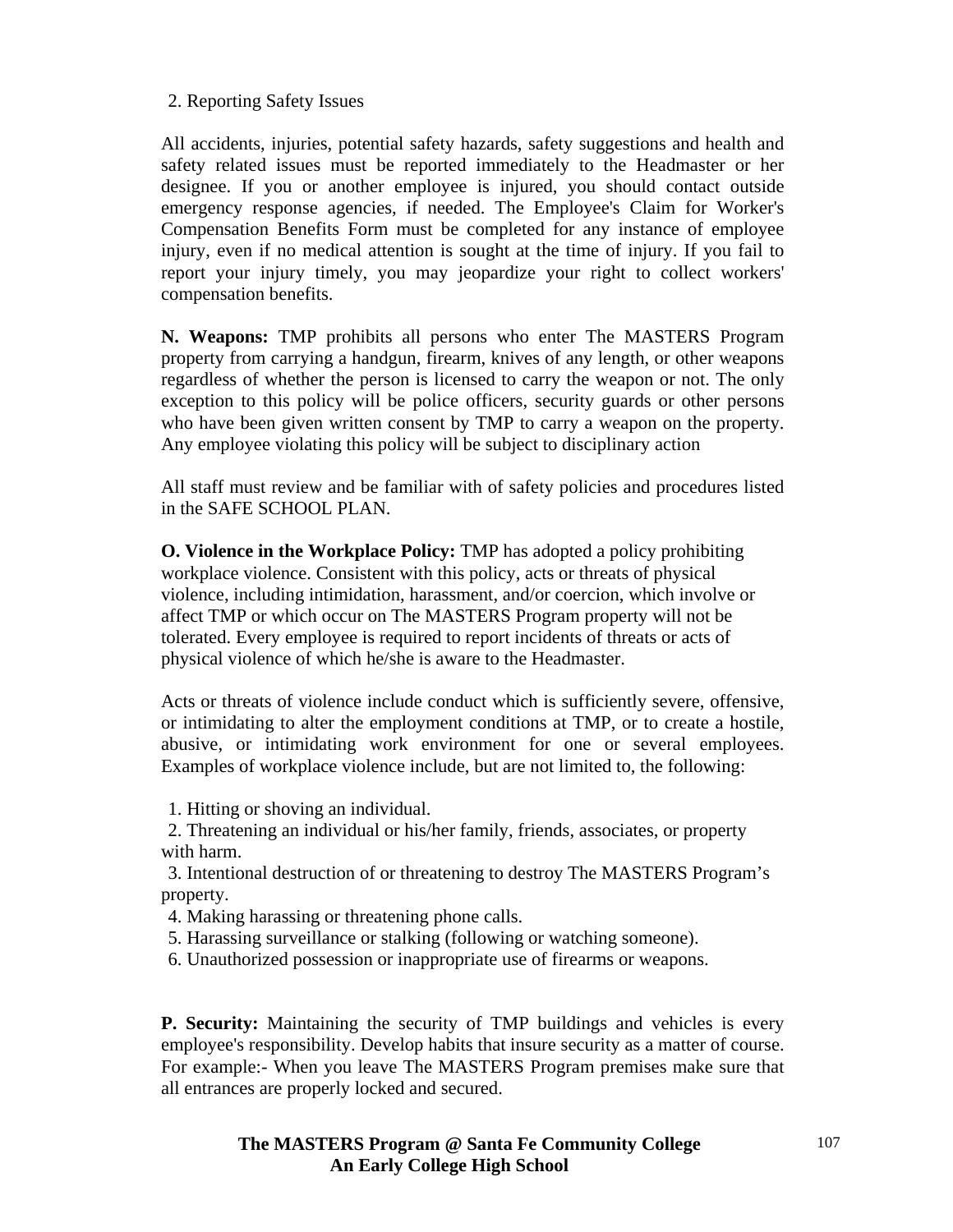2. Reporting Safety Issues

All accidents, injuries, potential safety hazards, safety suggestions and health and safety related issues must be reported immediately to the Headmaster or her designee. If you or another employee is injured, you should contact outside emergency response agencies, if needed. The Employee's Claim for Worker's Compensation Benefits Form must be completed for any instance of employee injury, even if no medical attention is sought at the time of injury. If you fail to report your injury timely, you may jeopardize your right to collect workers' compensation benefits.

**N. Weapons:** TMP prohibits all persons who enter The MASTERS Program property from carrying a handgun, firearm, knives of any length, or other weapons regardless of whether the person is licensed to carry the weapon or not. The only exception to this policy will be police officers, security guards or other persons who have been given written consent by TMP to carry a weapon on the property. Any employee violating this policy will be subject to disciplinary action

All staff must review and be familiar with of safety policies and procedures listed in the SAFE SCHOOL PLAN.

**O. Violence in the Workplace Policy:** TMP has adopted a policy prohibiting workplace violence. Consistent with this policy, acts or threats of physical violence, including intimidation, harassment, and/or coercion, which involve or affect TMP or which occur on The MASTERS Program property will not be tolerated. Every employee is required to report incidents of threats or acts of physical violence of which he/she is aware to the Headmaster.

Acts or threats of violence include conduct which is sufficiently severe, offensive, or intimidating to alter the employment conditions at TMP, or to create a hostile, abusive, or intimidating work environment for one or several employees. Examples of workplace violence include, but are not limited to, the following:

1. Hitting or shoving an individual.
2. Threatening an individual or his/her family, friends, associates, or property with harm.
3. Intentional destruction of or threatening to destroy The MASTERS Program's property.
4. Making harassing or threatening phone calls.
5. Harassing surveillance or stalking (following or watching someone).
6. Unauthorized possession or inappropriate use of firearms or weapons.

**P. Security:** Maintaining the security of TMP buildings and vehicles is every employee's responsibility. Develop habits that insure security as a matter of course. For example:- When you leave The MASTERS Program premises make sure that all entrances are properly locked and secured.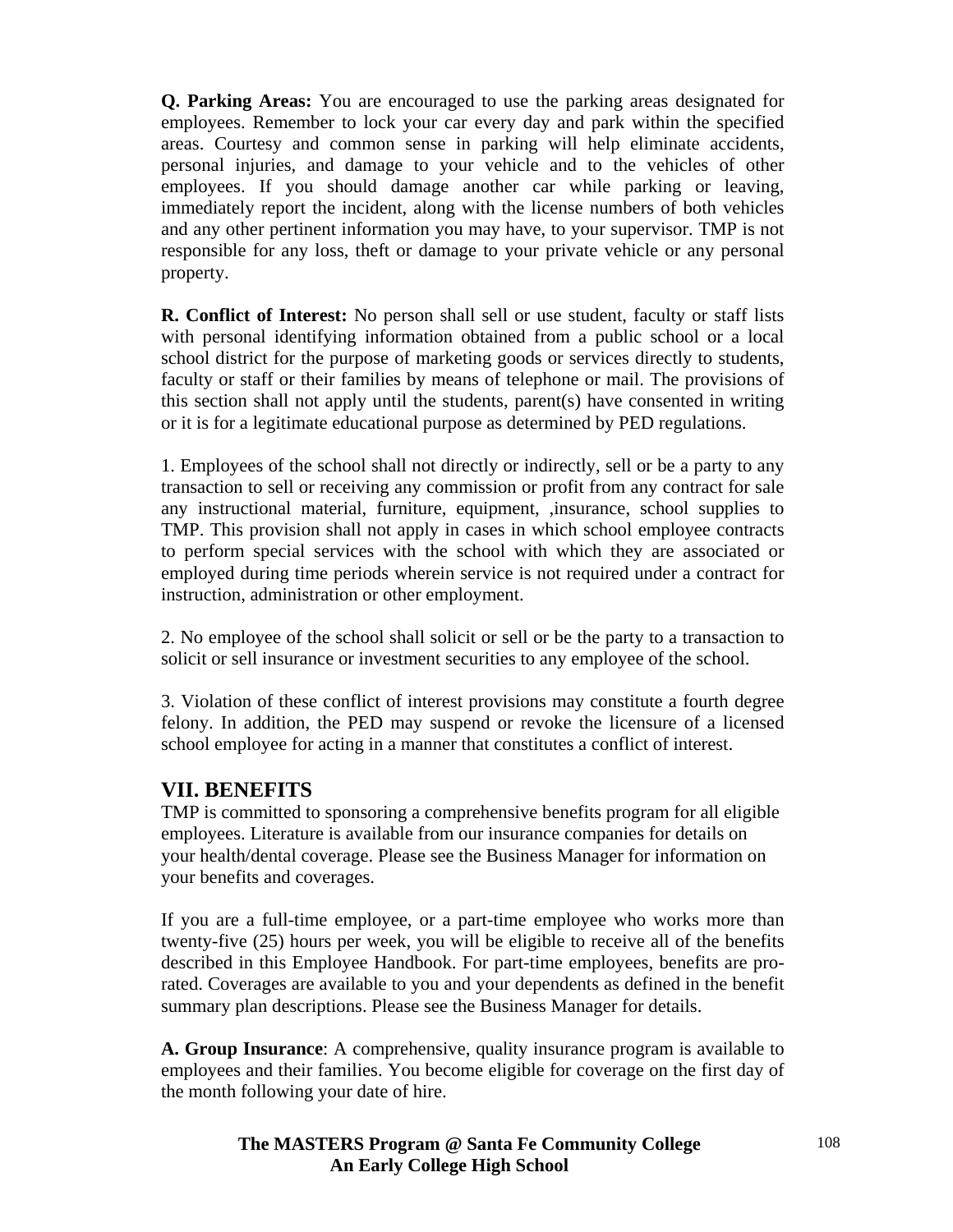**Q. Parking Areas:** You are encouraged to use the parking areas designated for employees. Remember to lock your car every day and park within the specified areas. Courtesy and common sense in parking will help eliminate accidents, personal injuries, and damage to your vehicle and to the vehicles of other employees. If you should damage another car while parking or leaving, immediately report the incident, along with the license numbers of both vehicles and any other pertinent information you may have, to your supervisor. TMP is not responsible for any loss, theft or damage to your private vehicle or any personal property.

**R. Conflict of Interest:** No person shall sell or use student, faculty or staff lists with personal identifying information obtained from a public school or a local school district for the purpose of marketing goods or services directly to students, faculty or staff or their families by means of telephone or mail. The provisions of this section shall not apply until the students, parent(s) have consented in writing or it is for a legitimate educational purpose as determined by PED regulations.

1. Employees of the school shall not directly or indirectly, sell or be a party to any transaction to sell or receiving any commission or profit from any contract for sale any instructional material, furniture, equipment, ,insurance, school supplies to TMP. This provision shall not apply in cases in which school employee contracts to perform special services with the school with which they are associated or employed during time periods wherein service is not required under a contract for instruction, administration or other employment.

2. No employee of the school shall solicit or sell or be the party to a transaction to solicit or sell insurance or investment securities to any employee of the school.

3. Violation of these conflict of interest provisions may constitute a fourth degree felony. In addition, the PED may suspend or revoke the licensure of a licensed school employee for acting in a manner that constitutes a conflict of interest.

## VII. BENEFITS

TMP is committed to sponsoring a comprehensive benefits program for all eligible employees. Literature is available from our insurance companies for details on your health/dental coverage. Please see the Business Manager for information on your benefits and coverages.

If you are a full-time employee, or a part-time employee who works more than twenty-five (25) hours per week, you will be eligible to receive all of the benefits described in this Employee Handbook. For part-time employees, benefits are pro-rated. Coverages are available to you and your dependents as defined in the benefit summary plan descriptions. Please see the Business Manager for details.

**A. Group Insurance**: A comprehensive, quality insurance program is available to employees and their families. You become eligible for coverage on the first day of the month following your date of hire.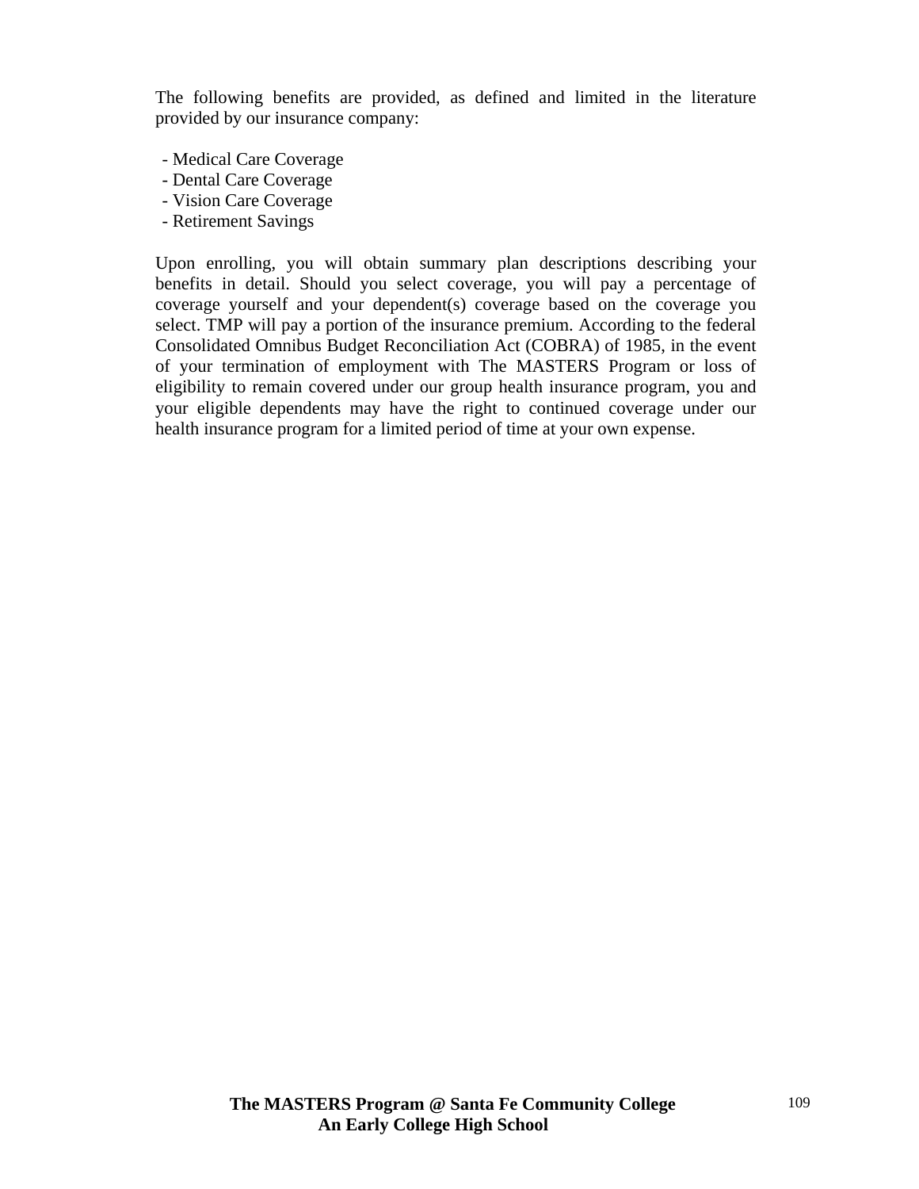The following benefits are provided, as defined and limited in the literature provided by our insurance company:

- Medical Care Coverage
- Dental Care Coverage
- Vision Care Coverage
- Retirement Savings

Upon enrolling, you will obtain summary plan descriptions describing your benefits in detail. Should you select coverage, you will pay a percentage of coverage yourself and your dependent(s) coverage based on the coverage you select. TMP will pay a portion of the insurance premium. According to the federal Consolidated Omnibus Budget Reconciliation Act (COBRA) of 1985, in the event of your termination of employment with The MASTERS Program or loss of eligibility to remain covered under our group health insurance program, you and your eligible dependents may have the right to continued coverage under our health insurance program for a limited period of time at your own expense.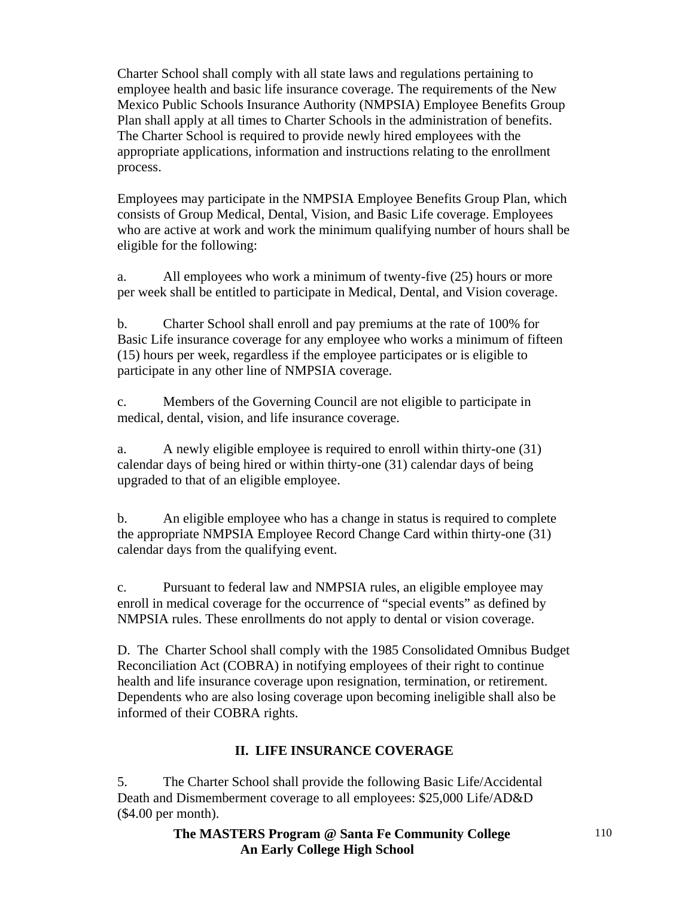Charter School shall comply with all state laws and regulations pertaining to employee health and basic life insurance coverage. The requirements of the New Mexico Public Schools Insurance Authority (NMPSIA) Employee Benefits Group Plan shall apply at all times to Charter Schools in the administration of benefits. The Charter School is required to provide newly hired employees with the appropriate applications, information and instructions relating to the enrollment process.

Employees may participate in the NMPSIA Employee Benefits Group Plan, which consists of Group Medical, Dental, Vision, and Basic Life coverage. Employees who are active at work and work the minimum qualifying number of hours shall be eligible for the following:

a. All employees who work a minimum of twenty-five (25) hours or more per week shall be entitled to participate in Medical, Dental, and Vision coverage.

b. Charter School shall enroll and pay premiums at the rate of 100% for Basic Life insurance coverage for any employee who works a minimum of fifteen (15) hours per week, regardless if the employee participates or is eligible to participate in any other line of NMPSIA coverage.

c. Members of the Governing Council are not eligible to participate in medical, dental, vision, and life insurance coverage.

a. A newly eligible employee is required to enroll within thirty-one (31) calendar days of being hired or within thirty-one (31) calendar days of being upgraded to that of an eligible employee.

b. An eligible employee who has a change in status is required to complete the appropriate NMPSIA Employee Record Change Card within thirty-one (31) calendar days from the qualifying event.

c. Pursuant to federal law and NMPSIA rules, an eligible employee may enroll in medical coverage for the occurrence of “special events” as defined by NMPSIA rules. These enrollments do not apply to dental or vision coverage.

D. The Charter School shall comply with the 1985 Consolidated Omnibus Budget Reconciliation Act (COBRA) in notifying employees of their right to continue health and life insurance coverage upon resignation, termination, or retirement. Dependents who are also losing coverage upon becoming ineligible shall also be informed of their COBRA rights.

## II. LIFE INSURANCE COVERAGE

5. The Charter School shall provide the following Basic Life/Accidental Death and Dismemberment coverage to all employees: $25,000 Life/AD&D ($4.00 per month).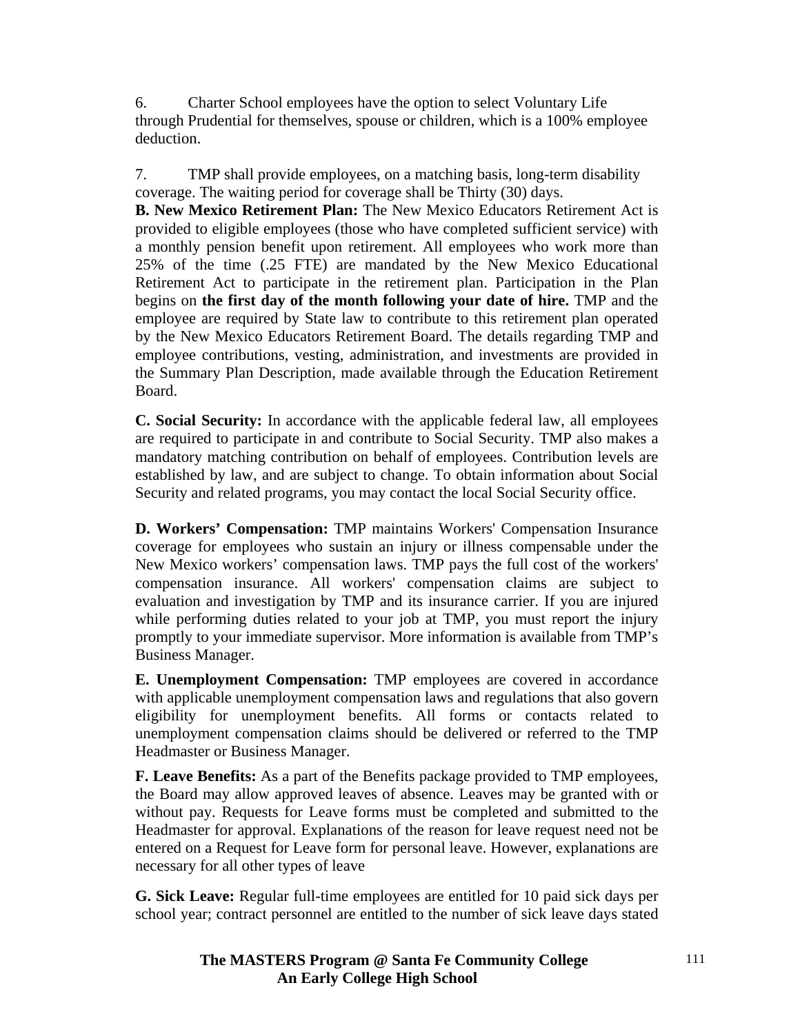6. Charter School employees have the option to select Voluntary Life through Prudential for themselves, spouse or children, which is a 100% employee deduction.

7. TMP shall provide employees, on a matching basis, long-term disability coverage. The waiting period for coverage shall be Thirty (30) days.

**B. New Mexico Retirement Plan:** The New Mexico Educators Retirement Act is provided to eligible employees (those who have completed sufficient service) with a monthly pension benefit upon retirement. All employees who work more than 25% of the time (.25 FTE) are mandated by the New Mexico Educational Retirement Act to participate in the retirement plan. Participation in the Plan begins on **the first day of the month following your date of hire.** TMP and the employee are required by State law to contribute to this retirement plan operated by the New Mexico Educators Retirement Board. The details regarding TMP and employee contributions, vesting, administration, and investments are provided in the Summary Plan Description, made available through the Education Retirement Board.

**C. Social Security:** In accordance with the applicable federal law, all employees are required to participate in and contribute to Social Security. TMP also makes a mandatory matching contribution on behalf of employees. Contribution levels are established by law, and are subject to change. To obtain information about Social Security and related programs, you may contact the local Social Security office.

**D. Workers' Compensation:** TMP maintains Workers' Compensation Insurance coverage for employees who sustain an injury or illness compensable under the New Mexico workers' compensation laws. TMP pays the full cost of the workers' compensation insurance. All workers' compensation claims are subject to evaluation and investigation by TMP and its insurance carrier. If you are injured while performing duties related to your job at TMP, you must report the injury promptly to your immediate supervisor. More information is available from TMP's Business Manager.

**E. Unemployment Compensation:** TMP employees are covered in accordance with applicable unemployment compensation laws and regulations that also govern eligibility for unemployment benefits. All forms or contacts related to unemployment compensation claims should be delivered or referred to the TMP Headmaster or Business Manager.

**F. Leave Benefits:** As a part of the Benefits package provided to TMP employees, the Board may allow approved leaves of absence. Leaves may be granted with or without pay. Requests for Leave forms must be completed and submitted to the Headmaster for approval. Explanations of the reason for leave request need not be entered on a Request for Leave form for personal leave. However, explanations are necessary for all other types of leave

**G. Sick Leave:** Regular full-time employees are entitled for 10 paid sick days per school year; contract personnel are entitled to the number of sick leave days stated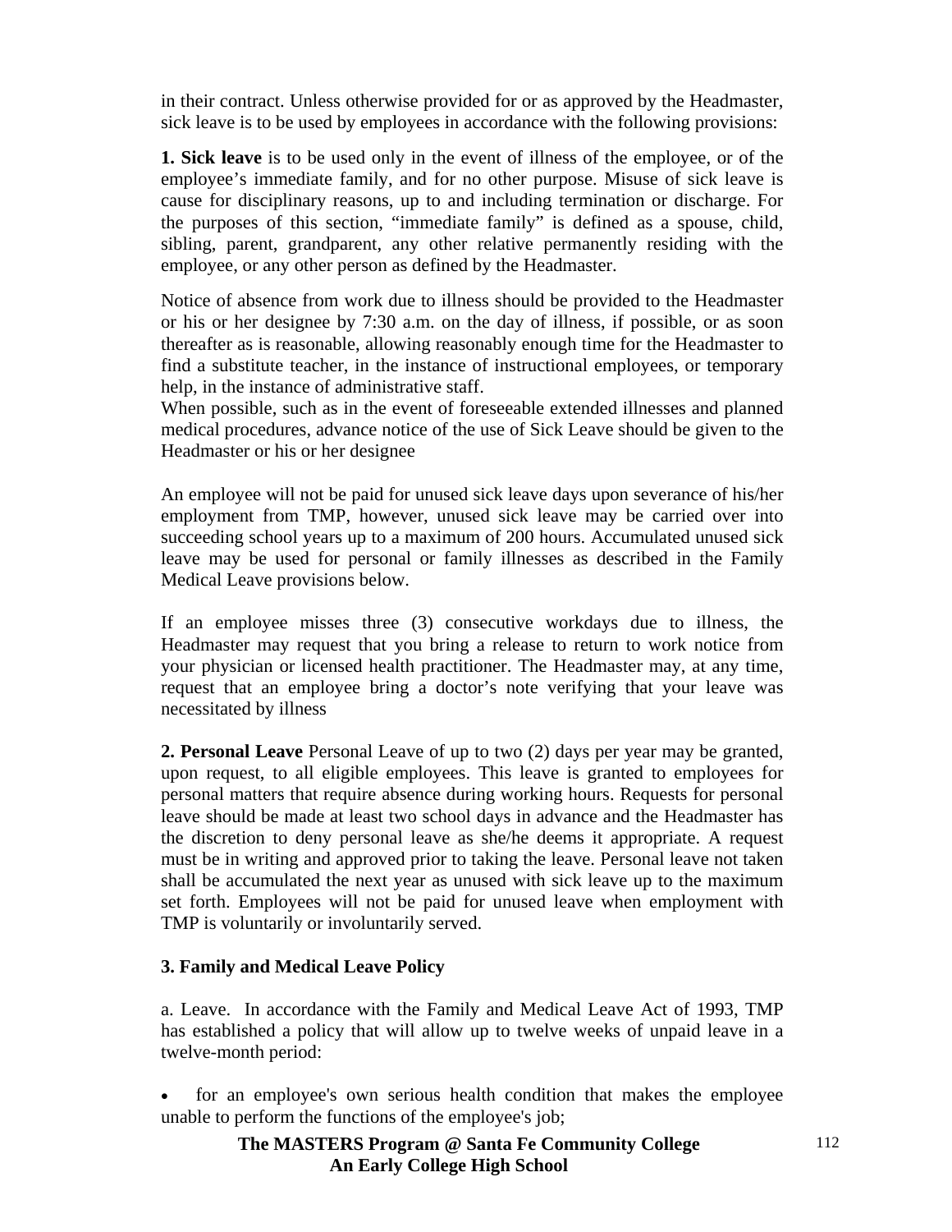in their contract. Unless otherwise provided for or as approved by the Headmaster, sick leave is to be used by employees in accordance with the following provisions:

**1. Sick leave** is to be used only in the event of illness of the employee, or of the employee's immediate family, and for no other purpose. Misuse of sick leave is cause for disciplinary reasons, up to and including termination or discharge. For the purposes of this section, "immediate family" is defined as a spouse, child, sibling, parent, grandparent, any other relative permanently residing with the employee, or any other person as defined by the Headmaster.

Notice of absence from work due to illness should be provided to the Headmaster or his or her designee by 7:30 a.m. on the day of illness, if possible, or as soon thereafter as is reasonable, allowing reasonably enough time for the Headmaster to find a substitute teacher, in the instance of instructional employees, or temporary help, in the instance of administrative staff.
When possible, such as in the event of foreseeable extended illnesses and planned medical procedures, advance notice of the use of Sick Leave should be given to the Headmaster or his or her designee

An employee will not be paid for unused sick leave days upon severance of his/her employment from TMP, however, unused sick leave may be carried over into succeeding school years up to a maximum of 200 hours. Accumulated unused sick leave may be used for personal or family illnesses as described in the Family Medical Leave provisions below.

If an employee misses three (3) consecutive workdays due to illness, the Headmaster may request that you bring a release to return to work notice from your physician or licensed health practitioner. The Headmaster may, at any time, request that an employee bring a doctor's note verifying that your leave was necessitated by illness

**2. Personal Leave** Personal Leave of up to two (2) days per year may be granted, upon request, to all eligible employees. This leave is granted to employees for personal matters that require absence during working hours. Requests for personal leave should be made at least two school days in advance and the Headmaster has the discretion to deny personal leave as she/he deems it appropriate. A request must be in writing and approved prior to taking the leave. Personal leave not taken shall be accumulated the next year as unused with sick leave up to the maximum set forth. Employees will not be paid for unused leave when employment with TMP is voluntarily or involuntarily served.

**3. Family and Medical Leave Policy**

a. Leave. In accordance with the Family and Medical Leave Act of 1993, TMP has established a policy that will allow up to twelve weeks of unpaid leave in a twelve-month period:

- for an employee's own serious health condition that makes the employee unable to perform the functions of the employee's job;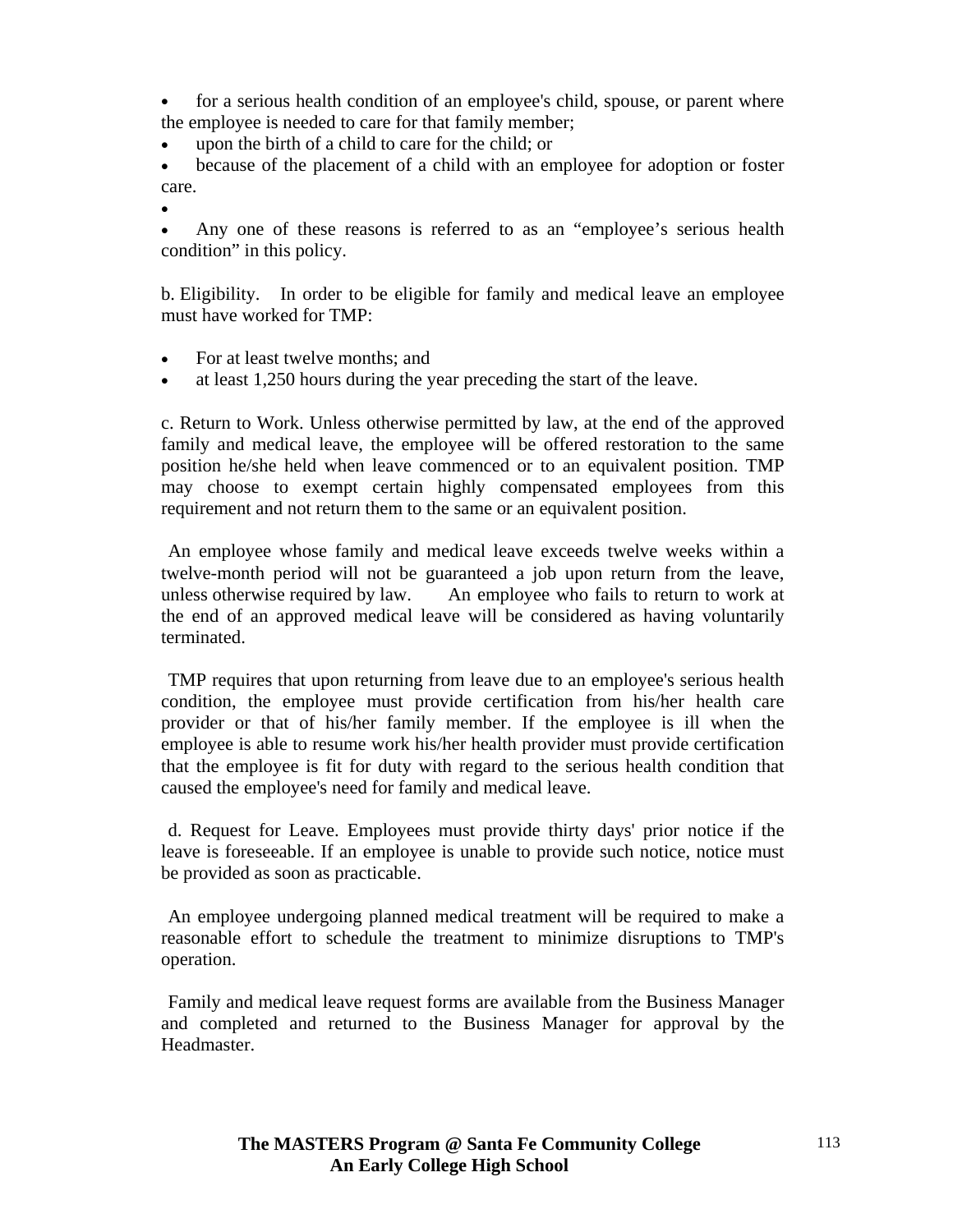- for a serious health condition of an employee's child, spouse, or parent where the employee is needed to care for that family member;
- upon the birth of a child to care for the child; or
- because of the placement of a child with an employee for adoption or foster care.
-
- Any one of these reasons is referred to as an "employee's serious health condition" in this policy.

b. Eligibility. In order to be eligible for family and medical leave an employee must have worked for TMP:

- For at least twelve months; and
- at least 1,250 hours during the year preceding the start of the leave.

c. Return to Work. Unless otherwise permitted by law, at the end of the approved family and medical leave, the employee will be offered restoration to the same position he/she held when leave commenced or to an equivalent position. TMP may choose to exempt certain highly compensated employees from this requirement and not return them to the same or an equivalent position.

An employee whose family and medical leave exceeds twelve weeks within a twelve-month period will not be guaranteed a job upon return from the leave, unless otherwise required by law. An employee who fails to return to work at the end of an approved medical leave will be considered as having voluntarily terminated.

TMP requires that upon returning from leave due to an employee's serious health condition, the employee must provide certification from his/her health care provider or that of his/her family member. If the employee is ill when the employee is able to resume work his/her health provider must provide certification that the employee is fit for duty with regard to the serious health condition that caused the employee's need for family and medical leave.

d. Request for Leave. Employees must provide thirty days' prior notice if the leave is foreseeable. If an employee is unable to provide such notice, notice must be provided as soon as practicable.

An employee undergoing planned medical treatment will be required to make a reasonable effort to schedule the treatment to minimize disruptions to TMP's operation.

Family and medical leave request forms are available from the Business Manager and completed and returned to the Business Manager for approval by the Headmaster.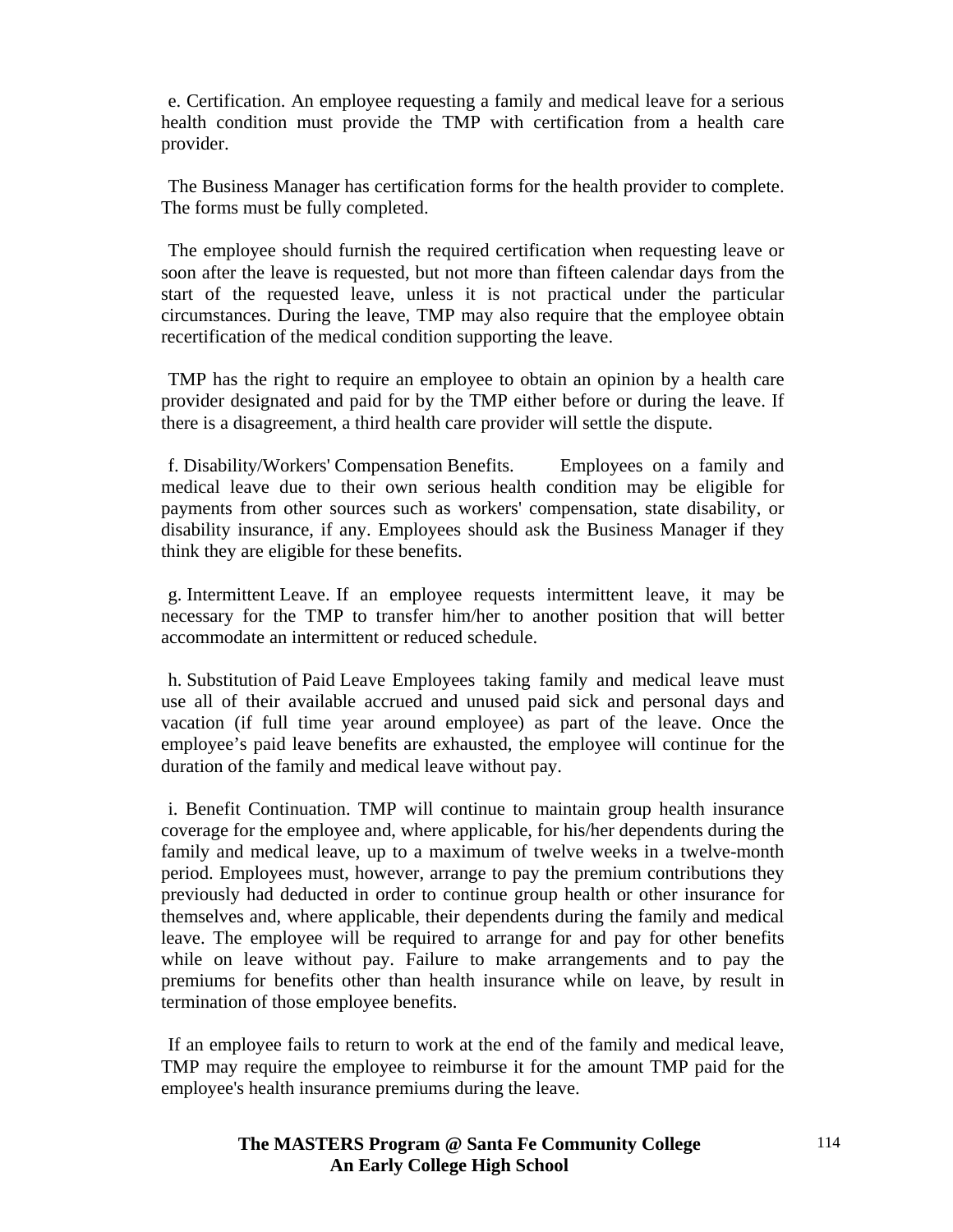e. Certification. An employee requesting a family and medical leave for a serious health condition must provide the TMP with certification from a health care provider.

The Business Manager has certification forms for the health provider to complete. The forms must be fully completed.

The employee should furnish the required certification when requesting leave or soon after the leave is requested, but not more than fifteen calendar days from the start of the requested leave, unless it is not practical under the particular circumstances. During the leave, TMP may also require that the employee obtain recertification of the medical condition supporting the leave.

TMP has the right to require an employee to obtain an opinion by a health care provider designated and paid for by the TMP either before or during the leave. If there is a disagreement, a third health care provider will settle the dispute.

f. Disability/Workers' Compensation Benefits. Employees on a family and medical leave due to their own serious health condition may be eligible for payments from other sources such as workers' compensation, state disability, or disability insurance, if any. Employees should ask the Business Manager if they think they are eligible for these benefits.

g. Intermittent Leave. If an employee requests intermittent leave, it may be necessary for the TMP to transfer him/her to another position that will better accommodate an intermittent or reduced schedule.

h. Substitution of Paid Leave Employees taking family and medical leave must use all of their available accrued and unused paid sick and personal days and vacation (if full time year around employee) as part of the leave. Once the employee's paid leave benefits are exhausted, the employee will continue for the duration of the family and medical leave without pay.

i. Benefit Continuation. TMP will continue to maintain group health insurance coverage for the employee and, where applicable, for his/her dependents during the family and medical leave, up to a maximum of twelve weeks in a twelve-month period. Employees must, however, arrange to pay the premium contributions they previously had deducted in order to continue group health or other insurance for themselves and, where applicable, their dependents during the family and medical leave. The employee will be required to arrange for and pay for other benefits while on leave without pay. Failure to make arrangements and to pay the premiums for benefits other than health insurance while on leave, by result in termination of those employee benefits.

If an employee fails to return to work at the end of the family and medical leave, TMP may require the employee to reimburse it for the amount TMP paid for the employee's health insurance premiums during the leave.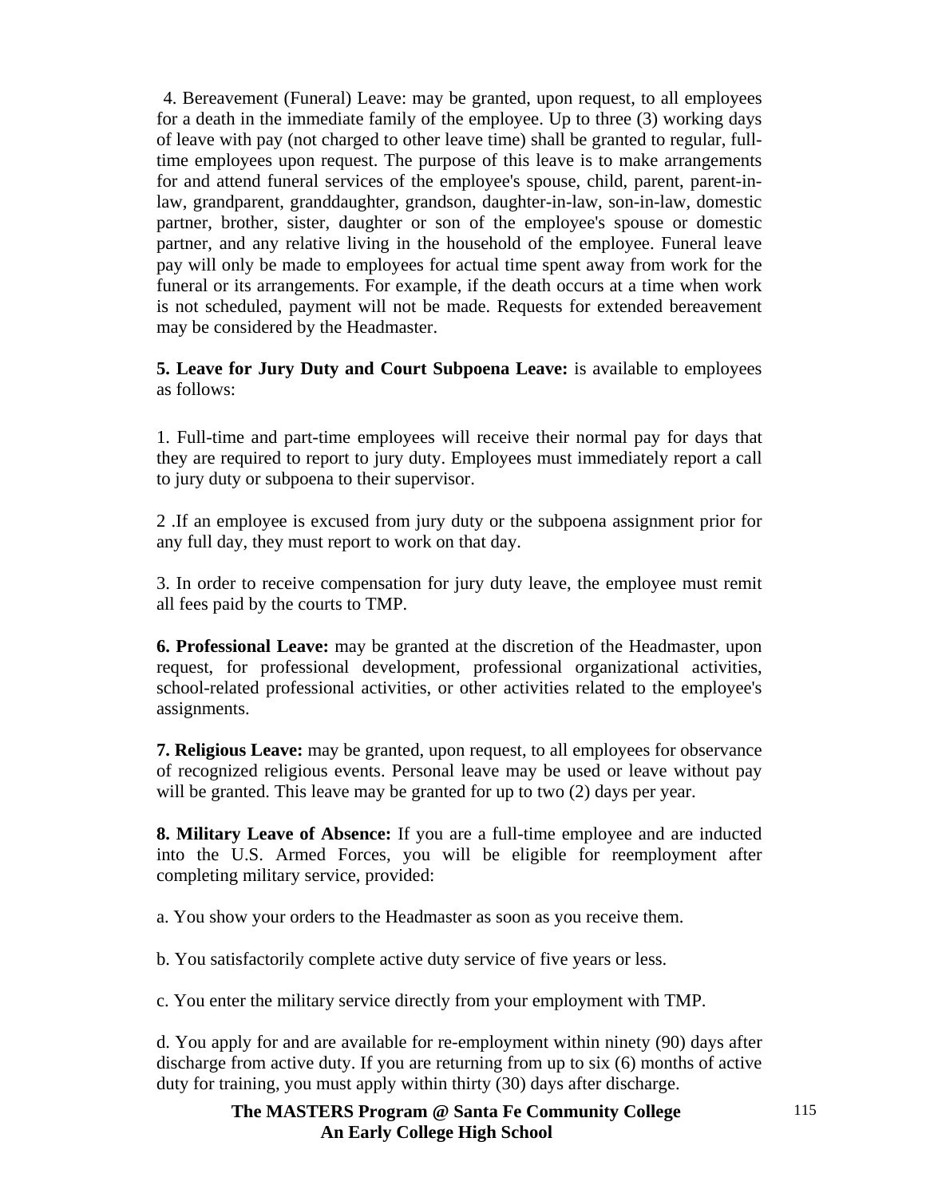4. Bereavement (Funeral) Leave: may be granted, upon request, to all employees for a death in the immediate family of the employee. Up to three (3) working days of leave with pay (not charged to other leave time) shall be granted to regular, full-time employees upon request. The purpose of this leave is to make arrangements for and attend funeral services of the employee's spouse, child, parent, parent-in-law, grandparent, granddaughter, grandson, daughter-in-law, son-in-law, domestic partner, brother, sister, daughter or son of the employee's spouse or domestic partner, and any relative living in the household of the employee. Funeral leave pay will only be made to employees for actual time spent away from work for the funeral or its arrangements. For example, if the death occurs at a time when work is not scheduled, payment will not be made. Requests for extended bereavement may be considered by the Headmaster.

**5. Leave for Jury Duty and Court Subpoena Leave:** is available to employees as follows:

1. Full-time and part-time employees will receive their normal pay for days that they are required to report to jury duty. Employees must immediately report a call to jury duty or subpoena to their supervisor.

2 .If an employee is excused from jury duty or the subpoena assignment prior for any full day, they must report to work on that day.

3. In order to receive compensation for jury duty leave, the employee must remit all fees paid by the courts to TMP.

**6. Professional Leave:** may be granted at the discretion of the Headmaster, upon request, for professional development, professional organizational activities, school-related professional activities, or other activities related to the employee's assignments.

**7. Religious Leave:** may be granted, upon request, to all employees for observance of recognized religious events. Personal leave may be used or leave without pay will be granted. This leave may be granted for up to two (2) days per year.

**8. Military Leave of Absence:** If you are a full-time employee and are inducted into the U.S. Armed Forces, you will be eligible for reemployment after completing military service, provided:

a. You show your orders to the Headmaster as soon as you receive them.

b. You satisfactorily complete active duty service of five years or less.

c. You enter the military service directly from your employment with TMP.

d. You apply for and are available for re-employment within ninety (90) days after discharge from active duty. If you are returning from up to six (6) months of active duty for training, you must apply within thirty (30) days after discharge.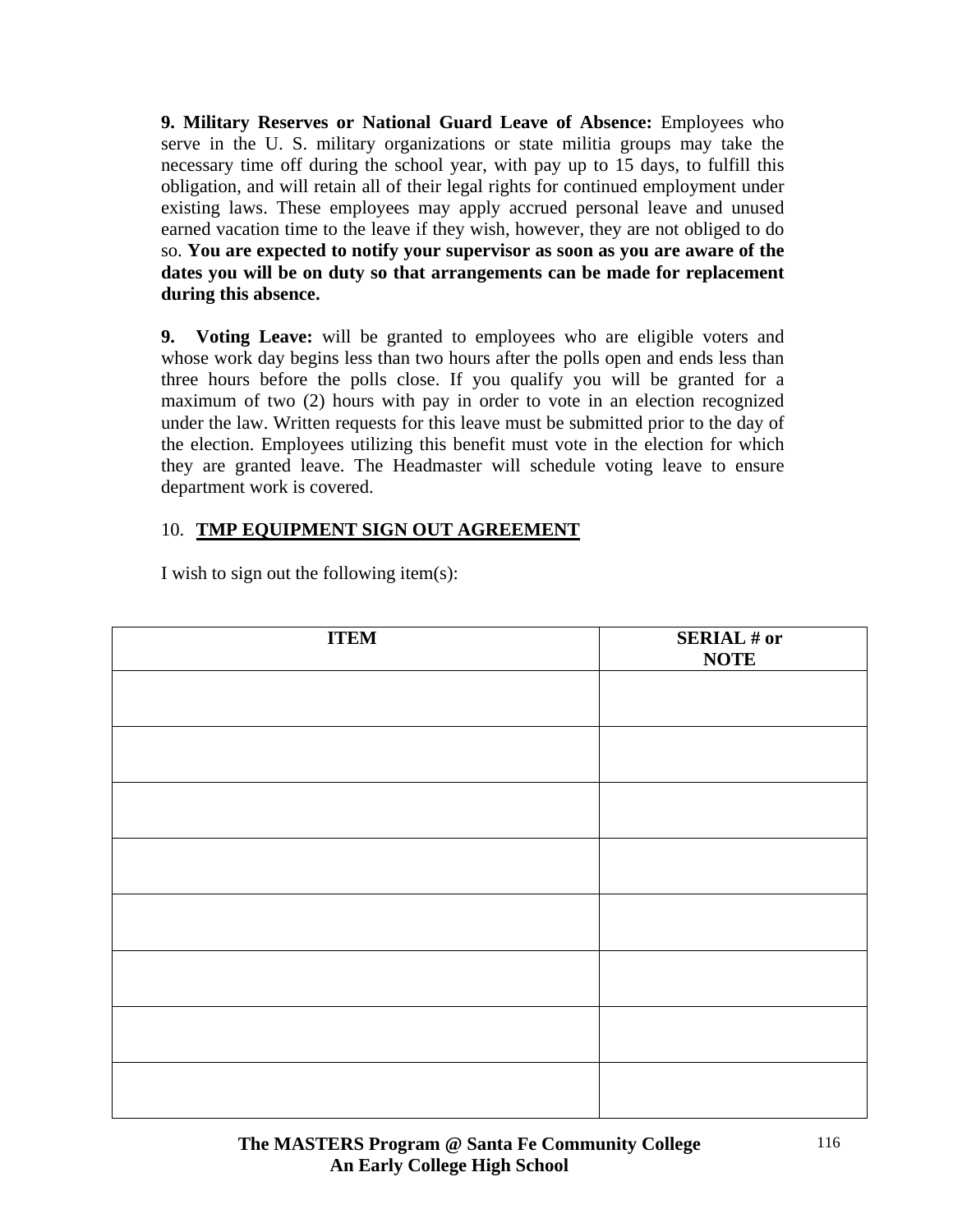**9. Military Reserves or National Guard Leave of Absence:** Employees who serve in the U. S. military organizations or state militia groups may take the necessary time off during the school year, with pay up to 15 days, to fulfill this obligation, and will retain all of their legal rights for continued employment under existing laws. These employees may apply accrued personal leave and unused earned vacation time to the leave if they wish, however, they are not obliged to do so. **You are expected to notify your supervisor as soon as you are aware of the dates you will be on duty so that arrangements can be made for replacement during this absence.**

**9. Voting Leave:** will be granted to employees who are eligible voters and whose work day begins less than two hours after the polls open and ends less than three hours before the polls close. If you qualify you will be granted for a maximum of two (2) hours with pay in order to vote in an election recognized under the law. Written requests for this leave must be submitted prior to the day of the election. Employees utilizing this benefit must vote in the election for which they are granted leave. The Headmaster will schedule voting leave to ensure department work is covered.

10. **TMP EQUIPMENT SIGN OUT AGREEMENT**

I wish to sign out the following item(s):

| ITEM | SERIAL # or NOTE |
|---|---|
| | |
| | |
| | |
| | |
| | |
| | |
| | |
| | |

**The MASTERS Program @ Santa Fe Community College**
**An Early College High School**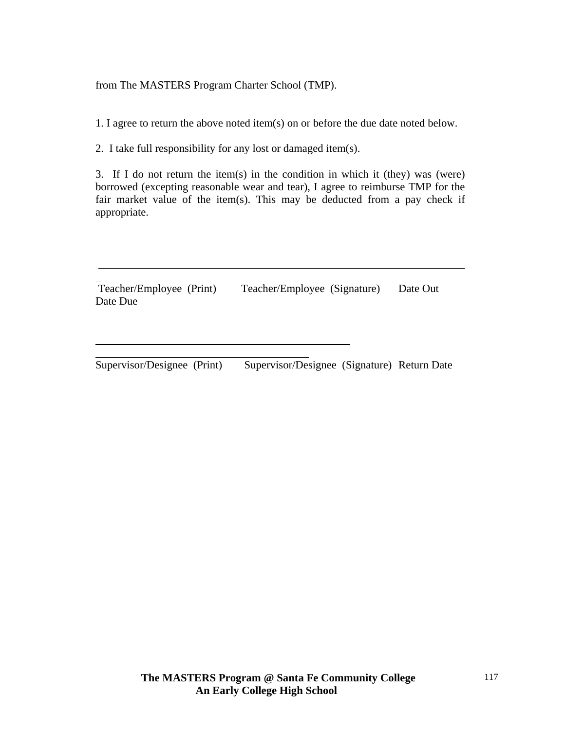from The MASTERS Program Charter School (TMP).

1. I agree to return the above noted item(s) on or before the due date noted below.

2. I take full responsibility for any lost or damaged item(s).

3. If I do not return the item(s) in the condition in which it (they) was (were) borrowed (excepting reasonable wear and tear), I agree to reimburse TMP for the fair market value of the item(s). This may be deducted from a pay check if appropriate.

______________________________________________________________________

Teacher/Employee (Print) Teacher/Employee (Signature) Date Out Date Due

______________________________________________________________________

Supervisor/Designee (Print) Supervisor/Designee (Signature) Return Date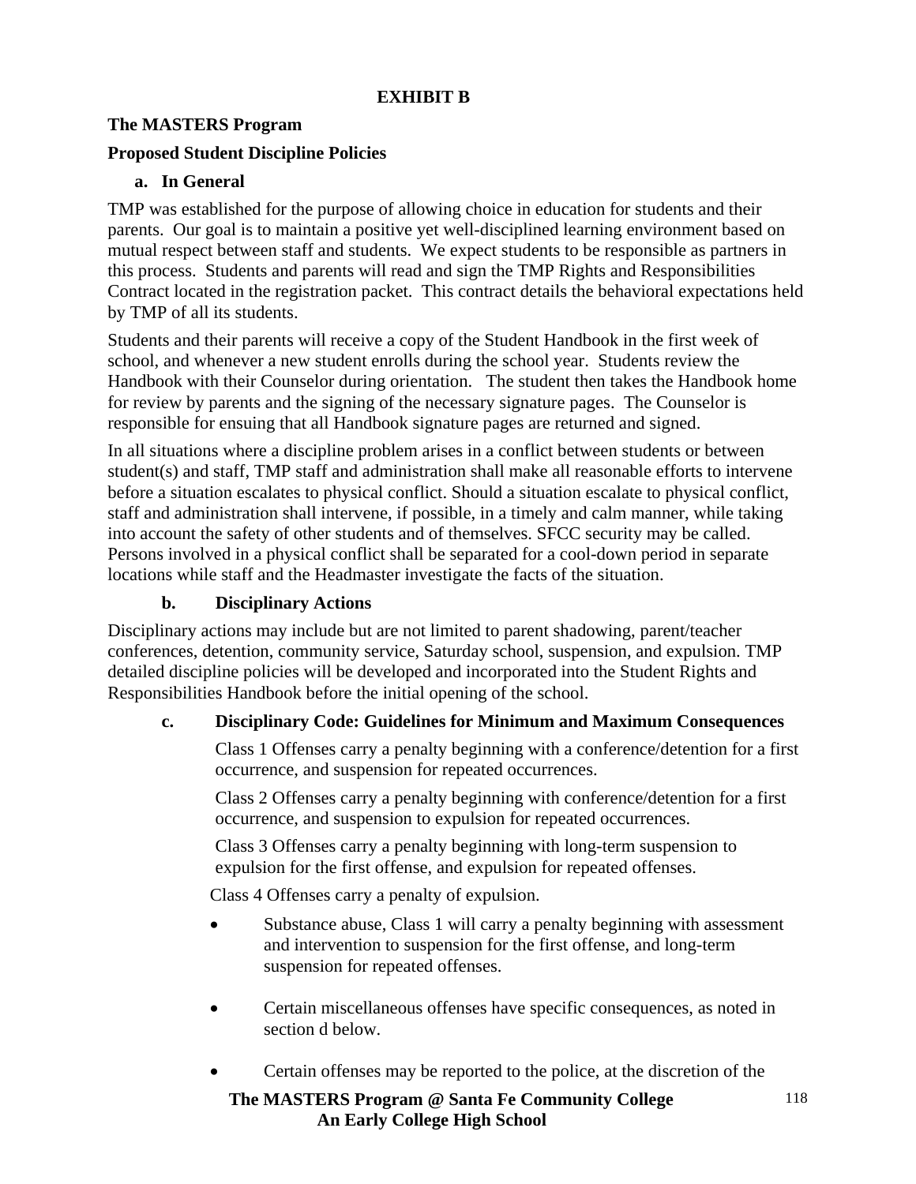**EXHIBIT B**

**The MASTERS Program**

**Proposed Student Discipline Policies**

**a. In General**

TMP was established for the purpose of allowing choice in education for students and their parents. Our goal is to maintain a positive yet well-disciplined learning environment based on mutual respect between staff and students. We expect students to be responsible as partners in this process. Students and parents will read and sign the TMP Rights and Responsibilities Contract located in the registration packet. This contract details the behavioral expectations held by TMP of all its students.

Students and their parents will receive a copy of the Student Handbook in the first week of school, and whenever a new student enrolls during the school year. Students review the Handbook with their Counselor during orientation. The student then takes the Handbook home for review by parents and the signing of the necessary signature pages. The Counselor is responsible for ensuing that all Handbook signature pages are returned and signed.

In all situations where a discipline problem arises in a conflict between students or between student(s) and staff, TMP staff and administration shall make all reasonable efforts to intervene before a situation escalates to physical conflict. Should a situation escalate to physical conflict, staff and administration shall intervene, if possible, in a timely and calm manner, while taking into account the safety of other students and of themselves. SFCC security may be called. Persons involved in a physical conflict shall be separated for a cool-down period in separate locations while staff and the Headmaster investigate the facts of the situation.

**b. Disciplinary Actions**

Disciplinary actions may include but are not limited to parent shadowing, parent/teacher conferences, detention, community service, Saturday school, suspension, and expulsion. TMP detailed discipline policies will be developed and incorporated into the Student Rights and Responsibilities Handbook before the initial opening of the school.

**c. Disciplinary Code: Guidelines for Minimum and Maximum Consequences**

Class 1 Offenses carry a penalty beginning with a conference/detention for a first occurrence, and suspension for repeated occurrences.

Class 2 Offenses carry a penalty beginning with conference/detention for a first occurrence, and suspension to expulsion for repeated occurrences.

Class 3 Offenses carry a penalty beginning with long-term suspension to expulsion for the first offense, and expulsion for repeated offenses.

Class 4 Offenses carry a penalty of expulsion.

- Substance abuse, Class 1 will carry a penalty beginning with assessment and intervention to suspension for the first offense, and long-term suspension for repeated offenses.
- Certain miscellaneous offenses have specific consequences, as noted in section d below.
- Certain offenses may be reported to the police, at the discretion of the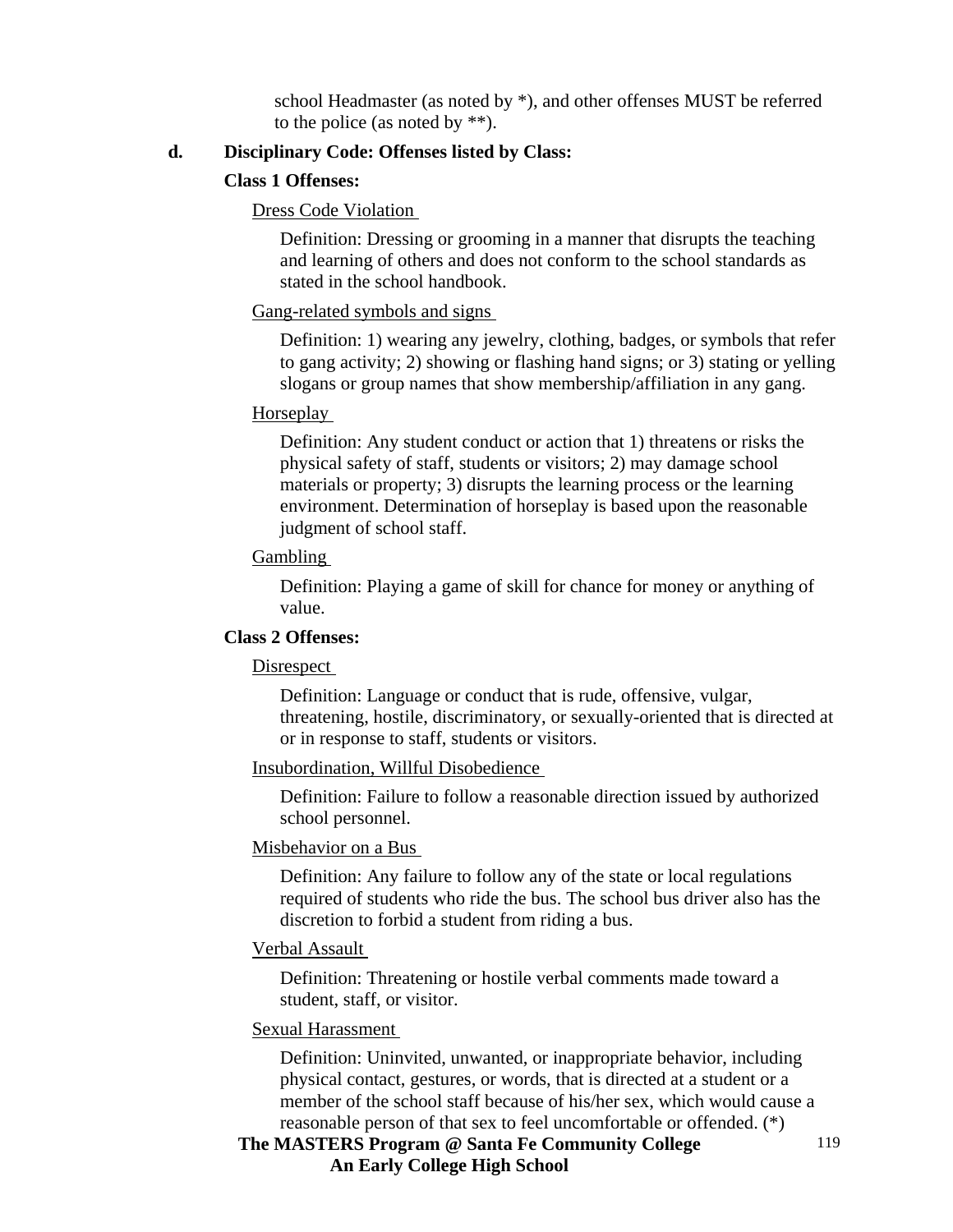school Headmaster (as noted by *), and other offenses MUST be referred to the police (as noted by **).

**d. Disciplinary Code: Offenses listed by Class:**

**Class 1 Offenses:**

Dress Code Violation

Definition: Dressing or grooming in a manner that disrupts the teaching and learning of others and does not conform to the school standards as stated in the school handbook.

Gang-related symbols and signs

Definition: 1) wearing any jewelry, clothing, badges, or symbols that refer to gang activity; 2) showing or flashing hand signs; or 3) stating or yelling slogans or group names that show membership/affiliation in any gang.

Horseplay

Definition: Any student conduct or action that 1) threatens or risks the physical safety of staff, students or visitors; 2) may damage school materials or property; 3) disrupts the learning process or the learning environment. Determination of horseplay is based upon the reasonable judgment of school staff.

Gambling

Definition: Playing a game of skill for chance for money or anything of value.

**Class 2 Offenses:**

Disrespect

Definition: Language or conduct that is rude, offensive, vulgar, threatening, hostile, discriminatory, or sexually-oriented that is directed at or in response to staff, students or visitors.

Insubordination, Willful Disobedience

Definition: Failure to follow a reasonable direction issued by authorized school personnel.

Misbehavior on a Bus

Definition: Any failure to follow any of the state or local regulations required of students who ride the bus. The school bus driver also has the discretion to forbid a student from riding a bus.

Verbal Assault

Definition: Threatening or hostile verbal comments made toward a student, staff, or visitor.

Sexual Harassment

Definition: Uninvited, unwanted, or inappropriate behavior, including physical contact, gestures, or words, that is directed at a student or a member of the school staff because of his/her sex, which would cause a reasonable person of that sex to feel uncomfortable or offended. (*)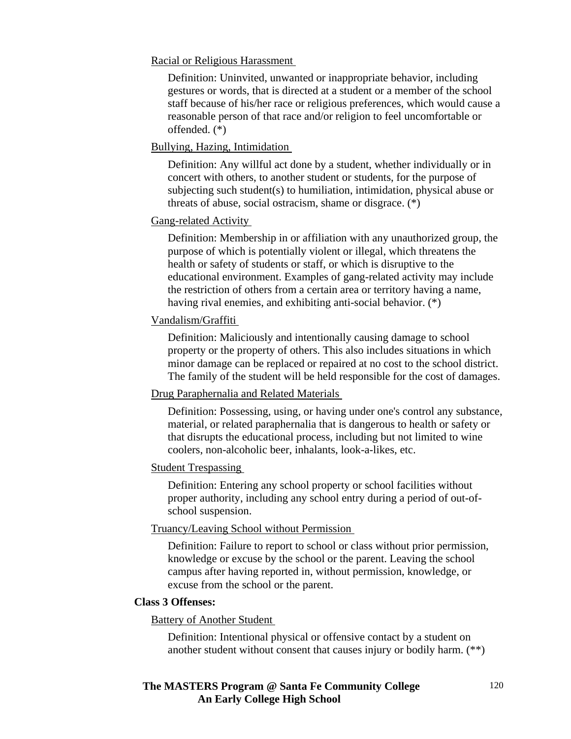Racial or Religious Harassment

Definition: Uninvited, unwanted or inappropriate behavior, including gestures or words, that is directed at a student or a member of the school staff because of his/her race or religious preferences, which would cause a reasonable person of that race and/or religion to feel uncomfortable or offended. (*)

Bullying, Hazing, Intimidation

Definition: Any willful act done by a student, whether individually or in concert with others, to another student or students, for the purpose of subjecting such student(s) to humiliation, intimidation, physical abuse or threats of abuse, social ostracism, shame or disgrace. (*)

Gang-related Activity

Definition: Membership in or affiliation with any unauthorized group, the purpose of which is potentially violent or illegal, which threatens the health or safety of students or staff, or which is disruptive to the educational environment. Examples of gang-related activity may include the restriction of others from a certain area or territory having a name, having rival enemies, and exhibiting anti-social behavior. (*)

Vandalism/Graffiti

Definition: Maliciously and intentionally causing damage to school property or the property of others. This also includes situations in which minor damage can be replaced or repaired at no cost to the school district. The family of the student will be held responsible for the cost of damages.

Drug Paraphernalia and Related Materials

Definition: Possessing, using, or having under one's control any substance, material, or related paraphernalia that is dangerous to health or safety or that disrupts the educational process, including but not limited to wine coolers, non-alcoholic beer, inhalants, look-a-likes, etc.

Student Trespassing

Definition: Entering any school property or school facilities without proper authority, including any school entry during a period of out-of-school suspension.

Truancy/Leaving School without Permission

Definition: Failure to report to school or class without prior permission, knowledge or excuse by the school or the parent. Leaving the school campus after having reported in, without permission, knowledge, or excuse from the school or the parent.

**Class 3 Offenses:**

Battery of Another Student

Definition: Intentional physical or offensive contact by a student on another student without consent that causes injury or bodily harm. (**)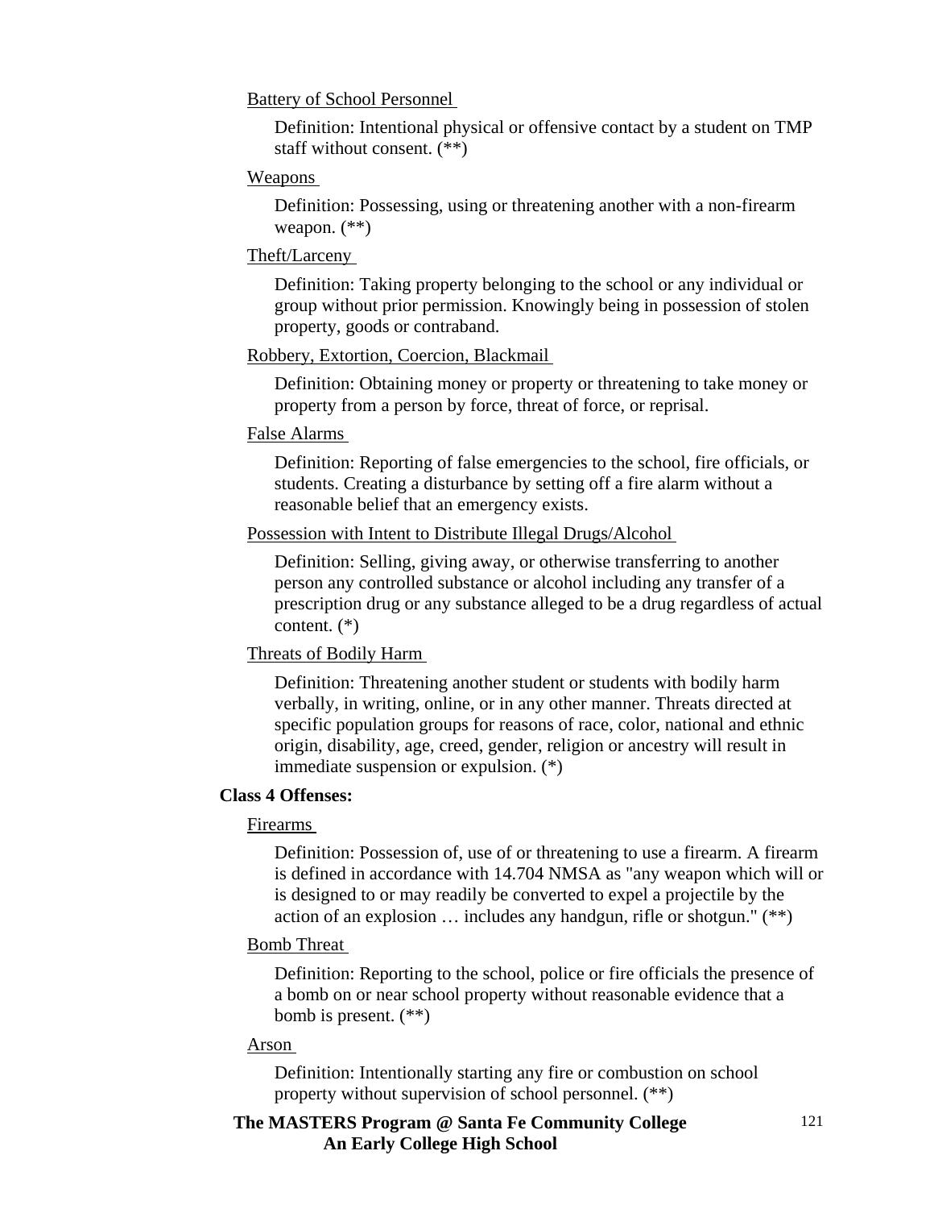Battery of School Personnel

Definition: Intentional physical or offensive contact by a student on TMP staff without consent. (**)

Weapons

Definition: Possessing, using or threatening another with a non-firearm weapon. (**)

Theft/Larceny

Definition: Taking property belonging to the school or any individual or group without prior permission. Knowingly being in possession of stolen property, goods or contraband.

Robbery, Extortion, Coercion, Blackmail

Definition: Obtaining money or property or threatening to take money or property from a person by force, threat of force, or reprisal.

False Alarms

Definition: Reporting of false emergencies to the school, fire officials, or students. Creating a disturbance by setting off a fire alarm without a reasonable belief that an emergency exists.

Possession with Intent to Distribute Illegal Drugs/Alcohol

Definition: Selling, giving away, or otherwise transferring to another person any controlled substance or alcohol including any transfer of a prescription drug or any substance alleged to be a drug regardless of actual content. (*)

Threats of Bodily Harm

Definition: Threatening another student or students with bodily harm verbally, in writing, online, or in any other manner. Threats directed at specific population groups for reasons of race, color, national and ethnic origin, disability, age, creed, gender, religion or ancestry will result in immediate suspension or expulsion. (*)

**Class 4 Offenses:**

Firearms

Definition: Possession of, use of or threatening to use a firearm. A firearm is defined in accordance with 14.704 NMSA as "any weapon which will or is designed to or may readily be converted to expel a projectile by the action of an explosion … includes any handgun, rifle or shotgun." (**)

Bomb Threat

Definition: Reporting to the school, police or fire officials the presence of a bomb on or near school property without reasonable evidence that a bomb is present. (**)

Arson

Definition: Intentionally starting any fire or combustion on school property without supervision of school personnel. (**)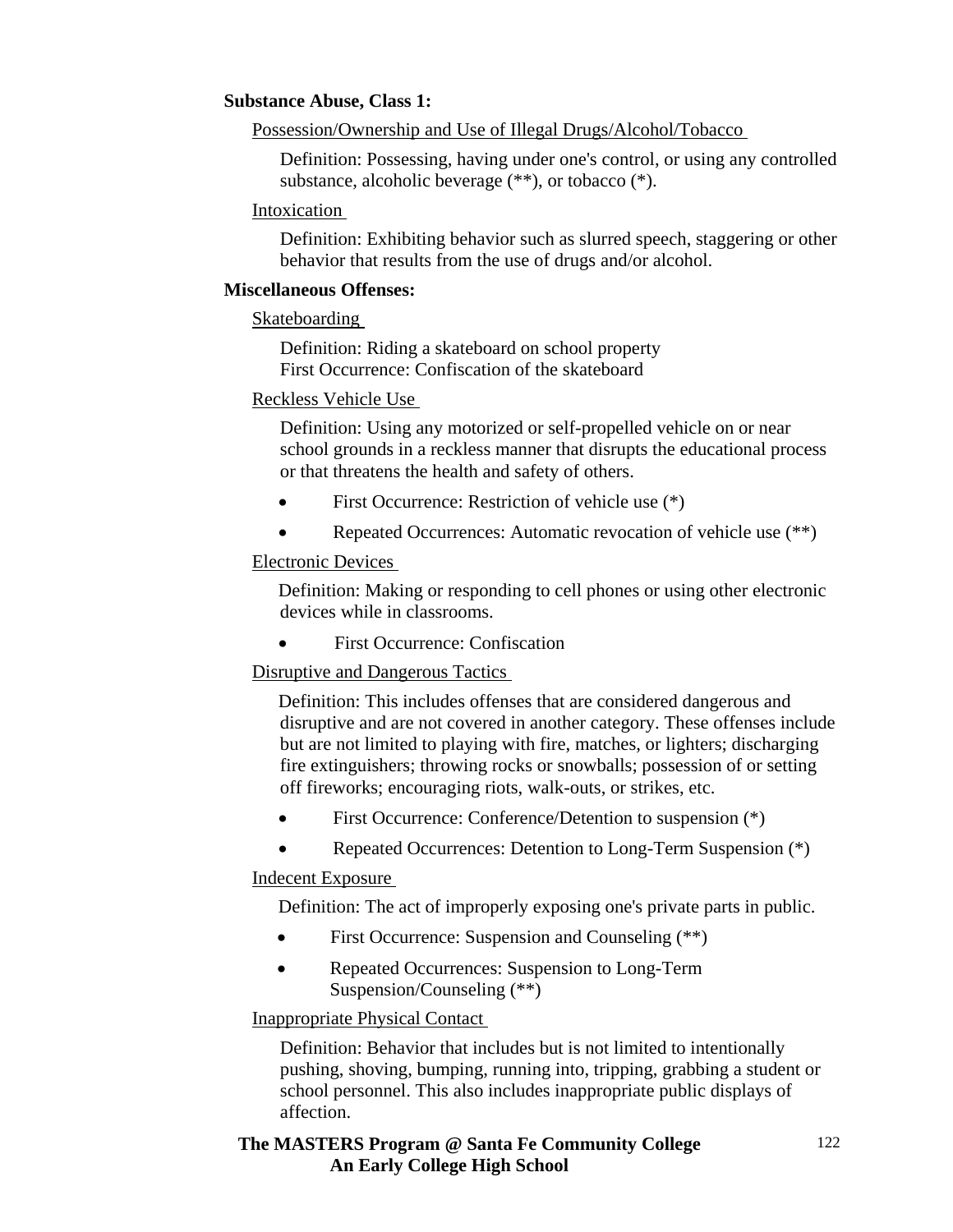**Substance Abuse, Class 1:**

Possession/Ownership and Use of Illegal Drugs/Alcohol/Tobacco

Definition: Possessing, having under one's control, or using any controlled substance, alcoholic beverage (**), or tobacco (*).

Intoxication

Definition: Exhibiting behavior such as slurred speech, staggering or other behavior that results from the use of drugs and/or alcohol.

**Miscellaneous Offenses:**

Skateboarding

Definition: Riding a skateboard on school property
First Occurrence: Confiscation of the skateboard

Reckless Vehicle Use

Definition: Using any motorized or self-propelled vehicle on or near school grounds in a reckless manner that disrupts the educational process or that threatens the health and safety of others.

- First Occurrence: Restriction of vehicle use (*)
- Repeated Occurrences: Automatic revocation of vehicle use (**)

Electronic Devices

Definition: Making or responding to cell phones or using other electronic devices while in classrooms.

- First Occurrence: Confiscation

Disruptive and Dangerous Tactics

Definition: This includes offenses that are considered dangerous and disruptive and are not covered in another category. These offenses include but are not limited to playing with fire, matches, or lighters; discharging fire extinguishers; throwing rocks or snowballs; possession of or setting off fireworks; encouraging riots, walk-outs, or strikes, etc.

- First Occurrence: Conference/Detention to suspension (*)
- Repeated Occurrences: Detention to Long-Term Suspension (*)

Indecent Exposure

Definition: The act of improperly exposing one's private parts in public.

- First Occurrence: Suspension and Counseling (**)
- Repeated Occurrences: Suspension to Long-Term Suspension/Counseling (**)

Inappropriate Physical Contact

Definition: Behavior that includes but is not limited to intentionally pushing, shoving, bumping, running into, tripping, grabbing a student or school personnel. This also includes inappropriate public displays of affection.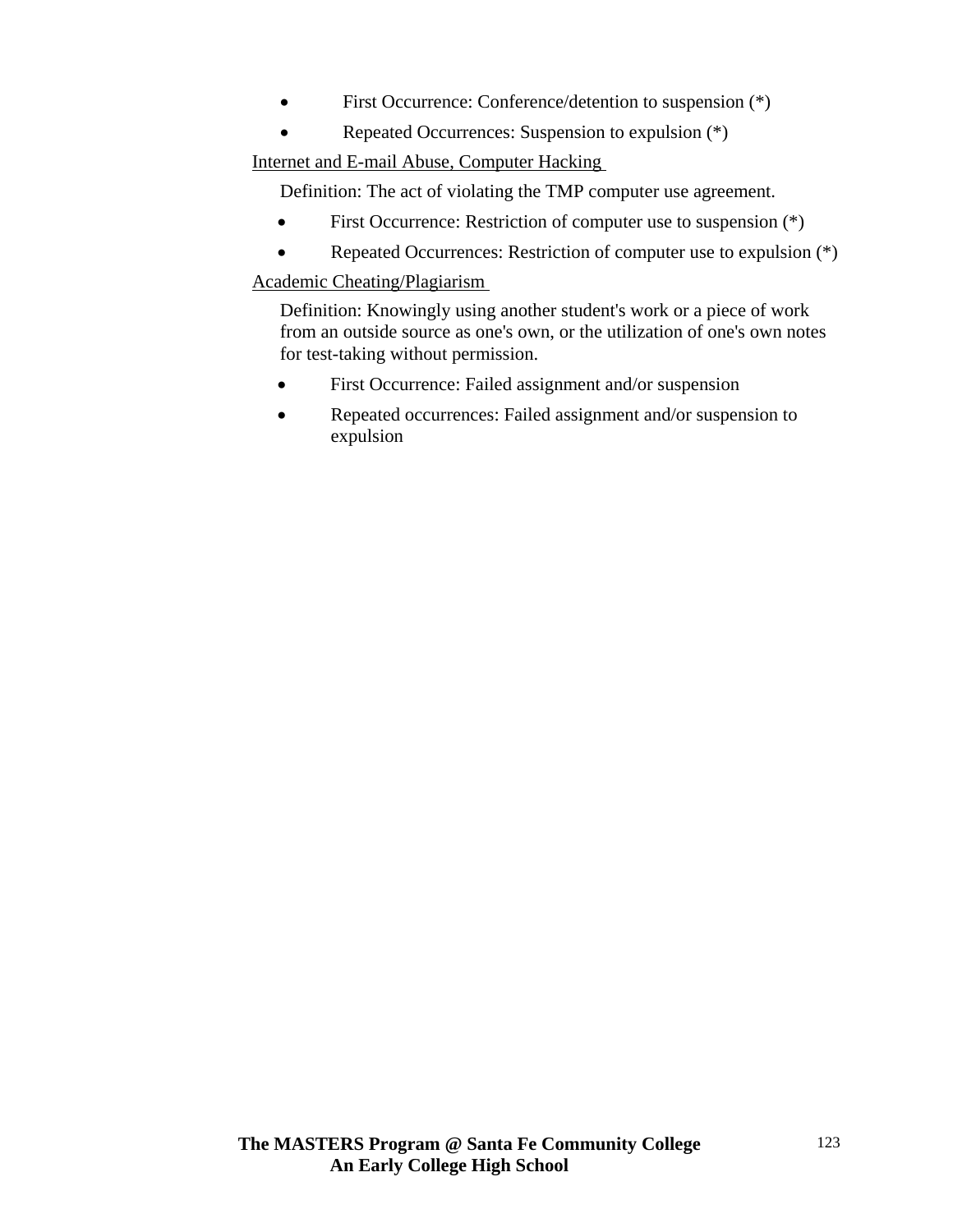- First Occurrence: Conference/detention to suspension (*)
- Repeated Occurrences: Suspension to expulsion (*)

Internet and E-mail Abuse, Computer Hacking

Definition: The act of violating the TMP computer use agreement.

- First Occurrence: Restriction of computer use to suspension (*)
- Repeated Occurrences: Restriction of computer use to expulsion (*)

Academic Cheating/Plagiarism

Definition: Knowingly using another student's work or a piece of work from an outside source as one's own, or the utilization of one's own notes for test-taking without permission.

- First Occurrence: Failed assignment and/or suspension
- Repeated occurrences: Failed assignment and/or suspension to expulsion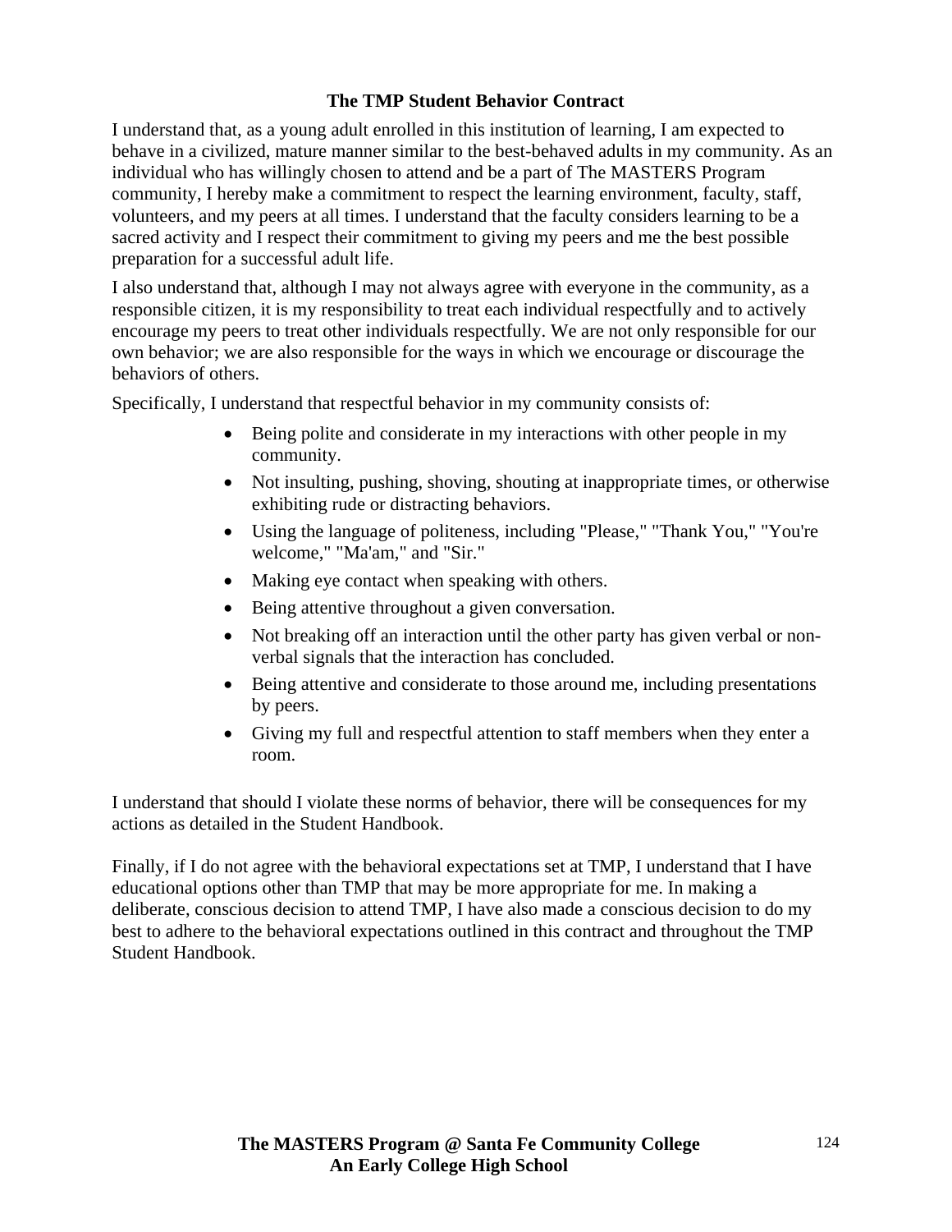## The TMP Student Behavior Contract

I understand that, as a young adult enrolled in this institution of learning, I am expected to behave in a civilized, mature manner similar to the best-behaved adults in my community. As an individual who has willingly chosen to attend and be a part of The MASTERS Program community, I hereby make a commitment to respect the learning environment, faculty, staff, volunteers, and my peers at all times. I understand that the faculty considers learning to be a sacred activity and I respect their commitment to giving my peers and me the best possible preparation for a successful adult life.

I also understand that, although I may not always agree with everyone in the community, as a responsible citizen, it is my responsibility to treat each individual respectfully and to actively encourage my peers to treat other individuals respectfully. We are not only responsible for our own behavior; we are also responsible for the ways in which we encourage or discourage the behaviors of others.

Specifically, I understand that respectful behavior in my community consists of:

- Being polite and considerate in my interactions with other people in my community.
- Not insulting, pushing, shoving, shouting at inappropriate times, or otherwise exhibiting rude or distracting behaviors.
- Using the language of politeness, including "Please," "Thank You," "You're welcome," "Ma'am," and "Sir."
- Making eye contact when speaking with others.
- Being attentive throughout a given conversation.
- Not breaking off an interaction until the other party has given verbal or non-verbal signals that the interaction has concluded.
- Being attentive and considerate to those around me, including presentations by peers.
- Giving my full and respectful attention to staff members when they enter a room.

I understand that should I violate these norms of behavior, there will be consequences for my actions as detailed in the Student Handbook.

Finally, if I do not agree with the behavioral expectations set at TMP, I understand that I have educational options other than TMP that may be more appropriate for me. In making a deliberate, conscious decision to attend TMP, I have also made a conscious decision to do my best to adhere to the behavioral expectations outlined in this contract and throughout the TMP Student Handbook.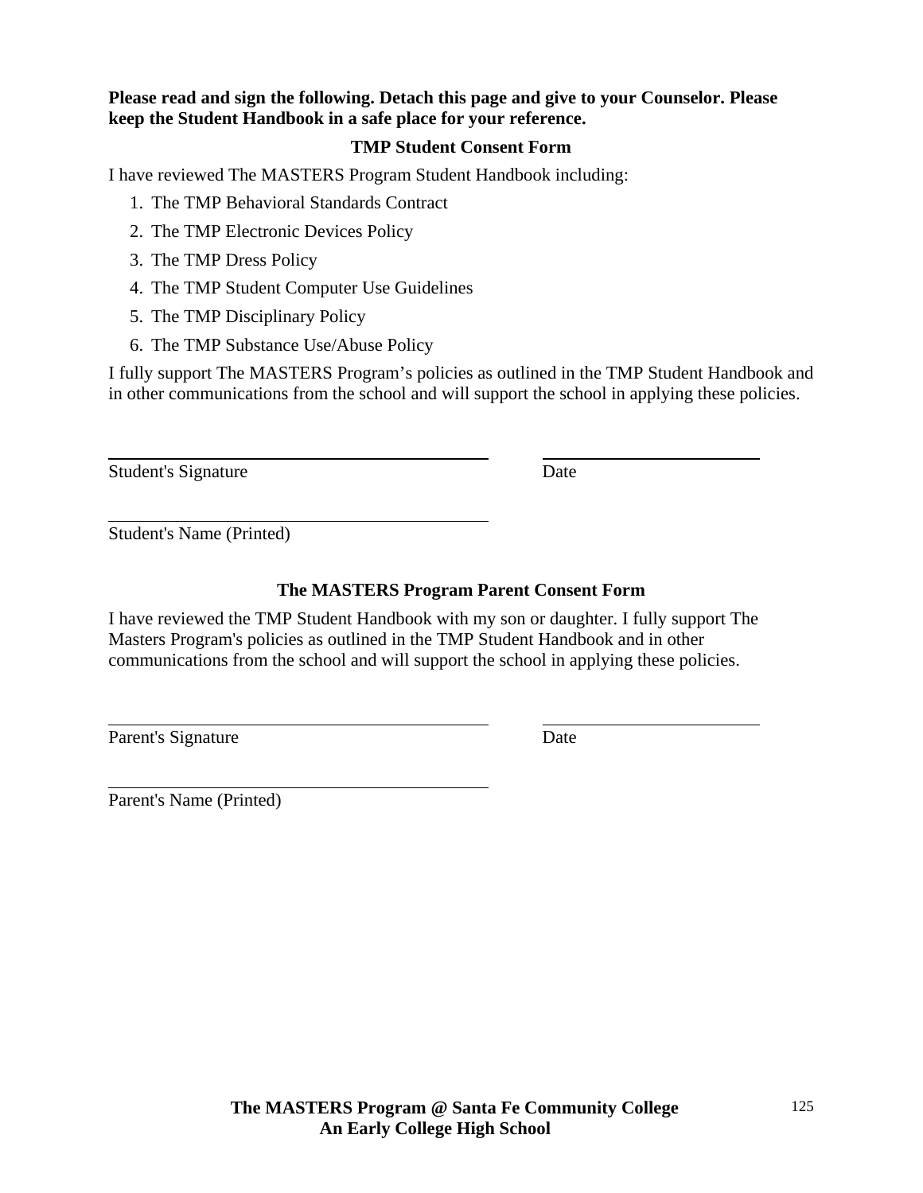**Please read and sign the following. Detach this page and give to your Counselor. Please keep the Student Handbook in a safe place for your reference.**

## TMP Student Consent Form

I have reviewed The MASTERS Program Student Handbook including:

1. The TMP Behavioral Standards Contract
2. The TMP Electronic Devices Policy
3. The TMP Dress Policy
4. The TMP Student Computer Use Guidelines
5. The TMP Disciplinary Policy
6. The TMP Substance Use/Abuse Policy

I fully support The MASTERS Program’s policies as outlined in the TMP Student Handbook and in other communications from the school and will support the school in applying these policies.

\_\_\_\_\_\_\_\_\_\_\_\_\_\_\_\_\_\_\_\_\_\_\_\_\_\_\_\_\_\_\_\_\_\_\_\_\_\_\_\_ \_\_\_\_\_\_\_\_\_\_\_\_\_\_\_\_\_\_\_\_\_\_\_

Student's Signature Date

\_\_\_\_\_\_\_\_\_\_\_\_\_\_\_\_\_\_\_\_\_\_\_\_\_\_\_\_\_\_\_\_\_\_\_\_\_\_\_\_

Student's Name (Printed)

## The MASTERS Program Parent Consent Form

I have reviewed the TMP Student Handbook with my son or daughter. I fully support The Masters Program's policies as outlined in the TMP Student Handbook and in other communications from the school and will support the school in applying these policies.

\_\_\_\_\_\_\_\_\_\_\_\_\_\_\_\_\_\_\_\_\_\_\_\_\_\_\_\_\_\_\_\_\_\_\_\_\_\_\_\_ \_\_\_\_\_\_\_\_\_\_\_\_\_\_\_\_\_\_\_\_\_\_\_

Parent's Signature Date

\_\_\_\_\_\_\_\_\_\_\_\_\_\_\_\_\_\_\_\_\_\_\_\_\_\_\_\_\_\_\_\_\_\_\_\_\_\_\_\_

Parent's Name (Printed)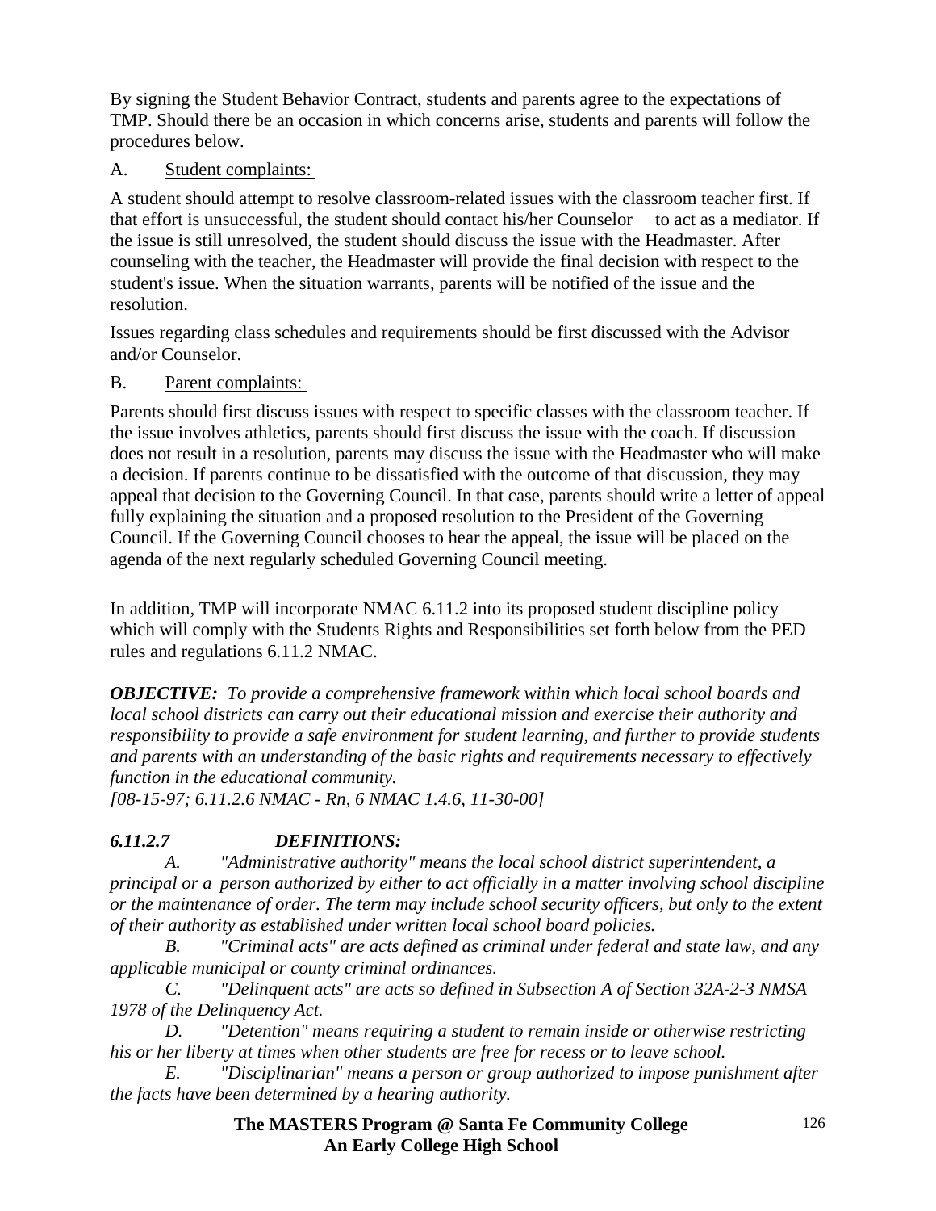By signing the Student Behavior Contract, students and parents agree to the expectations of TMP. Should there be an occasion in which concerns arise, students and parents will follow the procedures below.

A. Student complaints:

A student should attempt to resolve classroom-related issues with the classroom teacher first. If that effort is unsuccessful, the student should contact his/her Counselor to act as a mediator. If the issue is still unresolved, the student should discuss the issue with the Headmaster. After counseling with the teacher, the Headmaster will provide the final decision with respect to the student's issue. When the situation warrants, parents will be notified of the issue and the resolution.

Issues regarding class schedules and requirements should be first discussed with the Advisor and/or Counselor.

B. Parent complaints:

Parents should first discuss issues with respect to specific classes with the classroom teacher. If the issue involves athletics, parents should first discuss the issue with the coach. If discussion does not result in a resolution, parents may discuss the issue with the Headmaster who will make a decision. If parents continue to be dissatisfied with the outcome of that discussion, they may appeal that decision to the Governing Council. In that case, parents should write a letter of appeal fully explaining the situation and a proposed resolution to the President of the Governing Council. If the Governing Council chooses to hear the appeal, the issue will be placed on the agenda of the next regularly scheduled Governing Council meeting.

In addition, TMP will incorporate NMAC 6.11.2 into its proposed student discipline policy which will comply with the Students Rights and Responsibilities set forth below from the PED rules and regulations 6.11.2 NMAC.

***OBJECTIVE:*** *To provide a comprehensive framework within which local school boards and local school districts can carry out their educational mission and exercise their authority and responsibility to provide a safe environment for student learning, and further to provide students and parents with an understanding of the basic rights and requirements necessary to effectively function in the educational community.*
*[08-15-97; 6.11.2.6 NMAC - Rn, 6 NMAC 1.4.6, 11-30-00]*

***6.11.2.7 DEFINITIONS:***

*A. "Administrative authority" means the local school district superintendent, a principal or a person authorized by either to act officially in a matter involving school discipline or the maintenance of order. The term may include school security officers, but only to the extent of their authority as established under written local school board policies.*

*B. "Criminal acts" are acts defined as criminal under federal and state law, and any applicable municipal or county criminal ordinances.*

*C. "Delinquent acts" are acts so defined in Subsection A of Section 32A-2-3 NMSA 1978 of the Delinquency Act.*

*D. "Detention" means requiring a student to remain inside or otherwise restricting his or her liberty at times when other students are free for recess or to leave school.*

*E. "Disciplinarian" means a person or group authorized to impose punishment after the facts have been determined by a hearing authority.*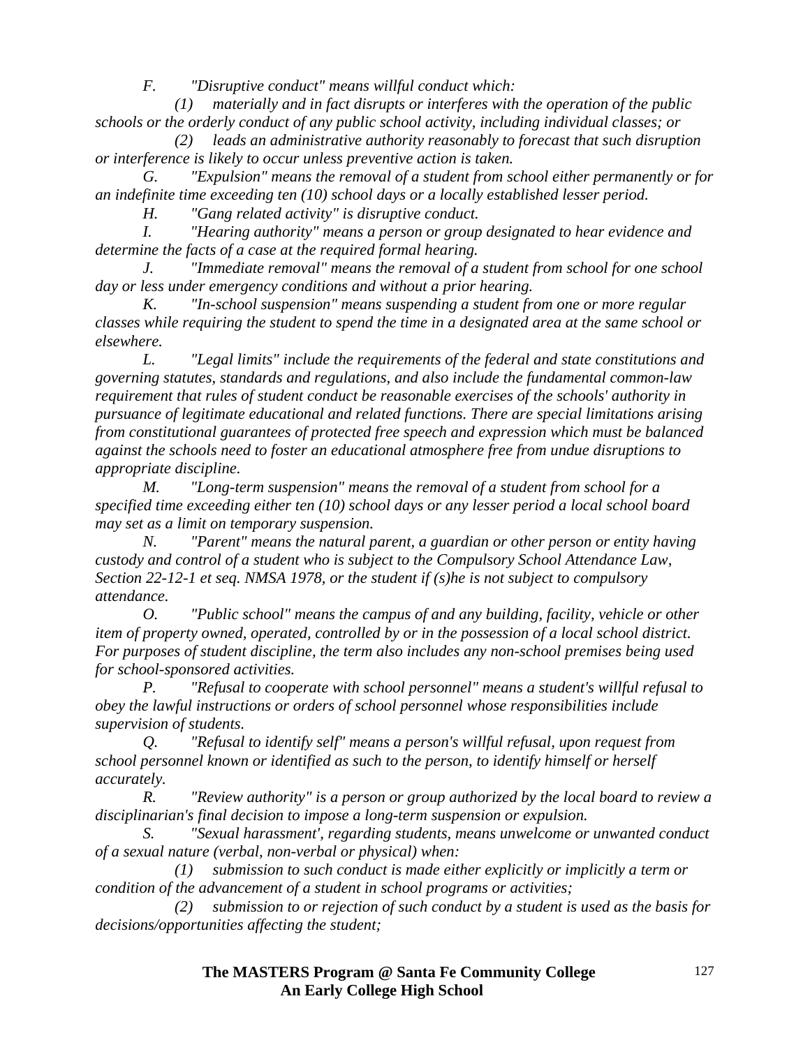*F. "Disruptive conduct" means willful conduct which:*

*(1) materially and in fact disrupts or interferes with the operation of the public schools or the orderly conduct of any public school activity, including individual classes; or*

*(2) leads an administrative authority reasonably to forecast that such disruption or interference is likely to occur unless preventive action is taken.*

*G. "Expulsion" means the removal of a student from school either permanently or for an indefinite time exceeding ten (10) school days or a locally established lesser period.*

*H. "Gang related activity" is disruptive conduct.*

*I. "Hearing authority" means a person or group designated to hear evidence and determine the facts of a case at the required formal hearing.*

*J. "Immediate removal" means the removal of a student from school for one school day or less under emergency conditions and without a prior hearing.*

*K. "In-school suspension" means suspending a student from one or more regular classes while requiring the student to spend the time in a designated area at the same school or elsewhere.*

*L. "Legal limits" include the requirements of the federal and state constitutions and governing statutes, standards and regulations, and also include the fundamental common-law requirement that rules of student conduct be reasonable exercises of the schools' authority in pursuance of legitimate educational and related functions. There are special limitations arising from constitutional guarantees of protected free speech and expression which must be balanced against the schools need to foster an educational atmosphere free from undue disruptions to appropriate discipline.*

*M. "Long-term suspension" means the removal of a student from school for a specified time exceeding either ten (10) school days or any lesser period a local school board may set as a limit on temporary suspension.*

*N. "Parent" means the natural parent, a guardian or other person or entity having custody and control of a student who is subject to the Compulsory School Attendance Law, Section 22-12-1 et seq. NMSA 1978, or the student if (s)he is not subject to compulsory attendance.*

*O. "Public school" means the campus of and any building, facility, vehicle or other item of property owned, operated, controlled by or in the possession of a local school district. For purposes of student discipline, the term also includes any non-school premises being used for school-sponsored activities.*

*P. "Refusal to cooperate with school personnel" means a student's willful refusal to obey the lawful instructions or orders of school personnel whose responsibilities include supervision of students.*

*Q. "Refusal to identify self" means a person's willful refusal, upon request from school personnel known or identified as such to the person, to identify himself or herself accurately.*

*R. "Review authority" is a person or group authorized by the local board to review a disciplinarian's final decision to impose a long-term suspension or expulsion.*

*S. "Sexual harassment', regarding students, means unwelcome or unwanted conduct of a sexual nature (verbal, non-verbal or physical) when:*

*(1) submission to such conduct is made either explicitly or implicitly a term or condition of the advancement of a student in school programs or activities;*

*(2) submission to or rejection of such conduct by a student is used as the basis for decisions/opportunities affecting the student;*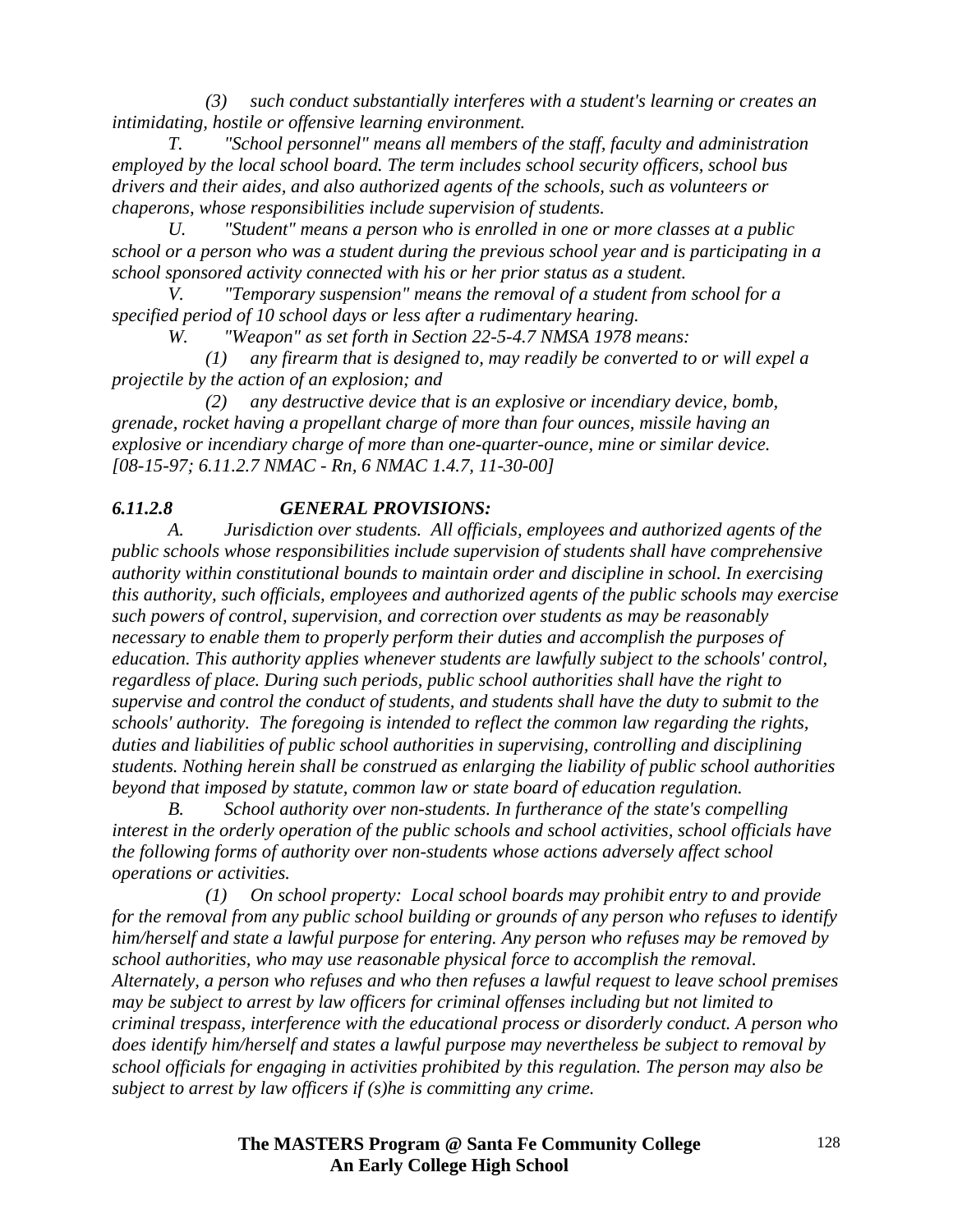*(3) such conduct substantially interferes with a student's learning or creates an intimidating, hostile or offensive learning environment.*

*T. "School personnel" means all members of the staff, faculty and administration employed by the local school board. The term includes school security officers, school bus drivers and their aides, and also authorized agents of the schools, such as volunteers or chaperons, whose responsibilities include supervision of students.*

*U. "Student" means a person who is enrolled in one or more classes at a public school or a person who was a student during the previous school year and is participating in a school sponsored activity connected with his or her prior status as a student.*

*V. "Temporary suspension" means the removal of a student from school for a specified period of 10 school days or less after a rudimentary hearing.*

*W. "Weapon" as set forth in Section 22-5-4.7 NMSA 1978 means:*

*(1) any firearm that is designed to, may readily be converted to or will expel a projectile by the action of an explosion; and*

*(2) any destructive device that is an explosive or incendiary device, bomb, grenade, rocket having a propellant charge of more than four ounces, missile having an explosive or incendiary charge of more than one-quarter-ounce, mine or similar device. [08-15-97; 6.11.2.7 NMAC - Rn, 6 NMAC 1.4.7, 11-30-00]*

***6.11.2.8 GENERAL PROVISIONS:***

*A. Jurisdiction over students. All officials, employees and authorized agents of the public schools whose responsibilities include supervision of students shall have comprehensive authority within constitutional bounds to maintain order and discipline in school. In exercising this authority, such officials, employees and authorized agents of the public schools may exercise such powers of control, supervision, and correction over students as may be reasonably necessary to enable them to properly perform their duties and accomplish the purposes of education. This authority applies whenever students are lawfully subject to the schools' control, regardless of place. During such periods, public school authorities shall have the right to supervise and control the conduct of students, and students shall have the duty to submit to the schools' authority. The foregoing is intended to reflect the common law regarding the rights, duties and liabilities of public school authorities in supervising, controlling and disciplining students. Nothing herein shall be construed as enlarging the liability of public school authorities beyond that imposed by statute, common law or state board of education regulation.*

*B. School authority over non-students. In furtherance of the state's compelling interest in the orderly operation of the public schools and school activities, school officials have the following forms of authority over non-students whose actions adversely affect school operations or activities.*

*(1) On school property: Local school boards may prohibit entry to and provide for the removal from any public school building or grounds of any person who refuses to identify him/herself and state a lawful purpose for entering. Any person who refuses may be removed by school authorities, who may use reasonable physical force to accomplish the removal. Alternately, a person who refuses and who then refuses a lawful request to leave school premises may be subject to arrest by law officers for criminal offenses including but not limited to criminal trespass, interference with the educational process or disorderly conduct. A person who does identify him/herself and states a lawful purpose may nevertheless be subject to removal by school officials for engaging in activities prohibited by this regulation. The person may also be subject to arrest by law officers if (s)he is committing any crime.*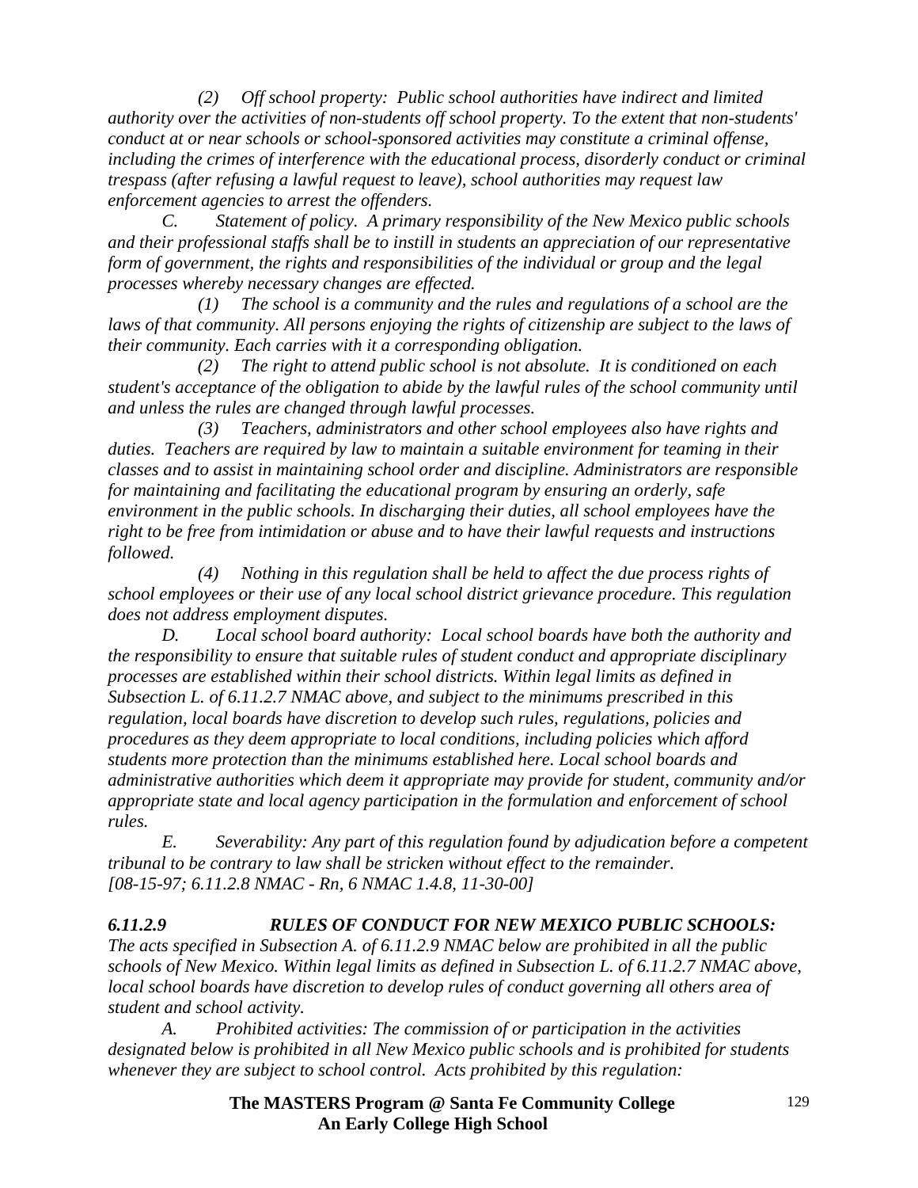*(2) Off school property: Public school authorities have indirect and limited authority over the activities of non-students off school property. To the extent that non-students' conduct at or near schools or school-sponsored activities may constitute a criminal offense, including the crimes of interference with the educational process, disorderly conduct or criminal trespass (after refusing a lawful request to leave), school authorities may request law enforcement agencies to arrest the offenders.*

*C. Statement of policy. A primary responsibility of the New Mexico public schools and their professional staffs shall be to instill in students an appreciation of our representative form of government, the rights and responsibilities of the individual or group and the legal processes whereby necessary changes are effected.*

*(1) The school is a community and the rules and regulations of a school are the laws of that community. All persons enjoying the rights of citizenship are subject to the laws of their community. Each carries with it a corresponding obligation.*

*(2) The right to attend public school is not absolute. It is conditioned on each student's acceptance of the obligation to abide by the lawful rules of the school community until and unless the rules are changed through lawful processes.*

*(3) Teachers, administrators and other school employees also have rights and duties. Teachers are required by law to maintain a suitable environment for teaming in their classes and to assist in maintaining school order and discipline. Administrators are responsible for maintaining and facilitating the educational program by ensuring an orderly, safe environment in the public schools. In discharging their duties, all school employees have the right to be free from intimidation or abuse and to have their lawful requests and instructions followed.*

*(4) Nothing in this regulation shall be held to affect the due process rights of school employees or their use of any local school district grievance procedure. This regulation does not address employment disputes.*

*D. Local school board authority: Local school boards have both the authority and the responsibility to ensure that suitable rules of student conduct and appropriate disciplinary processes are established within their school districts. Within legal limits as defined in Subsection L. of 6.11.2.7 NMAC above, and subject to the minimums prescribed in this regulation, local boards have discretion to develop such rules, regulations, policies and procedures as they deem appropriate to local conditions, including policies which afford students more protection than the minimums established here. Local school boards and administrative authorities which deem it appropriate may provide for student, community and/or appropriate state and local agency participation in the formulation and enforcement of school rules.*

*E. Severability: Any part of this regulation found by adjudication before a competent tribunal to be contrary to law shall be stricken without effect to the remainder.*
*[08-15-97; 6.11.2.8 NMAC - Rn, 6 NMAC 1.4.8, 11-30-00]*

***6.11.2.9 RULES OF CONDUCT FOR NEW MEXICO PUBLIC SCHOOLS:*** *The acts specified in Subsection A. of 6.11.2.9 NMAC below are prohibited in all the public schools of New Mexico. Within legal limits as defined in Subsection L. of 6.11.2.7 NMAC above, local school boards have discretion to develop rules of conduct governing all others area of student and school activity.*

*A. Prohibited activities: The commission of or participation in the activities designated below is prohibited in all New Mexico public schools and is prohibited for students whenever they are subject to school control. Acts prohibited by this regulation:*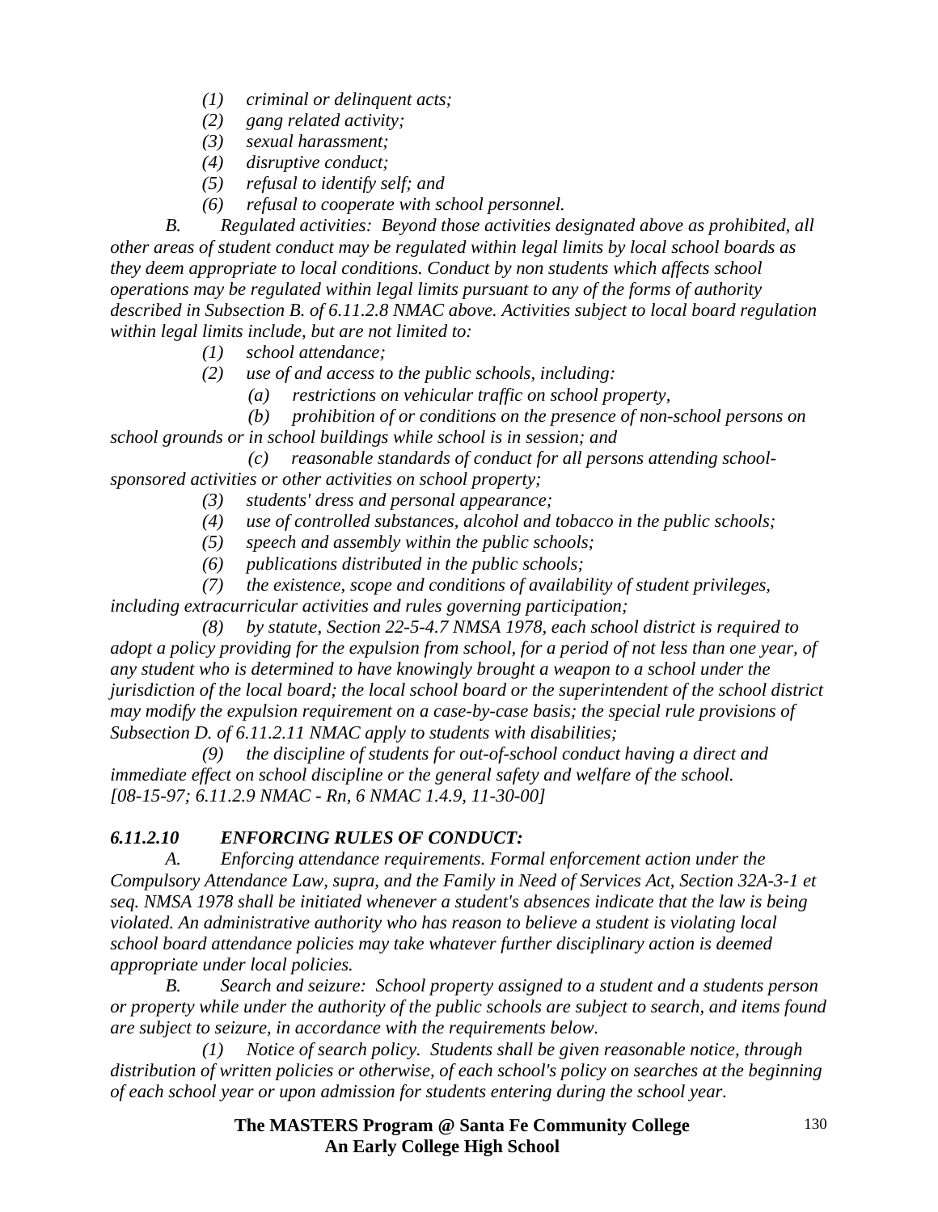*(1) criminal or delinquent acts;*

*(2) gang related activity;*

*(3) sexual harassment;*

*(4) disruptive conduct;*

*(5) refusal to identify self; and*

*(6) refusal to cooperate with school personnel.*

*B. Regulated activities: Beyond those activities designated above as prohibited, all other areas of student conduct may be regulated within legal limits by local school boards as they deem appropriate to local conditions. Conduct by non students which affects school operations may be regulated within legal limits pursuant to any of the forms of authority described in Subsection B. of 6.11.2.8 NMAC above. Activities subject to local board regulation within legal limits include, but are not limited to:*

*(1) school attendance;*

*(2) use of and access to the public schools, including:*

*(a) restrictions on vehicular traffic on school property,*

*(b) prohibition of or conditions on the presence of non-school persons on school grounds or in school buildings while school is in session; and*

*(c) reasonable standards of conduct for all persons attending school-sponsored activities or other activities on school property;*

*(3) students' dress and personal appearance;*

*(4) use of controlled substances, alcohol and tobacco in the public schools;*

*(5) speech and assembly within the public schools;*

*(6) publications distributed in the public schools;*

*(7) the existence, scope and conditions of availability of student privileges, including extracurricular activities and rules governing participation;*

*(8) by statute, Section 22-5-4.7 NMSA 1978, each school district is required to adopt a policy providing for the expulsion from school, for a period of not less than one year, of any student who is determined to have knowingly brought a weapon to a school under the jurisdiction of the local board; the local school board or the superintendent of the school district may modify the expulsion requirement on a case-by-case basis; the special rule provisions of Subsection D. of 6.11.2.11 NMAC apply to students with disabilities;*

*(9) the discipline of students for out-of-school conduct having a direct and immediate effect on school discipline or the general safety and welfare of the school.*
*[08-15-97; 6.11.2.9 NMAC - Rn, 6 NMAC 1.4.9, 11-30-00]*

***6.11.2.10 ENFORCING RULES OF CONDUCT:***

*A. Enforcing attendance requirements. Formal enforcement action under the Compulsory Attendance Law, supra, and the Family in Need of Services Act, Section 32A-3-1 et seq. NMSA 1978 shall be initiated whenever a student's absences indicate that the law is being violated. An administrative authority who has reason to believe a student is violating local school board attendance policies may take whatever further disciplinary action is deemed appropriate under local policies.*

*B. Search and seizure: School property assigned to a student and a students person or property while under the authority of the public schools are subject to search, and items found are subject to seizure, in accordance with the requirements below.*

*(1) Notice of search policy. Students shall be given reasonable notice, through distribution of written policies or otherwise, of each school's policy on searches at the beginning of each school year or upon admission for students entering during the school year.*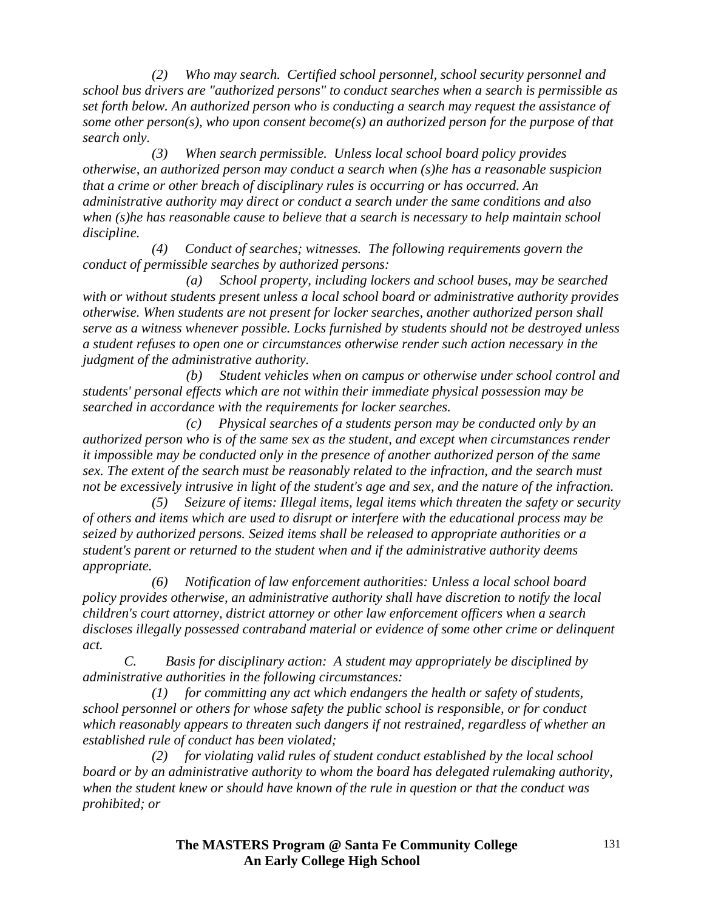*(2) Who may search. Certified school personnel, school security personnel and school bus drivers are "authorized persons" to conduct searches when a search is permissible as set forth below. An authorized person who is conducting a search may request the assistance of some other person(s), who upon consent become(s) an authorized person for the purpose of that search only.*

*(3) When search permissible. Unless local school board policy provides otherwise, an authorized person may conduct a search when (s)he has a reasonable suspicion that a crime or other breach of disciplinary rules is occurring or has occurred. An administrative authority may direct or conduct a search under the same conditions and also when (s)he has reasonable cause to believe that a search is necessary to help maintain school discipline.*

*(4) Conduct of searches; witnesses. The following requirements govern the conduct of permissible searches by authorized persons:*

*(a) School property, including lockers and school buses, may be searched with or without students present unless a local school board or administrative authority provides otherwise. When students are not present for locker searches, another authorized person shall serve as a witness whenever possible. Locks furnished by students should not be destroyed unless a student refuses to open one or circumstances otherwise render such action necessary in the judgment of the administrative authority.*

*(b) Student vehicles when on campus or otherwise under school control and students' personal effects which are not within their immediate physical possession may be searched in accordance with the requirements for locker searches.*

*(c) Physical searches of a students person may be conducted only by an authorized person who is of the same sex as the student, and except when circumstances render it impossible may be conducted only in the presence of another authorized person of the same sex. The extent of the search must be reasonably related to the infraction, and the search must not be excessively intrusive in light of the student's age and sex, and the nature of the infraction.*

*(5) Seizure of items: Illegal items, legal items which threaten the safety or security of others and items which are used to disrupt or interfere with the educational process may be seized by authorized persons. Seized items shall be released to appropriate authorities or a student's parent or returned to the student when and if the administrative authority deems appropriate.*

*(6) Notification of law enforcement authorities: Unless a local school board policy provides otherwise, an administrative authority shall have discretion to notify the local children's court attorney, district attorney or other law enforcement officers when a search discloses illegally possessed contraband material or evidence of some other crime or delinquent act.*

*C. Basis for disciplinary action: A student may appropriately be disciplined by administrative authorities in the following circumstances:*

*(1) for committing any act which endangers the health or safety of students, school personnel or others for whose safety the public school is responsible, or for conduct which reasonably appears to threaten such dangers if not restrained, regardless of whether an established rule of conduct has been violated;*

*(2) for violating valid rules of student conduct established by the local school board or by an administrative authority to whom the board has delegated rulemaking authority, when the student knew or should have known of the rule in question or that the conduct was prohibited; or*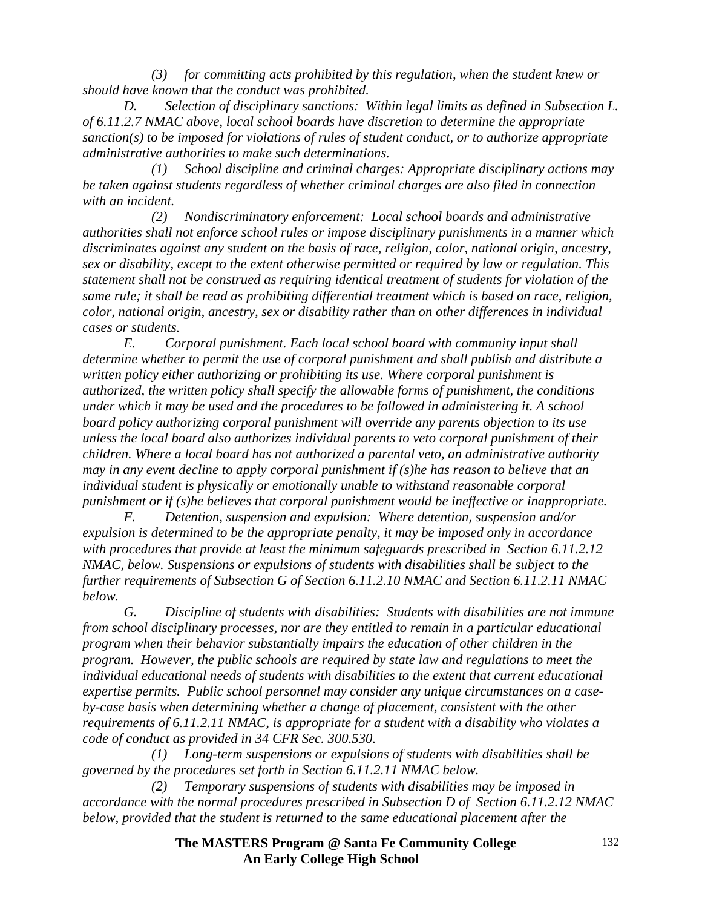*(3) for committing acts prohibited by this regulation, when the student knew or should have known that the conduct was prohibited.*

*D. Selection of disciplinary sanctions: Within legal limits as defined in Subsection L. of 6.11.2.7 NMAC above, local school boards have discretion to determine the appropriate sanction(s) to be imposed for violations of rules of student conduct, or to authorize appropriate administrative authorities to make such determinations.*

*(1) School discipline and criminal charges: Appropriate disciplinary actions may be taken against students regardless of whether criminal charges are also filed in connection with an incident.*

*(2) Nondiscriminatory enforcement: Local school boards and administrative authorities shall not enforce school rules or impose disciplinary punishments in a manner which discriminates against any student on the basis of race, religion, color, national origin, ancestry, sex or disability, except to the extent otherwise permitted or required by law or regulation. This statement shall not be construed as requiring identical treatment of students for violation of the same rule; it shall be read as prohibiting differential treatment which is based on race, religion, color, national origin, ancestry, sex or disability rather than on other differences in individual cases or students.*

*E. Corporal punishment. Each local school board with community input shall determine whether to permit the use of corporal punishment and shall publish and distribute a written policy either authorizing or prohibiting its use. Where corporal punishment is authorized, the written policy shall specify the allowable forms of punishment, the conditions under which it may be used and the procedures to be followed in administering it. A school board policy authorizing corporal punishment will override any parents objection to its use unless the local board also authorizes individual parents to veto corporal punishment of their children. Where a local board has not authorized a parental veto, an administrative authority may in any event decline to apply corporal punishment if (s)he has reason to believe that an individual student is physically or emotionally unable to withstand reasonable corporal punishment or if (s)he believes that corporal punishment would be ineffective or inappropriate.*

*F. Detention, suspension and expulsion: Where detention, suspension and/or expulsion is determined to be the appropriate penalty, it may be imposed only in accordance with procedures that provide at least the minimum safeguards prescribed in Section 6.11.2.12 NMAC, below. Suspensions or expulsions of students with disabilities shall be subject to the further requirements of Subsection G of Section 6.11.2.10 NMAC and Section 6.11.2.11 NMAC below.*

*G. Discipline of students with disabilities: Students with disabilities are not immune from school disciplinary processes, nor are they entitled to remain in a particular educational program when their behavior substantially impairs the education of other children in the program. However, the public schools are required by state law and regulations to meet the individual educational needs of students with disabilities to the extent that current educational expertise permits. Public school personnel may consider any unique circumstances on a case-by-case basis when determining whether a change of placement, consistent with the other requirements of 6.11.2.11 NMAC, is appropriate for a student with a disability who violates a code of conduct as provided in 34 CFR Sec. 300.530.*

*(1) Long-term suspensions or expulsions of students with disabilities shall be governed by the procedures set forth in Section 6.11.2.11 NMAC below.*

*(2) Temporary suspensions of students with disabilities may be imposed in accordance with the normal procedures prescribed in Subsection D of Section 6.11.2.12 NMAC below, provided that the student is returned to the same educational placement after the*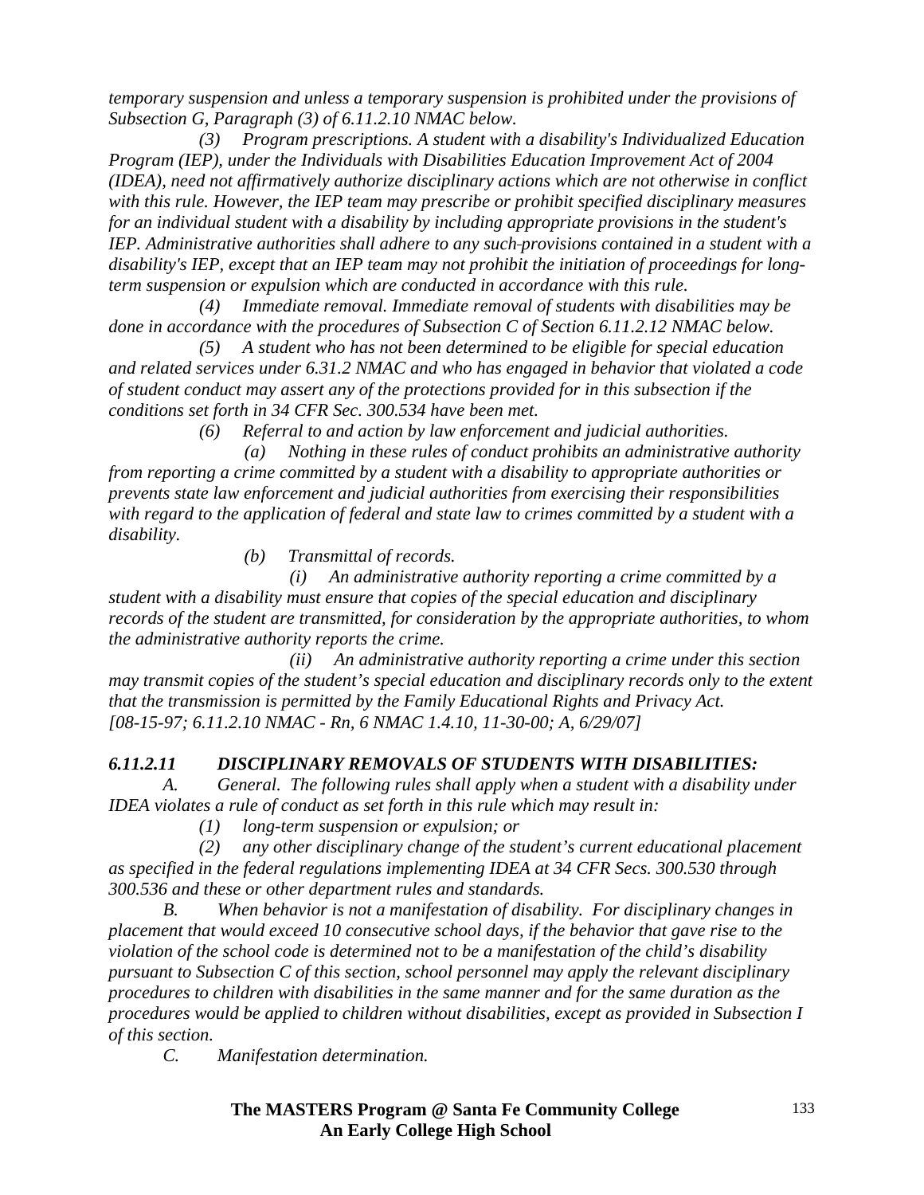*temporary suspension and unless a temporary suspension is prohibited under the provisions of Subsection G, Paragraph (3) of 6.11.2.10 NMAC below.*

*(3) Program prescriptions. A student with a disability's Individualized Education Program (IEP), under the Individuals with Disabilities Education Improvement Act of 2004 (IDEA), need not affirmatively authorize disciplinary actions which are not otherwise in conflict with this rule. However, the IEP team may prescribe or prohibit specified disciplinary measures for an individual student with a disability by including appropriate provisions in the student's IEP. Administrative authorities shall adhere to any such provisions contained in a student with a disability's IEP, except that an IEP team may not prohibit the initiation of proceedings for long-term suspension or expulsion which are conducted in accordance with this rule.*

*(4) Immediate removal. Immediate removal of students with disabilities may be done in accordance with the procedures of Subsection C of Section 6.11.2.12 NMAC below.*

*(5) A student who has not been determined to be eligible for special education and related services under 6.31.2 NMAC and who has engaged in behavior that violated a code of student conduct may assert any of the protections provided for in this subsection if the conditions set forth in 34 CFR Sec. 300.534 have been met.*

*(6) Referral to and action by law enforcement and judicial authorities.*

*(a) Nothing in these rules of conduct prohibits an administrative authority from reporting a crime committed by a student with a disability to appropriate authorities or prevents state law enforcement and judicial authorities from exercising their responsibilities with regard to the application of federal and state law to crimes committed by a student with a disability.*

*(b) Transmittal of records.*

*(i) An administrative authority reporting a crime committed by a student with a disability must ensure that copies of the special education and disciplinary records of the student are transmitted, for consideration by the appropriate authorities, to whom the administrative authority reports the crime.*

*(ii) An administrative authority reporting a crime under this section may transmit copies of the student's special education and disciplinary records only to the extent that the transmission is permitted by the Family Educational Rights and Privacy Act.*
*[08-15-97; 6.11.2.10 NMAC - Rn, 6 NMAC 1.4.10, 11-30-00; A, 6/29/07]*

### *6.11.2.11 DISCIPLINARY REMOVALS OF STUDENTS WITH DISABILITIES:*

*A. General. The following rules shall apply when a student with a disability under IDEA violates a rule of conduct as set forth in this rule which may result in:*

*(1) long-term suspension or expulsion; or*

*(2) any other disciplinary change of the student's current educational placement as specified in the federal regulations implementing IDEA at 34 CFR Secs. 300.530 through 300.536 and these or other department rules and standards.*

*B. When behavior is not a manifestation of disability. For disciplinary changes in placement that would exceed 10 consecutive school days, if the behavior that gave rise to the violation of the school code is determined not to be a manifestation of the child's disability pursuant to Subsection C of this section, school personnel may apply the relevant disciplinary procedures to children with disabilities in the same manner and for the same duration as the procedures would be applied to children without disabilities, except as provided in Subsection I of this section.*

*C. Manifestation determination.*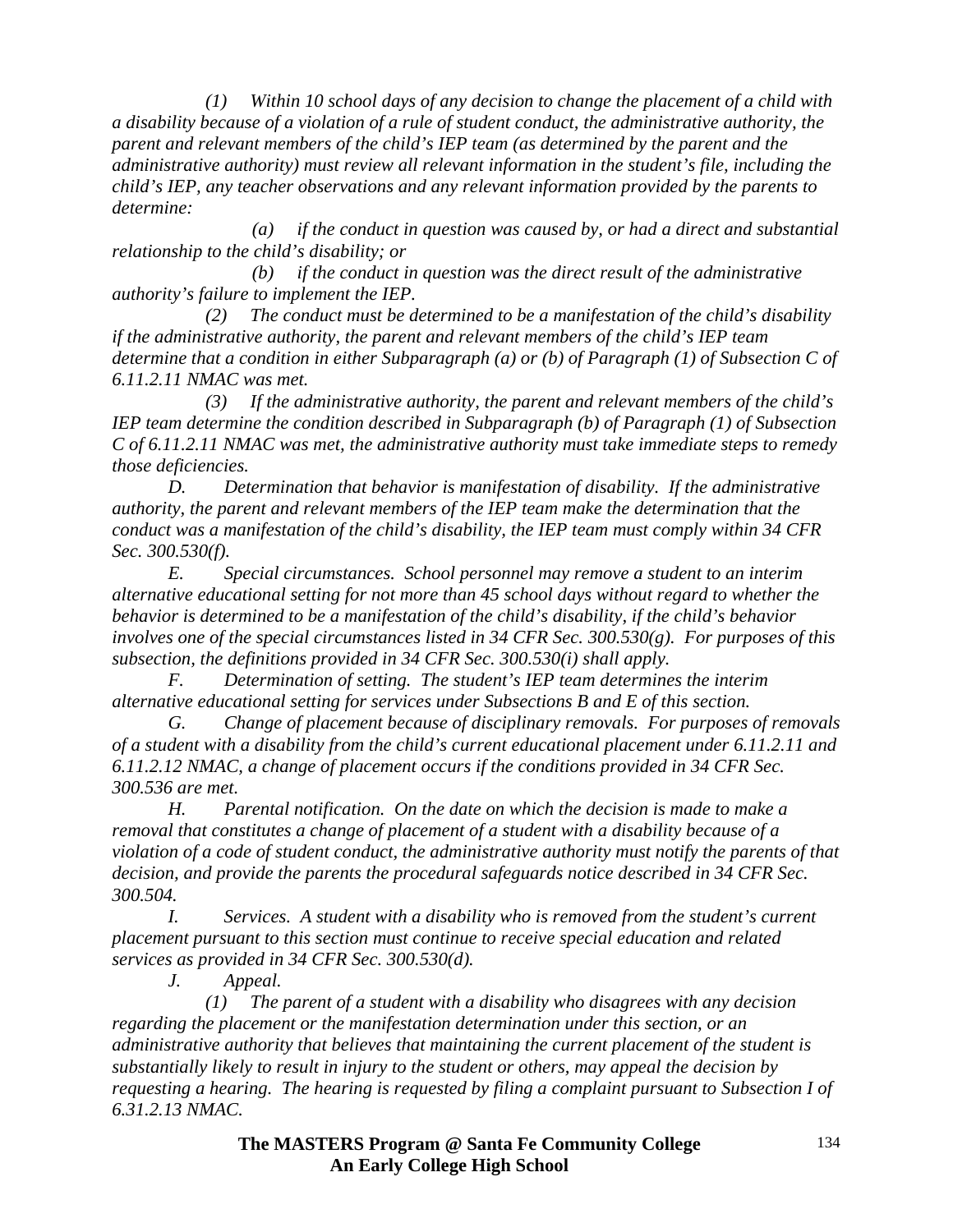*(1) Within 10 school days of any decision to change the placement of a child with a disability because of a violation of a rule of student conduct, the administrative authority, the parent and relevant members of the child's IEP team (as determined by the parent and the administrative authority) must review all relevant information in the student's file, including the child's IEP, any teacher observations and any relevant information provided by the parents to determine:*

*(a) if the conduct in question was caused by, or had a direct and substantial relationship to the child's disability; or*

*(b) if the conduct in question was the direct result of the administrative authority's failure to implement the IEP.*

*(2) The conduct must be determined to be a manifestation of the child's disability if the administrative authority, the parent and relevant members of the child's IEP team determine that a condition in either Subparagraph (a) or (b) of Paragraph (1) of Subsection C of 6.11.2.11 NMAC was met.*

*(3) If the administrative authority, the parent and relevant members of the child's IEP team determine the condition described in Subparagraph (b) of Paragraph (1) of Subsection C of 6.11.2.11 NMAC was met, the administrative authority must take immediate steps to remedy those deficiencies.*

*D. Determination that behavior is manifestation of disability. If the administrative authority, the parent and relevant members of the IEP team make the determination that the conduct was a manifestation of the child's disability, the IEP team must comply within 34 CFR Sec. 300.530(f).*

*E. Special circumstances. School personnel may remove a student to an interim alternative educational setting for not more than 45 school days without regard to whether the behavior is determined to be a manifestation of the child's disability, if the child's behavior involves one of the special circumstances listed in 34 CFR Sec. 300.530(g). For purposes of this subsection, the definitions provided in 34 CFR Sec. 300.530(i) shall apply.*

*F. Determination of setting. The student's IEP team determines the interim alternative educational setting for services under Subsections B and E of this section.*

*G. Change of placement because of disciplinary removals. For purposes of removals of a student with a disability from the child's current educational placement under 6.11.2.11 and 6.11.2.12 NMAC, a change of placement occurs if the conditions provided in 34 CFR Sec. 300.536 are met.*

*H. Parental notification. On the date on which the decision is made to make a removal that constitutes a change of placement of a student with a disability because of a violation of a code of student conduct, the administrative authority must notify the parents of that decision, and provide the parents the procedural safeguards notice described in 34 CFR Sec. 300.504.*

*I. Services. A student with a disability who is removed from the student's current placement pursuant to this section must continue to receive special education and related services as provided in 34 CFR Sec. 300.530(d).*

*J. Appeal.*

*(1) The parent of a student with a disability who disagrees with any decision regarding the placement or the manifestation determination under this section, or an administrative authority that believes that maintaining the current placement of the student is substantially likely to result in injury to the student or others, may appeal the decision by requesting a hearing. The hearing is requested by filing a complaint pursuant to Subsection I of 6.31.2.13 NMAC.*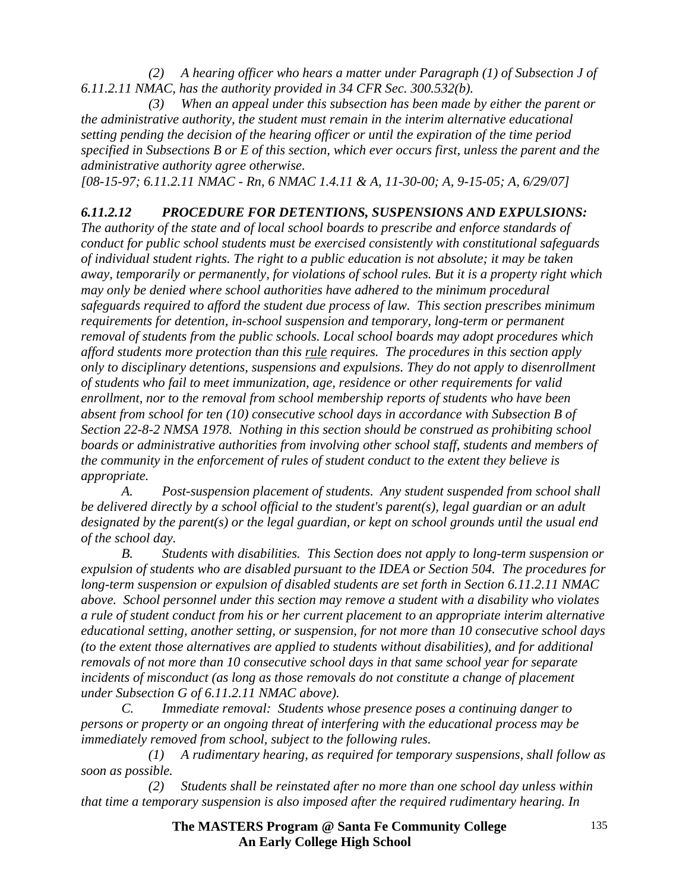*(2) A hearing officer who hears a matter under Paragraph (1) of Subsection J of 6.11.2.11 NMAC, has the authority provided in 34 CFR Sec. 300.532(b).*

*(3) When an appeal under this subsection has been made by either the parent or the administrative authority, the student must remain in the interim alternative educational setting pending the decision of the hearing officer or until the expiration of the time period specified in Subsections B or E of this section, which ever occurs first, unless the parent and the administrative authority agree otherwise.*

*[08-15-97; 6.11.2.11 NMAC - Rn, 6 NMAC 1.4.11 & A, 11-30-00; A, 9-15-05; A, 6/29/07]*

***6.11.2.12 PROCEDURE FOR DETENTIONS, SUSPENSIONS AND EXPULSIONS:***
*The authority of the state and of local school boards to prescribe and enforce standards of conduct for public school students must be exercised consistently with constitutional safeguards of individual student rights. The right to a public education is not absolute; it may be taken away, temporarily or permanently, for violations of school rules. But it is a property right which may only be denied where school authorities have adhered to the minimum procedural safeguards required to afford the student due process of law. This section prescribes minimum requirements for detention, in-school suspension and temporary, long-term or permanent removal of students from the public schools. Local school boards may adopt procedures which afford students more protection than this rule requires. The procedures in this section apply only to disciplinary detentions, suspensions and expulsions. They do not apply to disenrollment of students who fail to meet immunization, age, residence or other requirements for valid enrollment, nor to the removal from school membership reports of students who have been absent from school for ten (10) consecutive school days in accordance with Subsection B of Section 22-8-2 NMSA 1978. Nothing in this section should be construed as prohibiting school boards or administrative authorities from involving other school staff, students and members of the community in the enforcement of rules of student conduct to the extent they believe is appropriate.*

*A. Post-suspension placement of students. Any student suspended from school shall be delivered directly by a school official to the student's parent(s), legal guardian or an adult designated by the parent(s) or the legal guardian, or kept on school grounds until the usual end of the school day.*

*B. Students with disabilities. This Section does not apply to long-term suspension or expulsion of students who are disabled pursuant to the IDEA or Section 504. The procedures for long-term suspension or expulsion of disabled students are set forth in Section 6.11.2.11 NMAC above. School personnel under this section may remove a student with a disability who violates a rule of student conduct from his or her current placement to an appropriate interim alternative educational setting, another setting, or suspension, for not more than 10 consecutive school days (to the extent those alternatives are applied to students without disabilities), and for additional removals of not more than 10 consecutive school days in that same school year for separate incidents of misconduct (as long as those removals do not constitute a change of placement under Subsection G of 6.11.2.11 NMAC above).*

*C. Immediate removal: Students whose presence poses a continuing danger to persons or property or an ongoing threat of interfering with the educational process may be immediately removed from school, subject to the following rules.*

*(1) A rudimentary hearing, as required for temporary suspensions, shall follow as soon as possible.*

*(2) Students shall be reinstated after no more than one school day unless within that time a temporary suspension is also imposed after the required rudimentary hearing. In*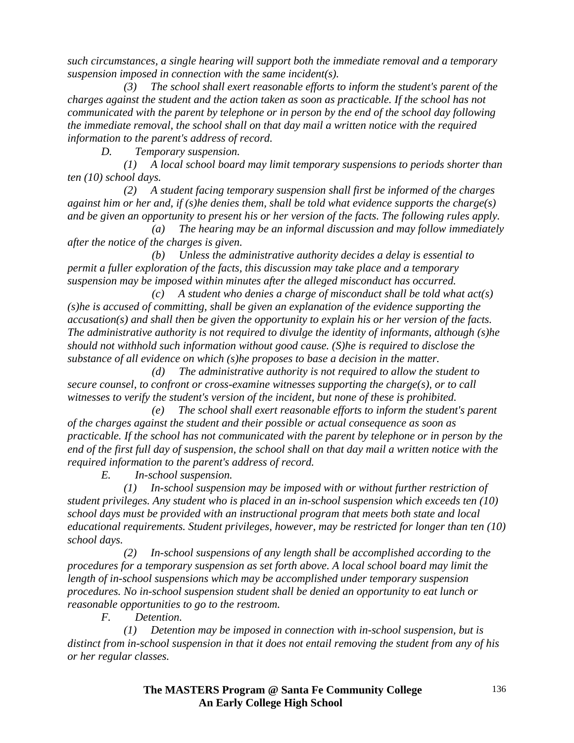*such circumstances, a single hearing will support both the immediate removal and a temporary suspension imposed in connection with the same incident(s).*

*(3) The school shall exert reasonable efforts to inform the student's parent of the charges against the student and the action taken as soon as practicable. If the school has not communicated with the parent by telephone or in person by the end of the school day following the immediate removal, the school shall on that day mail a written notice with the required information to the parent's address of record.*

*D. Temporary suspension.*

*(1) A local school board may limit temporary suspensions to periods shorter than ten (10) school days.*

*(2) A student facing temporary suspension shall first be informed of the charges against him or her and, if (s)he denies them, shall be told what evidence supports the charge(s) and be given an opportunity to present his or her version of the facts. The following rules apply.*

*(a) The hearing may be an informal discussion and may follow immediately after the notice of the charges is given.*

*(b) Unless the administrative authority decides a delay is essential to permit a fuller exploration of the facts, this discussion may take place and a temporary suspension may be imposed within minutes after the alleged misconduct has occurred.*

*(c) A student who denies a charge of misconduct shall be told what act(s) (s)he is accused of committing, shall be given an explanation of the evidence supporting the accusation(s) and shall then be given the opportunity to explain his or her version of the facts. The administrative authority is not required to divulge the identity of informants, although (s)he should not withhold such information without good cause. (S)he is required to disclose the substance of all evidence on which (s)he proposes to base a decision in the matter.*

*(d) The administrative authority is not required to allow the student to secure counsel, to confront or cross-examine witnesses supporting the charge(s), or to call witnesses to verify the student's version of the incident, but none of these is prohibited.*

*(e) The school shall exert reasonable efforts to inform the student's parent of the charges against the student and their possible or actual consequence as soon as practicable. If the school has not communicated with the parent by telephone or in person by the end of the first full day of suspension, the school shall on that day mail a written notice with the required information to the parent's address of record.*

*E. In-school suspension.*

*(1) In-school suspension may be imposed with or without further restriction of student privileges. Any student who is placed in an in-school suspension which exceeds ten (10) school days must be provided with an instructional program that meets both state and local educational requirements. Student privileges, however, may be restricted for longer than ten (10) school days.*

*(2) In-school suspensions of any length shall be accomplished according to the procedures for a temporary suspension as set forth above. A local school board may limit the length of in-school suspensions which may be accomplished under temporary suspension procedures. No in-school suspension student shall be denied an opportunity to eat lunch or reasonable opportunities to go to the restroom.*

*F. Detention.*

*(1) Detention may be imposed in connection with in-school suspension, but is distinct from in-school suspension in that it does not entail removing the student from any of his or her regular classes.*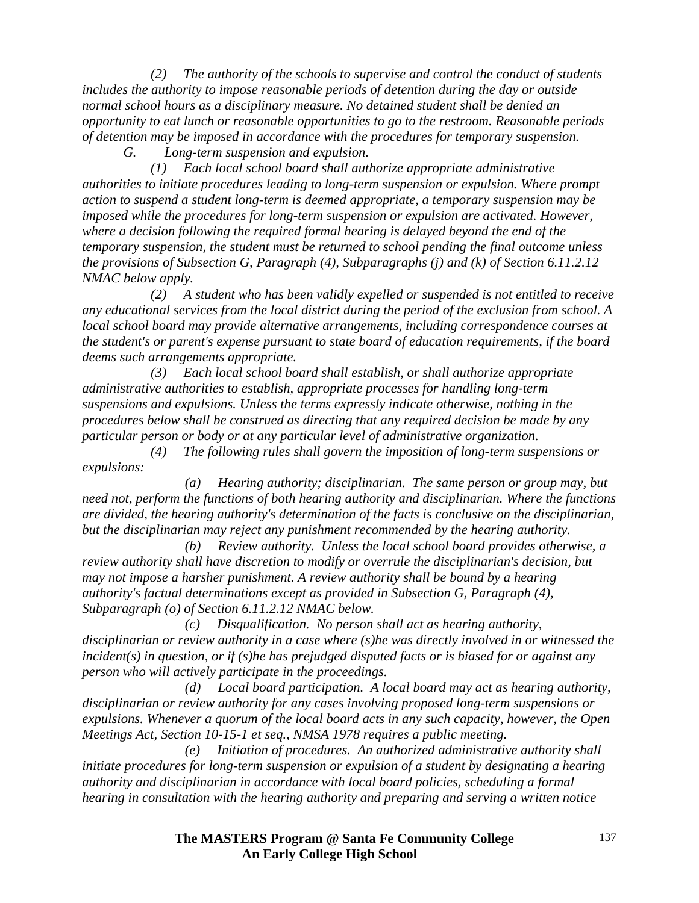*(2) The authority of the schools to supervise and control the conduct of students includes the authority to impose reasonable periods of detention during the day or outside normal school hours as a disciplinary measure. No detained student shall be denied an opportunity to eat lunch or reasonable opportunities to go to the restroom. Reasonable periods of detention may be imposed in accordance with the procedures for temporary suspension.*

*G. Long-term suspension and expulsion.*

*(1) Each local school board shall authorize appropriate administrative authorities to initiate procedures leading to long-term suspension or expulsion. Where prompt action to suspend a student long-term is deemed appropriate, a temporary suspension may be imposed while the procedures for long-term suspension or expulsion are activated. However, where a decision following the required formal hearing is delayed beyond the end of the temporary suspension, the student must be returned to school pending the final outcome unless the provisions of Subsection G, Paragraph (4), Subparagraphs (j) and (k) of Section 6.11.2.12 NMAC below apply.*

*(2) A student who has been validly expelled or suspended is not entitled to receive any educational services from the local district during the period of the exclusion from school. A local school board may provide alternative arrangements, including correspondence courses at the student's or parent's expense pursuant to state board of education requirements, if the board deems such arrangements appropriate.*

*(3) Each local school board shall establish, or shall authorize appropriate administrative authorities to establish, appropriate processes for handling long-term suspensions and expulsions. Unless the terms expressly indicate otherwise, nothing in the procedures below shall be construed as directing that any required decision be made by any particular person or body or at any particular level of administrative organization.*

*(4) The following rules shall govern the imposition of long-term suspensions or expulsions:*

*(a) Hearing authority; disciplinarian. The same person or group may, but need not, perform the functions of both hearing authority and disciplinarian. Where the functions are divided, the hearing authority's determination of the facts is conclusive on the disciplinarian, but the disciplinarian may reject any punishment recommended by the hearing authority.*

*(b) Review authority. Unless the local school board provides otherwise, a review authority shall have discretion to modify or overrule the disciplinarian's decision, but may not impose a harsher punishment. A review authority shall be bound by a hearing authority's factual determinations except as provided in Subsection G, Paragraph (4), Subparagraph (o) of Section 6.11.2.12 NMAC below.*

*(c) Disqualification. No person shall act as hearing authority, disciplinarian or review authority in a case where (s)he was directly involved in or witnessed the incident(s) in question, or if (s)he has prejudged disputed facts or is biased for or against any person who will actively participate in the proceedings.*

*(d) Local board participation. A local board may act as hearing authority, disciplinarian or review authority for any cases involving proposed long-term suspensions or expulsions. Whenever a quorum of the local board acts in any such capacity, however, the Open Meetings Act, Section 10-15-1 et seq., NMSA 1978 requires a public meeting.*

*(e) Initiation of procedures. An authorized administrative authority shall initiate procedures for long-term suspension or expulsion of a student by designating a hearing authority and disciplinarian in accordance with local board policies, scheduling a formal hearing in consultation with the hearing authority and preparing and serving a written notice*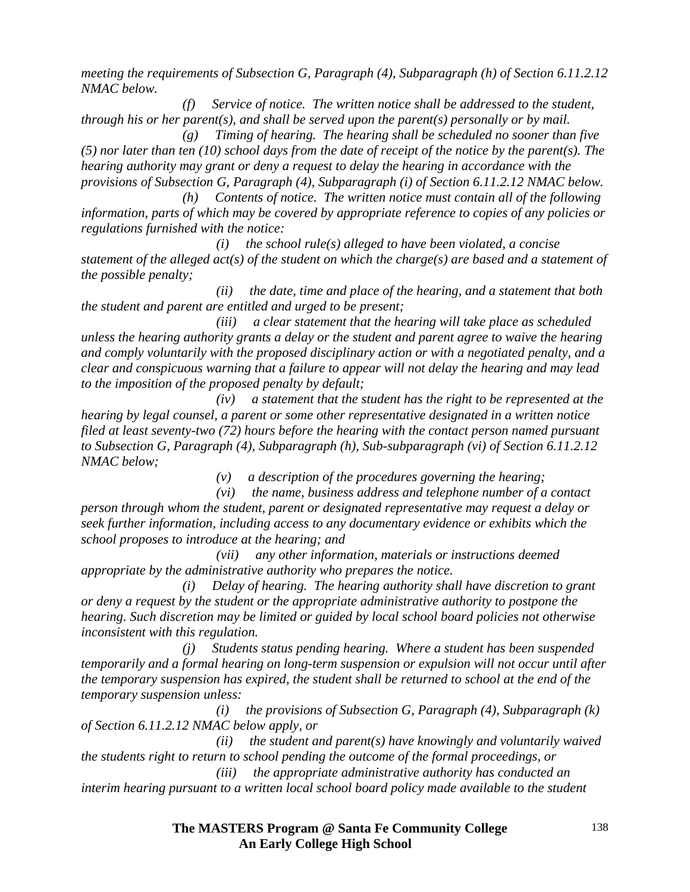*meeting the requirements of Subsection G, Paragraph (4), Subparagraph (h) of Section 6.11.2.12 NMAC below.*

*(f) Service of notice. The written notice shall be addressed to the student, through his or her parent(s), and shall be served upon the parent(s) personally or by mail.*

*(g) Timing of hearing. The hearing shall be scheduled no sooner than five (5) nor later than ten (10) school days from the date of receipt of the notice by the parent(s). The hearing authority may grant or deny a request to delay the hearing in accordance with the provisions of Subsection G, Paragraph (4), Subparagraph (i) of Section 6.11.2.12 NMAC below.*

*(h) Contents of notice. The written notice must contain all of the following information, parts of which may be covered by appropriate reference to copies of any policies or regulations furnished with the notice:*

*(i) the school rule(s) alleged to have been violated, a concise statement of the alleged act(s) of the student on which the charge(s) are based and a statement of the possible penalty;*

*(ii) the date, time and place of the hearing, and a statement that both the student and parent are entitled and urged to be present;*

*(iii) a clear statement that the hearing will take place as scheduled unless the hearing authority grants a delay or the student and parent agree to waive the hearing and comply voluntarily with the proposed disciplinary action or with a negotiated penalty, and a clear and conspicuous warning that a failure to appear will not delay the hearing and may lead to the imposition of the proposed penalty by default;*

*(iv) a statement that the student has the right to be represented at the hearing by legal counsel, a parent or some other representative designated in a written notice filed at least seventy-two (72) hours before the hearing with the contact person named pursuant to Subsection G, Paragraph (4), Subparagraph (h), Sub-subparagraph (vi) of Section 6.11.2.12 NMAC below;*

*(v) a description of the procedures governing the hearing;*

*(vi) the name, business address and telephone number of a contact person through whom the student, parent or designated representative may request a delay or seek further information, including access to any documentary evidence or exhibits which the school proposes to introduce at the hearing; and*

*(vii) any other information, materials or instructions deemed appropriate by the administrative authority who prepares the notice.*

*(i) Delay of hearing. The hearing authority shall have discretion to grant or deny a request by the student or the appropriate administrative authority to postpone the hearing. Such discretion may be limited or guided by local school board policies not otherwise inconsistent with this regulation.*

*(j) Students status pending hearing. Where a student has been suspended temporarily and a formal hearing on long-term suspension or expulsion will not occur until after the temporary suspension has expired, the student shall be returned to school at the end of the temporary suspension unless:*

*(i) the provisions of Subsection G, Paragraph (4), Subparagraph (k) of Section 6.11.2.12 NMAC below apply, or*

*(ii) the student and parent(s) have knowingly and voluntarily waived the students right to return to school pending the outcome of the formal proceedings, or*

*(iii) the appropriate administrative authority has conducted an interim hearing pursuant to a written local school board policy made available to the student*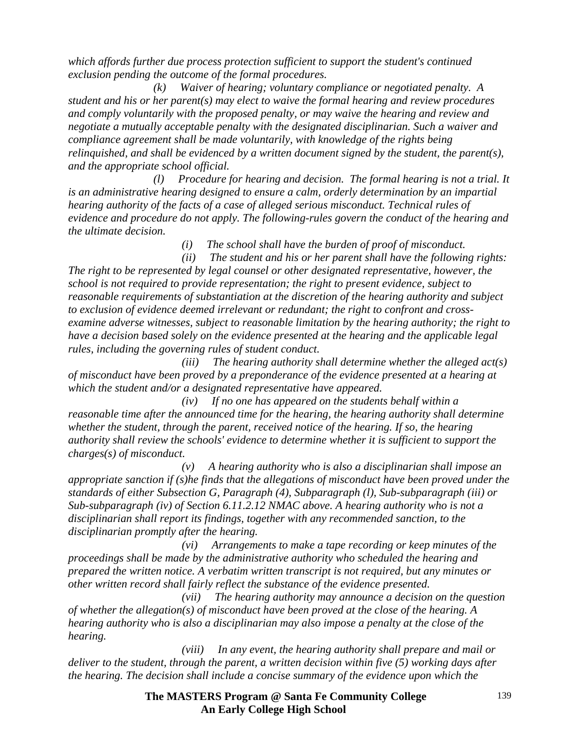*which affords further due process protection sufficient to support the student's continued exclusion pending the outcome of the formal procedures.*

*(k) Waiver of hearing; voluntary compliance or negotiated penalty. A student and his or her parent(s) may elect to waive the formal hearing and review procedures and comply voluntarily with the proposed penalty, or may waive the hearing and review and negotiate a mutually acceptable penalty with the designated disciplinarian. Such a waiver and compliance agreement shall be made voluntarily, with knowledge of the rights being relinquished, and shall be evidenced by a written document signed by the student, the parent(s), and the appropriate school official.*

*(l) Procedure for hearing and decision. The formal hearing is not a trial. It is an administrative hearing designed to ensure a calm, orderly determination by an impartial hearing authority of the facts of a case of alleged serious misconduct. Technical rules of evidence and procedure do not apply. The following-rules govern the conduct of the hearing and the ultimate decision.*

*(i) The school shall have the burden of proof of misconduct.*

*(ii) The student and his or her parent shall have the following rights: The right to be represented by legal counsel or other designated representative, however, the school is not required to provide representation; the right to present evidence, subject to reasonable requirements of substantiation at the discretion of the hearing authority and subject to exclusion of evidence deemed irrelevant or redundant; the right to confront and cross-examine adverse witnesses, subject to reasonable limitation by the hearing authority; the right to have a decision based solely on the evidence presented at the hearing and the applicable legal rules, including the governing rules of student conduct.*

*(iii) The hearing authority shall determine whether the alleged act(s) of misconduct have been proved by a preponderance of the evidence presented at a hearing at which the student and/or a designated representative have appeared.*

*(iv) If no one has appeared on the students behalf within a reasonable time after the announced time for the hearing, the hearing authority shall determine whether the student, through the parent, received notice of the hearing. If so, the hearing authority shall review the schools' evidence to determine whether it is sufficient to support the charges(s) of misconduct.*

*(v) A hearing authority who is also a disciplinarian shall impose an appropriate sanction if (s)he finds that the allegations of misconduct have been proved under the standards of either Subsection G, Paragraph (4), Subparagraph (l), Sub-subparagraph (iii) or Sub-subparagraph (iv) of Section 6.11.2.12 NMAC above. A hearing authority who is not a disciplinarian shall report its findings, together with any recommended sanction, to the disciplinarian promptly after the hearing.*

*(vi) Arrangements to make a tape recording or keep minutes of the proceedings shall be made by the administrative authority who scheduled the hearing and prepared the written notice. A verbatim written transcript is not required, but any minutes or other written record shall fairly reflect the substance of the evidence presented.*

*(vii) The hearing authority may announce a decision on the question of whether the allegation(s) of misconduct have been proved at the close of the hearing. A hearing authority who is also a disciplinarian may also impose a penalty at the close of the hearing.*

*(viii) In any event, the hearing authority shall prepare and mail or deliver to the student, through the parent, a written decision within five (5) working days after the hearing. The decision shall include a concise summary of the evidence upon which the*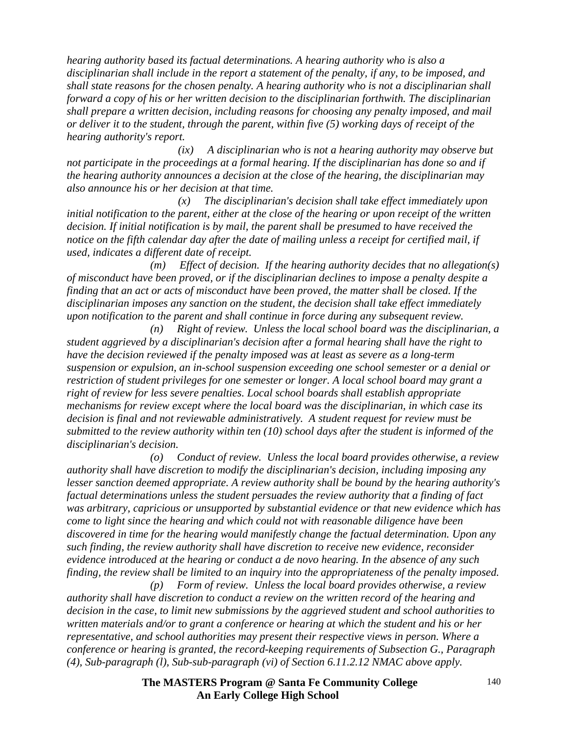*hearing authority based its factual determinations. A hearing authority who is also a disciplinarian shall include in the report a statement of the penalty, if any, to be imposed, and shall state reasons for the chosen penalty. A hearing authority who is not a disciplinarian shall forward a copy of his or her written decision to the disciplinarian forthwith. The disciplinarian shall prepare a written decision, including reasons for choosing any penalty imposed, and mail or deliver it to the student, through the parent, within five (5) working days of receipt of the hearing authority's report.*

*(ix) A disciplinarian who is not a hearing authority may observe but not participate in the proceedings at a formal hearing. If the disciplinarian has done so and if the hearing authority announces a decision at the close of the hearing, the disciplinarian may also announce his or her decision at that time.*

*(x) The disciplinarian's decision shall take effect immediately upon initial notification to the parent, either at the close of the hearing or upon receipt of the written decision. If initial notification is by mail, the parent shall be presumed to have received the notice on the fifth calendar day after the date of mailing unless a receipt for certified mail, if used, indicates a different date of receipt.*

*(m) Effect of decision. If the hearing authority decides that no allegation(s) of misconduct have been proved, or if the disciplinarian declines to impose a penalty despite a finding that an act or acts of misconduct have been proved, the matter shall be closed. If the disciplinarian imposes any sanction on the student, the decision shall take effect immediately upon notification to the parent and shall continue in force during any subsequent review.*

*(n) Right of review. Unless the local school board was the disciplinarian, a student aggrieved by a disciplinarian's decision after a formal hearing shall have the right to have the decision reviewed if the penalty imposed was at least as severe as a long-term suspension or expulsion, an in-school suspension exceeding one school semester or a denial or restriction of student privileges for one semester or longer. A local school board may grant a right of review for less severe penalties. Local school boards shall establish appropriate mechanisms for review except where the local board was the disciplinarian, in which case its decision is final and not reviewable administratively. A student request for review must be submitted to the review authority within ten (10) school days after the student is informed of the disciplinarian's decision.*

*(o) Conduct of review. Unless the local board provides otherwise, a review authority shall have discretion to modify the disciplinarian's decision, including imposing any lesser sanction deemed appropriate. A review authority shall be bound by the hearing authority's factual determinations unless the student persuades the review authority that a finding of fact was arbitrary, capricious or unsupported by substantial evidence or that new evidence which has come to light since the hearing and which could not with reasonable diligence have been discovered in time for the hearing would manifestly change the factual determination. Upon any such finding, the review authority shall have discretion to receive new evidence, reconsider evidence introduced at the hearing or conduct a de novo hearing. In the absence of any such finding, the review shall be limited to an inquiry into the appropriateness of the penalty imposed.*

*(p) Form of review. Unless the local board provides otherwise, a review authority shall have discretion to conduct a review on the written record of the hearing and decision in the case, to limit new submissions by the aggrieved student and school authorities to written materials and/or to grant a conference or hearing at which the student and his or her representative, and school authorities may present their respective views in person. Where a conference or hearing is granted, the record-keeping requirements of Subsection G., Paragraph (4), Sub-paragraph (l), Sub-sub-paragraph (vi) of Section 6.11.2.12 NMAC above apply.*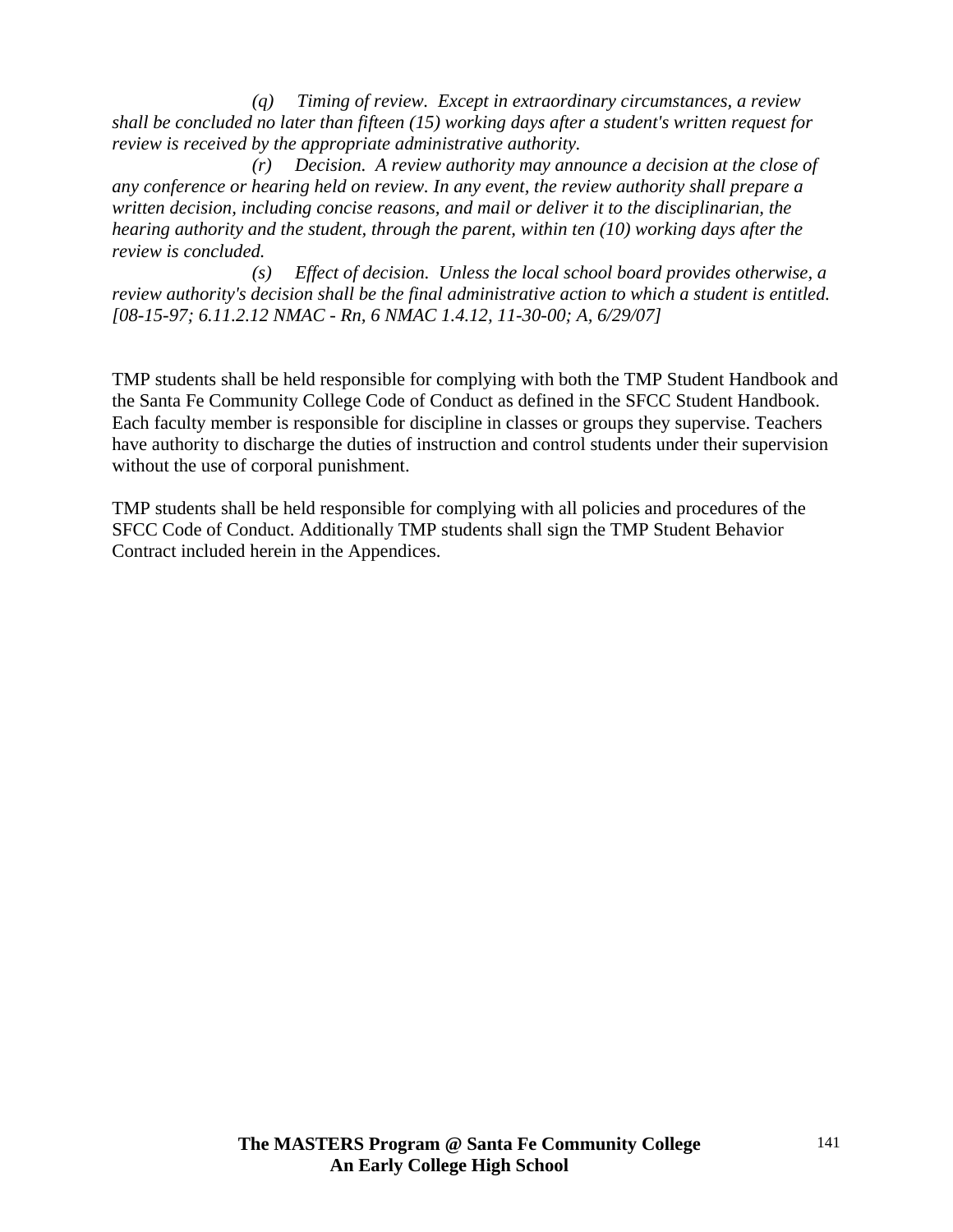*(q) Timing of review. Except in extraordinary circumstances, a review shall be concluded no later than fifteen (15) working days after a student's written request for review is received by the appropriate administrative authority.*

*(r) Decision. A review authority may announce a decision at the close of any conference or hearing held on review. In any event, the review authority shall prepare a written decision, including concise reasons, and mail or deliver it to the disciplinarian, the hearing authority and the student, through the parent, within ten (10) working days after the review is concluded.*

*(s) Effect of decision. Unless the local school board provides otherwise, a review authority's decision shall be the final administrative action to which a student is entitled. [08-15-97; 6.11.2.12 NMAC - Rn, 6 NMAC 1.4.12, 11-30-00; A, 6/29/07]*

TMP students shall be held responsible for complying with both the TMP Student Handbook and the Santa Fe Community College Code of Conduct as defined in the SFCC Student Handbook. Each faculty member is responsible for discipline in classes or groups they supervise. Teachers have authority to discharge the duties of instruction and control students under their supervision without the use of corporal punishment.

TMP students shall be held responsible for complying with all policies and procedures of the SFCC Code of Conduct. Additionally TMP students shall sign the TMP Student Behavior Contract included herein in the Appendices.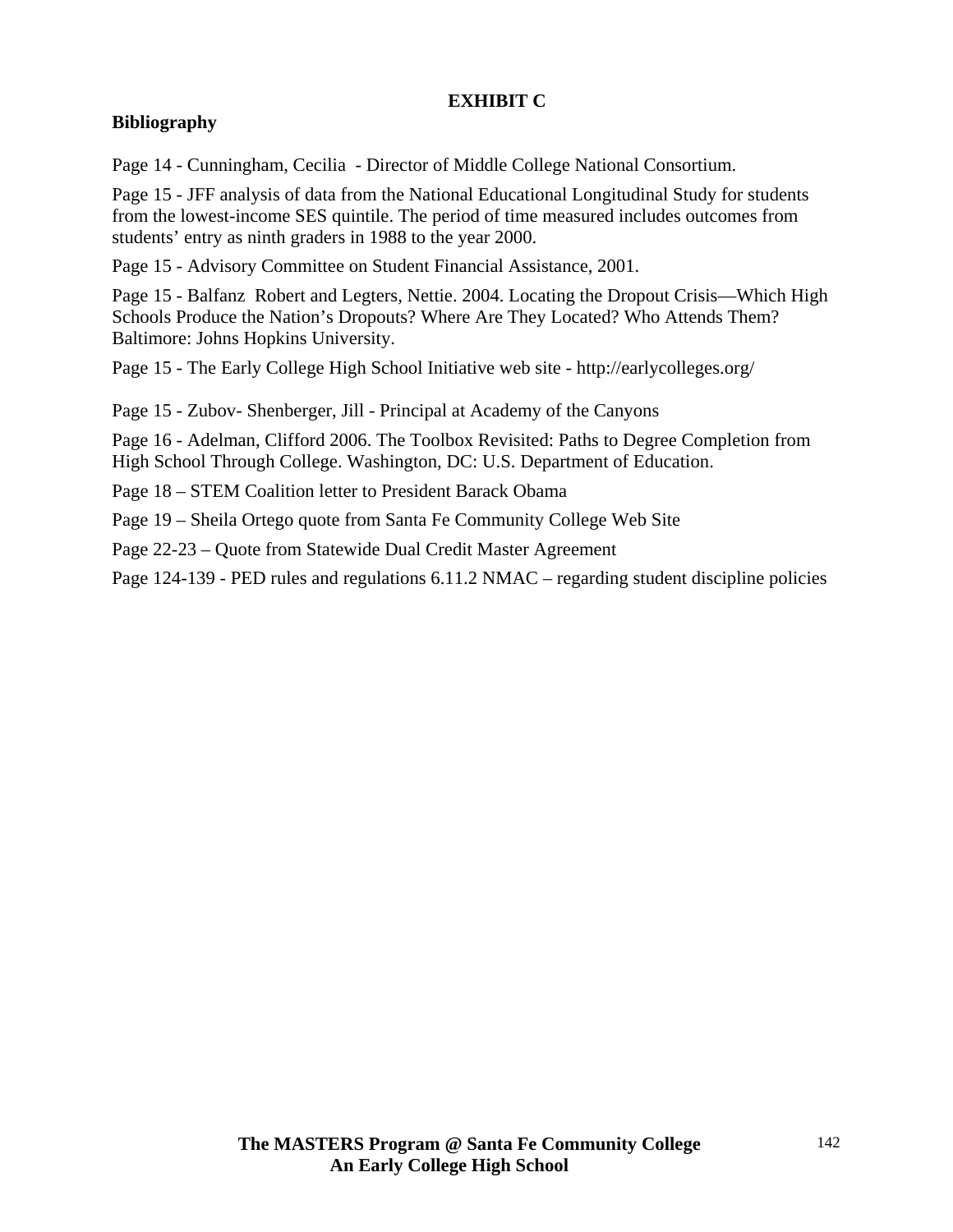## EXHIBIT C

### Bibliography

Page 14 - Cunningham, Cecilia - Director of Middle College National Consortium.

Page 15 - JFF analysis of data from the National Educational Longitudinal Study for students from the lowest-income SES quintile. The period of time measured includes outcomes from students' entry as ninth graders in 1988 to the year 2000.

Page 15 - Advisory Committee on Student Financial Assistance, 2001.

Page 15 - Balfanz Robert and Legters, Nettie. 2004. Locating the Dropout Crisis—Which High Schools Produce the Nation's Dropouts? Where Are They Located? Who Attends Them? Baltimore: Johns Hopkins University.

Page 15 - The Early College High School Initiative web site - http://earlycolleges.org/

Page 15 - Zubov- Shenberger, Jill - Principal at Academy of the Canyons

Page 16 - Adelman, Clifford 2006. The Toolbox Revisited: Paths to Degree Completion from High School Through College. Washington, DC: U.S. Department of Education.

Page 18 – STEM Coalition letter to President Barack Obama

Page 19 – Sheila Ortego quote from Santa Fe Community College Web Site

Page 22-23 – Quote from Statewide Dual Credit Master Agreement

Page 124-139 - PED rules and regulations 6.11.2 NMAC – regarding student discipline policies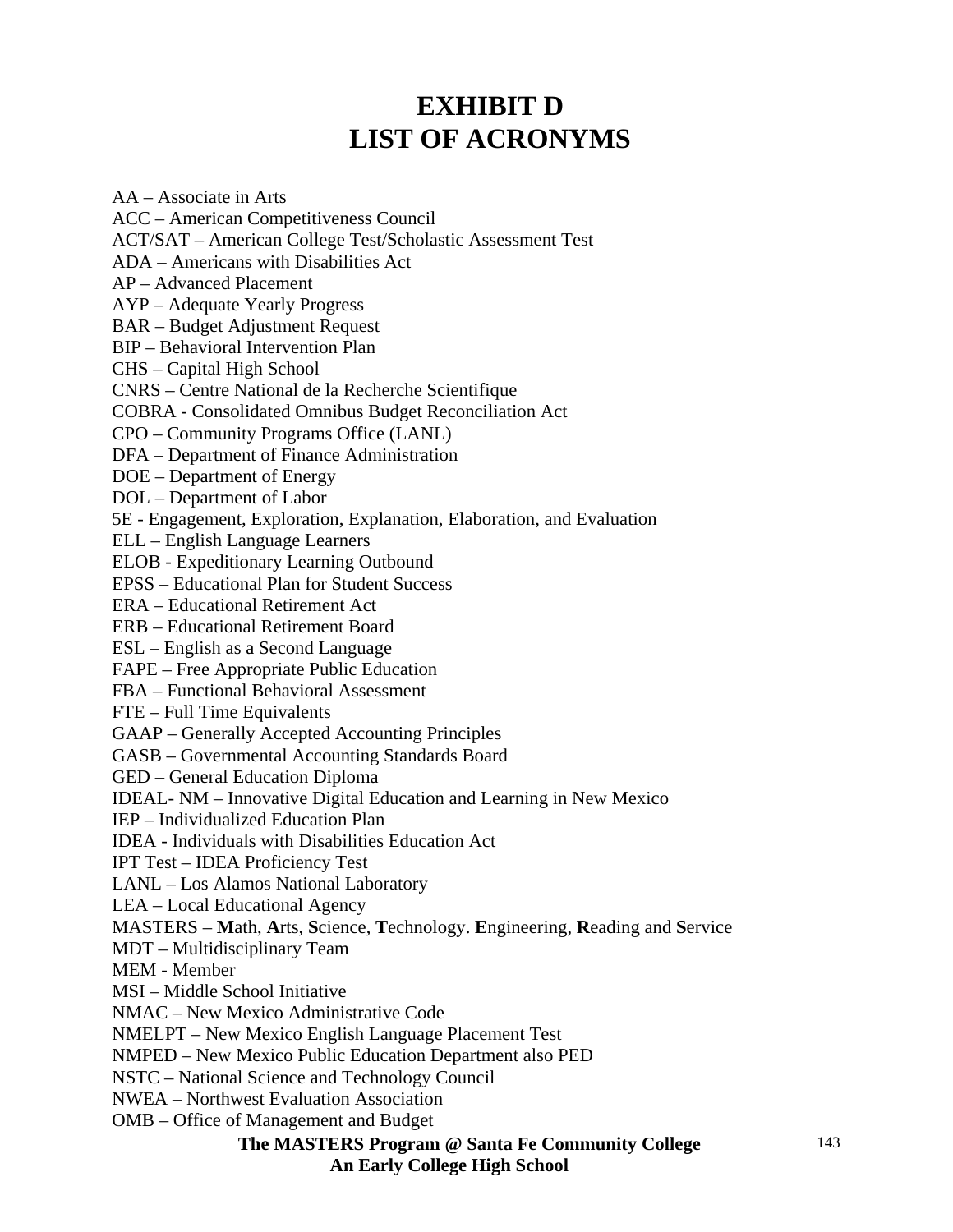# EXHIBIT D
# LIST OF ACRONYMS

AA – Associate in Arts
ACC – American Competitiveness Council
ACT/SAT – American College Test/Scholastic Assessment Test
ADA – Americans with Disabilities Act
AP – Advanced Placement
AYP – Adequate Yearly Progress
BAR – Budget Adjustment Request
BIP – Behavioral Intervention Plan
CHS – Capital High School
CNRS – Centre National de la Recherche Scientifique
COBRA - Consolidated Omnibus Budget Reconciliation Act
CPO – Community Programs Office (LANL)
DFA – Department of Finance Administration
DOE – Department of Energy
DOL – Department of Labor
5E - Engagement, Exploration, Explanation, Elaboration, and Evaluation
ELL – English Language Learners
ELOB - Expeditionary Learning Outbound
EPSS – Educational Plan for Student Success
ERA – Educational Retirement Act
ERB – Educational Retirement Board
ESL – English as a Second Language
FAPE – Free Appropriate Public Education
FBA – Functional Behavioral Assessment
FTE – Full Time Equivalents
GAAP – Generally Accepted Accounting Principles
GASB – Governmental Accounting Standards Board
GED – General Education Diploma
IDEAL- NM – Innovative Digital Education and Learning in New Mexico
IEP – Individualized Education Plan
IDEA - Individuals with Disabilities Education Act
IPT Test – IDEA Proficiency Test
LANL – Los Alamos National Laboratory
LEA – Local Educational Agency
MASTERS – **M**ath, **A**rts, **S**cience, **T**echnology. **E**ngineering, **R**eading and **S**ervice
MDT – Multidisciplinary Team
MEM - Member
MSI – Middle School Initiative
NMAC – New Mexico Administrative Code
NMELPT – New Mexico English Language Placement Test
NMPED – New Mexico Public Education Department also PED
NSTC – National Science and Technology Council
NWEA – Northwest Evaluation Association
OMB – Office of Management and Budget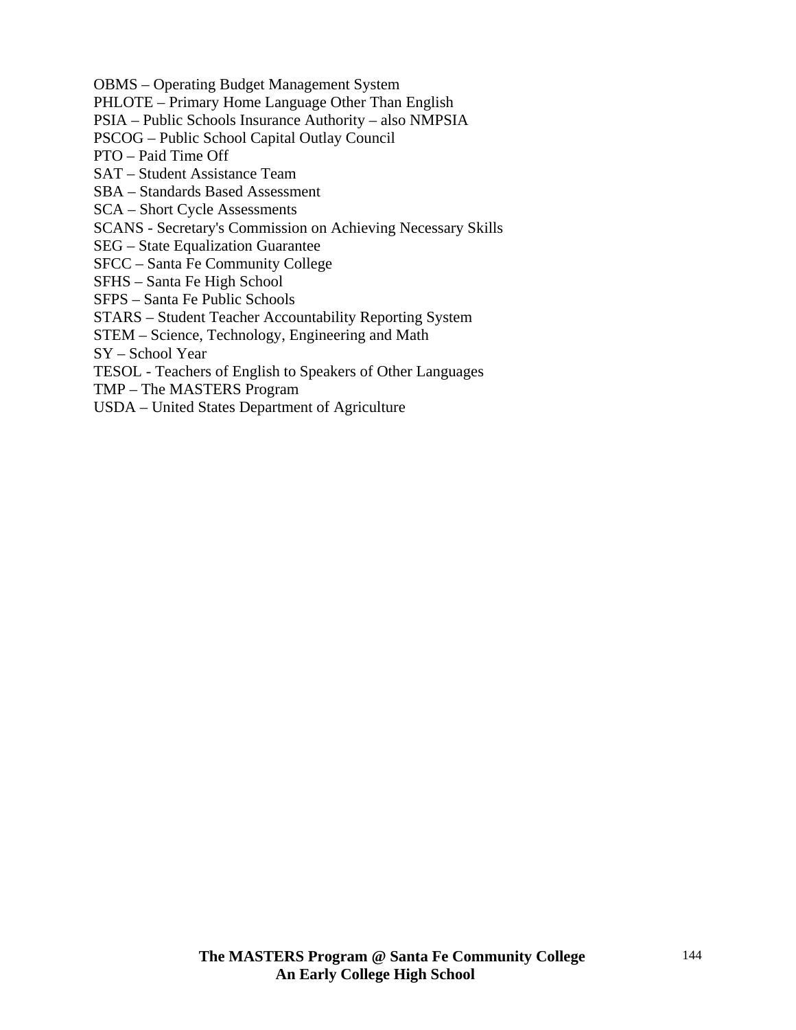OBMS – Operating Budget Management System
PHLOTE – Primary Home Language Other Than English
PSIA – Public Schools Insurance Authority – also NMPSIA
PSCOG – Public School Capital Outlay Council
PTO – Paid Time Off
SAT – Student Assistance Team
SBA – Standards Based Assessment
SCA – Short Cycle Assessments
SCANS - Secretary's Commission on Achieving Necessary Skills
SEG – State Equalization Guarantee
SFCC – Santa Fe Community College
SFHS – Santa Fe High School
SFPS – Santa Fe Public Schools
STARS – Student Teacher Accountability Reporting System
STEM – Science, Technology, Engineering and Math
SY – School Year
TESOL - Teachers of English to Speakers of Other Languages
TMP – The MASTERS Program
USDA – United States Department of Agriculture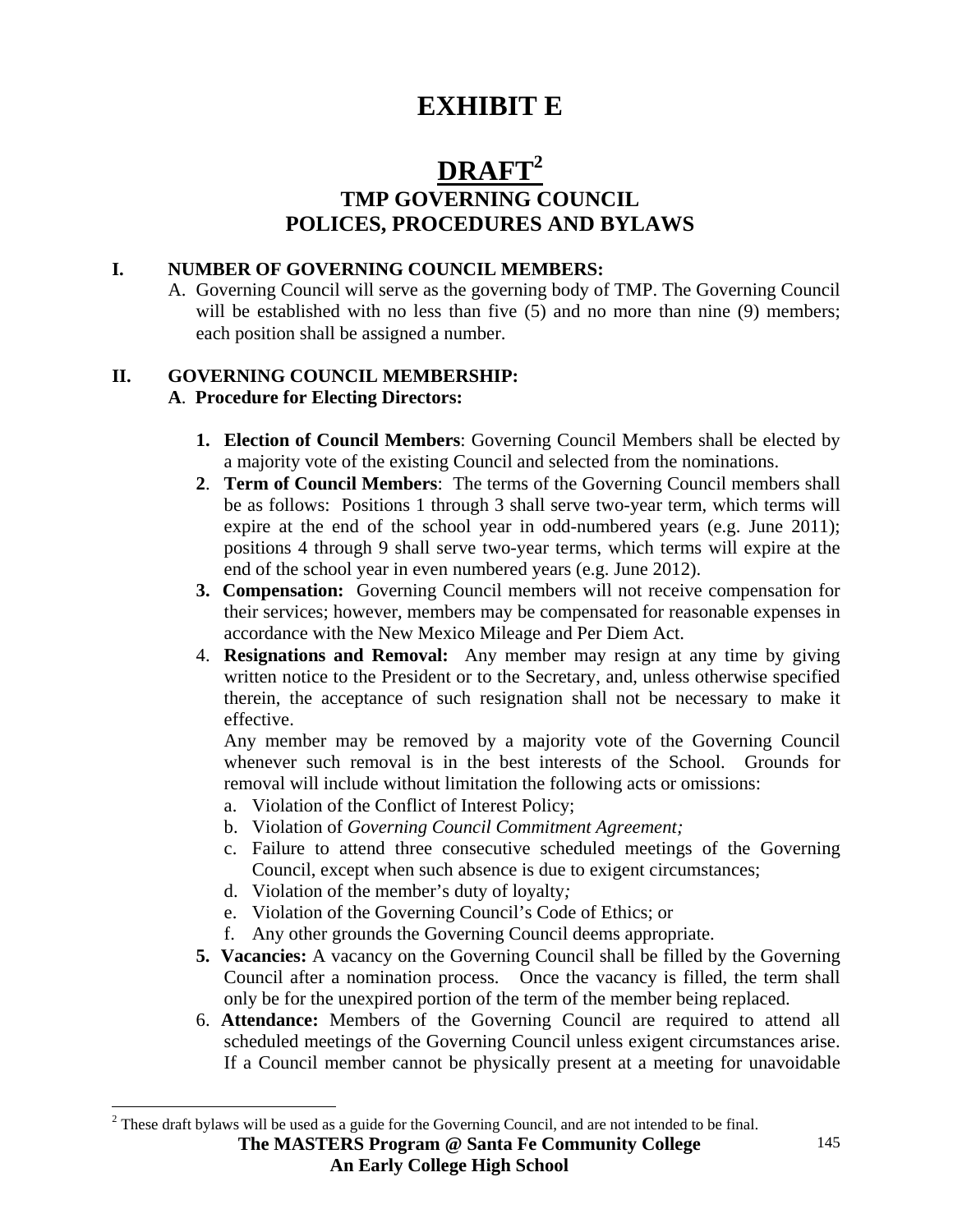# EXHIBIT E

## DRAFT[2]

## TMP GOVERNING COUNCIL POLICES, PROCEDURES AND BYLAWS

**I. NUMBER OF GOVERNING COUNCIL MEMBERS:**

A. Governing Council will serve as the governing body of TMP. The Governing Council will be established with no less than five (5) and no more than nine (9) members; each position shall be assigned a number.

**II. GOVERNING COUNCIL MEMBERSHIP:**

**A. Procedure for Electing Directors:**

1. **Election of Council Members**: Governing Council Members shall be elected by a majority vote of the existing Council and selected from the nominations.
2. **Term of Council Members**: The terms of the Governing Council members shall be as follows: Positions 1 through 3 shall serve two-year term, which terms will expire at the end of the school year in odd-numbered years (e.g. June 2011); positions 4 through 9 shall serve two-year terms, which terms will expire at the end of the school year in even numbered years (e.g. June 2012).
3. **Compensation:** Governing Council members will not receive compensation for their services; however, members may be compensated for reasonable expenses in accordance with the New Mexico Mileage and Per Diem Act.
4. **Resignations and Removal:** Any member may resign at any time by giving written notice to the President or to the Secretary, and, unless otherwise specified therein, the acceptance of such resignation shall not be necessary to make it effective.

   Any member may be removed by a majority vote of the Governing Council whenever such removal is in the best interests of the School. Grounds for removal will include without limitation the following acts or omissions:

   a. Violation of the Conflict of Interest Policy;
   b. Violation of *Governing Council Commitment Agreement;*
   c. Failure to attend three consecutive scheduled meetings of the Governing Council, except when such absence is due to exigent circumstances;
   d. Violation of the member's duty of loyalty*;*
   e. Violation of the Governing Council's Code of Ethics; or
   f. Any other grounds the Governing Council deems appropriate.
5. **Vacancies:** A vacancy on the Governing Council shall be filled by the Governing Council after a nomination process. Once the vacancy is filled, the term shall only be for the unexpired portion of the term of the member being replaced.
6. **Attendance:** Members of the Governing Council are required to attend all scheduled meetings of the Governing Council unless exigent circumstances arise. If a Council member cannot be physically present at a meeting for unavoidable

[2] These draft bylaws will be used as a guide for the Governing Council, and are not intended to be final.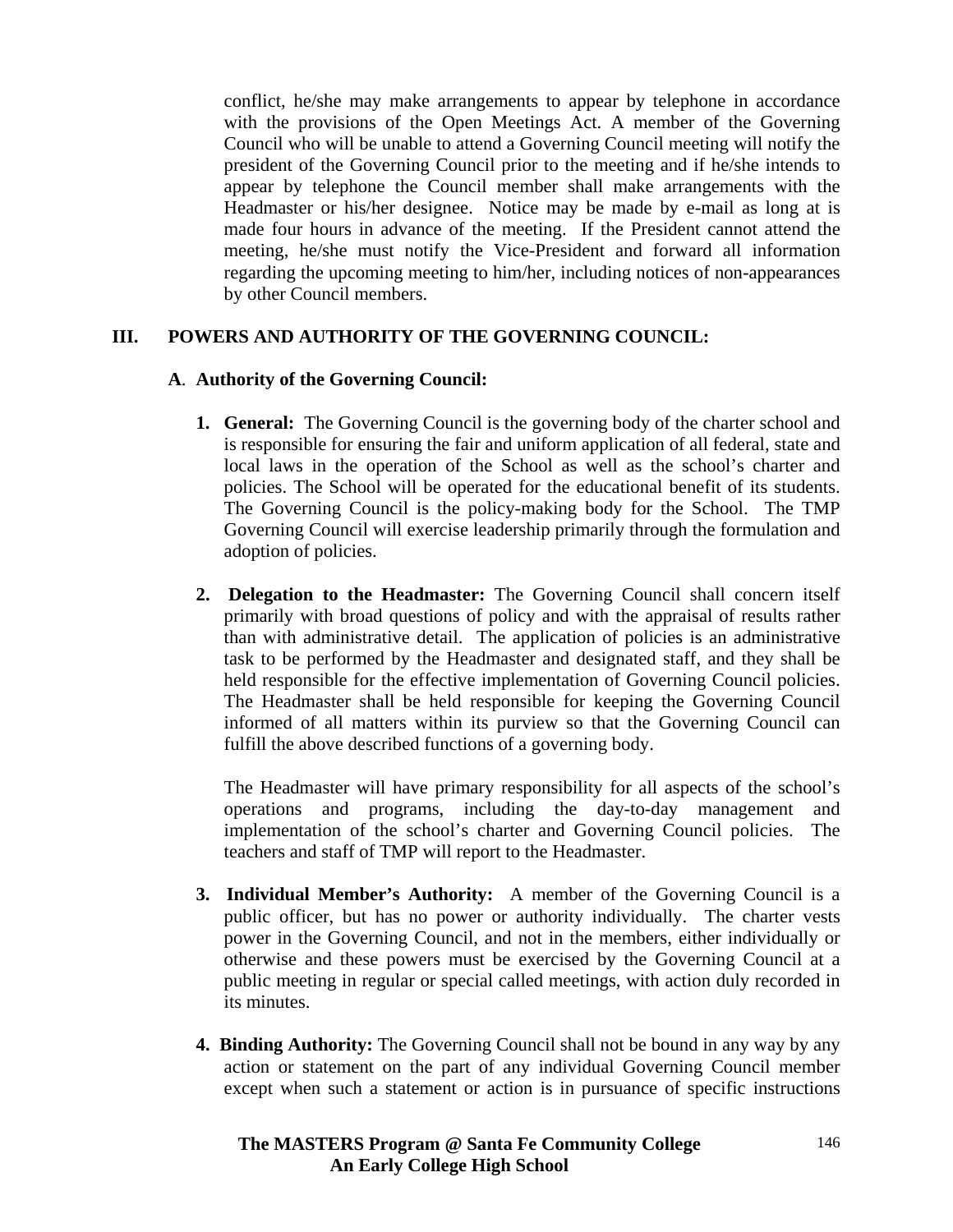conflict, he/she may make arrangements to appear by telephone in accordance with the provisions of the Open Meetings Act. A member of the Governing Council who will be unable to attend a Governing Council meeting will notify the president of the Governing Council prior to the meeting and if he/she intends to appear by telephone the Council member shall make arrangements with the Headmaster or his/her designee. Notice may be made by e-mail as long at is made four hours in advance of the meeting. If the President cannot attend the meeting, he/she must notify the Vice-President and forward all information regarding the upcoming meeting to him/her, including notices of non-appearances by other Council members.

## III. POWERS AND AUTHORITY OF THE GOVERNING COUNCIL:

### A. Authority of the Governing Council:

1. **General:** The Governing Council is the governing body of the charter school and is responsible for ensuring the fair and uniform application of all federal, state and local laws in the operation of the School as well as the school's charter and policies. The School will be operated for the educational benefit of its students. The Governing Council is the policy-making body for the School. The TMP Governing Council will exercise leadership primarily through the formulation and adoption of policies.

2. **Delegation to the Headmaster:** The Governing Council shall concern itself primarily with broad questions of policy and with the appraisal of results rather than with administrative detail. The application of policies is an administrative task to be performed by the Headmaster and designated staff, and they shall be held responsible for the effective implementation of Governing Council policies. The Headmaster shall be held responsible for keeping the Governing Council informed of all matters within its purview so that the Governing Council can fulfill the above described functions of a governing body.

   The Headmaster will have primary responsibility for all aspects of the school's operations and programs, including the day-to-day management and implementation of the school's charter and Governing Council policies. The teachers and staff of TMP will report to the Headmaster.

3. **Individual Member's Authority:** A member of the Governing Council is a public officer, but has no power or authority individually. The charter vests power in the Governing Council, and not in the members, either individually or otherwise and these powers must be exercised by the Governing Council at a public meeting in regular or special called meetings, with action duly recorded in its minutes.

4. **Binding Authority:** The Governing Council shall not be bound in any way by any action or statement on the part of any individual Governing Council member except when such a statement or action is in pursuance of specific instructions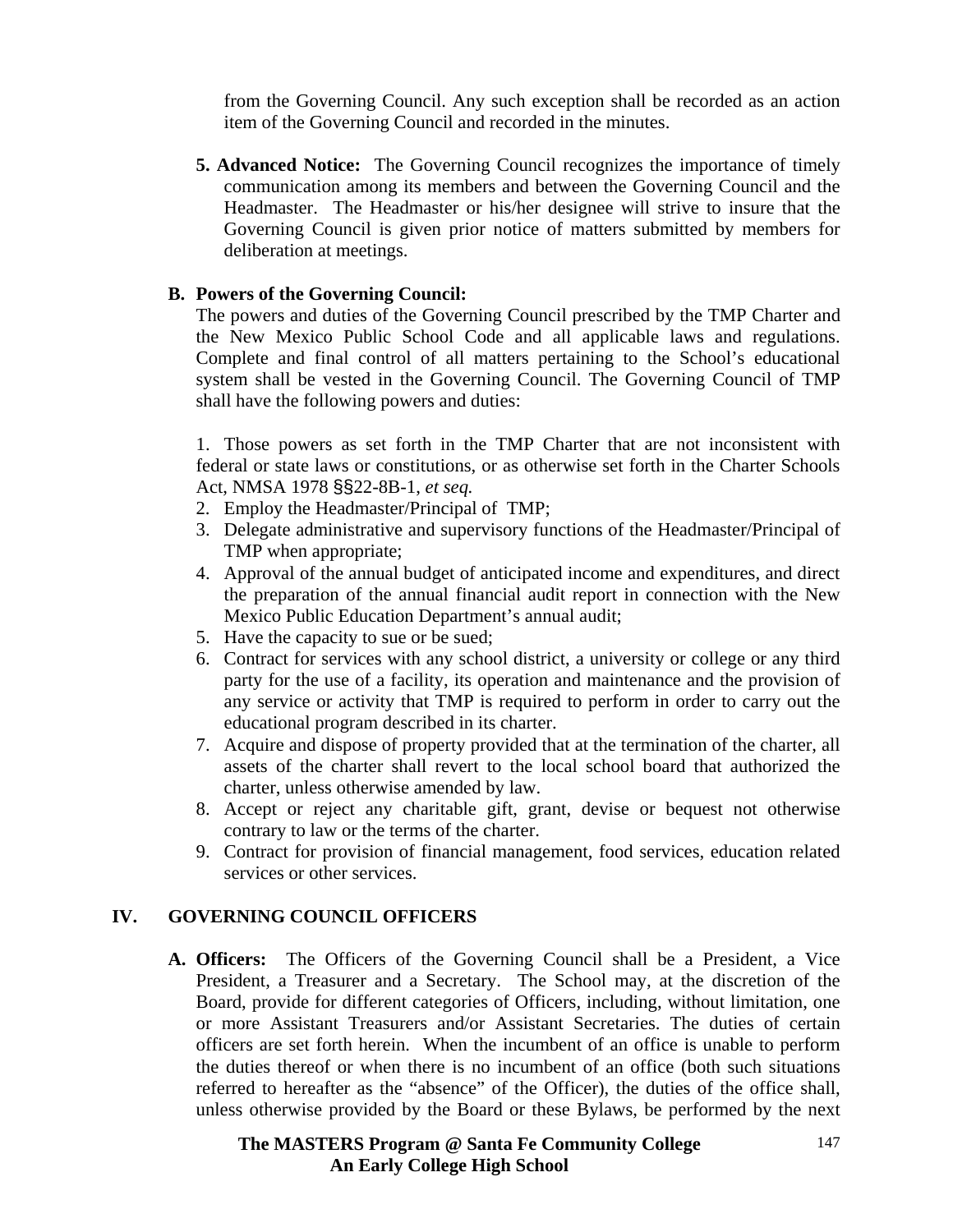from the Governing Council. Any such exception shall be recorded as an action item of the Governing Council and recorded in the minutes.

**5. Advanced Notice:** The Governing Council recognizes the importance of timely communication among its members and between the Governing Council and the Headmaster. The Headmaster or his/her designee will strive to insure that the Governing Council is given prior notice of matters submitted by members for deliberation at meetings.

### B. Powers of the Governing Council:

The powers and duties of the Governing Council prescribed by the TMP Charter and the New Mexico Public School Code and all applicable laws and regulations. Complete and final control of all matters pertaining to the School's educational system shall be vested in the Governing Council. The Governing Council of TMP shall have the following powers and duties:

1. Those powers as set forth in the TMP Charter that are not inconsistent with federal or state laws or constitutions, or as otherwise set forth in the Charter Schools Act, NMSA 1978 §§22-8B-1, *et seq.*
2. Employ the Headmaster/Principal of TMP;
3. Delegate administrative and supervisory functions of the Headmaster/Principal of TMP when appropriate;
4. Approval of the annual budget of anticipated income and expenditures, and direct the preparation of the annual financial audit report in connection with the New Mexico Public Education Department's annual audit;
5. Have the capacity to sue or be sued;
6. Contract for services with any school district, a university or college or any third party for the use of a facility, its operation and maintenance and the provision of any service or activity that TMP is required to perform in order to carry out the educational program described in its charter.
7. Acquire and dispose of property provided that at the termination of the charter, all assets of the charter shall revert to the local school board that authorized the charter, unless otherwise amended by law.
8. Accept or reject any charitable gift, grant, devise or bequest not otherwise contrary to law or the terms of the charter.
9. Contract for provision of financial management, food services, education related services or other services.

## IV. GOVERNING COUNCIL OFFICERS

**A. Officers:** The Officers of the Governing Council shall be a President, a Vice President, a Treasurer and a Secretary. The School may, at the discretion of the Board, provide for different categories of Officers, including, without limitation, one or more Assistant Treasurers and/or Assistant Secretaries. The duties of certain officers are set forth herein. When the incumbent of an office is unable to perform the duties thereof or when there is no incumbent of an office (both such situations referred to hereafter as the "absence" of the Officer), the duties of the office shall, unless otherwise provided by the Board or these Bylaws, be performed by the next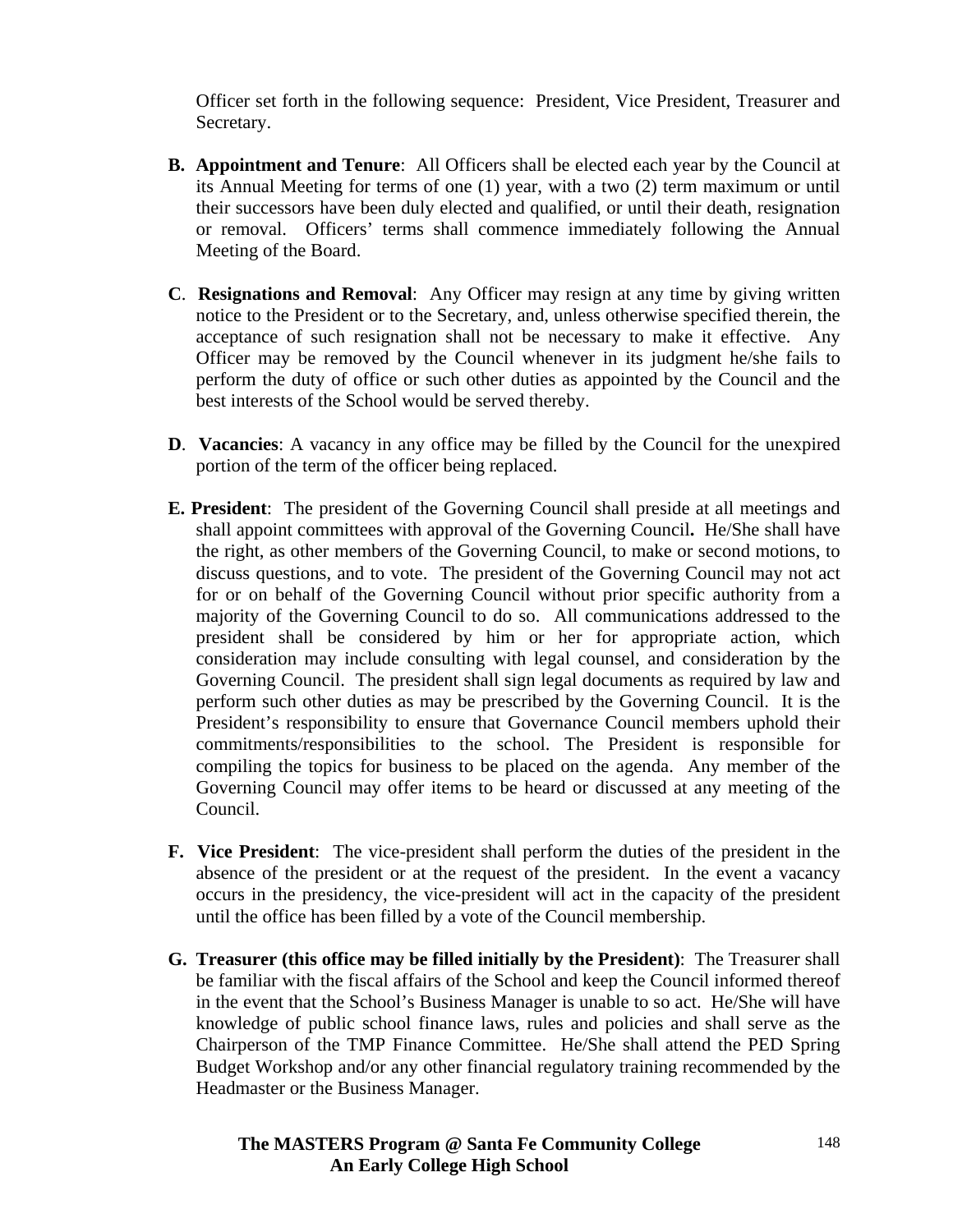Officer set forth in the following sequence: President, Vice President, Treasurer and Secretary.

**B. Appointment and Tenure**: All Officers shall be elected each year by the Council at its Annual Meeting for terms of one (1) year, with a two (2) term maximum or until their successors have been duly elected and qualified, or until their death, resignation or removal. Officers' terms shall commence immediately following the Annual Meeting of the Board.

**C**. **Resignations and Removal**: Any Officer may resign at any time by giving written notice to the President or to the Secretary, and, unless otherwise specified therein, the acceptance of such resignation shall not be necessary to make it effective. Any Officer may be removed by the Council whenever in its judgment he/she fails to perform the duty of office or such other duties as appointed by the Council and the best interests of the School would be served thereby.

**D**. **Vacancies**: A vacancy in any office may be filled by the Council for the unexpired portion of the term of the officer being replaced.

**E. President**: The president of the Governing Council shall preside at all meetings and shall appoint committees with approval of the Governing Council**.** He/She shall have the right, as other members of the Governing Council, to make or second motions, to discuss questions, and to vote. The president of the Governing Council may not act for or on behalf of the Governing Council without prior specific authority from a majority of the Governing Council to do so. All communications addressed to the president shall be considered by him or her for appropriate action, which consideration may include consulting with legal counsel, and consideration by the Governing Council. The president shall sign legal documents as required by law and perform such other duties as may be prescribed by the Governing Council. It is the President's responsibility to ensure that Governance Council members uphold their commitments/responsibilities to the school. The President is responsible for compiling the topics for business to be placed on the agenda. Any member of the Governing Council may offer items to be heard or discussed at any meeting of the Council.

**F. Vice President**: The vice-president shall perform the duties of the president in the absence of the president or at the request of the president. In the event a vacancy occurs in the presidency, the vice-president will act in the capacity of the president until the office has been filled by a vote of the Council membership.

**G. Treasurer (this office may be filled initially by the President)**: The Treasurer shall be familiar with the fiscal affairs of the School and keep the Council informed thereof in the event that the School's Business Manager is unable to so act. He/She will have knowledge of public school finance laws, rules and policies and shall serve as the Chairperson of the TMP Finance Committee. He/She shall attend the PED Spring Budget Workshop and/or any other financial regulatory training recommended by the Headmaster or the Business Manager.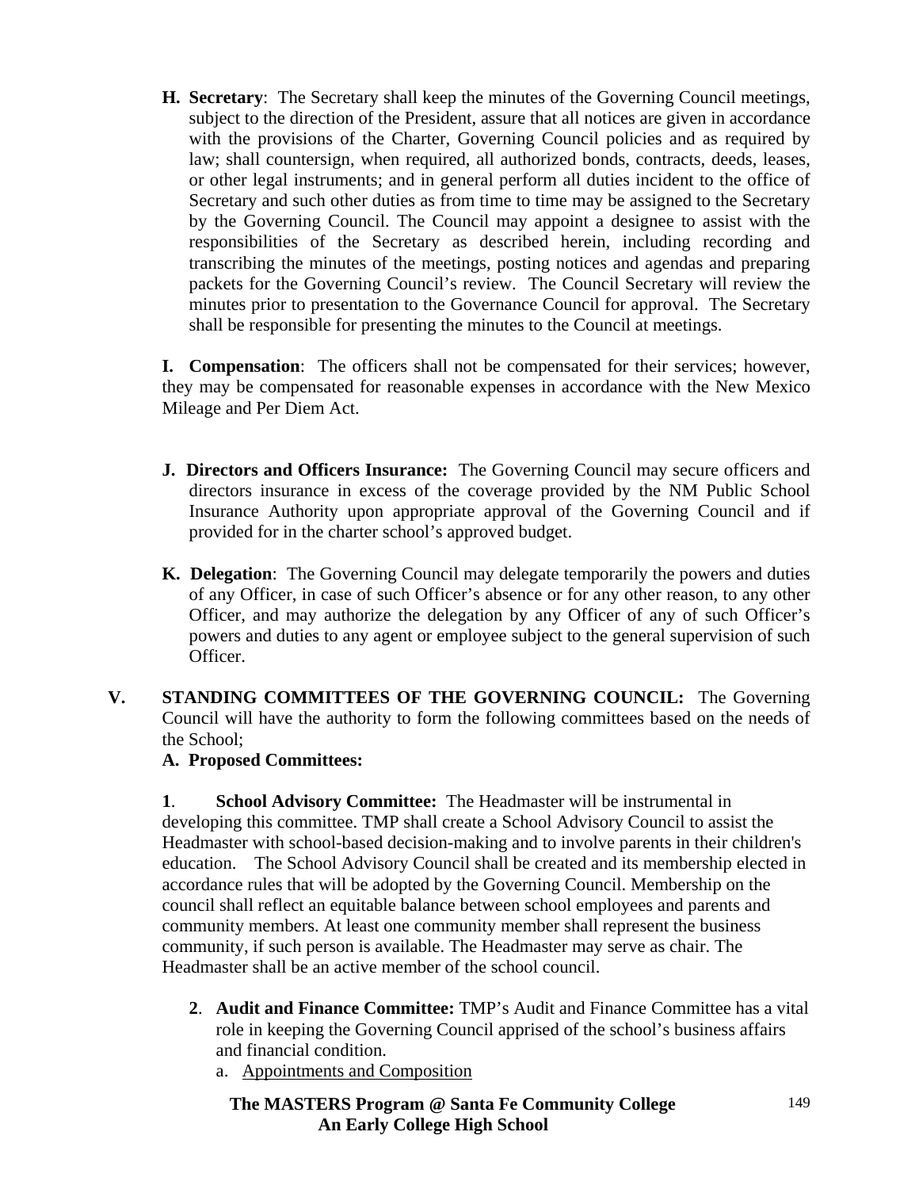**H. Secretary**: The Secretary shall keep the minutes of the Governing Council meetings, subject to the direction of the President, assure that all notices are given in accordance with the provisions of the Charter, Governing Council policies and as required by law; shall countersign, when required, all authorized bonds, contracts, deeds, leases, or other legal instruments; and in general perform all duties incident to the office of Secretary and such other duties as from time to time may be assigned to the Secretary by the Governing Council. The Council may appoint a designee to assist with the responsibilities of the Secretary as described herein, including recording and transcribing the minutes of the meetings, posting notices and agendas and preparing packets for the Governing Council's review. The Council Secretary will review the minutes prior to presentation to the Governance Council for approval. The Secretary shall be responsible for presenting the minutes to the Council at meetings.

**I. Compensation**: The officers shall not be compensated for their services; however, they may be compensated for reasonable expenses in accordance with the New Mexico Mileage and Per Diem Act.

**J. Directors and Officers Insurance:** The Governing Council may secure officers and directors insurance in excess of the coverage provided by the NM Public School Insurance Authority upon appropriate approval of the Governing Council and if provided for in the charter school's approved budget.

**K. Delegation**: The Governing Council may delegate temporarily the powers and duties of any Officer, in case of such Officer's absence or for any other reason, to any other Officer, and may authorize the delegation by any Officer of any of such Officer's powers and duties to any agent or employee subject to the general supervision of such Officer.

**V. STANDING COMMITTEES OF THE GOVERNING COUNCIL:** The Governing Council will have the authority to form the following committees based on the needs of the School;

**A. Proposed Committees:**

**1**. **School Advisory Committee:** The Headmaster will be instrumental in developing this committee. TMP shall create a School Advisory Council to assist the Headmaster with school-based decision-making and to involve parents in their children's education. The School Advisory Council shall be created and its membership elected in accordance rules that will be adopted by the Governing Council. Membership on the council shall reflect an equitable balance between school employees and parents and community members. At least one community member shall represent the business community, if such person is available. The Headmaster may serve as chair. The Headmaster shall be an active member of the school council.

**2**. **Audit and Finance Committee:** TMP's Audit and Finance Committee has a vital role in keeping the Governing Council apprised of the school's business affairs and financial condition.

a. Appointments and Composition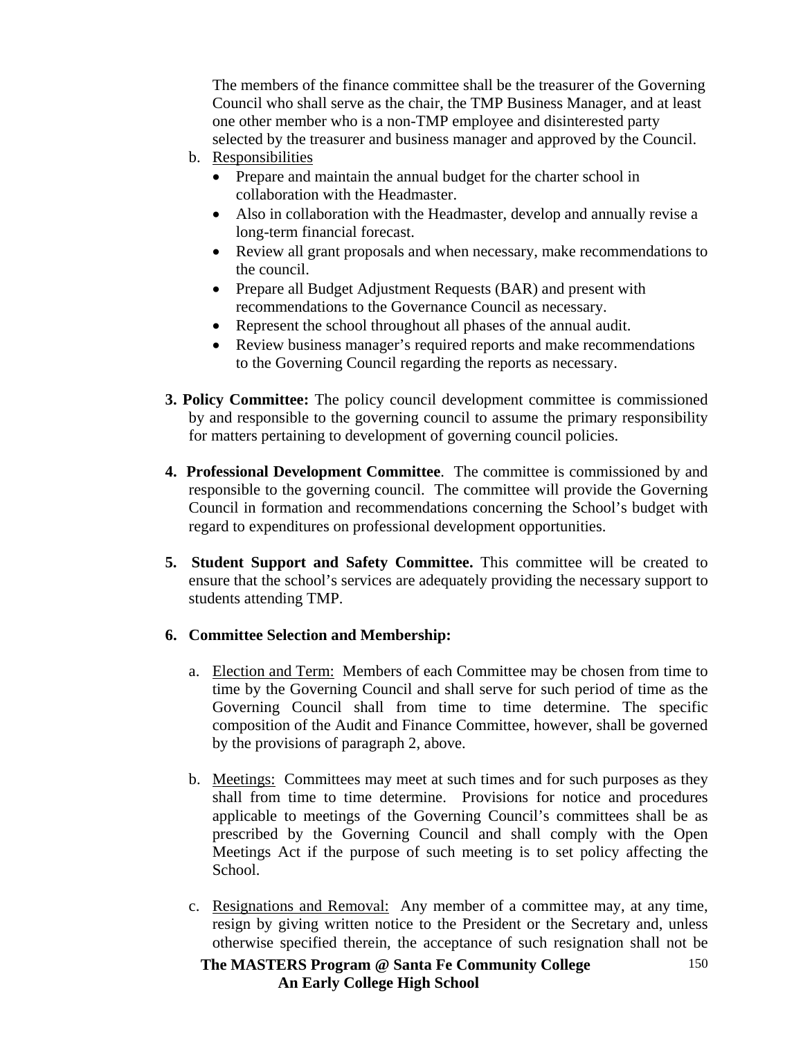The members of the finance committee shall be the treasurer of the Governing Council who shall serve as the chair, the TMP Business Manager, and at least one other member who is a non-TMP employee and disinterested party selected by the treasurer and business manager and approved by the Council.

b. Responsibilities
   - Prepare and maintain the annual budget for the charter school in collaboration with the Headmaster.
   - Also in collaboration with the Headmaster, develop and annually revise a long-term financial forecast.
   - Review all grant proposals and when necessary, make recommendations to the council.
   - Prepare all Budget Adjustment Requests (BAR) and present with recommendations to the Governance Council as necessary.
   - Represent the school throughout all phases of the annual audit.
   - Review business manager's required reports and make recommendations to the Governing Council regarding the reports as necessary.

**3. Policy Committee:** The policy council development committee is commissioned by and responsible to the governing council to assume the primary responsibility for matters pertaining to development of governing council policies.

**4. Professional Development Committee**. The committee is commissioned by and responsible to the governing council. The committee will provide the Governing Council in formation and recommendations concerning the School's budget with regard to expenditures on professional development opportunities.

**5. Student Support and Safety Committee.** This committee will be created to ensure that the school's services are adequately providing the necessary support to students attending TMP.

**6. Committee Selection and Membership:**

a. Election and Term: Members of each Committee may be chosen from time to time by the Governing Council and shall serve for such period of time as the Governing Council shall from time to time determine. The specific composition of the Audit and Finance Committee, however, shall be governed by the provisions of paragraph 2, above.

b. Meetings: Committees may meet at such times and for such purposes as they shall from time to time determine. Provisions for notice and procedures applicable to meetings of the Governing Council's committees shall be as prescribed by the Governing Council and shall comply with the Open Meetings Act if the purpose of such meeting is to set policy affecting the School.

c. Resignations and Removal: Any member of a committee may, at any time, resign by giving written notice to the President or the Secretary and, unless otherwise specified therein, the acceptance of such resignation shall not be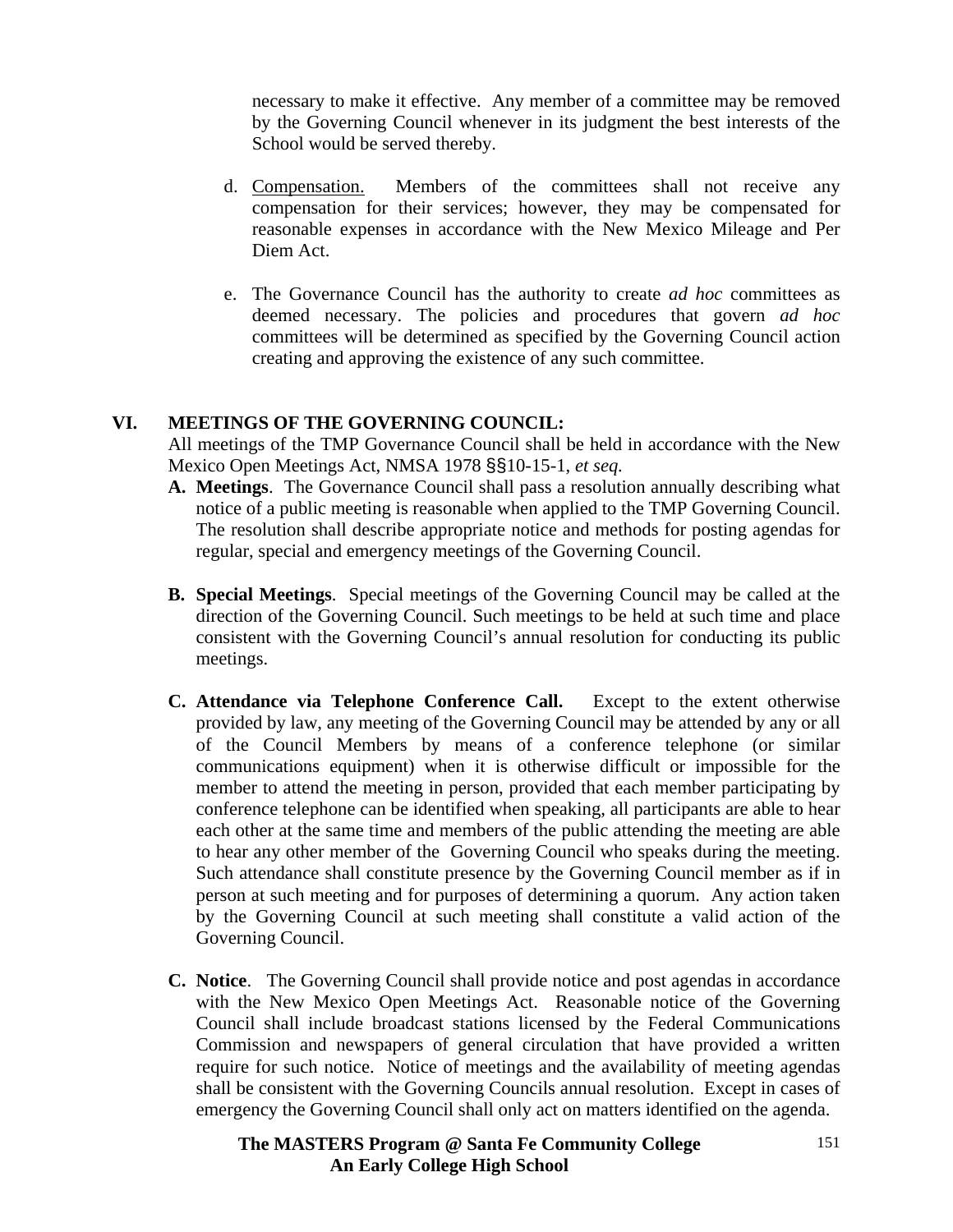necessary to make it effective. Any member of a committee may be removed by the Governing Council whenever in its judgment the best interests of the School would be served thereby.

d. Compensation. Members of the committees shall not receive any compensation for their services; however, they may be compensated for reasonable expenses in accordance with the New Mexico Mileage and Per Diem Act.

e. The Governance Council has the authority to create *ad hoc* committees as deemed necessary. The policies and procedures that govern *ad hoc* committees will be determined as specified by the Governing Council action creating and approving the existence of any such committee.

## VI. MEETINGS OF THE GOVERNING COUNCIL:

All meetings of the TMP Governance Council shall be held in accordance with the New Mexico Open Meetings Act, NMSA 1978 §§10-15-1, *et seq.*

**A. Meetings**. The Governance Council shall pass a resolution annually describing what notice of a public meeting is reasonable when applied to the TMP Governing Council. The resolution shall describe appropriate notice and methods for posting agendas for regular, special and emergency meetings of the Governing Council.

**B. Special Meetings**. Special meetings of the Governing Council may be called at the direction of the Governing Council. Such meetings to be held at such time and place consistent with the Governing Council's annual resolution for conducting its public meetings.

**C. Attendance via Telephone Conference Call.** Except to the extent otherwise provided by law, any meeting of the Governing Council may be attended by any or all of the Council Members by means of a conference telephone (or similar communications equipment) when it is otherwise difficult or impossible for the member to attend the meeting in person, provided that each member participating by conference telephone can be identified when speaking, all participants are able to hear each other at the same time and members of the public attending the meeting are able to hear any other member of the Governing Council who speaks during the meeting. Such attendance shall constitute presence by the Governing Council member as if in person at such meeting and for purposes of determining a quorum. Any action taken by the Governing Council at such meeting shall constitute a valid action of the Governing Council.

**C. Notice**. The Governing Council shall provide notice and post agendas in accordance with the New Mexico Open Meetings Act. Reasonable notice of the Governing Council shall include broadcast stations licensed by the Federal Communications Commission and newspapers of general circulation that have provided a written require for such notice. Notice of meetings and the availability of meeting agendas shall be consistent with the Governing Councils annual resolution. Except in cases of emergency the Governing Council shall only act on matters identified on the agenda.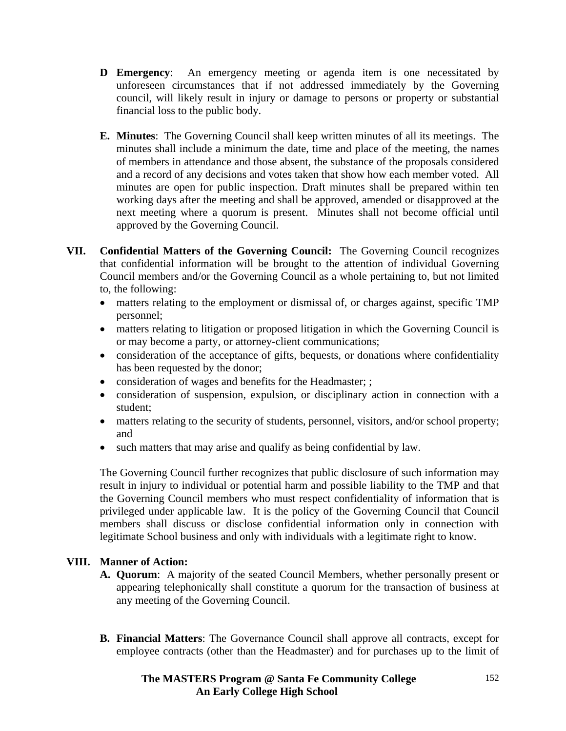**D Emergency**: An emergency meeting or agenda item is one necessitated by unforeseen circumstances that if not addressed immediately by the Governing council, will likely result in injury or damage to persons or property or substantial financial loss to the public body.

**E. Minutes**: The Governing Council shall keep written minutes of all its meetings. The minutes shall include a minimum the date, time and place of the meeting, the names of members in attendance and those absent, the substance of the proposals considered and a record of any decisions and votes taken that show how each member voted. All minutes are open for public inspection. Draft minutes shall be prepared within ten working days after the meeting and shall be approved, amended or disapproved at the next meeting where a quorum is present. Minutes shall not become official until approved by the Governing Council.

**VII. Confidential Matters of the Governing Council:** The Governing Council recognizes that confidential information will be brought to the attention of individual Governing Council members and/or the Governing Council as a whole pertaining to, but not limited to, the following:

- matters relating to the employment or dismissal of, or charges against, specific TMP personnel;
- matters relating to litigation or proposed litigation in which the Governing Council is or may become a party, or attorney-client communications;
- consideration of the acceptance of gifts, bequests, or donations where confidentiality has been requested by the donor;
- consideration of wages and benefits for the Headmaster; ;
- consideration of suspension, expulsion, or disciplinary action in connection with a student;
- matters relating to the security of students, personnel, visitors, and/or school property; and
- such matters that may arise and qualify as being confidential by law.

The Governing Council further recognizes that public disclosure of such information may result in injury to individual or potential harm and possible liability to the TMP and that the Governing Council members who must respect confidentiality of information that is privileged under applicable law. It is the policy of the Governing Council that Council members shall discuss or disclose confidential information only in connection with legitimate School business and only with individuals with a legitimate right to know.

**VIII. Manner of Action:**

**A. Quorum**: A majority of the seated Council Members, whether personally present or appearing telephonically shall constitute a quorum for the transaction of business at any meeting of the Governing Council.

**B. Financial Matters**: The Governance Council shall approve all contracts, except for employee contracts (other than the Headmaster) and for purchases up to the limit of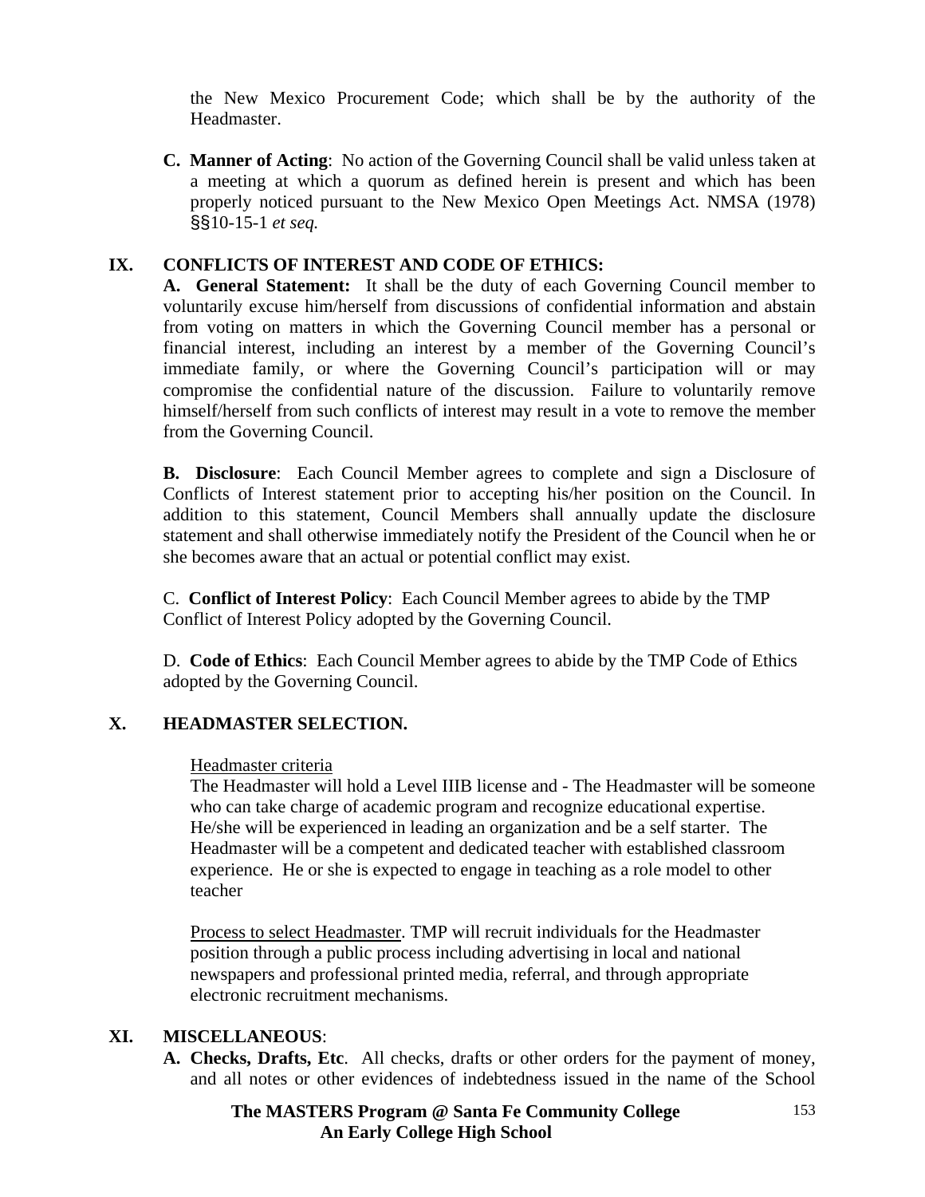the New Mexico Procurement Code; which shall be by the authority of the Headmaster.

**C. Manner of Acting**: No action of the Governing Council shall be valid unless taken at a meeting at which a quorum as defined herein is present and which has been properly noticed pursuant to the New Mexico Open Meetings Act. NMSA (1978) §§10-15-1 *et seq.*

## IX. CONFLICTS OF INTEREST AND CODE OF ETHICS:

**A. General Statement:** It shall be the duty of each Governing Council member to voluntarily excuse him/herself from discussions of confidential information and abstain from voting on matters in which the Governing Council member has a personal or financial interest, including an interest by a member of the Governing Council's immediate family, or where the Governing Council's participation will or may compromise the confidential nature of the discussion. Failure to voluntarily remove himself/herself from such conflicts of interest may result in a vote to remove the member from the Governing Council.

**B. Disclosure**: Each Council Member agrees to complete and sign a Disclosure of Conflicts of Interest statement prior to accepting his/her position on the Council. In addition to this statement, Council Members shall annually update the disclosure statement and shall otherwise immediately notify the President of the Council when he or she becomes aware that an actual or potential conflict may exist.

C. **Conflict of Interest Policy**: Each Council Member agrees to abide by the TMP Conflict of Interest Policy adopted by the Governing Council.

D. **Code of Ethics**: Each Council Member agrees to abide by the TMP Code of Ethics adopted by the Governing Council.

## X. HEADMASTER SELECTION.

Headmaster criteria

The Headmaster will hold a Level IIIB license and - The Headmaster will be someone who can take charge of academic program and recognize educational expertise. He/she will be experienced in leading an organization and be a self starter. The Headmaster will be a competent and dedicated teacher with established classroom experience. He or she is expected to engage in teaching as a role model to other teacher

Process to select Headmaster. TMP will recruit individuals for the Headmaster position through a public process including advertising in local and national newspapers and professional printed media, referral, and through appropriate electronic recruitment mechanisms.

## XI. MISCELLANEOUS:

**A. Checks, Drafts, Etc**. All checks, drafts or other orders for the payment of money, and all notes or other evidences of indebtedness issued in the name of the School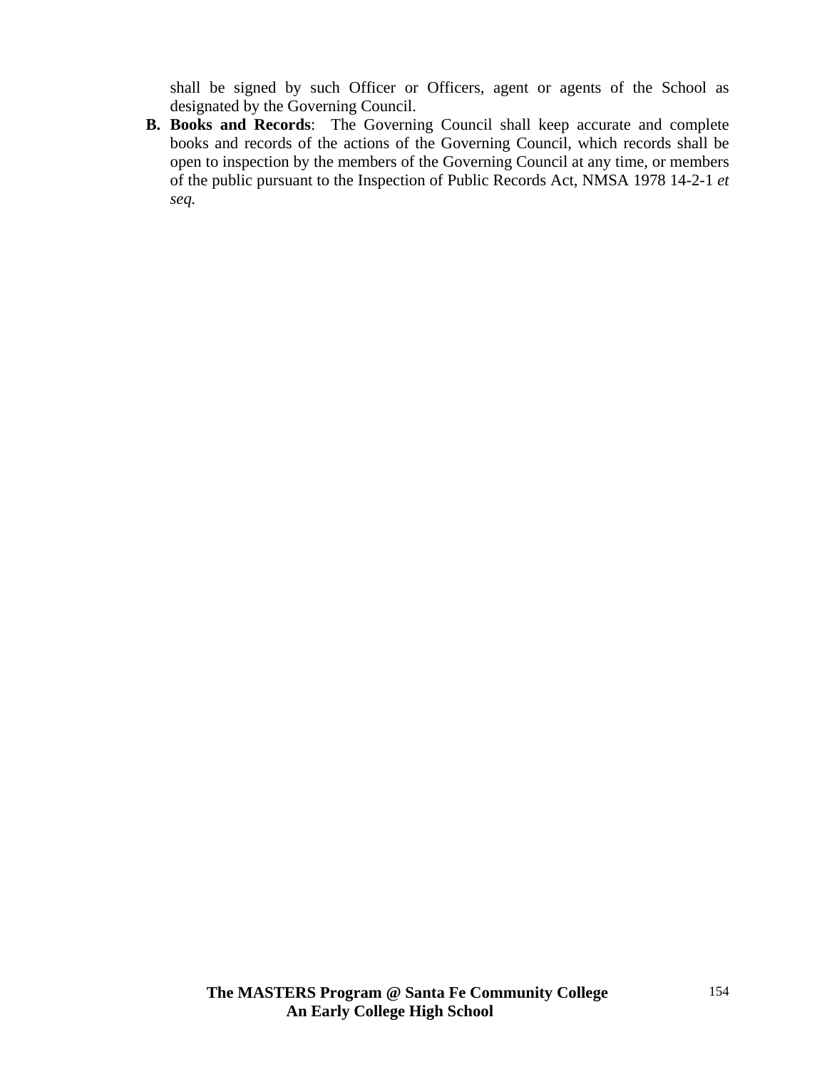shall be signed by such Officer or Officers, agent or agents of the School as designated by the Governing Council.

B. **Books and Records**: The Governing Council shall keep accurate and complete books and records of the actions of the Governing Council, which records shall be open to inspection by the members of the Governing Council at any time, or members of the public pursuant to the Inspection of Public Records Act, NMSA 1978 14-2-1 *et seq.*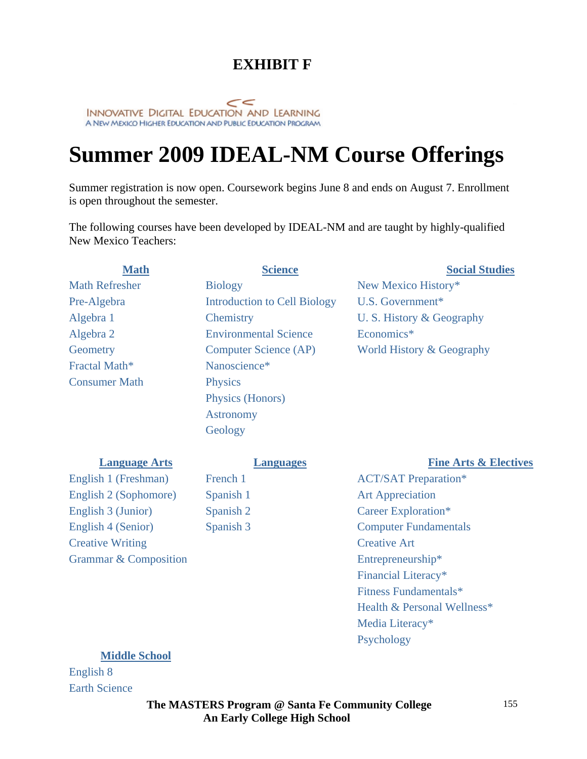# EXHIBIT F

INNOVATIVE DIGITAL EDUCATION AND LEARNING
A NEW MEXICO HIGHER EDUCATION AND PUBLIC EDUCATION PROGRAM

# Summer 2009 IDEAL-NM Course Offerings

Summer registration is now open. Coursework begins June 8 and ends on August 7. Enrollment is open throughout the semester.

The following courses have been developed by IDEAL-NM and are taught by highly-qualified New Mexico Teachers:

**Math**

- Math Refresher
- Pre-Algebra
- Algebra 1
- Algebra 2
- Geometry
- Fractal Math*
- Consumer Math

**Science**

- Biology
- Introduction to Cell Biology
- Chemistry
- Environmental Science
- Computer Science (AP)
- Nanoscience*
- Physics
- Physics (Honors)
- Astronomy
- Geology

**Social Studies**

- New Mexico History*
- U.S. Government*
- U. S. History & Geography
- Economics*
- World History & Geography

**Language Arts**

- English 1 (Freshman)
- English 2 (Sophomore)
- English 3 (Junior)
- English 4 (Senior)
- Creative Writing
- Grammar & Composition

**Languages**

- French 1
- Spanish 1
- Spanish 2
- Spanish 3

**Fine Arts & Electives**

- ACT/SAT Preparation*
- Art Appreciation
- Career Exploration*
- Computer Fundamentals
- Creative Art
- Entrepreneurship*
- Financial Literacy*
- Fitness Fundamentals*
- Health & Personal Wellness*
- Media Literacy*
- Psychology

**Middle School**

- English 8
- Earth Science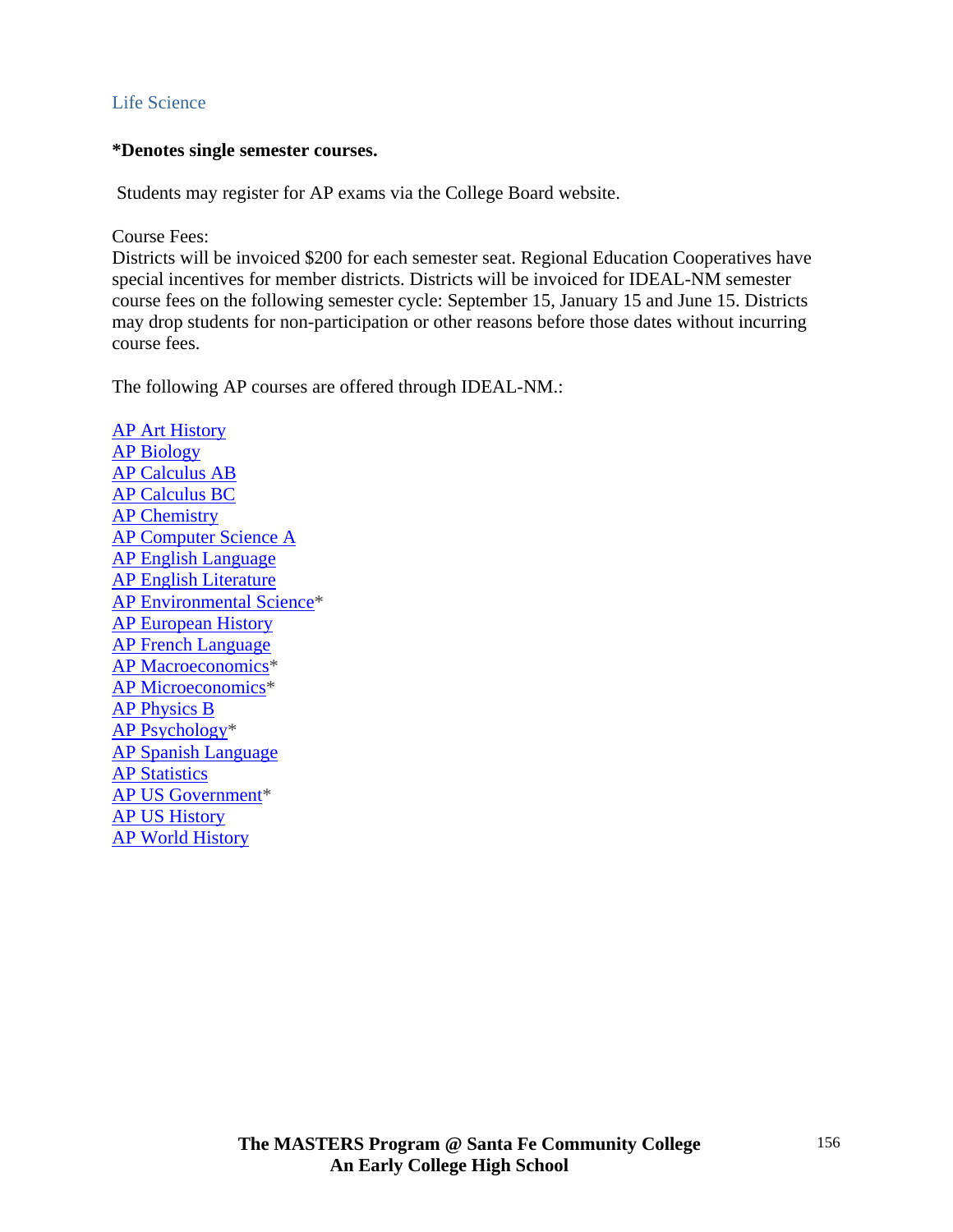Life Science

**\*Denotes single semester courses.**

Students may register for AP exams via the College Board website.

Course Fees:
Districts will be invoiced $200 for each semester seat. Regional Education Cooperatives have special incentives for member districts. Districts will be invoiced for IDEAL-NM semester course fees on the following semester cycle: September 15, January 15 and June 15. Districts may drop students for non-participation or other reasons before those dates without incurring course fees.

The following AP courses are offered through IDEAL-NM.:

AP Art History
AP Biology
AP Calculus AB
AP Calculus BC
AP Chemistry
AP Computer Science A
AP English Language
AP English Literature
AP Environmental Science*
AP European History
AP French Language
AP Macroeconomics*
AP Microeconomics*
AP Physics B
AP Psychology*
AP Spanish Language
AP Statistics
AP US Government*
AP US History
AP World History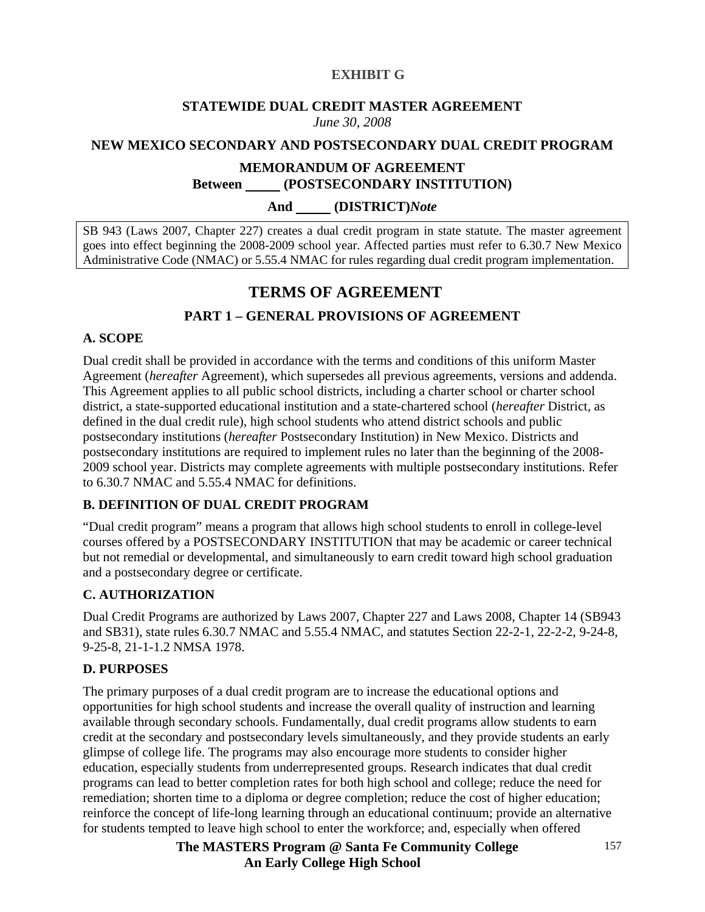**EXHIBIT G**

**STATEWIDE DUAL CREDIT MASTER AGREEMENT**
*June 30, 2008*

**NEW MEXICO SECONDARY AND POSTSECONDARY DUAL CREDIT PROGRAM**

**MEMORANDUM OF AGREEMENT**
**Between _____ (POSTSECONDARY INSTITUTION)**

**And _____ (DISTRICT)*****Note***

SB 943 (Laws 2007, Chapter 227) creates a dual credit program in state statute. The master agreement goes into effect beginning the 2008-2009 school year. Affected parties must refer to 6.30.7 New Mexico Administrative Code (NMAC) or 5.55.4 NMAC for rules regarding dual credit program implementation.

# TERMS OF AGREEMENT

## PART 1 – GENERAL PROVISIONS OF AGREEMENT

### A. SCOPE

Dual credit shall be provided in accordance with the terms and conditions of this uniform Master Agreement (*hereafter* Agreement), which supersedes all previous agreements, versions and addenda. This Agreement applies to all public school districts, including a charter school or charter school district, a state-supported educational institution and a state-chartered school (*hereafter* District, as defined in the dual credit rule), high school students who attend district schools and public postsecondary institutions (*hereafter* Postsecondary Institution) in New Mexico. Districts and postsecondary institutions are required to implement rules no later than the beginning of the 2008-2009 school year. Districts may complete agreements with multiple postsecondary institutions. Refer to 6.30.7 NMAC and 5.55.4 NMAC for definitions.

### B. DEFINITION OF DUAL CREDIT PROGRAM

"Dual credit program" means a program that allows high school students to enroll in college-level courses offered by a POSTSECONDARY INSTITUTION that may be academic or career technical but not remedial or developmental, and simultaneously to earn credit toward high school graduation and a postsecondary degree or certificate.

### C. AUTHORIZATION

Dual Credit Programs are authorized by Laws 2007, Chapter 227 and Laws 2008, Chapter 14 (SB943 and SB31), state rules 6.30.7 NMAC and 5.55.4 NMAC, and statutes Section 22-2-1, 22-2-2, 9-24-8, 9-25-8, 21-1-1.2 NMSA 1978.

### D. PURPOSES

The primary purposes of a dual credit program are to increase the educational options and opportunities for high school students and increase the overall quality of instruction and learning available through secondary schools. Fundamentally, dual credit programs allow students to earn credit at the secondary and postsecondary levels simultaneously, and they provide students an early glimpse of college life. The programs may also encourage more students to consider higher education, especially students from underrepresented groups. Research indicates that dual credit programs can lead to better completion rates for both high school and college; reduce the need for remediation; shorten time to a diploma or degree completion; reduce the cost of higher education; reinforce the concept of life-long learning through an educational continuum; provide an alternative for students tempted to leave high school to enter the workforce; and, especially when offered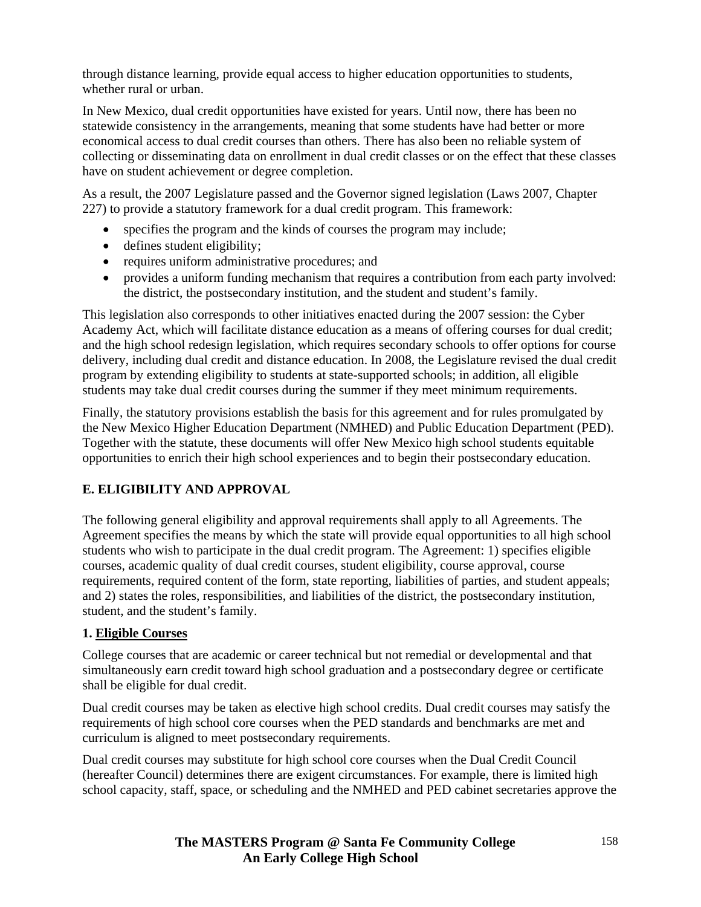through distance learning, provide equal access to higher education opportunities to students, whether rural or urban.

In New Mexico, dual credit opportunities have existed for years. Until now, there has been no statewide consistency in the arrangements, meaning that some students have had better or more economical access to dual credit courses than others. There has also been no reliable system of collecting or disseminating data on enrollment in dual credit classes or on the effect that these classes have on student achievement or degree completion.

As a result, the 2007 Legislature passed and the Governor signed legislation (Laws 2007, Chapter 227) to provide a statutory framework for a dual credit program. This framework:

- specifies the program and the kinds of courses the program may include;
- defines student eligibility;
- requires uniform administrative procedures; and
- provides a uniform funding mechanism that requires a contribution from each party involved: the district, the postsecondary institution, and the student and student's family.

This legislation also corresponds to other initiatives enacted during the 2007 session: the Cyber Academy Act, which will facilitate distance education as a means of offering courses for dual credit; and the high school redesign legislation, which requires secondary schools to offer options for course delivery, including dual credit and distance education. In 2008, the Legislature revised the dual credit program by extending eligibility to students at state-supported schools; in addition, all eligible students may take dual credit courses during the summer if they meet minimum requirements.

Finally, the statutory provisions establish the basis for this agreement and for rules promulgated by the New Mexico Higher Education Department (NMHED) and Public Education Department (PED). Together with the statute, these documents will offer New Mexico high school students equitable opportunities to enrich their high school experiences and to begin their postsecondary education.

## E. ELIGIBILITY AND APPROVAL

The following general eligibility and approval requirements shall apply to all Agreements. The Agreement specifies the means by which the state will provide equal opportunities to all high school students who wish to participate in the dual credit program. The Agreement: 1) specifies eligible courses, academic quality of dual credit courses, student eligibility, course approval, course requirements, required content of the form, state reporting, liabilities of parties, and student appeals; and 2) states the roles, responsibilities, and liabilities of the district, the postsecondary institution, student, and the student's family.

### 1. Eligible Courses

College courses that are academic or career technical but not remedial or developmental and that simultaneously earn credit toward high school graduation and a postsecondary degree or certificate shall be eligible for dual credit.

Dual credit courses may be taken as elective high school credits. Dual credit courses may satisfy the requirements of high school core courses when the PED standards and benchmarks are met and curriculum is aligned to meet postsecondary requirements.

Dual credit courses may substitute for high school core courses when the Dual Credit Council (hereafter Council) determines there are exigent circumstances. For example, there is limited high school capacity, staff, space, or scheduling and the NMHED and PED cabinet secretaries approve the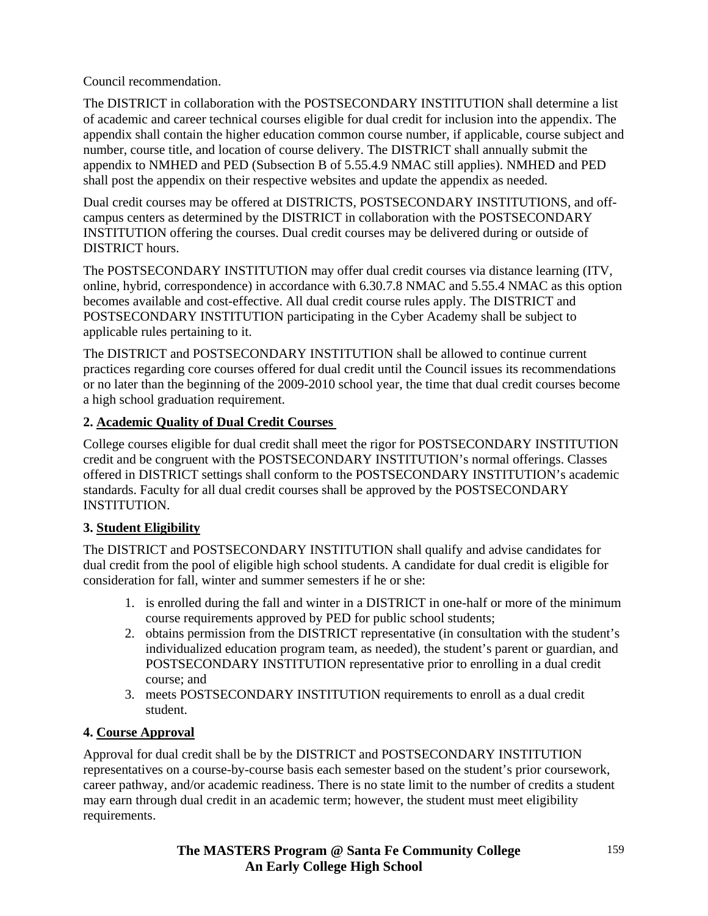Council recommendation.

The DISTRICT in collaboration with the POSTSECONDARY INSTITUTION shall determine a list of academic and career technical courses eligible for dual credit for inclusion into the appendix. The appendix shall contain the higher education common course number, if applicable, course subject and number, course title, and location of course delivery. The DISTRICT shall annually submit the appendix to NMHED and PED (Subsection B of 5.55.4.9 NMAC still applies). NMHED and PED shall post the appendix on their respective websites and update the appendix as needed.

Dual credit courses may be offered at DISTRICTS, POSTSECONDARY INSTITUTIONS, and off-campus centers as determined by the DISTRICT in collaboration with the POSTSECONDARY INSTITUTION offering the courses. Dual credit courses may be delivered during or outside of DISTRICT hours.

The POSTSECONDARY INSTITUTION may offer dual credit courses via distance learning (ITV, online, hybrid, correspondence) in accordance with 6.30.7.8 NMAC and 5.55.4 NMAC as this option becomes available and cost-effective. All dual credit course rules apply. The DISTRICT and POSTSECONDARY INSTITUTION participating in the Cyber Academy shall be subject to applicable rules pertaining to it.

The DISTRICT and POSTSECONDARY INSTITUTION shall be allowed to continue current practices regarding core courses offered for dual credit until the Council issues its recommendations or no later than the beginning of the 2009-2010 school year, the time that dual credit courses become a high school graduation requirement.

**2. Academic Quality of Dual Credit Courses**

College courses eligible for dual credit shall meet the rigor for POSTSECONDARY INSTITUTION credit and be congruent with the POSTSECONDARY INSTITUTION's normal offerings. Classes offered in DISTRICT settings shall conform to the POSTSECONDARY INSTITUTION's academic standards. Faculty for all dual credit courses shall be approved by the POSTSECONDARY INSTITUTION.

**3. Student Eligibility**

The DISTRICT and POSTSECONDARY INSTITUTION shall qualify and advise candidates for dual credit from the pool of eligible high school students. A candidate for dual credit is eligible for consideration for fall, winter and summer semesters if he or she:

1. is enrolled during the fall and winter in a DISTRICT in one-half or more of the minimum course requirements approved by PED for public school students;
2. obtains permission from the DISTRICT representative (in consultation with the student's individualized education program team, as needed), the student's parent or guardian, and POSTSECONDARY INSTITUTION representative prior to enrolling in a dual credit course; and
3. meets POSTSECONDARY INSTITUTION requirements to enroll as a dual credit student.

**4. Course Approval**

Approval for dual credit shall be by the DISTRICT and POSTSECONDARY INSTITUTION representatives on a course-by-course basis each semester based on the student's prior coursework, career pathway, and/or academic readiness. There is no state limit to the number of credits a student may earn through dual credit in an academic term; however, the student must meet eligibility requirements.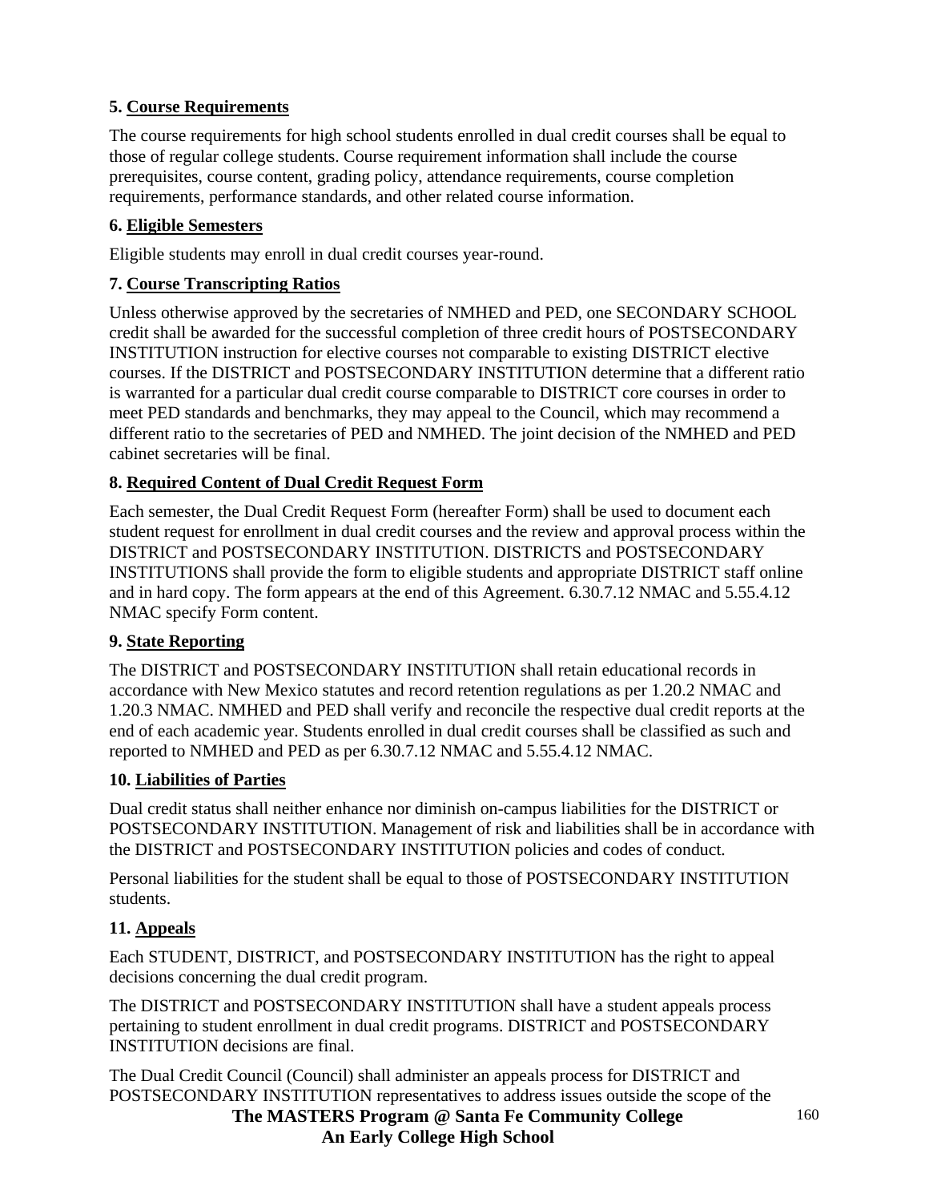**5. Course Requirements**

The course requirements for high school students enrolled in dual credit courses shall be equal to those of regular college students. Course requirement information shall include the course prerequisites, course content, grading policy, attendance requirements, course completion requirements, performance standards, and other related course information.

**6. Eligible Semesters**

Eligible students may enroll in dual credit courses year-round.

**7. Course Transcripting Ratios**

Unless otherwise approved by the secretaries of NMHED and PED, one SECONDARY SCHOOL credit shall be awarded for the successful completion of three credit hours of POSTSECONDARY INSTITUTION instruction for elective courses not comparable to existing DISTRICT elective courses. If the DISTRICT and POSTSECONDARY INSTITUTION determine that a different ratio is warranted for a particular dual credit course comparable to DISTRICT core courses in order to meet PED standards and benchmarks, they may appeal to the Council, which may recommend a different ratio to the secretaries of PED and NMHED. The joint decision of the NMHED and PED cabinet secretaries will be final.

**8. Required Content of Dual Credit Request Form**

Each semester, the Dual Credit Request Form (hereafter Form) shall be used to document each student request for enrollment in dual credit courses and the review and approval process within the DISTRICT and POSTSECONDARY INSTITUTION. DISTRICTS and POSTSECONDARY INSTITUTIONS shall provide the form to eligible students and appropriate DISTRICT staff online and in hard copy. The form appears at the end of this Agreement. 6.30.7.12 NMAC and 5.55.4.12 NMAC specify Form content.

**9. State Reporting**

The DISTRICT and POSTSECONDARY INSTITUTION shall retain educational records in accordance with New Mexico statutes and record retention regulations as per 1.20.2 NMAC and 1.20.3 NMAC. NMHED and PED shall verify and reconcile the respective dual credit reports at the end of each academic year. Students enrolled in dual credit courses shall be classified as such and reported to NMHED and PED as per 6.30.7.12 NMAC and 5.55.4.12 NMAC.

**10. Liabilities of Parties**

Dual credit status shall neither enhance nor diminish on-campus liabilities for the DISTRICT or POSTSECONDARY INSTITUTION. Management of risk and liabilities shall be in accordance with the DISTRICT and POSTSECONDARY INSTITUTION policies and codes of conduct.

Personal liabilities for the student shall be equal to those of POSTSECONDARY INSTITUTION students.

**11. Appeals**

Each STUDENT, DISTRICT, and POSTSECONDARY INSTITUTION has the right to appeal decisions concerning the dual credit program.

The DISTRICT and POSTSECONDARY INSTITUTION shall have a student appeals process pertaining to student enrollment in dual credit programs. DISTRICT and POSTSECONDARY INSTITUTION decisions are final.

The Dual Credit Council (Council) shall administer an appeals process for DISTRICT and POSTSECONDARY INSTITUTION representatives to address issues outside the scope of the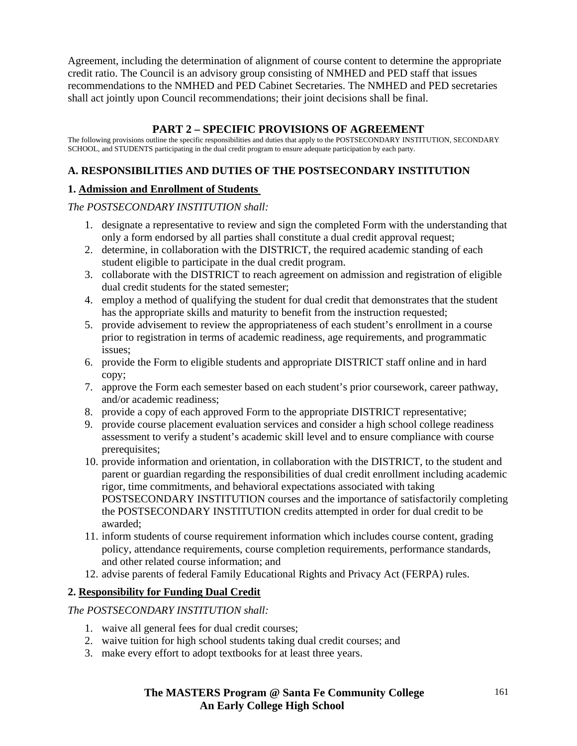Agreement, including the determination of alignment of course content to determine the appropriate credit ratio. The Council is an advisory group consisting of NMHED and PED staff that issues recommendations to the NMHED and PED Cabinet Secretaries. The NMHED and PED secretaries shall act jointly upon Council recommendations; their joint decisions shall be final.

## PART 2 – SPECIFIC PROVISIONS OF AGREEMENT

The following provisions outline the specific responsibilities and duties that apply to the POSTSECONDARY INSTITUTION, SECONDARY SCHOOL, and STUDENTS participating in the dual credit program to ensure adequate participation by each party.

### A. RESPONSIBILITIES AND DUTIES OF THE POSTSECONDARY INSTITUTION

#### 1. Admission and Enrollment of Students

*The POSTSECONDARY INSTITUTION shall:*

1. designate a representative to review and sign the completed Form with the understanding that only a form endorsed by all parties shall constitute a dual credit approval request;
2. determine, in collaboration with the DISTRICT, the required academic standing of each student eligible to participate in the dual credit program.
3. collaborate with the DISTRICT to reach agreement on admission and registration of eligible dual credit students for the stated semester;
4. employ a method of qualifying the student for dual credit that demonstrates that the student has the appropriate skills and maturity to benefit from the instruction requested;
5. provide advisement to review the appropriateness of each student's enrollment in a course prior to registration in terms of academic readiness, age requirements, and programmatic issues;
6. provide the Form to eligible students and appropriate DISTRICT staff online and in hard copy;
7. approve the Form each semester based on each student's prior coursework, career pathway, and/or academic readiness;
8. provide a copy of each approved Form to the appropriate DISTRICT representative;
9. provide course placement evaluation services and consider a high school college readiness assessment to verify a student's academic skill level and to ensure compliance with course prerequisites;
10. provide information and orientation, in collaboration with the DISTRICT, to the student and parent or guardian regarding the responsibilities of dual credit enrollment including academic rigor, time commitments, and behavioral expectations associated with taking POSTSECONDARY INSTITUTION courses and the importance of satisfactorily completing the POSTSECONDARY INSTITUTION credits attempted in order for dual credit to be awarded;
11. inform students of course requirement information which includes course content, grading policy, attendance requirements, course completion requirements, performance standards, and other related course information; and
12. advise parents of federal Family Educational Rights and Privacy Act (FERPA) rules.

#### 2. Responsibility for Funding Dual Credit

*The POSTSECONDARY INSTITUTION shall:*

1. waive all general fees for dual credit courses;
2. waive tuition for high school students taking dual credit courses; and
3. make every effort to adopt textbooks for at least three years.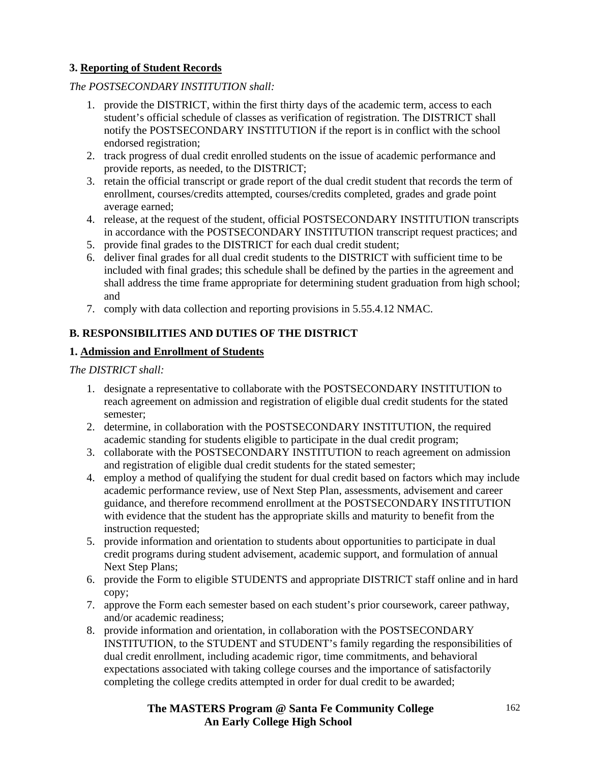### 3. <u>Reporting of Student Records</u>

*The POSTSECONDARY INSTITUTION shall:*

1. provide the DISTRICT, within the first thirty days of the academic term, access to each student's official schedule of classes as verification of registration. The DISTRICT shall notify the POSTSECONDARY INSTITUTION if the report is in conflict with the school endorsed registration;
2. track progress of dual credit enrolled students on the issue of academic performance and provide reports, as needed, to the DISTRICT;
3. retain the official transcript or grade report of the dual credit student that records the term of enrollment, courses/credits attempted, courses/credits completed, grades and grade point average earned;
4. release, at the request of the student, official POSTSECONDARY INSTITUTION transcripts in accordance with the POSTSECONDARY INSTITUTION transcript request practices; and
5. provide final grades to the DISTRICT for each dual credit student;
6. deliver final grades for all dual credit students to the DISTRICT with sufficient time to be included with final grades; this schedule shall be defined by the parties in the agreement and shall address the time frame appropriate for determining student graduation from high school; and
7. comply with data collection and reporting provisions in 5.55.4.12 NMAC.

## B. RESPONSIBILITIES AND DUTIES OF THE DISTRICT

### 1. <u>Admission and Enrollment of Students</u>

*The DISTRICT shall:*

1. designate a representative to collaborate with the POSTSECONDARY INSTITUTION to reach agreement on admission and registration of eligible dual credit students for the stated semester;
2. determine, in collaboration with the POSTSECONDARY INSTITUTION, the required academic standing for students eligible to participate in the dual credit program;
3. collaborate with the POSTSECONDARY INSTITUTION to reach agreement on admission and registration of eligible dual credit students for the stated semester;
4. employ a method of qualifying the student for dual credit based on factors which may include academic performance review, use of Next Step Plan, assessments, advisement and career guidance, and therefore recommend enrollment at the POSTSECONDARY INSTITUTION with evidence that the student has the appropriate skills and maturity to benefit from the instruction requested;
5. provide information and orientation to students about opportunities to participate in dual credit programs during student advisement, academic support, and formulation of annual Next Step Plans;
6. provide the Form to eligible STUDENTS and appropriate DISTRICT staff online and in hard copy;
7. approve the Form each semester based on each student's prior coursework, career pathway, and/or academic readiness;
8. provide information and orientation, in collaboration with the POSTSECONDARY INSTITUTION, to the STUDENT and STUDENT's family regarding the responsibilities of dual credit enrollment, including academic rigor, time commitments, and behavioral expectations associated with taking college courses and the importance of satisfactorily completing the college credits attempted in order for dual credit to be awarded;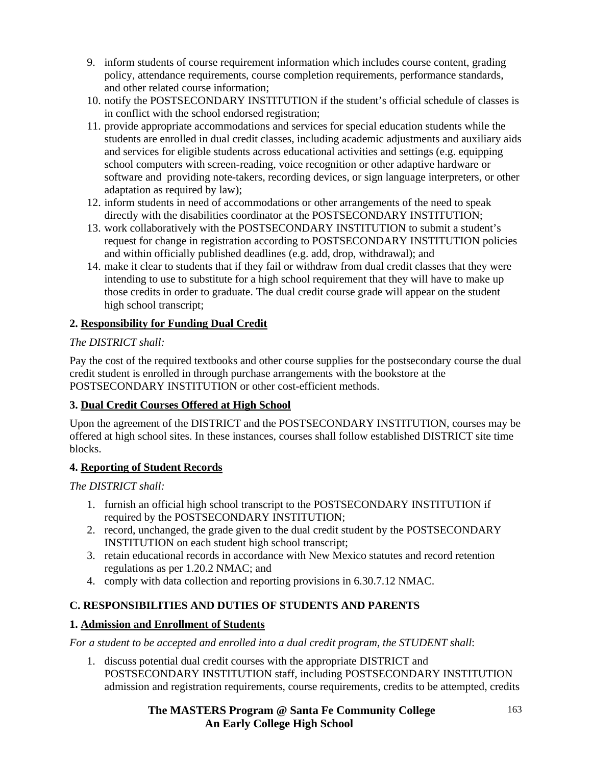9. inform students of course requirement information which includes course content, grading policy, attendance requirements, course completion requirements, performance standards, and other related course information;
10. notify the POSTSECONDARY INSTITUTION if the student's official schedule of classes is in conflict with the school endorsed registration;
11. provide appropriate accommodations and services for special education students while the students are enrolled in dual credit classes, including academic adjustments and auxiliary aids and services for eligible students across educational activities and settings (e.g. equipping school computers with screen-reading, voice recognition or other adaptive hardware or software and providing note-takers, recording devices, or sign language interpreters, or other adaptation as required by law);
12. inform students in need of accommodations or other arrangements of the need to speak directly with the disabilities coordinator at the POSTSECONDARY INSTITUTION;
13. work collaboratively with the POSTSECONDARY INSTITUTION to submit a student's request for change in registration according to POSTSECONDARY INSTITUTION policies and within officially published deadlines (e.g. add, drop, withdrawal); and
14. make it clear to students that if they fail or withdraw from dual credit classes that they were intending to use to substitute for a high school requirement that they will have to make up those credits in order to graduate. The dual credit course grade will appear on the student high school transcript;

**2. Responsibility for Funding Dual Credit**

*The DISTRICT shall:*

Pay the cost of the required textbooks and other course supplies for the postsecondary course the dual credit student is enrolled in through purchase arrangements with the bookstore at the POSTSECONDARY INSTITUTION or other cost-efficient methods.

**3. Dual Credit Courses Offered at High School**

Upon the agreement of the DISTRICT and the POSTSECONDARY INSTITUTION, courses may be offered at high school sites. In these instances, courses shall follow established DISTRICT site time blocks.

**4. Reporting of Student Records**

*The DISTRICT shall:*

1. furnish an official high school transcript to the POSTSECONDARY INSTITUTION if required by the POSTSECONDARY INSTITUTION;
2. record, unchanged, the grade given to the dual credit student by the POSTSECONDARY INSTITUTION on each student high school transcript;
3. retain educational records in accordance with New Mexico statutes and record retention regulations as per 1.20.2 NMAC; and
4. comply with data collection and reporting provisions in 6.30.7.12 NMAC.

**C. RESPONSIBILITIES AND DUTIES OF STUDENTS AND PARENTS**

**1. Admission and Enrollment of Students**

*For a student to be accepted and enrolled into a dual credit program, the STUDENT shall*:

1. discuss potential dual credit courses with the appropriate DISTRICT and POSTSECONDARY INSTITUTION staff, including POSTSECONDARY INSTITUTION admission and registration requirements, course requirements, credits to be attempted, credits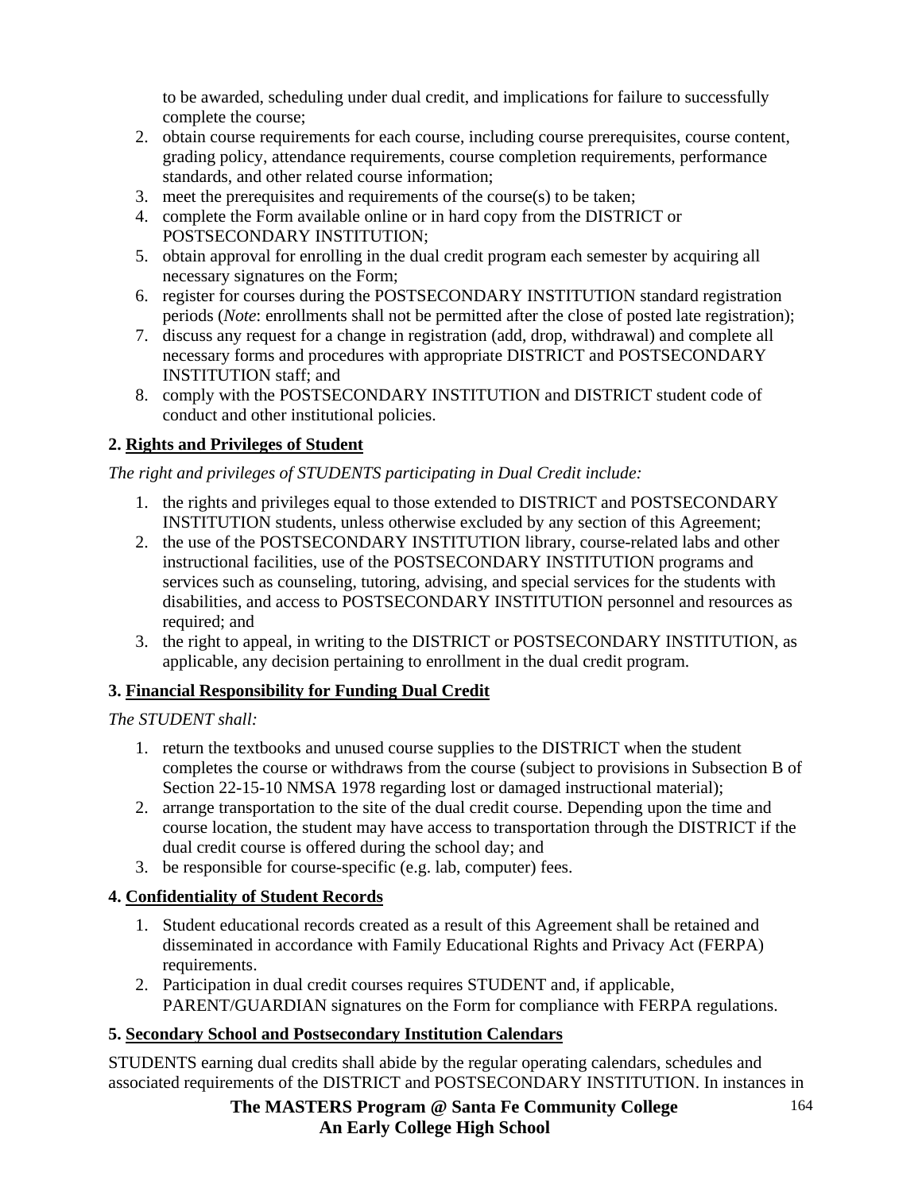to be awarded, scheduling under dual credit, and implications for failure to successfully complete the course;

2. obtain course requirements for each course, including course prerequisites, course content, grading policy, attendance requirements, course completion requirements, performance standards, and other related course information;
3. meet the prerequisites and requirements of the course(s) to be taken;
4. complete the Form available online or in hard copy from the DISTRICT or POSTSECONDARY INSTITUTION;
5. obtain approval for enrolling in the dual credit program each semester by acquiring all necessary signatures on the Form;
6. register for courses during the POSTSECONDARY INSTITUTION standard registration periods (*Note*: enrollments shall not be permitted after the close of posted late registration);
7. discuss any request for a change in registration (add, drop, withdrawal) and complete all necessary forms and procedures with appropriate DISTRICT and POSTSECONDARY INSTITUTION staff; and
8. comply with the POSTSECONDARY INSTITUTION and DISTRICT student code of conduct and other institutional policies.

**2. <u>Rights and Privileges of Student</u>**

*The right and privileges of STUDENTS participating in Dual Credit include:*

1. the rights and privileges equal to those extended to DISTRICT and POSTSECONDARY INSTITUTION students, unless otherwise excluded by any section of this Agreement;
2. the use of the POSTSECONDARY INSTITUTION library, course-related labs and other instructional facilities, use of the POSTSECONDARY INSTITUTION programs and services such as counseling, tutoring, advising, and special services for the students with disabilities, and access to POSTSECONDARY INSTITUTION personnel and resources as required; and
3. the right to appeal, in writing to the DISTRICT or POSTSECONDARY INSTITUTION, as applicable, any decision pertaining to enrollment in the dual credit program.

**3. <u>Financial Responsibility for Funding Dual Credit</u>**

*The STUDENT shall:*

1. return the textbooks and unused course supplies to the DISTRICT when the student completes the course or withdraws from the course (subject to provisions in Subsection B of Section 22-15-10 NMSA 1978 regarding lost or damaged instructional material);
2. arrange transportation to the site of the dual credit course. Depending upon the time and course location, the student may have access to transportation through the DISTRICT if the dual credit course is offered during the school day; and
3. be responsible for course-specific (e.g. lab, computer) fees.

**4. <u>Confidentiality of Student Records</u>**

1. Student educational records created as a result of this Agreement shall be retained and disseminated in accordance with Family Educational Rights and Privacy Act (FERPA) requirements.
2. Participation in dual credit courses requires STUDENT and, if applicable, PARENT/GUARDIAN signatures on the Form for compliance with FERPA regulations.

**5. <u>Secondary School and Postsecondary Institution Calendars</u>**

STUDENTS earning dual credits shall abide by the regular operating calendars, schedules and associated requirements of the DISTRICT and POSTSECONDARY INSTITUTION. In instances in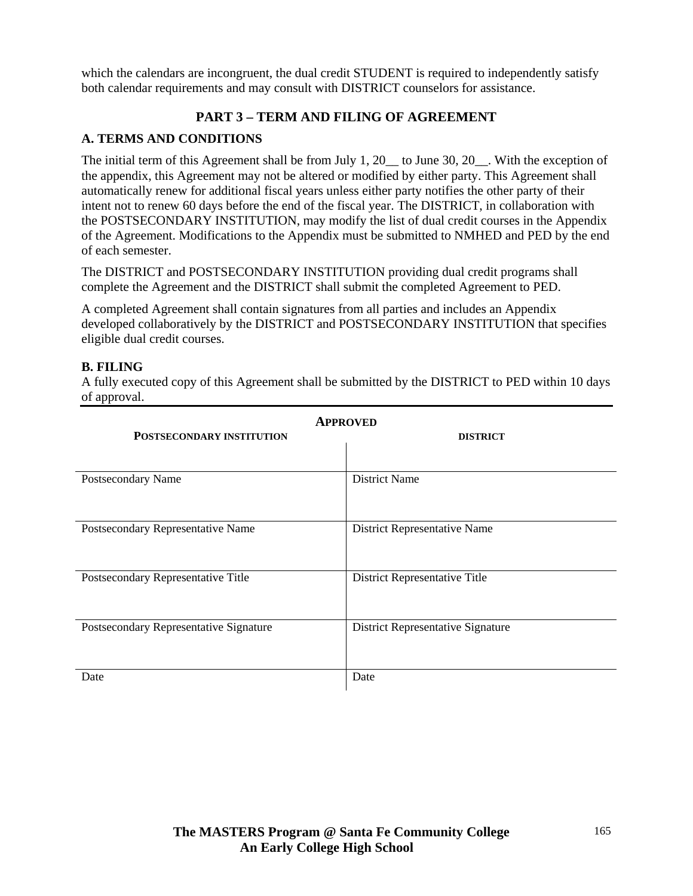which the calendars are incongruent, the dual credit STUDENT is required to independently satisfy both calendar requirements and may consult with DISTRICT counselors for assistance.

## PART 3 – TERM AND FILING OF AGREEMENT

### A. TERMS AND CONDITIONS

The initial term of this Agreement shall be from July 1, 20__ to June 30, 20__. With the exception of the appendix, this Agreement may not be altered or modified by either party. This Agreement shall automatically renew for additional fiscal years unless either party notifies the other party of their intent not to renew 60 days before the end of the fiscal year. The DISTRICT, in collaboration with the POSTSECONDARY INSTITUTION, may modify the list of dual credit courses in the Appendix of the Agreement. Modifications to the Appendix must be submitted to NMHED and PED by the end of each semester.

The DISTRICT and POSTSECONDARY INSTITUTION providing dual credit programs shall complete the Agreement and the DISTRICT shall submit the completed Agreement to PED.

A completed Agreement shall contain signatures from all parties and includes an Appendix developed collaboratively by the DISTRICT and POSTSECONDARY INSTITUTION that specifies eligible dual credit courses.

### B. FILING

A fully executed copy of this Agreement shall be submitted by the DISTRICT to PED within 10 days of approval.

**APPROVED**

| **POSTSECONDARY INSTITUTION** | **DISTRICT** |
|---|---|
| | |
| Postsecondary Name | District Name |
| Postsecondary Representative Name | District Representative Name |
| Postsecondary Representative Title | District Representative Title |
| Postsecondary Representative Signature | District Representative Signature |
| Date | Date |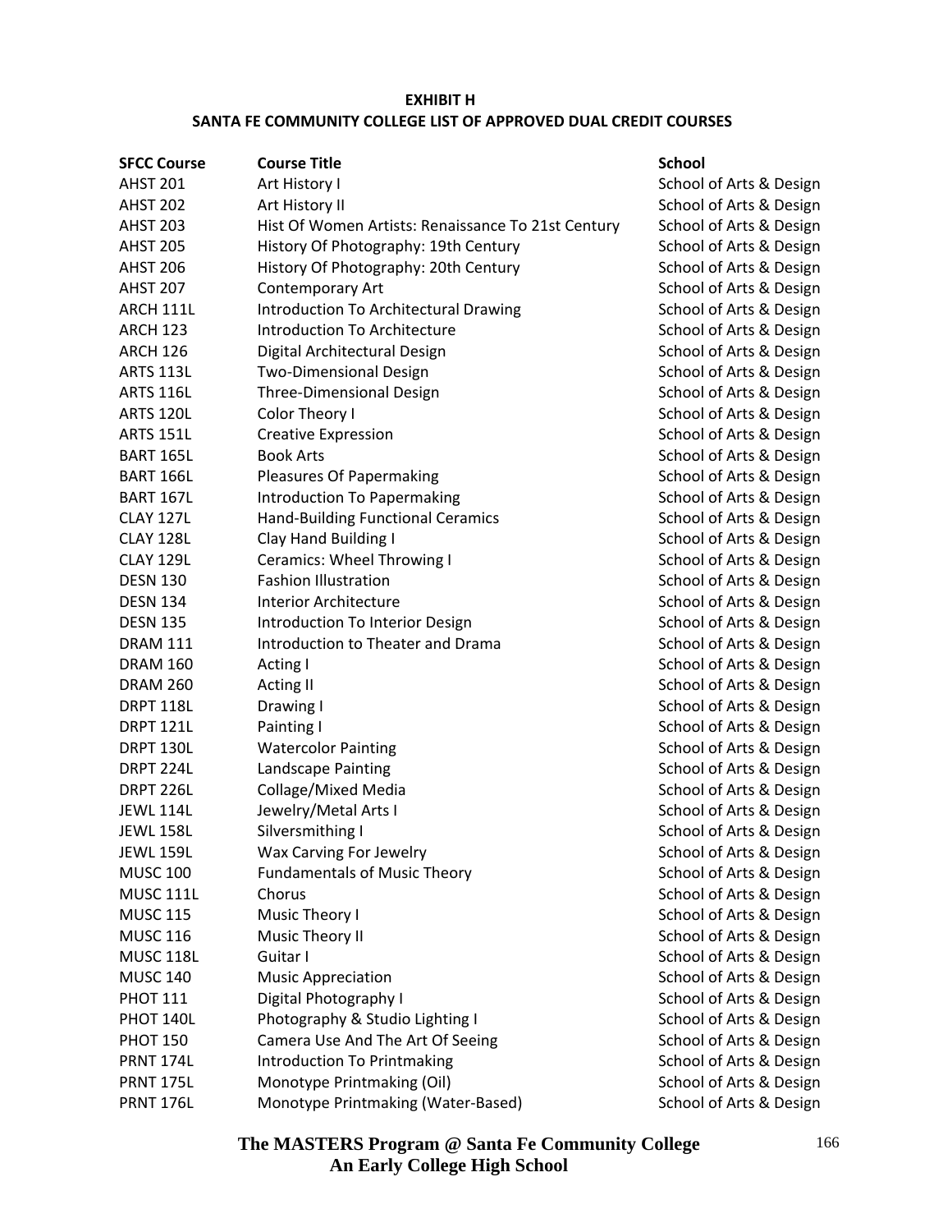**EXHIBIT H**

**SANTA FE COMMUNITY COLLEGE LIST OF APPROVED DUAL CREDIT COURSES**

| SFCC Course | Course Title | School |
|---|---|---|
| AHST 201 | Art History I | School of Arts & Design |
| AHST 202 | Art History II | School of Arts & Design |
| AHST 203 | Hist Of Women Artists: Renaissance To 21st Century | School of Arts & Design |
| AHST 205 | History Of Photography: 19th Century | School of Arts & Design |
| AHST 206 | History Of Photography: 20th Century | School of Arts & Design |
| AHST 207 | Contemporary Art | School of Arts & Design |
| ARCH 111L | Introduction To Architectural Drawing | School of Arts & Design |
| ARCH 123 | Introduction To Architecture | School of Arts & Design |
| ARCH 126 | Digital Architectural Design | School of Arts & Design |
| ARTS 113L | Two-Dimensional Design | School of Arts & Design |
| ARTS 116L | Three-Dimensional Design | School of Arts & Design |
| ARTS 120L | Color Theory I | School of Arts & Design |
| ARTS 151L | Creative Expression | School of Arts & Design |
| BART 165L | Book Arts | School of Arts & Design |
| BART 166L | Pleasures Of Papermaking | School of Arts & Design |
| BART 167L | Introduction To Papermaking | School of Arts & Design |
| CLAY 127L | Hand-Building Functional Ceramics | School of Arts & Design |
| CLAY 128L | Clay Hand Building I | School of Arts & Design |
| CLAY 129L | Ceramics: Wheel Throwing I | School of Arts & Design |
| DESN 130 | Fashion Illustration | School of Arts & Design |
| DESN 134 | Interior Architecture | School of Arts & Design |
| DESN 135 | Introduction To Interior Design | School of Arts & Design |
| DRAM 111 | Introduction to Theater and Drama | School of Arts & Design |
| DRAM 160 | Acting I | School of Arts & Design |
| DRAM 260 | Acting II | School of Arts & Design |
| DRPT 118L | Drawing I | School of Arts & Design |
| DRPT 121L | Painting I | School of Arts & Design |
| DRPT 130L | Watercolor Painting | School of Arts & Design |
| DRPT 224L | Landscape Painting | School of Arts & Design |
| DRPT 226L | Collage/Mixed Media | School of Arts & Design |
| JEWL 114L | Jewelry/Metal Arts I | School of Arts & Design |
| JEWL 158L | Silversmithing I | School of Arts & Design |
| JEWL 159L | Wax Carving For Jewelry | School of Arts & Design |
| MUSC 100 | Fundamentals of Music Theory | School of Arts & Design |
| MUSC 111L | Chorus | School of Arts & Design |
| MUSC 115 | Music Theory I | School of Arts & Design |
| MUSC 116 | Music Theory II | School of Arts & Design |
| MUSC 118L | Guitar I | School of Arts & Design |
| MUSC 140 | Music Appreciation | School of Arts & Design |
| PHOT 111 | Digital Photography I | School of Arts & Design |
| PHOT 140L | Photography & Studio Lighting I | School of Arts & Design |
| PHOT 150 | Camera Use And The Art Of Seeing | School of Arts & Design |
| PRNT 174L | Introduction To Printmaking | School of Arts & Design |
| PRNT 175L | Monotype Printmaking (Oil) | School of Arts & Design |
| PRNT 176L | Monotype Printmaking (Water-Based) | School of Arts & Design |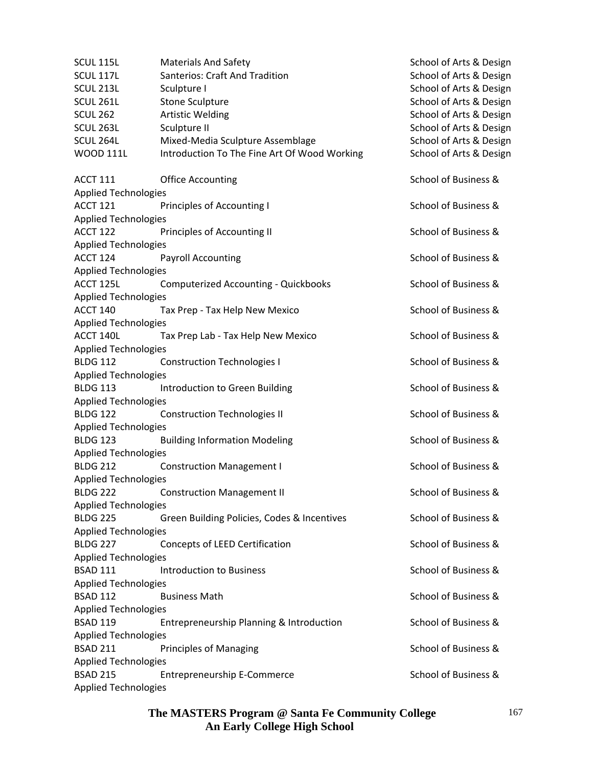| | | |
|---|---|---|
| SCUL 115L | Materials And Safety | School of Arts & Design |
| SCUL 117L | Santerios: Craft And Tradition | School of Arts & Design |
| SCUL 213L | Sculpture I | School of Arts & Design |
| SCUL 261L | Stone Sculpture | School of Arts & Design |
| SCUL 262 | Artistic Welding | School of Arts & Design |
| SCUL 263L | Sculpture II | School of Arts & Design |
| SCUL 264L | Mixed-Media Sculpture Assemblage | School of Arts & Design |
| WOOD 111L | Introduction To The Fine Art Of Wood Working | School of Arts & Design |
| ACCT 111 | Office Accounting | School of Business & Applied Technologies |
| ACCT 121 | Principles of Accounting I | School of Business & Applied Technologies |
| ACCT 122 | Principles of Accounting II | School of Business & Applied Technologies |
| ACCT 124 | Payroll Accounting | School of Business & Applied Technologies |
| ACCT 125L | Computerized Accounting - Quickbooks | School of Business & Applied Technologies |
| ACCT 140 | Tax Prep - Tax Help New Mexico | School of Business & Applied Technologies |
| ACCT 140L | Tax Prep Lab - Tax Help New Mexico | School of Business & Applied Technologies |
| BLDG 112 | Construction Technologies I | School of Business & Applied Technologies |
| BLDG 113 | Introduction to Green Building | School of Business & Applied Technologies |
| BLDG 122 | Construction Technologies II | School of Business & Applied Technologies |
| BLDG 123 | Building Information Modeling | School of Business & Applied Technologies |
| BLDG 212 | Construction Management I | School of Business & Applied Technologies |
| BLDG 222 | Construction Management II | School of Business & Applied Technologies |
| BLDG 225 | Green Building Policies, Codes & Incentives | School of Business & Applied Technologies |
| BLDG 227 | Concepts of LEED Certification | School of Business & Applied Technologies |
| BSAD 111 | Introduction to Business | School of Business & Applied Technologies |
| BSAD 112 | Business Math | School of Business & Applied Technologies |
| BSAD 119 | Entrepreneurship Planning & Introduction | School of Business & Applied Technologies |
| BSAD 211 | Principles of Managing | School of Business & Applied Technologies |
| BSAD 215 | Entrepreneurship E-Commerce | School of Business & Applied Technologies |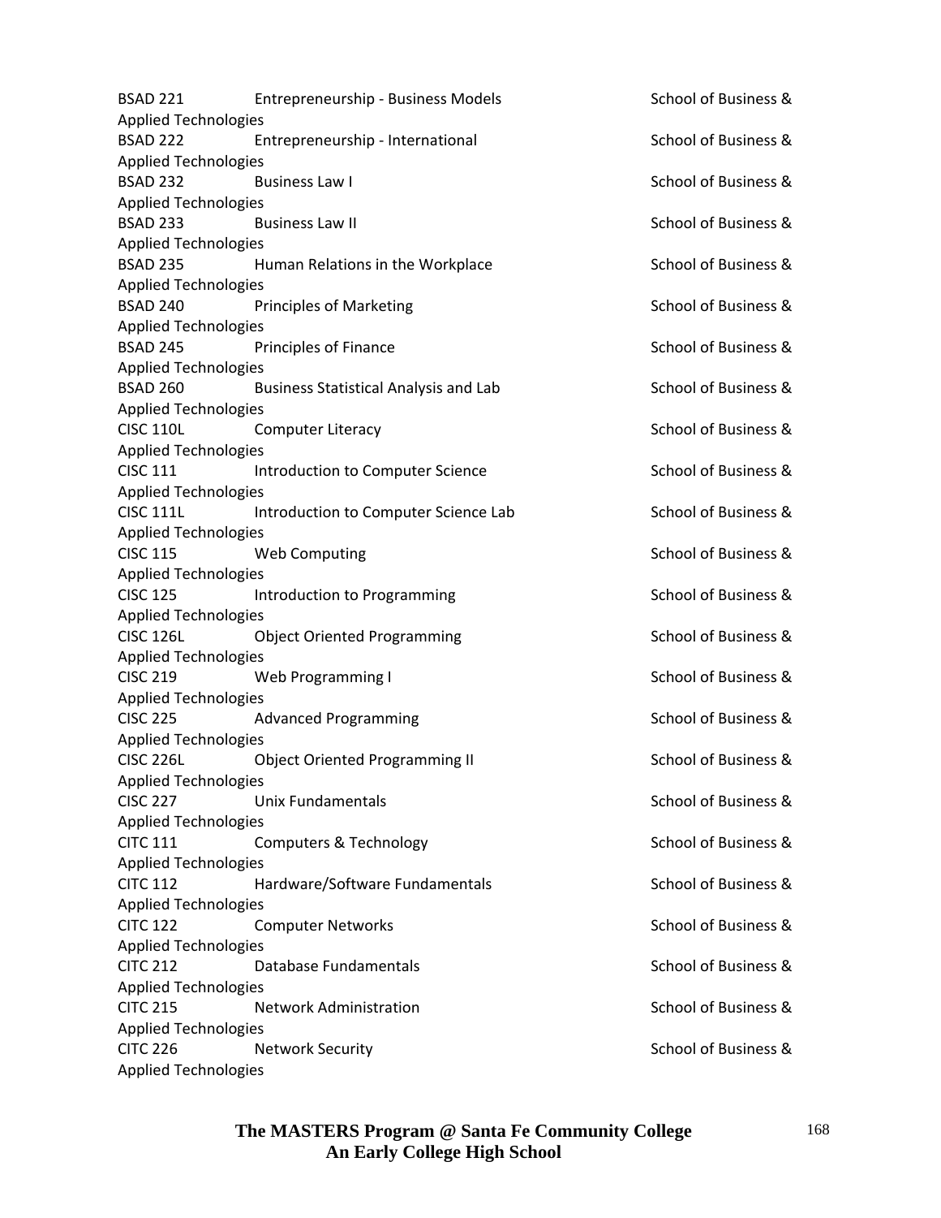| | | |
|---|---|---|
| BSAD 221 | Entrepreneurship - Business Models | School of Business & Applied Technologies |
| BSAD 222 | Entrepreneurship - International | School of Business & Applied Technologies |
| BSAD 232 | Business Law I | School of Business & Applied Technologies |
| BSAD 233 | Business Law II | School of Business & Applied Technologies |
| BSAD 235 | Human Relations in the Workplace | School of Business & Applied Technologies |
| BSAD 240 | Principles of Marketing | School of Business & Applied Technologies |
| BSAD 245 | Principles of Finance | School of Business & Applied Technologies |
| BSAD 260 | Business Statistical Analysis and Lab | School of Business & Applied Technologies |
| CISC 110L | Computer Literacy | School of Business & Applied Technologies |
| CISC 111 | Introduction to Computer Science | School of Business & Applied Technologies |
| CISC 111L | Introduction to Computer Science Lab | School of Business & Applied Technologies |
| CISC 115 | Web Computing | School of Business & Applied Technologies |
| CISC 125 | Introduction to Programming | School of Business & Applied Technologies |
| CISC 126L | Object Oriented Programming | School of Business & Applied Technologies |
| CISC 219 | Web Programming I | School of Business & Applied Technologies |
| CISC 225 | Advanced Programming | School of Business & Applied Technologies |
| CISC 226L | Object Oriented Programming II | School of Business & Applied Technologies |
| CISC 227 | Unix Fundamentals | School of Business & Applied Technologies |
| CITC 111 | Computers & Technology | School of Business & Applied Technologies |
| CITC 112 | Hardware/Software Fundamentals | School of Business & Applied Technologies |
| CITC 122 | Computer Networks | School of Business & Applied Technologies |
| CITC 212 | Database Fundamentals | School of Business & Applied Technologies |
| CITC 215 | Network Administration | School of Business & Applied Technologies |
| CITC 226 | Network Security | School of Business & Applied Technologies |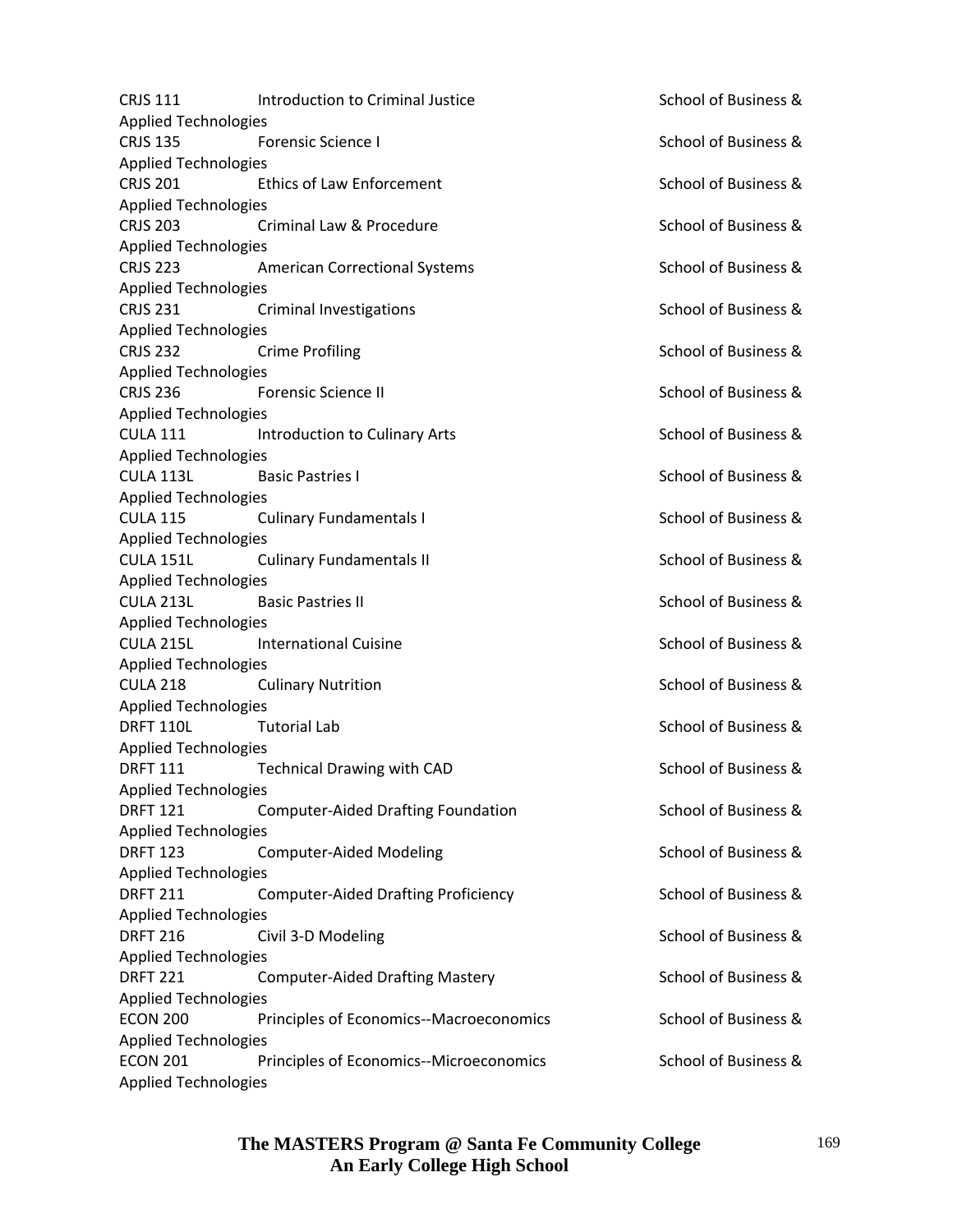| | | |
|---|---|---|
| CRJS 111 | Introduction to Criminal Justice | School of Business & Applied Technologies |
| CRJS 135 | Forensic Science I | School of Business & Applied Technologies |
| CRJS 201 | Ethics of Law Enforcement | School of Business & Applied Technologies |
| CRJS 203 | Criminal Law & Procedure | School of Business & Applied Technologies |
| CRJS 223 | American Correctional Systems | School of Business & Applied Technologies |
| CRJS 231 | Criminal Investigations | School of Business & Applied Technologies |
| CRJS 232 | Crime Profiling | School of Business & Applied Technologies |
| CRJS 236 | Forensic Science II | School of Business & Applied Technologies |
| CULA 111 | Introduction to Culinary Arts | School of Business & Applied Technologies |
| CULA 113L | Basic Pastries I | School of Business & Applied Technologies |
| CULA 115 | Culinary Fundamentals I | School of Business & Applied Technologies |
| CULA 151L | Culinary Fundamentals II | School of Business & Applied Technologies |
| CULA 213L | Basic Pastries II | School of Business & Applied Technologies |
| CULA 215L | International Cuisine | School of Business & Applied Technologies |
| CULA 218 | Culinary Nutrition | School of Business & Applied Technologies |
| DRFT 110L | Tutorial Lab | School of Business & Applied Technologies |
| DRFT 111 | Technical Drawing with CAD | School of Business & Applied Technologies |
| DRFT 121 | Computer-Aided Drafting Foundation | School of Business & Applied Technologies |
| DRFT 123 | Computer-Aided Modeling | School of Business & Applied Technologies |
| DRFT 211 | Computer-Aided Drafting Proficiency | School of Business & Applied Technologies |
| DRFT 216 | Civil 3-D Modeling | School of Business & Applied Technologies |
| DRFT 221 | Computer-Aided Drafting Mastery | School of Business & Applied Technologies |
| ECON 200 | Principles of Economics--Macroeconomics | School of Business & Applied Technologies |
| ECON 201 | Principles of Economics--Microeconomics | School of Business & Applied Technologies |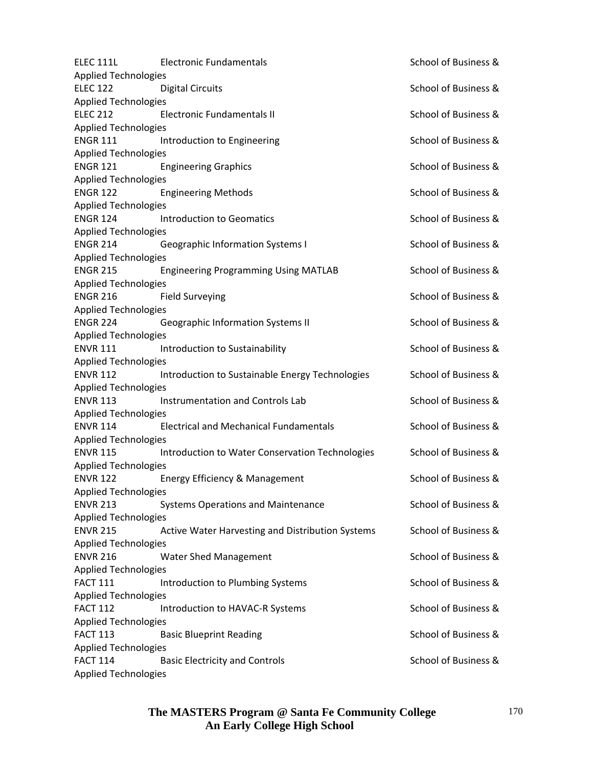| | | |
|---|---|---|
| ELEC 111L | Electronic Fundamentals | School of Business & Applied Technologies |
| ELEC 122 | Digital Circuits | School of Business & Applied Technologies |
| ELEC 212 | Electronic Fundamentals II | School of Business & Applied Technologies |
| ENGR 111 | Introduction to Engineering | School of Business & Applied Technologies |
| ENGR 121 | Engineering Graphics | School of Business & Applied Technologies |
| ENGR 122 | Engineering Methods | School of Business & Applied Technologies |
| ENGR 124 | Introduction to Geomatics | School of Business & Applied Technologies |
| ENGR 214 | Geographic Information Systems I | School of Business & Applied Technologies |
| ENGR 215 | Engineering Programming Using MATLAB | School of Business & Applied Technologies |
| ENGR 216 | Field Surveying | School of Business & Applied Technologies |
| ENGR 224 | Geographic Information Systems II | School of Business & Applied Technologies |
| ENVR 111 | Introduction to Sustainability | School of Business & Applied Technologies |
| ENVR 112 | Introduction to Sustainable Energy Technologies | School of Business & Applied Technologies |
| ENVR 113 | Instrumentation and Controls Lab | School of Business & Applied Technologies |
| ENVR 114 | Electrical and Mechanical Fundamentals | School of Business & Applied Technologies |
| ENVR 115 | Introduction to Water Conservation Technologies | School of Business & Applied Technologies |
| ENVR 122 | Energy Efficiency & Management | School of Business & Applied Technologies |
| ENVR 213 | Systems Operations and Maintenance | School of Business & Applied Technologies |
| ENVR 215 | Active Water Harvesting and Distribution Systems | School of Business & Applied Technologies |
| ENVR 216 | Water Shed Management | School of Business & Applied Technologies |
| FACT 111 | Introduction to Plumbing Systems | School of Business & Applied Technologies |
| FACT 112 | Introduction to HAVAC-R Systems | School of Business & Applied Technologies |
| FACT 113 | Basic Blueprint Reading | School of Business & Applied Technologies |
| FACT 114 | Basic Electricity and Controls | School of Business & Applied Technologies |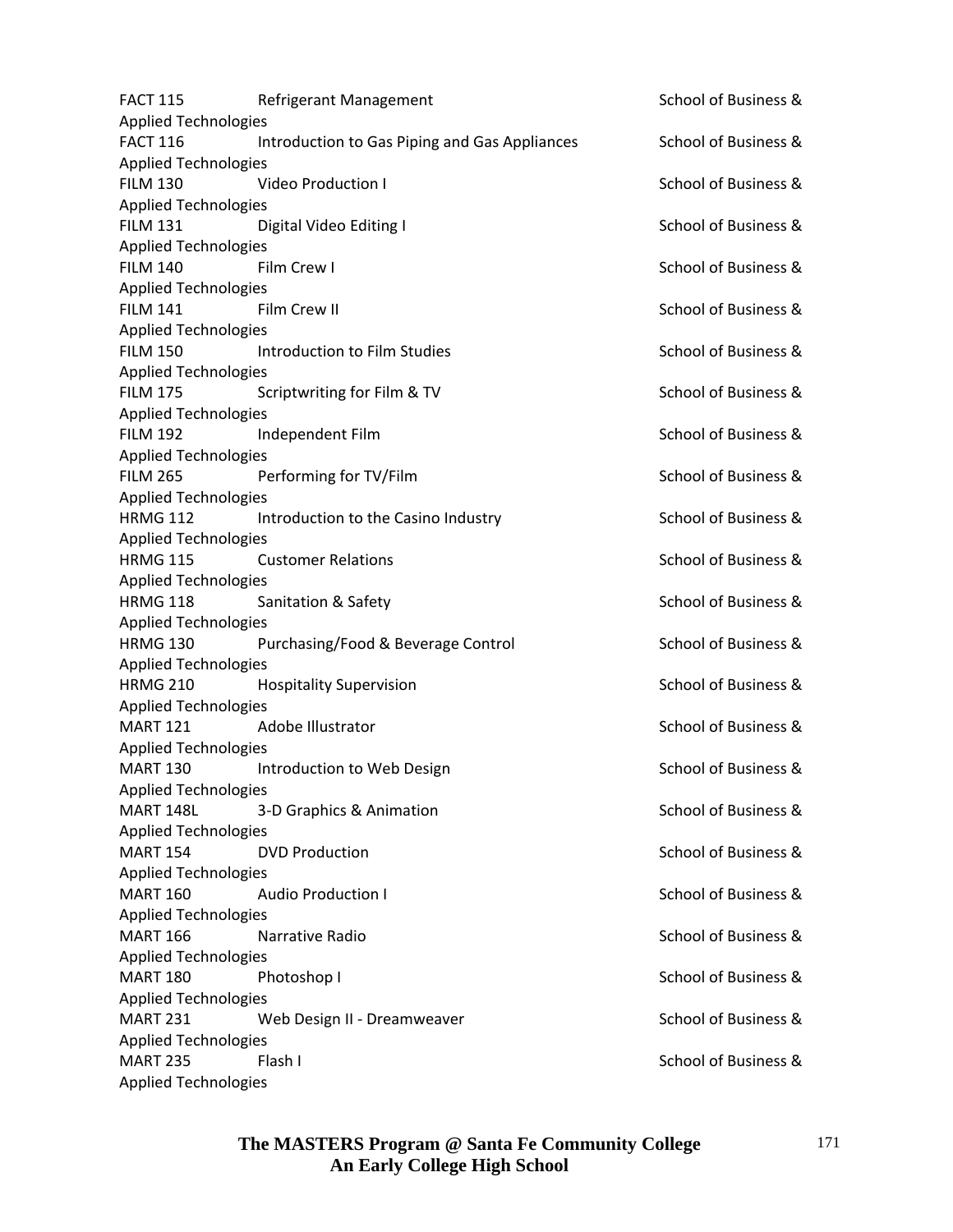| Course | Title | School |
| --- | --- | --- |
| FACT 115 | Refrigerant Management | School of Business & Applied Technologies |
| FACT 116 | Introduction to Gas Piping and Gas Appliances | School of Business & Applied Technologies |
| FILM 130 | Video Production I | School of Business & Applied Technologies |
| FILM 131 | Digital Video Editing I | School of Business & Applied Technologies |
| FILM 140 | Film Crew I | School of Business & Applied Technologies |
| FILM 141 | Film Crew II | School of Business & Applied Technologies |
| FILM 150 | Introduction to Film Studies | School of Business & Applied Technologies |
| FILM 175 | Scriptwriting for Film & TV | School of Business & Applied Technologies |
| FILM 192 | Independent Film | School of Business & Applied Technologies |
| FILM 265 | Performing for TV/Film | School of Business & Applied Technologies |
| HRMG 112 | Introduction to the Casino Industry | School of Business & Applied Technologies |
| HRMG 115 | Customer Relations | School of Business & Applied Technologies |
| HRMG 118 | Sanitation & Safety | School of Business & Applied Technologies |
| HRMG 130 | Purchasing/Food & Beverage Control | School of Business & Applied Technologies |
| HRMG 210 | Hospitality Supervision | School of Business & Applied Technologies |
| MART 121 | Adobe Illustrator | School of Business & Applied Technologies |
| MART 130 | Introduction to Web Design | School of Business & Applied Technologies |
| MART 148L | 3-D Graphics & Animation | School of Business & Applied Technologies |
| MART 154 | DVD Production | School of Business & Applied Technologies |
| MART 160 | Audio Production I | School of Business & Applied Technologies |
| MART 166 | Narrative Radio | School of Business & Applied Technologies |
| MART 180 | Photoshop I | School of Business & Applied Technologies |
| MART 231 | Web Design II - Dreamweaver | School of Business & Applied Technologies |
| MART 235 | Flash I | School of Business & Applied Technologies |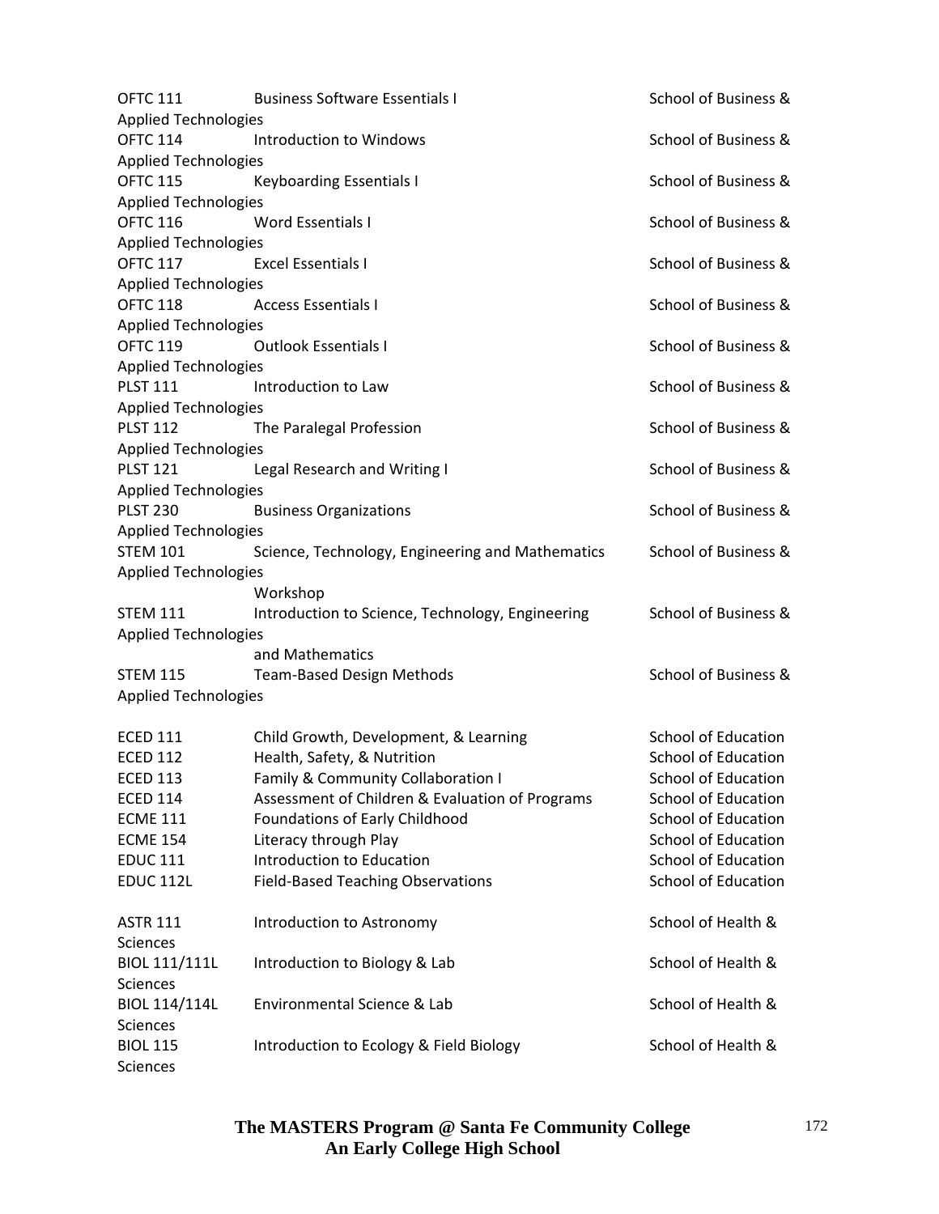| | | |
|---|---|---|
| OFTC 111 | Business Software Essentials I | School of Business & Applied Technologies |
| OFTC 114 | Introduction to Windows | School of Business & Applied Technologies |
| OFTC 115 | Keyboarding Essentials I | School of Business & Applied Technologies |
| OFTC 116 | Word Essentials I | School of Business & Applied Technologies |
| OFTC 117 | Excel Essentials I | School of Business & Applied Technologies |
| OFTC 118 | Access Essentials I | School of Business & Applied Technologies |
| OFTC 119 | Outlook Essentials I | School of Business & Applied Technologies |
| PLST 111 | Introduction to Law | School of Business & Applied Technologies |
| PLST 112 | The Paralegal Profession | School of Business & Applied Technologies |
| PLST 121 | Legal Research and Writing I | School of Business & Applied Technologies |
| PLST 230 | Business Organizations | School of Business & Applied Technologies |
| STEM 101 | Science, Technology, Engineering and Mathematics Workshop | School of Business & Applied Technologies |
| STEM 111 | Introduction to Science, Technology, Engineering and Mathematics | School of Business & Applied Technologies |
| STEM 115 | Team-Based Design Methods | School of Business & Applied Technologies |
| ECED 111 | Child Growth, Development, & Learning | School of Education |
| ECED 112 | Health, Safety, & Nutrition | School of Education |
| ECED 113 | Family & Community Collaboration I | School of Education |
| ECED 114 | Assessment of Children & Evaluation of Programs | School of Education |
| ECME 111 | Foundations of Early Childhood | School of Education |
| ECME 154 | Literacy through Play | School of Education |
| EDUC 111 | Introduction to Education | School of Education |
| EDUC 112L | Field-Based Teaching Observations | School of Education |
| ASTR 111 | Introduction to Astronomy | School of Health & Sciences |
| BIOL 111/111L | Introduction to Biology & Lab | School of Health & Sciences |
| BIOL 114/114L | Environmental Science & Lab | School of Health & Sciences |
| BIOL 115 | Introduction to Ecology & Field Biology | School of Health & Sciences |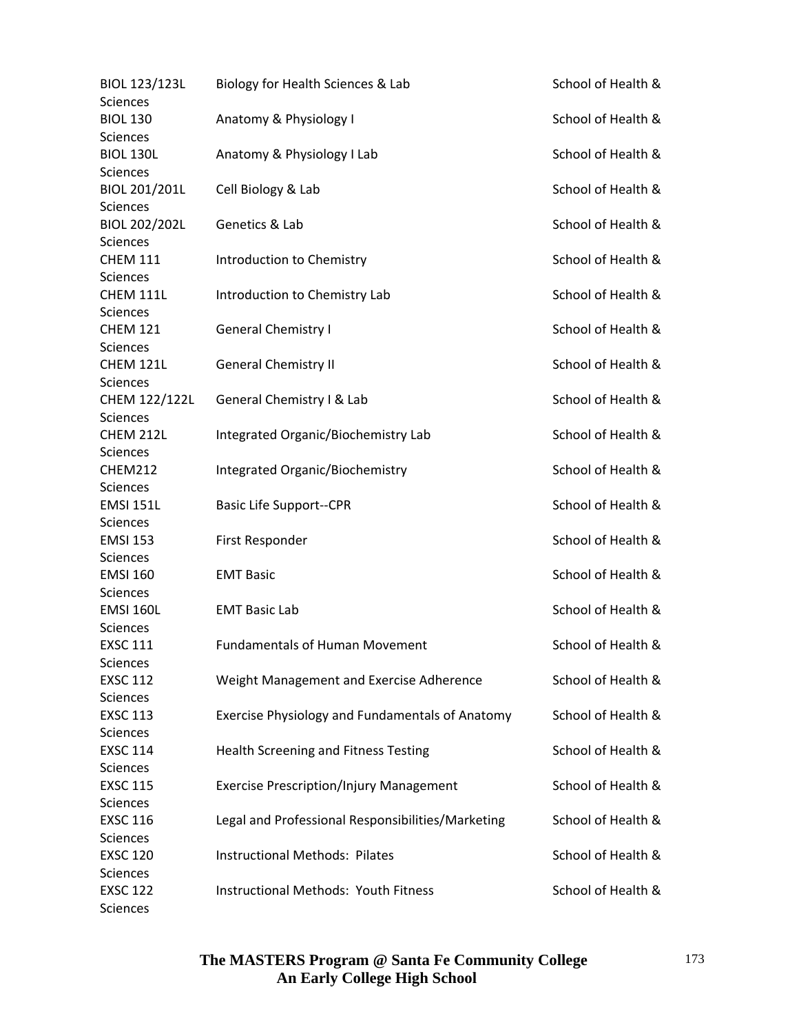| | | |
|---|---|---|
| BIOL 123/123L | Biology for Health Sciences & Lab | School of Health & Sciences |
| BIOL 130 | Anatomy & Physiology I | School of Health & Sciences |
| BIOL 130L | Anatomy & Physiology I Lab | School of Health & Sciences |
| BIOL 201/201L | Cell Biology & Lab | School of Health & Sciences |
| BIOL 202/202L | Genetics & Lab | School of Health & Sciences |
| CHEM 111 | Introduction to Chemistry | School of Health & Sciences |
| CHEM 111L | Introduction to Chemistry Lab | School of Health & Sciences |
| CHEM 121 | General Chemistry I | School of Health & Sciences |
| CHEM 121L | General Chemistry II | School of Health & Sciences |
| CHEM 122/122L | General Chemistry I & Lab | School of Health & Sciences |
| CHEM 212L | Integrated Organic/Biochemistry Lab | School of Health & Sciences |
| CHEM212 | Integrated Organic/Biochemistry | School of Health & Sciences |
| EMSI 151L | Basic Life Support--CPR | School of Health & Sciences |
| EMSI 153 | First Responder | School of Health & Sciences |
| EMSI 160 | EMT Basic | School of Health & Sciences |
| EMSI 160L | EMT Basic Lab | School of Health & Sciences |
| EXSC 111 | Fundamentals of Human Movement | School of Health & Sciences |
| EXSC 112 | Weight Management and Exercise Adherence | School of Health & Sciences |
| EXSC 113 | Exercise Physiology and Fundamentals of Anatomy | School of Health & Sciences |
| EXSC 114 | Health Screening and Fitness Testing | School of Health & Sciences |
| EXSC 115 | Exercise Prescription/Injury Management | School of Health & Sciences |
| EXSC 116 | Legal and Professional Responsibilities/Marketing | School of Health & Sciences |
| EXSC 120 | Instructional Methods: Pilates | School of Health & Sciences |
| EXSC 122 | Instructional Methods: Youth Fitness | School of Health & Sciences |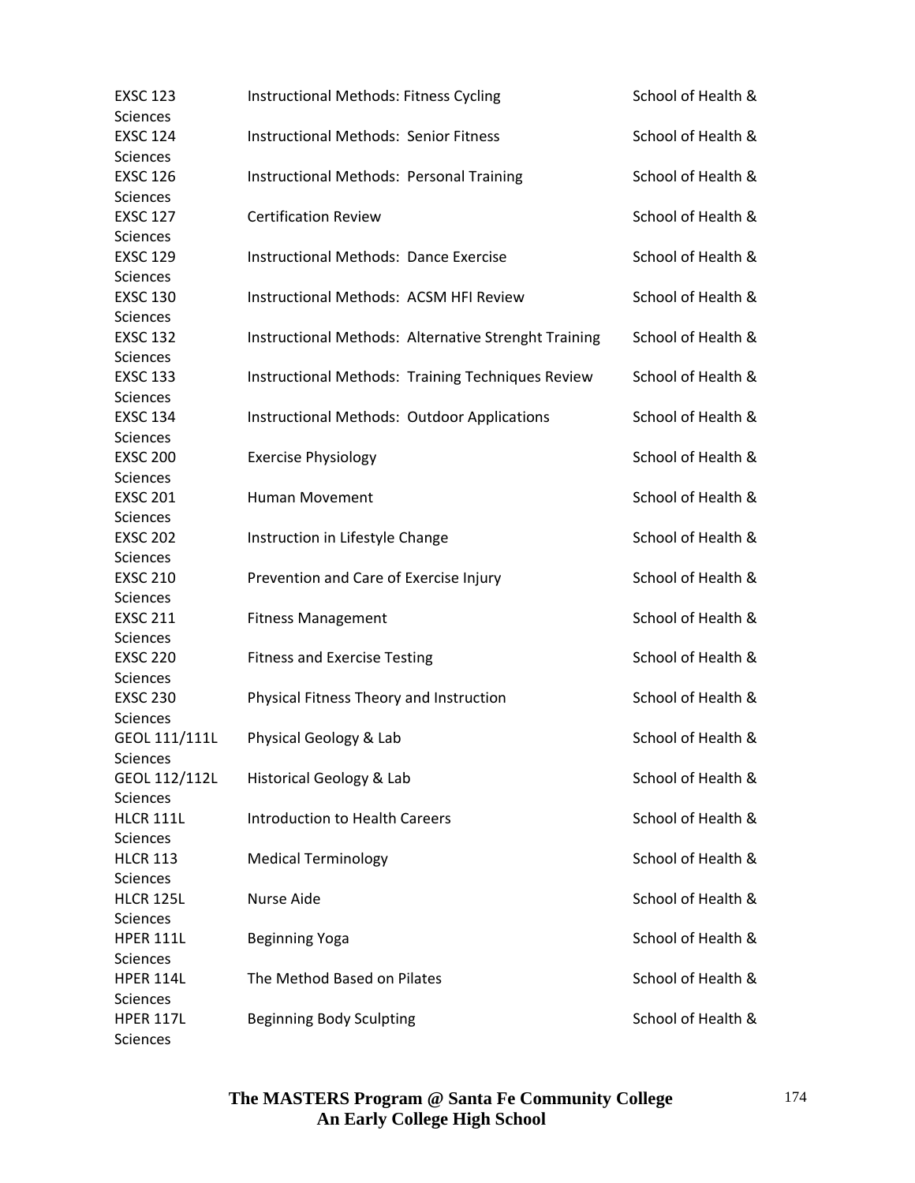| | | |
|---|---|---|
| EXSC 123 | Instructional Methods: Fitness Cycling | School of Health & Sciences |
| EXSC 124 | Instructional Methods: Senior Fitness | School of Health & Sciences |
| EXSC 126 | Instructional Methods: Personal Training | School of Health & Sciences |
| EXSC 127 | Certification Review | School of Health & Sciences |
| EXSC 129 | Instructional Methods: Dance Exercise | School of Health & Sciences |
| EXSC 130 | Instructional Methods: ACSM HFI Review | School of Health & Sciences |
| EXSC 132 | Instructional Methods: Alternative Strenght Training | School of Health & Sciences |
| EXSC 133 | Instructional Methods: Training Techniques Review | School of Health & Sciences |
| EXSC 134 | Instructional Methods: Outdoor Applications | School of Health & Sciences |
| EXSC 200 | Exercise Physiology | School of Health & Sciences |
| EXSC 201 | Human Movement | School of Health & Sciences |
| EXSC 202 | Instruction in Lifestyle Change | School of Health & Sciences |
| EXSC 210 | Prevention and Care of Exercise Injury | School of Health & Sciences |
| EXSC 211 | Fitness Management | School of Health & Sciences |
| EXSC 220 | Fitness and Exercise Testing | School of Health & Sciences |
| EXSC 230 | Physical Fitness Theory and Instruction | School of Health & Sciences |
| GEOL 111/111L | Physical Geology & Lab | School of Health & Sciences |
| GEOL 112/112L | Historical Geology & Lab | School of Health & Sciences |
| HLCR 111L | Introduction to Health Careers | School of Health & Sciences |
| HLCR 113 | Medical Terminology | School of Health & Sciences |
| HLCR 125L | Nurse Aide | School of Health & Sciences |
| HPER 111L | Beginning Yoga | School of Health & Sciences |
| HPER 114L | The Method Based on Pilates | School of Health & Sciences |
| HPER 117L | Beginning Body Sculpting | School of Health & Sciences |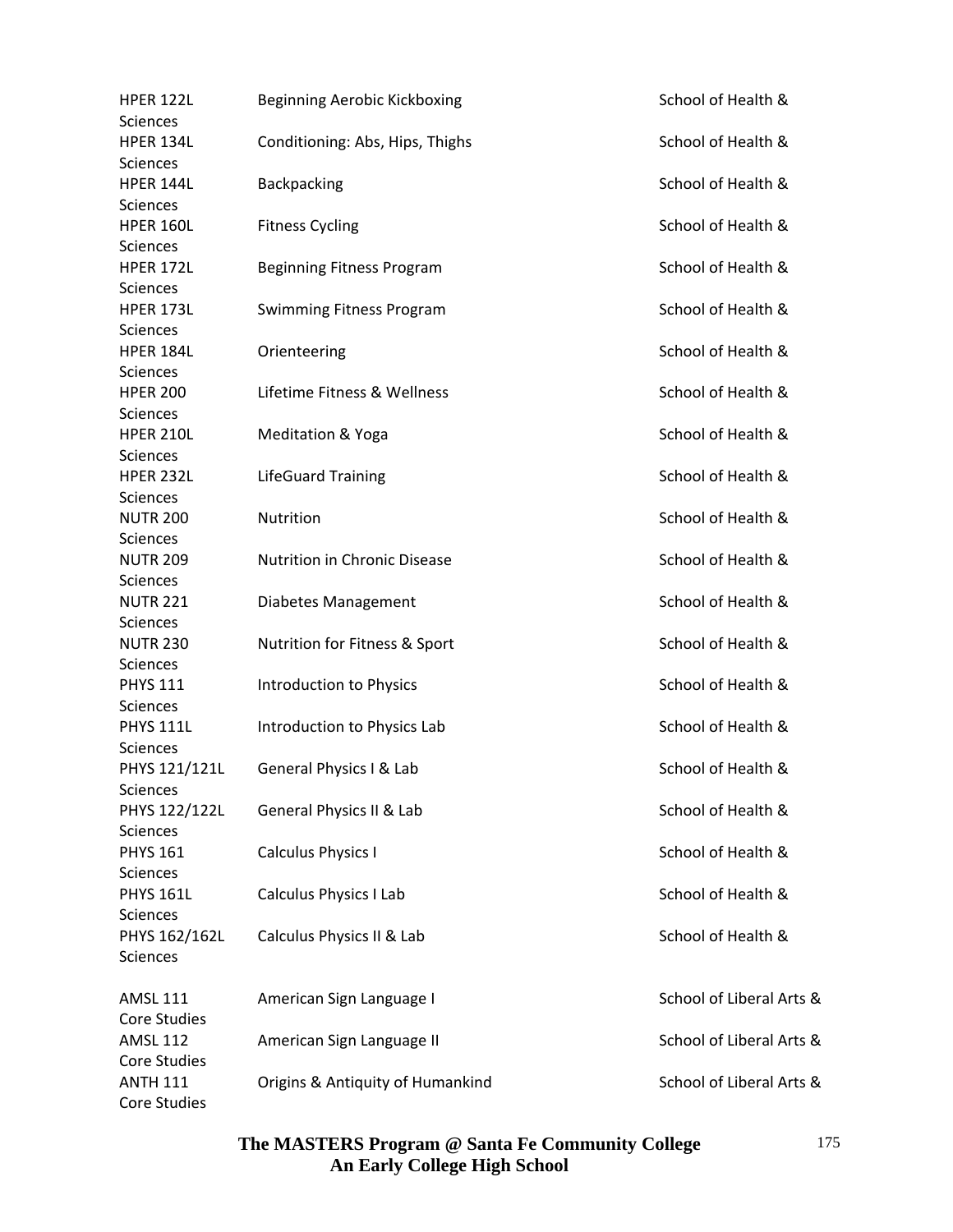| | | |
|---|---|---|
| HPER 122L | Beginning Aerobic Kickboxing | School of Health & Sciences |
| HPER 134L | Conditioning: Abs, Hips, Thighs | School of Health & Sciences |
| HPER 144L | Backpacking | School of Health & Sciences |
| HPER 160L | Fitness Cycling | School of Health & Sciences |
| HPER 172L | Beginning Fitness Program | School of Health & Sciences |
| HPER 173L | Swimming Fitness Program | School of Health & Sciences |
| HPER 184L | Orienteering | School of Health & Sciences |
| HPER 200 | Lifetime Fitness & Wellness | School of Health & Sciences |
| HPER 210L | Meditation & Yoga | School of Health & Sciences |
| HPER 232L | LifeGuard Training | School of Health & Sciences |
| NUTR 200 | Nutrition | School of Health & Sciences |
| NUTR 209 | Nutrition in Chronic Disease | School of Health & Sciences |
| NUTR 221 | Diabetes Management | School of Health & Sciences |
| NUTR 230 | Nutrition for Fitness & Sport | School of Health & Sciences |
| PHYS 111 | Introduction to Physics | School of Health & Sciences |
| PHYS 111L | Introduction to Physics Lab | School of Health & Sciences |
| PHYS 121/121L | General Physics I & Lab | School of Health & Sciences |
| PHYS 122/122L | General Physics II & Lab | School of Health & Sciences |
| PHYS 161 | Calculus Physics I | School of Health & Sciences |
| PHYS 161L | Calculus Physics I Lab | School of Health & Sciences |
| PHYS 162/162L | Calculus Physics II & Lab | School of Health & Sciences |
| AMSL 111 | American Sign Language I | School of Liberal Arts & Core Studies |
| AMSL 112 | American Sign Language II | School of Liberal Arts & Core Studies |
| ANTH 111 | Origins & Antiquity of Humankind | School of Liberal Arts & Core Studies |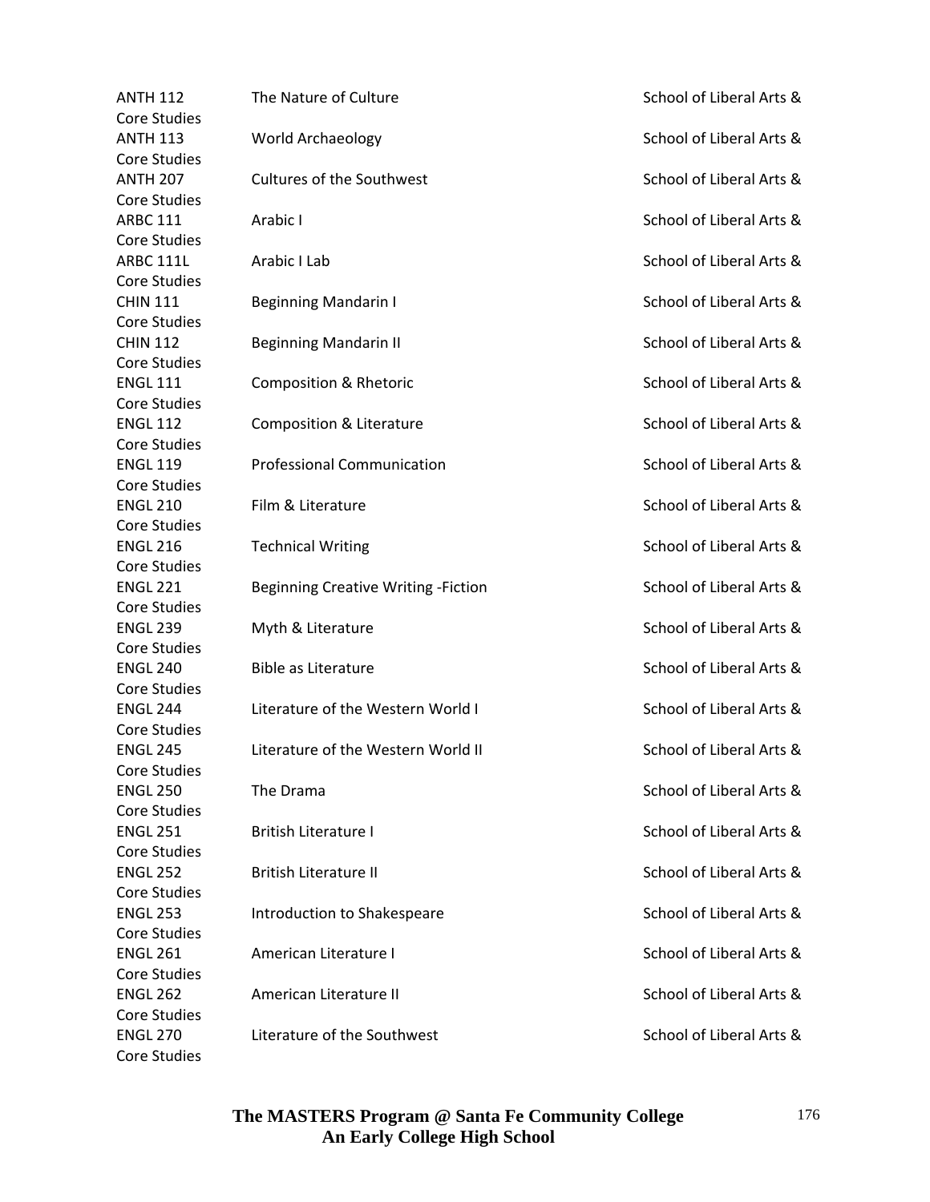| | | |
|---|---|---|
| ANTH 112 | The Nature of Culture | School of Liberal Arts & Core Studies |
| ANTH 113 | World Archaeology | School of Liberal Arts & Core Studies |
| ANTH 207 | Cultures of the Southwest | School of Liberal Arts & Core Studies |
| ARBC 111 | Arabic I | School of Liberal Arts & Core Studies |
| ARBC 111L | Arabic I Lab | School of Liberal Arts & Core Studies |
| CHIN 111 | Beginning Mandarin I | School of Liberal Arts & Core Studies |
| CHIN 112 | Beginning Mandarin II | School of Liberal Arts & Core Studies |
| ENGL 111 | Composition & Rhetoric | School of Liberal Arts & Core Studies |
| ENGL 112 | Composition & Literature | School of Liberal Arts & Core Studies |
| ENGL 119 | Professional Communication | School of Liberal Arts & Core Studies |
| ENGL 210 | Film & Literature | School of Liberal Arts & Core Studies |
| ENGL 216 | Technical Writing | School of Liberal Arts & Core Studies |
| ENGL 221 | Beginning Creative Writing -Fiction | School of Liberal Arts & Core Studies |
| ENGL 239 | Myth & Literature | School of Liberal Arts & Core Studies |
| ENGL 240 | Bible as Literature | School of Liberal Arts & Core Studies |
| ENGL 244 | Literature of the Western World I | School of Liberal Arts & Core Studies |
| ENGL 245 | Literature of the Western World II | School of Liberal Arts & Core Studies |
| ENGL 250 | The Drama | School of Liberal Arts & Core Studies |
| ENGL 251 | British Literature I | School of Liberal Arts & Core Studies |
| ENGL 252 | British Literature II | School of Liberal Arts & Core Studies |
| ENGL 253 | Introduction to Shakespeare | School of Liberal Arts & Core Studies |
| ENGL 261 | American Literature I | School of Liberal Arts & Core Studies |
| ENGL 262 | American Literature II | School of Liberal Arts & Core Studies |
| ENGL 270 | Literature of the Southwest | School of Liberal Arts & Core Studies |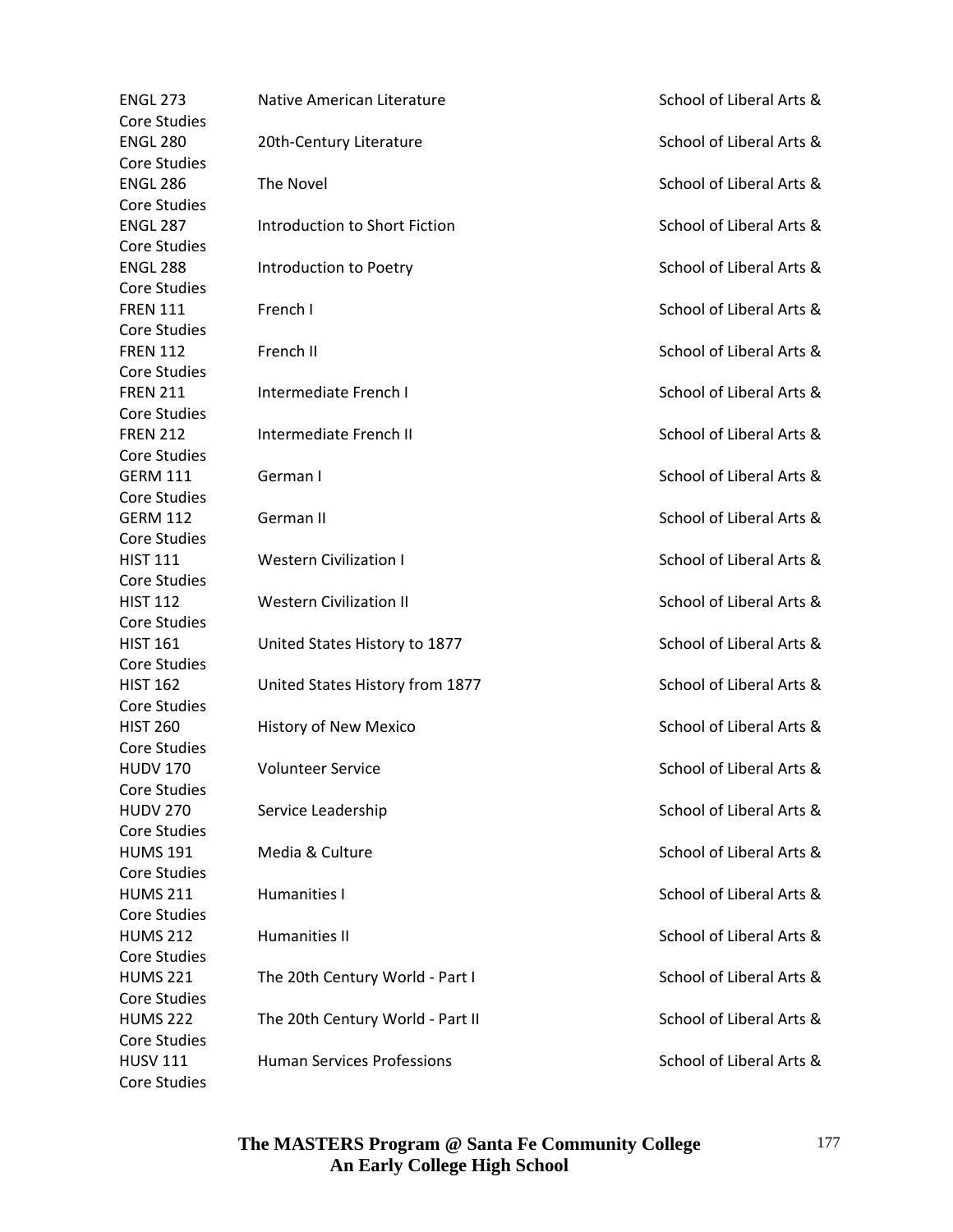| | | |
|---|---|---|
| ENGL 273 | Native American Literature | School of Liberal Arts & Core Studies |
| ENGL 280 | 20th-Century Literature | School of Liberal Arts & Core Studies |
| ENGL 286 | The Novel | School of Liberal Arts & Core Studies |
| ENGL 287 | Introduction to Short Fiction | School of Liberal Arts & Core Studies |
| ENGL 288 | Introduction to Poetry | School of Liberal Arts & Core Studies |
| FREN 111 | French I | School of Liberal Arts & Core Studies |
| FREN 112 | French II | School of Liberal Arts & Core Studies |
| FREN 211 | Intermediate French I | School of Liberal Arts & Core Studies |
| FREN 212 | Intermediate French II | School of Liberal Arts & Core Studies |
| GERM 111 | German I | School of Liberal Arts & Core Studies |
| GERM 112 | German II | School of Liberal Arts & Core Studies |
| HIST 111 | Western Civilization I | School of Liberal Arts & Core Studies |
| HIST 112 | Western Civilization II | School of Liberal Arts & Core Studies |
| HIST 161 | United States History to 1877 | School of Liberal Arts & Core Studies |
| HIST 162 | United States History from 1877 | School of Liberal Arts & Core Studies |
| HIST 260 | History of New Mexico | School of Liberal Arts & Core Studies |
| HUDV 170 | Volunteer Service | School of Liberal Arts & Core Studies |
| HUDV 270 | Service Leadership | School of Liberal Arts & Core Studies |
| HUMS 191 | Media & Culture | School of Liberal Arts & Core Studies |
| HUMS 211 | Humanities I | School of Liberal Arts & Core Studies |
| HUMS 212 | Humanities II | School of Liberal Arts & Core Studies |
| HUMS 221 | The 20th Century World - Part I | School of Liberal Arts & Core Studies |
| HUMS 222 | The 20th Century World - Part II | School of Liberal Arts & Core Studies |
| HUSV 111 | Human Services Professions | School of Liberal Arts & Core Studies |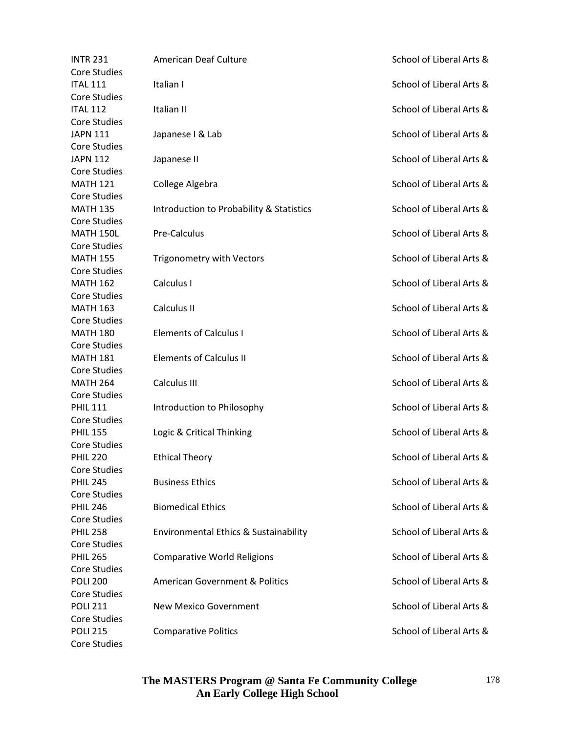| | | |
|---|---|---|
| INTR 231 | American Deaf Culture | School of Liberal Arts & Core Studies |
| ITAL 111 | Italian I | School of Liberal Arts & Core Studies |
| ITAL 112 | Italian II | School of Liberal Arts & Core Studies |
| JAPN 111 | Japanese I & Lab | School of Liberal Arts & Core Studies |
| JAPN 112 | Japanese II | School of Liberal Arts & Core Studies |
| MATH 121 | College Algebra | School of Liberal Arts & Core Studies |
| MATH 135 | Introduction to Probability & Statistics | School of Liberal Arts & Core Studies |
| MATH 150L | Pre-Calculus | School of Liberal Arts & Core Studies |
| MATH 155 | Trigonometry with Vectors | School of Liberal Arts & Core Studies |
| MATH 162 | Calculus I | School of Liberal Arts & Core Studies |
| MATH 163 | Calculus II | School of Liberal Arts & Core Studies |
| MATH 180 | Elements of Calculus I | School of Liberal Arts & Core Studies |
| MATH 181 | Elements of Calculus II | School of Liberal Arts & Core Studies |
| MATH 264 | Calculus III | School of Liberal Arts & Core Studies |
| PHIL 111 | Introduction to Philosophy | School of Liberal Arts & Core Studies |
| PHIL 155 | Logic & Critical Thinking | School of Liberal Arts & Core Studies |
| PHIL 220 | Ethical Theory | School of Liberal Arts & Core Studies |
| PHIL 245 | Business Ethics | School of Liberal Arts & Core Studies |
| PHIL 246 | Biomedical Ethics | School of Liberal Arts & Core Studies |
| PHIL 258 | Environmental Ethics & Sustainability | School of Liberal Arts & Core Studies |
| PHIL 265 | Comparative World Religions | School of Liberal Arts & Core Studies |
| POLI 200 | American Government & Politics | School of Liberal Arts & Core Studies |
| POLI 211 | New Mexico Government | School of Liberal Arts & Core Studies |
| POLI 215 | Comparative Politics | School of Liberal Arts & Core Studies |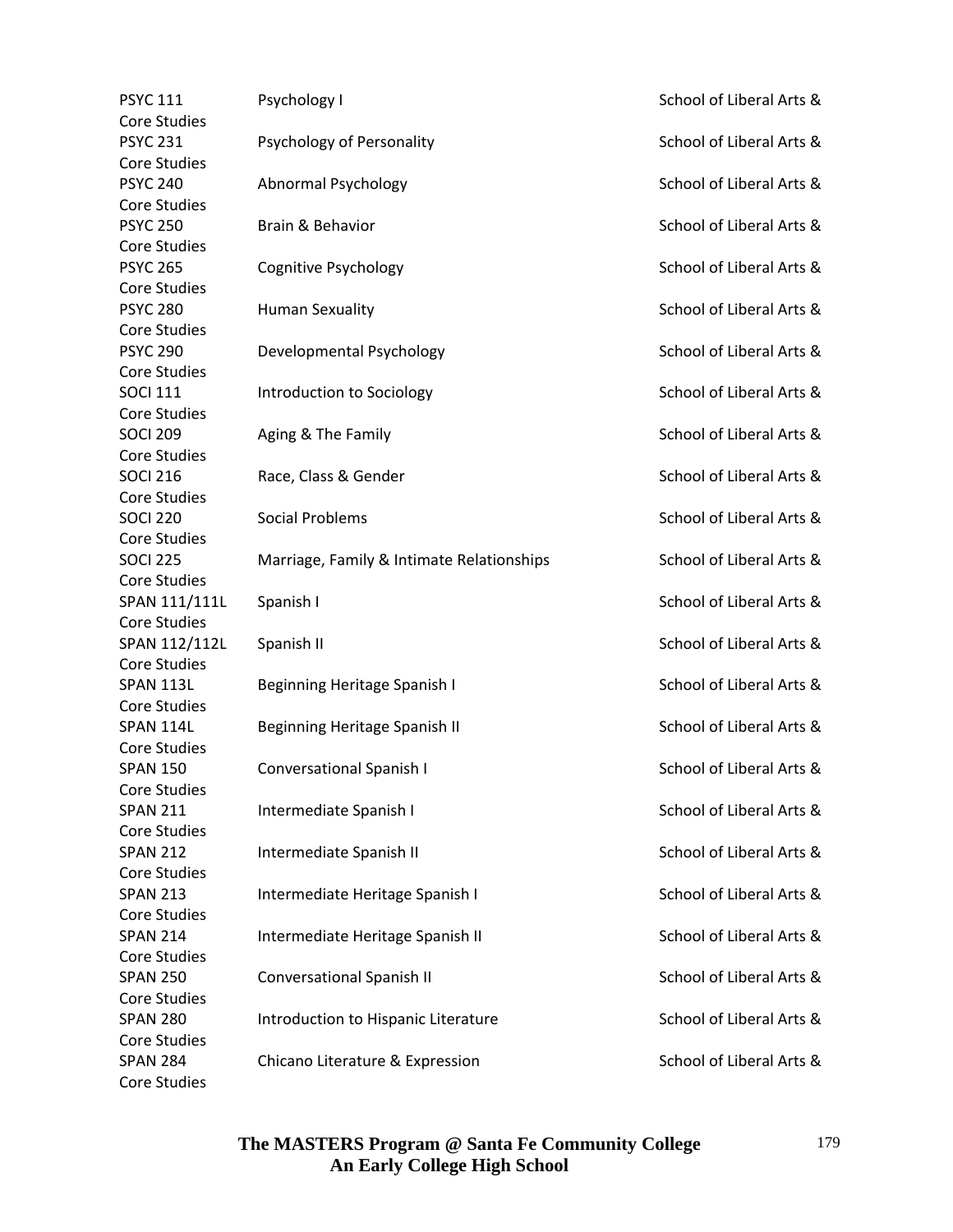| | | |
|---|---|---|
| PSYC 111 | Psychology I | School of Liberal Arts & Core Studies |
| PSYC 231 | Psychology of Personality | School of Liberal Arts & Core Studies |
| PSYC 240 | Abnormal Psychology | School of Liberal Arts & Core Studies |
| PSYC 250 | Brain & Behavior | School of Liberal Arts & Core Studies |
| PSYC 265 | Cognitive Psychology | School of Liberal Arts & Core Studies |
| PSYC 280 | Human Sexuality | School of Liberal Arts & Core Studies |
| PSYC 290 | Developmental Psychology | School of Liberal Arts & Core Studies |
| SOCI 111 | Introduction to Sociology | School of Liberal Arts & Core Studies |
| SOCI 209 | Aging & The Family | School of Liberal Arts & Core Studies |
| SOCI 216 | Race, Class & Gender | School of Liberal Arts & Core Studies |
| SOCI 220 | Social Problems | School of Liberal Arts & Core Studies |
| SOCI 225 | Marriage, Family & Intimate Relationships | School of Liberal Arts & Core Studies |
| SPAN 111/111L | Spanish I | School of Liberal Arts & Core Studies |
| SPAN 112/112L | Spanish II | School of Liberal Arts & Core Studies |
| SPAN 113L | Beginning Heritage Spanish I | School of Liberal Arts & Core Studies |
| SPAN 114L | Beginning Heritage Spanish II | School of Liberal Arts & Core Studies |
| SPAN 150 | Conversational Spanish I | School of Liberal Arts & Core Studies |
| SPAN 211 | Intermediate Spanish I | School of Liberal Arts & Core Studies |
| SPAN 212 | Intermediate Spanish II | School of Liberal Arts & Core Studies |
| SPAN 213 | Intermediate Heritage Spanish I | School of Liberal Arts & Core Studies |
| SPAN 214 | Intermediate Heritage Spanish II | School of Liberal Arts & Core Studies |
| SPAN 250 | Conversational Spanish II | School of Liberal Arts & Core Studies |
| SPAN 280 | Introduction to Hispanic Literature | School of Liberal Arts & Core Studies |
| SPAN 284 | Chicano Literature & Expression | School of Liberal Arts & Core Studies |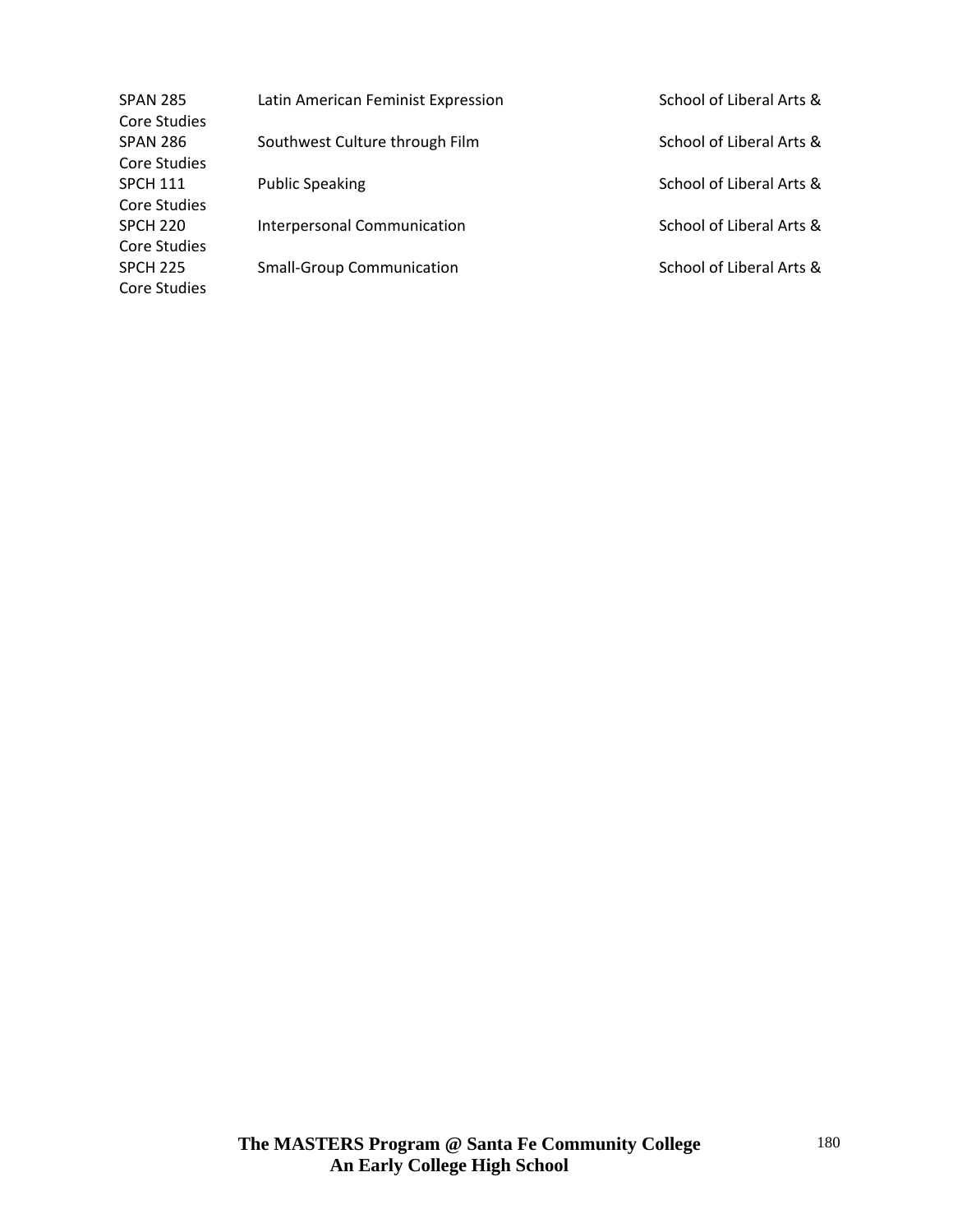| | | |
|---|---|---|
| SPAN 285 | Latin American Feminist Expression | School of Liberal Arts & Core Studies |
| SPAN 286 | Southwest Culture through Film | School of Liberal Arts & Core Studies |
| SPCH 111 | Public Speaking | School of Liberal Arts & Core Studies |
| SPCH 220 | Interpersonal Communication | School of Liberal Arts & Core Studies |
| SPCH 225 | Small-Group Communication | School of Liberal Arts & Core Studies |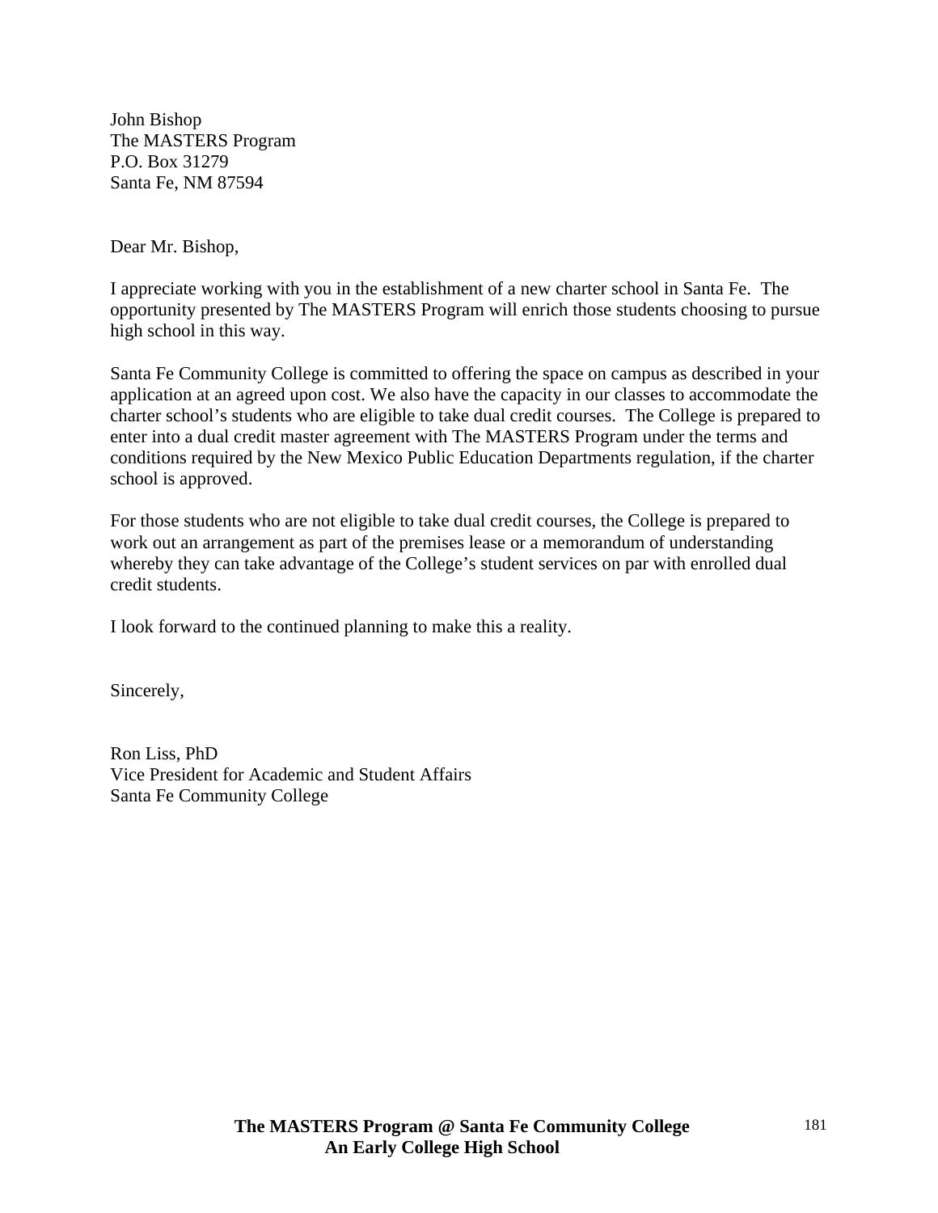John Bishop  
The MASTERS Program  
P.O. Box 31279  
Santa Fe, NM 87594

Dear Mr. Bishop,

I appreciate working with you in the establishment of a new charter school in Santa Fe. The opportunity presented by The MASTERS Program will enrich those students choosing to pursue high school in this way.

Santa Fe Community College is committed to offering the space on campus as described in your application at an agreed upon cost. We also have the capacity in our classes to accommodate the charter school's students who are eligible to take dual credit courses. The College is prepared to enter into a dual credit master agreement with The MASTERS Program under the terms and conditions required by the New Mexico Public Education Departments regulation, if the charter school is approved.

For those students who are not eligible to take dual credit courses, the College is prepared to work out an arrangement as part of the premises lease or a memorandum of understanding whereby they can take advantage of the College's student services on par with enrolled dual credit students.

I look forward to the continued planning to make this a reality.

Sincerely,

Ron Liss, PhD  
Vice President for Academic and Student Affairs  
Santa Fe Community College